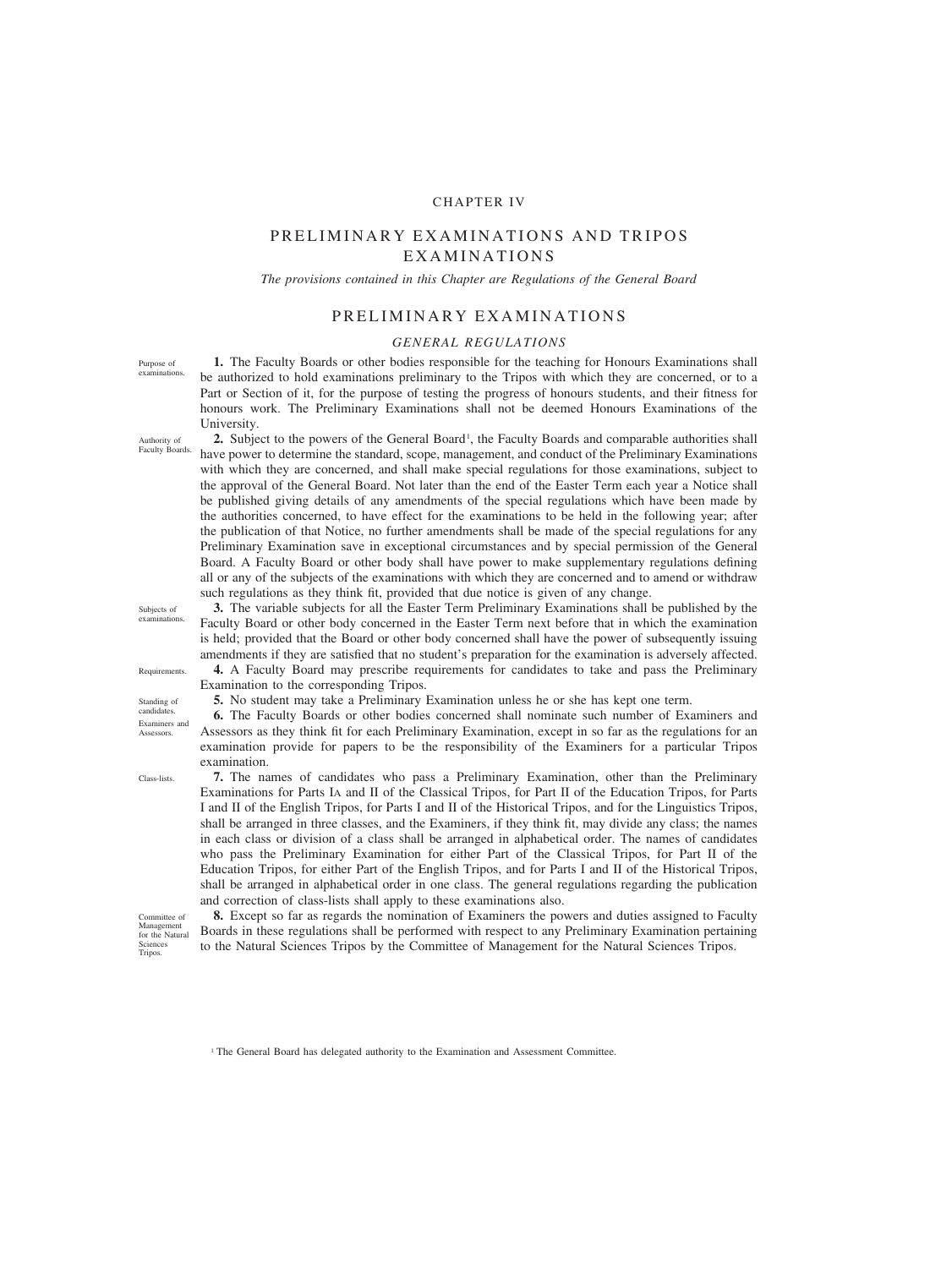# CHAPTER IV

# PRELIMINARY EXAMINATIONS AND TRIPOS EXAMINATIONS

*The provisions contained in this Chapter are Regulations of the General Board*

## PRELIMINARY EXAMINATIONS

### GENERAL REGULATIONS

Purpose of examinations.

**1.** The Faculty Boards or other bodies responsible for the teaching for Honours Examinations shall be authorized to hold examinations preliminary to the Tripos with which they are concerned, or to a Part or Section of it, for the purpose of testing the progress of honours students, and their fitness for honours work. The Preliminary Examinations shall not be deemed Honours Examinations of the University.

Authority of Faculty Boards.

**2.** Subject to the powers of the General Board[1], the Faculty Boards and comparable authorities shall have power to determine the standard, scope, management, and conduct of the Preliminary Examinations with which they are concerned, and shall make special regulations for those examinations, subject to the approval of the General Board. Not later than the end of the Easter Term each year a Notice shall be published giving details of any amendments of the special regulations which have been made by the authorities concerned, to have effect for the examinations to be held in the following year; after the publication of that Notice, no further amendments shall be made of the special regulations for any Preliminary Examination save in exceptional circumstances and by special permission of the General Board. A Faculty Board or other body shall have power to make supplementary regulations defining all or any of the subjects of the examinations with which they are concerned and to amend or withdraw such regulations as they think fit, provided that due notice is given of any change.

Subjects of examinations.

**3.** The variable subjects for all the Easter Term Preliminary Examinations shall be published by the Faculty Board or other body concerned in the Easter Term next before that in which the examination is held; provided that the Board or other body concerned shall have the power of subsequently issuing amendments if they are satisfied that no student's preparation for the examination is adversely affected.

Requirements.

**4.** A Faculty Board may prescribe requirements for candidates to take and pass the Preliminary Examination to the corresponding Tripos.

Standing of candidates.

**5.** No student may take a Preliminary Examination unless he or she has kept one term.

Examiners and Assessors.

**6.** The Faculty Boards or other bodies concerned shall nominate such number of Examiners and Assessors as they think fit for each Preliminary Examination, except in so far as the regulations for an examination provide for papers to be the responsibility of the Examiners for a particular Tripos examination.

Class-lists.

**7.** The names of candidates who pass a Preliminary Examination, other than the Preliminary Examinations for Parts IA and II of the Classical Tripos, for Part II of the Education Tripos, for Parts I and II of the English Tripos, for Parts I and II of the Historical Tripos, and for the Linguistics Tripos, shall be arranged in three classes, and the Examiners, if they think fit, may divide any class; the names in each class or division of a class shall be arranged in alphabetical order. The names of candidates who pass the Preliminary Examination for either Part of the Classical Tripos, for Part II of the Education Tripos, for either Part of the English Tripos, and for Parts I and II of the Historical Tripos, shall be arranged in alphabetical order in one class. The general regulations regarding the publication and correction of class-lists shall apply to these examinations also.

Committee of Management for the Natural Sciences Tripos.

**8.** Except so far as regards the nomination of Examiners the powers and duties assigned to Faculty Boards in these regulations shall be performed with respect to any Preliminary Examination pertaining to the Natural Sciences Tripos by the Committee of Management for the Natural Sciences Tripos.

[1] The General Board has delegated authority to the Examination and Assessment Committee.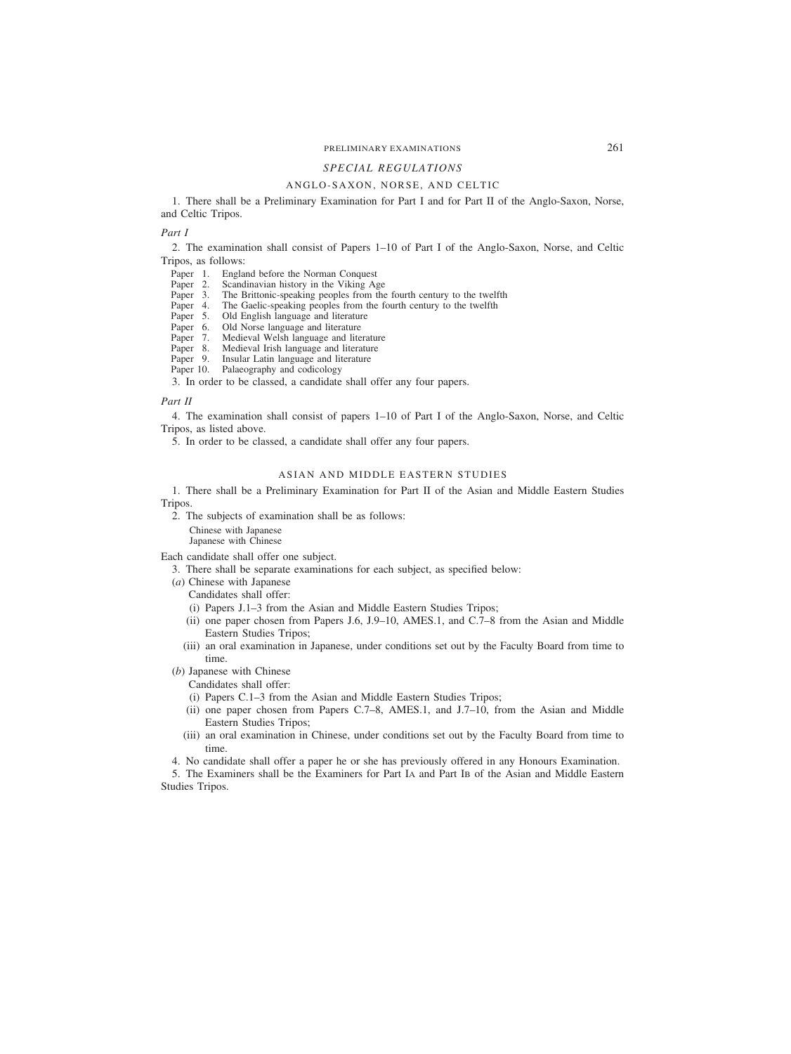## SPECIAL REGULATIONS

### ANGLO-SAXON, NORSE, AND CELTIC

1. There shall be a Preliminary Examination for Part I and for Part II of the Anglo-Saxon, Norse, and Celtic Tripos.

*Part I*

2. The examination shall consist of Papers 1–10 of Part I of the Anglo-Saxon, Norse, and Celtic Tripos, as follows:

- Paper 1. England before the Norman Conquest
- Paper 2. Scandinavian history in the Viking Age
- Paper 3. The Brittonic-speaking peoples from the fourth century to the twelfth
- Paper 4. The Gaelic-speaking peoples from the fourth century to the twelfth
- Paper 5. Old English language and literature
- Paper 6. Old Norse language and literature
- Paper 7. Medieval Welsh language and literature
- Paper 8. Medieval Irish language and literature
- Paper 9. Insular Latin language and literature
- Paper 10. Palaeography and codicology

3. In order to be classed, a candidate shall offer any four papers.

*Part II*

4. The examination shall consist of papers 1–10 of Part I of the Anglo-Saxon, Norse, and Celtic Tripos, as listed above.

5. In order to be classed, a candidate shall offer any four papers.

### ASIAN AND MIDDLE EASTERN STUDIES

1. There shall be a Preliminary Examination for Part II of the Asian and Middle Eastern Studies Tripos.

2. The subjects of examination shall be as follows:

Chinese with Japanese
Japanese with Chinese

Each candidate shall offer one subject.

3. There shall be separate examinations for each subject, as specified below:

(*a*) Chinese with Japanese

Candidates shall offer:

(i) Papers J.1–3 from the Asian and Middle Eastern Studies Tripos;

(ii) one paper chosen from Papers J.6, J.9–10, AMES.1, and C.7–8 from the Asian and Middle Eastern Studies Tripos;

(iii) an oral examination in Japanese, under conditions set out by the Faculty Board from time to time.

(*b*) Japanese with Chinese

Candidates shall offer:

(i) Papers C.1–3 from the Asian and Middle Eastern Studies Tripos;

(ii) one paper chosen from Papers C.7–8, AMES.1, and J.7–10, from the Asian and Middle Eastern Studies Tripos;

(iii) an oral examination in Chinese, under conditions set out by the Faculty Board from time to time.

4. No candidate shall offer a paper he or she has previously offered in any Honours Examination.

5. The Examiners shall be the Examiners for Part IA and Part IB of the Asian and Middle Eastern Studies Tripos.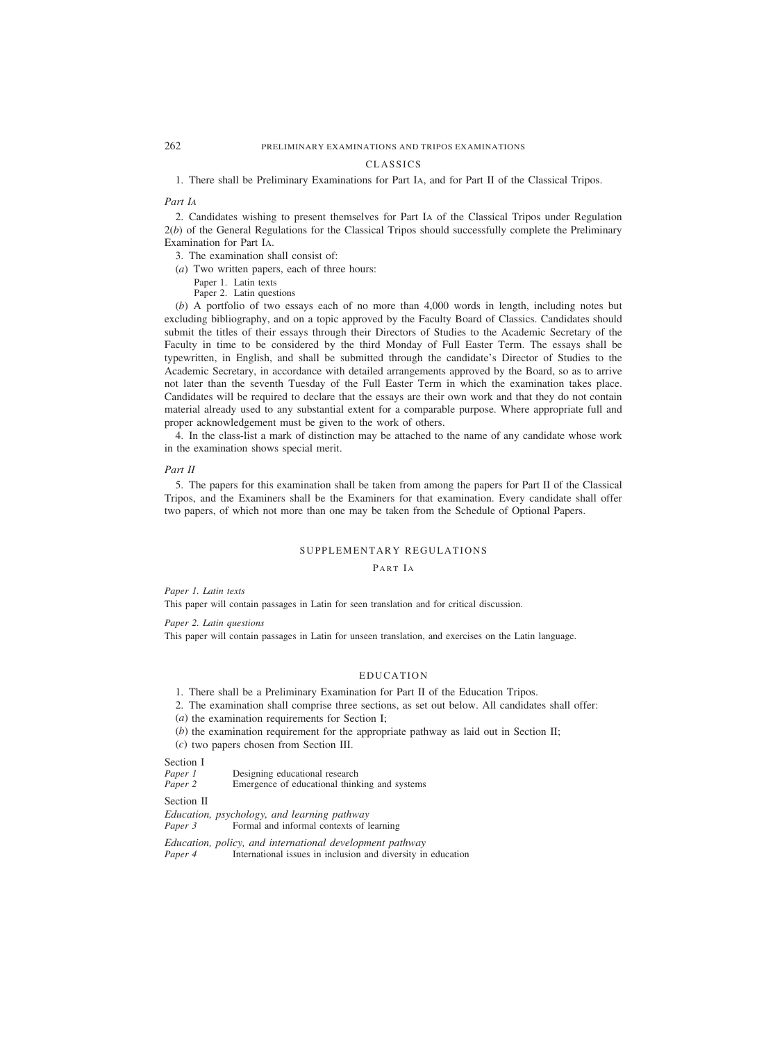## CLASSICS

1. There shall be Preliminary Examinations for Part IA, and for Part II of the Classical Tripos.

*Part IA*

2. Candidates wishing to present themselves for Part IA of the Classical Tripos under Regulation 2(*b*) of the General Regulations for the Classical Tripos should successfully complete the Preliminary Examination for Part IA.

3. The examination shall consist of:

(*a*) Two written papers, each of three hours:

Paper 1. Latin texts
Paper 2. Latin questions

(*b*) A portfolio of two essays each of no more than 4,000 words in length, including notes but excluding bibliography, and on a topic approved by the Faculty Board of Classics. Candidates should submit the titles of their essays through their Directors of Studies to the Academic Secretary of the Faculty in time to be considered by the third Monday of Full Easter Term. The essays shall be typewritten, in English, and shall be submitted through the candidate's Director of Studies to the Academic Secretary, in accordance with detailed arrangements approved by the Board, so as to arrive not later than the seventh Tuesday of the Full Easter Term in which the examination takes place. Candidates will be required to declare that the essays are their own work and that they do not contain material already used to any substantial extent for a comparable purpose. Where appropriate full and proper acknowledgement must be given to the work of others.

4. In the class-list a mark of distinction may be attached to the name of any candidate whose work in the examination shows special merit.

*Part II*

5. The papers for this examination shall be taken from among the papers for Part II of the Classical Tripos, and the Examiners shall be the Examiners for that examination. Every candidate shall offer two papers, of which not more than one may be taken from the Schedule of Optional Papers.

### SUPPLEMENTARY REGULATIONS

#### PART IA

*Paper 1. Latin texts*

This paper will contain passages in Latin for seen translation and for critical discussion.

*Paper 2. Latin questions*

This paper will contain passages in Latin for unseen translation, and exercises on the Latin language.

## EDUCATION

1. There shall be a Preliminary Examination for Part II of the Education Tripos.

2. The examination shall comprise three sections, as set out below. All candidates shall offer:

(*a*) the examination requirements for Section I;

(*b*) the examination requirement for the appropriate pathway as laid out in Section II;

(*c*) two papers chosen from Section III.

Section I

*Paper 1* Designing educational research
*Paper 2* Emergence of educational thinking and systems

Section II

*Education, psychology, and learning pathway*
*Paper 3* Formal and informal contexts of learning

*Education, policy, and international development pathway*
*Paper 4* International issues in inclusion and diversity in education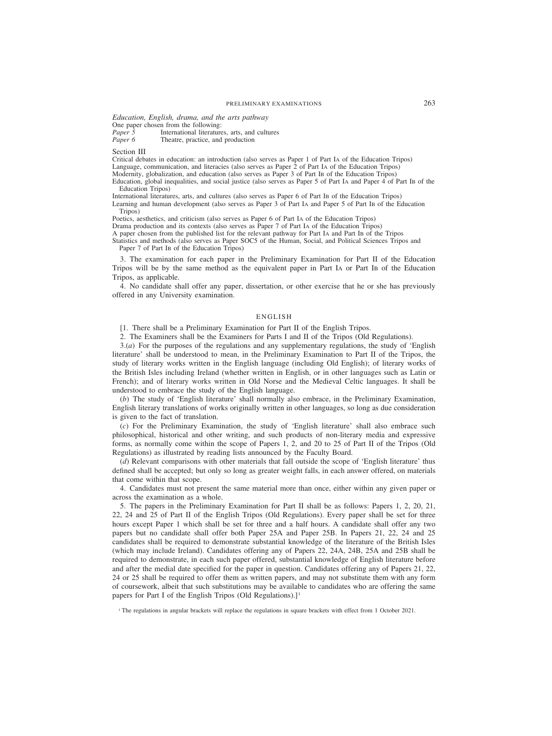*Education, English, drama, and the arts pathway*

One paper chosen from the following:

*Paper 5* International literatures, arts, and cultures

*Paper 6* Theatre, practice, and production

Section III

Critical debates in education: an introduction (also serves as Paper 1 of Part IA of the Education Tripos)

Language, communication, and literacies (also serves as Paper 2 of Part IA of the Education Tripos)

Modernity, globalization, and education (also serves as Paper 3 of Part IB of the Education Tripos)

Education, global inequalities, and social justice (also serves as Paper 5 of Part IA and Paper 4 of Part IB of the Education Tripos)

International literatures, arts, and cultures (also serves as Paper 6 of Part IB of the Education Tripos)

Learning and human development (also serves as Paper 3 of Part IA and Paper 5 of Part IB of the Education Tripos)

Poetics, aesthetics, and criticism (also serves as Paper 6 of Part IA of the Education Tripos)

Drama production and its contexts (also serves as Paper 7 of Part IA of the Education Tripos)

A paper chosen from the published list for the relevant pathway for Part IA and Part IB of the Tripos

Statistics and methods (also serves as Paper SOC5 of the Human, Social, and Political Sciences Tripos and Paper 7 of Part IB of the Education Tripos)

3. The examination for each paper in the Preliminary Examination for Part II of the Education Tripos will be by the same method as the equivalent paper in Part IA or Part IB of the Education Tripos, as applicable.

4. No candidate shall offer any paper, dissertation, or other exercise that he or she has previously offered in any University examination.

## ENGLISH

[1. There shall be a Preliminary Examination for Part II of the English Tripos.

2. The Examiners shall be the Examiners for Parts I and II of the Tripos (Old Regulations).

3.(*a*) For the purposes of the regulations and any supplementary regulations, the study of 'English literature' shall be understood to mean, in the Preliminary Examination to Part II of the Tripos, the study of literary works written in the English language (including Old English); of literary works of the British Isles including Ireland (whether written in English, or in other languages such as Latin or French); and of literary works written in Old Norse and the Medieval Celtic languages. It shall be understood to embrace the study of the English language.

(*b*) The study of 'English literature' shall normally also embrace, in the Preliminary Examination, English literary translations of works originally written in other languages, so long as due consideration is given to the fact of translation.

(*c*) For the Preliminary Examination, the study of 'English literature' shall also embrace such philosophical, historical and other writing, and such products of non-literary media and expressive forms, as normally come within the scope of Papers 1, 2, and 20 to 25 of Part II of the Tripos (Old Regulations) as illustrated by reading lists announced by the Faculty Board.

(*d*) Relevant comparisons with other materials that fall outside the scope of 'English literature' thus defined shall be accepted; but only so long as greater weight falls, in each answer offered, on materials that come within that scope.

4. Candidates must not present the same material more than once, either within any given paper or across the examination as a whole.

5. The papers in the Preliminary Examination for Part II shall be as follows: Papers 1, 2, 20, 21, 22, 24 and 25 of Part II of the English Tripos (Old Regulations). Every paper shall be set for three hours except Paper 1 which shall be set for three and a half hours. A candidate shall offer any two papers but no candidate shall offer both Paper 25A and Paper 25B. In Papers 21, 22, 24 and 25 candidates shall be required to demonstrate substantial knowledge of the literature of the British Isles (which may include Ireland). Candidates offering any of Papers 22, 24A, 24B, 25A and 25B shall be required to demonstrate, in each such paper offered, substantial knowledge of English literature before and after the medial date specified for the paper in question. Candidates offering any of Papers 21, 22, 24 or 25 shall be required to offer them as written papers, and may not substitute them with any form of coursework, albeit that such substitutions may be available to candidates who are offering the same papers for Part I of the English Tripos (Old Regulations).][1]

[1] The regulations in angular brackets will replace the regulations in square brackets with effect from 1 October 2021.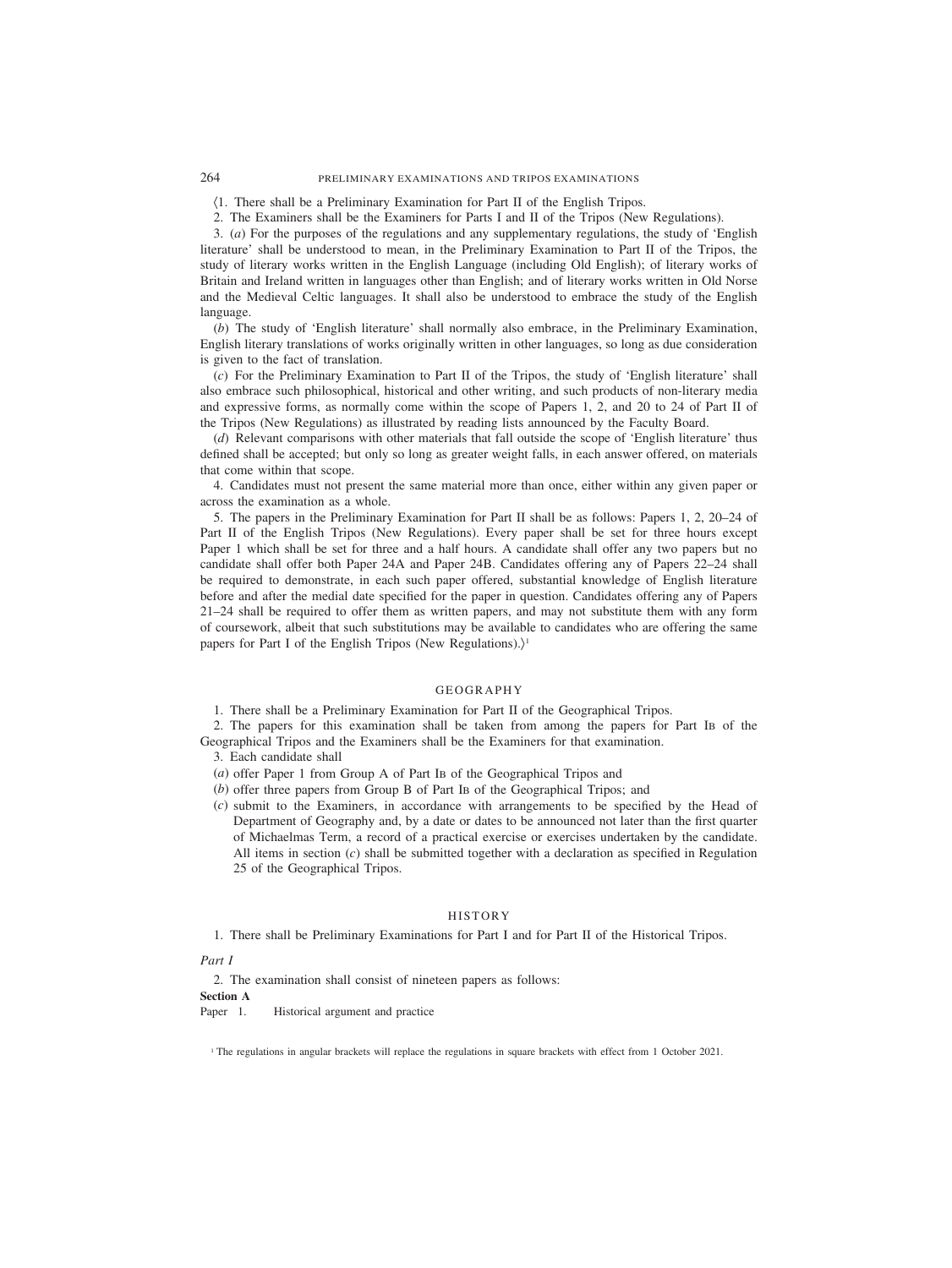⟨1. There shall be a Preliminary Examination for Part II of the English Tripos.

2. The Examiners shall be the Examiners for Parts I and II of the Tripos (New Regulations).

3. (*a*) For the purposes of the regulations and any supplementary regulations, the study of 'English literature' shall be understood to mean, in the Preliminary Examination to Part II of the Tripos, the study of literary works written in the English Language (including Old English); of literary works of Britain and Ireland written in languages other than English; and of literary works written in Old Norse and the Medieval Celtic languages. It shall also be understood to embrace the study of the English language.

(*b*) The study of 'English literature' shall normally also embrace, in the Preliminary Examination, English literary translations of works originally written in other languages, so long as due consideration is given to the fact of translation.

(*c*) For the Preliminary Examination to Part II of the Tripos, the study of 'English literature' shall also embrace such philosophical, historical and other writing, and such products of non-literary media and expressive forms, as normally come within the scope of Papers 1, 2, and 20 to 24 of Part II of the Tripos (New Regulations) as illustrated by reading lists announced by the Faculty Board.

(*d*) Relevant comparisons with other materials that fall outside the scope of 'English literature' thus defined shall be accepted; but only so long as greater weight falls, in each answer offered, on materials that come within that scope.

4. Candidates must not present the same material more than once, either within any given paper or across the examination as a whole.

5. The papers in the Preliminary Examination for Part II shall be as follows: Papers 1, 2, 20–24 of Part II of the English Tripos (New Regulations). Every paper shall be set for three hours except Paper 1 which shall be set for three and a half hours. A candidate shall offer any two papers but no candidate shall offer both Paper 24A and Paper 24B. Candidates offering any of Papers 22–24 shall be required to demonstrate, in each such paper offered, substantial knowledge of English literature before and after the medial date specified for the paper in question. Candidates offering any of Papers 21–24 shall be required to offer them as written papers, and may not substitute them with any form of coursework, albeit that such substitutions may be available to candidates who are offering the same papers for Part I of the English Tripos (New Regulations).⟩[1]

## GEOGRAPHY

1. There shall be a Preliminary Examination for Part II of the Geographical Tripos.

2. The papers for this examination shall be taken from among the papers for Part IB of the Geographical Tripos and the Examiners shall be the Examiners for that examination.

3. Each candidate shall

(*a*) offer Paper 1 from Group A of Part IB of the Geographical Tripos and

(*b*) offer three papers from Group B of Part IB of the Geographical Tripos; and

(*c*) submit to the Examiners, in accordance with arrangements to be specified by the Head of Department of Geography and, by a date or dates to be announced not later than the first quarter of Michaelmas Term, a record of a practical exercise or exercises undertaken by the candidate. All items in section (*c*) shall be submitted together with a declaration as specified in Regulation 25 of the Geographical Tripos.

## HISTORY

1. There shall be Preliminary Examinations for Part I and for Part II of the Historical Tripos.

*Part I*

2. The examination shall consist of nineteen papers as follows:

**Section A**

Paper 1. Historical argument and practice

[1] The regulations in angular brackets will replace the regulations in square brackets with effect from 1 October 2021.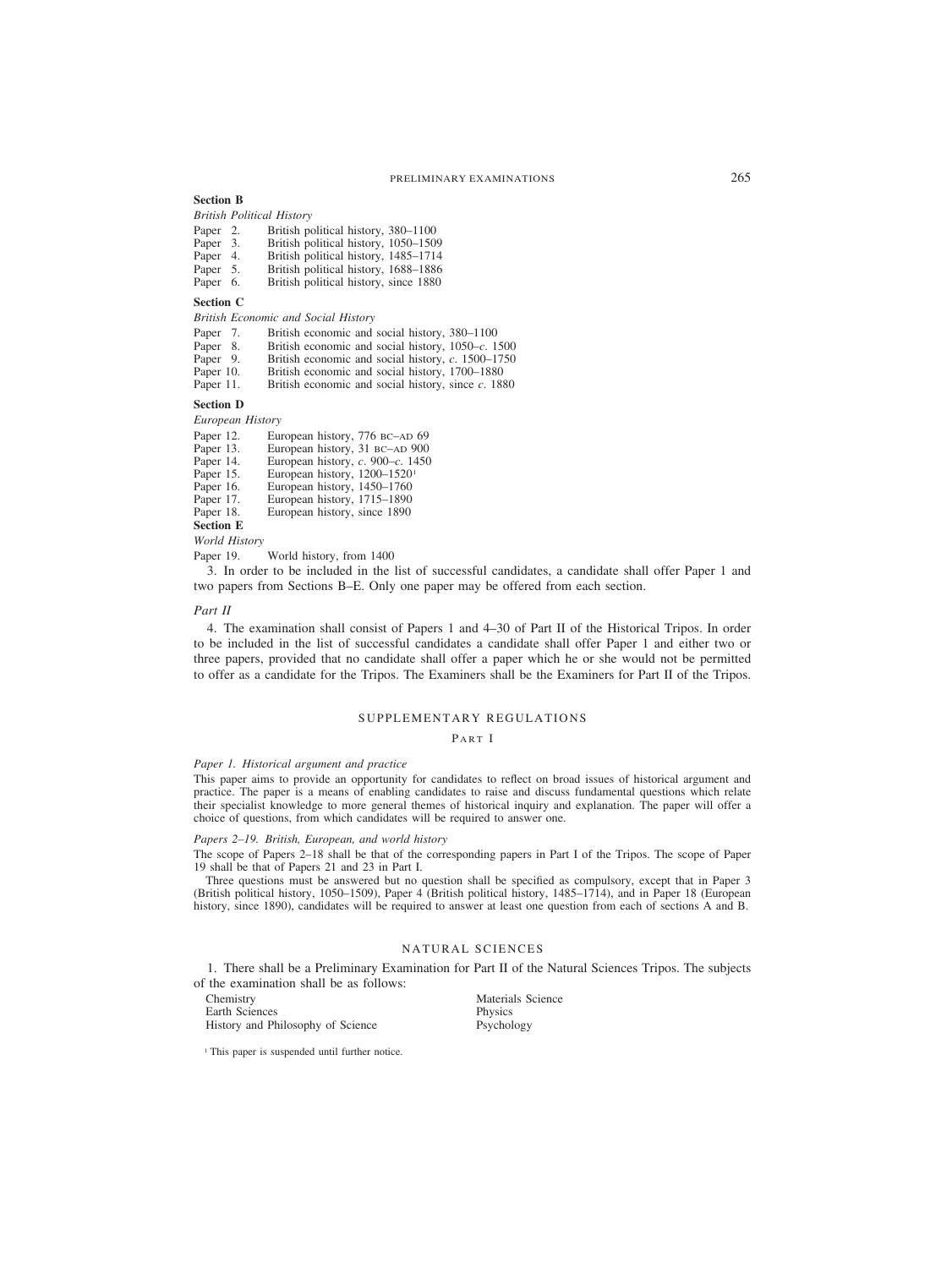**Section B**

*British Political History*

Paper 2. British political history, 380–1100
Paper 3. British political history, 1050–1509
Paper 4. British political history, 1485–1714
Paper 5. British political history, 1688–1886
Paper 6. British political history, since 1880

**Section C**

*British Economic and Social History*

Paper 7. British economic and social history, 380–1100
Paper 8. British economic and social history, 1050–*c*. 1500
Paper 9. British economic and social history, *c*. 1500–1750
Paper 10. British economic and social history, 1700–1880
Paper 11. British economic and social history, since *c*. 1880

**Section D**

*European History*

Paper 12. European history, 776 BC–AD 69
Paper 13. European history, 31 BC–AD 900
Paper 14. European history, *c*. 900–*c*. 1450
Paper 15. European history, 1200–1520[1]
Paper 16. European history, 1450–1760
Paper 17. European history, 1715–1890
Paper 18. European history, since 1890

**Section E**

*World History*

Paper 19. World history, from 1400

3. In order to be included in the list of successful candidates, a candidate shall offer Paper 1 and two papers from Sections B–E. Only one paper may be offered from each section.

*Part II*

4. The examination shall consist of Papers 1 and 4–30 of Part II of the Historical Tripos. In order to be included in the list of successful candidates a candidate shall offer Paper 1 and either two or three papers, provided that no candidate shall offer a paper which he or she would not be permitted to offer as a candidate for the Tripos. The Examiners shall be the Examiners for Part II of the Tripos.

## SUPPLEMENTARY REGULATIONS

### PART I

*Paper 1. Historical argument and practice*

This paper aims to provide an opportunity for candidates to reflect on broad issues of historical argument and practice. The paper is a means of enabling candidates to raise and discuss fundamental questions which relate their specialist knowledge to more general themes of historical inquiry and explanation. The paper will offer a choice of questions, from which candidates will be required to answer one.

*Papers 2–19. British, European, and world history*

The scope of Papers 2–18 shall be that of the corresponding papers in Part I of the Tripos. The scope of Paper 19 shall be that of Papers 21 and 23 in Part I.

Three questions must be answered but no question shall be specified as compulsory, except that in Paper 3 (British political history, 1050–1509), Paper 4 (British political history, 1485–1714), and in Paper 18 (European history, since 1890), candidates will be required to answer at least one question from each of sections A and B.

## NATURAL SCIENCES

1. There shall be a Preliminary Examination for Part II of the Natural Sciences Tripos. The subjects of the examination shall be as follows:

Chemistry
Earth Sciences
History and Philosophy of Science
Materials Science
Physics
Psychology

[1] This paper is suspended until further notice.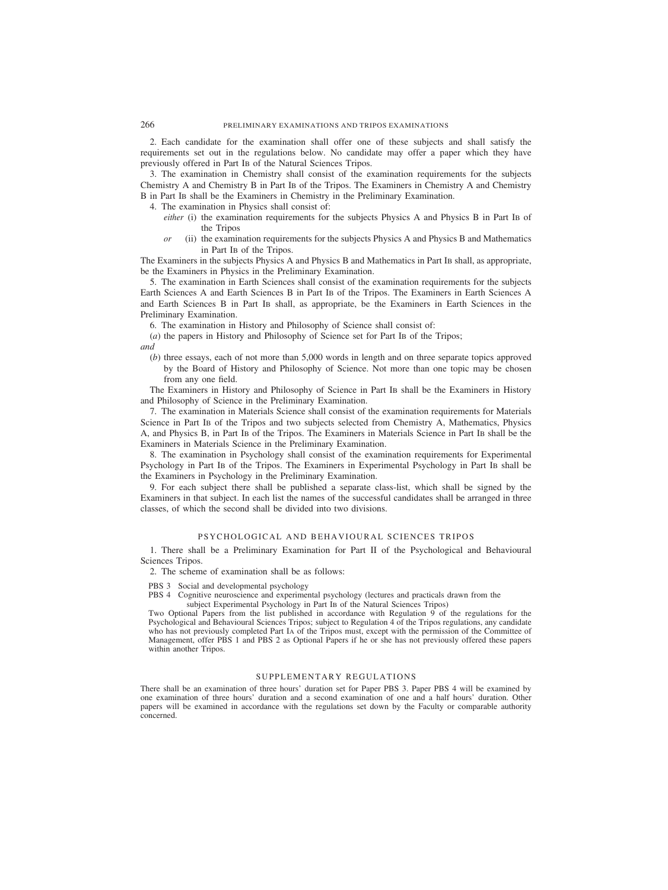2. Each candidate for the examination shall offer one of these subjects and shall satisfy the requirements set out in the regulations below. No candidate may offer a paper which they have previously offered in Part IB of the Natural Sciences Tripos.

3. The examination in Chemistry shall consist of the examination requirements for the subjects Chemistry A and Chemistry B in Part IB of the Tripos. The Examiners in Chemistry A and Chemistry B in Part IB shall be the Examiners in Chemistry in the Preliminary Examination.

4. The examination in Physics shall consist of:

*either* (i) the examination requirements for the subjects Physics A and Physics B in Part IB of the Tripos

*or* (ii) the examination requirements for the subjects Physics A and Physics B and Mathematics in Part IB of the Tripos.

The Examiners in the subjects Physics A and Physics B and Mathematics in Part IB shall, as appropriate, be the Examiners in Physics in the Preliminary Examination.

5. The examination in Earth Sciences shall consist of the examination requirements for the subjects Earth Sciences A and Earth Sciences B in Part IB of the Tripos. The Examiners in Earth Sciences A and Earth Sciences B in Part IB shall, as appropriate, be the Examiners in Earth Sciences in the Preliminary Examination.

6. The examination in History and Philosophy of Science shall consist of:

(*a*) the papers in History and Philosophy of Science set for Part IB of the Tripos;

*and*

(*b*) three essays, each of not more than 5,000 words in length and on three separate topics approved by the Board of History and Philosophy of Science. Not more than one topic may be chosen from any one field.

The Examiners in History and Philosophy of Science in Part IB shall be the Examiners in History and Philosophy of Science in the Preliminary Examination.

7. The examination in Materials Science shall consist of the examination requirements for Materials Science in Part IB of the Tripos and two subjects selected from Chemistry A, Mathematics, Physics A, and Physics B, in Part IB of the Tripos. The Examiners in Materials Science in Part IB shall be the Examiners in Materials Science in the Preliminary Examination.

8. The examination in Psychology shall consist of the examination requirements for Experimental Psychology in Part IB of the Tripos. The Examiners in Experimental Psychology in Part IB shall be the Examiners in Psychology in the Preliminary Examination.

9. For each subject there shall be published a separate class-list, which shall be signed by the Examiners in that subject. In each list the names of the successful candidates shall be arranged in three classes, of which the second shall be divided into two divisions.

## PSYCHOLOGICAL AND BEHAVIOURAL SCIENCES TRIPOS

1. There shall be a Preliminary Examination for Part II of the Psychological and Behavioural Sciences Tripos.

2. The scheme of examination shall be as follows:

PBS 3 Social and developmental psychology

PBS 4 Cognitive neuroscience and experimental psychology (lectures and practicals drawn from the subject Experimental Psychology in Part IB of the Natural Sciences Tripos)

Two Optional Papers from the list published in accordance with Regulation 9 of the regulations for the Psychological and Behavioural Sciences Tripos; subject to Regulation 4 of the Tripos regulations, any candidate who has not previously completed Part IA of the Tripos must, except with the permission of the Committee of Management, offer PBS 1 and PBS 2 as Optional Papers if he or she has not previously offered these papers within another Tripos.

### SUPPLEMENTARY REGULATIONS

There shall be an examination of three hours' duration set for Paper PBS 3. Paper PBS 4 will be examined by one examination of three hours' duration and a second examination of one and a half hours' duration. Other papers will be examined in accordance with the regulations set down by the Faculty or comparable authority concerned.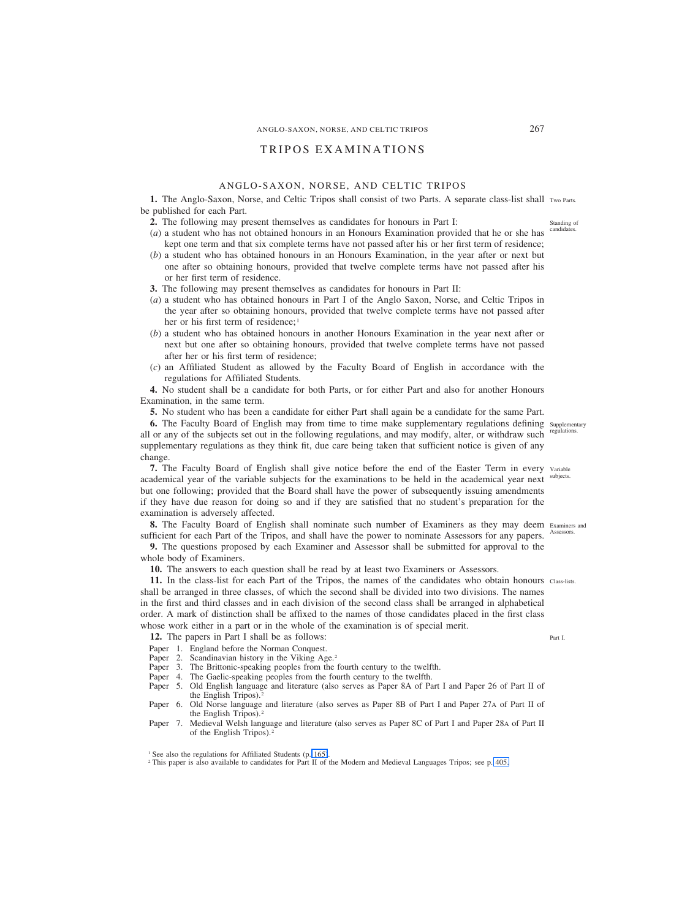# TRIPOS EXAMINATIONS

## ANGLO-SAXON, NORSE, AND CELTIC TRIPOS

*Two Parts.*

**1.** The Anglo-Saxon, Norse, and Celtic Tripos shall consist of two Parts. A separate class-list shall be published for each Part.

*Standing of candidates.*

**2.** The following may present themselves as candidates for honours in Part I:

(*a*) a student who has not obtained honours in an Honours Examination provided that he or she has kept one term and that six complete terms have not passed after his or her first term of residence;

(*b*) a student who has obtained honours in an Honours Examination, in the year after or next but one after so obtaining honours, provided that twelve complete terms have not passed after his or her first term of residence.

**3.** The following may present themselves as candidates for honours in Part II:

(*a*) a student who has obtained honours in Part I of the Anglo Saxon, Norse, and Celtic Tripos in the year after so obtaining honours, provided that twelve complete terms have not passed after her or his first term of residence;[1]

(*b*) a student who has obtained honours in another Honours Examination in the year next after or next but one after so obtaining honours, provided that twelve complete terms have not passed after her or his first term of residence;

(*c*) an Affiliated Student as allowed by the Faculty Board of English in accordance with the regulations for Affiliated Students.

**4.** No student shall be a candidate for both Parts, or for either Part and also for another Honours Examination, in the same term.

**5.** No student who has been a candidate for either Part shall again be a candidate for the same Part.

*Supplementary regulations.*

**6.** The Faculty Board of English may from time to time make supplementary regulations defining all or any of the subjects set out in the following regulations, and may modify, alter, or withdraw such supplementary regulations as they think fit, due care being taken that sufficient notice is given of any change.

*Variable subjects.*

**7.** The Faculty Board of English shall give notice before the end of the Easter Term in every academical year of the variable subjects for the examinations to be held in the academical year next but one following; provided that the Board shall have the power of subsequently issuing amendments if they have due reason for doing so and if they are satisfied that no student's preparation for the examination is adversely affected.

*Examiners and Assessors.*

**8.** The Faculty Board of English shall nominate such number of Examiners as they may deem sufficient for each Part of the Tripos, and shall have the power to nominate Assessors for any papers.

**9.** The questions proposed by each Examiner and Assessor shall be submitted for approval to the whole body of Examiners.

**10.** The answers to each question shall be read by at least two Examiners or Assessors.

*Class-lists.*

**11.** In the class-list for each Part of the Tripos, the names of the candidates who obtain honours shall be arranged in three classes, of which the second shall be divided into two divisions. The names in the first and third classes and in each division of the second class shall be arranged in alphabetical order. A mark of distinction shall be affixed to the names of those candidates placed in the first class whose work either in a part or in the whole of the examination is of special merit.

*Part I.*

**12.** The papers in Part I shall be as follows:

Paper 1. England before the Norman Conquest.
Paper 2. Scandinavian history in the Viking Age.[2]
Paper 3. The Brittonic-speaking peoples from the fourth century to the twelfth.
Paper 4. The Gaelic-speaking peoples from the fourth century to the twelfth.
Paper 5. Old English language and literature (also serves as Paper 8A of Part I and Paper 26 of Part II of the English Tripos).[2]
Paper 6. Old Norse language and literature (also serves as Paper 8B of Part I and Paper 27A of Part II of the English Tripos).[2]
Paper 7. Medieval Welsh language and literature (also serves as Paper 8C of Part I and Paper 28A of Part II of the English Tripos).[2]

[1] See also the regulations for Affiliated Students (p. 165).
[2] This paper is also available to candidates for Part II of the Modern and Medieval Languages Tripos; see p. 405.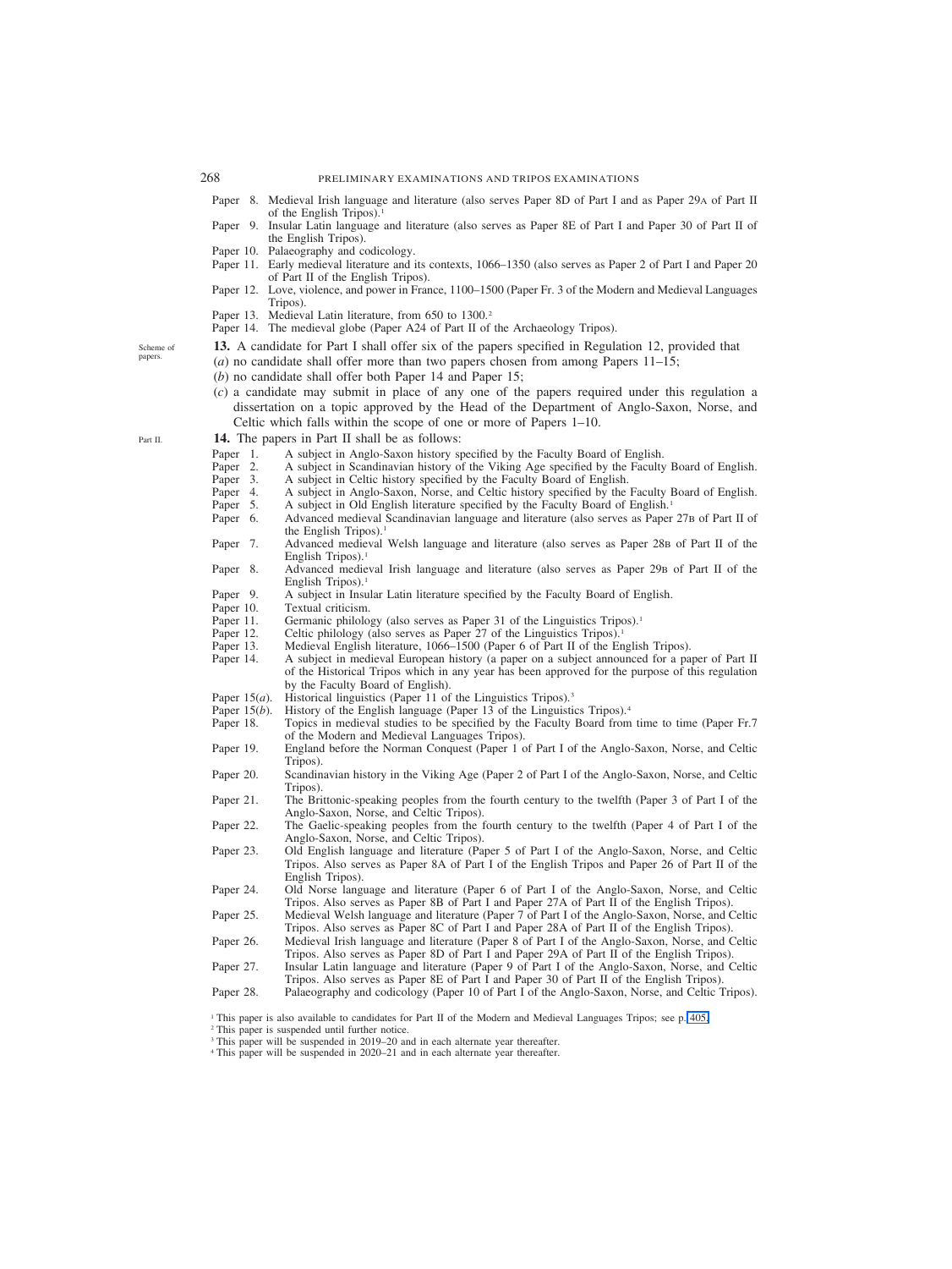Paper 8. Medieval Irish language and literature (also serves Paper 8D of Part I and as Paper 29A of Part II of the English Tripos).[1]

Paper 9. Insular Latin language and literature (also serves as Paper 8E of Part I and Paper 30 of Part II of the English Tripos).

Paper 10. Palaeography and codicology.

Paper 11. Early medieval literature and its contexts, 1066–1350 (also serves as Paper 2 of Part I and Paper 20 of Part II of the English Tripos).

Paper 12. Love, violence, and power in France, 1100–1500 (Paper Fr. 3 of the Modern and Medieval Languages Tripos).

Paper 13. Medieval Latin literature, from 650 to 1300.[2]

Paper 14. The medieval globe (Paper A24 of Part II of the Archaeology Tripos).

Scheme of papers.

**13.** A candidate for Part I shall offer six of the papers specified in Regulation 12, provided that

(*a*) no candidate shall offer more than two papers chosen from among Papers 11–15;

(*b*) no candidate shall offer both Paper 14 and Paper 15;

(*c*) a candidate may submit in place of any one of the papers required under this regulation a dissertation on a topic approved by the Head of the Department of Anglo-Saxon, Norse, and Celtic which falls within the scope of one or more of Papers 1–10.

Part II.

**14.** The papers in Part II shall be as follows:

Paper 1. A subject in Anglo-Saxon history specified by the Faculty Board of English.

Paper 2. A subject in Scandinavian history of the Viking Age specified by the Faculty Board of English.

Paper 3. A subject in Celtic history specified by the Faculty Board of English.

Paper 4. A subject in Anglo-Saxon, Norse, and Celtic history specified by the Faculty Board of English.

Paper 5. A subject in Old English literature specified by the Faculty Board of English.[1]

Paper 6. Advanced medieval Scandinavian language and literature (also serves as Paper 27B of Part II of the English Tripos).[1]

Paper 7. Advanced medieval Welsh language and literature (also serves as Paper 28B of Part II of the English Tripos).[1]

Paper 8. Advanced medieval Irish language and literature (also serves as Paper 29B of Part II of the English Tripos).[1]

Paper 9. A subject in Insular Latin literature specified by the Faculty Board of English.

Paper 10. Textual criticism.

Paper 11. Germanic philology (also serves as Paper 31 of the Linguistics Tripos).[1]

Paper 12. Celtic philology (also serves as Paper 27 of the Linguistics Tripos).[1]

Paper 13. Medieval English literature, 1066–1500 (Paper 6 of Part II of the English Tripos).

Paper 14. A subject in medieval European history (a paper on a subject announced for a paper of Part II of the Historical Tripos which in any year has been approved for the purpose of this regulation by the Faculty Board of English).

Paper 15(*a*). Historical linguistics (Paper 11 of the Linguistics Tripos).[3]

Paper 15(*b*). History of the English language (Paper 13 of the Linguistics Tripos).[4]

Paper 18. Topics in medieval studies to be specified by the Faculty Board from time to time (Paper Fr.7 of the Modern and Medieval Languages Tripos).

Paper 19. England before the Norman Conquest (Paper 1 of Part I of the Anglo-Saxon, Norse, and Celtic Tripos).

Paper 20. Scandinavian history in the Viking Age (Paper 2 of Part I of the Anglo-Saxon, Norse, and Celtic Tripos).

Paper 21. The Brittonic-speaking peoples from the fourth century to the twelfth (Paper 3 of Part I of the Anglo-Saxon, Norse, and Celtic Tripos).

Paper 22. The Gaelic-speaking peoples from the fourth century to the twelfth (Paper 4 of Part I of the Anglo-Saxon, Norse, and Celtic Tripos).

Paper 23. Old English language and literature (Paper 5 of Part I of the Anglo-Saxon, Norse, and Celtic Tripos. Also serves as Paper 8A of Part I of the English Tripos and Paper 26 of Part II of the English Tripos).

Paper 24. Old Norse language and literature (Paper 6 of Part I of the Anglo-Saxon, Norse, and Celtic Tripos. Also serves as Paper 8B of Part I and Paper 27A of Part II of the English Tripos).

Paper 25. Medieval Welsh language and literature (Paper 7 of Part I of the Anglo-Saxon, Norse, and Celtic Tripos. Also serves as Paper 8C of Part I and Paper 28A of Part II of the English Tripos).

Paper 26. Medieval Irish language and literature (Paper 8 of Part I of the Anglo-Saxon, Norse, and Celtic Tripos. Also serves as Paper 8D of Part I and Paper 29A of Part II of the English Tripos).

Paper 27. Insular Latin language and literature (Paper 9 of Part I of the Anglo-Saxon, Norse, and Celtic Tripos. Also serves as Paper 8E of Part I and Paper 30 of Part II of the English Tripos).

Paper 28. Palaeography and codicology (Paper 10 of Part I of the Anglo-Saxon, Norse, and Celtic Tripos).

[1] This paper is also available to candidates for Part II of the Modern and Medieval Languages Tripos; see p. 405.

[2] This paper is suspended until further notice.

[3] This paper will be suspended in 2019–20 and in each alternate year thereafter.

[4] This paper will be suspended in 2020–21 and in each alternate year thereafter.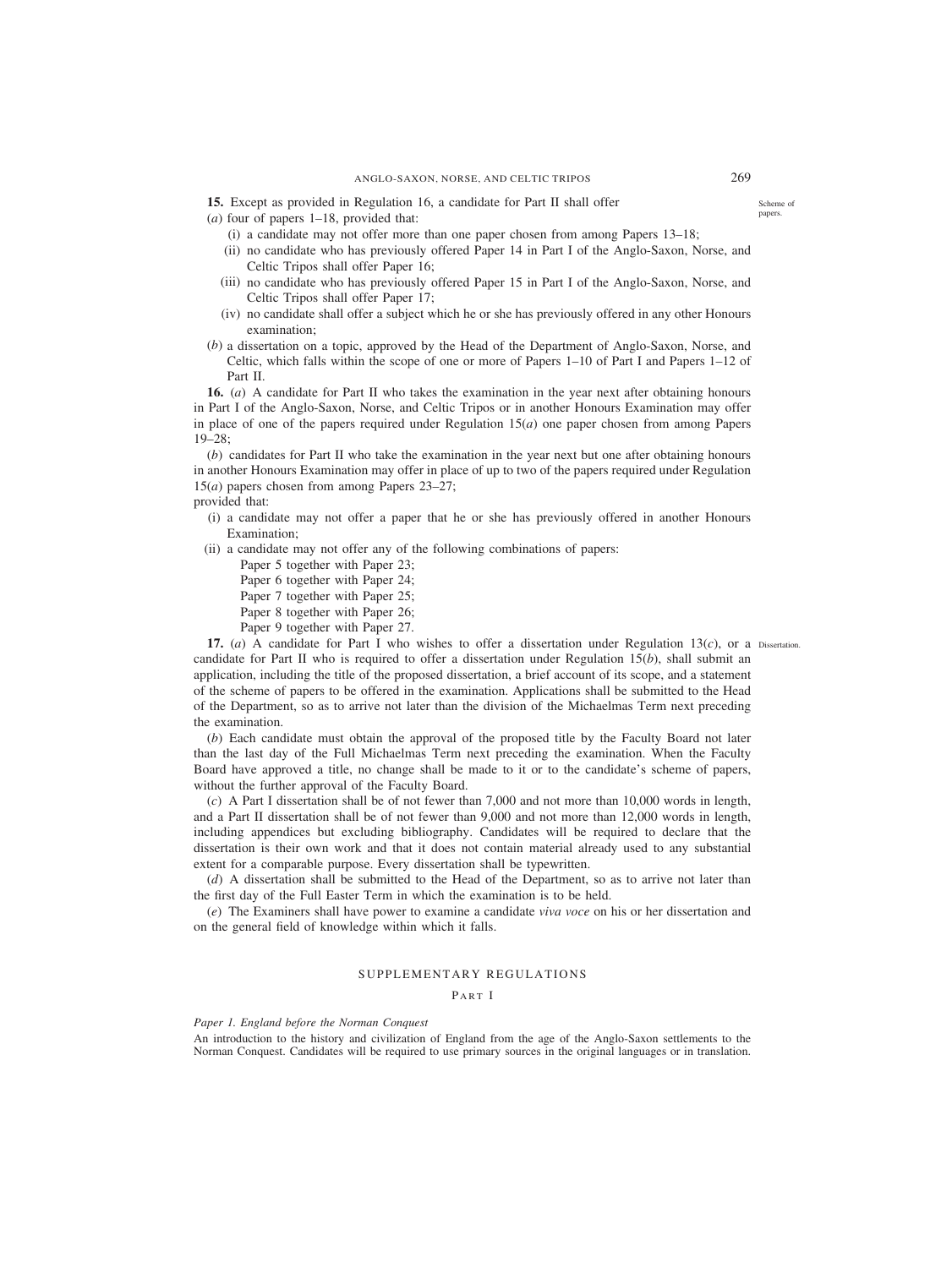**15.** Except as provided in Regulation 16, a candidate for Part II shall offer

Scheme of papers.

(*a*) four of papers 1–18, provided that:

- (i) a candidate may not offer more than one paper chosen from among Papers 13–18;
- (ii) no candidate who has previously offered Paper 14 in Part I of the Anglo-Saxon, Norse, and Celtic Tripos shall offer Paper 16;
- (iii) no candidate who has previously offered Paper 15 in Part I of the Anglo-Saxon, Norse, and Celtic Tripos shall offer Paper 17;
- (iv) no candidate shall offer a subject which he or she has previously offered in any other Honours examination;

(*b*) a dissertation on a topic, approved by the Head of the Department of Anglo-Saxon, Norse, and Celtic, which falls within the scope of one or more of Papers 1–10 of Part I and Papers 1–12 of Part II.

**16.** (*a*) A candidate for Part II who takes the examination in the year next after obtaining honours in Part I of the Anglo-Saxon, Norse, and Celtic Tripos or in another Honours Examination may offer in place of one of the papers required under Regulation 15(*a*) one paper chosen from among Papers 19–28;

(*b*) candidates for Part II who take the examination in the year next but one after obtaining honours in another Honours Examination may offer in place of up to two of the papers required under Regulation 15(*a*) papers chosen from among Papers 23–27;

provided that:

- (i) a candidate may not offer a paper that he or she has previously offered in another Honours Examination;
- (ii) a candidate may not offer any of the following combinations of papers:
  - Paper 5 together with Paper 23;
  - Paper 6 together with Paper 24;
  - Paper 7 together with Paper 25;
  - Paper 8 together with Paper 26;
  - Paper 9 together with Paper 27.

Dissertation.

**17.** (*a*) A candidate for Part I who wishes to offer a dissertation under Regulation 13(*c*), or a candidate for Part II who is required to offer a dissertation under Regulation 15(*b*), shall submit an application, including the title of the proposed dissertation, a brief account of its scope, and a statement of the scheme of papers to be offered in the examination. Applications shall be submitted to the Head of the Department, so as to arrive not later than the division of the Michaelmas Term next preceding the examination.

(*b*) Each candidate must obtain the approval of the proposed title by the Faculty Board not later than the last day of the Full Michaelmas Term next preceding the examination. When the Faculty Board have approved a title, no change shall be made to it or to the candidate's scheme of papers, without the further approval of the Faculty Board.

(*c*) A Part I dissertation shall be of not fewer than 7,000 and not more than 10,000 words in length, and a Part II dissertation shall be of not fewer than 9,000 and not more than 12,000 words in length, including appendices but excluding bibliography. Candidates will be required to declare that the dissertation is their own work and that it does not contain material already used to any substantial extent for a comparable purpose. Every dissertation shall be typewritten.

(*d*) A dissertation shall be submitted to the Head of the Department, so as to arrive not later than the first day of the Full Easter Term in which the examination is to be held.

(*e*) The Examiners shall have power to examine a candidate *viva voce* on his or her dissertation and on the general field of knowledge within which it falls.

## SUPPLEMENTARY REGULATIONS

### Part I

*Paper 1. England before the Norman Conquest*

An introduction to the history and civilization of England from the age of the Anglo-Saxon settlements to the Norman Conquest. Candidates will be required to use primary sources in the original languages or in translation.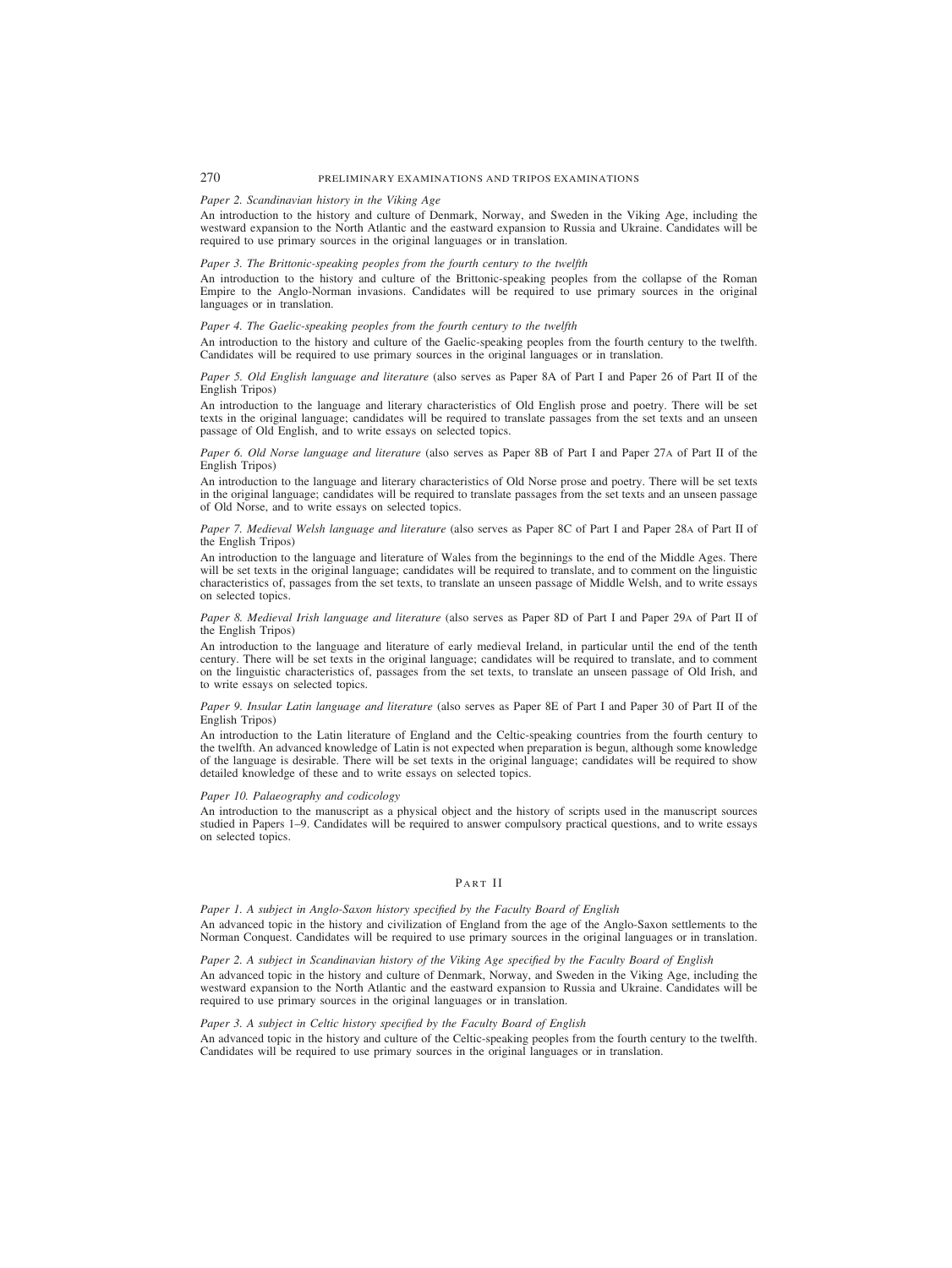*Paper 2. Scandinavian history in the Viking Age*

An introduction to the history and culture of Denmark, Norway, and Sweden in the Viking Age, including the westward expansion to the North Atlantic and the eastward expansion to Russia and Ukraine. Candidates will be required to use primary sources in the original languages or in translation.

*Paper 3. The Brittonic-speaking peoples from the fourth century to the twelfth*

An introduction to the history and culture of the Brittonic-speaking peoples from the collapse of the Roman Empire to the Anglo-Norman invasions. Candidates will be required to use primary sources in the original languages or in translation.

*Paper 4. The Gaelic-speaking peoples from the fourth century to the twelfth*

An introduction to the history and culture of the Gaelic-speaking peoples from the fourth century to the twelfth. Candidates will be required to use primary sources in the original languages or in translation.

*Paper 5. Old English language and literature* (also serves as Paper 8A of Part I and Paper 26 of Part II of the English Tripos)

An introduction to the language and literary characteristics of Old English prose and poetry. There will be set texts in the original language; candidates will be required to translate passages from the set texts and an unseen passage of Old English, and to write essays on selected topics.

*Paper 6. Old Norse language and literature* (also serves as Paper 8B of Part I and Paper 27A of Part II of the English Tripos)

An introduction to the language and literary characteristics of Old Norse prose and poetry. There will be set texts in the original language; candidates will be required to translate passages from the set texts and an unseen passage of Old Norse, and to write essays on selected topics.

*Paper 7. Medieval Welsh language and literature* (also serves as Paper 8C of Part I and Paper 28A of Part II of the English Tripos)

An introduction to the language and literature of Wales from the beginnings to the end of the Middle Ages. There will be set texts in the original language; candidates will be required to translate, and to comment on the linguistic characteristics of, passages from the set texts, to translate an unseen passage of Middle Welsh, and to write essays on selected topics.

*Paper 8. Medieval Irish language and literature* (also serves as Paper 8D of Part I and Paper 29A of Part II of the English Tripos)

An introduction to the language and literature of early medieval Ireland, in particular until the end of the tenth century. There will be set texts in the original language; candidates will be required to translate, and to comment on the linguistic characteristics of, passages from the set texts, to translate an unseen passage of Old Irish, and to write essays on selected topics.

*Paper 9. Insular Latin language and literature* (also serves as Paper 8E of Part I and Paper 30 of Part II of the English Tripos)

An introduction to the Latin literature of England and the Celtic-speaking countries from the fourth century to the twelfth. An advanced knowledge of Latin is not expected when preparation is begun, although some knowledge of the language is desirable. There will be set texts in the original language; candidates will be required to show detailed knowledge of these and to write essays on selected topics.

*Paper 10. Palaeography and codicology*

An introduction to the manuscript as a physical object and the history of scripts used in the manuscript sources studied in Papers 1–9. Candidates will be required to answer compulsory practical questions, and to write essays on selected topics.

## Part II

*Paper 1. A subject in Anglo-Saxon history specified by the Faculty Board of English*

An advanced topic in the history and civilization of England from the age of the Anglo-Saxon settlements to the Norman Conquest. Candidates will be required to use primary sources in the original languages or in translation.

*Paper 2. A subject in Scandinavian history of the Viking Age specified by the Faculty Board of English*

An advanced topic in the history and culture of Denmark, Norway, and Sweden in the Viking Age, including the westward expansion to the North Atlantic and the eastward expansion to Russia and Ukraine. Candidates will be required to use primary sources in the original languages or in translation.

*Paper 3. A subject in Celtic history specified by the Faculty Board of English*

An advanced topic in the history and culture of the Celtic-speaking peoples from the fourth century to the twelfth. Candidates will be required to use primary sources in the original languages or in translation.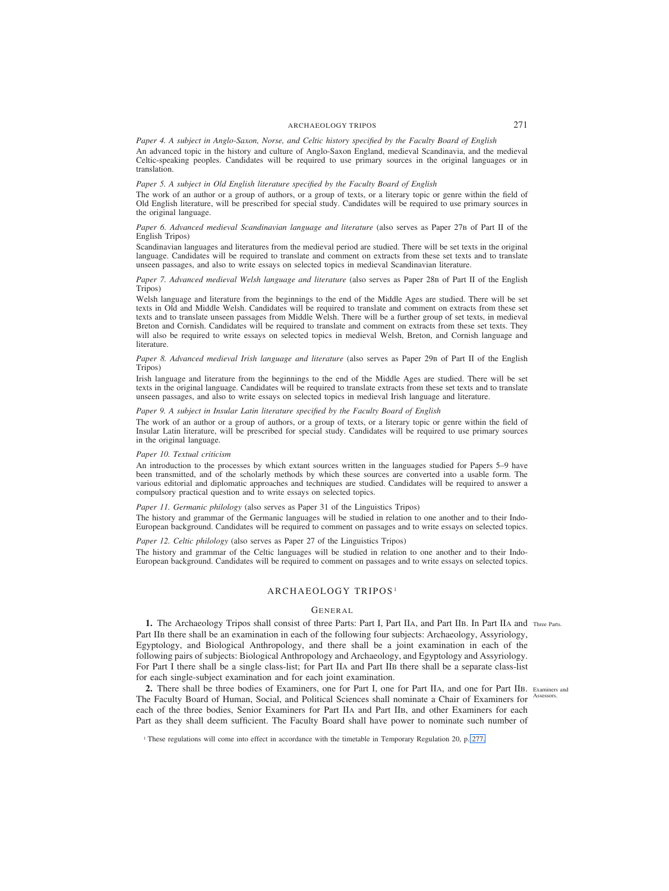*Paper 4. A subject in Anglo-Saxon, Norse, and Celtic history specified by the Faculty Board of English*

An advanced topic in the history and culture of Anglo-Saxon England, medieval Scandinavia, and the medieval Celtic-speaking peoples. Candidates will be required to use primary sources in the original languages or in translation.

*Paper 5. A subject in Old English literature specified by the Faculty Board of English*

The work of an author or a group of authors, or a group of texts, or a literary topic or genre within the field of Old English literature, will be prescribed for special study. Candidates will be required to use primary sources in the original language.

*Paper 6. Advanced medieval Scandinavian language and literature* (also serves as Paper 27B of Part II of the English Tripos)

Scandinavian languages and literatures from the medieval period are studied. There will be set texts in the original language. Candidates will be required to translate and comment on extracts from these set texts and to translate unseen passages, and also to write essays on selected topics in medieval Scandinavian literature.

*Paper 7. Advanced medieval Welsh language and literature* (also serves as Paper 28B of Part II of the English Tripos)

Welsh language and literature from the beginnings to the end of the Middle Ages are studied. There will be set texts in Old and Middle Welsh. Candidates will be required to translate and comment on extracts from these set texts and to translate unseen passages from Middle Welsh. There will be a further group of set texts, in medieval Breton and Cornish. Candidates will be required to translate and comment on extracts from these set texts. They will also be required to write essays on selected topics in medieval Welsh, Breton, and Cornish language and literature.

*Paper 8. Advanced medieval Irish language and literature* (also serves as Paper 29B of Part II of the English Tripos)

Irish language and literature from the beginnings to the end of the Middle Ages are studied. There will be set texts in the original language. Candidates will be required to translate extracts from these set texts and to translate unseen passages, and also to write essays on selected topics in medieval Irish language and literature.

*Paper 9. A subject in Insular Latin literature specified by the Faculty Board of English*

The work of an author or a group of authors, or a group of texts, or a literary topic or genre within the field of Insular Latin literature, will be prescribed for special study. Candidates will be required to use primary sources in the original language.

*Paper 10. Textual criticism*

An introduction to the processes by which extant sources written in the languages studied for Papers 5–9 have been transmitted, and of the scholarly methods by which these sources are converted into a usable form. The various editorial and diplomatic approaches and techniques are studied. Candidates will be required to answer a compulsory practical question and to write essays on selected topics.

*Paper 11. Germanic philology* (also serves as Paper 31 of the Linguistics Tripos)

The history and grammar of the Germanic languages will be studied in relation to one another and to their Indo-European background. Candidates will be required to comment on passages and to write essays on selected topics.

*Paper 12. Celtic philology* (also serves as Paper 27 of the Linguistics Tripos)

The history and grammar of the Celtic languages will be studied in relation to one another and to their Indo-European background. Candidates will be required to comment on passages and to write essays on selected topics.

## ARCHAEOLOGY TRIPOS[1]

### GENERAL

Three Parts.

**1.** The Archaeology Tripos shall consist of three Parts: Part I, Part IIA, and Part IIB. In Part IIA and Part IIB there shall be an examination in each of the following four subjects: Archaeology, Assyriology, Egyptology, and Biological Anthropology, and there shall be a joint examination in each of the following pairs of subjects: Biological Anthropology and Archaeology, and Egyptology and Assyriology. For Part I there shall be a single class-list; for Part IIA and Part IIB there shall be a separate class-list for each single-subject examination and for each joint examination.

Examiners and Assessors.

**2.** There shall be three bodies of Examiners, one for Part I, one for Part IIA, and one for Part IIB. The Faculty Board of Human, Social, and Political Sciences shall nominate a Chair of Examiners for each of the three bodies, Senior Examiners for Part IIA and Part IIB, and other Examiners for each Part as they shall deem sufficient. The Faculty Board shall have power to nominate such number of

[1] These regulations will come into effect in accordance with the timetable in Temporary Regulation 20, p. 277.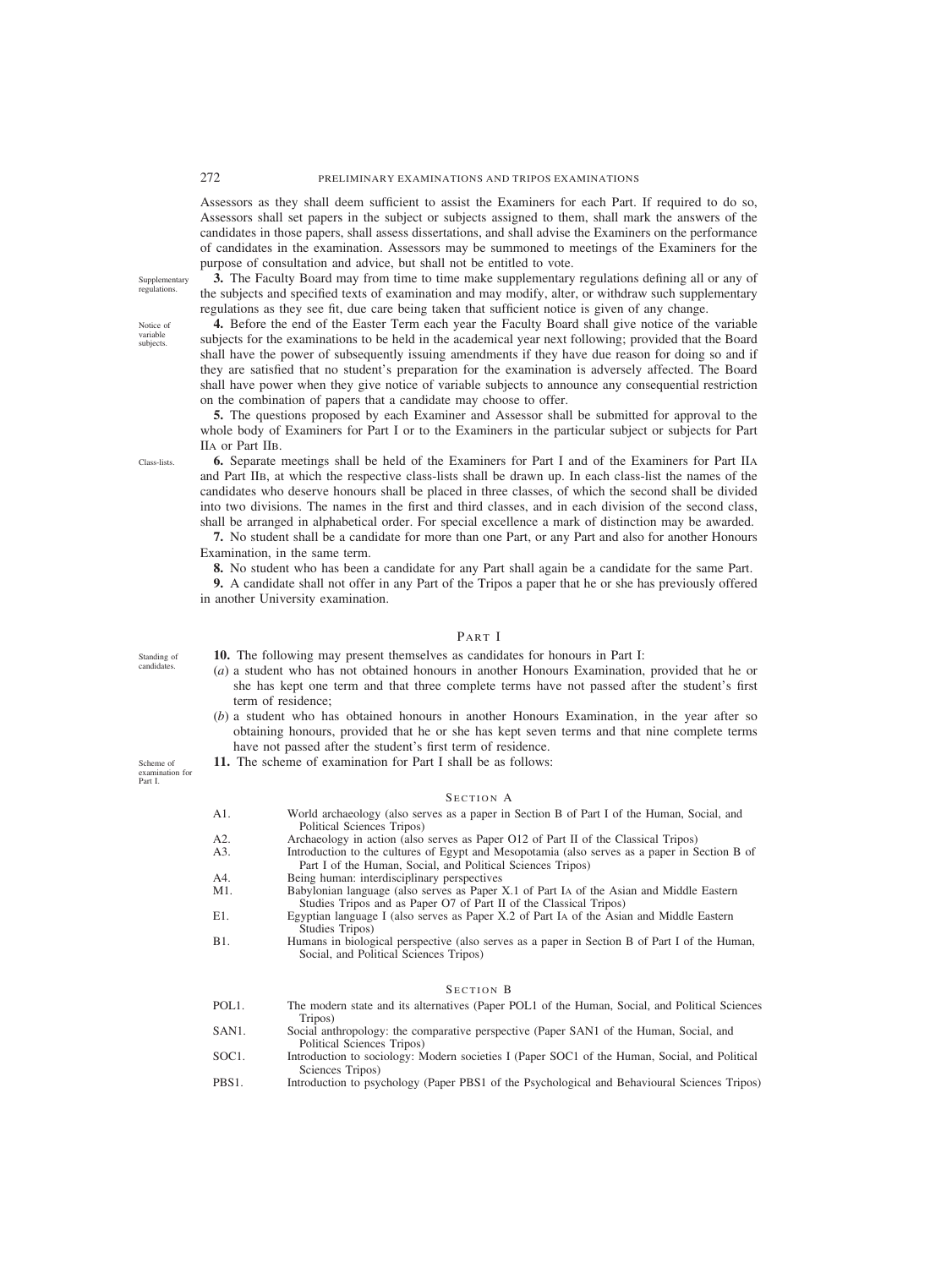Assessors as they shall deem sufficient to assist the Examiners for each Part. If required to do so, Assessors shall set papers in the subject or subjects assigned to them, shall mark the answers of the candidates in those papers, shall assess dissertations, and shall advise the Examiners on the performance of candidates in the examination. Assessors may be summoned to meetings of the Examiners for the purpose of consultation and advice, but shall not be entitled to vote.

Supplementary regulations.

**3.** The Faculty Board may from time to time make supplementary regulations defining all or any of the subjects and specified texts of examination and may modify, alter, or withdraw such supplementary regulations as they see fit, due care being taken that sufficient notice is given of any change.

Notice of variable subjects.

**4.** Before the end of the Easter Term each year the Faculty Board shall give notice of the variable subjects for the examinations to be held in the academical year next following; provided that the Board shall have the power of subsequently issuing amendments if they have due reason for doing so and if they are satisfied that no student's preparation for the examination is adversely affected. The Board shall have power when they give notice of variable subjects to announce any consequential restriction on the combination of papers that a candidate may choose to offer.

**5.** The questions proposed by each Examiner and Assessor shall be submitted for approval to the whole body of Examiners for Part I or to the Examiners in the particular subject or subjects for Part IIA or Part IIB.

Class-lists.

**6.** Separate meetings shall be held of the Examiners for Part I and of the Examiners for Part IIA and Part IIB, at which the respective class-lists shall be drawn up. In each class-list the names of the candidates who deserve honours shall be placed in three classes, of which the second shall be divided into two divisions. The names in the first and third classes, and in each division of the second class, shall be arranged in alphabetical order. For special excellence a mark of distinction may be awarded.

**7.** No student shall be a candidate for more than one Part, or any Part and also for another Honours Examination, in the same term.

**8.** No student who has been a candidate for any Part shall again be a candidate for the same Part.

**9.** A candidate shall not offer in any Part of the Tripos a paper that he or she has previously offered in another University examination.

## PART I

Standing of candidates.

**10.** The following may present themselves as candidates for honours in Part I:

(*a*) a student who has not obtained honours in another Honours Examination, provided that he or she has kept one term and that three complete terms have not passed after the student's first term of residence;

(*b*) a student who has obtained honours in another Honours Examination, in the year after so obtaining honours, provided that he or she has kept seven terms and that nine complete terms have not passed after the student's first term of residence.

Scheme of examination for Part I.

**11.** The scheme of examination for Part I shall be as follows:

### SECTION A

| | |
|---|---|
| A1. | World archaeology (also serves as a paper in Section B of Part I of the Human, Social, and Political Sciences Tripos) |
| A2. | Archaeology in action (also serves as Paper O12 of Part II of the Classical Tripos) |
| A3. | Introduction to the cultures of Egypt and Mesopotamia (also serves as a paper in Section B of Part I of the Human, Social, and Political Sciences Tripos) |
| A4. | Being human: interdisciplinary perspectives |
| M1. | Babylonian language (also serves as Paper X.1 of Part IA of the Asian and Middle Eastern Studies Tripos and as Paper O7 of Part II of the Classical Tripos) |
| E1. | Egyptian language I (also serves as Paper X.2 of Part IA of the Asian and Middle Eastern Studies Tripos) |
| B1. | Humans in biological perspective (also serves as a paper in Section B of Part I of the Human, Social, and Political Sciences Tripos) |

### SECTION B

| | |
|---|---|
| POL1. | The modern state and its alternatives (Paper POL1 of the Human, Social, and Political Sciences Tripos) |
| SAN1. | Social anthropology: the comparative perspective (Paper SAN1 of the Human, Social, and Political Sciences Tripos) |
| SOC1. | Introduction to sociology: Modern societies I (Paper SOC1 of the Human, Social, and Political Sciences Tripos) |
| PBS1. | Introduction to psychology (Paper PBS1 of the Psychological and Behavioural Sciences Tripos) |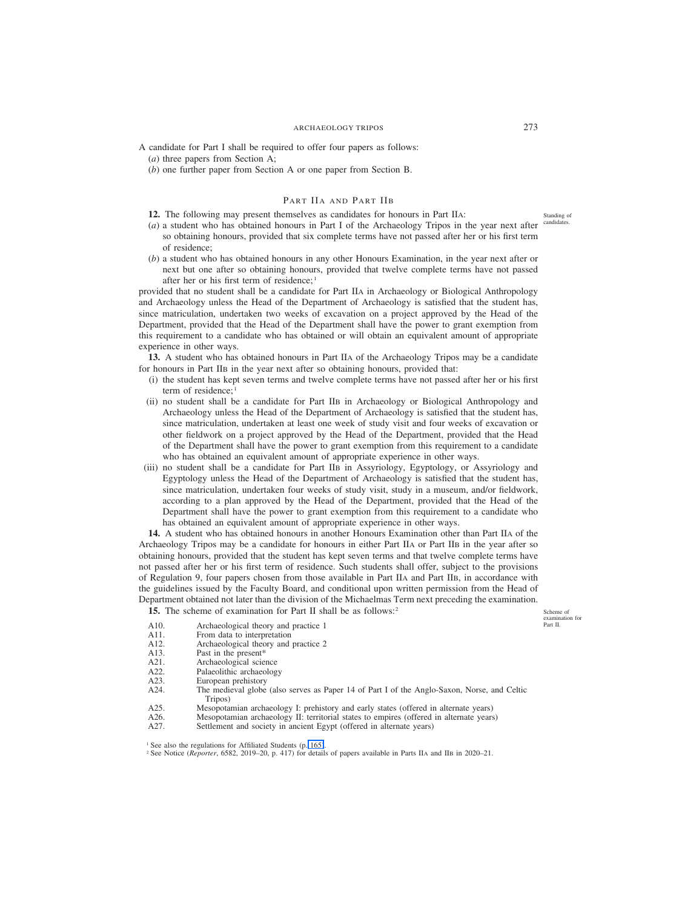A candidate for Part I shall be required to offer four papers as follows:

(*a*) three papers from Section A;

(*b*) one further paper from Section A or one paper from Section B.

## PART IIA AND PART IIB

Standing of candidates.

**12.** The following may present themselves as candidates for honours in Part IIA:

(*a*) a student who has obtained honours in Part I of the Archaeology Tripos in the year next after so obtaining honours, provided that six complete terms have not passed after her or his first term of residence;

(*b*) a student who has obtained honours in any other Honours Examination, in the year next after or next but one after so obtaining honours, provided that twelve complete terms have not passed after her or his first term of residence;[1]

provided that no student shall be a candidate for Part IIA in Archaeology or Biological Anthropology and Archaeology unless the Head of the Department of Archaeology is satisfied that the student has, since matriculation, undertaken two weeks of excavation on a project approved by the Head of the Department, provided that the Head of the Department shall have the power to grant exemption from this requirement to a candidate who has obtained or will obtain an equivalent amount of appropriate experience in other ways.

**13.** A student who has obtained honours in Part IIA of the Archaeology Tripos may be a candidate for honours in Part IIB in the year next after so obtaining honours, provided that:

(i) the student has kept seven terms and twelve complete terms have not passed after her or his first term of residence;[1]

(ii) no student shall be a candidate for Part IIB in Archaeology or Biological Anthropology and Archaeology unless the Head of the Department of Archaeology is satisfied that the student has, since matriculation, undertaken at least one week of study visit and four weeks of excavation or other fieldwork on a project approved by the Head of the Department, provided that the Head of the Department shall have the power to grant exemption from this requirement to a candidate who has obtained an equivalent amount of appropriate experience in other ways.

(iii) no student shall be a candidate for Part IIB in Assyriology, Egyptology, or Assyriology and Egyptology unless the Head of the Department of Archaeology is satisfied that the student has, since matriculation, undertaken four weeks of study visit, study in a museum, and/or fieldwork, according to a plan approved by the Head of the Department, provided that the Head of the Department shall have the power to grant exemption from this requirement to a candidate who has obtained an equivalent amount of appropriate experience in other ways.

**14.** A student who has obtained honours in another Honours Examination other than Part IIA of the Archaeology Tripos may be a candidate for honours in either Part IIA or Part IIB in the year after so obtaining honours, provided that the student has kept seven terms and that twelve complete terms have not passed after her or his first term of residence. Such students shall offer, subject to the provisions of Regulation 9, four papers chosen from those available in Part IIA and Part IIB, in accordance with the guidelines issued by the Faculty Board, and conditional upon written permission from the Head of Department obtained not later than the division of the Michaelmas Term next preceding the examination.

Scheme of examination for Part II.

**15.** The scheme of examination for Part II shall be as follows:[2]

A10. Archaeological theory and practice 1
A11. From data to interpretation
A12. Archaeological theory and practice 2
A13. Past in the present*
A21. Archaeological science
A22. Palaeolithic archaeology
A23. European prehistory
A24. The medieval globe (also serves as Paper 14 of Part I of the Anglo-Saxon, Norse, and Celtic Tripos)
A25. Mesopotamian archaeology I: prehistory and early states (offered in alternate years)
A26. Mesopotamian archaeology II: territorial states to empires (offered in alternate years)
A27. Settlement and society in ancient Egypt (offered in alternate years)

[1] See also the regulations for Affiliated Students (p. 165).

[2] See Notice (*Reporter*, 6582, 2019–20, p. 417) for details of papers available in Parts IIA and IIB in 2020–21.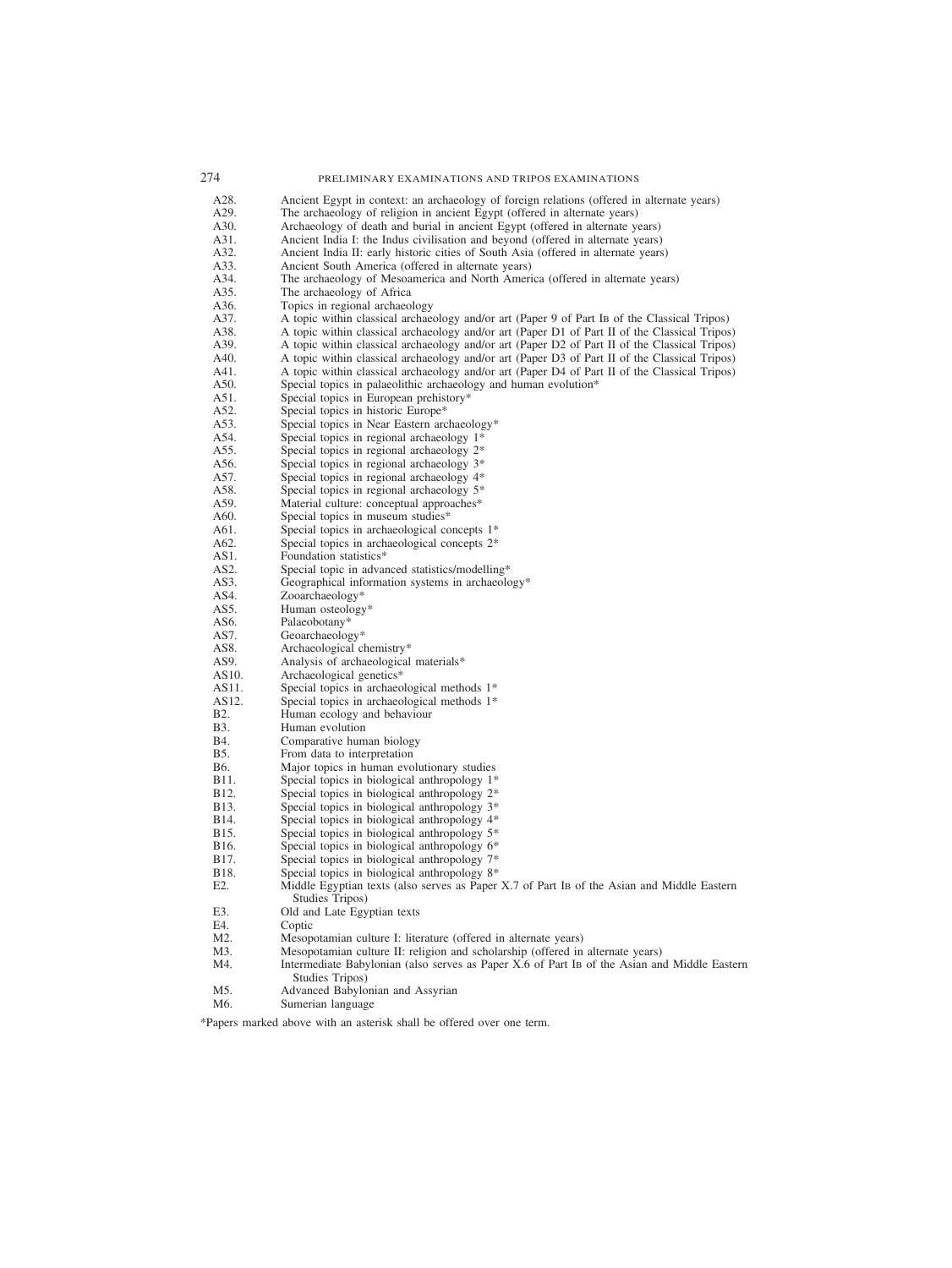A28. Ancient Egypt in context: an archaeology of foreign relations (offered in alternate years)
A29. The archaeology of religion in ancient Egypt (offered in alternate years)
A30. Archaeology of death and burial in ancient Egypt (offered in alternate years)
A31. Ancient India I: the Indus civilisation and beyond (offered in alternate years)
A32. Ancient India II: early historic cities of South Asia (offered in alternate years)
A33. Ancient South America (offered in alternate years)
A34. The archaeology of Mesoamerica and North America (offered in alternate years)
A35. The archaeology of Africa
A36. Topics in regional archaeology
A37. A topic within classical archaeology and/or art (Paper 9 of Part IB of the Classical Tripos)
A38. A topic within classical archaeology and/or art (Paper D1 of Part II of the Classical Tripos)
A39. A topic within classical archaeology and/or art (Paper D2 of Part II of the Classical Tripos)
A40. A topic within classical archaeology and/or art (Paper D3 of Part II of the Classical Tripos)
A41. A topic within classical archaeology and/or art (Paper D4 of Part II of the Classical Tripos)
A50. Special topics in palaeolithic archaeology and human evolution*
A51. Special topics in European prehistory*
A52. Special topics in historic Europe*
A53. Special topics in Near Eastern archaeology*
A54. Special topics in regional archaeology 1*
A55. Special topics in regional archaeology 2*
A56. Special topics in regional archaeology 3*
A57. Special topics in regional archaeology 4*
A58. Special topics in regional archaeology 5*
A59. Material culture: conceptual approaches*
A60. Special topics in museum studies*
A61. Special topics in archaeological concepts 1*
A62. Special topics in archaeological concepts 2*
AS1. Foundation statistics*
AS2. Special topic in advanced statistics/modelling*
AS3. Geographical information systems in archaeology*
AS4. Zooarchaeology*
AS5. Human osteology*
AS6. Palaeobotany*
AS7. Geoarchaeology*
AS8. Archaeological chemistry*
AS9. Analysis of archaeological materials*
AS10. Archaeological genetics*
AS11. Special topics in archaeological methods 1*
AS12. Special topics in archaeological methods 1*
B2. Human ecology and behaviour
B3. Human evolution
B4. Comparative human biology
B5. From data to interpretation
B6. Major topics in human evolutionary studies
B11. Special topics in biological anthropology 1*
B12. Special topics in biological anthropology 2*
B13. Special topics in biological anthropology 3*
B14. Special topics in biological anthropology 4*
B15. Special topics in biological anthropology 5*
B16. Special topics in biological anthropology 6*
B17. Special topics in biological anthropology 7*
B18. Special topics in biological anthropology 8*
E2. Middle Egyptian texts (also serves as Paper X.7 of Part IB of the Asian and Middle Eastern Studies Tripos)
E3. Old and Late Egyptian texts
E4. Coptic
M2. Mesopotamian culture I: literature (offered in alternate years)
M3. Mesopotamian culture II: religion and scholarship (offered in alternate years)
M4. Intermediate Babylonian (also serves as Paper X.6 of Part IB of the Asian and Middle Eastern Studies Tripos)
M5. Advanced Babylonian and Assyrian
M6. Sumerian language

*Papers marked above with an asterisk shall be offered over one term.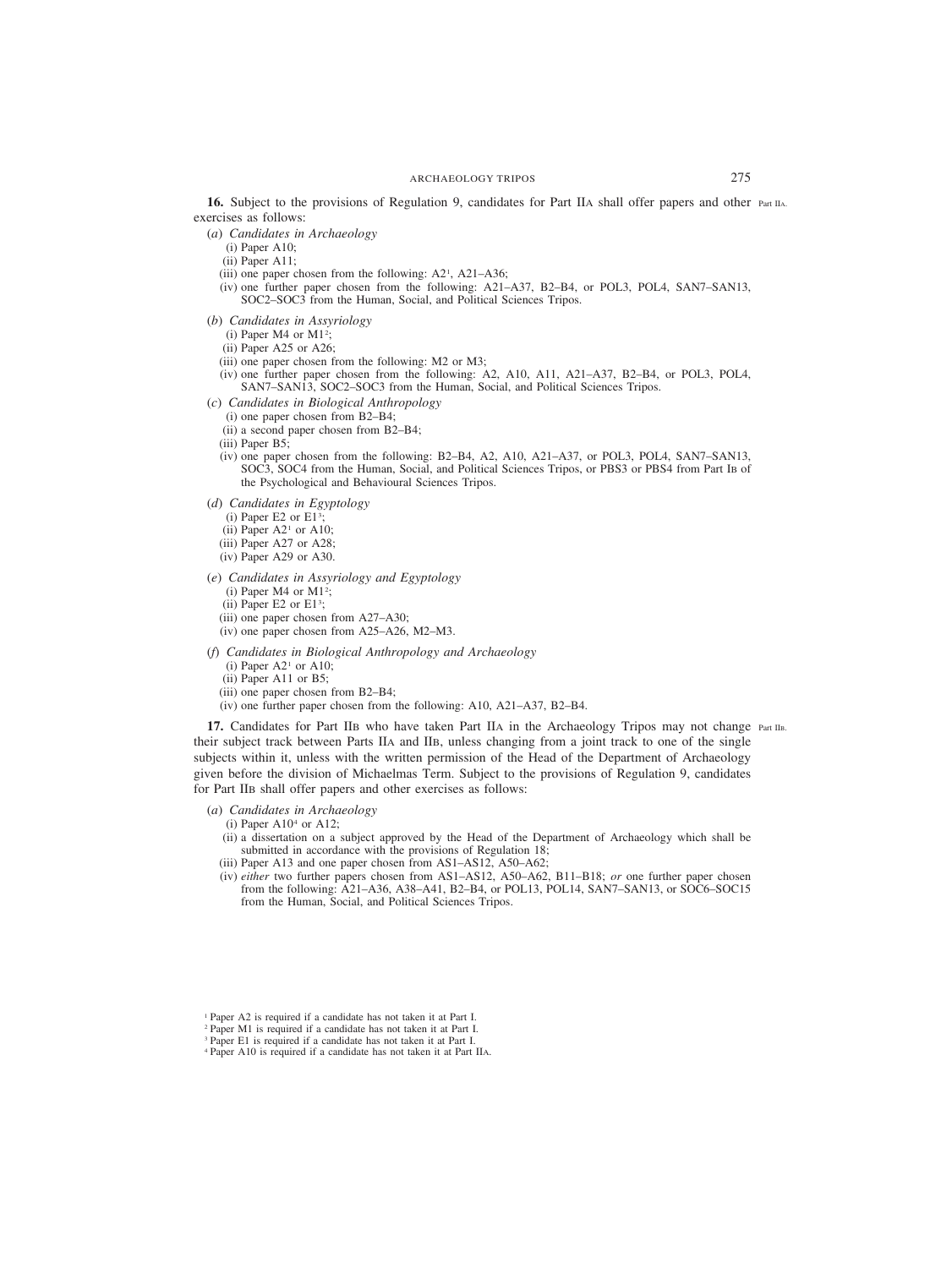**16.** Subject to the provisions of Regulation 9, candidates for Part IIA shall offer papers and other exercises as follows: Part IIA.

(*a*) *Candidates in Archaeology*

(i) Paper A10;

(ii) Paper A11;

(iii) one paper chosen from the following: A2[1], A21–A36;

(iv) one further paper chosen from the following: A21–A37, B2–B4, or POL3, POL4, SAN7–SAN13, SOC2–SOC3 from the Human, Social, and Political Sciences Tripos.

(*b*) *Candidates in Assyriology*

(i) Paper M4 or M1[2];

(ii) Paper A25 or A26;

(iii) one paper chosen from the following: M2 or M3;

(iv) one further paper chosen from the following: A2, A10, A11, A21–A37, B2–B4, or POL3, POL4, SAN7–SAN13, SOC2–SOC3 from the Human, Social, and Political Sciences Tripos.

(*c*) *Candidates in Biological Anthropology*

(i) one paper chosen from B2–B4;

(ii) a second paper chosen from B2–B4;

(iii) Paper B5;

(iv) one paper chosen from the following: B2–B4, A2, A10, A21–A37, or POL3, POL4, SAN7–SAN13, SOC3, SOC4 from the Human, Social, and Political Sciences Tripos, or PBS3 or PBS4 from Part IB of the Psychological and Behavioural Sciences Tripos.

(*d*) *Candidates in Egyptology*

(i) Paper E2 or E1[3];

(ii) Paper A2[1] or A10;

(iii) Paper A27 or A28;

(iv) Paper A29 or A30.

(*e*) *Candidates in Assyriology and Egyptology*

(i) Paper M4 or M1[2];

(ii) Paper E2 or E1[3];

(iii) one paper chosen from A27–A30;

(iv) one paper chosen from A25–A26, M2–M3.

(*f*) *Candidates in Biological Anthropology and Archaeology*

(i) Paper A2[1] or A10;

(ii) Paper A11 or B5;

(iii) one paper chosen from B2–B4;

(iv) one further paper chosen from the following: A10, A21–A37, B2–B4.

**17.** Candidates for Part IIB who have taken Part IIA in the Archaeology Tripos may not change their subject track between Parts IIA and IIB, unless changing from a joint track to one of the single subjects within it, unless with the written permission of the Head of the Department of Archaeology given before the division of Michaelmas Term. Subject to the provisions of Regulation 9, candidates for Part IIB shall offer papers and other exercises as follows: Part IIB.

(*a*) *Candidates in Archaeology*

(i) Paper A10[4] or A12;

(ii) a dissertation on a subject approved by the Head of the Department of Archaeology which shall be submitted in accordance with the provisions of Regulation 18;

(iii) Paper A13 and one paper chosen from AS1–AS12, A50–A62;

(iv) *either* two further papers chosen from AS1–AS12, A50–A62, B11–B18; *or* one further paper chosen from the following: A21–A36, A38–A41, B2–B4, or POL13, POL14, SAN7–SAN13, or SOC6–SOC15 from the Human, Social, and Political Sciences Tripos.

[1] Paper A2 is required if a candidate has not taken it at Part I.

[2] Paper M1 is required if a candidate has not taken it at Part I.

[3] Paper E1 is required if a candidate has not taken it at Part I.

[4] Paper A10 is required if a candidate has not taken it at Part IIA.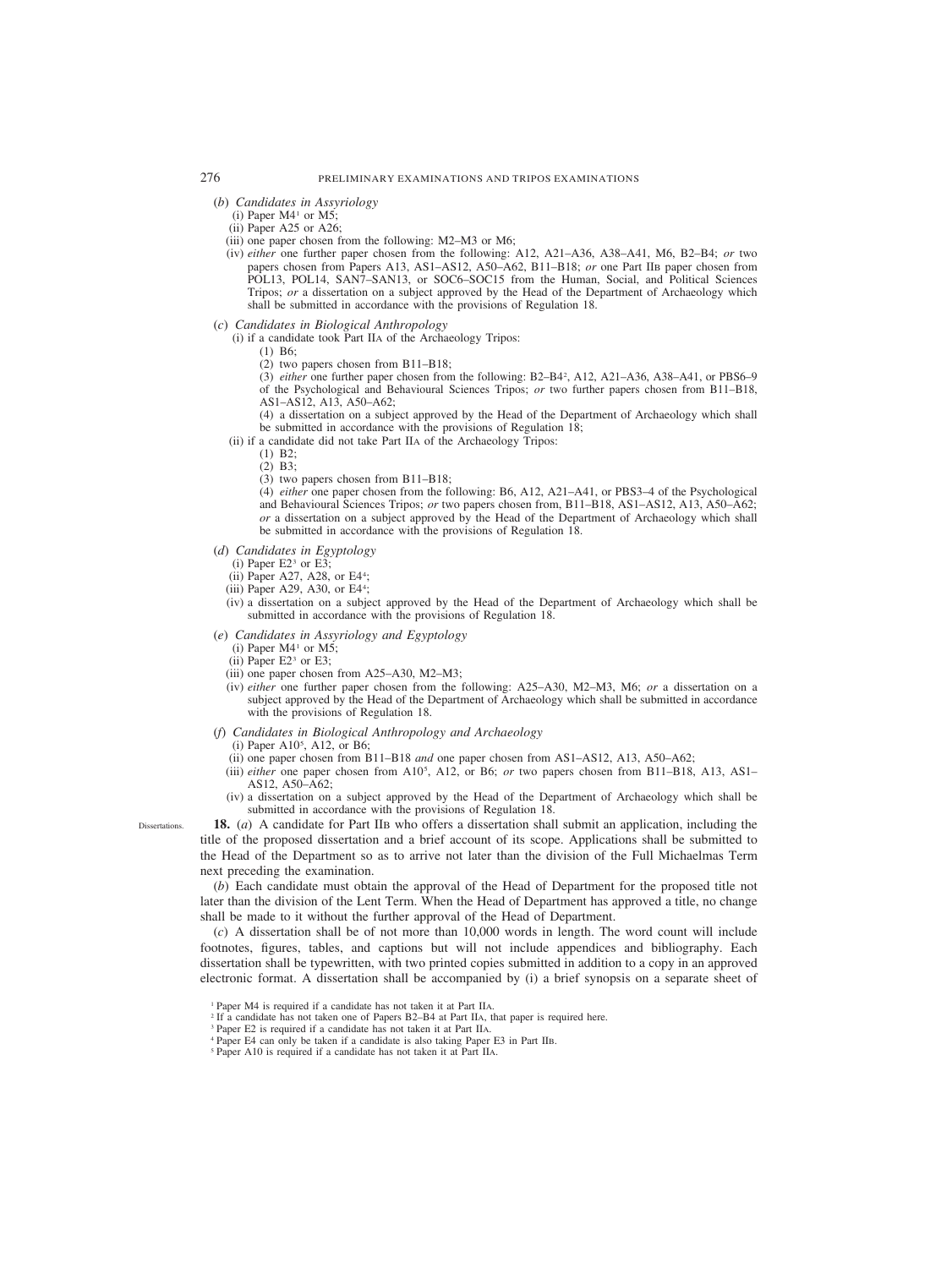(*b*) *Candidates in Assyriology*

(i) Paper M4[1] or M5;

(ii) Paper A25 or A26;

(iii) one paper chosen from the following: M2–M3 or M6;

(iv) *either* one further paper chosen from the following: A12, A21–A36, A38–A41, M6, B2–B4; *or* two papers chosen from Papers A13, AS1–AS12, A50–A62, B11–B18; *or* one Part IIB paper chosen from POL13, POL14, SAN7–SAN13, or SOC6–SOC15 from the Human, Social, and Political Sciences Tripos; *or* a dissertation on a subject approved by the Head of the Department of Archaeology which shall be submitted in accordance with the provisions of Regulation 18.

(*c*) *Candidates in Biological Anthropology*

(i) if a candidate took Part IIA of the Archaeology Tripos:

(1) B6;

(2) two papers chosen from B11–B18;

(3) *either* one further paper chosen from the following: B2–B4[2], A12, A21–A36, A38–A41, or PBS6–9 of the Psychological and Behavioural Sciences Tripos; *or* two further papers chosen from B11–B18, AS1–AS12, A13, A50–A62;

(4) a dissertation on a subject approved by the Head of the Department of Archaeology which shall be submitted in accordance with the provisions of Regulation 18;

(ii) if a candidate did not take Part IIA of the Archaeology Tripos:

(1) B2;

(2) B3;

(3) two papers chosen from B11–B18;

(4) *either* one paper chosen from the following: B6, A12, A21–A41, or PBS3–4 of the Psychological and Behavioural Sciences Tripos; *or* two papers chosen from, B11–B18, AS1–AS12, A13, A50–A62; *or* a dissertation on a subject approved by the Head of the Department of Archaeology which shall be submitted in accordance with the provisions of Regulation 18.

(*d*) *Candidates in Egyptology*

(i) Paper E2[3] or E3;

(ii) Paper A27, A28, or E4[4];

(iii) Paper A29, A30, or E4[4];

(iv) a dissertation on a subject approved by the Head of the Department of Archaeology which shall be submitted in accordance with the provisions of Regulation 18.

(*e*) *Candidates in Assyriology and Egyptology*

(i) Paper M4[1] or M5;

(ii) Paper E2[3] or E3;

(iii) one paper chosen from A25–A30, M2–M3;

(iv) *either* one further paper chosen from the following: A25–A30, M2–M3, M6; *or* a dissertation on a subject approved by the Head of the Department of Archaeology which shall be submitted in accordance with the provisions of Regulation 18.

(*f*) *Candidates in Biological Anthropology and Archaeology*

(i) Paper A10[5], A12, or B6;

(ii) one paper chosen from B11–B18 *and* one paper chosen from AS1–AS12, A13, A50–A62;

(iii) *either* one paper chosen from A10[5], A12, or B6; *or* two papers chosen from B11–B18, A13, AS1–AS12, A50–A62;

(iv) a dissertation on a subject approved by the Head of the Department of Archaeology which shall be submitted in accordance with the provisions of Regulation 18.

Dissertations.

**18.** (*a*) A candidate for Part IIB who offers a dissertation shall submit an application, including the title of the proposed dissertation and a brief account of its scope. Applications shall be submitted to the Head of the Department so as to arrive not later than the division of the Full Michaelmas Term next preceding the examination.

(*b*) Each candidate must obtain the approval of the Head of Department for the proposed title not later than the division of the Lent Term. When the Head of Department has approved a title, no change shall be made to it without the further approval of the Head of Department.

(*c*) A dissertation shall be of not more than 10,000 words in length. The word count will include footnotes, figures, tables, and captions but will not include appendices and bibliography. Each dissertation shall be typewritten, with two printed copies submitted in addition to a copy in an approved electronic format. A dissertation shall be accompanied by (i) a brief synopsis on a separate sheet of

[1] Paper M4 is required if a candidate has not taken it at Part IIA.

[2] If a candidate has not taken one of Papers B2–B4 at Part IIA, that paper is required here.

[3] Paper E2 is required if a candidate has not taken it at Part IIA.

[4] Paper E4 can only be taken if a candidate is also taking Paper E3 in Part IIB.

[5] Paper A10 is required if a candidate has not taken it at Part IIA.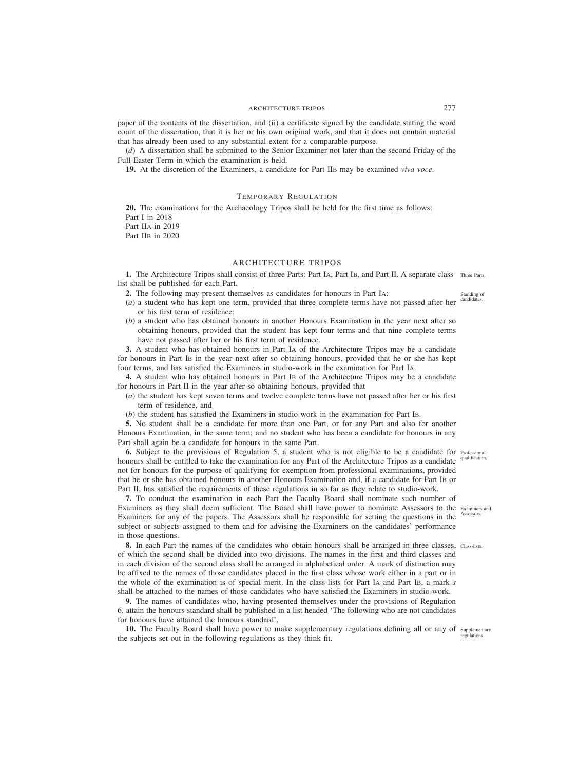paper of the contents of the dissertation, and (ii) a certificate signed by the candidate stating the word count of the dissertation, that it is her or his own original work, and that it does not contain material that has already been used to any substantial extent for a comparable purpose.

(*d*) A dissertation shall be submitted to the Senior Examiner not later than the second Friday of the Full Easter Term in which the examination is held.

**19.** At the discretion of the Examiners, a candidate for Part IIB may be examined *viva voce*.

### Temporary Regulation

**20.** The examinations for the Archaeology Tripos shall be held for the first time as follows:
Part I in 2018
Part IIA in 2019
Part IIB in 2020

## ARCHITECTURE TRIPOS

**1.** The Architecture Tripos shall consist of three Parts: Part IA, Part IB, and Part II. A separate class-list shall be published for each Part. *Three Parts.*

**2.** The following may present themselves as candidates for honours in Part IA: *Standing of candidates.*

(*a*) a student who has kept one term, provided that three complete terms have not passed after her or his first term of residence;

(*b*) a student who has obtained honours in another Honours Examination in the year next after so obtaining honours, provided that the student has kept four terms and that nine complete terms have not passed after her or his first term of residence.

**3.** A student who has obtained honours in Part IA of the Architecture Tripos may be a candidate for honours in Part IB in the year next after so obtaining honours, provided that he or she has kept four terms, and has satisfied the Examiners in studio-work in the examination for Part IA.

**4.** A student who has obtained honours in Part IB of the Architecture Tripos may be a candidate for honours in Part II in the year after so obtaining honours, provided that

(*a*) the student has kept seven terms and twelve complete terms have not passed after her or his first term of residence, and

(*b*) the student has satisfied the Examiners in studio-work in the examination for Part IB.

**5.** No student shall be a candidate for more than one Part, or for any Part and also for another Honours Examination, in the same term; and no student who has been a candidate for honours in any Part shall again be a candidate for honours in the same Part.

**6.** Subject to the provisions of Regulation 5, a student who is not eligible to be a candidate for honours shall be entitled to take the examination for any Part of the Architecture Tripos as a candidate not for honours for the purpose of qualifying for exemption from professional examinations, provided that he or she has obtained honours in another Honours Examination and, if a candidate for Part IB or Part II, has satisfied the requirements of these regulations in so far as they relate to studio-work. *Professional qualification.*

**7.** To conduct the examination in each Part the Faculty Board shall nominate such number of Examiners as they shall deem sufficient. The Board shall have power to nominate Assessors to the Examiners for any of the papers. The Assessors shall be responsible for setting the questions in the subject or subjects assigned to them and for advising the Examiners on the candidates' performance in those questions. *Examiners and Assessors.*

**8.** In each Part the names of the candidates who obtain honours shall be arranged in three classes, of which the second shall be divided into two divisions. The names in the first and third classes and in each division of the second class shall be arranged in alphabetical order. A mark of distinction may be affixed to the names of those candidates placed in the first class whose work either in a part or in the whole of the examination is of special merit. In the class-lists for Part IA and Part IB, a mark *s* shall be attached to the names of those candidates who have satisfied the Examiners in studio-work. *Class-lists.*

**9.** The names of candidates who, having presented themselves under the provisions of Regulation 6, attain the honours standard shall be published in a list headed 'The following who are not candidates for honours have attained the honours standard'.

**10.** The Faculty Board shall have power to make supplementary regulations defining all or any of the subjects set out in the following regulations as they think fit. *Supplementary regulations.*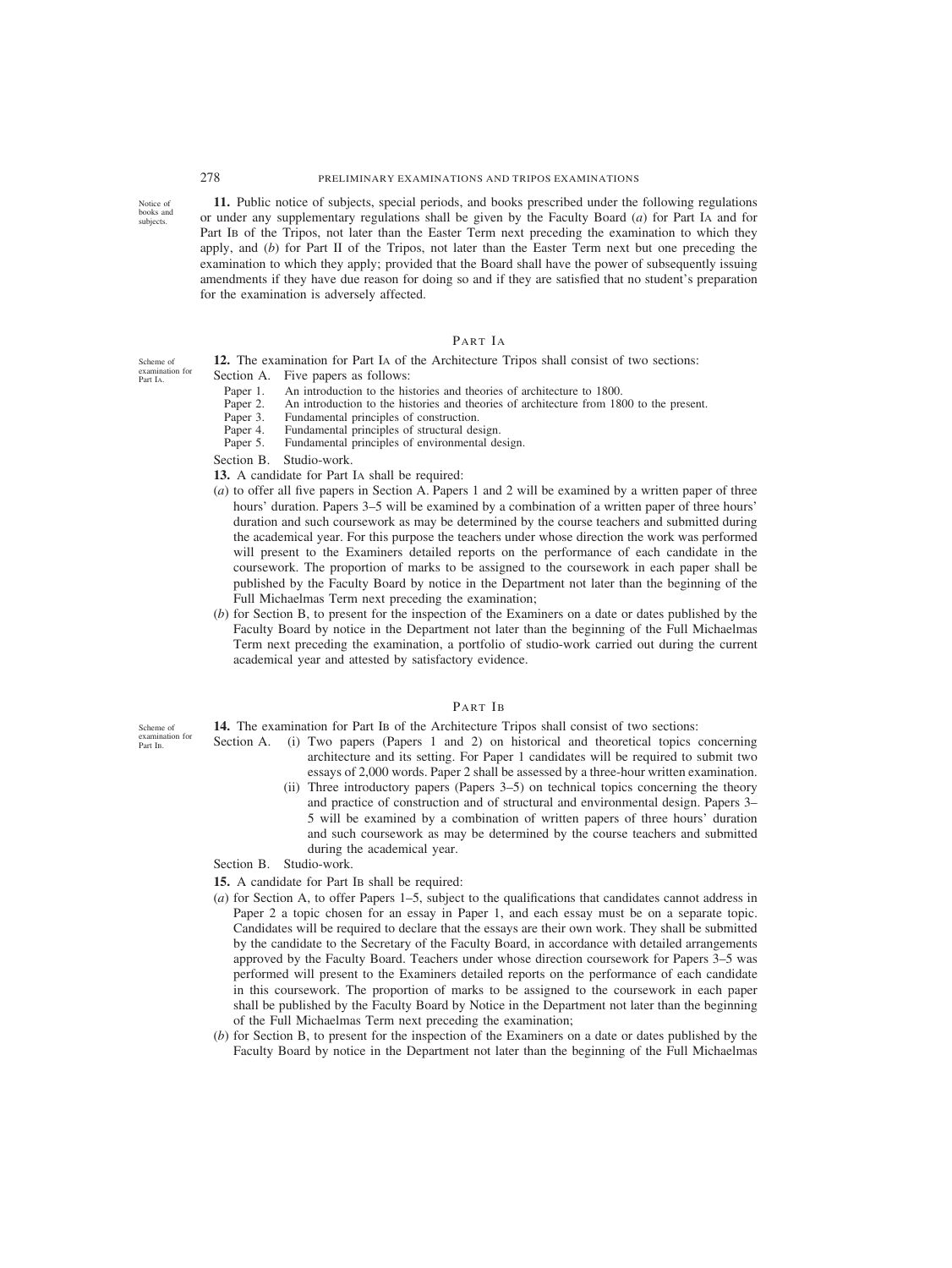*Notice of books and subjects.*

**11.** Public notice of subjects, special periods, and books prescribed under the following regulations or under any supplementary regulations shall be given by the Faculty Board (*a*) for Part IA and for Part IB of the Tripos, not later than the Easter Term next preceding the examination to which they apply, and (*b*) for Part II of the Tripos, not later than the Easter Term next but one preceding the examination to which they apply; provided that the Board shall have the power of subsequently issuing amendments if they have due reason for doing so and if they are satisfied that no student's preparation for the examination is adversely affected.

## PART IA

*Scheme of examination for Part IA.*

**12.** The examination for Part IA of the Architecture Tripos shall consist of two sections:

Section A. Five papers as follows:

- Paper 1. An introduction to the histories and theories of architecture to 1800.
- Paper 2. An introduction to the histories and theories of architecture from 1800 to the present.
- Paper 3. Fundamental principles of construction.
- Paper 4. Fundamental principles of structural design.
- Paper 5. Fundamental principles of environmental design.

Section B. Studio-work.

**13.** A candidate for Part IA shall be required:

(*a*) to offer all five papers in Section A. Papers 1 and 2 will be examined by a written paper of three hours' duration. Papers 3–5 will be examined by a combination of a written paper of three hours' duration and such coursework as may be determined by the course teachers and submitted during the academical year. For this purpose the teachers under whose direction the work was performed will present to the Examiners detailed reports on the performance of each candidate in the coursework. The proportion of marks to be assigned to the coursework in each paper shall be published by the Faculty Board by notice in the Department not later than the beginning of the Full Michaelmas Term next preceding the examination;

(*b*) for Section B, to present for the inspection of the Examiners on a date or dates published by the Faculty Board by notice in the Department not later than the beginning of the Full Michaelmas Term next preceding the examination, a portfolio of studio-work carried out during the current academical year and attested by satisfactory evidence.

## PART IB

*Scheme of examination for Part IB.*

**14.** The examination for Part IB of the Architecture Tripos shall consist of two sections:

Section A. (i) Two papers (Papers 1 and 2) on historical and theoretical topics concerning architecture and its setting. For Paper 1 candidates will be required to submit two essays of 2,000 words. Paper 2 shall be assessed by a three-hour written examination.

(ii) Three introductory papers (Papers 3–5) on technical topics concerning the theory and practice of construction and of structural and environmental design. Papers 3–5 will be examined by a combination of written papers of three hours' duration and such coursework as may be determined by the course teachers and submitted during the academical year.

Section B. Studio-work.

**15.** A candidate for Part IB shall be required:

(*a*) for Section A, to offer Papers 1–5, subject to the qualifications that candidates cannot address in Paper 2 a topic chosen for an essay in Paper 1, and each essay must be on a separate topic. Candidates will be required to declare that the essays are their own work. They shall be submitted by the candidate to the Secretary of the Faculty Board, in accordance with detailed arrangements approved by the Faculty Board. Teachers under whose direction coursework for Papers 3–5 was performed will present to the Examiners detailed reports on the performance of each candidate in this coursework. The proportion of marks to be assigned to the coursework in each paper shall be published by the Faculty Board by Notice in the Department not later than the beginning of the Full Michaelmas Term next preceding the examination;

(*b*) for Section B, to present for the inspection of the Examiners on a date or dates published by the Faculty Board by notice in the Department not later than the beginning of the Full Michaelmas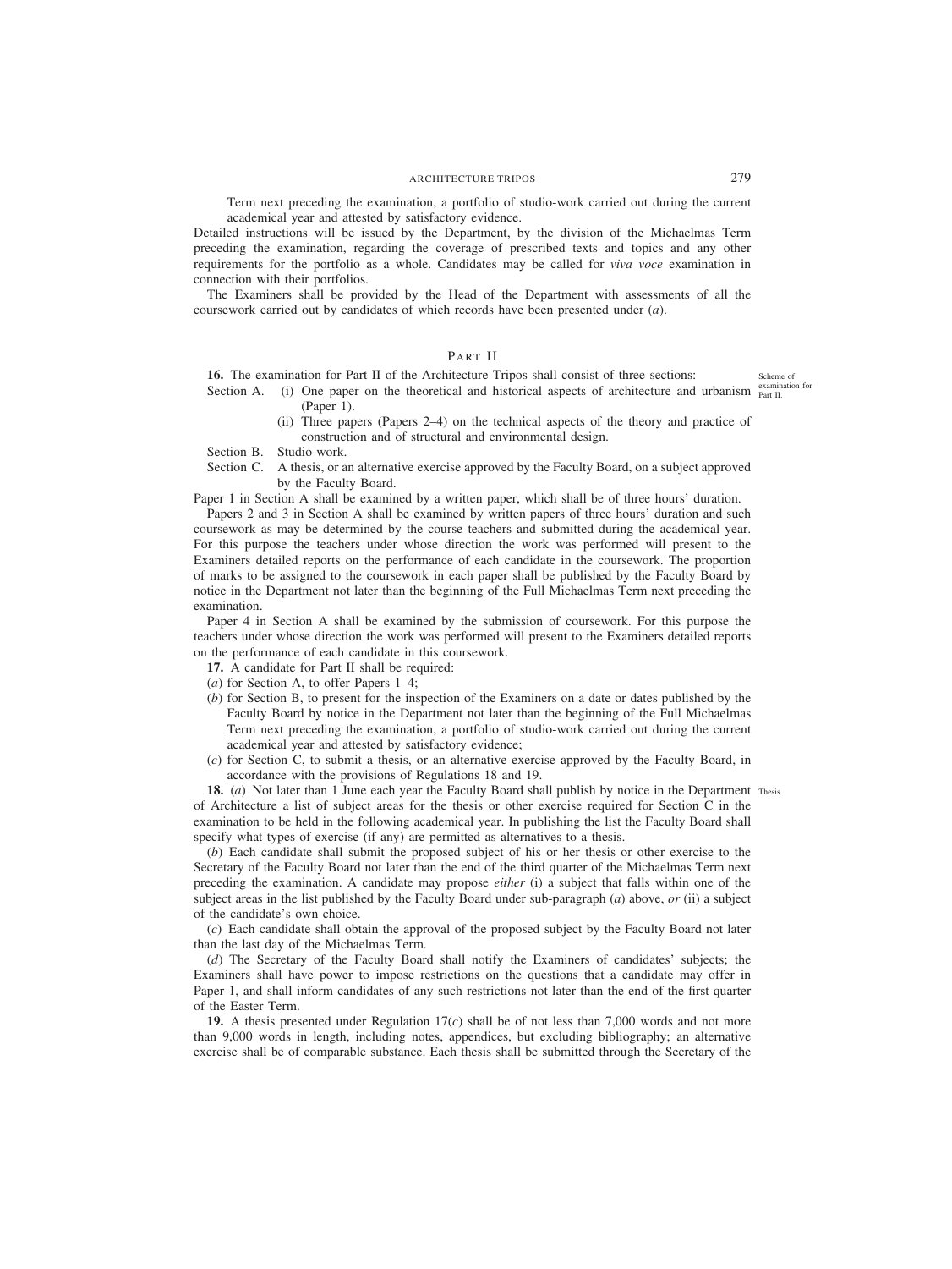Term next preceding the examination, a portfolio of studio-work carried out during the current academical year and attested by satisfactory evidence.

Detailed instructions will be issued by the Department, by the division of the Michaelmas Term preceding the examination, regarding the coverage of prescribed texts and topics and any other requirements for the portfolio as a whole. Candidates may be called for *viva voce* examination in connection with their portfolios.

The Examiners shall be provided by the Head of the Department with assessments of all the coursework carried out by candidates of which records have been presented under (*a*).

## PART II

*Scheme of examination for Part II.*

**16.** The examination for Part II of the Architecture Tripos shall consist of three sections:

Section A. (i) One paper on the theoretical and historical aspects of architecture and urbanism (Paper 1).

(ii) Three papers (Papers 2–4) on the technical aspects of the theory and practice of construction and of structural and environmental design.

Section B. Studio-work.

Section C. A thesis, or an alternative exercise approved by the Faculty Board, on a subject approved by the Faculty Board.

Paper 1 in Section A shall be examined by a written paper, which shall be of three hours' duration.

Papers 2 and 3 in Section A shall be examined by written papers of three hours' duration and such coursework as may be determined by the course teachers and submitted during the academical year. For this purpose the teachers under whose direction the work was performed will present to the Examiners detailed reports on the performance of each candidate in the coursework. The proportion of marks to be assigned to the coursework in each paper shall be published by the Faculty Board by notice in the Department not later than the beginning of the Full Michaelmas Term next preceding the examination.

Paper 4 in Section A shall be examined by the submission of coursework. For this purpose the teachers under whose direction the work was performed will present to the Examiners detailed reports on the performance of each candidate in this coursework.

**17.** A candidate for Part II shall be required:

(*a*) for Section A, to offer Papers 1–4;

(*b*) for Section B, to present for the inspection of the Examiners on a date or dates published by the Faculty Board by notice in the Department not later than the beginning of the Full Michaelmas Term next preceding the examination, a portfolio of studio-work carried out during the current academical year and attested by satisfactory evidence;

(*c*) for Section C, to submit a thesis, or an alternative exercise approved by the Faculty Board, in accordance with the provisions of Regulations 18 and 19.

*Thesis.*

**18.** (*a*) Not later than 1 June each year the Faculty Board shall publish by notice in the Department of Architecture a list of subject areas for the thesis or other exercise required for Section C in the examination to be held in the following academical year. In publishing the list the Faculty Board shall specify what types of exercise (if any) are permitted as alternatives to a thesis.

(*b*) Each candidate shall submit the proposed subject of his or her thesis or other exercise to the Secretary of the Faculty Board not later than the end of the third quarter of the Michaelmas Term next preceding the examination. A candidate may propose *either* (i) a subject that falls within one of the subject areas in the list published by the Faculty Board under sub-paragraph (*a*) above, *or* (ii) a subject of the candidate's own choice.

(*c*) Each candidate shall obtain the approval of the proposed subject by the Faculty Board not later than the last day of the Michaelmas Term.

(*d*) The Secretary of the Faculty Board shall notify the Examiners of candidates' subjects; the Examiners shall have power to impose restrictions on the questions that a candidate may offer in Paper 1, and shall inform candidates of any such restrictions not later than the end of the first quarter of the Easter Term.

**19.** A thesis presented under Regulation 17(*c*) shall be of not less than 7,000 words and not more than 9,000 words in length, including notes, appendices, but excluding bibliography; an alternative exercise shall be of comparable substance. Each thesis shall be submitted through the Secretary of the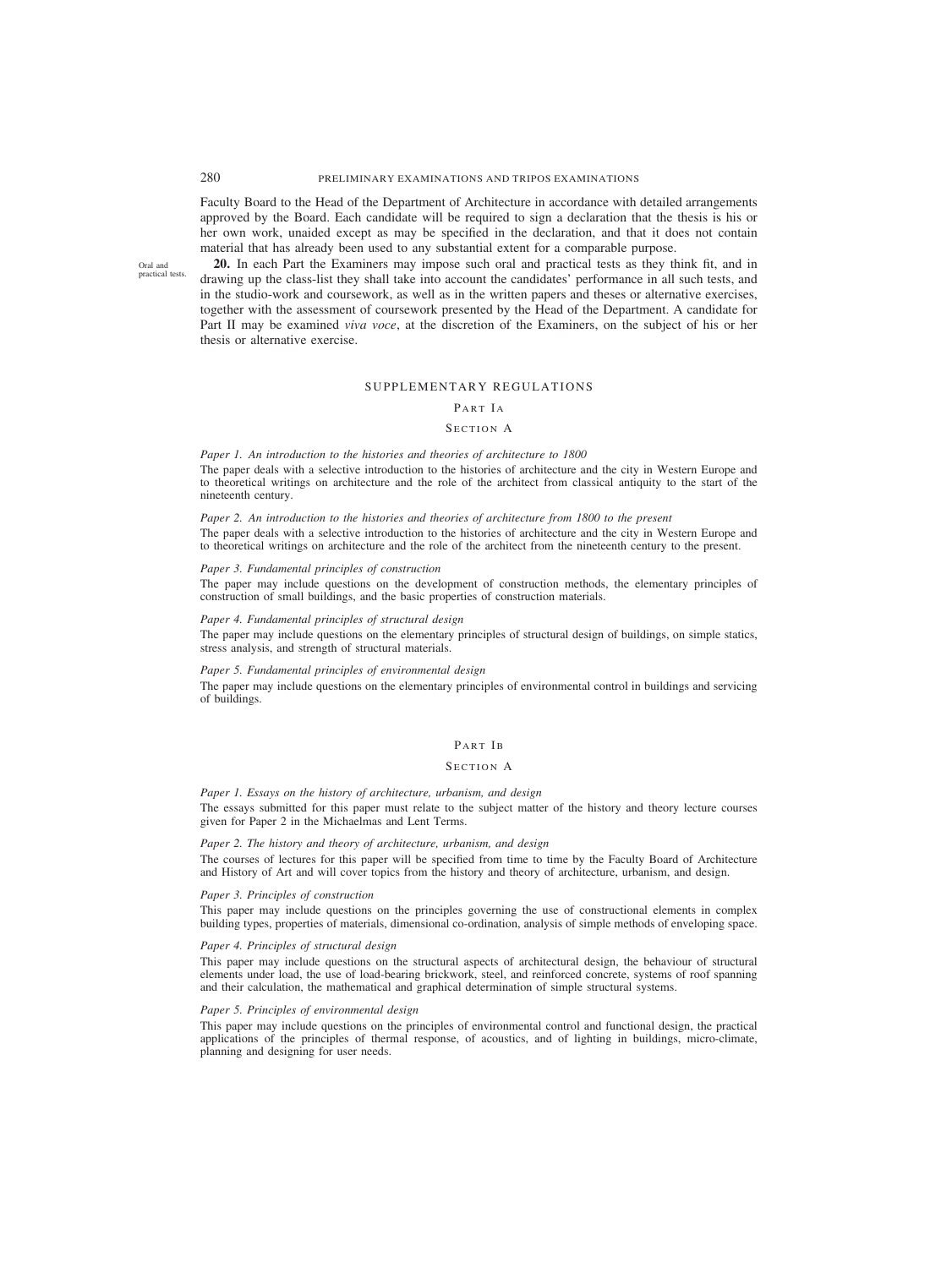Faculty Board to the Head of the Department of Architecture in accordance with detailed arrangements approved by the Board. Each candidate will be required to sign a declaration that the thesis is his or her own work, unaided except as may be specified in the declaration, and that it does not contain material that has already been used to any substantial extent for a comparable purpose.

Oral and practical tests.

**20.** In each Part the Examiners may impose such oral and practical tests as they think fit, and in drawing up the class-list they shall take into account the candidates' performance in all such tests, and in the studio-work and coursework, as well as in the written papers and theses or alternative exercises, together with the assessment of coursework presented by the Head of the Department. A candidate for Part II may be examined *viva voce*, at the discretion of the Examiners, on the subject of his or her thesis or alternative exercise.

## SUPPLEMENTARY REGULATIONS

### PART IA

### SECTION A

*Paper 1. An introduction to the histories and theories of architecture to 1800*

The paper deals with a selective introduction to the histories of architecture and the city in Western Europe and to theoretical writings on architecture and the role of the architect from classical antiquity to the start of the nineteenth century.

*Paper 2. An introduction to the histories and theories of architecture from 1800 to the present*

The paper deals with a selective introduction to the histories of architecture and the city in Western Europe and to theoretical writings on architecture and the role of the architect from the nineteenth century to the present.

*Paper 3. Fundamental principles of construction*

The paper may include questions on the development of construction methods, the elementary principles of construction of small buildings, and the basic properties of construction materials.

*Paper 4. Fundamental principles of structural design*

The paper may include questions on the elementary principles of structural design of buildings, on simple statics, stress analysis, and strength of structural materials.

*Paper 5. Fundamental principles of environmental design*

The paper may include questions on the elementary principles of environmental control in buildings and servicing of buildings.

### PART IB

### SECTION A

*Paper 1. Essays on the history of architecture, urbanism, and design*

The essays submitted for this paper must relate to the subject matter of the history and theory lecture courses given for Paper 2 in the Michaelmas and Lent Terms.

*Paper 2. The history and theory of architecture, urbanism, and design*

The courses of lectures for this paper will be specified from time to time by the Faculty Board of Architecture and History of Art and will cover topics from the history and theory of architecture, urbanism, and design.

*Paper 3. Principles of construction*

This paper may include questions on the principles governing the use of constructional elements in complex building types, properties of materials, dimensional co-ordination, analysis of simple methods of enveloping space.

*Paper 4. Principles of structural design*

This paper may include questions on the structural aspects of architectural design, the behaviour of structural elements under load, the use of load-bearing brickwork, steel, and reinforced concrete, systems of roof spanning and their calculation, the mathematical and graphical determination of simple structural systems.

*Paper 5. Principles of environmental design*

This paper may include questions on the principles of environmental control and functional design, the practical applications of the principles of thermal response, of acoustics, and of lighting in buildings, micro-climate, planning and designing for user needs.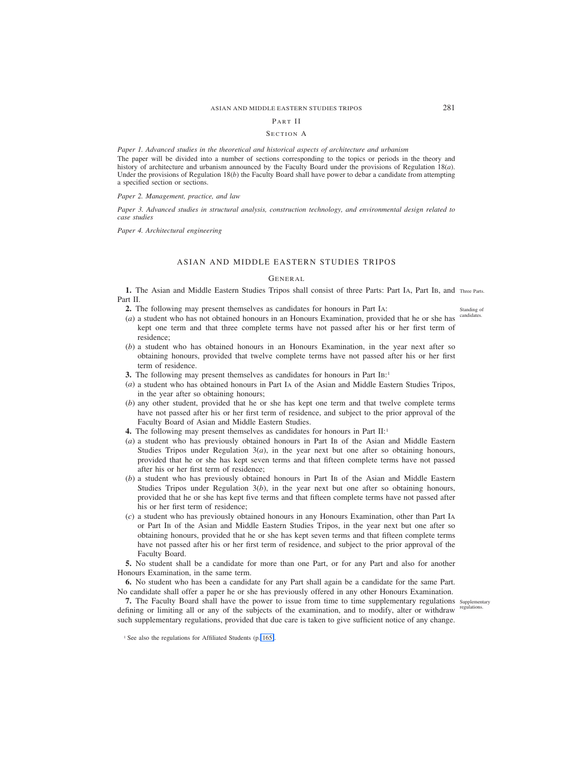## Part II

### Section A

*Paper 1. Advanced studies in the theoretical and historical aspects of architecture and urbanism*

The paper will be divided into a number of sections corresponding to the topics or periods in the theory and history of architecture and urbanism announced by the Faculty Board under the provisions of Regulation 18(*a*). Under the provisions of Regulation 18(*b*) the Faculty Board shall have power to debar a candidate from attempting a specified section or sections.

*Paper 2. Management, practice, and law*

*Paper 3. Advanced studies in structural analysis, construction technology, and environmental design related to case studies*

*Paper 4. Architectural engineering*

# ASIAN AND MIDDLE EASTERN STUDIES TRIPOS

## General

**1.** The Asian and Middle Eastern Studies Tripos shall consist of three Parts: Part IA, Part IB, and Part II. *Three Parts.*

**2.** The following may present themselves as candidates for honours in Part IA: *Standing of candidates.*

(*a*) a student who has not obtained honours in an Honours Examination, provided that he or she has kept one term and that three complete terms have not passed after his or her first term of residence;

(*b*) a student who has obtained honours in an Honours Examination, in the year next after so obtaining honours, provided that twelve complete terms have not passed after his or her first term of residence.

**3.** The following may present themselves as candidates for honours in Part IB:[1]

(*a*) a student who has obtained honours in Part IA of the Asian and Middle Eastern Studies Tripos, in the year after so obtaining honours;

(*b*) any other student, provided that he or she has kept one term and that twelve complete terms have not passed after his or her first term of residence, and subject to the prior approval of the Faculty Board of Asian and Middle Eastern Studies.

**4.** The following may present themselves as candidates for honours in Part II:[1]

(*a*) a student who has previously obtained honours in Part IB of the Asian and Middle Eastern Studies Tripos under Regulation 3(*a*), in the year next but one after so obtaining honours, provided that he or she has kept seven terms and that fifteen complete terms have not passed after his or her first term of residence;

(*b*) a student who has previously obtained honours in Part IB of the Asian and Middle Eastern Studies Tripos under Regulation 3(*b*), in the year next but one after so obtaining honours, provided that he or she has kept five terms and that fifteen complete terms have not passed after his or her first term of residence;

(*c*) a student who has previously obtained honours in any Honours Examination, other than Part IA or Part IB of the Asian and Middle Eastern Studies Tripos, in the year next but one after so obtaining honours, provided that he or she has kept seven terms and that fifteen complete terms have not passed after his or her first term of residence, and subject to the prior approval of the Faculty Board.

**5.** No student shall be a candidate for more than one Part, or for any Part and also for another Honours Examination, in the same term.

**6.** No student who has been a candidate for any Part shall again be a candidate for the same Part. No candidate shall offer a paper he or she has previously offered in any other Honours Examination.

**7.** The Faculty Board shall have the power to issue from time to time supplementary regulations defining or limiting all or any of the subjects of the examination, and to modify, alter or withdraw such supplementary regulations, provided that due care is taken to give sufficient notice of any change. *Supplementary regulations.*

[1] See also the regulations for Affiliated Students (p. 165).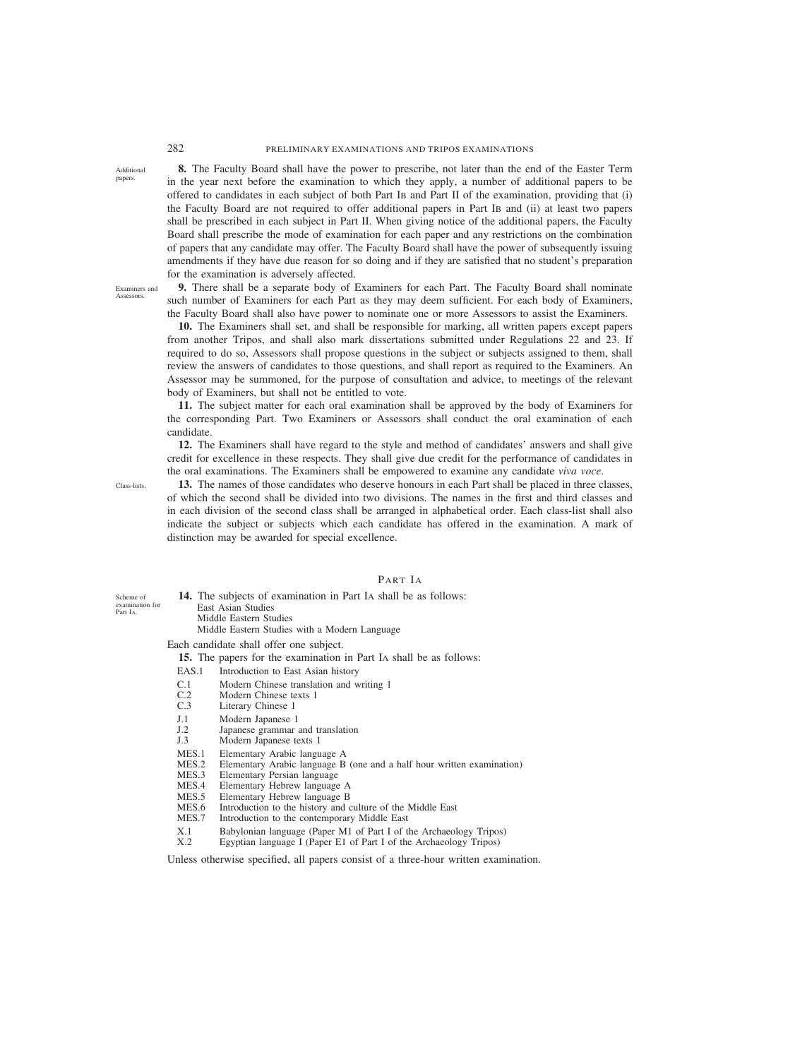*Additional papers.*

**8.** The Faculty Board shall have the power to prescribe, not later than the end of the Easter Term in the year next before the examination to which they apply, a number of additional papers to be offered to candidates in each subject of both Part IB and Part II of the examination, providing that (i) the Faculty Board are not required to offer additional papers in Part IB and (ii) at least two papers shall be prescribed in each subject in Part II. When giving notice of the additional papers, the Faculty Board shall prescribe the mode of examination for each paper and any restrictions on the combination of papers that any candidate may offer. The Faculty Board shall have the power of subsequently issuing amendments if they have due reason for so doing and if they are satisfied that no student's preparation for the examination is adversely affected.

*Examiners and Assessors.*

**9.** There shall be a separate body of Examiners for each Part. The Faculty Board shall nominate such number of Examiners for each Part as they may deem sufficient. For each body of Examiners, the Faculty Board shall also have power to nominate one or more Assessors to assist the Examiners.

**10.** The Examiners shall set, and shall be responsible for marking, all written papers except papers from another Tripos, and shall also mark dissertations submitted under Regulations 22 and 23. If required to do so, Assessors shall propose questions in the subject or subjects assigned to them, shall review the answers of candidates to those questions, and shall report as required to the Examiners. An Assessor may be summoned, for the purpose of consultation and advice, to meetings of the relevant body of Examiners, but shall not be entitled to vote.

**11.** The subject matter for each oral examination shall be approved by the body of Examiners for the corresponding Part. Two Examiners or Assessors shall conduct the oral examination of each candidate.

**12.** The Examiners shall have regard to the style and method of candidates' answers and shall give credit for excellence in these respects. They shall give due credit for the performance of candidates in the oral examinations. The Examiners shall be empowered to examine any candidate *viva voce*.

*Class-lists.*

**13.** The names of those candidates who deserve honours in each Part shall be placed in three classes, of which the second shall be divided into two divisions. The names in the first and third classes and in each division of the second class shall be arranged in alphabetical order. Each class-list shall also indicate the subject or subjects which each candidate has offered in the examination. A mark of distinction may be awarded for special excellence.

## PART IA

*Scheme of examination for Part IA.*

**14.** The subjects of examination in Part IA shall be as follows:
East Asian Studies
Middle Eastern Studies
Middle Eastern Studies with a Modern Language

Each candidate shall offer one subject.

**15.** The papers for the examination in Part IA shall be as follows:

EAS.1 Introduction to East Asian history

C.1 Modern Chinese translation and writing 1
C.2 Modern Chinese texts 1
C.3 Literary Chinese 1

J.1 Modern Japanese 1
J.2 Japanese grammar and translation
J.3 Modern Japanese texts 1

MES.1 Elementary Arabic language A
MES.2 Elementary Arabic language B (one and a half hour written examination)
MES.3 Elementary Persian language
MES.4 Elementary Hebrew language A
MES.5 Elementary Hebrew language B
MES.6 Introduction to the history and culture of the Middle East
MES.7 Introduction to the contemporary Middle East

X.1 Babylonian language (Paper M1 of Part I of the Archaeology Tripos)
X.2 Egyptian language I (Paper E1 of Part I of the Archaeology Tripos)

Unless otherwise specified, all papers consist of a three-hour written examination.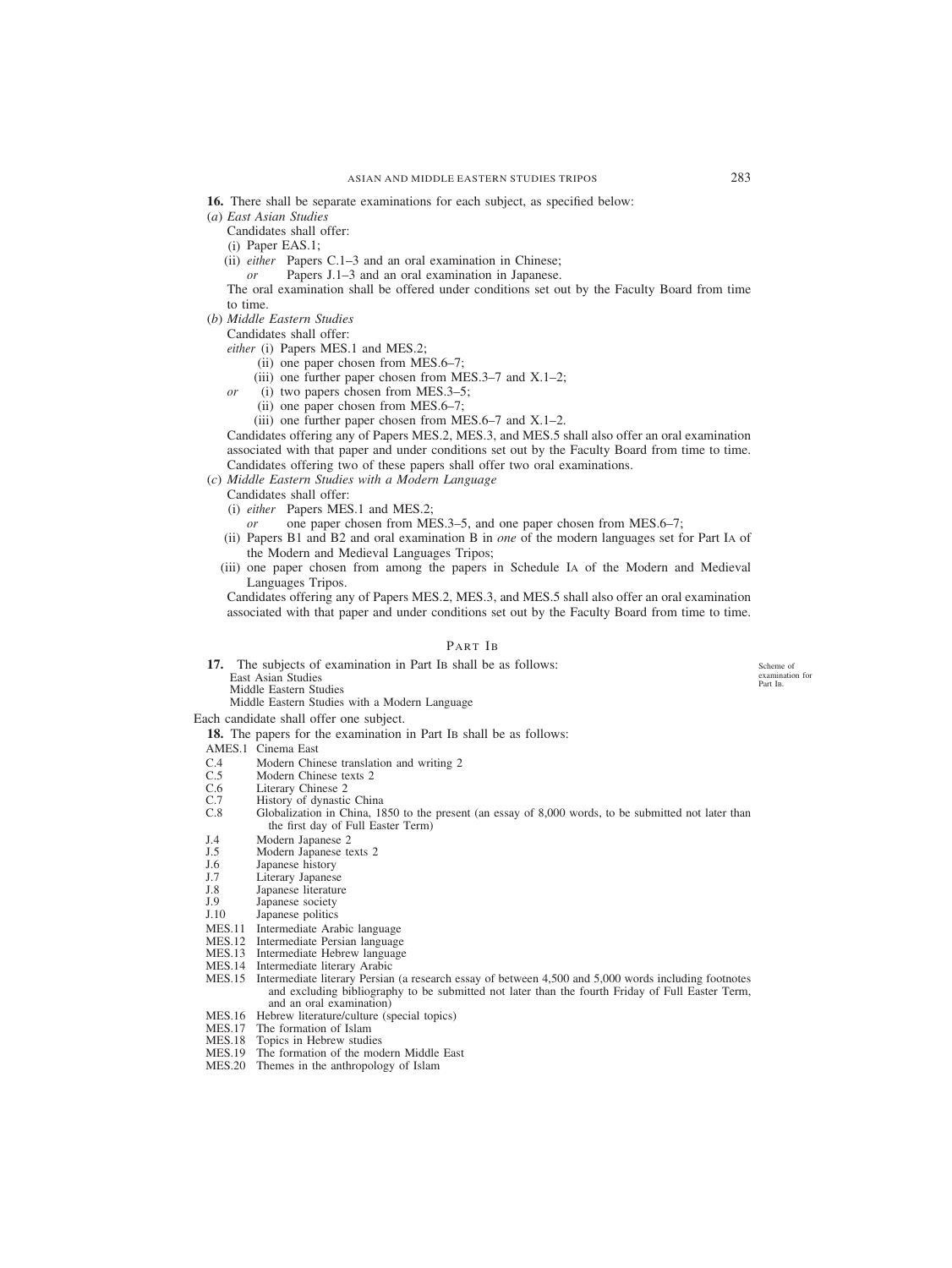**16.** There shall be separate examinations for each subject, as specified below:

(*a*) *East Asian Studies*

Candidates shall offer:

(i) Paper EAS.1;

(ii) *either* Papers C.1–3 and an oral examination in Chinese;
*or* Papers J.1–3 and an oral examination in Japanese.

The oral examination shall be offered under conditions set out by the Faculty Board from time to time.

(*b*) *Middle Eastern Studies*

Candidates shall offer:

*either* (i) Papers MES.1 and MES.2;
(ii) one paper chosen from MES.6–7;
(iii) one further paper chosen from MES.3–7 and X.1–2;

*or* (i) two papers chosen from MES.3–5;
(ii) one paper chosen from MES.6–7;
(iii) one further paper chosen from MES.6–7 and X.1–2.

Candidates offering any of Papers MES.2, MES.3, and MES.5 shall also offer an oral examination associated with that paper and under conditions set out by the Faculty Board from time to time. Candidates offering two of these papers shall offer two oral examinations.

(*c*) *Middle Eastern Studies with a Modern Language*

Candidates shall offer:

(i) *either* Papers MES.1 and MES.2;
*or* one paper chosen from MES.3–5, and one paper chosen from MES.6–7;

(ii) Papers B1 and B2 and oral examination B in *one* of the modern languages set for Part IA of the Modern and Medieval Languages Tripos;

(iii) one paper chosen from among the papers in Schedule IA of the Modern and Medieval Languages Tripos.

Candidates offering any of Papers MES.2, MES.3, and MES.5 shall also offer an oral examination associated with that paper and under conditions set out by the Faculty Board from time to time.

## PART IB

*Scheme of examination for Part IB.*

**17.** The subjects of examination in Part IB shall be as follows:

East Asian Studies
Middle Eastern Studies
Middle Eastern Studies with a Modern Language

Each candidate shall offer one subject.

**18.** The papers for the examination in Part IB shall be as follows:

AMES.1 Cinema East
C.4 Modern Chinese translation and writing 2
C.5 Modern Chinese texts 2
C.6 Literary Chinese 2
C.7 History of dynastic China
C.8 Globalization in China, 1850 to the present (an essay of 8,000 words, to be submitted not later than the first day of Full Easter Term)
J.4 Modern Japanese 2
J.5 Modern Japanese texts 2
J.6 Japanese history
J.7 Literary Japanese
J.8 Japanese literature
J.9 Japanese society
J.10 Japanese politics
MES.11 Intermediate Arabic language
MES.12 Intermediate Persian language
MES.13 Intermediate Hebrew language
MES.14 Intermediate literary Arabic
MES.15 Intermediate literary Persian (a research essay of between 4,500 and 5,000 words including footnotes and excluding bibliography to be submitted not later than the fourth Friday of Full Easter Term, and an oral examination)
MES.16 Hebrew literature/culture (special topics)
MES.17 The formation of Islam
MES.18 Topics in Hebrew studies
MES.19 The formation of the modern Middle East
MES.20 Themes in the anthropology of Islam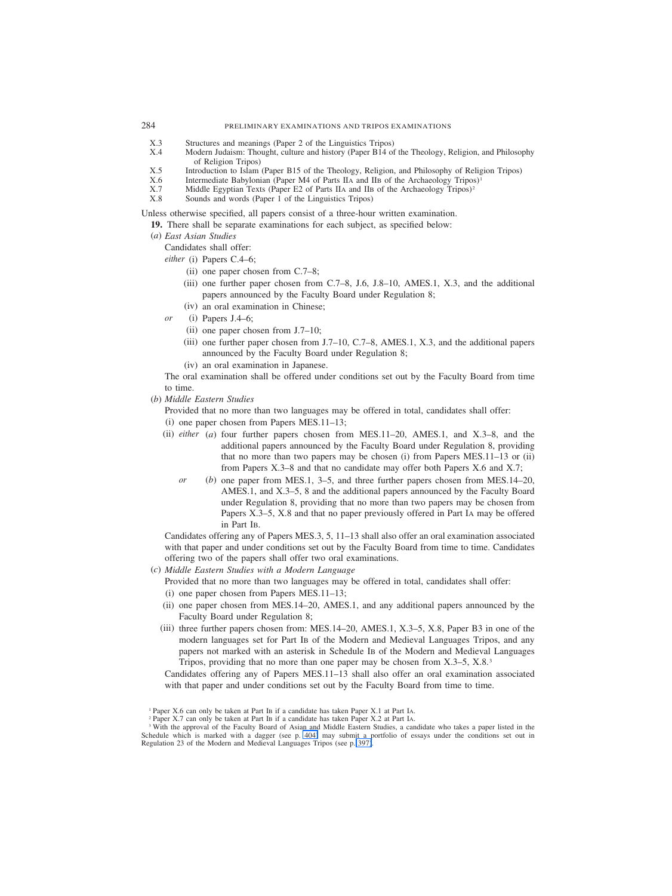X.3 Structures and meanings (Paper 2 of the Linguistics Tripos)
X.4 Modern Judaism: Thought, culture and history (Paper B14 of the Theology, Religion, and Philosophy of Religion Tripos)
X.5 Introduction to Islam (Paper B15 of the Theology, Religion, and Philosophy of Religion Tripos)
X.6 Intermediate Babylonian (Paper M4 of Parts IIA and IIB of the Archaeology Tripos)[1]
X.7 Middle Egyptian Texts (Paper E2 of Parts IIA and IIB of the Archaeology Tripos)[2]
X.8 Sounds and words (Paper 1 of the Linguistics Tripos)

Unless otherwise specified, all papers consist of a three-hour written examination.

**19.** There shall be separate examinations for each subject, as specified below:

(*a*) *East Asian Studies*

Candidates shall offer:

*either* (i) Papers C.4–6;

(ii) one paper chosen from C.7–8;

(iii) one further paper chosen from C.7–8, J.6, J.8–10, AMES.1, X.3, and the additional papers announced by the Faculty Board under Regulation 8;

(iv) an oral examination in Chinese;

*or* (i) Papers J.4–6;

(ii) one paper chosen from J.7–10;

(iii) one further paper chosen from J.7–10, C.7–8, AMES.1, X.3, and the additional papers announced by the Faculty Board under Regulation 8;

(iv) an oral examination in Japanese.

The oral examination shall be offered under conditions set out by the Faculty Board from time to time.

(*b*) *Middle Eastern Studies*

Provided that no more than two languages may be offered in total, candidates shall offer:

(i) one paper chosen from Papers MES.11–13;

(ii) *either* (*a*) four further papers chosen from MES.11–20, AMES.1, and X.3–8, and the additional papers announced by the Faculty Board under Regulation 8, providing that no more than two papers may be chosen (i) from Papers MES.11–13 or (ii) from Papers X.3–8 and that no candidate may offer both Papers X.6 and X.7;

*or* (*b*) one paper from MES.1, 3–5, and three further papers chosen from MES.14–20, AMES.1, and X.3–5, 8 and the additional papers announced by the Faculty Board under Regulation 8, providing that no more than two papers may be chosen from Papers X.3–5, X.8 and that no paper previously offered in Part IA may be offered in Part IB.

Candidates offering any of Papers MES.3, 5, 11–13 shall also offer an oral examination associated with that paper and under conditions set out by the Faculty Board from time to time. Candidates offering two of the papers shall offer two oral examinations.

(*c*) *Middle Eastern Studies with a Modern Language*

Provided that no more than two languages may be offered in total, candidates shall offer:

(i) one paper chosen from Papers MES.11–13;

(ii) one paper chosen from MES.14–20, AMES.1, and any additional papers announced by the Faculty Board under Regulation 8;

(iii) three further papers chosen from: MES.14–20, AMES.1, X.3–5, X.8, Paper B3 in one of the modern languages set for Part IB of the Modern and Medieval Languages Tripos, and any papers not marked with an asterisk in Schedule IB of the Modern and Medieval Languages Tripos, providing that no more than one paper may be chosen from X.3–5, X.8.[3]

Candidates offering any of Papers MES.11–13 shall also offer an oral examination associated with that paper and under conditions set out by the Faculty Board from time to time.

---

[1] Paper X.6 can only be taken at Part IB if a candidate has taken Paper X.1 at Part IA.

[2] Paper X.7 can only be taken at Part IB if a candidate has taken Paper X.2 at Part IA.

[3] With the approval of the Faculty Board of Asian and Middle Eastern Studies, a candidate who takes a paper listed in the Schedule which is marked with a dagger (see p. 404) may submit a portfolio of essays under the conditions set out in Regulation 23 of the Modern and Medieval Languages Tripos (see p. 397).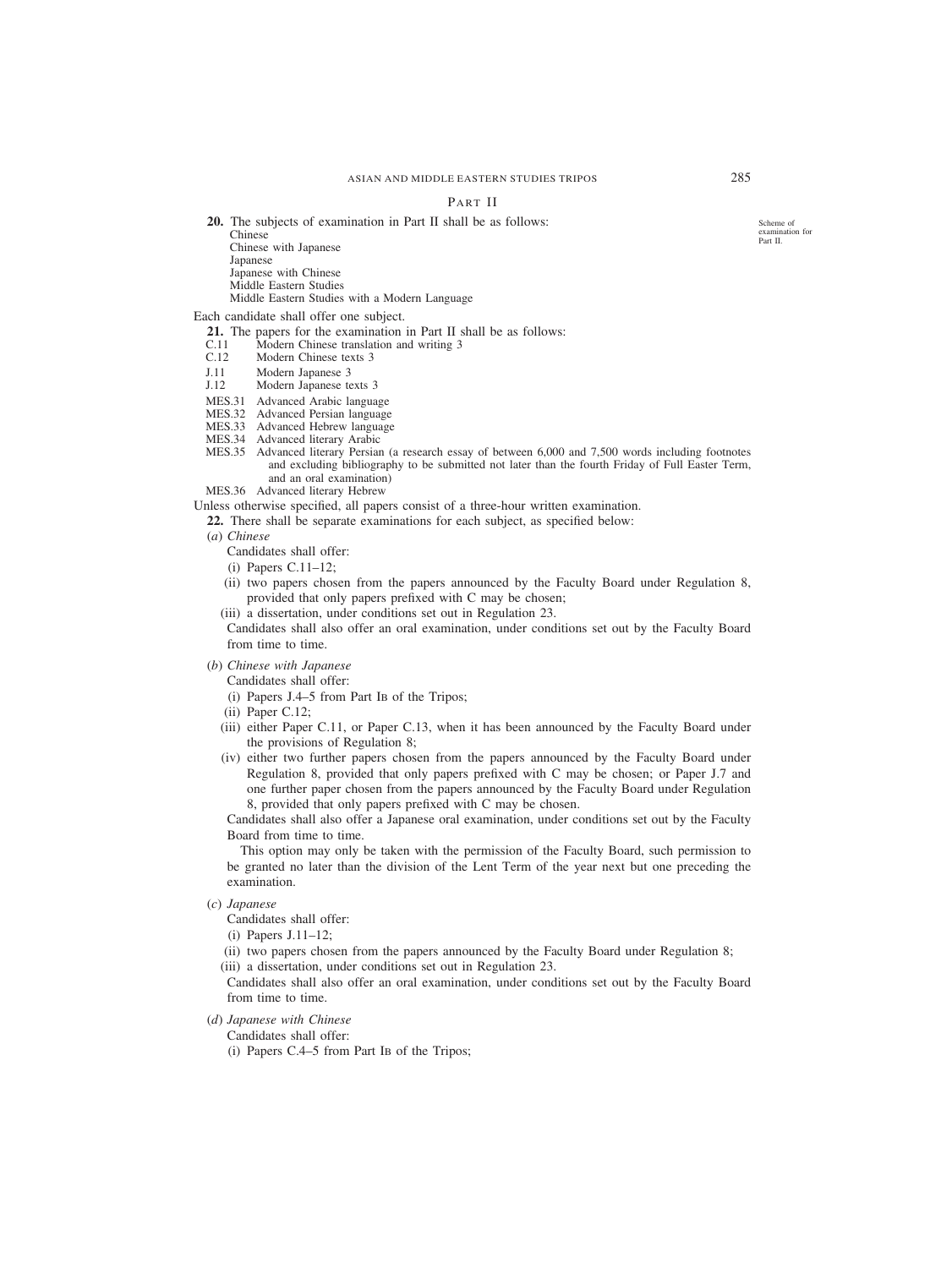## PART II

**20.** The subjects of examination in Part II shall be as follows:

Chinese
Chinese with Japanese
Japanese
Japanese with Chinese
Middle Eastern Studies
Middle Eastern Studies with a Modern Language

Scheme of examination for Part II.

Each candidate shall offer one subject.

**21.** The papers for the examination in Part II shall be as follows:

- C.11 Modern Chinese translation and writing 3
- C.12 Modern Chinese texts 3
- J.11 Modern Japanese 3
- J.12 Modern Japanese texts 3
- MES.31 Advanced Arabic language
- MES.32 Advanced Persian language
- MES.33 Advanced Hebrew language
- MES.34 Advanced literary Arabic
- MES.35 Advanced literary Persian (a research essay of between 6,000 and 7,500 words including footnotes and excluding bibliography to be submitted not later than the fourth Friday of Full Easter Term, and an oral examination)
- MES.36 Advanced literary Hebrew

Unless otherwise specified, all papers consist of a three-hour written examination.

**22.** There shall be separate examinations for each subject, as specified below:

(*a*) *Chinese*

Candidates shall offer:

(i) Papers C.11–12;

(ii) two papers chosen from the papers announced by the Faculty Board under Regulation 8, provided that only papers prefixed with C may be chosen;

(iii) a dissertation, under conditions set out in Regulation 23.

Candidates shall also offer an oral examination, under conditions set out by the Faculty Board from time to time.

(*b*) *Chinese with Japanese*

Candidates shall offer:

(i) Papers J.4–5 from Part IB of the Tripos;

(ii) Paper C.12;

(iii) either Paper C.11, or Paper C.13, when it has been announced by the Faculty Board under the provisions of Regulation 8;

(iv) either two further papers chosen from the papers announced by the Faculty Board under Regulation 8, provided that only papers prefixed with C may be chosen; or Paper J.7 and one further paper chosen from the papers announced by the Faculty Board under Regulation 8, provided that only papers prefixed with C may be chosen.

Candidates shall also offer a Japanese oral examination, under conditions set out by the Faculty Board from time to time.

This option may only be taken with the permission of the Faculty Board, such permission to be granted no later than the division of the Lent Term of the year next but one preceding the examination.

(*c*) *Japanese*

Candidates shall offer:

(i) Papers J.11–12;

(ii) two papers chosen from the papers announced by the Faculty Board under Regulation 8;

(iii) a dissertation, under conditions set out in Regulation 23.

Candidates shall also offer an oral examination, under conditions set out by the Faculty Board from time to time.

(*d*) *Japanese with Chinese*

Candidates shall offer:

(i) Papers C.4–5 from Part IB of the Tripos;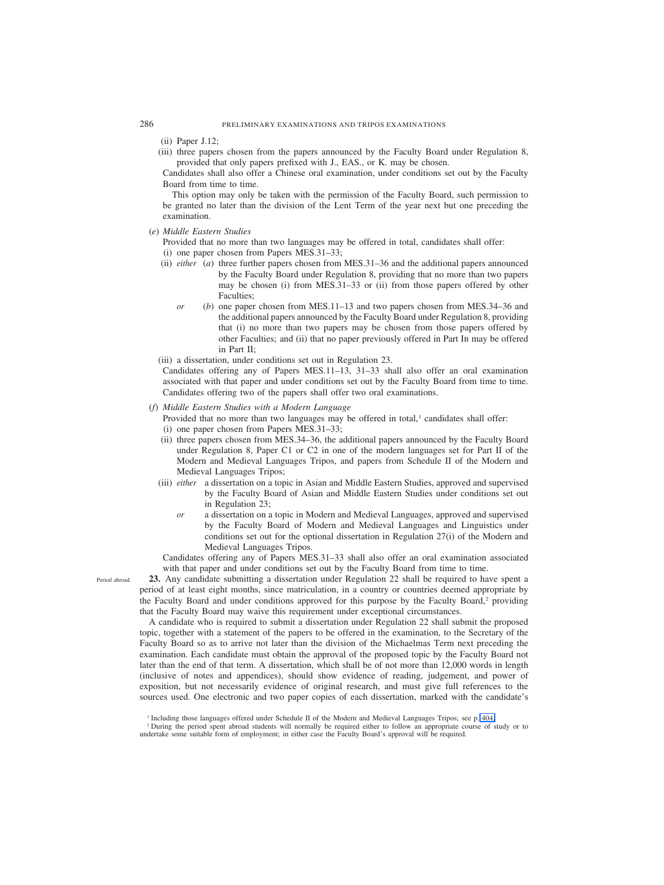(ii) Paper J.12;

(iii) three papers chosen from the papers announced by the Faculty Board under Regulation 8, provided that only papers prefixed with J., EAS., or K. may be chosen.

Candidates shall also offer a Chinese oral examination, under conditions set out by the Faculty Board from time to time.

This option may only be taken with the permission of the Faculty Board, such permission to be granted no later than the division of the Lent Term of the year next but one preceding the examination.

(*e*) *Middle Eastern Studies*

Provided that no more than two languages may be offered in total, candidates shall offer:

(i) one paper chosen from Papers MES.31–33;

(ii) *either* (*a*) three further papers chosen from MES.31–36 and the additional papers announced by the Faculty Board under Regulation 8, providing that no more than two papers may be chosen (i) from MES.31–33 or (ii) from those papers offered by other Faculties;

*or* (*b*) one paper chosen from MES.11–13 and two papers chosen from MES.34–36 and the additional papers announced by the Faculty Board under Regulation 8, providing that (i) no more than two papers may be chosen from those papers offered by other Faculties; and (ii) that no paper previously offered in Part IB may be offered in Part II;

(iii) a dissertation, under conditions set out in Regulation 23.

Candidates offering any of Papers MES.11–13, 31–33 shall also offer an oral examination associated with that paper and under conditions set out by the Faculty Board from time to time. Candidates offering two of the papers shall offer two oral examinations.

(*f*) *Middle Eastern Studies with a Modern Language*

Provided that no more than two languages may be offered in total,[1] candidates shall offer:

(i) one paper chosen from Papers MES.31–33;

(ii) three papers chosen from MES.34–36, the additional papers announced by the Faculty Board under Regulation 8, Paper C1 or C2 in one of the modern languages set for Part II of the Modern and Medieval Languages Tripos, and papers from Schedule II of the Modern and Medieval Languages Tripos;

(iii) *either* a dissertation on a topic in Asian and Middle Eastern Studies, approved and supervised by the Faculty Board of Asian and Middle Eastern Studies under conditions set out in Regulation 23;

*or* a dissertation on a topic in Modern and Medieval Languages, approved and supervised by the Faculty Board of Modern and Medieval Languages and Linguistics under conditions set out for the optional dissertation in Regulation 27(i) of the Modern and Medieval Languages Tripos.

Candidates offering any of Papers MES.31–33 shall also offer an oral examination associated with that paper and under conditions set out by the Faculty Board from time to time.

Period abroad.

**23.** Any candidate submitting a dissertation under Regulation 22 shall be required to have spent a period of at least eight months, since matriculation, in a country or countries deemed appropriate by the Faculty Board and under conditions approved for this purpose by the Faculty Board,[2] providing that the Faculty Board may waive this requirement under exceptional circumstances.

A candidate who is required to submit a dissertation under Regulation 22 shall submit the proposed topic, together with a statement of the papers to be offered in the examination, to the Secretary of the Faculty Board so as to arrive not later than the division of the Michaelmas Term next preceding the examination. Each candidate must obtain the approval of the proposed topic by the Faculty Board not later than the end of that term. A dissertation, which shall be of not more than 12,000 words in length (inclusive of notes and appendices), should show evidence of reading, judgement, and power of exposition, but not necessarily evidence of original research, and must give full references to the sources used. One electronic and two paper copies of each dissertation, marked with the candidate's

[1] Including those languages offered under Schedule II of the Modern and Medieval Languages Tripos; see p. 404.

[2] During the period spent abroad students will normally be required either to follow an appropriate course of study or to undertake some suitable form of employment; in either case the Faculty Board's approval will be required.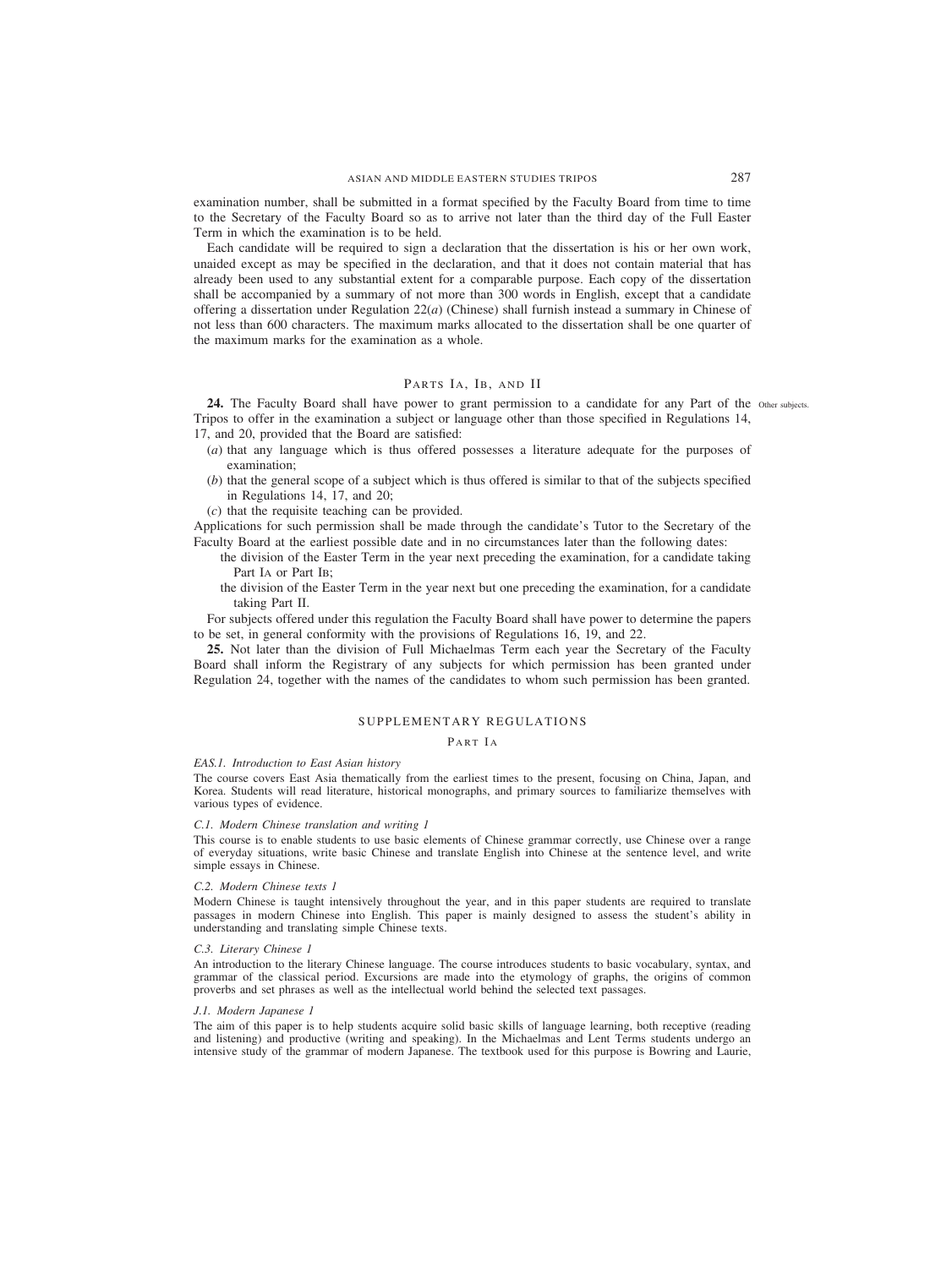examination number, shall be submitted in a format specified by the Faculty Board from time to time to the Secretary of the Faculty Board so as to arrive not later than the third day of the Full Easter Term in which the examination is to be held.

Each candidate will be required to sign a declaration that the dissertation is his or her own work, unaided except as may be specified in the declaration, and that it does not contain material that has already been used to any substantial extent for a comparable purpose. Each copy of the dissertation shall be accompanied by a summary of not more than 300 words in English, except that a candidate offering a dissertation under Regulation 22(*a*) (Chinese) shall furnish instead a summary in Chinese of not less than 600 characters. The maximum marks allocated to the dissertation shall be one quarter of the maximum marks for the examination as a whole.

## PARTS IA, IB, AND II

**24.** The Faculty Board shall have power to grant permission to a candidate for any Part of the Tripos to offer in the examination a subject or language other than those specified in Regulations 14, 17, and 20, provided that the Board are satisfied:

Other subjects.

(*a*) that any language which is thus offered possesses a literature adequate for the purposes of examination;

(*b*) that the general scope of a subject which is thus offered is similar to that of the subjects specified in Regulations 14, 17, and 20;

(*c*) that the requisite teaching can be provided.

Applications for such permission shall be made through the candidate's Tutor to the Secretary of the Faculty Board at the earliest possible date and in no circumstances later than the following dates:

the division of the Easter Term in the year next preceding the examination, for a candidate taking Part IA or Part IB;

the division of the Easter Term in the year next but one preceding the examination, for a candidate taking Part II.

For subjects offered under this regulation the Faculty Board shall have power to determine the papers to be set, in general conformity with the provisions of Regulations 16, 19, and 22.

**25.** Not later than the division of Full Michaelmas Term each year the Secretary of the Faculty Board shall inform the Registrary of any subjects for which permission has been granted under Regulation 24, together with the names of the candidates to whom such permission has been granted.

## SUPPLEMENTARY REGULATIONS

### PART IA

*EAS.1. Introduction to East Asian history*

The course covers East Asia thematically from the earliest times to the present, focusing on China, Japan, and Korea. Students will read literature, historical monographs, and primary sources to familiarize themselves with various types of evidence.

*C.1. Modern Chinese translation and writing 1*

This course is to enable students to use basic elements of Chinese grammar correctly, use Chinese over a range of everyday situations, write basic Chinese and translate English into Chinese at the sentence level, and write simple essays in Chinese.

*C.2. Modern Chinese texts 1*

Modern Chinese is taught intensively throughout the year, and in this paper students are required to translate passages in modern Chinese into English. This paper is mainly designed to assess the student's ability in understanding and translating simple Chinese texts.

*C.3. Literary Chinese 1*

An introduction to the literary Chinese language. The course introduces students to basic vocabulary, syntax, and grammar of the classical period. Excursions are made into the etymology of graphs, the origins of common proverbs and set phrases as well as the intellectual world behind the selected text passages.

*J.1. Modern Japanese 1*

The aim of this paper is to help students acquire solid basic skills of language learning, both receptive (reading and listening) and productive (writing and speaking). In the Michaelmas and Lent Terms students undergo an intensive study of the grammar of modern Japanese. The textbook used for this purpose is Bowring and Laurie,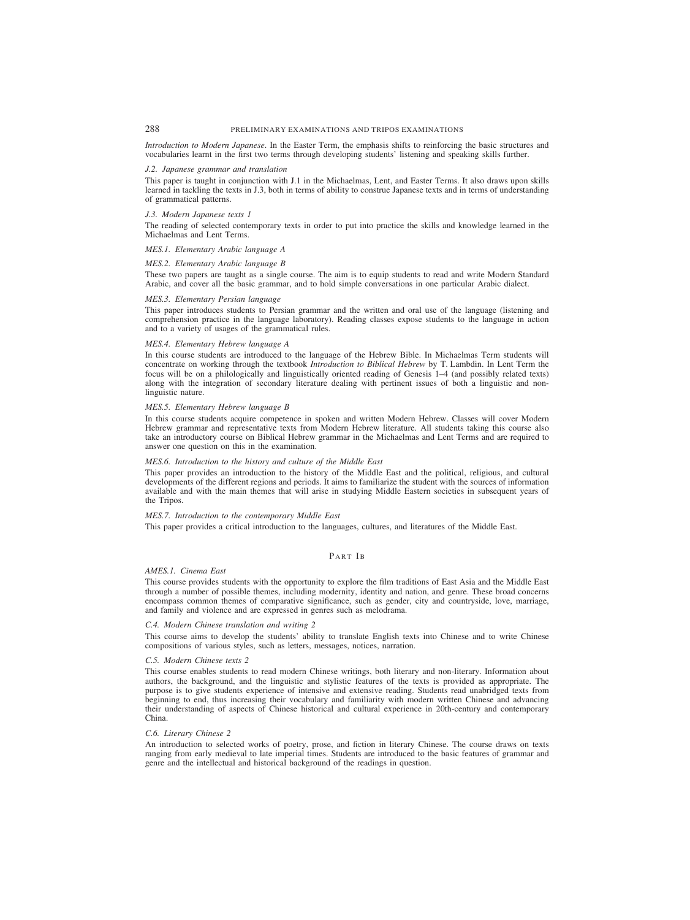*Introduction to Modern Japanese*. In the Easter Term, the emphasis shifts to reinforcing the basic structures and vocabularies learnt in the first two terms through developing students' listening and speaking skills further.

*J.2. Japanese grammar and translation*

This paper is taught in conjunction with J.1 in the Michaelmas, Lent, and Easter Terms. It also draws upon skills learned in tackling the texts in J.3, both in terms of ability to construe Japanese texts and in terms of understanding of grammatical patterns.

*J.3. Modern Japanese texts 1*

The reading of selected contemporary texts in order to put into practice the skills and knowledge learned in the Michaelmas and Lent Terms.

*MES.1. Elementary Arabic language A*

*MES.2. Elementary Arabic language B*

These two papers are taught as a single course. The aim is to equip students to read and write Modern Standard Arabic, and cover all the basic grammar, and to hold simple conversations in one particular Arabic dialect.

*MES.3. Elementary Persian language*

This paper introduces students to Persian grammar and the written and oral use of the language (listening and comprehension practice in the language laboratory). Reading classes expose students to the language in action and to a variety of usages of the grammatical rules.

*MES.4. Elementary Hebrew language A*

In this course students are introduced to the language of the Hebrew Bible. In Michaelmas Term students will concentrate on working through the textbook *Introduction to Biblical Hebrew* by T. Lambdin. In Lent Term the focus will be on a philologically and linguistically oriented reading of Genesis 1–4 (and possibly related texts) along with the integration of secondary literature dealing with pertinent issues of both a linguistic and non-linguistic nature.

*MES.5. Elementary Hebrew language B*

In this course students acquire competence in spoken and written Modern Hebrew. Classes will cover Modern Hebrew grammar and representative texts from Modern Hebrew literature. All students taking this course also take an introductory course on Biblical Hebrew grammar in the Michaelmas and Lent Terms and are required to answer one question on this in the examination.

*MES.6. Introduction to the history and culture of the Middle East*

This paper provides an introduction to the history of the Middle East and the political, religious, and cultural developments of the different regions and periods. It aims to familiarize the student with the sources of information available and with the main themes that will arise in studying Middle Eastern societies in subsequent years of the Tripos.

*MES.7. Introduction to the contemporary Middle East*

This paper provides a critical introduction to the languages, cultures, and literatures of the Middle East.

## Part Ib

*AMES.1. Cinema East*

This course provides students with the opportunity to explore the film traditions of East Asia and the Middle East through a number of possible themes, including modernity, identity and nation, and genre. These broad concerns encompass common themes of comparative significance, such as gender, city and countryside, love, marriage, and family and violence and are expressed in genres such as melodrama.

*C.4. Modern Chinese translation and writing 2*

This course aims to develop the students' ability to translate English texts into Chinese and to write Chinese compositions of various styles, such as letters, messages, notices, narration.

*C.5. Modern Chinese texts 2*

This course enables students to read modern Chinese writings, both literary and non-literary. Information about authors, the background, and the linguistic and stylistic features of the texts is provided as appropriate. The purpose is to give students experience of intensive and extensive reading. Students read unabridged texts from beginning to end, thus increasing their vocabulary and familiarity with modern written Chinese and advancing their understanding of aspects of Chinese historical and cultural experience in 20th-century and contemporary China.

*C.6. Literary Chinese 2*

An introduction to selected works of poetry, prose, and fiction in literary Chinese. The course draws on texts ranging from early medieval to late imperial times. Students are introduced to the basic features of grammar and genre and the intellectual and historical background of the readings in question.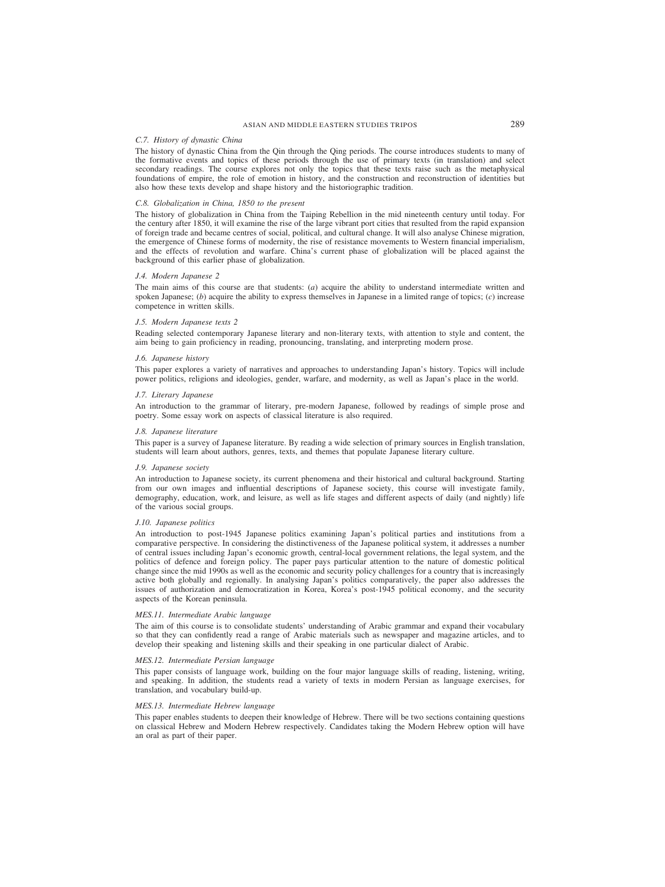*C.7. History of dynastic China*

The history of dynastic China from the Qin through the Qing periods. The course introduces students to many of the formative events and topics of these periods through the use of primary texts (in translation) and select secondary readings. The course explores not only the topics that these texts raise such as the metaphysical foundations of empire, the role of emotion in history, and the construction and reconstruction of identities but also how these texts develop and shape history and the historiographic tradition.

*C.8. Globalization in China, 1850 to the present*

The history of globalization in China from the Taiping Rebellion in the mid nineteenth century until today. For the century after 1850, it will examine the rise of the large vibrant port cities that resulted from the rapid expansion of foreign trade and became centres of social, political, and cultural change. It will also analyse Chinese migration, the emergence of Chinese forms of modernity, the rise of resistance movements to Western financial imperialism, and the effects of revolution and warfare. China's current phase of globalization will be placed against the background of this earlier phase of globalization.

*J.4. Modern Japanese 2*

The main aims of this course are that students: (*a*) acquire the ability to understand intermediate written and spoken Japanese; (*b*) acquire the ability to express themselves in Japanese in a limited range of topics; (*c*) increase competence in written skills.

*J.5. Modern Japanese texts 2*

Reading selected contemporary Japanese literary and non-literary texts, with attention to style and content, the aim being to gain proficiency in reading, pronouncing, translating, and interpreting modern prose.

*J.6. Japanese history*

This paper explores a variety of narratives and approaches to understanding Japan's history. Topics will include power politics, religions and ideologies, gender, warfare, and modernity, as well as Japan's place in the world.

*J.7. Literary Japanese*

An introduction to the grammar of literary, pre-modern Japanese, followed by readings of simple prose and poetry. Some essay work on aspects of classical literature is also required.

*J.8. Japanese literature*

This paper is a survey of Japanese literature. By reading a wide selection of primary sources in English translation, students will learn about authors, genres, texts, and themes that populate Japanese literary culture.

*J.9. Japanese society*

An introduction to Japanese society, its current phenomena and their historical and cultural background. Starting from our own images and influential descriptions of Japanese society, this course will investigate family, demography, education, work, and leisure, as well as life stages and different aspects of daily (and nightly) life of the various social groups.

*J.10. Japanese politics*

An introduction to post-1945 Japanese politics examining Japan's political parties and institutions from a comparative perspective. In considering the distinctiveness of the Japanese political system, it addresses a number of central issues including Japan's economic growth, central-local government relations, the legal system, and the politics of defence and foreign policy. The paper pays particular attention to the nature of domestic political change since the mid 1990s as well as the economic and security policy challenges for a country that is increasingly active both globally and regionally. In analysing Japan's politics comparatively, the paper also addresses the issues of authorization and democratization in Korea, Korea's post-1945 political economy, and the security aspects of the Korean peninsula.

*MES.11. Intermediate Arabic language*

The aim of this course is to consolidate students' understanding of Arabic grammar and expand their vocabulary so that they can confidently read a range of Arabic materials such as newspaper and magazine articles, and to develop their speaking and listening skills and their speaking in one particular dialect of Arabic.

*MES.12. Intermediate Persian language*

This paper consists of language work, building on the four major language skills of reading, listening, writing, and speaking. In addition, the students read a variety of texts in modern Persian as language exercises, for translation, and vocabulary build-up.

*MES.13. Intermediate Hebrew language*

This paper enables students to deepen their knowledge of Hebrew. There will be two sections containing questions on classical Hebrew and Modern Hebrew respectively. Candidates taking the Modern Hebrew option will have an oral as part of their paper.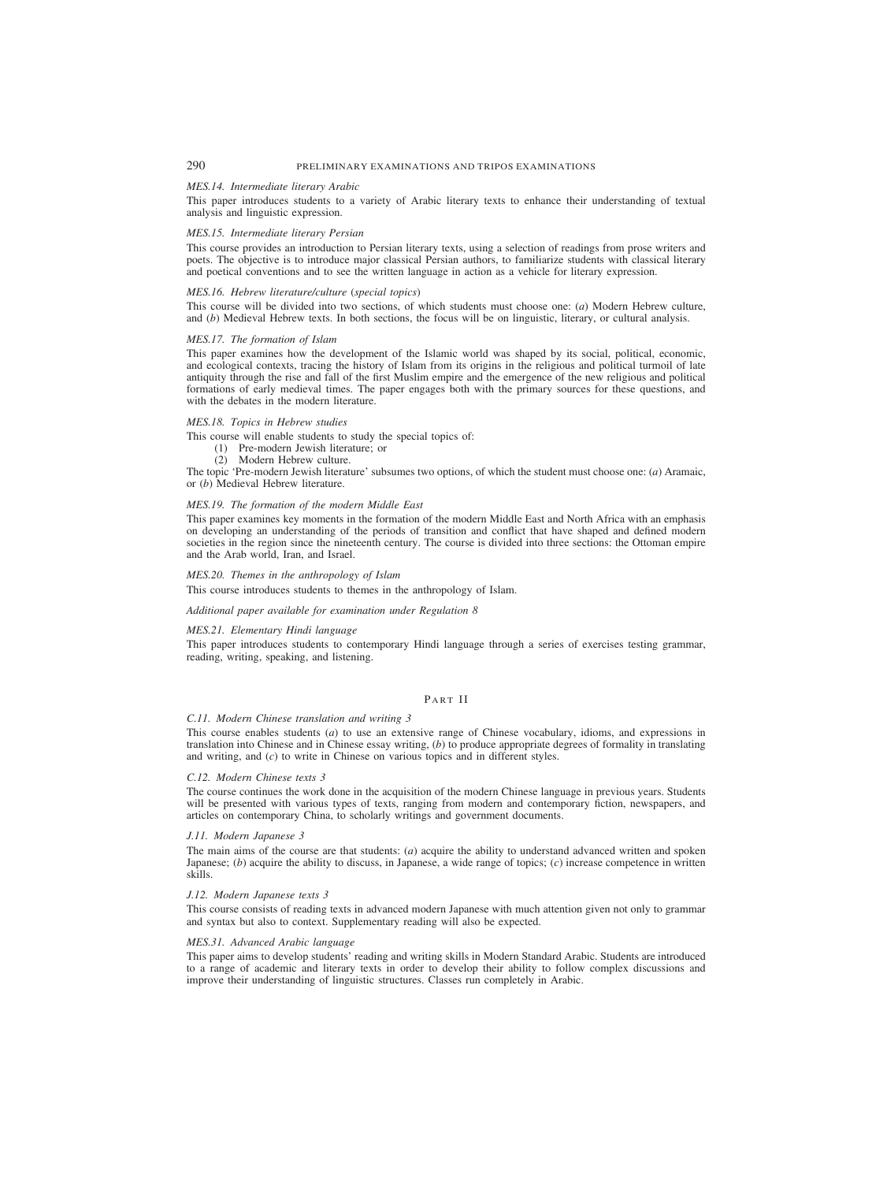*MES.14. Intermediate literary Arabic*

This paper introduces students to a variety of Arabic literary texts to enhance their understanding of textual analysis and linguistic expression.

*MES.15. Intermediate literary Persian*

This course provides an introduction to Persian literary texts, using a selection of readings from prose writers and poets. The objective is to introduce major classical Persian authors, to familiarize students with classical literary and poetical conventions and to see the written language in action as a vehicle for literary expression.

*MES.16. Hebrew literature/culture (special topics)*

This course will be divided into two sections, of which students must choose one: (*a*) Modern Hebrew culture, and (*b*) Medieval Hebrew texts. In both sections, the focus will be on linguistic, literary, or cultural analysis.

*MES.17. The formation of Islam*

This paper examines how the development of the Islamic world was shaped by its social, political, economic, and ecological contexts, tracing the history of Islam from its origins in the religious and political turmoil of late antiquity through the rise and fall of the first Muslim empire and the emergence of the new religious and political formations of early medieval times. The paper engages both with the primary sources for these questions, and with the debates in the modern literature.

*MES.18. Topics in Hebrew studies*

This course will enable students to study the special topics of:

(1) Pre-modern Jewish literature; or
(2) Modern Hebrew culture.

The topic 'Pre-modern Jewish literature' subsumes two options, of which the student must choose one: (*a*) Aramaic, or (*b*) Medieval Hebrew literature.

*MES.19. The formation of the modern Middle East*

This paper examines key moments in the formation of the modern Middle East and North Africa with an emphasis on developing an understanding of the periods of transition and conflict that have shaped and defined modern societies in the region since the nineteenth century. The course is divided into three sections: the Ottoman empire and the Arab world, Iran, and Israel.

*MES.20. Themes in the anthropology of Islam*

This course introduces students to themes in the anthropology of Islam.

*Additional paper available for examination under Regulation 8*

*MES.21. Elementary Hindi language*

This paper introduces students to contemporary Hindi language through a series of exercises testing grammar, reading, writing, speaking, and listening.

## Part II

*C.11. Modern Chinese translation and writing 3*

This course enables students (*a*) to use an extensive range of Chinese vocabulary, idioms, and expressions in translation into Chinese and in Chinese essay writing, (*b*) to produce appropriate degrees of formality in translating and writing, and (*c*) to write in Chinese on various topics and in different styles.

*C.12. Modern Chinese texts 3*

The course continues the work done in the acquisition of the modern Chinese language in previous years. Students will be presented with various types of texts, ranging from modern and contemporary fiction, newspapers, and articles on contemporary China, to scholarly writings and government documents.

*J.11. Modern Japanese 3*

The main aims of the course are that students: (*a*) acquire the ability to understand advanced written and spoken Japanese; (*b*) acquire the ability to discuss, in Japanese, a wide range of topics; (*c*) increase competence in written skills.

*J.12. Modern Japanese texts 3*

This course consists of reading texts in advanced modern Japanese with much attention given not only to grammar and syntax but also to context. Supplementary reading will also be expected.

*MES.31. Advanced Arabic language*

This paper aims to develop students' reading and writing skills in Modern Standard Arabic. Students are introduced to a range of academic and literary texts in order to develop their ability to follow complex discussions and improve their understanding of linguistic structures. Classes run completely in Arabic.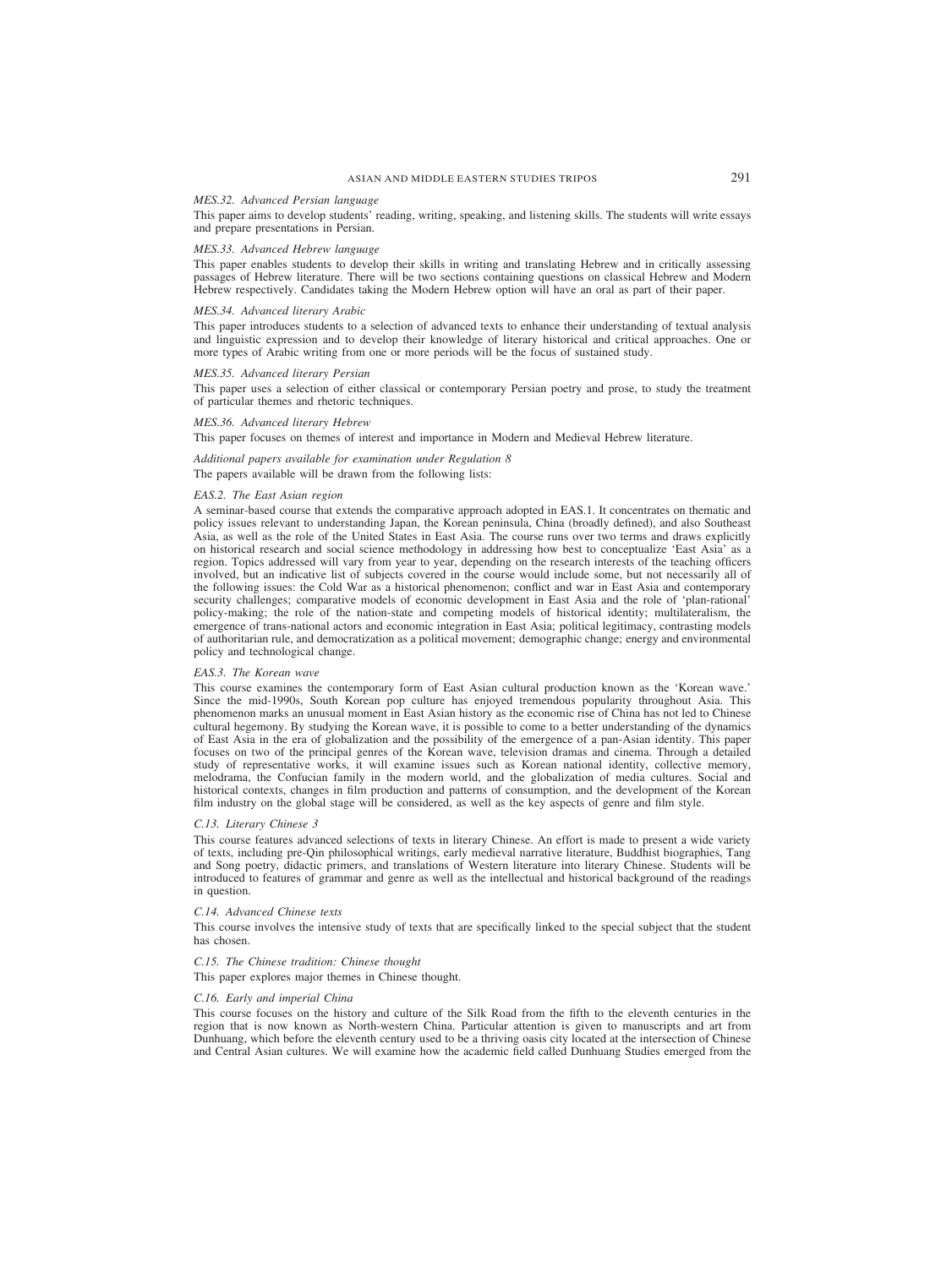*MES.32. Advanced Persian language*

This paper aims to develop students' reading, writing, speaking, and listening skills. The students will write essays and prepare presentations in Persian.

*MES.33. Advanced Hebrew language*

This paper enables students to develop their skills in writing and translating Hebrew and in critically assessing passages of Hebrew literature. There will be two sections containing questions on classical Hebrew and Modern Hebrew respectively. Candidates taking the Modern Hebrew option will have an oral as part of their paper.

*MES.34. Advanced literary Arabic*

This paper introduces students to a selection of advanced texts to enhance their understanding of textual analysis and linguistic expression and to develop their knowledge of literary historical and critical approaches. One or more types of Arabic writing from one or more periods will be the focus of sustained study.

*MES.35. Advanced literary Persian*

This paper uses a selection of either classical or contemporary Persian poetry and prose, to study the treatment of particular themes and rhetoric techniques.

*MES.36. Advanced literary Hebrew*

This paper focuses on themes of interest and importance in Modern and Medieval Hebrew literature.

*Additional papers available for examination under Regulation 8*

The papers available will be drawn from the following lists:

*EAS.2. The East Asian region*

A seminar-based course that extends the comparative approach adopted in EAS.1. It concentrates on thematic and policy issues relevant to understanding Japan, the Korean peninsula, China (broadly defined), and also Southeast Asia, as well as the role of the United States in East Asia. The course runs over two terms and draws explicitly on historical research and social science methodology in addressing how best to conceptualize 'East Asia' as a region. Topics addressed will vary from year to year, depending on the research interests of the teaching officers involved, but an indicative list of subjects covered in the course would include some, but not necessarily all of the following issues: the Cold War as a historical phenomenon; conflict and war in East Asia and contemporary security challenges; comparative models of economic development in East Asia and the role of 'plan-rational' policy-making; the role of the nation-state and competing models of historical identity; multilateralism, the emergence of trans-national actors and economic integration in East Asia; political legitimacy, contrasting models of authoritarian rule, and democratization as a political movement; demographic change; energy and environmental policy and technological change.

*EAS.3. The Korean wave*

This course examines the contemporary form of East Asian cultural production known as the 'Korean wave.' Since the mid-1990s, South Korean pop culture has enjoyed tremendous popularity throughout Asia. This phenomenon marks an unusual moment in East Asian history as the economic rise of China has not led to Chinese cultural hegemony. By studying the Korean wave, it is possible to come to a better understanding of the dynamics of East Asia in the era of globalization and the possibility of the emergence of a pan-Asian identity. This paper focuses on two of the principal genres of the Korean wave, television dramas and cinema. Through a detailed study of representative works, it will examine issues such as Korean national identity, collective memory, melodrama, the Confucian family in the modern world, and the globalization of media cultures. Social and historical contexts, changes in film production and patterns of consumption, and the development of the Korean film industry on the global stage will be considered, as well as the key aspects of genre and film style.

*C.13. Literary Chinese 3*

This course features advanced selections of texts in literary Chinese. An effort is made to present a wide variety of texts, including pre-Qin philosophical writings, early medieval narrative literature, Buddhist biographies, Tang and Song poetry, didactic primers, and translations of Western literature into literary Chinese. Students will be introduced to features of grammar and genre as well as the intellectual and historical background of the readings in question.

*C.14. Advanced Chinese texts*

This course involves the intensive study of texts that are specifically linked to the special subject that the student has chosen.

*C.15. The Chinese tradition: Chinese thought*

This paper explores major themes in Chinese thought.

*C.16. Early and imperial China*

This course focuses on the history and culture of the Silk Road from the fifth to the eleventh centuries in the region that is now known as North-western China. Particular attention is given to manuscripts and art from Dunhuang, which before the eleventh century used to be a thriving oasis city located at the intersection of Chinese and Central Asian cultures. We will examine how the academic field called Dunhuang Studies emerged from the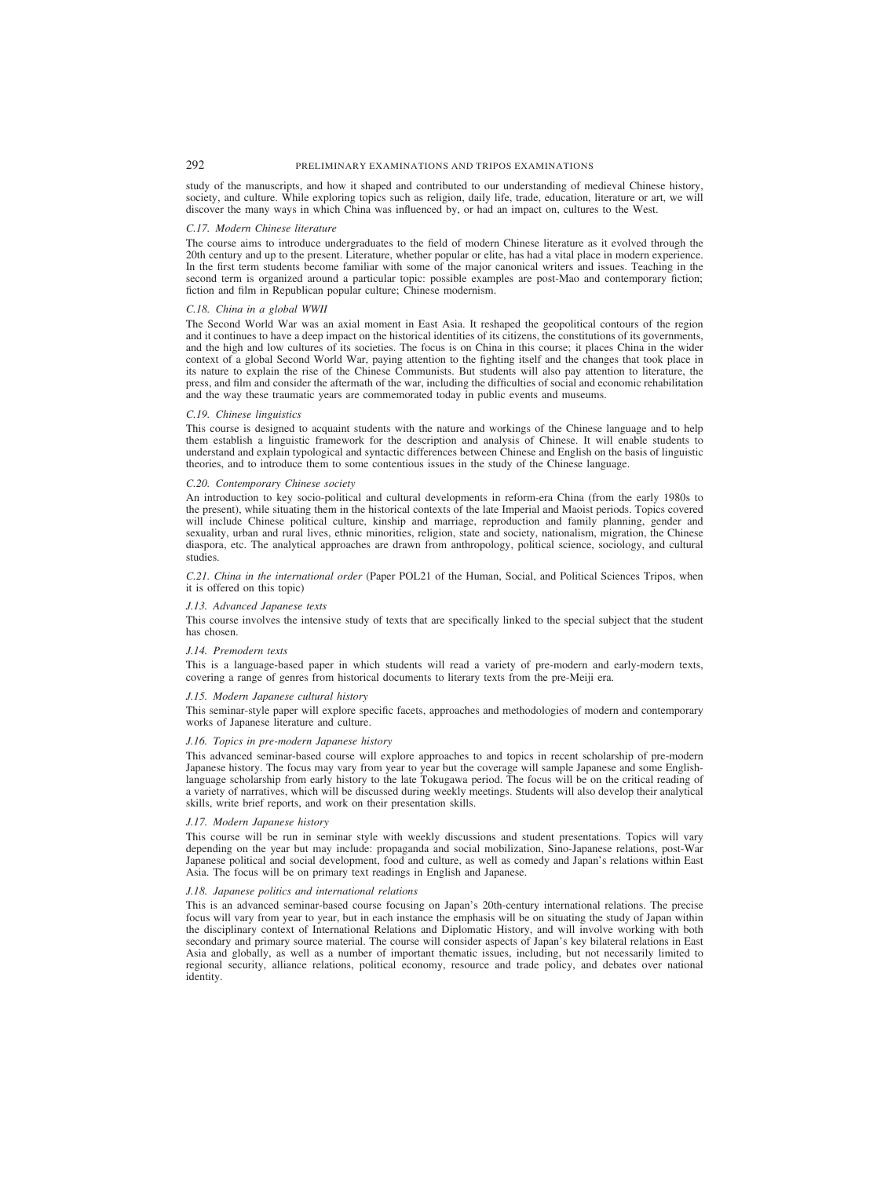study of the manuscripts, and how it shaped and contributed to our understanding of medieval Chinese history, society, and culture. While exploring topics such as religion, daily life, trade, education, literature or art, we will discover the many ways in which China was influenced by, or had an impact on, cultures to the West.

*C.17. Modern Chinese literature*

The course aims to introduce undergraduates to the field of modern Chinese literature as it evolved through the 20th century and up to the present. Literature, whether popular or elite, has had a vital place in modern experience. In the first term students become familiar with some of the major canonical writers and issues. Teaching in the second term is organized around a particular topic: possible examples are post-Mao and contemporary fiction; fiction and film in Republican popular culture; Chinese modernism.

*C.18. China in a global WWII*

The Second World War was an axial moment in East Asia. It reshaped the geopolitical contours of the region and it continues to have a deep impact on the historical identities of its citizens, the constitutions of its governments, and the high and low cultures of its societies. The focus is on China in this course; it places China in the wider context of a global Second World War, paying attention to the fighting itself and the changes that took place in its nature to explain the rise of the Chinese Communists. But students will also pay attention to literature, the press, and film and consider the aftermath of the war, including the difficulties of social and economic rehabilitation and the way these traumatic years are commemorated today in public events and museums.

*C.19. Chinese linguistics*

This course is designed to acquaint students with the nature and workings of the Chinese language and to help them establish a linguistic framework for the description and analysis of Chinese. It will enable students to understand and explain typological and syntactic differences between Chinese and English on the basis of linguistic theories, and to introduce them to some contentious issues in the study of the Chinese language.

*C.20. Contemporary Chinese society*

An introduction to key socio-political and cultural developments in reform-era China (from the early 1980s to the present), while situating them in the historical contexts of the late Imperial and Maoist periods. Topics covered will include Chinese political culture, kinship and marriage, reproduction and family planning, gender and sexuality, urban and rural lives, ethnic minorities, religion, state and society, nationalism, migration, the Chinese diaspora, etc. The analytical approaches are drawn from anthropology, political science, sociology, and cultural studies.

*C.21. China in the international order* (Paper POL21 of the Human, Social, and Political Sciences Tripos, when it is offered on this topic)

*J.13. Advanced Japanese texts*

This course involves the intensive study of texts that are specifically linked to the special subject that the student has chosen.

*J.14. Premodern texts*

This is a language-based paper in which students will read a variety of pre-modern and early-modern texts, covering a range of genres from historical documents to literary texts from the pre-Meiji era.

*J.15. Modern Japanese cultural history*

This seminar-style paper will explore specific facets, approaches and methodologies of modern and contemporary works of Japanese literature and culture.

*J.16. Topics in pre-modern Japanese history*

This advanced seminar-based course will explore approaches to and topics in recent scholarship of pre-modern Japanese history. The focus may vary from year to year but the coverage will sample Japanese and some English-language scholarship from early history to the late Tokugawa period. The focus will be on the critical reading of a variety of narratives, which will be discussed during weekly meetings. Students will also develop their analytical skills, write brief reports, and work on their presentation skills.

*J.17. Modern Japanese history*

This course will be run in seminar style with weekly discussions and student presentations. Topics will vary depending on the year but may include: propaganda and social mobilization, Sino-Japanese relations, post-War Japanese political and social development, food and culture, as well as comedy and Japan's relations within East Asia. The focus will be on primary text readings in English and Japanese.

*J.18. Japanese politics and international relations*

This is an advanced seminar-based course focusing on Japan's 20th-century international relations. The precise focus will vary from year to year, but in each instance the emphasis will be on situating the study of Japan within the disciplinary context of International Relations and Diplomatic History, and will involve working with both secondary and primary source material. The course will consider aspects of Japan's key bilateral relations in East Asia and globally, as well as a number of important thematic issues, including, but not necessarily limited to regional security, alliance relations, political economy, resource and trade policy, and debates over national identity.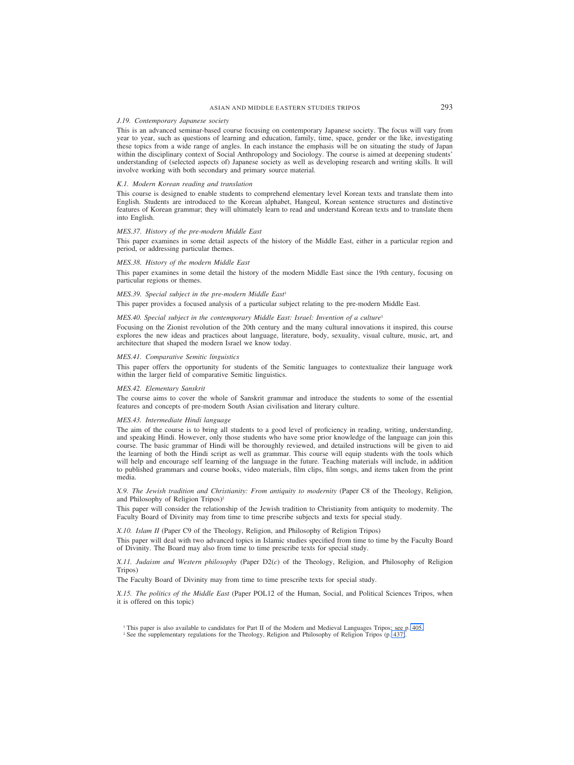*J.19. Contemporary Japanese society*

This is an advanced seminar-based course focusing on contemporary Japanese society. The focus will vary from year to year, such as questions of learning and education, family, time, space, gender or the like, investigating these topics from a wide range of angles. In each instance the emphasis will be on situating the study of Japan within the disciplinary context of Social Anthropology and Sociology. The course is aimed at deepening students' understanding of (selected aspects of) Japanese society as well as developing research and writing skills. It will involve working with both secondary and primary source material.

*K.1. Modern Korean reading and translation*

This course is designed to enable students to comprehend elementary level Korean texts and translate them into English. Students are introduced to the Korean alphabet, Hangeul, Korean sentence structures and distinctive features of Korean grammar; they will ultimately learn to read and understand Korean texts and to translate them into English.

*MES.37. History of the pre-modern Middle East*

This paper examines in some detail aspects of the history of the Middle East, either in a particular region and period, or addressing particular themes.

*MES.38. History of the modern Middle East*

This paper examines in some detail the history of the modern Middle East since the 19th century, focusing on particular regions or themes.

*MES.39. Special subject in the pre-modern Middle East*[1]

This paper provides a focused analysis of a particular subject relating to the pre-modern Middle East.

*MES.40. Special subject in the contemporary Middle East: Israel: Invention of a culture*[1]

Focusing on the Zionist revolution of the 20th century and the many cultural innovations it inspired, this course explores the new ideas and practices about language, literature, body, sexuality, visual culture, music, art, and architecture that shaped the modern Israel we know today.

*MES.41. Comparative Semitic linguistics*

This paper offers the opportunity for students of the Semitic languages to contextualize their language work within the larger field of comparative Semitic linguistics.

*MES.42. Elementary Sanskrit*

The course aims to cover the whole of Sanskrit grammar and introduce the students to some of the essential features and concepts of pre-modern South Asian civilisation and literary culture.

*MES.43. Intermediate Hindi language*

The aim of the course is to bring all students to a good level of proficiency in reading, writing, understanding, and speaking Hindi. However, only those students who have some prior knowledge of the language can join this course. The basic grammar of Hindi will be thoroughly reviewed, and detailed instructions will be given to aid the learning of both the Hindi script as well as grammar. This course will equip students with the tools which will help and encourage self learning of the language in the future. Teaching materials will include, in addition to published grammars and course books, video materials, film clips, film songs, and items taken from the print media.

*X.9. The Jewish tradition and Christianity: From antiquity to modernity* (Paper C8 of the Theology, Religion, and Philosophy of Religion Tripos)[2]

This paper will consider the relationship of the Jewish tradition to Christianity from antiquity to modernity. The Faculty Board of Divinity may from time to time prescribe subjects and texts for special study.

*X.10. Islam II* (Paper C9 of the Theology, Religion, and Philosophy of Religion Tripos)

This paper will deal with two advanced topics in Islamic studies specified from time to time by the Faculty Board of Divinity. The Board may also from time to time prescribe texts for special study.

*X.11. Judaism and Western philosophy* (Paper D2(*c*) of the Theology, Religion, and Philosophy of Religion Tripos)

The Faculty Board of Divinity may from time to time prescribe texts for special study.

*X.15. The politics of the Middle East* (Paper POL12 of the Human, Social, and Political Sciences Tripos, when it is offered on this topic)

[1] This paper is also available to candidates for Part II of the Modern and Medieval Languages Tripos; see p. 405.
[2] See the supplementary regulations for the Theology, Religion and Philosophy of Religion Tripos (p. 437).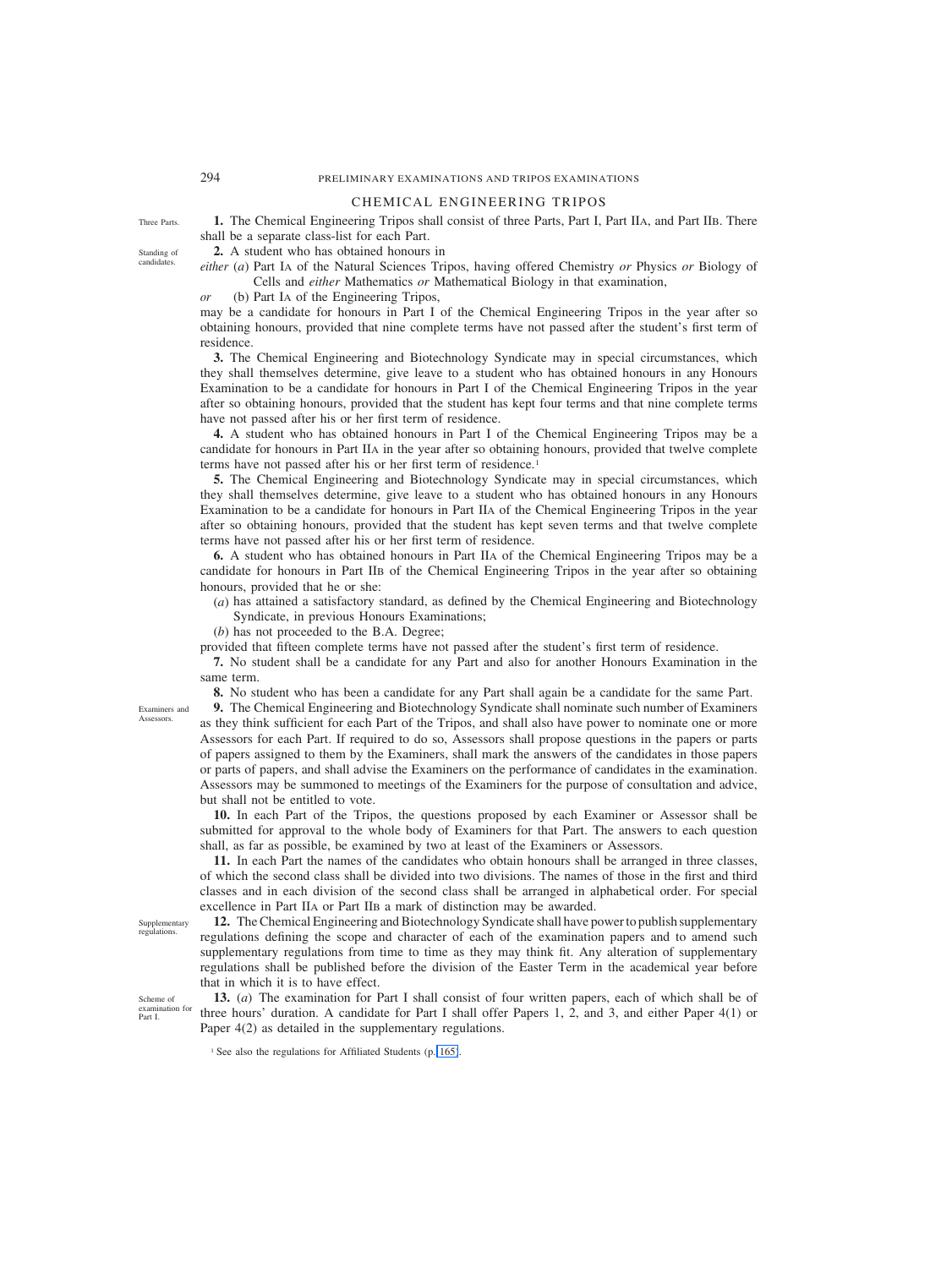## CHEMICAL ENGINEERING TRIPOS

Three Parts.

**1.** The Chemical Engineering Tripos shall consist of three Parts, Part I, Part IIA, and Part IIB. There shall be a separate class-list for each Part.

Standing of candidates.

**2.** A student who has obtained honours in

*either* (*a*) Part IA of the Natural Sciences Tripos, having offered Chemistry *or* Physics *or* Biology of Cells and *either* Mathematics *or* Mathematical Biology in that examination,

*or* (b) Part IA of the Engineering Tripos,

may be a candidate for honours in Part I of the Chemical Engineering Tripos in the year after so obtaining honours, provided that nine complete terms have not passed after the student's first term of residence.

**3.** The Chemical Engineering and Biotechnology Syndicate may in special circumstances, which they shall themselves determine, give leave to a student who has obtained honours in any Honours Examination to be a candidate for honours in Part I of the Chemical Engineering Tripos in the year after so obtaining honours, provided that the student has kept four terms and that nine complete terms have not passed after his or her first term of residence.

**4.** A student who has obtained honours in Part I of the Chemical Engineering Tripos may be a candidate for honours in Part IIA in the year after so obtaining honours, provided that twelve complete terms have not passed after his or her first term of residence.[1]

**5.** The Chemical Engineering and Biotechnology Syndicate may in special circumstances, which they shall themselves determine, give leave to a student who has obtained honours in any Honours Examination to be a candidate for honours in Part IIA of the Chemical Engineering Tripos in the year after so obtaining honours, provided that the student has kept seven terms and that twelve complete terms have not passed after his or her first term of residence.

**6.** A student who has obtained honours in Part IIA of the Chemical Engineering Tripos may be a candidate for honours in Part IIB of the Chemical Engineering Tripos in the year after so obtaining honours, provided that he or she:

(*a*) has attained a satisfactory standard, as defined by the Chemical Engineering and Biotechnology Syndicate, in previous Honours Examinations;

(*b*) has not proceeded to the B.A. Degree;

provided that fifteen complete terms have not passed after the student's first term of residence.

**7.** No student shall be a candidate for any Part and also for another Honours Examination in the same term.

**8.** No student who has been a candidate for any Part shall again be a candidate for the same Part.

Examiners and Assessors.

**9.** The Chemical Engineering and Biotechnology Syndicate shall nominate such number of Examiners as they think sufficient for each Part of the Tripos, and shall also have power to nominate one or more Assessors for each Part. If required to do so, Assessors shall propose questions in the papers or parts of papers assigned to them by the Examiners, shall mark the answers of the candidates in those papers or parts of papers, and shall advise the Examiners on the performance of candidates in the examination. Assessors may be summoned to meetings of the Examiners for the purpose of consultation and advice, but shall not be entitled to vote.

**10.** In each Part of the Tripos, the questions proposed by each Examiner or Assessor shall be submitted for approval to the whole body of Examiners for that Part. The answers to each question shall, as far as possible, be examined by two at least of the Examiners or Assessors.

**11.** In each Part the names of the candidates who obtain honours shall be arranged in three classes, of which the second class shall be divided into two divisions. The names of those in the first and third classes and in each division of the second class shall be arranged in alphabetical order. For special excellence in Part IIA or Part IIB a mark of distinction may be awarded.

Supplementary regulations.

**12.** The Chemical Engineering and Biotechnology Syndicate shall have power to publish supplementary regulations defining the scope and character of each of the examination papers and to amend such supplementary regulations from time to time as they may think fit. Any alteration of supplementary regulations shall be published before the division of the Easter Term in the academical year before that in which it is to have effect.

Scheme of examination for Part I.

**13.** (*a*) The examination for Part I shall consist of four written papers, each of which shall be of three hours' duration. A candidate for Part I shall offer Papers 1, 2, and 3, and either Paper 4(1) or Paper 4(2) as detailed in the supplementary regulations.

[1] See also the regulations for Affiliated Students (p. 165).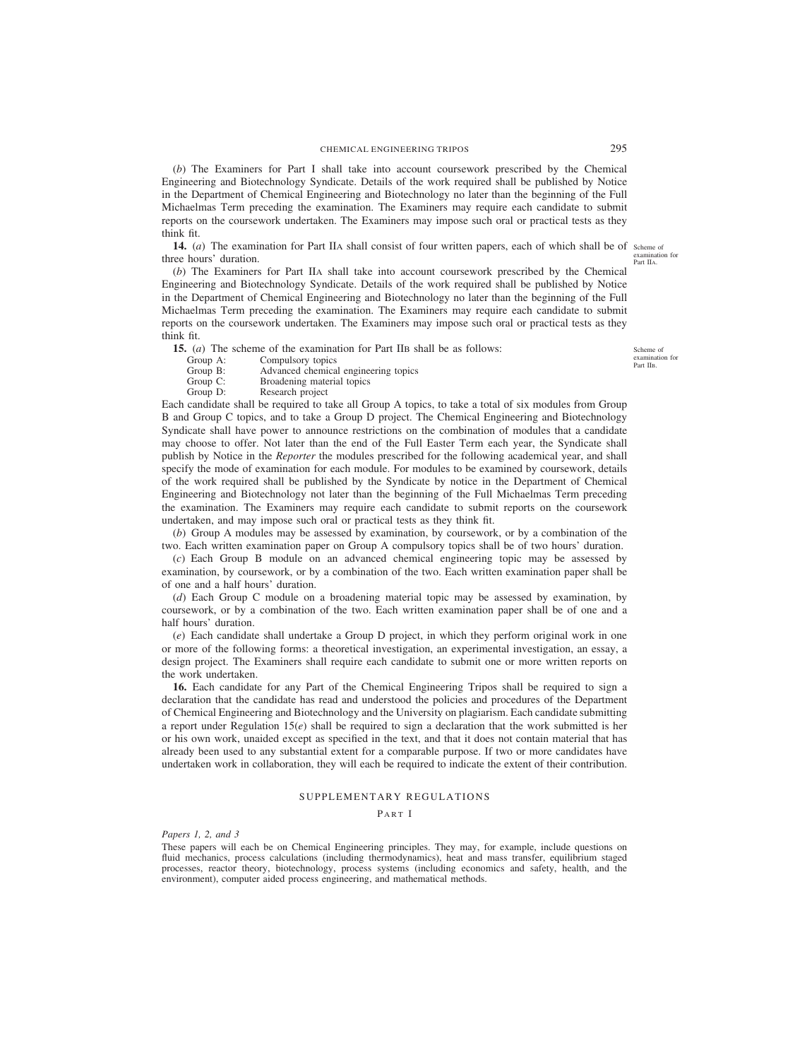(*b*) The Examiners for Part I shall take into account coursework prescribed by the Chemical Engineering and Biotechnology Syndicate. Details of the work required shall be published by Notice in the Department of Chemical Engineering and Biotechnology no later than the beginning of the Full Michaelmas Term preceding the examination. The Examiners may require each candidate to submit reports on the coursework undertaken. The Examiners may impose such oral or practical tests as they think fit.

*Scheme of examination for Part IIA.*

**14.** (*a*) The examination for Part IIA shall consist of four written papers, each of which shall be of three hours' duration.

(*b*) The Examiners for Part IIA shall take into account coursework prescribed by the Chemical Engineering and Biotechnology Syndicate. Details of the work required shall be published by Notice in the Department of Chemical Engineering and Biotechnology no later than the beginning of the Full Michaelmas Term preceding the examination. The Examiners may require each candidate to submit reports on the coursework undertaken. The Examiners may impose such oral or practical tests as they think fit.

*Scheme of examination for Part IIB.*

**15.** (*a*) The scheme of the examination for Part IIB shall be as follows:

Group A: Compulsory topics
Group B: Advanced chemical engineering topics
Group C: Broadening material topics
Group D: Research project

Each candidate shall be required to take all Group A topics, to take a total of six modules from Group B and Group C topics, and to take a Group D project. The Chemical Engineering and Biotechnology Syndicate shall have power to announce restrictions on the combination of modules that a candidate may choose to offer. Not later than the end of the Full Easter Term each year, the Syndicate shall publish by Notice in the *Reporter* the modules prescribed for the following academical year, and shall specify the mode of examination for each module. For modules to be examined by coursework, details of the work required shall be published by the Syndicate by notice in the Department of Chemical Engineering and Biotechnology not later than the beginning of the Full Michaelmas Term preceding the examination. The Examiners may require each candidate to submit reports on the coursework undertaken, and may impose such oral or practical tests as they think fit.

(*b*) Group A modules may be assessed by examination, by coursework, or by a combination of the two. Each written examination paper on Group A compulsory topics shall be of two hours' duration.

(*c*) Each Group B module on an advanced chemical engineering topic may be assessed by examination, by coursework, or by a combination of the two. Each written examination paper shall be of one and a half hours' duration.

(*d*) Each Group C module on a broadening material topic may be assessed by examination, by coursework, or by a combination of the two. Each written examination paper shall be of one and a half hours' duration.

(*e*) Each candidate shall undertake a Group D project, in which they perform original work in one or more of the following forms: a theoretical investigation, an experimental investigation, an essay, a design project. The Examiners shall require each candidate to submit one or more written reports on the work undertaken.

**16.** Each candidate for any Part of the Chemical Engineering Tripos shall be required to sign a declaration that the candidate has read and understood the policies and procedures of the Department of Chemical Engineering and Biotechnology and the University on plagiarism. Each candidate submitting a report under Regulation 15(*e*) shall be required to sign a declaration that the work submitted is her or his own work, unaided except as specified in the text, and that it does not contain material that has already been used to any substantial extent for a comparable purpose. If two or more candidates have undertaken work in collaboration, they will each be required to indicate the extent of their contribution.

## SUPPLEMENTARY REGULATIONS

### PART I

*Papers 1, 2, and 3*

These papers will each be on Chemical Engineering principles. They may, for example, include questions on fluid mechanics, process calculations (including thermodynamics), heat and mass transfer, equilibrium staged processes, reactor theory, biotechnology, process systems (including economics and safety, health, and the environment), computer aided process engineering, and mathematical methods.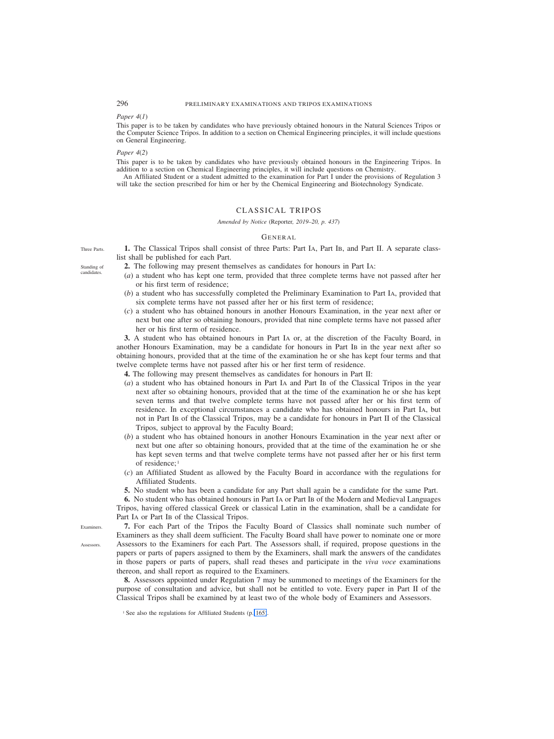*Paper 4(1)*

This paper is to be taken by candidates who have previously obtained honours in the Natural Sciences Tripos or the Computer Science Tripos. In addition to a section on Chemical Engineering principles, it will include questions on General Engineering.

*Paper 4(2)*

This paper is to be taken by candidates who have previously obtained honours in the Engineering Tripos. In addition to a section on Chemical Engineering principles, it will include questions on Chemistry.

An Affiliated Student or a student admitted to the examination for Part I under the provisions of Regulation 3 will take the section prescribed for him or her by the Chemical Engineering and Biotechnology Syndicate.

## CLASSICAL TRIPOS

*Amended by Notice* (Reporter, *2019–20, p. 437*)

### GENERAL

Three Parts.

**1.** The Classical Tripos shall consist of three Parts: Part IA, Part IB, and Part II. A separate class-list shall be published for each Part.

Standing of candidates.

**2.** The following may present themselves as candidates for honours in Part IA:

(*a*) a student who has kept one term, provided that three complete terms have not passed after her or his first term of residence;

(*b*) a student who has successfully completed the Preliminary Examination to Part IA, provided that six complete terms have not passed after her or his first term of residence;

(*c*) a student who has obtained honours in another Honours Examination, in the year next after or next but one after so obtaining honours, provided that nine complete terms have not passed after her or his first term of residence.

**3.** A student who has obtained honours in Part IA or, at the discretion of the Faculty Board, in another Honours Examination, may be a candidate for honours in Part IB in the year next after so obtaining honours, provided that at the time of the examination he or she has kept four terms and that twelve complete terms have not passed after his or her first term of residence.

**4.** The following may present themselves as candidates for honours in Part II:

(*a*) a student who has obtained honours in Part IA and Part IB of the Classical Tripos in the year next after so obtaining honours, provided that at the time of the examination he or she has kept seven terms and that twelve complete terms have not passed after her or his first term of residence. In exceptional circumstances a candidate who has obtained honours in Part IA, but not in Part IB of the Classical Tripos, may be a candidate for honours in Part II of the Classical Tripos, subject to approval by the Faculty Board;

(*b*) a student who has obtained honours in another Honours Examination in the year next after or next but one after so obtaining honours, provided that at the time of the examination he or she has kept seven terms and that twelve complete terms have not passed after her or his first term of residence;[1]

(*c*) an Affiliated Student as allowed by the Faculty Board in accordance with the regulations for Affiliated Students.

**5.** No student who has been a candidate for any Part shall again be a candidate for the same Part.

**6.** No student who has obtained honours in Part IA or Part IB of the Modern and Medieval Languages Tripos, having offered classical Greek or classical Latin in the examination, shall be a candidate for Part IA or Part IB of the Classical Tripos.

Examiners.

Assessors.

**7.** For each Part of the Tripos the Faculty Board of Classics shall nominate such number of Examiners as they shall deem sufficient. The Faculty Board shall have power to nominate one or more Assessors to the Examiners for each Part. The Assessors shall, if required, propose questions in the papers or parts of papers assigned to them by the Examiners, shall mark the answers of the candidates in those papers or parts of papers, shall read theses and participate in the *viva voce* examinations thereon, and shall report as required to the Examiners.

**8.** Assessors appointed under Regulation 7 may be summoned to meetings of the Examiners for the purpose of consultation and advice, but shall not be entitled to vote. Every paper in Part II of the Classical Tripos shall be examined by at least two of the whole body of Examiners and Assessors.

[1] See also the regulations for Affiliated Students (p. 165).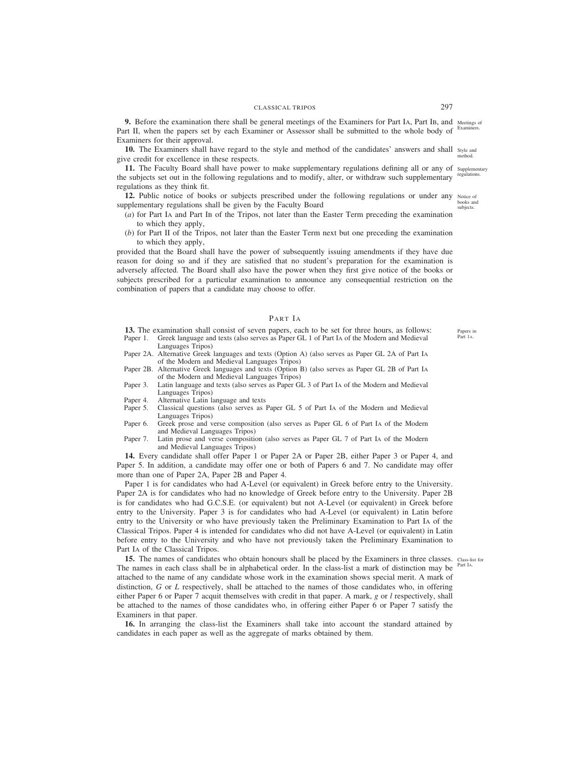**9.** Before the examination there shall be general meetings of the Examiners for Part IA, Part IB, and Part II, when the papers set by each Examiner or Assessor shall be submitted to the whole body of Examiners for their approval.

Meetings of Examiners.

**10.** The Examiners shall have regard to the style and method of the candidates' answers and shall give credit for excellence in these respects.

Style and method.

**11.** The Faculty Board shall have power to make supplementary regulations defining all or any of the subjects set out in the following regulations and to modify, alter, or withdraw such supplementary regulations as they think fit.

Supplementary regulations.

**12.** Public notice of books or subjects prescribed under the following regulations or under any supplementary regulations shall be given by the Faculty Board

Notice of books and subjects.

(*a*) for Part IA and Part IB of the Tripos, not later than the Easter Term preceding the examination to which they apply,

(*b*) for Part II of the Tripos, not later than the Easter Term next but one preceding the examination to which they apply,

provided that the Board shall have the power of subsequently issuing amendments if they have due reason for doing so and if they are satisfied that no student's preparation for the examination is adversely affected. The Board shall also have the power when they first give notice of the books or subjects prescribed for a particular examination to announce any consequential restriction on the combination of papers that a candidate may choose to offer.

## PART IA

**13.** The examination shall consist of seven papers, each to be set for three hours, as follows:

Papers in Part IA.

- Paper 1. Greek language and texts (also serves as Paper GL 1 of Part IA of the Modern and Medieval Languages Tripos)
- Paper 2A. Alternative Greek languages and texts (Option A) (also serves as Paper GL 2A of Part IA of the Modern and Medieval Languages Tripos)
- Paper 2B. Alternative Greek languages and texts (Option B) (also serves as Paper GL 2B of Part IA of the Modern and Medieval Languages Tripos)
- Paper 3. Latin language and texts (also serves as Paper GL 3 of Part IA of the Modern and Medieval Languages Tripos)
- Paper 4. Alternative Latin language and texts
- Paper 5. Classical questions (also serves as Paper GL 5 of Part IA of the Modern and Medieval Languages Tripos)
- Paper 6. Greek prose and verse composition (also serves as Paper GL 6 of Part IA of the Modern and Medieval Languages Tripos)
- Paper 7. Latin prose and verse composition (also serves as Paper GL 7 of Part IA of the Modern and Medieval Languages Tripos)

**14.** Every candidate shall offer Paper 1 or Paper 2A or Paper 2B, either Paper 3 or Paper 4, and Paper 5. In addition, a candidate may offer one or both of Papers 6 and 7. No candidate may offer more than one of Paper 2A, Paper 2B and Paper 4.

Paper 1 is for candidates who had A-Level (or equivalent) in Greek before entry to the University. Paper 2A is for candidates who had no knowledge of Greek before entry to the University. Paper 2B is for candidates who had G.C.S.E. (or equivalent) but not A-Level (or equivalent) in Greek before entry to the University. Paper 3 is for candidates who had A-Level (or equivalent) in Latin before entry to the University or who have previously taken the Preliminary Examination to Part IA of the Classical Tripos. Paper 4 is intended for candidates who did not have A-Level (or equivalent) in Latin before entry to the University and who have not previously taken the Preliminary Examination to Part IA of the Classical Tripos.

**15.** The names of candidates who obtain honours shall be placed by the Examiners in three classes. The names in each class shall be in alphabetical order. In the class-list a mark of distinction may be attached to the name of any candidate whose work in the examination shows special merit. A mark of distinction, *G* or *L* respectively, shall be attached to the names of those candidates who, in offering either Paper 6 or Paper 7 acquit themselves with credit in that paper. A mark, *g* or *l* respectively, shall be attached to the names of those candidates who, in offering either Paper 6 or Paper 7 satisfy the Examiners in that paper.

Class-list for Part IA.

**16.** In arranging the class-list the Examiners shall take into account the standard attained by candidates in each paper as well as the aggregate of marks obtained by them.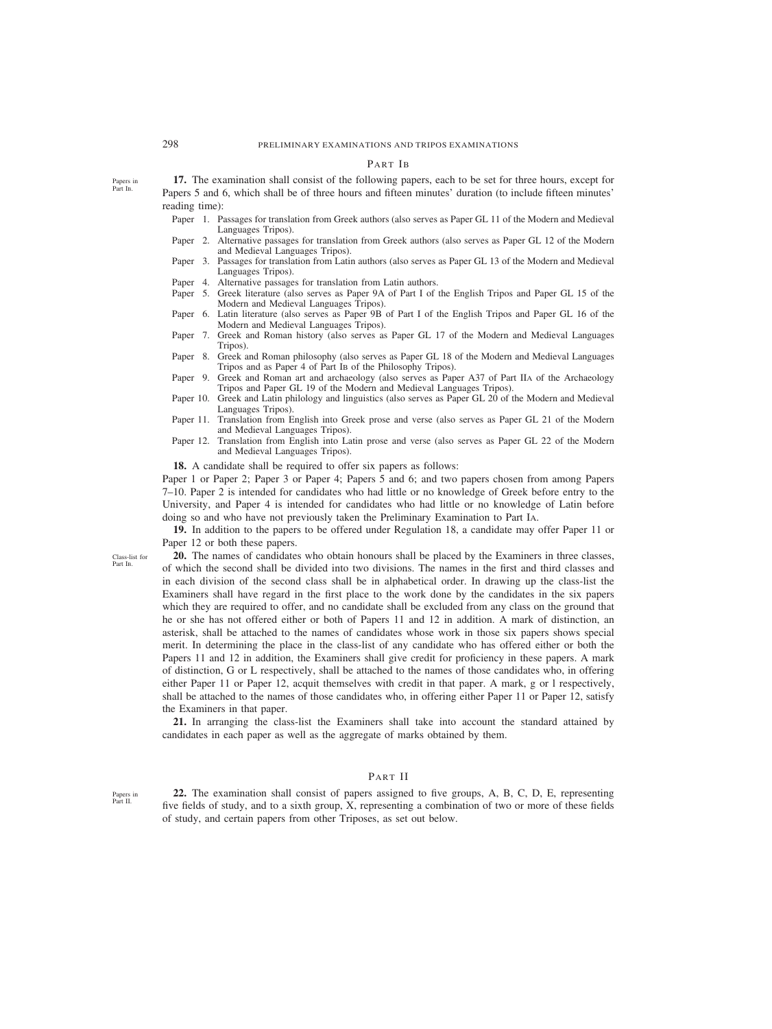## PART IB

*Papers in Part IB.*

**17.** The examination shall consist of the following papers, each to be set for three hours, except for Papers 5 and 6, which shall be of three hours and fifteen minutes' duration (to include fifteen minutes' reading time):

- Paper 1. Passages for translation from Greek authors (also serves as Paper GL 11 of the Modern and Medieval Languages Tripos).
- Paper 2. Alternative passages for translation from Greek authors (also serves as Paper GL 12 of the Modern and Medieval Languages Tripos).
- Paper 3. Passages for translation from Latin authors (also serves as Paper GL 13 of the Modern and Medieval Languages Tripos).
- Paper 4. Alternative passages for translation from Latin authors.
- Paper 5. Greek literature (also serves as Paper 9A of Part I of the English Tripos and Paper GL 15 of the Modern and Medieval Languages Tripos).
- Paper 6. Latin literature (also serves as Paper 9B of Part I of the English Tripos and Paper GL 16 of the Modern and Medieval Languages Tripos).
- Paper 7. Greek and Roman history (also serves as Paper GL 17 of the Modern and Medieval Languages Tripos).
- Paper 8. Greek and Roman philosophy (also serves as Paper GL 18 of the Modern and Medieval Languages Tripos and as Paper 4 of Part IB of the Philosophy Tripos).
- Paper 9. Greek and Roman art and archaeology (also serves as Paper A37 of Part IIA of the Archaeology Tripos and Paper GL 19 of the Modern and Medieval Languages Tripos).
- Paper 10. Greek and Latin philology and linguistics (also serves as Paper GL 20 of the Modern and Medieval Languages Tripos).
- Paper 11. Translation from English into Greek prose and verse (also serves as Paper GL 21 of the Modern and Medieval Languages Tripos).
- Paper 12. Translation from English into Latin prose and verse (also serves as Paper GL 22 of the Modern and Medieval Languages Tripos).

**18.** A candidate shall be required to offer six papers as follows:

Paper 1 or Paper 2; Paper 3 or Paper 4; Papers 5 and 6; and two papers chosen from among Papers 7–10. Paper 2 is intended for candidates who had little or no knowledge of Greek before entry to the University, and Paper 4 is intended for candidates who had little or no knowledge of Latin before doing so and who have not previously taken the Preliminary Examination to Part IA.

**19.** In addition to the papers to be offered under Regulation 18, a candidate may offer Paper 11 or Paper 12 or both these papers.

*Class-list for Part IB.*

**20.** The names of candidates who obtain honours shall be placed by the Examiners in three classes, of which the second shall be divided into two divisions. The names in the first and third classes and in each division of the second class shall be in alphabetical order. In drawing up the class-list the Examiners shall have regard in the first place to the work done by the candidates in the six papers which they are required to offer, and no candidate shall be excluded from any class on the ground that he or she has not offered either or both of Papers 11 and 12 in addition. A mark of distinction, an asterisk, shall be attached to the names of candidates whose work in those six papers shows special merit. In determining the place in the class-list of any candidate who has offered either or both the Papers 11 and 12 in addition, the Examiners shall give credit for proficiency in these papers. A mark of distinction, G or L respectively, shall be attached to the names of those candidates who, in offering either Paper 11 or Paper 12, acquit themselves with credit in that paper. A mark, g or l respectively, shall be attached to the names of those candidates who, in offering either Paper 11 or Paper 12, satisfy the Examiners in that paper.

**21.** In arranging the class-list the Examiners shall take into account the standard attained by candidates in each paper as well as the aggregate of marks obtained by them.

## PART II

*Papers in Part II.*

**22.** The examination shall consist of papers assigned to five groups, A, B, C, D, E, representing five fields of study, and to a sixth group, X, representing a combination of two or more of these fields of study, and certain papers from other Triposes, as set out below.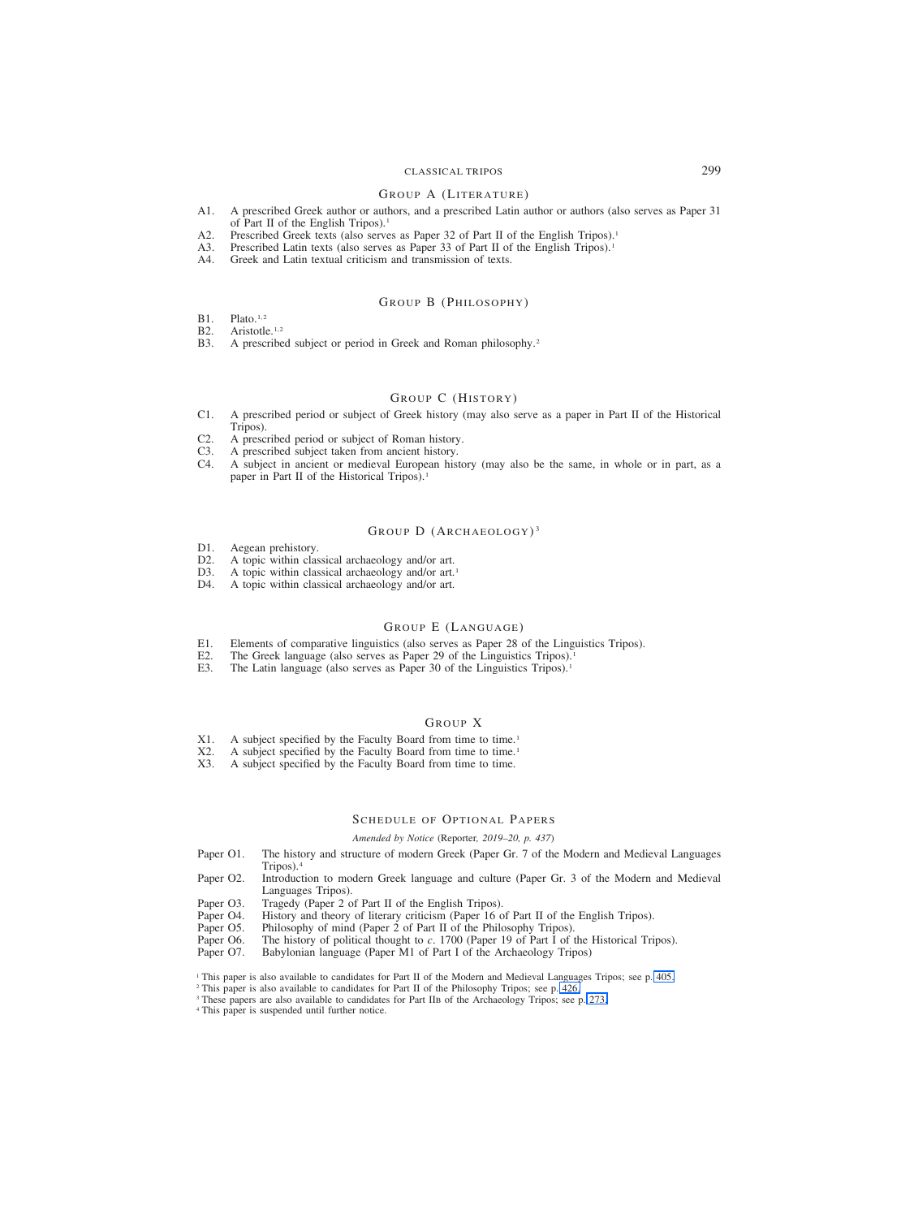## Group A (Literature)

A1. A prescribed Greek author or authors, and a prescribed Latin author or authors (also serves as Paper 31 of Part II of the English Tripos).[1]

A2. Prescribed Greek texts (also serves as Paper 32 of Part II of the English Tripos).[1]

A3. Prescribed Latin texts (also serves as Paper 33 of Part II of the English Tripos).[1]

A4. Greek and Latin textual criticism and transmission of texts.

## Group B (Philosophy)

B1. Plato.[1,2]

B2. Aristotle.[1,2]

B3. A prescribed subject or period in Greek and Roman philosophy.[2]

## Group C (History)

C1. A prescribed period or subject of Greek history (may also serve as a paper in Part II of the Historical Tripos).

C2. A prescribed period or subject of Roman history.

C3. A prescribed subject taken from ancient history.

C4. A subject in ancient or medieval European history (may also be the same, in whole or in part, as a paper in Part II of the Historical Tripos).[1]

## Group D (Archaeology)[3]

D1. Aegean prehistory.

D2. A topic within classical archaeology and/or art.

D3. A topic within classical archaeology and/or art.[1]

D4. A topic within classical archaeology and/or art.

## Group E (Language)

E1. Elements of comparative linguistics (also serves as Paper 28 of the Linguistics Tripos).

E2. The Greek language (also serves as Paper 29 of the Linguistics Tripos).[1]

E3. The Latin language (also serves as Paper 30 of the Linguistics Tripos).[1]

## Group X

X1. A subject specified by the Faculty Board from time to time.[1]

X2. A subject specified by the Faculty Board from time to time.[1]

X3. A subject specified by the Faculty Board from time to time.

## Schedule of Optional Papers

*Amended by Notice* (Reporter, *2019–20, p. 437*)

Paper O1. The history and structure of modern Greek (Paper Gr. 7 of the Modern and Medieval Languages Tripos).[4]

Paper O2. Introduction to modern Greek language and culture (Paper Gr. 3 of the Modern and Medieval Languages Tripos).

Paper O3. Tragedy (Paper 2 of Part II of the English Tripos).

Paper O4. History and theory of literary criticism (Paper 16 of Part II of the English Tripos).

Paper O5. Philosophy of mind (Paper 2 of Part II of the Philosophy Tripos).

Paper O6. The history of political thought to *c*. 1700 (Paper 19 of Part I of the Historical Tripos).

Paper O7. Babylonian language (Paper M1 of Part I of the Archaeology Tripos)

[1] This paper is also available to candidates for Part II of the Modern and Medieval Languages Tripos; see p. 405.

[2] This paper is also available to candidates for Part II of the Philosophy Tripos; see p. 426.

[3] These papers are also available to candidates for Part IIB of the Archaeology Tripos; see p. 273.

[4] This paper is suspended until further notice.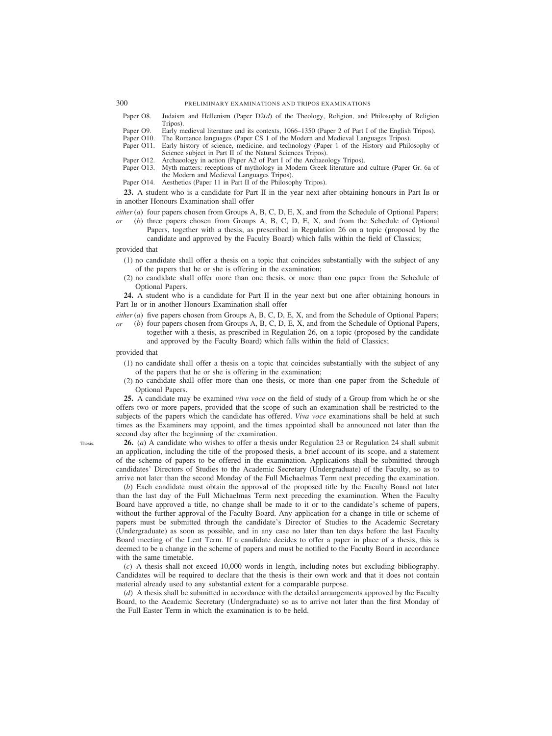Paper O8. Judaism and Hellenism (Paper D2(*d*) of the Theology, Religion, and Philosophy of Religion Tripos).

Paper O9. Early medieval literature and its contexts, 1066–1350 (Paper 2 of Part I of the English Tripos).

Paper O10. The Romance languages (Paper CS 1 of the Modern and Medieval Languages Tripos).

Paper O11. Early history of science, medicine, and technology (Paper 1 of the History and Philosophy of Science subject in Part II of the Natural Sciences Tripos).

Paper O12. Archaeology in action (Paper A2 of Part I of the Archaeology Tripos).

Paper O13. Myth matters: receptions of mythology in Modern Greek literature and culture (Paper Gr. 6a of the Modern and Medieval Languages Tripos).

Paper O14. Aesthetics (Paper 11 in Part II of the Philosophy Tripos).

**23.** A student who is a candidate for Part II in the year next after obtaining honours in Part IB or in another Honours Examination shall offer

*either* (*a*) four papers chosen from Groups A, B, C, D, E, X, and from the Schedule of Optional Papers;

*or* (*b*) three papers chosen from Groups A, B, C, D, E, X, and from the Schedule of Optional Papers, together with a thesis, as prescribed in Regulation 26 on a topic (proposed by the candidate and approved by the Faculty Board) which falls within the field of Classics;

provided that

(1) no candidate shall offer a thesis on a topic that coincides substantially with the subject of any of the papers that he or she is offering in the examination;

(2) no candidate shall offer more than one thesis, or more than one paper from the Schedule of Optional Papers.

**24.** A student who is a candidate for Part II in the year next but one after obtaining honours in Part IB or in another Honours Examination shall offer

*either* (*a*) five papers chosen from Groups A, B, C, D, E, X, and from the Schedule of Optional Papers;

*or* (*b*) four papers chosen from Groups A, B, C, D, E, X, and from the Schedule of Optional Papers, together with a thesis, as prescribed in Regulation 26, on a topic (proposed by the candidate and approved by the Faculty Board) which falls within the field of Classics;

provided that

(1) no candidate shall offer a thesis on a topic that coincides substantially with the subject of any of the papers that he or she is offering in the examination;

(2) no candidate shall offer more than one thesis, or more than one paper from the Schedule of Optional Papers.

**25.** A candidate may be examined *viva voce* on the field of study of a Group from which he or she offers two or more papers, provided that the scope of such an examination shall be restricted to the subjects of the papers which the candidate has offered. *Viva voce* examinations shall be held at such times as the Examiners may appoint, and the times appointed shall be announced not later than the second day after the beginning of the examination.

Thesis.

**26.** (*a*) A candidate who wishes to offer a thesis under Regulation 23 or Regulation 24 shall submit an application, including the title of the proposed thesis, a brief account of its scope, and a statement of the scheme of papers to be offered in the examination. Applications shall be submitted through candidates' Directors of Studies to the Academic Secretary (Undergraduate) of the Faculty, so as to arrive not later than the second Monday of the Full Michaelmas Term next preceding the examination.

(*b*) Each candidate must obtain the approval of the proposed title by the Faculty Board not later than the last day of the Full Michaelmas Term next preceding the examination. When the Faculty Board have approved a title, no change shall be made to it or to the candidate's scheme of papers, without the further approval of the Faculty Board. Any application for a change in title or scheme of papers must be submitted through the candidate's Director of Studies to the Academic Secretary (Undergraduate) as soon as possible, and in any case no later than ten days before the last Faculty Board meeting of the Lent Term. If a candidate decides to offer a paper in place of a thesis, this is deemed to be a change in the scheme of papers and must be notified to the Faculty Board in accordance with the same timetable.

(*c*) A thesis shall not exceed 10,000 words in length, including notes but excluding bibliography. Candidates will be required to declare that the thesis is their own work and that it does not contain material already used to any substantial extent for a comparable purpose.

(*d*) A thesis shall be submitted in accordance with the detailed arrangements approved by the Faculty Board, to the Academic Secretary (Undergraduate) so as to arrive not later than the first Monday of the Full Easter Term in which the examination is to be held.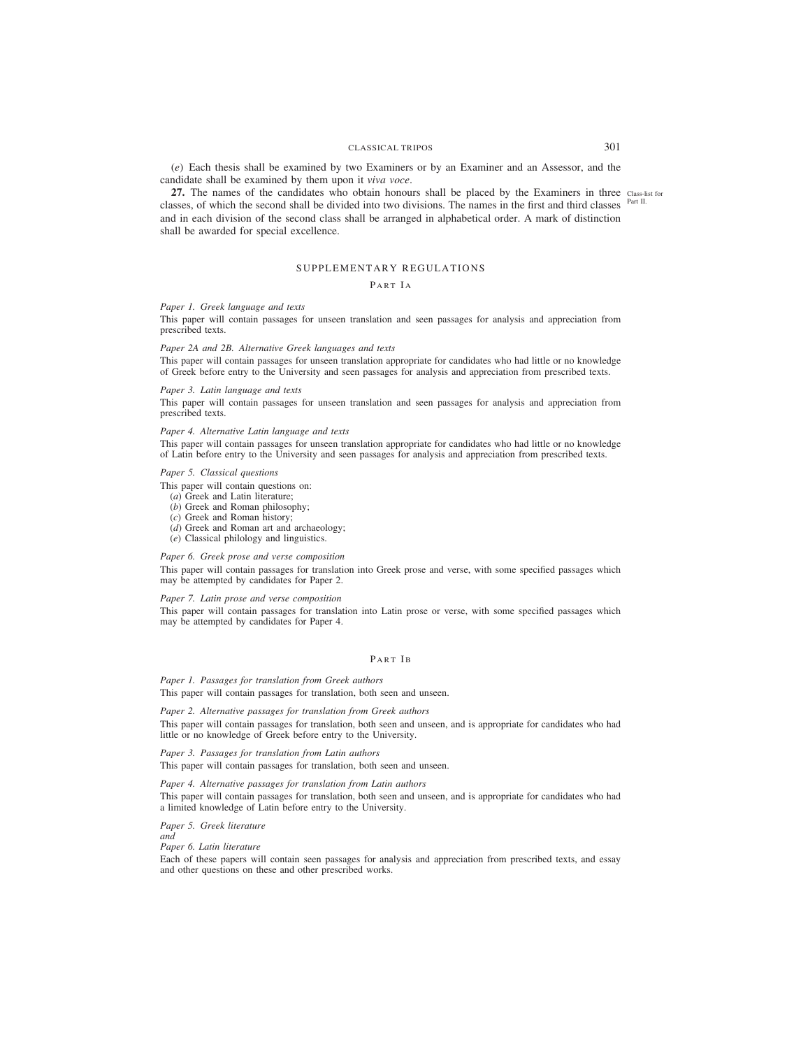(*e*) Each thesis shall be examined by two Examiners or by an Examiner and an Assessor, and the candidate shall be examined by them upon it *viva voce*.

**27.** The names of the candidates who obtain honours shall be placed by the Examiners in three classes, of which the second shall be divided into two divisions. The names in the first and third classes and in each division of the second class shall be arranged in alphabetical order. A mark of distinction shall be awarded for special excellence.

Class-list for Part II.

## SUPPLEMENTARY REGULATIONS

### PART IA

*Paper 1. Greek language and texts*

This paper will contain passages for unseen translation and seen passages for analysis and appreciation from prescribed texts.

*Paper 2A and 2B. Alternative Greek languages and texts*

This paper will contain passages for unseen translation appropriate for candidates who had little or no knowledge of Greek before entry to the University and seen passages for analysis and appreciation from prescribed texts.

*Paper 3. Latin language and texts*

This paper will contain passages for unseen translation and seen passages for analysis and appreciation from prescribed texts.

*Paper 4. Alternative Latin language and texts*

This paper will contain passages for unseen translation appropriate for candidates who had little or no knowledge of Latin before entry to the University and seen passages for analysis and appreciation from prescribed texts.

*Paper 5. Classical questions*

This paper will contain questions on:

(*a*) Greek and Latin literature;
(*b*) Greek and Roman philosophy;
(*c*) Greek and Roman history;
(*d*) Greek and Roman art and archaeology;
(*e*) Classical philology and linguistics.

*Paper 6. Greek prose and verse composition*

This paper will contain passages for translation into Greek prose and verse, with some specified passages which may be attempted by candidates for Paper 2.

*Paper 7. Latin prose and verse composition*

This paper will contain passages for translation into Latin prose or verse, with some specified passages which may be attempted by candidates for Paper 4.

### PART IB

*Paper 1. Passages for translation from Greek authors*

This paper will contain passages for translation, both seen and unseen.

*Paper 2. Alternative passages for translation from Greek authors*

This paper will contain passages for translation, both seen and unseen, and is appropriate for candidates who had little or no knowledge of Greek before entry to the University.

*Paper 3. Passages for translation from Latin authors*

This paper will contain passages for translation, both seen and unseen.

*Paper 4. Alternative passages for translation from Latin authors*

This paper will contain passages for translation, both seen and unseen, and is appropriate for candidates who had a limited knowledge of Latin before entry to the University.

*Paper 5. Greek literature*
*and*
*Paper 6. Latin literature*

Each of these papers will contain seen passages for analysis and appreciation from prescribed texts, and essay and other questions on these and other prescribed works.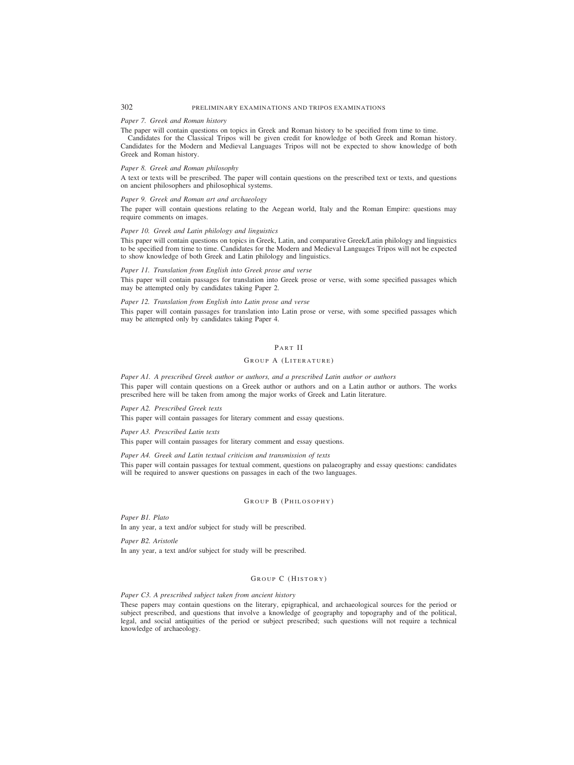*Paper 7. Greek and Roman history*

The paper will contain questions on topics in Greek and Roman history to be specified from time to time.

Candidates for the Classical Tripos will be given credit for knowledge of both Greek and Roman history. Candidates for the Modern and Medieval Languages Tripos will not be expected to show knowledge of both Greek and Roman history.

*Paper 8. Greek and Roman philosophy*

A text or texts will be prescribed. The paper will contain questions on the prescribed text or texts, and questions on ancient philosophers and philosophical systems.

*Paper 9. Greek and Roman art and archaeology*

The paper will contain questions relating to the Aegean world, Italy and the Roman Empire: questions may require comments on images.

*Paper 10. Greek and Latin philology and linguistics*

This paper will contain questions on topics in Greek, Latin, and comparative Greek/Latin philology and linguistics to be specified from time to time. Candidates for the Modern and Medieval Languages Tripos will not be expected to show knowledge of both Greek and Latin philology and linguistics.

*Paper 11. Translation from English into Greek prose and verse*

This paper will contain passages for translation into Greek prose or verse, with some specified passages which may be attempted only by candidates taking Paper 2.

*Paper 12. Translation from English into Latin prose and verse*

This paper will contain passages for translation into Latin prose or verse, with some specified passages which may be attempted only by candidates taking Paper 4.

## Part II

### Group A (Literature)

*Paper A1. A prescribed Greek author or authors, and a prescribed Latin author or authors*

This paper will contain questions on a Greek author or authors and on a Latin author or authors. The works prescribed here will be taken from among the major works of Greek and Latin literature.

*Paper A2. Prescribed Greek texts*

This paper will contain passages for literary comment and essay questions.

*Paper A3. Prescribed Latin texts*

This paper will contain passages for literary comment and essay questions.

*Paper A4. Greek and Latin textual criticism and transmission of texts*

This paper will contain passages for textual comment, questions on palaeography and essay questions: candidates will be required to answer questions on passages in each of the two languages.

### Group B (Philosophy)

*Paper B1. Plato*

In any year, a text and/or subject for study will be prescribed.

*Paper B2. Aristotle*

In any year, a text and/or subject for study will be prescribed.

### Group C (History)

*Paper C3. A prescribed subject taken from ancient history*

These papers may contain questions on the literary, epigraphical, and archaeological sources for the period or subject prescribed, and questions that involve a knowledge of geography and topography and of the political, legal, and social antiquities of the period or subject prescribed; such questions will not require a technical knowledge of archaeology.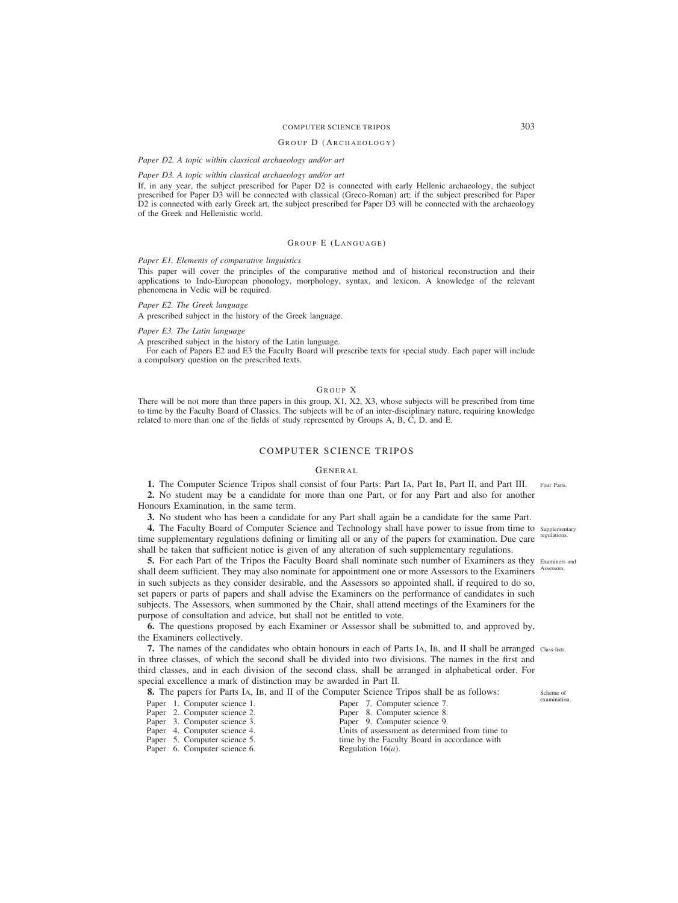### Group D (Archaeology)

*Paper D2. A topic within classical archaeology and/or art*

*Paper D3. A topic within classical archaeology and/or art*

If, in any year, the subject prescribed for Paper D2 is connected with early Hellenic archaeology, the subject prescribed for Paper D3 will be connected with classical (Greco-Roman) art; if the subject prescribed for Paper D2 is connected with early Greek art, the subject prescribed for Paper D3 will be connected with the archaeology of the Greek and Hellenistic world.

### Group E (Language)

*Paper E1. Elements of comparative linguistics*

This paper will cover the principles of the comparative method and of historical reconstruction and their applications to Indo-European phonology, morphology, syntax, and lexicon. A knowledge of the relevant phenomena in Vedic will be required.

*Paper E2. The Greek language*

A prescribed subject in the history of the Greek language.

*Paper E3. The Latin language*

A prescribed subject in the history of the Latin language.

For each of Papers E2 and E3 the Faculty Board will prescribe texts for special study. Each paper will include a compulsory question on the prescribed texts.

### Group X

There will be not more than three papers in this group, X1, X2, X3, whose subjects will be prescribed from time to time by the Faculty Board of Classics. The subjects will be of an inter-disciplinary nature, requiring knowledge related to more than one of the fields of study represented by Groups A, B, C, D, and E.

# COMPUTER SCIENCE TRIPOS

## General

**1.** The Computer Science Tripos shall consist of four Parts: Part IA, Part IB, Part II, and Part III. *Four Parts.*

**2.** No student may be a candidate for more than one Part, or for any Part and also for another Honours Examination, in the same term.

**3.** No student who has been a candidate for any Part shall again be a candidate for the same Part.

**4.** The Faculty Board of Computer Science and Technology shall have power to issue from time to time supplementary regulations defining or limiting all or any of the papers for examination. Due care shall be taken that sufficient notice is given of any alteration of such supplementary regulations. *Supplementary regulations.*

**5.** For each Part of the Tripos the Faculty Board shall nominate such number of Examiners as they shall deem sufficient. They may also nominate for appointment one or more Assessors to the Examiners in such subjects as they consider desirable, and the Assessors so appointed shall, if required to do so, set papers or parts of papers and shall advise the Examiners on the performance of candidates in such subjects. The Assessors, when summoned by the Chair, shall attend meetings of the Examiners for the purpose of consultation and advice, but shall not be entitled to vote. *Examiners and Assessors.*

**6.** The questions proposed by each Examiner or Assessor shall be submitted to, and approved by, the Examiners collectively.

**7.** The names of the candidates who obtain honours in each of Parts IA, IB, and II shall be arranged in three classes, of which the second shall be divided into two divisions. The names in the first and third classes, and in each division of the second class, shall be arranged in alphabetical order. For special excellence a mark of distinction may be awarded in Part II. *Class-lists.*

**8.** The papers for Parts IA, IB, and II of the Computer Science Tripos shall be as follows: *Scheme of examination.*

Paper 1. Computer science 1.
Paper 2. Computer science 2.
Paper 3. Computer science 3.
Paper 4. Computer science 4.
Paper 5. Computer science 5.
Paper 6. Computer science 6.
Paper 7. Computer science 7.
Paper 8. Computer science 8.
Paper 9. Computer science 9.
Units of assessment as determined from time to time by the Faculty Board in accordance with Regulation 16(*a*).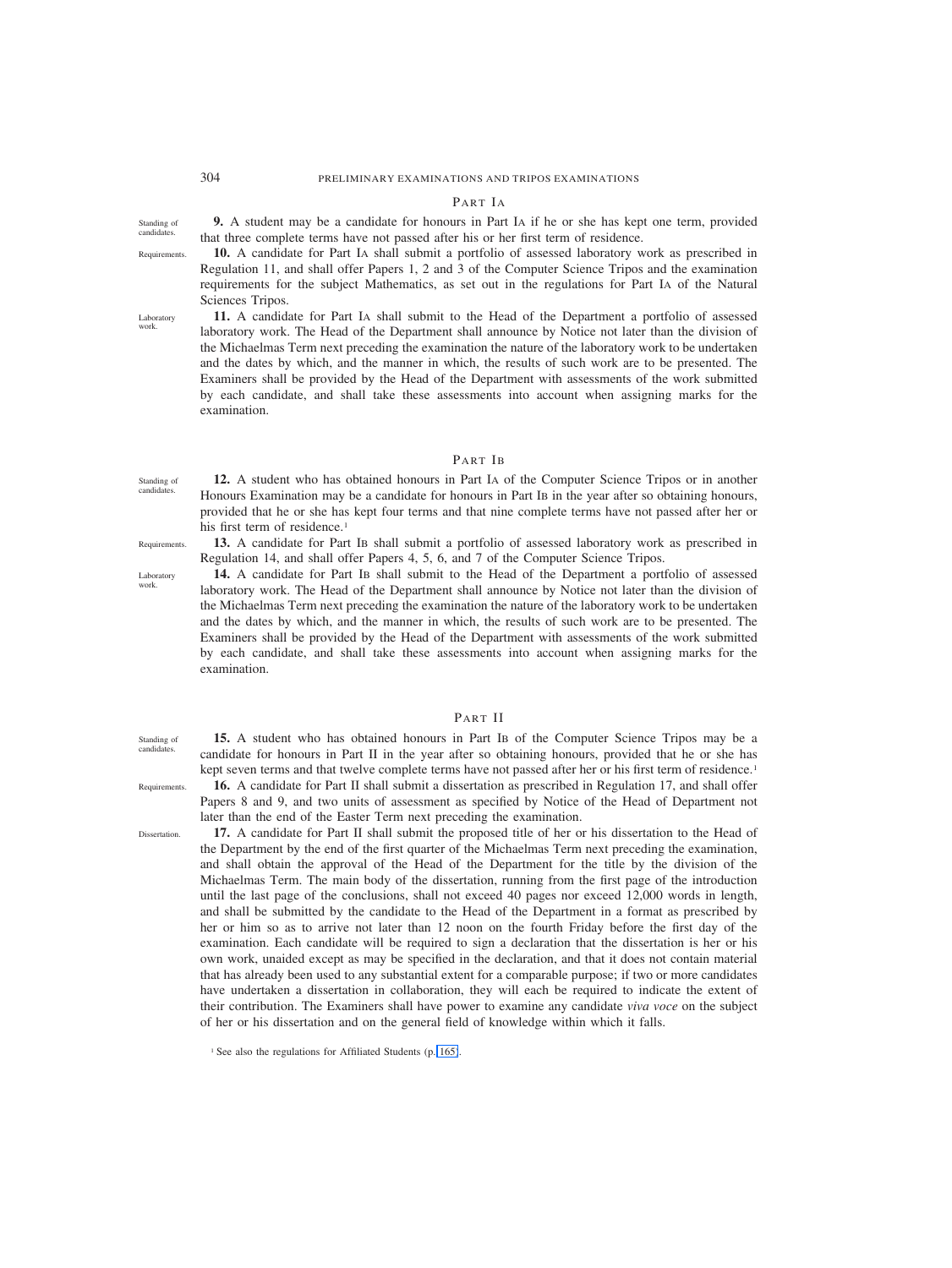## PART IA

*Standing of candidates.*

**9.** A student may be a candidate for honours in Part IA if he or she has kept one term, provided that three complete terms have not passed after his or her first term of residence.

*Requirements.*

**10.** A candidate for Part IA shall submit a portfolio of assessed laboratory work as prescribed in Regulation 11, and shall offer Papers 1, 2 and 3 of the Computer Science Tripos and the examination requirements for the subject Mathematics, as set out in the regulations for Part IA of the Natural Sciences Tripos.

*Laboratory work.*

**11.** A candidate for Part IA shall submit to the Head of the Department a portfolio of assessed laboratory work. The Head of the Department shall announce by Notice not later than the division of the Michaelmas Term next preceding the examination the nature of the laboratory work to be undertaken and the dates by which, and the manner in which, the results of such work are to be presented. The Examiners shall be provided by the Head of the Department with assessments of the work submitted by each candidate, and shall take these assessments into account when assigning marks for the examination.

## PART IB

*Standing of candidates.*

**12.** A student who has obtained honours in Part IA of the Computer Science Tripos or in another Honours Examination may be a candidate for honours in Part IB in the year after so obtaining honours, provided that he or she has kept four terms and that nine complete terms have not passed after her or his first term of residence.[1]

*Requirements.*

**13.** A candidate for Part IB shall submit a portfolio of assessed laboratory work as prescribed in Regulation 14, and shall offer Papers 4, 5, 6, and 7 of the Computer Science Tripos.

*Laboratory work.*

**14.** A candidate for Part IB shall submit to the Head of the Department a portfolio of assessed laboratory work. The Head of the Department shall announce by Notice not later than the division of the Michaelmas Term next preceding the examination the nature of the laboratory work to be undertaken and the dates by which, and the manner in which, the results of such work are to be presented. The Examiners shall be provided by the Head of the Department with assessments of the work submitted by each candidate, and shall take these assessments into account when assigning marks for the examination.

## PART II

*Standing of candidates.*

**15.** A student who has obtained honours in Part IB of the Computer Science Tripos may be a candidate for honours in Part II in the year after so obtaining honours, provided that he or she has kept seven terms and that twelve complete terms have not passed after her or his first term of residence.[1]

*Requirements.*

**16.** A candidate for Part II shall submit a dissertation as prescribed in Regulation 17, and shall offer Papers 8 and 9, and two units of assessment as specified by Notice of the Head of Department not later than the end of the Easter Term next preceding the examination.

*Dissertation.*

**17.** A candidate for Part II shall submit the proposed title of her or his dissertation to the Head of the Department by the end of the first quarter of the Michaelmas Term next preceding the examination, and shall obtain the approval of the Head of the Department for the title by the division of the Michaelmas Term. The main body of the dissertation, running from the first page of the introduction until the last page of the conclusions, shall not exceed 40 pages nor exceed 12,000 words in length, and shall be submitted by the candidate to the Head of the Department in a format as prescribed by her or him so as to arrive not later than 12 noon on the fourth Friday before the first day of the examination. Each candidate will be required to sign a declaration that the dissertation is her or his own work, unaided except as may be specified in the declaration, and that it does not contain material that has already been used to any substantial extent for a comparable purpose; if two or more candidates have undertaken a dissertation in collaboration, they will each be required to indicate the extent of their contribution. The Examiners shall have power to examine any candidate *viva voce* on the subject of her or his dissertation and on the general field of knowledge within which it falls.

[1] See also the regulations for Affiliated Students (p. 165).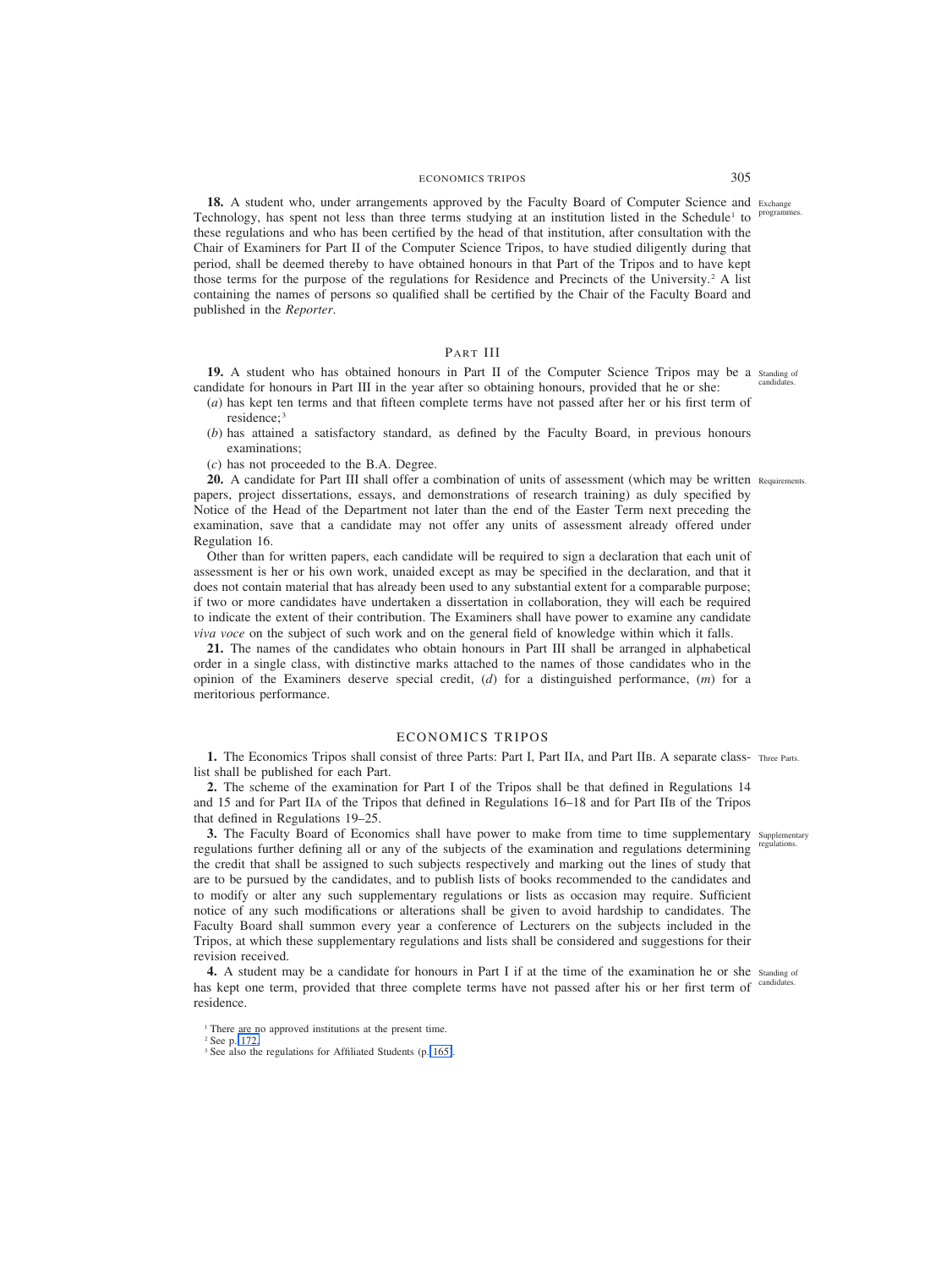**18.** A student who, under arrangements approved by the Faculty Board of Computer Science and Technology, has spent not less than three terms studying at an institution listed in the Schedule[1] to these regulations and who has been certified by the head of that institution, after consultation with the Chair of Examiners for Part II of the Computer Science Tripos, to have studied diligently during that period, shall be deemed thereby to have obtained honours in that Part of the Tripos and to have kept those terms for the purpose of the regulations for Residence and Precincts of the University.[2] A list containing the names of persons so qualified shall be certified by the Chair of the Faculty Board and published in the *Reporter*.

Exchange programmes.

## PART III

**19.** A student who has obtained honours in Part II of the Computer Science Tripos may be a candidate for honours in Part III in the year after so obtaining honours, provided that he or she:

Standing of candidates.

(*a*) has kept ten terms and that fifteen complete terms have not passed after her or his first term of residence;[3]

(*b*) has attained a satisfactory standard, as defined by the Faculty Board, in previous honours examinations;

(*c*) has not proceeded to the B.A. Degree.

**20.** A candidate for Part III shall offer a combination of units of assessment (which may be written papers, project dissertations, essays, and demonstrations of research training) as duly specified by Notice of the Head of the Department not later than the end of the Easter Term next preceding the examination, save that a candidate may not offer any units of assessment already offered under Regulation 16.

Requirements.

Other than for written papers, each candidate will be required to sign a declaration that each unit of assessment is her or his own work, unaided except as may be specified in the declaration, and that it does not contain material that has already been used to any substantial extent for a comparable purpose; if two or more candidates have undertaken a dissertation in collaboration, they will each be required to indicate the extent of their contribution. The Examiners shall have power to examine any candidate *viva voce* on the subject of such work and on the general field of knowledge within which it falls.

**21.** The names of the candidates who obtain honours in Part III shall be arranged in alphabetical order in a single class, with distinctive marks attached to the names of those candidates who in the opinion of the Examiners deserve special credit, (*d*) for a distinguished performance, (*m*) for a meritorious performance.

# ECONOMICS TRIPOS

**1.** The Economics Tripos shall consist of three Parts: Part I, Part IIA, and Part IIB. A separate class-list shall be published for each Part.

Three Parts.

**2.** The scheme of the examination for Part I of the Tripos shall be that defined in Regulations 14 and 15 and for Part IIA of the Tripos that defined in Regulations 16–18 and for Part IIB of the Tripos that defined in Regulations 19–25.

**3.** The Faculty Board of Economics shall have power to make from time to time supplementary regulations further defining all or any of the subjects of the examination and regulations determining the credit that shall be assigned to such subjects respectively and marking out the lines of study that are to be pursued by the candidates, and to publish lists of books recommended to the candidates and to modify or alter any such supplementary regulations or lists as occasion may require. Sufficient notice of any such modifications or alterations shall be given to avoid hardship to candidates. The Faculty Board shall summon every year a conference of Lecturers on the subjects included in the Tripos, at which these supplementary regulations and lists shall be considered and suggestions for their revision received.

Supplementary regulations.

**4.** A student may be a candidate for honours in Part I if at the time of the examination he or she has kept one term, provided that three complete terms have not passed after his or her first term of residence.

Standing of candidates.

[1] There are no approved institutions at the present time.

[2] See p. 172.

[3] See also the regulations for Affiliated Students (p. 165).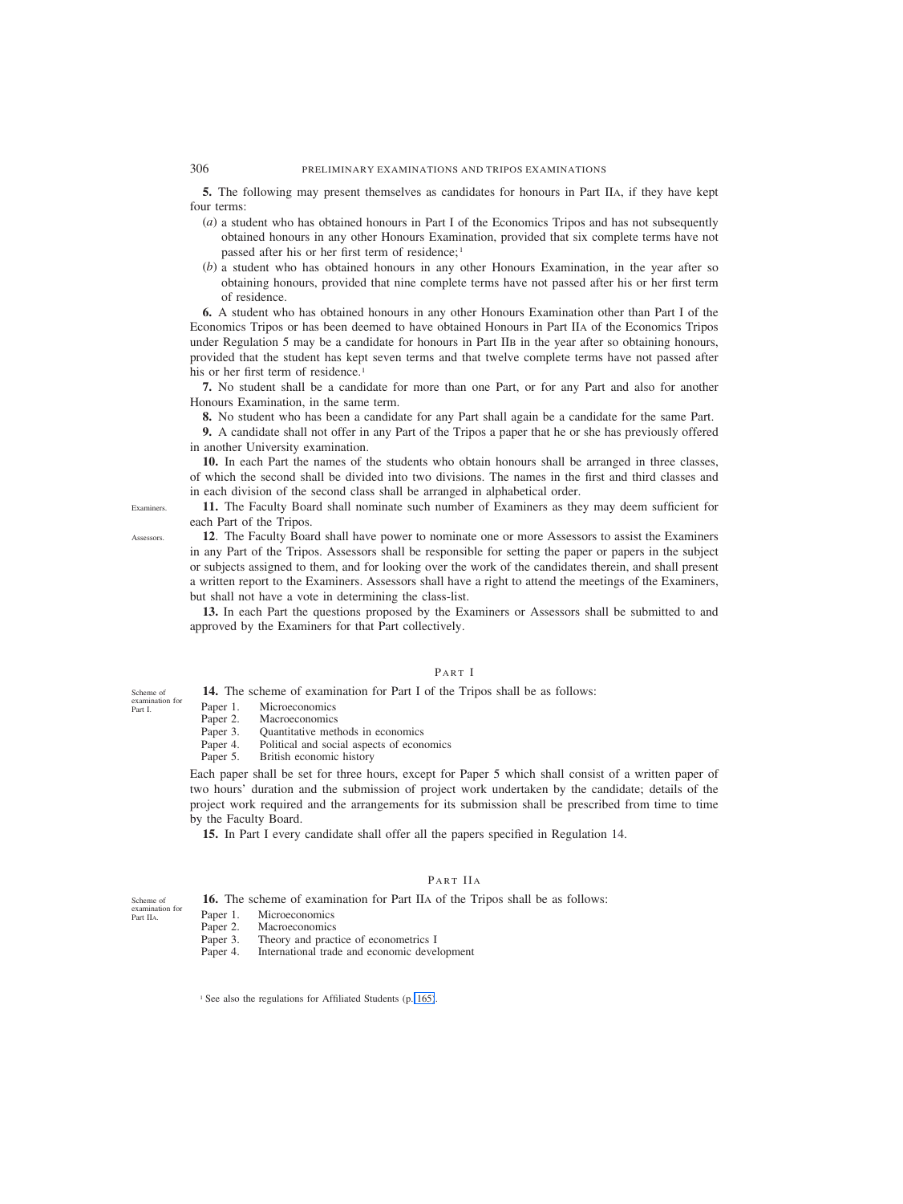**5.** The following may present themselves as candidates for honours in Part IIA, if they have kept four terms:

(*a*) a student who has obtained honours in Part I of the Economics Tripos and has not subsequently obtained honours in any other Honours Examination, provided that six complete terms have not passed after his or her first term of residence;[1]

(*b*) a student who has obtained honours in any other Honours Examination, in the year after so obtaining honours, provided that nine complete terms have not passed after his or her first term of residence.

**6.** A student who has obtained honours in any other Honours Examination other than Part I of the Economics Tripos or has been deemed to have obtained Honours in Part IIA of the Economics Tripos under Regulation 5 may be a candidate for honours in Part IIB in the year after so obtaining honours, provided that the student has kept seven terms and that twelve complete terms have not passed after his or her first term of residence.[1]

**7.** No student shall be a candidate for more than one Part, or for any Part and also for another Honours Examination, in the same term.

**8.** No student who has been a candidate for any Part shall again be a candidate for the same Part.

**9.** A candidate shall not offer in any Part of the Tripos a paper that he or she has previously offered in another University examination.

**10.** In each Part the names of the students who obtain honours shall be arranged in three classes, of which the second shall be divided into two divisions. The names in the first and third classes and in each division of the second class shall be arranged in alphabetical order.

Examiners.

**11.** The Faculty Board shall nominate such number of Examiners as they may deem sufficient for each Part of the Tripos.

Assessors.

**12**. The Faculty Board shall have power to nominate one or more Assessors to assist the Examiners in any Part of the Tripos. Assessors shall be responsible for setting the paper or papers in the subject or subjects assigned to them, and for looking over the work of the candidates therein, and shall present a written report to the Examiners. Assessors shall have a right to attend the meetings of the Examiners, but shall not have a vote in determining the class-list.

**13.** In each Part the questions proposed by the Examiners or Assessors shall be submitted to and approved by the Examiners for that Part collectively.

## PART I

Scheme of examination for Part I.

**14.** The scheme of examination for Part I of the Tripos shall be as follows:

Paper 1. Microeconomics
Paper 2. Macroeconomics
Paper 3. Quantitative methods in economics
Paper 4. Political and social aspects of economics
Paper 5. British economic history

Each paper shall be set for three hours, except for Paper 5 which shall consist of a written paper of two hours' duration and the submission of project work undertaken by the candidate; details of the project work required and the arrangements for its submission shall be prescribed from time to time by the Faculty Board.

**15.** In Part I every candidate shall offer all the papers specified in Regulation 14.

## PART IIA

Scheme of examination for Part IIA.

**16.** The scheme of examination for Part IIA of the Tripos shall be as follows:

Paper 1. Microeconomics
Paper 2. Macroeconomics
Paper 3. Theory and practice of econometrics I
Paper 4. International trade and economic development

[1] See also the regulations for Affiliated Students (p. 165).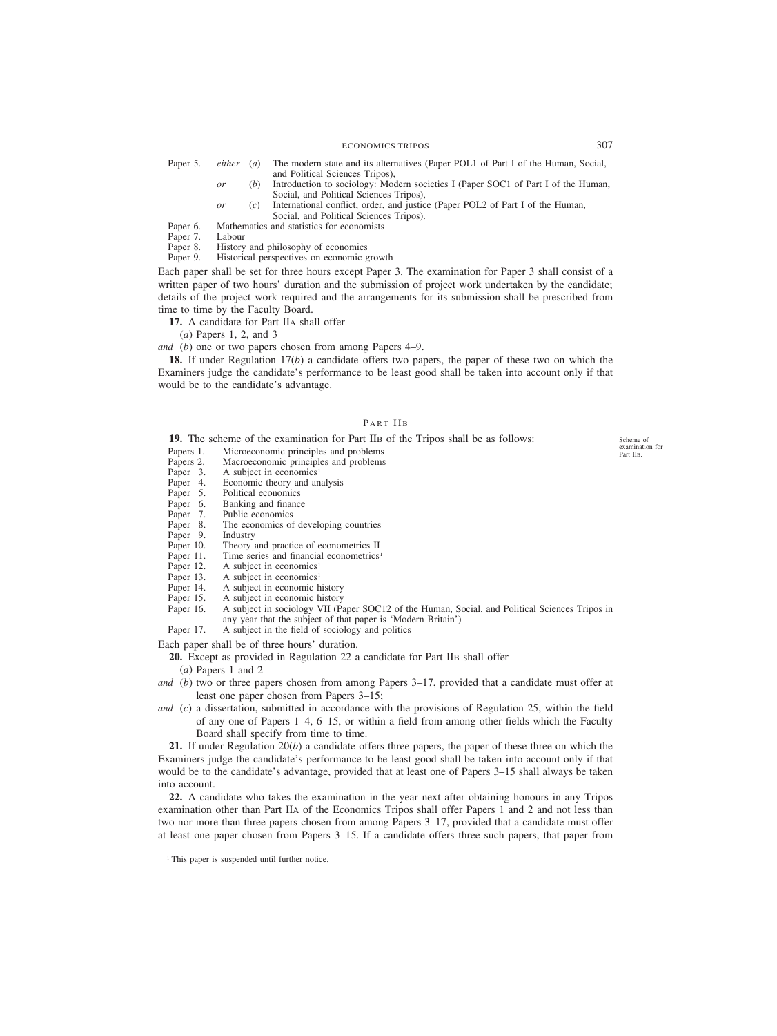Paper 5. *either* (*a*) The modern state and its alternatives (Paper POL1 of Part I of the Human, Social, and Political Sciences Tripos),
*or* (*b*) Introduction to sociology: Modern societies I (Paper SOC1 of Part I of the Human, Social, and Political Sciences Tripos),
*or* (*c*) International conflict, order, and justice (Paper POL2 of Part I of the Human, Social, and Political Sciences Tripos).

Paper 6. Mathematics and statistics for economists
Paper 7. Labour
Paper 8. History and philosophy of economics
Paper 9. Historical perspectives on economic growth

Each paper shall be set for three hours except Paper 3. The examination for Paper 3 shall consist of a written paper of two hours' duration and the submission of project work undertaken by the candidate; details of the project work required and the arrangements for its submission shall be prescribed from time to time by the Faculty Board.

**17.** A candidate for Part IIA shall offer

(*a*) Papers 1, 2, and 3

*and* (*b*) one or two papers chosen from among Papers 4–9.

**18.** If under Regulation 17(*b*) a candidate offers two papers, the paper of these two on which the Examiners judge the candidate's performance to be least good shall be taken into account only if that would be to the candidate's advantage.

## PART IIB

Scheme of examination for Part IIB.

**19.** The scheme of the examination for Part IIB of the Tripos shall be as follows:

Papers 1. Microeconomic principles and problems
Papers 2. Macroeconomic principles and problems
Paper 3. A subject in economics[1]
Paper 4. Economic theory and analysis
Paper 5. Political economics
Paper 6. Banking and finance
Paper 7. Public economics
Paper 8. The economics of developing countries
Paper 9. Industry
Paper 10. Theory and practice of econometrics II
Paper 11. Time series and financial econometrics[1]
Paper 12. A subject in economics[1]
Paper 13. A subject in economics[1]
Paper 14. A subject in economic history
Paper 15. A subject in economic history
Paper 16. A subject in sociology VII (Paper SOC12 of the Human, Social, and Political Sciences Tripos in any year that the subject of that paper is 'Modern Britain')
Paper 17. A subject in the field of sociology and politics

Each paper shall be of three hours' duration.

**20.** Except as provided in Regulation 22 a candidate for Part IIB shall offer

(*a*) Papers 1 and 2

*and* (*b*) two or three papers chosen from among Papers 3–17, provided that a candidate must offer at least one paper chosen from Papers 3–15;

*and* (*c*) a dissertation, submitted in accordance with the provisions of Regulation 25, within the field of any one of Papers 1–4, 6–15, or within a field from among other fields which the Faculty Board shall specify from time to time.

**21.** If under Regulation 20(*b*) a candidate offers three papers, the paper of these three on which the Examiners judge the candidate's performance to be least good shall be taken into account only if that would be to the candidate's advantage, provided that at least one of Papers 3–15 shall always be taken into account.

**22.** A candidate who takes the examination in the year next after obtaining honours in any Tripos examination other than Part IIA of the Economics Tripos shall offer Papers 1 and 2 and not less than two nor more than three papers chosen from among Papers 3–17, provided that a candidate must offer at least one paper chosen from Papers 3–15. If a candidate offers three such papers, that paper from

[1] This paper is suspended until further notice.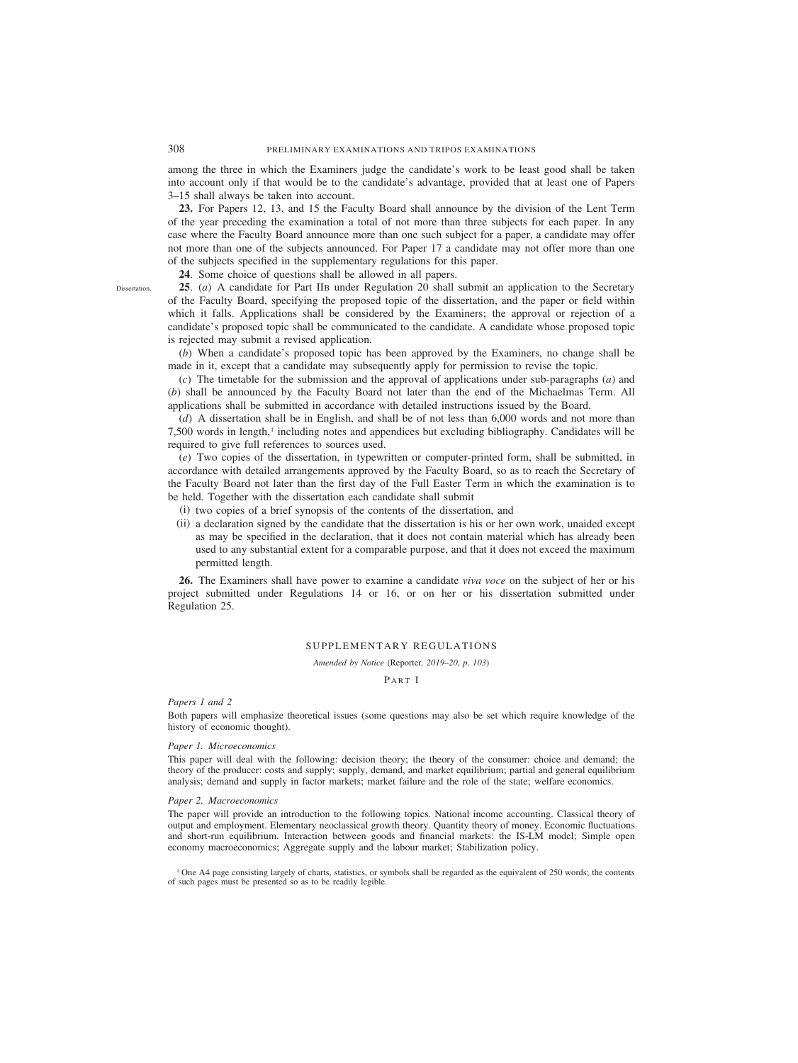among the three in which the Examiners judge the candidate's work to be least good shall be taken into account only if that would be to the candidate's advantage, provided that at least one of Papers 3–15 shall always be taken into account.

**23.** For Papers 12, 13, and 15 the Faculty Board shall announce by the division of the Lent Term of the year preceding the examination a total of not more than three subjects for each paper. In any case where the Faculty Board announce more than one such subject for a paper, a candidate may offer not more than one of the subjects announced. For Paper 17 a candidate may not offer more than one of the subjects specified in the supplementary regulations for this paper.

**24**. Some choice of questions shall be allowed in all papers.

Dissertation.

**25**. (*a*) A candidate for Part IIB under Regulation 20 shall submit an application to the Secretary of the Faculty Board, specifying the proposed topic of the dissertation, and the paper or field within which it falls. Applications shall be considered by the Examiners; the approval or rejection of a candidate's proposed topic shall be communicated to the candidate. A candidate whose proposed topic is rejected may submit a revised application.

(*b*) When a candidate's proposed topic has been approved by the Examiners, no change shall be made in it, except that a candidate may subsequently apply for permission to revise the topic.

(*c*) The timetable for the submission and the approval of applications under sub-paragraphs (*a*) and (*b*) shall be announced by the Faculty Board not later than the end of the Michaelmas Term. All applications shall be submitted in accordance with detailed instructions issued by the Board.

(*d*) A dissertation shall be in English, and shall be of not less than 6,000 words and not more than 7,500 words in length,[1] including notes and appendices but excluding bibliography. Candidates will be required to give full references to sources used.

(*e*) Two copies of the dissertation, in typewritten or computer-printed form, shall be submitted, in accordance with detailed arrangements approved by the Faculty Board, so as to reach the Secretary of the Faculty Board not later than the first day of the Full Easter Term in which the examination is to be held. Together with the dissertation each candidate shall submit

(i) two copies of a brief synopsis of the contents of the dissertation, and

(ii) a declaration signed by the candidate that the dissertation is his or her own work, unaided except as may be specified in the declaration, that it does not contain material which has already been used to any substantial extent for a comparable purpose, and that it does not exceed the maximum permitted length.

**26.** The Examiners shall have power to examine a candidate *viva voce* on the subject of her or his project submitted under Regulations 14 or 16, or on her or his dissertation submitted under Regulation 25.

## SUPPLEMENTARY REGULATIONS

*Amended by Notice* (Reporter, *2019–20, p. 103*)

### PART I

*Papers 1 and 2*

Both papers will emphasize theoretical issues (some questions may also be set which require knowledge of the history of economic thought).

*Paper 1. Microeconomics*

This paper will deal with the following: decision theory; the theory of the consumer: choice and demand; the theory of the producer: costs and supply; supply, demand, and market equilibrium; partial and general equilibrium analysis; demand and supply in factor markets; market failure and the role of the state; welfare economics.

*Paper 2. Macroeconomics*

The paper will provide an introduction to the following topics. National income accounting. Classical theory of output and employment. Elementary neoclassical growth theory. Quantity theory of money. Economic fluctuations and short-run equilibrium. Interaction between goods and financial markets: the IS-LM model; Simple open economy macroeconomics; Aggregate supply and the labour market; Stabilization policy.

[1] One A4 page consisting largely of charts, statistics, or symbols shall be regarded as the equivalent of 250 words; the contents of such pages must be presented so as to be readily legible.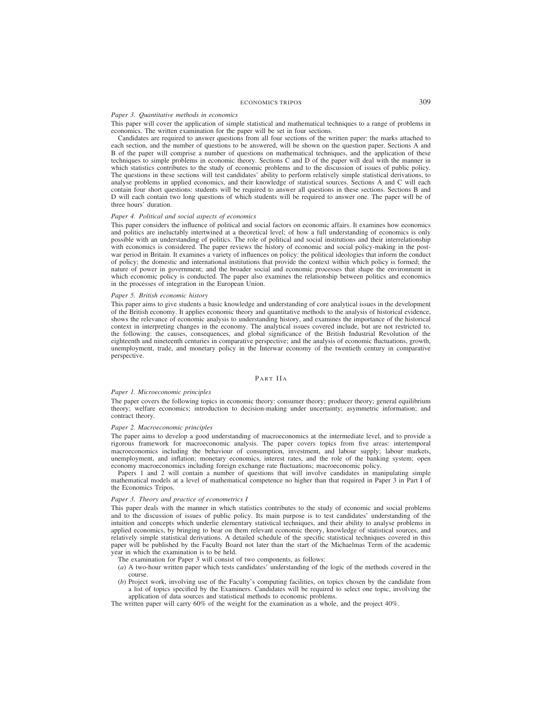*Paper 3. Quantitative methods in economics*

This paper will cover the application of simple statistical and mathematical techniques to a range of problems in economics. The written examination for the paper will be set in four sections.

Candidates are required to answer questions from all four sections of the written paper: the marks attached to each section, and the number of questions to be answered, will be shown on the question paper. Sections A and B of the paper will comprise a number of questions on mathematical techniques, and the application of these techniques to simple problems in economic theory. Sections C and D of the paper will deal with the manner in which statistics contributes to the study of economic problems and to the discussion of issues of public policy. The questions in these sections will test candidates' ability to perform relatively simple statistical derivations, to analyse problems in applied economics, and their knowledge of statistical sources. Sections A and C will each contain four short questions: students will be required to answer all questions in these sections. Sections B and D will each contain two long questions of which students will be required to answer one. The paper will be of three hours' duration.

*Paper 4. Political and social aspects of economics*

This paper considers the influence of political and social factors on economic affairs. It examines how economics and politics are ineluctably intertwined at a theoretical level; of how a full understanding of economics is only possible with an understanding of politics. The role of political and social institutions and their interrelationship with economics is considered. The paper reviews the history of economic and social policy-making in the post-war period in Britain. It examines a variety of influences on policy: the political ideologies that inform the conduct of policy; the domestic and international institutions that provide the context within which policy is formed; the nature of power in government; and the broader social and economic processes that shape the environment in which economic policy is conducted. The paper also examines the relationship between politics and economics in the processes of integration in the European Union.

*Paper 5. British economic history*

This paper aims to give students a basic knowledge and understanding of core analytical issues in the development of the British economy. It applies economic theory and quantitative methods to the analysis of historical evidence, shows the relevance of economic analysis to understanding history, and examines the importance of the historical context in interpreting changes in the economy. The analytical issues covered include, but are not restricted to, the following: the causes, consequences, and global significance of the British Industrial Revolution of the eighteenth and nineteenth centuries in comparative perspective; and the analysis of economic fluctuations, growth, unemployment, trade, and monetary policy in the Interwar economy of the twentieth century in comparative perspective.

## Part IIa

*Paper 1. Microeconomic principles*

The paper covers the following topics in economic theory: consumer theory; producer theory; general equilibrium theory; welfare economics; introduction to decision-making under uncertainty; asymmetric information; and contract theory.

*Paper 2. Macroeconomic principles*

The paper aims to develop a good understanding of macroeconomics at the intermediate level, and to provide a rigorous framework for macroeconomic analysis. The paper covers topics from five areas: intertemporal macroeconomics including the behaviour of consumption, investment, and labour supply; labour markets, unemployment, and inflation; monetary economics, interest rates, and the role of the banking system; open economy macroeconomics including foreign exchange rate fluctuations; macroeconomic policy.

Papers 1 and 2 will contain a number of questions that will involve candidates in manipulating simple mathematical models at a level of mathematical competence no higher than that required in Paper 3 in Part I of the Economics Tripos.

*Paper 3. Theory and practice of econometrics I*

This paper deals with the manner in which statistics contributes to the study of economic and social problems and to the discussion of issues of public policy. Its main purpose is to test candidates' understanding of the intuition and concepts which underlie elementary statistical techniques, and their ability to analyse problems in applied economics, by bringing to bear on them relevant economic theory, knowledge of statistical sources, and relatively simple statistical derivations. A detailed schedule of the specific statistical techniques covered in this paper will be published by the Faculty Board not later than the start of the Michaelmas Term of the academic year in which the examination is to be held.

The examination for Paper 3 will consist of two components, as follows:

(*a*) A two-hour written paper which tests candidates' understanding of the logic of the methods covered in the course.

(*b*) Project work, involving use of the Faculty's computing facilities, on topics chosen by the candidate from a list of topics specified by the Examiners. Candidates will be required to select one topic, involving the application of data sources and statistical methods to economic problems.

The written paper will carry 60% of the weight for the examination as a whole, and the project 40%.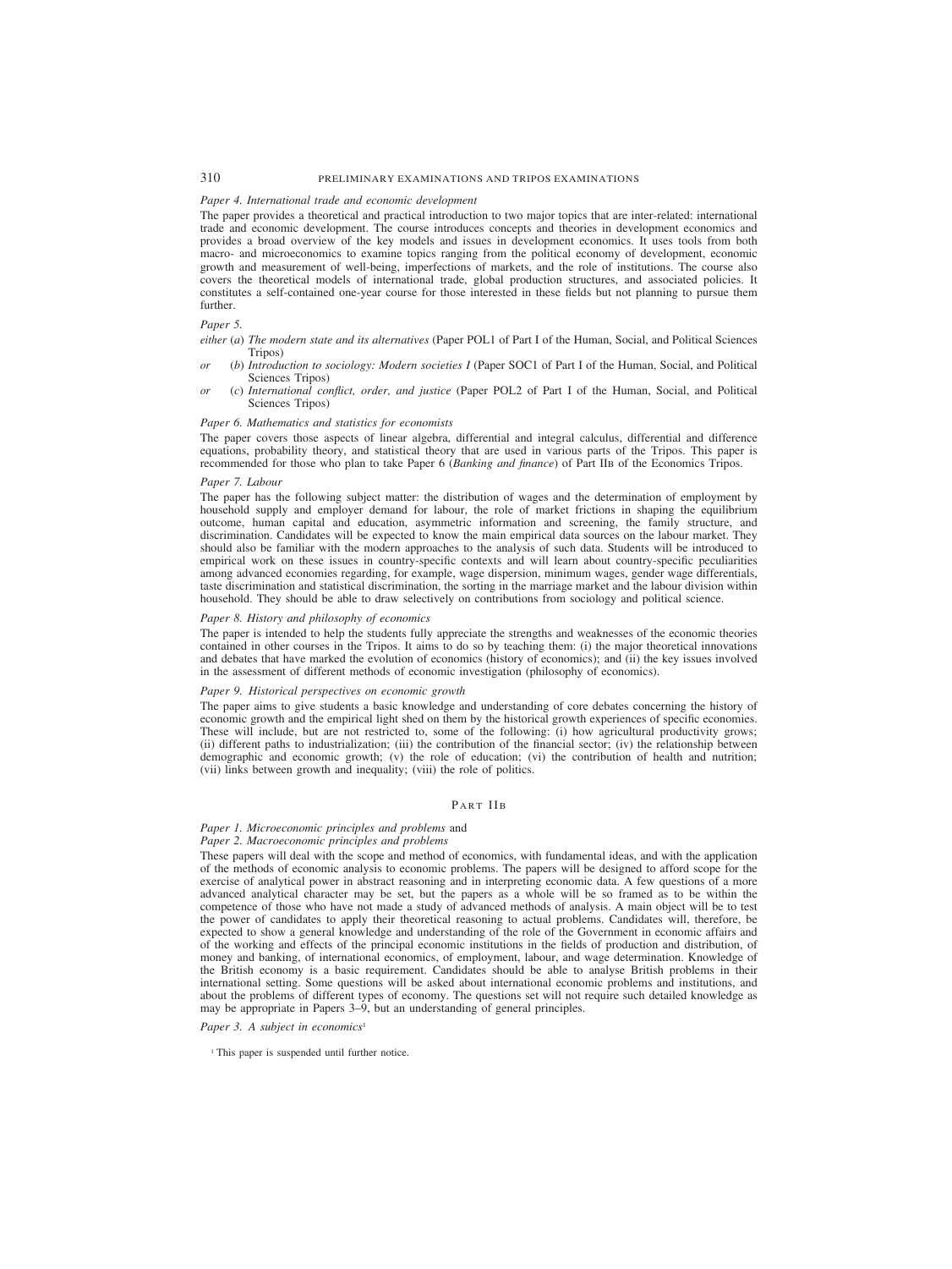*Paper 4. International trade and economic development*

The paper provides a theoretical and practical introduction to two major topics that are inter-related: international trade and economic development. The course introduces concepts and theories in development economics and provides a broad overview of the key models and issues in development economics. It uses tools from both macro- and microeconomics to examine topics ranging from the political economy of development, economic growth and measurement of well-being, imperfections of markets, and the role of institutions. The course also covers the theoretical models of international trade, global production structures, and associated policies. It constitutes a self-contained one-year course for those interested in these fields but not planning to pursue them further.

*Paper 5.*

*either* (*a*) *The modern state and its alternatives* (Paper POL1 of Part I of the Human, Social, and Political Sciences Tripos)

*or* (*b*) *Introduction to sociology: Modern societies I* (Paper SOC1 of Part I of the Human, Social, and Political Sciences Tripos)

*or* (*c*) *International conflict, order, and justice* (Paper POL2 of Part I of the Human, Social, and Political Sciences Tripos)

*Paper 6. Mathematics and statistics for economists*

The paper covers those aspects of linear algebra, differential and integral calculus, differential and difference equations, probability theory, and statistical theory that are used in various parts of the Tripos. This paper is recommended for those who plan to take Paper 6 (*Banking and finance*) of Part IIB of the Economics Tripos.

*Paper 7. Labour*

The paper has the following subject matter: the distribution of wages and the determination of employment by household supply and employer demand for labour, the role of market frictions in shaping the equilibrium outcome, human capital and education, asymmetric information and screening, the family structure, and discrimination. Candidates will be expected to know the main empirical data sources on the labour market. They should also be familiar with the modern approaches to the analysis of such data. Students will be introduced to empirical work on these issues in country-specific contexts and will learn about country-specific peculiarities among advanced economies regarding, for example, wage dispersion, minimum wages, gender wage differentials, taste discrimination and statistical discrimination, the sorting in the marriage market and the labour division within household. They should be able to draw selectively on contributions from sociology and political science.

*Paper 8. History and philosophy of economics*

The paper is intended to help the students fully appreciate the strengths and weaknesses of the economic theories contained in other courses in the Tripos. It aims to do so by teaching them: (i) the major theoretical innovations and debates that have marked the evolution of economics (history of economics); and (ii) the key issues involved in the assessment of different methods of economic investigation (philosophy of economics).

*Paper 9. Historical perspectives on economic growth*

The paper aims to give students a basic knowledge and understanding of core debates concerning the history of economic growth and the empirical light shed on them by the historical growth experiences of specific economies. These will include, but are not restricted to, some of the following: (i) how agricultural productivity grows; (ii) different paths to industrialization; (iii) the contribution of the financial sector; (iv) the relationship between demographic and economic growth; (v) the role of education; (vi) the contribution of health and nutrition; (vii) links between growth and inequality; (viii) the role of politics.

## PART IIB

*Paper 1. Microeconomic principles and problems* and
*Paper 2. Macroeconomic principles and problems*

These papers will deal with the scope and method of economics, with fundamental ideas, and with the application of the methods of economic analysis to economic problems. The papers will be designed to afford scope for the exercise of analytical power in abstract reasoning and in interpreting economic data. A few questions of a more advanced analytical character may be set, but the papers as a whole will be so framed as to be within the competence of those who have not made a study of advanced methods of analysis. A main object will be to test the power of candidates to apply their theoretical reasoning to actual problems. Candidates will, therefore, be expected to show a general knowledge and understanding of the role of the Government in economic affairs and of the working and effects of the principal economic institutions in the fields of production and distribution, of money and banking, of international economics, of employment, labour, and wage determination. Knowledge of the British economy is a basic requirement. Candidates should be able to analyse British problems in their international setting. Some questions will be asked about international economic problems and institutions, and about the problems of different types of economy. The questions set will not require such detailed knowledge as may be appropriate in Papers 3–9, but an understanding of general principles.

*Paper 3. A subject in economics*[1]

[1] This paper is suspended until further notice.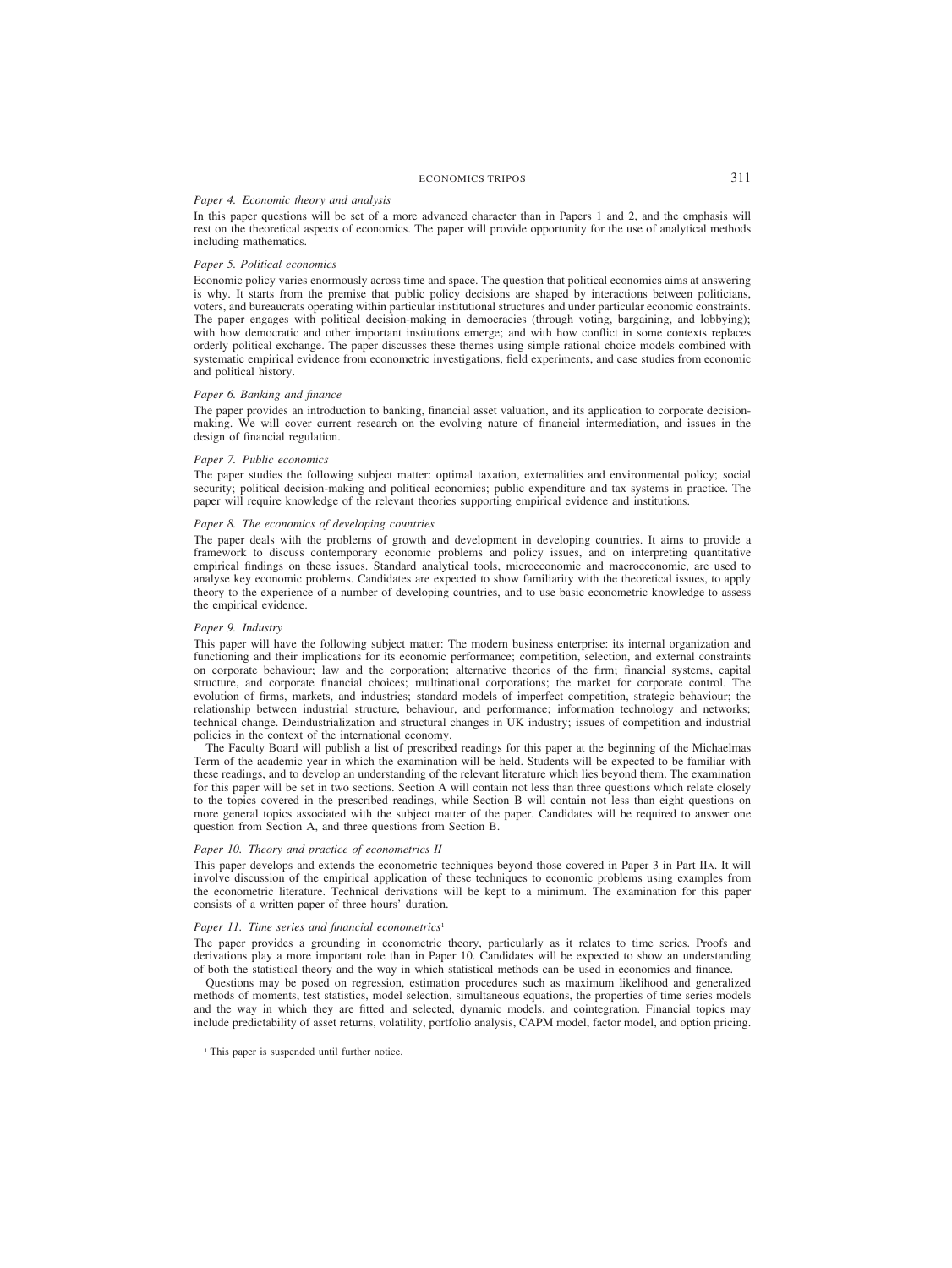*Paper 4. Economic theory and analysis*

In this paper questions will be set of a more advanced character than in Papers 1 and 2, and the emphasis will rest on the theoretical aspects of economics. The paper will provide opportunity for the use of analytical methods including mathematics.

*Paper 5. Political economics*

Economic policy varies enormously across time and space. The question that political economics aims at answering is why. It starts from the premise that public policy decisions are shaped by interactions between politicians, voters, and bureaucrats operating within particular institutional structures and under particular economic constraints. The paper engages with political decision-making in democracies (through voting, bargaining, and lobbying); with how democratic and other important institutions emerge; and with how conflict in some contexts replaces orderly political exchange. The paper discusses these themes using simple rational choice models combined with systematic empirical evidence from econometric investigations, field experiments, and case studies from economic and political history.

*Paper 6. Banking and finance*

The paper provides an introduction to banking, financial asset valuation, and its application to corporate decision-making. We will cover current research on the evolving nature of financial intermediation, and issues in the design of financial regulation.

*Paper 7. Public economics*

The paper studies the following subject matter: optimal taxation, externalities and environmental policy; social security; political decision-making and political economics; public expenditure and tax systems in practice. The paper will require knowledge of the relevant theories supporting empirical evidence and institutions.

*Paper 8. The economics of developing countries*

The paper deals with the problems of growth and development in developing countries. It aims to provide a framework to discuss contemporary economic problems and policy issues, and on interpreting quantitative empirical findings on these issues. Standard analytical tools, microeconomic and macroeconomic, are used to analyse key economic problems. Candidates are expected to show familiarity with the theoretical issues, to apply theory to the experience of a number of developing countries, and to use basic econometric knowledge to assess the empirical evidence.

*Paper 9. Industry*

This paper will have the following subject matter: The modern business enterprise: its internal organization and functioning and their implications for its economic performance; competition, selection, and external constraints on corporate behaviour; law and the corporation; alternative theories of the firm; financial systems, capital structure, and corporate financial choices; multinational corporations; the market for corporate control. The evolution of firms, markets, and industries; standard models of imperfect competition, strategic behaviour; the relationship between industrial structure, behaviour, and performance; information technology and networks; technical change. Deindustrialization and structural changes in UK industry; issues of competition and industrial policies in the context of the international economy.

The Faculty Board will publish a list of prescribed readings for this paper at the beginning of the Michaelmas Term of the academic year in which the examination will be held. Students will be expected to be familiar with these readings, and to develop an understanding of the relevant literature which lies beyond them. The examination for this paper will be set in two sections. Section A will contain not less than three questions which relate closely to the topics covered in the prescribed readings, while Section B will contain not less than eight questions on more general topics associated with the subject matter of the paper. Candidates will be required to answer one question from Section A, and three questions from Section B.

*Paper 10. Theory and practice of econometrics II*

This paper develops and extends the econometric techniques beyond those covered in Paper 3 in Part IIA. It will involve discussion of the empirical application of these techniques to economic problems using examples from the econometric literature. Technical derivations will be kept to a minimum. The examination for this paper consists of a written paper of three hours' duration.

*Paper 11. Time series and financial econometrics*[1]

The paper provides a grounding in econometric theory, particularly as it relates to time series. Proofs and derivations play a more important role than in Paper 10. Candidates will be expected to show an understanding of both the statistical theory and the way in which statistical methods can be used in economics and finance.

Questions may be posed on regression, estimation procedures such as maximum likelihood and generalized methods of moments, test statistics, model selection, simultaneous equations, the properties of time series models and the way in which they are fitted and selected, dynamic models, and cointegration. Financial topics may include predictability of asset returns, volatility, portfolio analysis, CAPM model, factor model, and option pricing.

[1] This paper is suspended until further notice.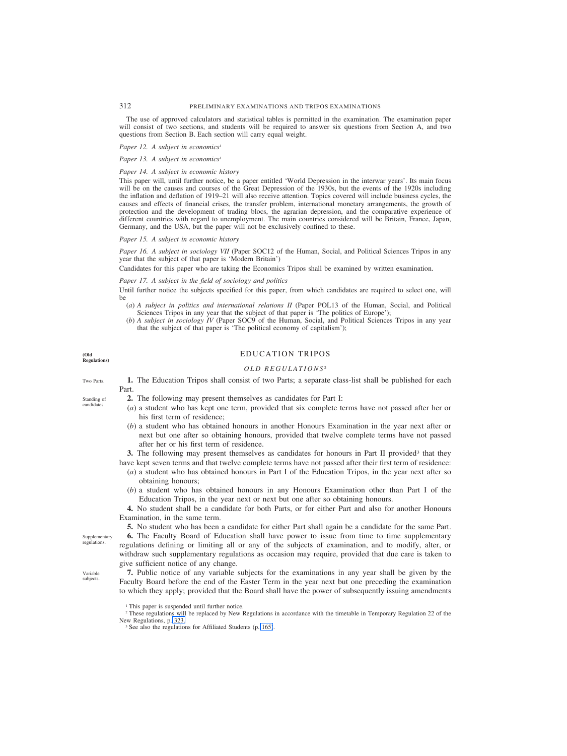The use of approved calculators and statistical tables is permitted in the examination. The examination paper will consist of two sections, and students will be required to answer six questions from Section A, and two questions from Section B. Each section will carry equal weight.

*Paper 12. A subject in economics*[1]

*Paper 13. A subject in economics*[1]

*Paper 14. A subject in economic history*

This paper will, until further notice, be a paper entitled 'World Depression in the interwar years'. Its main focus will be on the causes and courses of the Great Depression of the 1930s, but the events of the 1920s including the inflation and deflation of 1919–21 will also receive attention. Topics covered will include business cycles, the causes and effects of financial crises, the transfer problem, international monetary arrangements, the growth of protection and the development of trading blocs, the agrarian depression, and the comparative experience of different countries with regard to unemployment. The main countries considered will be Britain, France, Japan, Germany, and the USA, but the paper will not be exclusively confined to these.

*Paper 15. A subject in economic history*

*Paper 16. A subject in sociology VII* (Paper SOC12 of the Human, Social, and Political Sciences Tripos in any year that the subject of that paper is 'Modern Britain')

Candidates for this paper who are taking the Economics Tripos shall be examined by written examination.

*Paper 17. A subject in the field of sociology and politics*

Until further notice the subjects specified for this paper, from which candidates are required to select one, will be

(*a*) *A subject in politics and international relations II* (Paper POL13 of the Human, Social, and Political Sciences Tripos in any year that the subject of that paper is 'The politics of Europe');

(*b*) *A subject in sociology IV* (Paper SOC9 of the Human, Social, and Political Sciences Tripos in any year that the subject of that paper is 'The political economy of capitalism');

## EDUCATION TRIPOS

**(Old Regulations)**

### *OLD REGULATIONS*[2]

*Two Parts.*

**1.** The Education Tripos shall consist of two Parts; a separate class-list shall be published for each Part.

*Standing of candidates.*

**2.** The following may present themselves as candidates for Part I:

(*a*) a student who has kept one term, provided that six complete terms have not passed after her or his first term of residence;

(*b*) a student who has obtained honours in another Honours Examination in the year next after or next but one after so obtaining honours, provided that twelve complete terms have not passed after her or his first term of residence.

**3.** The following may present themselves as candidates for honours in Part II provided[3] that they have kept seven terms and that twelve complete terms have not passed after their first term of residence:

(*a*) a student who has obtained honours in Part I of the Education Tripos, in the year next after so obtaining honours;

(*b*) a student who has obtained honours in any Honours Examination other than Part I of the Education Tripos, in the year next or next but one after so obtaining honours.

**4.** No student shall be a candidate for both Parts, or for either Part and also for another Honours Examination, in the same term.

**5.** No student who has been a candidate for either Part shall again be a candidate for the same Part.

*Supplementary regulations.*

**6.** The Faculty Board of Education shall have power to issue from time to time supplementary regulations defining or limiting all or any of the subjects of examination, and to modify, alter, or withdraw such supplementary regulations as occasion may require, provided that due care is taken to give sufficient notice of any change.

*Variable subjects.*

**7.** Public notice of any variable subjects for the examinations in any year shall be given by the Faculty Board before the end of the Easter Term in the year next but one preceding the examination to which they apply; provided that the Board shall have the power of subsequently issuing amendments

---

[1] This paper is suspended until further notice.

[2] These regulations will be replaced by New Regulations in accordance with the timetable in Temporary Regulation 22 of the New Regulations, p. 323.

[3] See also the regulations for Affiliated Students (p. 165).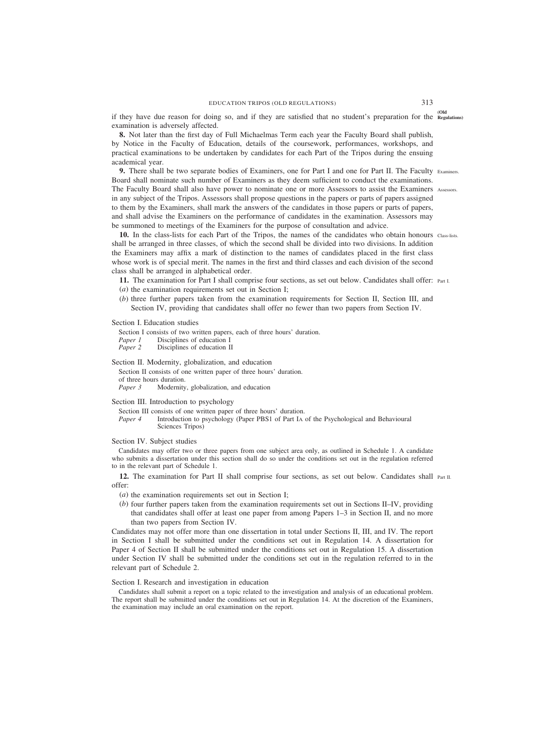if they have due reason for doing so, and if they are satisfied that no student's preparation for the examination is adversely affected.

**8.** Not later than the first day of Full Michaelmas Term each year the Faculty Board shall publish, by Notice in the Faculty of Education, details of the coursework, performances, workshops, and practical examinations to be undertaken by candidates for each Part of the Tripos during the ensuing academical year.

**9.** There shall be two separate bodies of Examiners, one for Part I and one for Part II. The Faculty Board shall nominate such number of Examiners as they deem sufficient to conduct the examinations. The Faculty Board shall also have power to nominate one or more Assessors to assist the Examiners in any subject of the Tripos. Assessors shall propose questions in the papers or parts of papers assigned to them by the Examiners, shall mark the answers of the candidates in those papers or parts of papers, and shall advise the Examiners on the performance of candidates in the examination. Assessors may be summoned to meetings of the Examiners for the purpose of consultation and advice.

**10.** In the class-lists for each Part of the Tripos, the names of the candidates who obtain honours shall be arranged in three classes, of which the second shall be divided into two divisions. In addition the Examiners may affix a mark of distinction to the names of candidates placed in the first class whose work is of special merit. The names in the first and third classes and each division of the second class shall be arranged in alphabetical order.

**11.** The examination for Part I shall comprise four sections, as set out below. Candidates shall offer:

(*a*) the examination requirements set out in Section I;

(*b*) three further papers taken from the examination requirements for Section II, Section III, and Section IV, providing that candidates shall offer no fewer than two papers from Section IV.

Section I. Education studies

Section I consists of two written papers, each of three hours' duration.

*Paper 1* Disciplines of education I

*Paper 2* Disciplines of education II

Section II. Modernity, globalization, and education

Section II consists of one written paper of three hours' duration.
of three hours duration.

*Paper 3* Modernity, globalization, and education

Section III. Introduction to psychology

Section III consists of one written paper of three hours' duration.

*Paper 4* Introduction to psychology (Paper PBS1 of Part IA of the Psychological and Behavioural Sciences Tripos)

Section IV. Subject studies

Candidates may offer two or three papers from one subject area only, as outlined in Schedule 1. A candidate who submits a dissertation under this section shall do so under the conditions set out in the regulation referred to in the relevant part of Schedule 1.

**12.** The examination for Part II shall comprise four sections, as set out below. Candidates shall offer:

(*a*) the examination requirements set out in Section I;

(*b*) four further papers taken from the examination requirements set out in Sections II–IV, providing that candidates shall offer at least one paper from among Papers 1–3 in Section II, and no more than two papers from Section IV.

Candidates may not offer more than one dissertation in total under Sections II, III, and IV. The report in Section I shall be submitted under the conditions set out in Regulation 14. A dissertation for Paper 4 of Section II shall be submitted under the conditions set out in Regulation 15. A dissertation under Section IV shall be submitted under the conditions set out in the regulation referred to in the relevant part of Schedule 2.

Section I. Research and investigation in education

Candidates shall submit a report on a topic related to the investigation and analysis of an educational problem. The report shall be submitted under the conditions set out in Regulation 14. At the discretion of the Examiners, the examination may include an oral examination on the report.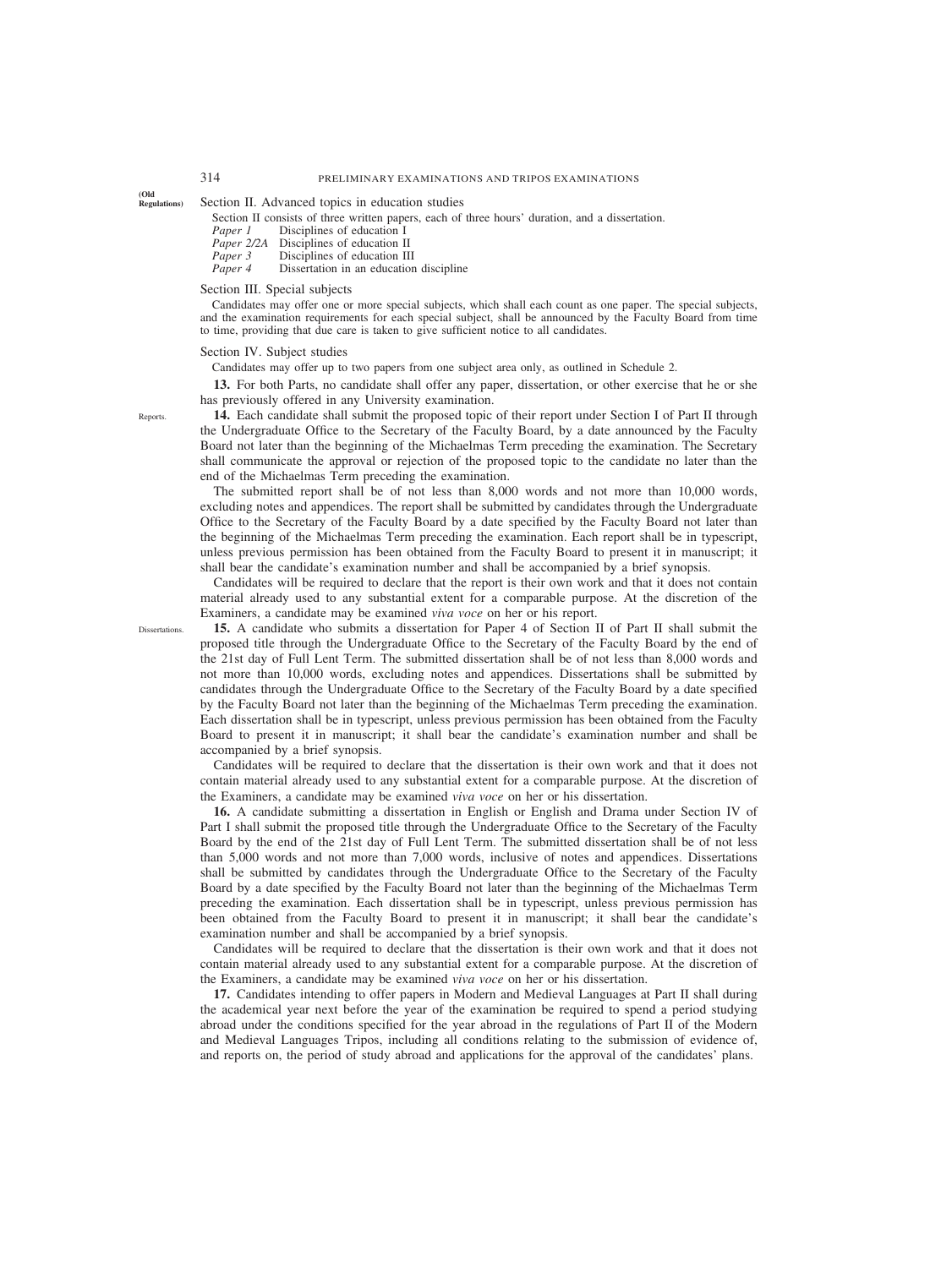(Old Regulations)

Section II. Advanced topics in education studies

Section II consists of three written papers, each of three hours' duration, and a dissertation.

*Paper 1* Disciplines of education I
*Paper 2/2A* Disciplines of education II
*Paper 3* Disciplines of education III
*Paper 4* Dissertation in an education discipline

Section III. Special subjects

Candidates may offer one or more special subjects, which shall each count as one paper. The special subjects, and the examination requirements for each special subject, shall be announced by the Faculty Board from time to time, providing that due care is taken to give sufficient notice to all candidates.

Section IV. Subject studies

Candidates may offer up to two papers from one subject area only, as outlined in Schedule 2.

**13.** For both Parts, no candidate shall offer any paper, dissertation, or other exercise that he or she has previously offered in any University examination.

Reports.

**14.** Each candidate shall submit the proposed topic of their report under Section I of Part II through the Undergraduate Office to the Secretary of the Faculty Board, by a date announced by the Faculty Board not later than the beginning of the Michaelmas Term preceding the examination. The Secretary shall communicate the approval or rejection of the proposed topic to the candidate no later than the end of the Michaelmas Term preceding the examination.

The submitted report shall be of not less than 8,000 words and not more than 10,000 words, excluding notes and appendices. The report shall be submitted by candidates through the Undergraduate Office to the Secretary of the Faculty Board by a date specified by the Faculty Board not later than the beginning of the Michaelmas Term preceding the examination. Each report shall be in typescript, unless previous permission has been obtained from the Faculty Board to present it in manuscript; it shall bear the candidate's examination number and shall be accompanied by a brief synopsis.

Candidates will be required to declare that the report is their own work and that it does not contain material already used to any substantial extent for a comparable purpose. At the discretion of the Examiners, a candidate may be examined *viva voce* on her or his report.

Dissertations.

**15.** A candidate who submits a dissertation for Paper 4 of Section II of Part II shall submit the proposed title through the Undergraduate Office to the Secretary of the Faculty Board by the end of the 21st day of Full Lent Term. The submitted dissertation shall be of not less than 8,000 words and not more than 10,000 words, excluding notes and appendices. Dissertations shall be submitted by candidates through the Undergraduate Office to the Secretary of the Faculty Board by a date specified by the Faculty Board not later than the beginning of the Michaelmas Term preceding the examination. Each dissertation shall be in typescript, unless previous permission has been obtained from the Faculty Board to present it in manuscript; it shall bear the candidate's examination number and shall be accompanied by a brief synopsis.

Candidates will be required to declare that the dissertation is their own work and that it does not contain material already used to any substantial extent for a comparable purpose. At the discretion of the Examiners, a candidate may be examined *viva voce* on her or his dissertation.

**16.** A candidate submitting a dissertation in English or English and Drama under Section IV of Part I shall submit the proposed title through the Undergraduate Office to the Secretary of the Faculty Board by the end of the 21st day of Full Lent Term. The submitted dissertation shall be of not less than 5,000 words and not more than 7,000 words, inclusive of notes and appendices. Dissertations shall be submitted by candidates through the Undergraduate Office to the Secretary of the Faculty Board by a date specified by the Faculty Board not later than the beginning of the Michaelmas Term preceding the examination. Each dissertation shall be in typescript, unless previous permission has been obtained from the Faculty Board to present it in manuscript; it shall bear the candidate's examination number and shall be accompanied by a brief synopsis.

Candidates will be required to declare that the dissertation is their own work and that it does not contain material already used to any substantial extent for a comparable purpose. At the discretion of the Examiners, a candidate may be examined *viva voce* on her or his dissertation.

**17.** Candidates intending to offer papers in Modern and Medieval Languages at Part II shall during the academical year next before the year of the examination be required to spend a period studying abroad under the conditions specified for the year abroad in the regulations of Part II of the Modern and Medieval Languages Tripos, including all conditions relating to the submission of evidence of, and reports on, the period of study abroad and applications for the approval of the candidates' plans.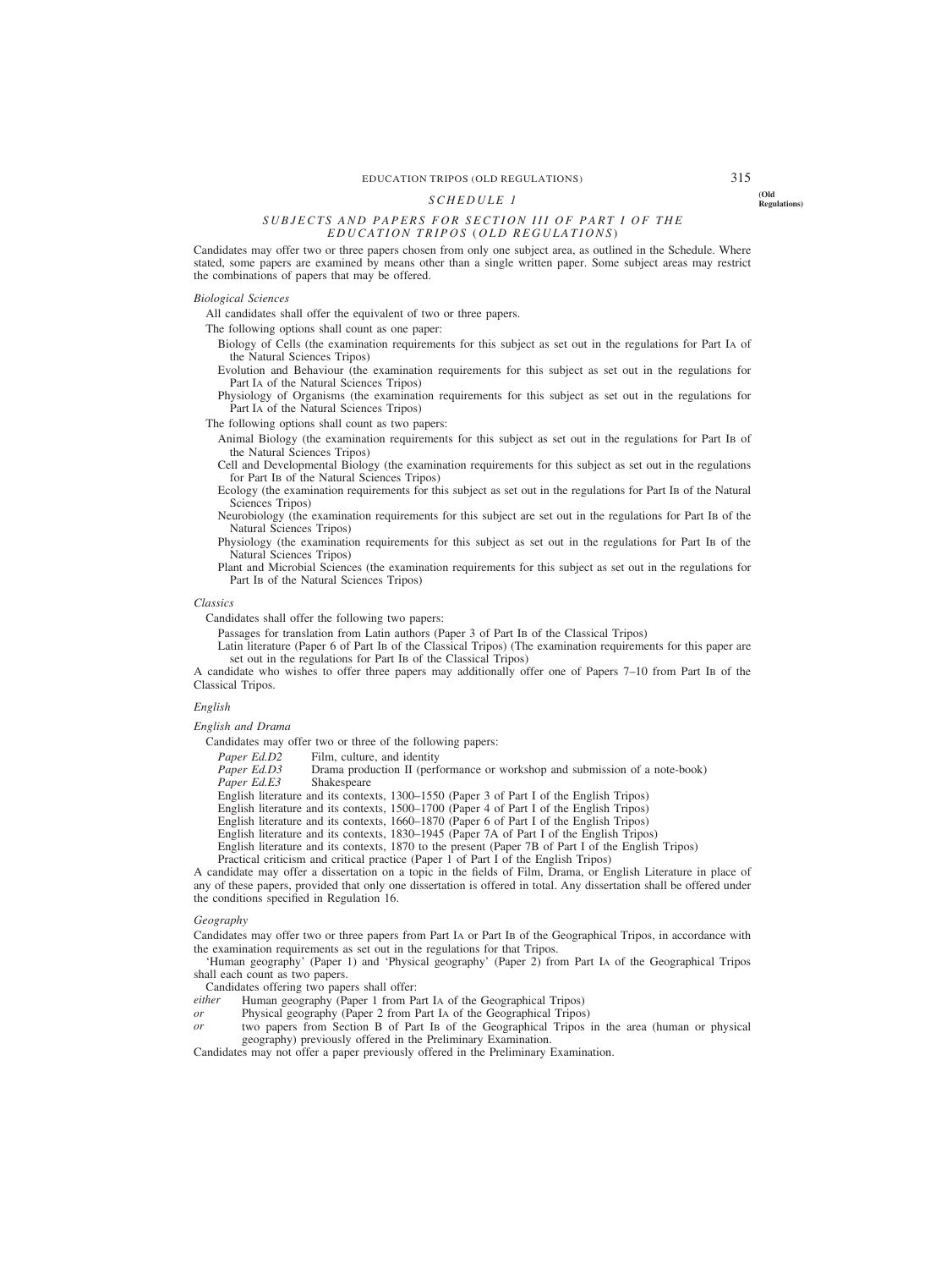## SCHEDULE 1

### SUBJECTS AND PAPERS FOR SECTION III OF PART I OF THE EDUCATION TRIPOS (OLD REGULATIONS)

Candidates may offer two or three papers chosen from only one subject area, as outlined in the Schedule. Where stated, some papers are examined by means other than a single written paper. Some subject areas may restrict the combinations of papers that may be offered.

*Biological Sciences*

All candidates shall offer the equivalent of two or three papers.

The following options shall count as one paper:

Biology of Cells (the examination requirements for this subject as set out in the regulations for Part IA of the Natural Sciences Tripos)

Evolution and Behaviour (the examination requirements for this subject as set out in the regulations for Part IA of the Natural Sciences Tripos)

Physiology of Organisms (the examination requirements for this subject as set out in the regulations for Part IA of the Natural Sciences Tripos)

The following options shall count as two papers:

Animal Biology (the examination requirements for this subject as set out in the regulations for Part IB of the Natural Sciences Tripos)

Cell and Developmental Biology (the examination requirements for this subject as set out in the regulations for Part IB of the Natural Sciences Tripos)

Ecology (the examination requirements for this subject as set out in the regulations for Part IB of the Natural Sciences Tripos)

Neurobiology (the examination requirements for this subject are set out in the regulations for Part IB of the Natural Sciences Tripos)

Physiology (the examination requirements for this subject as set out in the regulations for Part IB of the Natural Sciences Tripos)

Plant and Microbial Sciences (the examination requirements for this subject as set out in the regulations for Part IB of the Natural Sciences Tripos)

*Classics*

Candidates shall offer the following two papers:

Passages for translation from Latin authors (Paper 3 of Part IB of the Classical Tripos)

Latin literature (Paper 6 of Part IB of the Classical Tripos) (The examination requirements for this paper are set out in the regulations for Part IB of the Classical Tripos)

A candidate who wishes to offer three papers may additionally offer one of Papers 7–10 from Part IB of the Classical Tripos.

*English*

*English and Drama*

Candidates may offer two or three of the following papers:

*Paper Ed.D2* Film, culture, and identity

*Paper Ed.D3* Drama production II (performance or workshop and submission of a note-book)

*Paper Ed.E3* Shakespeare

English literature and its contexts, 1300–1550 (Paper 3 of Part I of the English Tripos)

English literature and its contexts, 1500–1700 (Paper 4 of Part I of the English Tripos)

English literature and its contexts, 1660–1870 (Paper 6 of Part I of the English Tripos)

English literature and its contexts, 1830–1945 (Paper 7A of Part I of the English Tripos)

English literature and its contexts, 1870 to the present (Paper 7B of Part I of the English Tripos)

Practical criticism and critical practice (Paper 1 of Part I of the English Tripos)

A candidate may offer a dissertation on a topic in the fields of Film, Drama, or English Literature in place of any of these papers, provided that only one dissertation is offered in total. Any dissertation shall be offered under the conditions specified in Regulation 16.

*Geography*

Candidates may offer two or three papers from Part IA or Part IB of the Geographical Tripos, in accordance with the examination requirements as set out in the regulations for that Tripos.

'Human geography' (Paper 1) and 'Physical geography' (Paper 2) from Part IA of the Geographical Tripos shall each count as two papers.

Candidates offering two papers shall offer:

*either* Human geography (Paper 1 from Part IA of the Geographical Tripos)

*or* Physical geography (Paper 2 from Part IA of the Geographical Tripos)

*or* two papers from Section B of Part IB of the Geographical Tripos in the area (human or physical geography) previously offered in the Preliminary Examination.

Candidates may not offer a paper previously offered in the Preliminary Examination.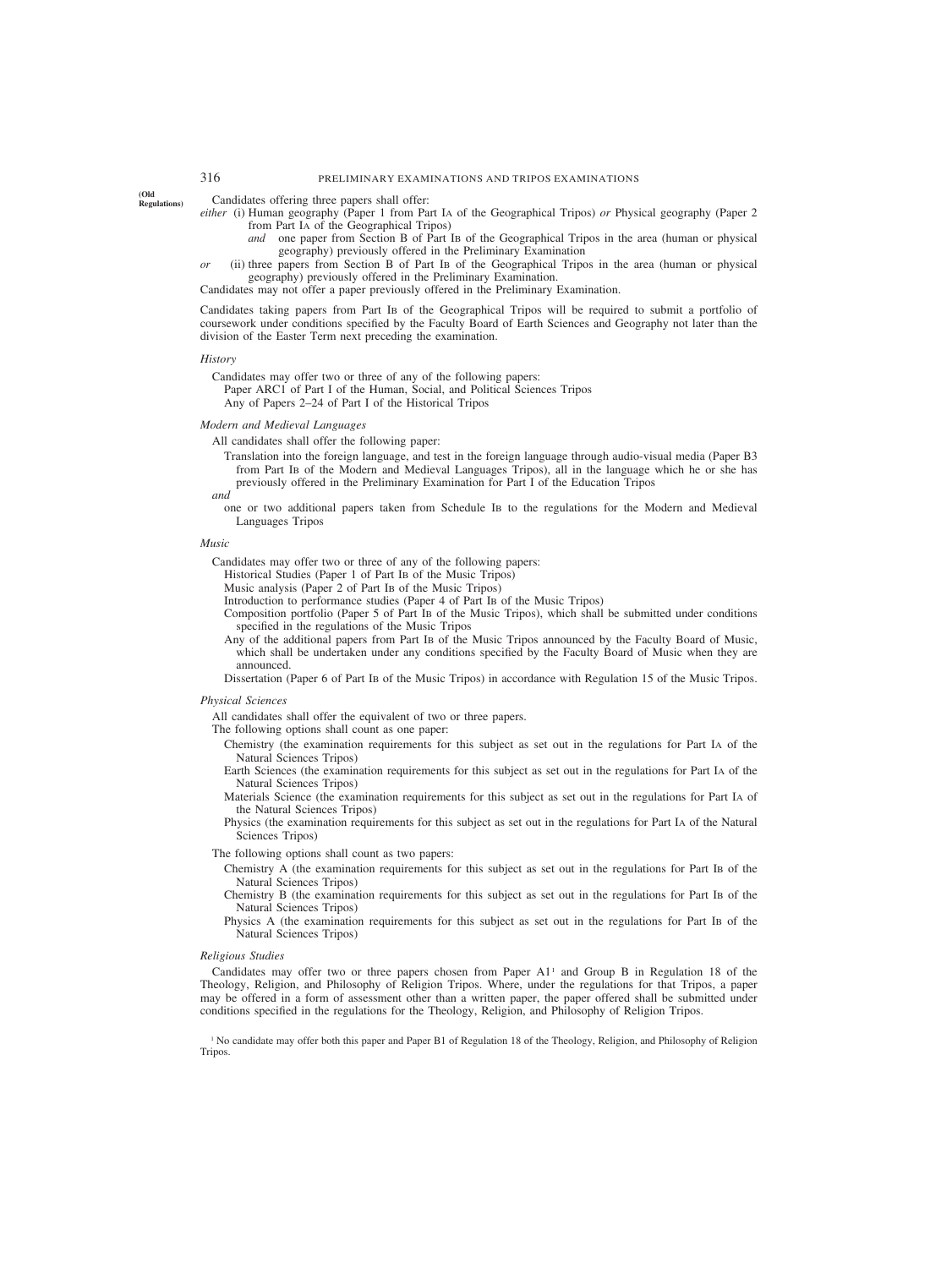(Old Regulations)

Candidates offering three papers shall offer:

*either* (i) Human geography (Paper 1 from Part IA of the Geographical Tripos) *or* Physical geography (Paper 2 from Part IA of the Geographical Tripos)

*and* one paper from Section B of Part IB of the Geographical Tripos in the area (human or physical geography) previously offered in the Preliminary Examination

*or* (ii) three papers from Section B of Part IB of the Geographical Tripos in the area (human or physical geography) previously offered in the Preliminary Examination.

Candidates may not offer a paper previously offered in the Preliminary Examination.

Candidates taking papers from Part IB of the Geographical Tripos will be required to submit a portfolio of coursework under conditions specified by the Faculty Board of Earth Sciences and Geography not later than the division of the Easter Term next preceding the examination.

*History*

Candidates may offer two or three of any of the following papers:

Paper ARC1 of Part I of the Human, Social, and Political Sciences Tripos

Any of Papers 2–24 of Part I of the Historical Tripos

*Modern and Medieval Languages*

All candidates shall offer the following paper:

Translation into the foreign language, and test in the foreign language through audio-visual media (Paper B3 from Part IB of the Modern and Medieval Languages Tripos), all in the language which he or she has previously offered in the Preliminary Examination for Part I of the Education Tripos

*and*

one or two additional papers taken from Schedule IB to the regulations for the Modern and Medieval Languages Tripos

*Music*

Candidates may offer two or three of any of the following papers:

Historical Studies (Paper 1 of Part IB of the Music Tripos)

Music analysis (Paper 2 of Part IB of the Music Tripos)

Introduction to performance studies (Paper 4 of Part IB of the Music Tripos)

Composition portfolio (Paper 5 of Part IB of the Music Tripos), which shall be submitted under conditions specified in the regulations of the Music Tripos

Any of the additional papers from Part IB of the Music Tripos announced by the Faculty Board of Music, which shall be undertaken under any conditions specified by the Faculty Board of Music when they are announced.

Dissertation (Paper 6 of Part IB of the Music Tripos) in accordance with Regulation 15 of the Music Tripos.

*Physical Sciences*

All candidates shall offer the equivalent of two or three papers.

The following options shall count as one paper:

Chemistry (the examination requirements for this subject as set out in the regulations for Part IA of the Natural Sciences Tripos)

Earth Sciences (the examination requirements for this subject as set out in the regulations for Part IA of the Natural Sciences Tripos)

Materials Science (the examination requirements for this subject as set out in the regulations for Part IA of the Natural Sciences Tripos)

Physics (the examination requirements for this subject as set out in the regulations for Part IA of the Natural Sciences Tripos)

The following options shall count as two papers:

Chemistry A (the examination requirements for this subject as set out in the regulations for Part IB of the Natural Sciences Tripos)

Chemistry B (the examination requirements for this subject as set out in the regulations for Part IB of the Natural Sciences Tripos)

Physics A (the examination requirements for this subject as set out in the regulations for Part IB of the Natural Sciences Tripos)

*Religious Studies*

Candidates may offer two or three papers chosen from Paper A1[1] and Group B in Regulation 18 of the Theology, Religion, and Philosophy of Religion Tripos. Where, under the regulations for that Tripos, a paper may be offered in a form of assessment other than a written paper, the paper offered shall be submitted under conditions specified in the regulations for the Theology, Religion, and Philosophy of Religion Tripos.

[1] No candidate may offer both this paper and Paper B1 of Regulation 18 of the Theology, Religion, and Philosophy of Religion Tripos.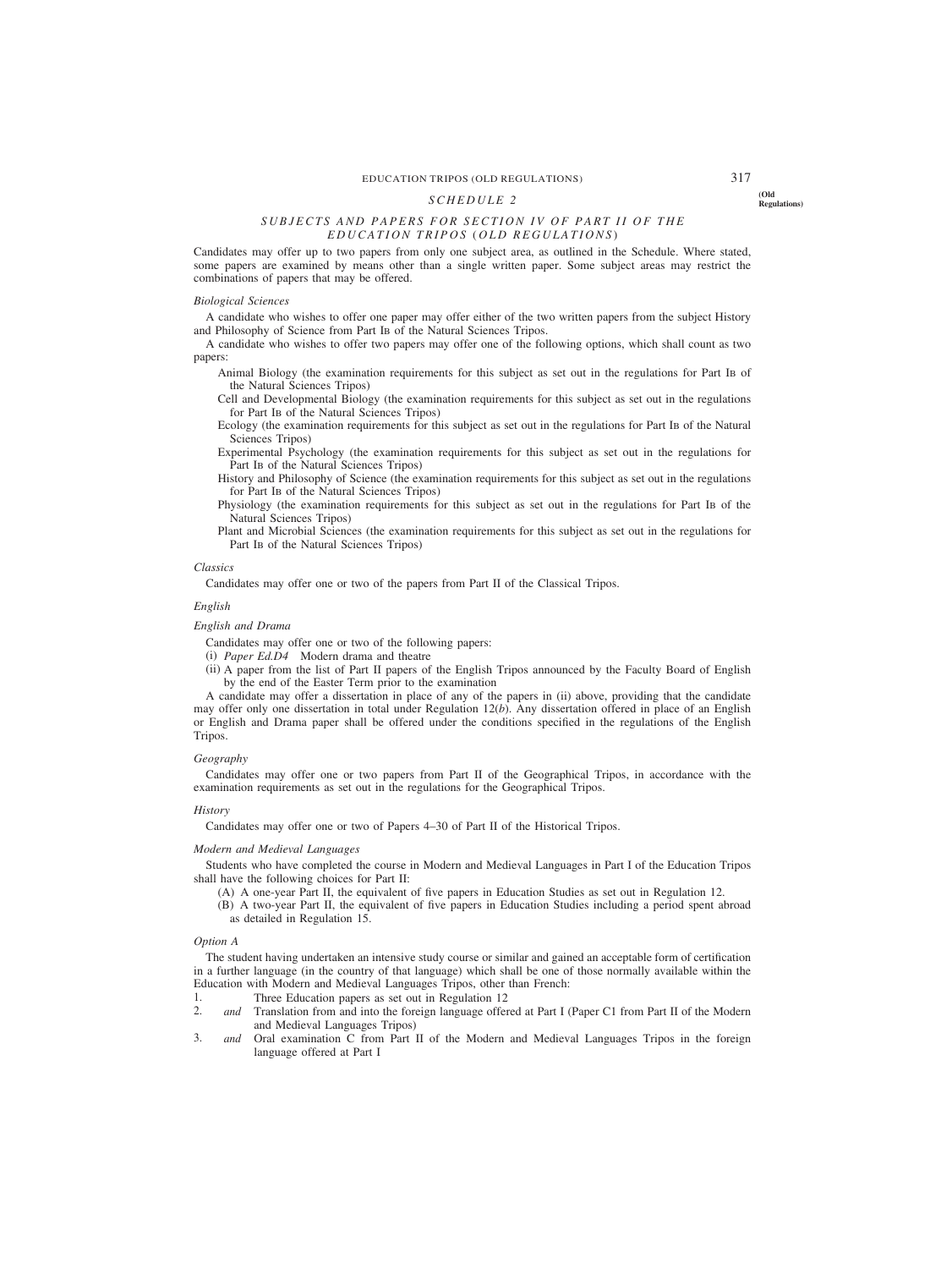## *SCHEDULE 2*

### *SUBJECTS AND PAPERS FOR SECTION IV OF PART II OF THE EDUCATION TRIPOS (OLD REGULATIONS)*

Candidates may offer up to two papers from only one subject area, as outlined in the Schedule. Where stated, some papers are examined by means other than a single written paper. Some subject areas may restrict the combinations of papers that may be offered.

*Biological Sciences*

A candidate who wishes to offer one paper may offer either of the two written papers from the subject History and Philosophy of Science from Part IB of the Natural Sciences Tripos.

A candidate who wishes to offer two papers may offer one of the following options, which shall count as two papers:

- Animal Biology (the examination requirements for this subject as set out in the regulations for Part IB of the Natural Sciences Tripos)
- Cell and Developmental Biology (the examination requirements for this subject as set out in the regulations for Part IB of the Natural Sciences Tripos)
- Ecology (the examination requirements for this subject as set out in the regulations for Part IB of the Natural Sciences Tripos)
- Experimental Psychology (the examination requirements for this subject as set out in the regulations for Part IB of the Natural Sciences Tripos)
- History and Philosophy of Science (the examination requirements for this subject as set out in the regulations for Part IB of the Natural Sciences Tripos)
- Physiology (the examination requirements for this subject as set out in the regulations for Part IB of the Natural Sciences Tripos)
- Plant and Microbial Sciences (the examination requirements for this subject as set out in the regulations for Part IB of the Natural Sciences Tripos)

*Classics*

Candidates may offer one or two of the papers from Part II of the Classical Tripos.

*English*

*English and Drama*

Candidates may offer one or two of the following papers:

(i) *Paper Ed.D4* Modern drama and theatre

(ii) A paper from the list of Part II papers of the English Tripos announced by the Faculty Board of English by the end of the Easter Term prior to the examination

A candidate may offer a dissertation in place of any of the papers in (ii) above, providing that the candidate may offer only one dissertation in total under Regulation 12(*b*). Any dissertation offered in place of an English or English and Drama paper shall be offered under the conditions specified in the regulations of the English Tripos.

*Geography*

Candidates may offer one or two papers from Part II of the Geographical Tripos, in accordance with the examination requirements as set out in the regulations for the Geographical Tripos.

*History*

Candidates may offer one or two of Papers 4–30 of Part II of the Historical Tripos.

*Modern and Medieval Languages*

Students who have completed the course in Modern and Medieval Languages in Part I of the Education Tripos shall have the following choices for Part II:

(A) A one-year Part II, the equivalent of five papers in Education Studies as set out in Regulation 12.

(B) A two-year Part II, the equivalent of five papers in Education Studies including a period spent abroad as detailed in Regulation 15.

*Option A*

The student having undertaken an intensive study course or similar and gained an acceptable form of certification in a further language (in the country of that language) which shall be one of those normally available within the Education with Modern and Medieval Languages Tripos, other than French:

1. Three Education papers as set out in Regulation 12
2. *and* Translation from and into the foreign language offered at Part I (Paper C1 from Part II of the Modern and Medieval Languages Tripos)
3. *and* Oral examination C from Part II of the Modern and Medieval Languages Tripos in the foreign language offered at Part I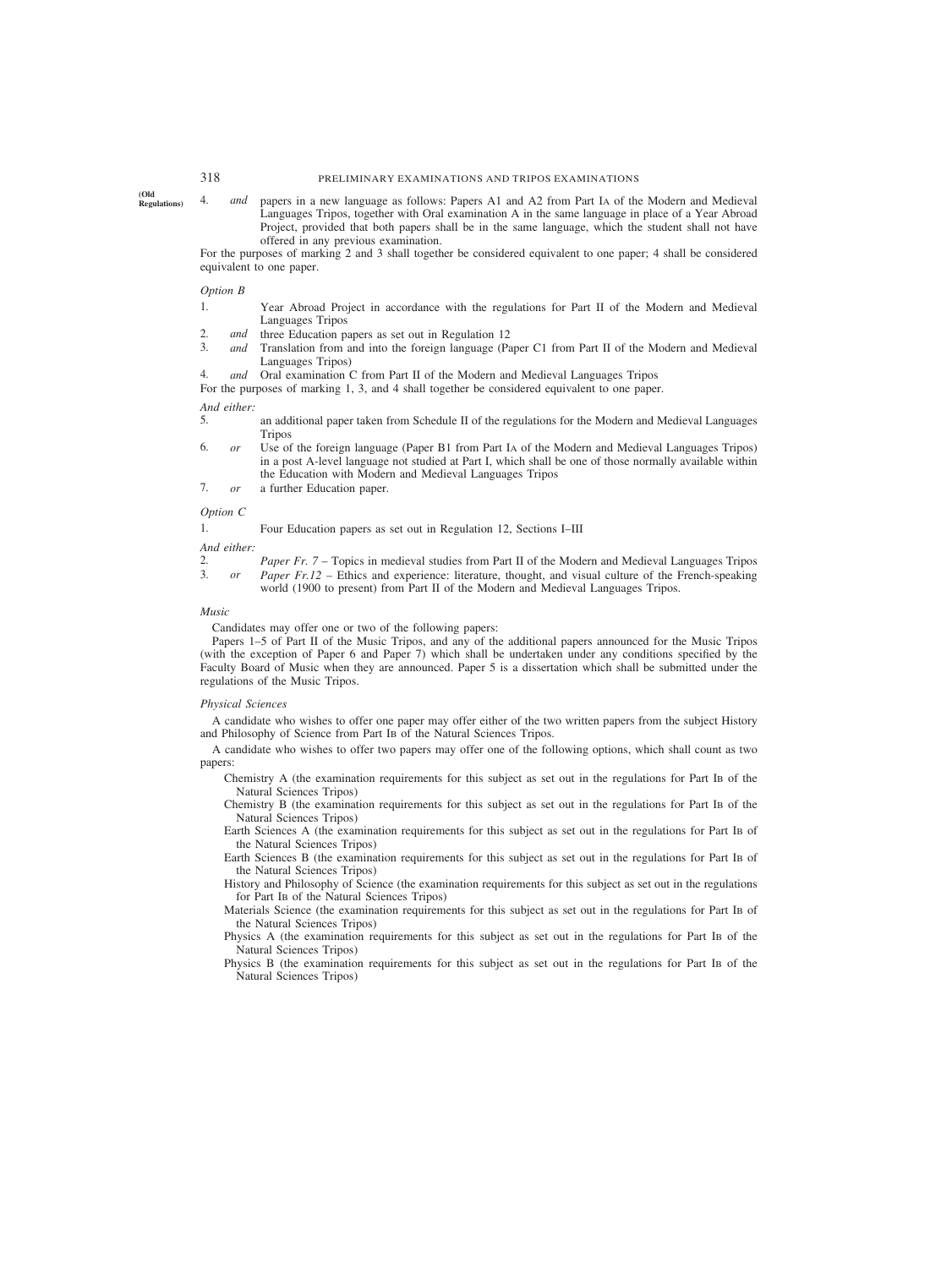(Old Regulations)

4. *and* papers in a new language as follows: Papers A1 and A2 from Part IA of the Modern and Medieval Languages Tripos, together with Oral examination A in the same language in place of a Year Abroad Project, provided that both papers shall be in the same language, which the student shall not have offered in any previous examination.

For the purposes of marking 2 and 3 shall together be considered equivalent to one paper; 4 shall be considered equivalent to one paper.

*Option B*

1. Year Abroad Project in accordance with the regulations for Part II of the Modern and Medieval Languages Tripos
2. *and* three Education papers as set out in Regulation 12
3. *and* Translation from and into the foreign language (Paper C1 from Part II of the Modern and Medieval Languages Tripos)
4. *and* Oral examination C from Part II of the Modern and Medieval Languages Tripos

For the purposes of marking 1, 3, and 4 shall together be considered equivalent to one paper.

*And either:*

5. an additional paper taken from Schedule II of the regulations for the Modern and Medieval Languages Tripos
6. *or* Use of the foreign language (Paper B1 from Part IA of the Modern and Medieval Languages Tripos) in a post A-level language not studied at Part I, which shall be one of those normally available within the Education with Modern and Medieval Languages Tripos
7. *or* a further Education paper.

*Option C*

1. Four Education papers as set out in Regulation 12, Sections I–III

*And either:*

2. *Paper Fr. 7* – Topics in medieval studies from Part II of the Modern and Medieval Languages Tripos
3. *or* *Paper Fr.12* – Ethics and experience: literature, thought, and visual culture of the French-speaking world (1900 to present) from Part II of the Modern and Medieval Languages Tripos.

*Music*

Candidates may offer one or two of the following papers:

Papers 1–5 of Part II of the Music Tripos, and any of the additional papers announced for the Music Tripos (with the exception of Paper 6 and Paper 7) which shall be undertaken under any conditions specified by the Faculty Board of Music when they are announced. Paper 5 is a dissertation which shall be submitted under the regulations of the Music Tripos.

*Physical Sciences*

A candidate who wishes to offer one paper may offer either of the two written papers from the subject History and Philosophy of Science from Part IB of the Natural Sciences Tripos.

A candidate who wishes to offer two papers may offer one of the following options, which shall count as two papers:

- Chemistry A (the examination requirements for this subject as set out in the regulations for Part IB of the Natural Sciences Tripos)
- Chemistry B (the examination requirements for this subject as set out in the regulations for Part IB of the Natural Sciences Tripos)
- Earth Sciences A (the examination requirements for this subject as set out in the regulations for Part IB of the Natural Sciences Tripos)
- Earth Sciences B (the examination requirements for this subject as set out in the regulations for Part IB of the Natural Sciences Tripos)
- History and Philosophy of Science (the examination requirements for this subject as set out in the regulations for Part IB of the Natural Sciences Tripos)
- Materials Science (the examination requirements for this subject as set out in the regulations for Part IB of the Natural Sciences Tripos)
- Physics A (the examination requirements for this subject as set out in the regulations for Part IB of the Natural Sciences Tripos)
- Physics B (the examination requirements for this subject as set out in the regulations for Part IB of the Natural Sciences Tripos)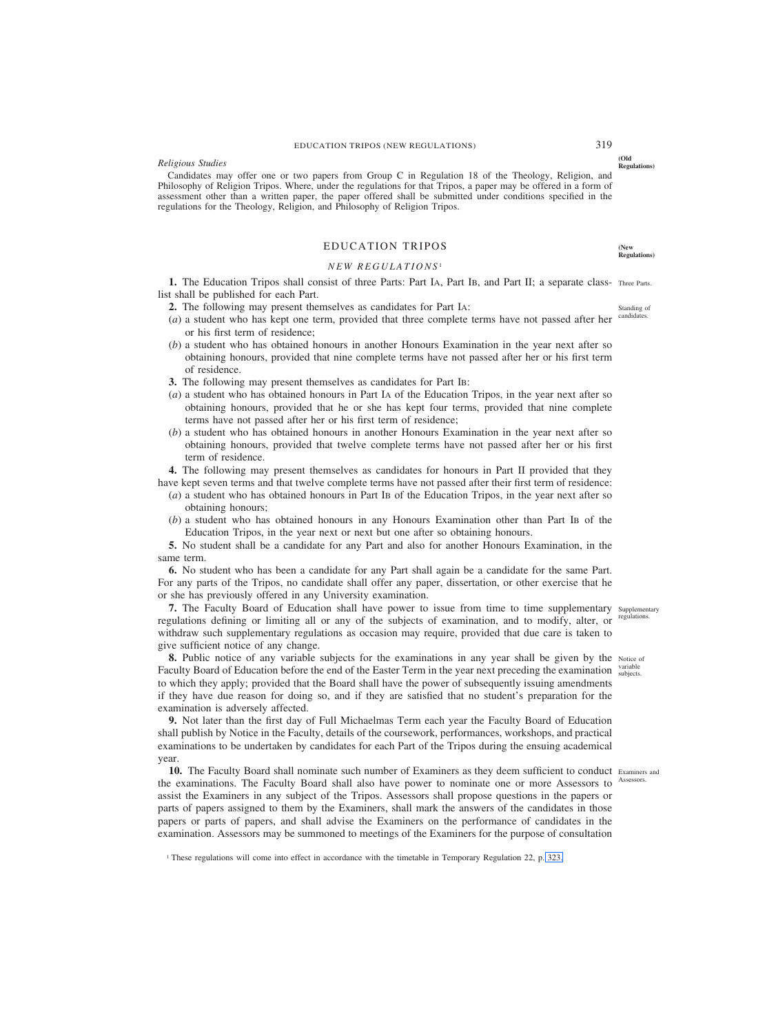*Religious Studies*

Candidates may offer one or two papers from Group C in Regulation 18 of the Theology, Religion, and Philosophy of Religion Tripos. Where, under the regulations for that Tripos, a paper may be offered in a form of assessment other than a written paper, the paper offered shall be submitted under conditions specified in the regulations for the Theology, Religion, and Philosophy of Religion Tripos.

## EDUCATION TRIPOS

### *NEW REGULATIONS*[1]

*Three Parts.*

**1.** The Education Tripos shall consist of three Parts: Part IA, Part IB, and Part II; a separate class-list shall be published for each Part.

*Standing of candidates.*

**2.** The following may present themselves as candidates for Part IA:

(*a*) a student who has kept one term, provided that three complete terms have not passed after her or his first term of residence;

(*b*) a student who has obtained honours in another Honours Examination in the year next after so obtaining honours, provided that nine complete terms have not passed after her or his first term of residence.

**3.** The following may present themselves as candidates for Part IB:

(*a*) a student who has obtained honours in Part IA of the Education Tripos, in the year next after so obtaining honours, provided that he or she has kept four terms, provided that nine complete terms have not passed after her or his first term of residence;

(*b*) a student who has obtained honours in another Honours Examination in the year next after so obtaining honours, provided that twelve complete terms have not passed after her or his first term of residence.

**4.** The following may present themselves as candidates for honours in Part II provided that they have kept seven terms and that twelve complete terms have not passed after their first term of residence:

(*a*) a student who has obtained honours in Part IB of the Education Tripos, in the year next after so obtaining honours;

(*b*) a student who has obtained honours in any Honours Examination other than Part IB of the Education Tripos, in the year next or next but one after so obtaining honours.

**5.** No student shall be a candidate for any Part and also for another Honours Examination, in the same term.

**6.** No student who has been a candidate for any Part shall again be a candidate for the same Part. For any parts of the Tripos, no candidate shall offer any paper, dissertation, or other exercise that he or she has previously offered in any University examination.

*Supplementary regulations.*

**7.** The Faculty Board of Education shall have power to issue from time to time supplementary regulations defining or limiting all or any of the subjects of examination, and to modify, alter, or withdraw such supplementary regulations as occasion may require, provided that due care is taken to give sufficient notice of any change.

*Notice of variable subjects.*

**8.** Public notice of any variable subjects for the examinations in any year shall be given by the Faculty Board of Education before the end of the Easter Term in the year next preceding the examination to which they apply; provided that the Board shall have the power of subsequently issuing amendments if they have due reason for doing so, and if they are satisfied that no student's preparation for the examination is adversely affected.

**9.** Not later than the first day of Full Michaelmas Term each year the Faculty Board of Education shall publish by Notice in the Faculty, details of the coursework, performances, workshops, and practical examinations to be undertaken by candidates for each Part of the Tripos during the ensuing academical year.

*Examiners and Assessors.*

**10.** The Faculty Board shall nominate such number of Examiners as they deem sufficient to conduct the examinations. The Faculty Board shall also have power to nominate one or more Assessors to assist the Examiners in any subject of the Tripos. Assessors shall propose questions in the papers or parts of papers assigned to them by the Examiners, shall mark the answers of the candidates in those papers or parts of papers, and shall advise the Examiners on the performance of candidates in the examination. Assessors may be summoned to meetings of the Examiners for the purpose of consultation

[1] These regulations will come into effect in accordance with the timetable in Temporary Regulation 22, p. 323.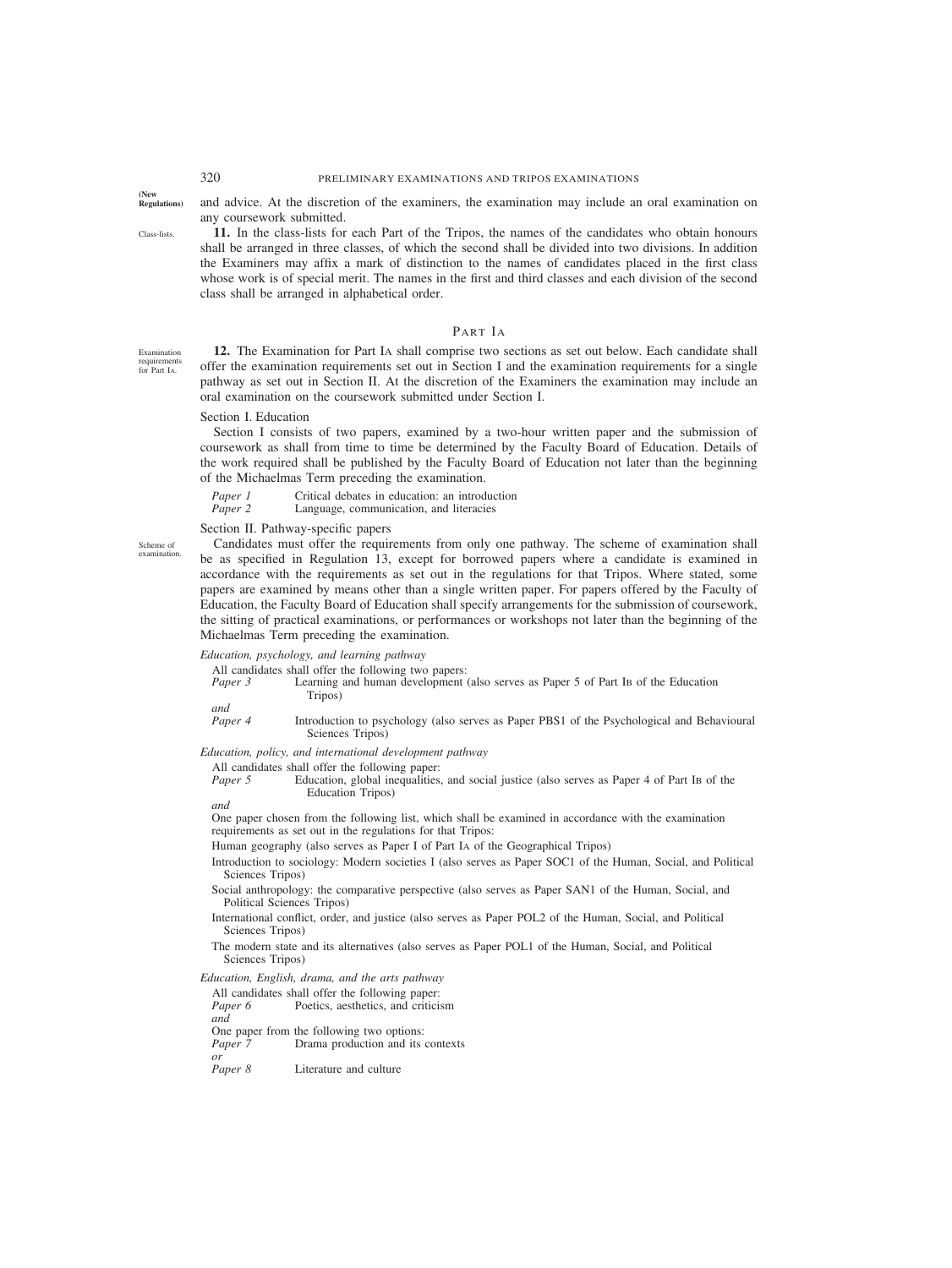and advice. At the discretion of the examiners, the examination may include an oral examination on any coursework submitted.

**11.** In the class-lists for each Part of the Tripos, the names of the candidates who obtain honours shall be arranged in three classes, of which the second shall be divided into two divisions. In addition the Examiners may affix a mark of distinction to the names of candidates placed in the first class whose work is of special merit. The names in the first and third classes and each division of the second class shall be arranged in alphabetical order.

## PART IA

**12.** The Examination for Part IA shall comprise two sections as set out below. Each candidate shall offer the examination requirements set out in Section I and the examination requirements for a single pathway as set out in Section II. At the discretion of the Examiners the examination may include an oral examination on the coursework submitted under Section I.

Section I. Education

Section I consists of two papers, examined by a two-hour written paper and the submission of coursework as shall from time to time be determined by the Faculty Board of Education. Details of the work required shall be published by the Faculty Board of Education not later than the beginning of the Michaelmas Term preceding the examination.

*Paper 1* Critical debates in education: an introduction
*Paper 2* Language, communication, and literacies

Section II. Pathway-specific papers

Candidates must offer the requirements from only one pathway. The scheme of examination shall be as specified in Regulation 13, except for borrowed papers where a candidate is examined in accordance with the requirements as set out in the regulations for that Tripos. Where stated, some papers are examined by means other than a single written paper. For papers offered by the Faculty of Education, the Faculty Board of Education shall specify arrangements for the submission of coursework, the sitting of practical examinations, or performances or workshops not later than the beginning of the Michaelmas Term preceding the examination.

*Education, psychology, and learning pathway*

All candidates shall offer the following two papers:

*Paper 3* Learning and human development (also serves as Paper 5 of Part IB of the Education Tripos)

*and*

*Paper 4* Introduction to psychology (also serves as Paper PBS1 of the Psychological and Behavioural Sciences Tripos)

*Education, policy, and international development pathway*

All candidates shall offer the following paper:

*Paper 5* Education, global inequalities, and social justice (also serves as Paper 4 of Part IB of the Education Tripos)

*and*

One paper chosen from the following list, which shall be examined in accordance with the examination requirements as set out in the regulations for that Tripos:

Human geography (also serves as Paper I of Part IA of the Geographical Tripos)

Introduction to sociology: Modern societies I (also serves as Paper SOC1 of the Human, Social, and Political Sciences Tripos)

Social anthropology: the comparative perspective (also serves as Paper SAN1 of the Human, Social, and Political Sciences Tripos)

International conflict, order, and justice (also serves as Paper POL2 of the Human, Social, and Political Sciences Tripos)

The modern state and its alternatives (also serves as Paper POL1 of the Human, Social, and Political Sciences Tripos)

*Education, English, drama, and the arts pathway*

All candidates shall offer the following paper:

*Paper 6* Poetics, aesthetics, and criticism

*and*

One paper from the following two options:

*Paper 7* Drama production and its contexts

*or*

*Paper 8* Literature and culture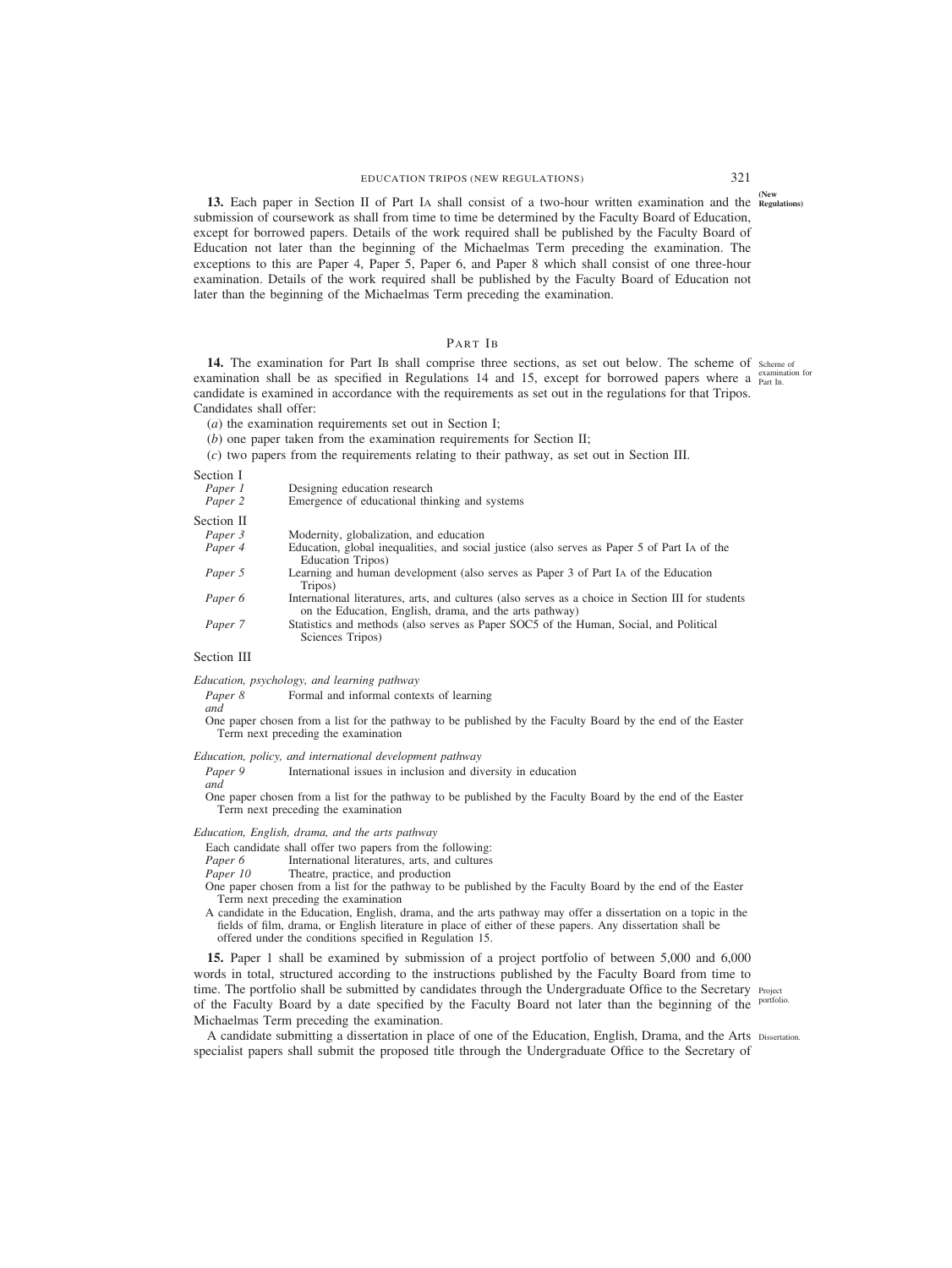**13.** Each paper in Section II of Part IA shall consist of a two-hour written examination and the submission of coursework as shall from time to time be determined by the Faculty Board of Education, except for borrowed papers. Details of the work required shall be published by the Faculty Board of Education not later than the beginning of the Michaelmas Term preceding the examination. The exceptions to this are Paper 4, Paper 5, Paper 6, and Paper 8 which shall consist of one three-hour examination. Details of the work required shall be published by the Faculty Board of Education not later than the beginning of the Michaelmas Term preceding the examination.

## PART IB

*Scheme of examination for Part IB.*

**14.** The examination for Part IB shall comprise three sections, as set out below. The scheme of examination shall be as specified in Regulations 14 and 15, except for borrowed papers where a candidate is examined in accordance with the requirements as set out in the regulations for that Tripos. Candidates shall offer:

(*a*) the examination requirements set out in Section I;

(*b*) one paper taken from the examination requirements for Section II;

(*c*) two papers from the requirements relating to their pathway, as set out in Section III.

Section I

| | |
|---|---|
| *Paper 1* | Designing education research |
| *Paper 2* | Emergence of educational thinking and systems |

Section II

| | |
|---|---|
| *Paper 3* | Modernity, globalization, and education |
| *Paper 4* | Education, global inequalities, and social justice (also serves as Paper 5 of Part IA of the Education Tripos) |
| *Paper 5* | Learning and human development (also serves as Paper 3 of Part IA of the Education Tripos) |
| *Paper 6* | International literatures, arts, and cultures (also serves as a choice in Section III for students on the Education, English, drama, and the arts pathway) |
| *Paper 7* | Statistics and methods (also serves as Paper SOC5 of the Human, Social, and Political Sciences Tripos) |

Section III

*Education, psychology, and learning pathway*

*Paper 8* Formal and informal contexts of learning

*and*

One paper chosen from a list for the pathway to be published by the Faculty Board by the end of the Easter Term next preceding the examination

*Education, policy, and international development pathway*

*Paper 9* International issues in inclusion and diversity in education

*and*

One paper chosen from a list for the pathway to be published by the Faculty Board by the end of the Easter Term next preceding the examination

*Education, English, drama, and the arts pathway*

Each candidate shall offer two papers from the following:

*Paper 6* International literatures, arts, and cultures

*Paper 10* Theatre, practice, and production

One paper chosen from a list for the pathway to be published by the Faculty Board by the end of the Easter Term next preceding the examination

A candidate in the Education, English, drama, and the arts pathway may offer a dissertation on a topic in the fields of film, drama, or English literature in place of either of these papers. Any dissertation shall be offered under the conditions specified in Regulation 15.

*Project portfolio.*

**15.** Paper 1 shall be examined by submission of a project portfolio of between 5,000 and 6,000 words in total, structured according to the instructions published by the Faculty Board from time to time. The portfolio shall be submitted by candidates through the Undergraduate Office to the Secretary of the Faculty Board by a date specified by the Faculty Board not later than the beginning of the Michaelmas Term preceding the examination.

*Dissertation.*

A candidate submitting a dissertation in place of one of the Education, English, Drama, and the Arts specialist papers shall submit the proposed title through the Undergraduate Office to the Secretary of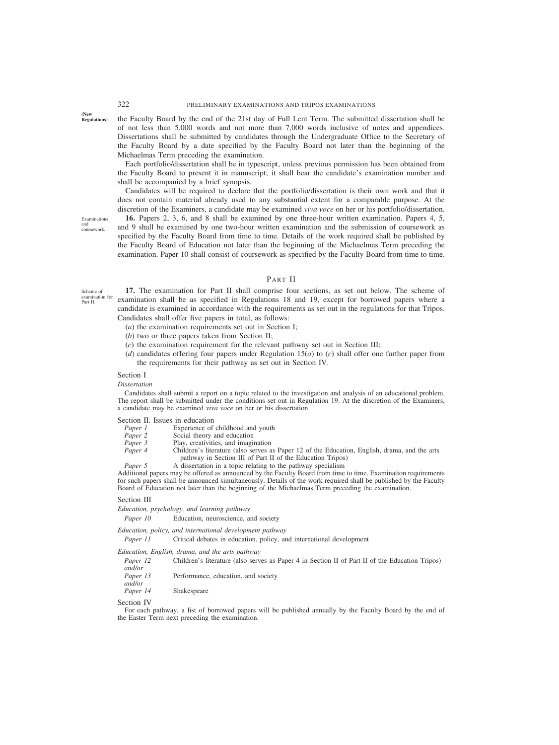the Faculty Board by the end of the 21st day of Full Lent Term. The submitted dissertation shall be of not less than 5,000 words and not more than 7,000 words inclusive of notes and appendices. Dissertations shall be submitted by candidates through the Undergraduate Office to the Secretary of the Faculty Board by a date specified by the Faculty Board not later than the beginning of the Michaelmas Term preceding the examination.

Each portfolio/dissertation shall be in typescript, unless previous permission has been obtained from the Faculty Board to present it in manuscript; it shall bear the candidate's examination number and shall be accompanied by a brief synopsis.

Candidates will be required to declare that the portfolio/dissertation is their own work and that it does not contain material already used to any substantial extent for a comparable purpose. At the discretion of the Examiners, a candidate may be examined *viva voce* on her or his portfolio/dissertation.

Examinations and coursework.

**16.** Papers 2, 3, 6, and 8 shall be examined by one three-hour written examination. Papers 4, 5, and 9 shall be examined by one two-hour written examination and the submission of coursework as specified by the Faculty Board from time to time. Details of the work required shall be published by the Faculty Board of Education not later than the beginning of the Michaelmas Term preceding the examination. Paper 10 shall consist of coursework as specified by the Faculty Board from time to time.

## PART II

Scheme of examination for Part II.

**17.** The examination for Part II shall comprise four sections, as set out below. The scheme of examination shall be as specified in Regulations 18 and 19, except for borrowed papers where a candidate is examined in accordance with the requirements as set out in the regulations for that Tripos. Candidates shall offer five papers in total, as follows:

(*a*) the examination requirements set out in Section I;

(*b*) two or three papers taken from Section II;

(*c*) the examination requirement for the relevant pathway set out in Section III;

(*d*) candidates offering four papers under Regulation 15(*a*) to (*c*) shall offer one further paper from the requirements for their pathway as set out in Section IV.

Section I

*Dissertation*

Candidates shall submit a report on a topic related to the investigation and analysis of an educational problem. The report shall be submitted under the conditions set out in Regulation 19. At the discretion of the Examiners, a candidate may be examined *viva voce* on her or his dissertation

Section II. Issues in education

*Paper 1* Experience of childhood and youth

*Paper 2* Social theory and education

*Paper 3* Play, creativities, and imagination

*Paper 4* Children's literature (also serves as Paper 12 of the Education, English, drama, and the arts pathway in Section III of Part II of the Education Tripos)

*Paper 5* A dissertation in a topic relating to the pathway specialism

Additional papers may be offered as announced by the Faculty Board from time to time. Examination requirements for such papers shall be announced simultaneously. Details of the work required shall be published by the Faculty Board of Education not later than the beginning of the Michaelmas Term preceding the examination.

Section III

*Education, psychology, and learning pathway*

*Paper 10* Education, neuroscience, and society

*Education, policy, and international development pathway*

*Paper 11* Critical debates in education, policy, and international development

*Education, English, drama, and the arts pathway*

*Paper 12* Children's literature (also serves as Paper 4 in Section II of Part II of the Education Tripos)
*and/or*
*Paper 13* Performance, education, and society
*and/or*
*Paper 14* Shakespeare

Section IV

For each pathway, a list of borrowed papers will be published annually by the Faculty Board by the end of the Easter Term next preceding the examination.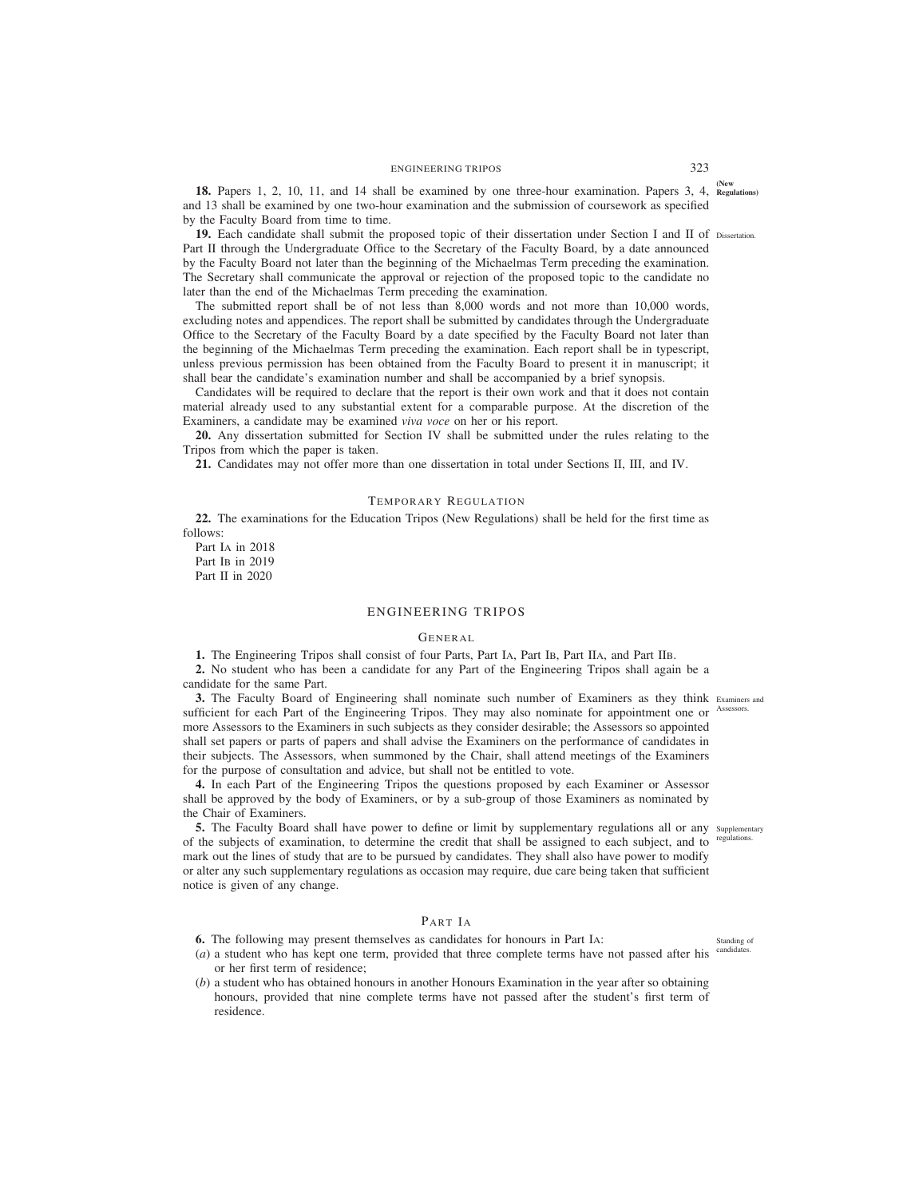**18.** Papers 1, 2, 10, 11, and 14 shall be examined by one three-hour examination. Papers 3, 4, and 13 shall be examined by one two-hour examination and the submission of coursework as specified by the Faculty Board from time to time.

**19.** Each candidate shall submit the proposed topic of their dissertation under Section I and II of Part II through the Undergraduate Office to the Secretary of the Faculty Board, by a date announced by the Faculty Board not later than the beginning of the Michaelmas Term preceding the examination. The Secretary shall communicate the approval or rejection of the proposed topic to the candidate no later than the end of the Michaelmas Term preceding the examination.

The submitted report shall be of not less than 8,000 words and not more than 10,000 words, excluding notes and appendices. The report shall be submitted by candidates through the Undergraduate Office to the Secretary of the Faculty Board by a date specified by the Faculty Board not later than the beginning of the Michaelmas Term preceding the examination. Each report shall be in typescript, unless previous permission has been obtained from the Faculty Board to present it in manuscript; it shall bear the candidate's examination number and shall be accompanied by a brief synopsis.

Candidates will be required to declare that the report is their own work and that it does not contain material already used to any substantial extent for a comparable purpose. At the discretion of the Examiners, a candidate may be examined *viva voce* on her or his report.

**20.** Any dissertation submitted for Section IV shall be submitted under the rules relating to the Tripos from which the paper is taken.

**21.** Candidates may not offer more than one dissertation in total under Sections II, III, and IV.

### Temporary Regulation

**22.** The examinations for the Education Tripos (New Regulations) shall be held for the first time as follows:

Part IA in 2018
Part IB in 2019
Part II in 2020

## ENGINEERING TRIPOS

### General

**1.** The Engineering Tripos shall consist of four Parts, Part IA, Part IB, Part IIA, and Part IIB.

**2.** No student who has been a candidate for any Part of the Engineering Tripos shall again be a candidate for the same Part.

**3.** The Faculty Board of Engineering shall nominate such number of Examiners as they think sufficient for each Part of the Engineering Tripos. They may also nominate for appointment one or more Assessors to the Examiners in such subjects as they consider desirable; the Assessors so appointed shall set papers or parts of papers and shall advise the Examiners on the performance of candidates in their subjects. The Assessors, when summoned by the Chair, shall attend meetings of the Examiners for the purpose of consultation and advice, but shall not be entitled to vote.

**4.** In each Part of the Engineering Tripos the questions proposed by each Examiner or Assessor shall be approved by the body of Examiners, or by a sub-group of those Examiners as nominated by the Chair of Examiners.

**5.** The Faculty Board shall have power to define or limit by supplementary regulations all or any of the subjects of examination, to determine the credit that shall be assigned to each subject, and to mark out the lines of study that are to be pursued by candidates. They shall also have power to modify or alter any such supplementary regulations as occasion may require, due care being taken that sufficient notice is given of any change.

### Part IA

**6.** The following may present themselves as candidates for honours in Part IA:

(*a*) a student who has kept one term, provided that three complete terms have not passed after his or her first term of residence;

(*b*) a student who has obtained honours in another Honours Examination in the year after so obtaining honours, provided that nine complete terms have not passed after the student's first term of residence.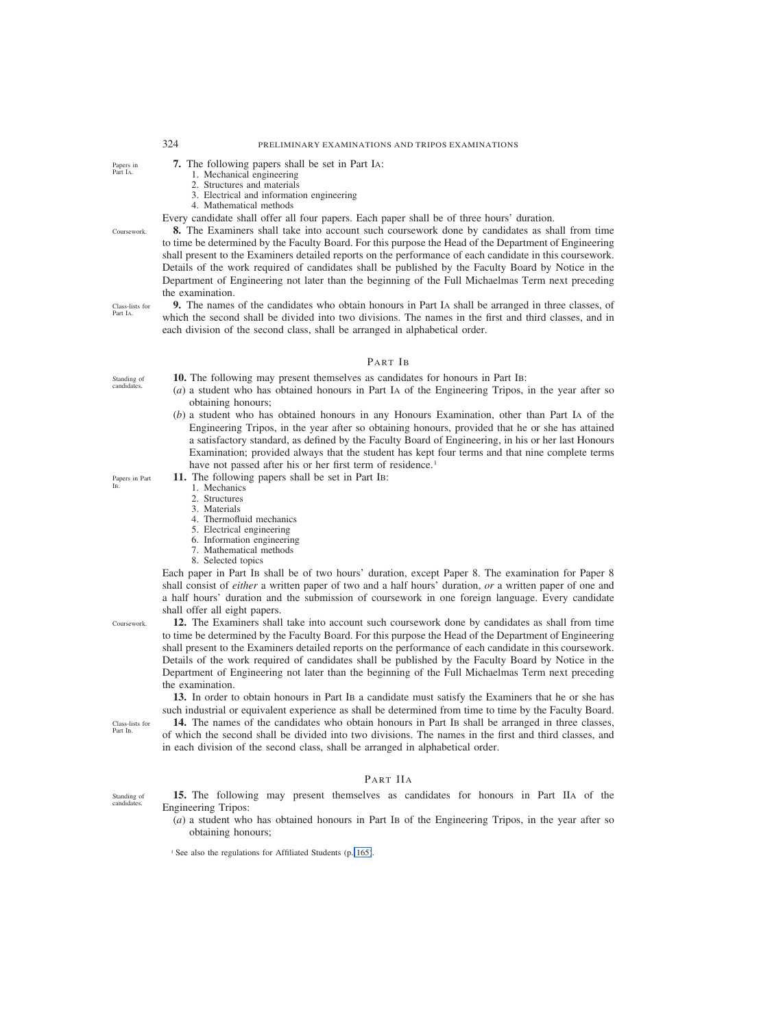*Papers in Part IA.*

**7.** The following papers shall be set in Part IA:

1. Mechanical engineering
2. Structures and materials
3. Electrical and information engineering
4. Mathematical methods

Every candidate shall offer all four papers. Each paper shall be of three hours' duration.

*Coursework.*

**8.** The Examiners shall take into account such coursework done by candidates as shall from time to time be determined by the Faculty Board. For this purpose the Head of the Department of Engineering shall present to the Examiners detailed reports on the performance of each candidate in this coursework. Details of the work required of candidates shall be published by the Faculty Board by Notice in the Department of Engineering not later than the beginning of the Full Michaelmas Term next preceding the examination.

*Class-lists for Part IA.*

**9.** The names of the candidates who obtain honours in Part IA shall be arranged in three classes, of which the second shall be divided into two divisions. The names in the first and third classes, and in each division of the second class, shall be arranged in alphabetical order.

## PART IB

*Standing of candidates.*

**10.** The following may present themselves as candidates for honours in Part IB:

(*a*) a student who has obtained honours in Part IA of the Engineering Tripos, in the year after so obtaining honours;

(*b*) a student who has obtained honours in any Honours Examination, other than Part IA of the Engineering Tripos, in the year after so obtaining honours, provided that he or she has attained a satisfactory standard, as defined by the Faculty Board of Engineering, in his or her last Honours Examination; provided always that the student has kept four terms and that nine complete terms have not passed after his or her first term of residence.[1]

*Papers in Part IB.*

**11.** The following papers shall be set in Part IB:

1. Mechanics
2. Structures
3. Materials
4. Thermofluid mechanics
5. Electrical engineering
6. Information engineering
7. Mathematical methods
8. Selected topics

Each paper in Part IB shall be of two hours' duration, except Paper 8. The examination for Paper 8 shall consist of *either* a written paper of two and a half hours' duration, *or* a written paper of one and a half hours' duration and the submission of coursework in one foreign language. Every candidate shall offer all eight papers.

*Coursework.*

**12.** The Examiners shall take into account such coursework done by candidates as shall from time to time be determined by the Faculty Board. For this purpose the Head of the Department of Engineering shall present to the Examiners detailed reports on the performance of each candidate in this coursework. Details of the work required of candidates shall be published by the Faculty Board by Notice in the Department of Engineering not later than the beginning of the Full Michaelmas Term next preceding the examination.

**13.** In order to obtain honours in Part IB a candidate must satisfy the Examiners that he or she has such industrial or equivalent experience as shall be determined from time to time by the Faculty Board.

*Class-lists for Part IB.*

**14.** The names of the candidates who obtain honours in Part IB shall be arranged in three classes, of which the second shall be divided into two divisions. The names in the first and third classes, and in each division of the second class, shall be arranged in alphabetical order.

## PART IIA

*Standing of candidates.*

**15.** The following may present themselves as candidates for honours in Part IIA of the Engineering Tripos:

(*a*) a student who has obtained honours in Part IB of the Engineering Tripos, in the year after so obtaining honours;

[1] See also the regulations for Affiliated Students (p. 165).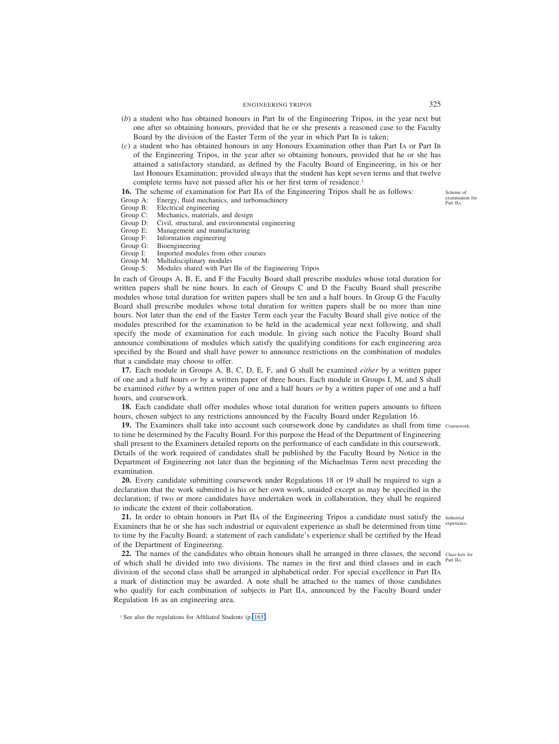(*b*) a student who has obtained honours in Part IB of the Engineering Tripos, in the year next but one after so obtaining honours, provided that he or she presents a reasoned case to the Faculty Board by the division of the Easter Term of the year in which Part IB is taken;

(*c*) a student who has obtained honours in any Honours Examination other than Part IA or Part IB of the Engineering Tripos, in the year after so obtaining honours, provided that he or she has attained a satisfactory standard, as defined by the Faculty Board of Engineering, in his or her last Honours Examination; provided always that the student has kept seven terms and that twelve complete terms have not passed after his or her first term of residence.[1]

**16.** The scheme of examination for Part IIA of the Engineering Tripos shall be as follows:

Scheme of examination for Part IIA.

Group A: Energy, fluid mechanics, and turbomachinery
Group B: Electrical engineering
Group C: Mechanics, materials, and design
Group D: Civil, structural, and environmental engineering
Group E: Management and manufacturing
Group F: Information engineering
Group G: Bioengineering
Group I: Imported modules from other courses
Group M: Multidisciplinary modules
Group S: Modules shared with Part IIB of the Engineering Tripos

In each of Groups A, B, E, and F the Faculty Board shall prescribe modules whose total duration for written papers shall be nine hours. In each of Groups C and D the Faculty Board shall prescribe modules whose total duration for written papers shall be ten and a half hours. In Group G the Faculty Board shall prescribe modules whose total duration for written papers shall be no more than nine hours. Not later than the end of the Easter Term each year the Faculty Board shall give notice of the modules prescribed for the examination to be held in the academical year next following, and shall specify the mode of examination for each module. In giving such notice the Faculty Board shall announce combinations of modules which satisfy the qualifying conditions for each engineering area specified by the Board and shall have power to announce restrictions on the combination of modules that a candidate may choose to offer.

**17.** Each module in Groups A, B, C, D, E, F, and G shall be examined *either* by a written paper of one and a half hours *or* by a written paper of three hours. Each module in Groups I, M, and S shall be examined *either* by a written paper of one and a half hours *or* by a written paper of one and a half hours, and coursework.

**18.** Each candidate shall offer modules whose total duration for written papers amounts to fifteen hours, chosen subject to any restrictions announced by the Faculty Board under Regulation 16.

**19.** The Examiners shall take into account such coursework done by candidates as shall from time to time be determined by the Faculty Board. For this purpose the Head of the Department of Engineering shall present to the Examiners detailed reports on the performance of each candidate in this coursework. Details of the work required of candidates shall be published by the Faculty Board by Notice in the Department of Engineering not later than the beginning of the Michaelmas Term next preceding the examination.

Coursework.

**20.** Every candidate submitting coursework under Regulations 18 or 19 shall be required to sign a declaration that the work submitted is his or her own work, unaided except as may be specified in the declaration; if two or more candidates have undertaken work in collaboration, they shall be required to indicate the extent of their collaboration.

**21.** In order to obtain honours in Part IIA of the Engineering Tripos a candidate must satisfy the Examiners that he or she has such industrial or equivalent experience as shall be determined from time to time by the Faculty Board; a statement of each candidate's experience shall be certified by the Head of the Department of Engineering.

Industrial experience.

**22.** The names of the candidates who obtain honours shall be arranged in three classes, the second of which shall be divided into two divisions. The names in the first and third classes and in each division of the second class shall be arranged in alphabetical order. For special excellence in Part IIA a mark of distinction may be awarded. A note shall be attached to the names of those candidates who qualify for each combination of subjects in Part IIA, announced by the Faculty Board under Regulation 16 as an engineering area.

Class-lists for Part IIA.

[1] See also the regulations for Affiliated Students (p. 165).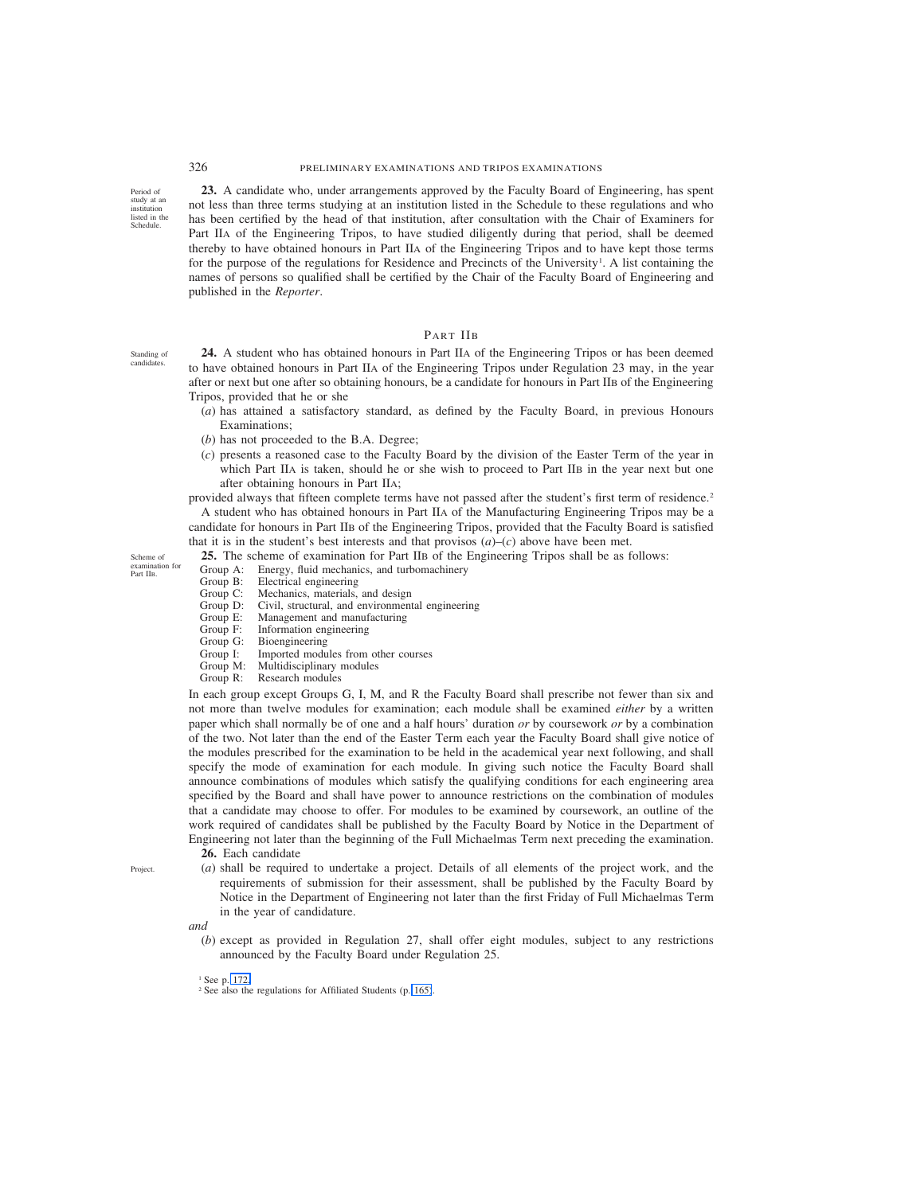*Period of study at an institution listed in the Schedule.*

**23.** A candidate who, under arrangements approved by the Faculty Board of Engineering, has spent not less than three terms studying at an institution listed in the Schedule to these regulations and who has been certified by the head of that institution, after consultation with the Chair of Examiners for Part IIA of the Engineering Tripos, to have studied diligently during that period, shall be deemed thereby to have obtained honours in Part IIA of the Engineering Tripos and to have kept those terms for the purpose of the regulations for Residence and Precincts of the University[1]. A list containing the names of persons so qualified shall be certified by the Chair of the Faculty Board of Engineering and published in the *Reporter*.

## PART IIB

*Standing of candidates.*

**24.** A student who has obtained honours in Part IIA of the Engineering Tripos or has been deemed to have obtained honours in Part IIA of the Engineering Tripos under Regulation 23 may, in the year after or next but one after so obtaining honours, be a candidate for honours in Part IIB of the Engineering Tripos, provided that he or she

(*a*) has attained a satisfactory standard, as defined by the Faculty Board, in previous Honours Examinations;

(*b*) has not proceeded to the B.A. Degree;

(*c*) presents a reasoned case to the Faculty Board by the division of the Easter Term of the year in which Part IIA is taken, should he or she wish to proceed to Part IIB in the year next but one after obtaining honours in Part IIA;

provided always that fifteen complete terms have not passed after the student's first term of residence.[2]

A student who has obtained honours in Part IIA of the Manufacturing Engineering Tripos may be a candidate for honours in Part IIB of the Engineering Tripos, provided that the Faculty Board is satisfied that it is in the student's best interests and that provisos (*a*)–(*c*) above have been met.

*Scheme of examination for Part IIB.*

**25.** The scheme of examination for Part IIB of the Engineering Tripos shall be as follows:

- Group A: Energy, fluid mechanics, and turbomachinery
- Group B: Electrical engineering
- Group C: Mechanics, materials, and design
- Group D: Civil, structural, and environmental engineering
- Group E: Management and manufacturing
- Group F: Information engineering
- Group G: Bioengineering
- Group I: Imported modules from other courses
- Group M: Multidisciplinary modules
- Group R: Research modules

In each group except Groups G, I, M, and R the Faculty Board shall prescribe not fewer than six and not more than twelve modules for examination; each module shall be examined *either* by a written paper which shall normally be of one and a half hours' duration *or* by coursework *or* by a combination of the two. Not later than the end of the Easter Term each year the Faculty Board shall give notice of the modules prescribed for the examination to be held in the academical year next following, and shall specify the mode of examination for each module. In giving such notice the Faculty Board shall announce combinations of modules which satisfy the qualifying conditions for each engineering area specified by the Board and shall have power to announce restrictions on the combination of modules that a candidate may choose to offer. For modules to be examined by coursework, an outline of the work required of candidates shall be published by the Faculty Board by Notice in the Department of Engineering not later than the beginning of the Full Michaelmas Term next preceding the examination.

**26.** Each candidate

*Project.*

(*a*) shall be required to undertake a project. Details of all elements of the project work, and the requirements of submission for their assessment, shall be published by the Faculty Board by Notice in the Department of Engineering not later than the first Friday of Full Michaelmas Term in the year of candidature.

*and*

(*b*) except as provided in Regulation 27, shall offer eight modules, subject to any restrictions announced by the Faculty Board under Regulation 25.

[1] See p. 172.

[2] See also the regulations for Affiliated Students (p. 165).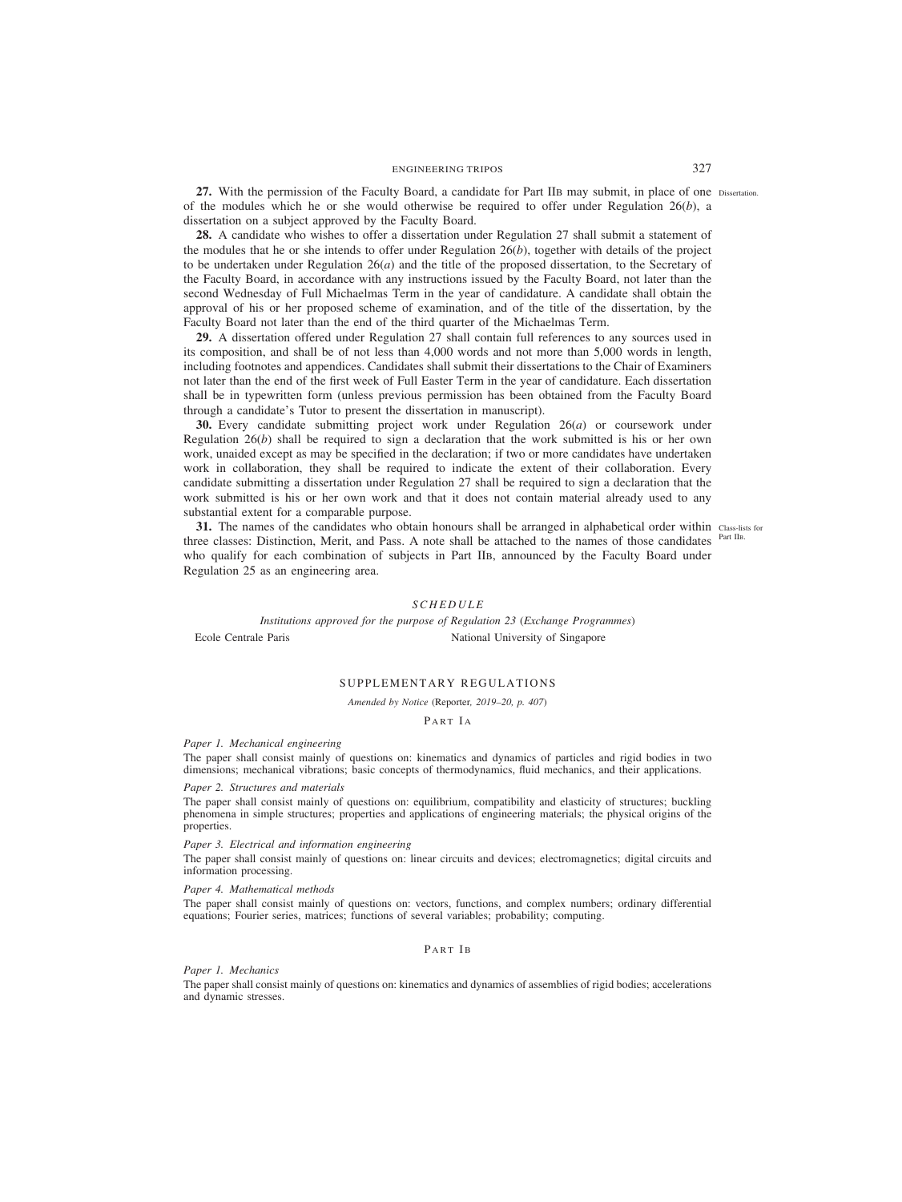**27.** With the permission of the Faculty Board, a candidate for Part IIB may submit, in place of one of the modules which he or she would otherwise be required to offer under Regulation 26(*b*), a dissertation on a subject approved by the Faculty Board.

Dissertation.

**28.** A candidate who wishes to offer a dissertation under Regulation 27 shall submit a statement of the modules that he or she intends to offer under Regulation 26(*b*), together with details of the project to be undertaken under Regulation 26(*a*) and the title of the proposed dissertation, to the Secretary of the Faculty Board, in accordance with any instructions issued by the Faculty Board, not later than the second Wednesday of Full Michaelmas Term in the year of candidature. A candidate shall obtain the approval of his or her proposed scheme of examination, and of the title of the dissertation, by the Faculty Board not later than the end of the third quarter of the Michaelmas Term.

**29.** A dissertation offered under Regulation 27 shall contain full references to any sources used in its composition, and shall be of not less than 4,000 words and not more than 5,000 words in length, including footnotes and appendices. Candidates shall submit their dissertations to the Chair of Examiners not later than the end of the first week of Full Easter Term in the year of candidature. Each dissertation shall be in typewritten form (unless previous permission has been obtained from the Faculty Board through a candidate's Tutor to present the dissertation in manuscript).

**30.** Every candidate submitting project work under Regulation 26(*a*) or coursework under Regulation 26(*b*) shall be required to sign a declaration that the work submitted is his or her own work, unaided except as may be specified in the declaration; if two or more candidates have undertaken work in collaboration, they shall be required to indicate the extent of their collaboration. Every candidate submitting a dissertation under Regulation 27 shall be required to sign a declaration that the work submitted is his or her own work and that it does not contain material already used to any substantial extent for a comparable purpose.

**31.** The names of the candidates who obtain honours shall be arranged in alphabetical order within three classes: Distinction, Merit, and Pass. A note shall be attached to the names of those candidates who qualify for each combination of subjects in Part IIB, announced by the Faculty Board under Regulation 25 as an engineering area.

Class-lists for Part IIB.

## *SCHEDULE*

*Institutions approved for the purpose of Regulation 23 (Exchange Programmes)*

Ecole Centrale Paris

National University of Singapore

## SUPPLEMENTARY REGULATIONS

*Amended by Notice (Reporter, 2019–20, p. 407)*

### Part IA

*Paper 1. Mechanical engineering*

The paper shall consist mainly of questions on: kinematics and dynamics of particles and rigid bodies in two dimensions; mechanical vibrations; basic concepts of thermodynamics, fluid mechanics, and their applications.

*Paper 2. Structures and materials*

The paper shall consist mainly of questions on: equilibrium, compatibility and elasticity of structures; buckling phenomena in simple structures; properties and applications of engineering materials; the physical origins of the properties.

*Paper 3. Electrical and information engineering*

The paper shall consist mainly of questions on: linear circuits and devices; electromagnetics; digital circuits and information processing.

*Paper 4. Mathematical methods*

The paper shall consist mainly of questions on: vectors, functions, and complex numbers; ordinary differential equations; Fourier series, matrices; functions of several variables; probability; computing.

### Part IB

*Paper 1. Mechanics*

The paper shall consist mainly of questions on: kinematics and dynamics of assemblies of rigid bodies; accelerations and dynamic stresses.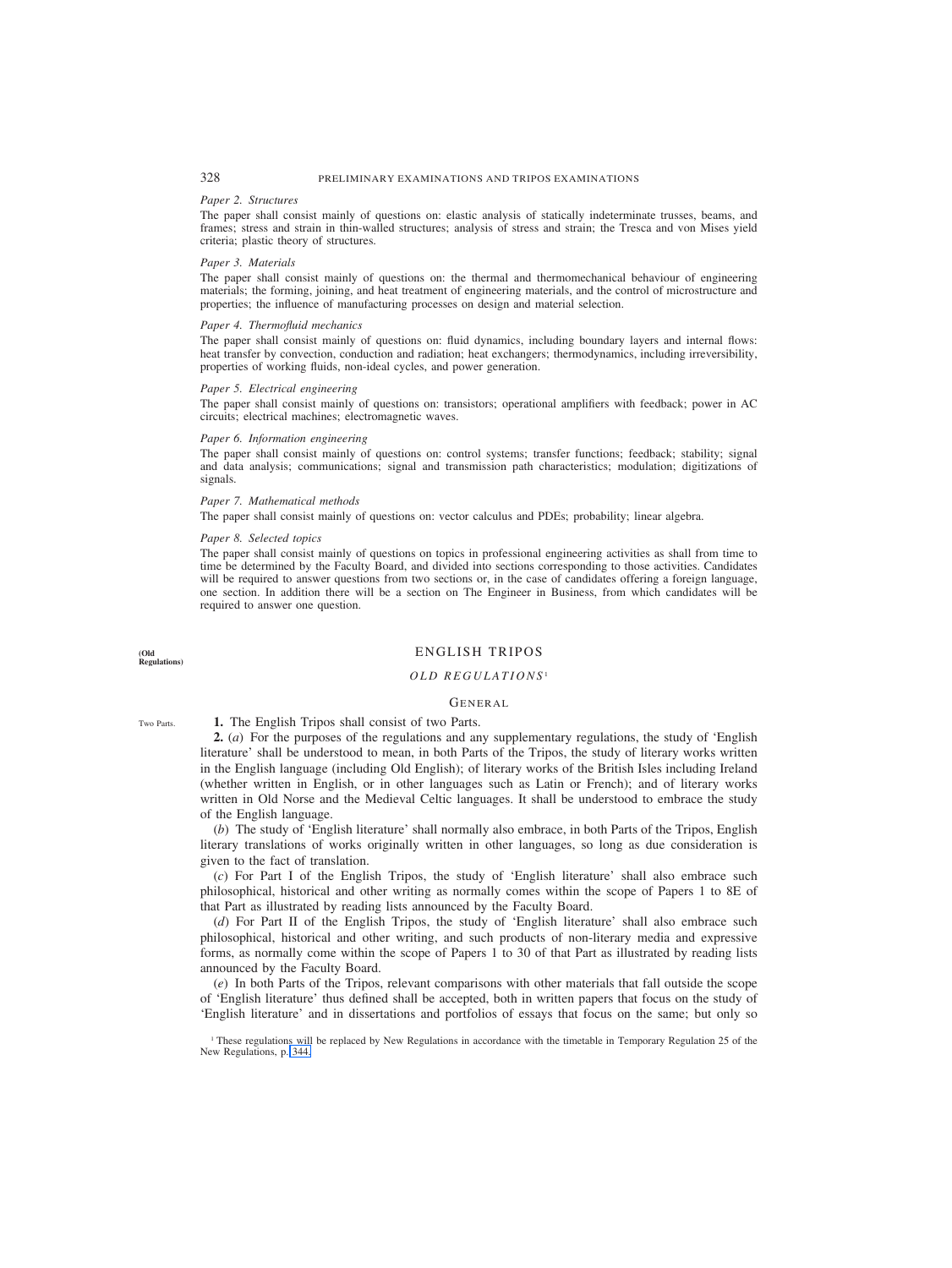*Paper 2. Structures*

The paper shall consist mainly of questions on: elastic analysis of statically indeterminate trusses, beams, and frames; stress and strain in thin-walled structures; analysis of stress and strain; the Tresca and von Mises yield criteria; plastic theory of structures.

*Paper 3. Materials*

The paper shall consist mainly of questions on: the thermal and thermomechanical behaviour of engineering materials; the forming, joining, and heat treatment of engineering materials, and the control of microstructure and properties; the influence of manufacturing processes on design and material selection.

*Paper 4. Thermofluid mechanics*

The paper shall consist mainly of questions on: fluid dynamics, including boundary layers and internal flows: heat transfer by convection, conduction and radiation; heat exchangers; thermodynamics, including irreversibility, properties of working fluids, non-ideal cycles, and power generation.

*Paper 5. Electrical engineering*

The paper shall consist mainly of questions on: transistors; operational amplifiers with feedback; power in AC circuits; electrical machines; electromagnetic waves.

*Paper 6. Information engineering*

The paper shall consist mainly of questions on: control systems; transfer functions; feedback; stability; signal and data analysis; communications; signal and transmission path characteristics; modulation; digitizations of signals.

*Paper 7. Mathematical methods*

The paper shall consist mainly of questions on: vector calculus and PDEs; probability; linear algebra.

*Paper 8. Selected topics*

The paper shall consist mainly of questions on topics in professional engineering activities as shall from time to time be determined by the Faculty Board, and divided into sections corresponding to those activities. Candidates will be required to answer questions from two sections or, in the case of candidates offering a foreign language, one section. In addition there will be a section on The Engineer in Business, from which candidates will be required to answer one question.

**(Old Regulations)**

## ENGLISH TRIPOS

### *OLD REGULATIONS*[1]

### GENERAL

Two Parts.

**1.** The English Tripos shall consist of two Parts.

**2.** (*a*) For the purposes of the regulations and any supplementary regulations, the study of 'English literature' shall be understood to mean, in both Parts of the Tripos, the study of literary works written in the English language (including Old English); of literary works of the British Isles including Ireland (whether written in English, or in other languages such as Latin or French); and of literary works written in Old Norse and the Medieval Celtic languages. It shall be understood to embrace the study of the English language.

(*b*) The study of 'English literature' shall normally also embrace, in both Parts of the Tripos, English literary translations of works originally written in other languages, so long as due consideration is given to the fact of translation.

(*c*) For Part I of the English Tripos, the study of 'English literature' shall also embrace such philosophical, historical and other writing as normally comes within the scope of Papers 1 to 8E of that Part as illustrated by reading lists announced by the Faculty Board.

(*d*) For Part II of the English Tripos, the study of 'English literature' shall also embrace such philosophical, historical and other writing, and such products of non-literary media and expressive forms, as normally come within the scope of Papers 1 to 30 of that Part as illustrated by reading lists announced by the Faculty Board.

(*e*) In both Parts of the Tripos, relevant comparisons with other materials that fall outside the scope of 'English literature' thus defined shall be accepted, both in written papers that focus on the study of 'English literature' and in dissertations and portfolios of essays that focus on the same; but only so

[1] These regulations will be replaced by New Regulations in accordance with the timetable in Temporary Regulation 25 of the New Regulations, p. 344.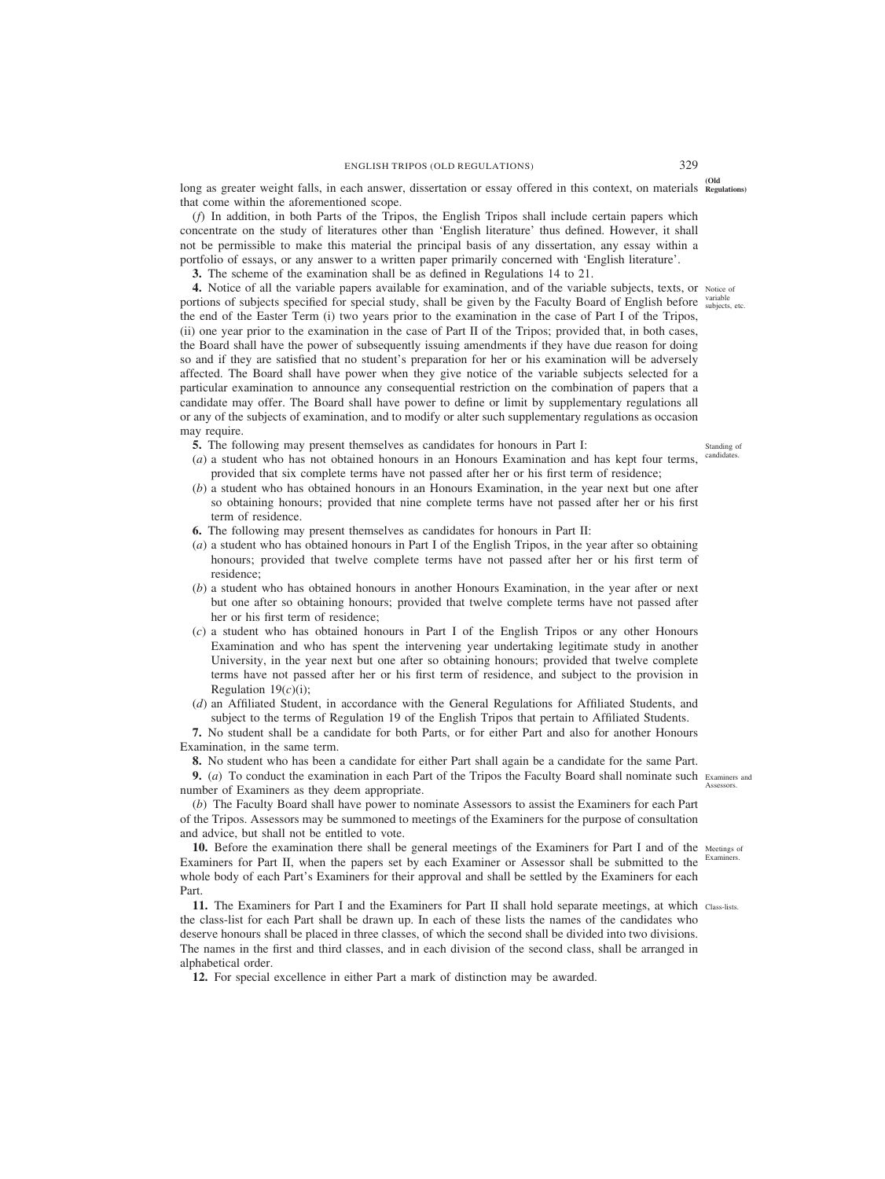long as greater weight falls, in each answer, dissertation or essay offered in this context, on materials that come within the aforementioned scope.

(*f*) In addition, in both Parts of the Tripos, the English Tripos shall include certain papers which concentrate on the study of literatures other than 'English literature' thus defined. However, it shall not be permissible to make this material the principal basis of any dissertation, any essay within a portfolio of essays, or any answer to a written paper primarily concerned with 'English literature'.

**3.** The scheme of the examination shall be as defined in Regulations 14 to 21.

**4.** Notice of all the variable papers available for examination, and of the variable subjects, texts, or portions of subjects specified for special study, shall be given by the Faculty Board of English before the end of the Easter Term (i) two years prior to the examination in the case of Part I of the Tripos, (ii) one year prior to the examination in the case of Part II of the Tripos; provided that, in both cases, the Board shall have the power of subsequently issuing amendments if they have due reason for doing so and if they are satisfied that no student's preparation for her or his examination will be adversely affected. The Board shall have power when they give notice of the variable subjects selected for a particular examination to announce any consequential restriction on the combination of papers that a candidate may offer. The Board shall have power to define or limit by supplementary regulations all or any of the subjects of examination, and to modify or alter such supplementary regulations as occasion may require.

**5.** The following may present themselves as candidates for honours in Part I:

(*a*) a student who has not obtained honours in an Honours Examination and has kept four terms, provided that six complete terms have not passed after her or his first term of residence;

(*b*) a student who has obtained honours in an Honours Examination, in the year next but one after so obtaining honours; provided that nine complete terms have not passed after her or his first term of residence.

**6.** The following may present themselves as candidates for honours in Part II:

(*a*) a student who has obtained honours in Part I of the English Tripos, in the year after so obtaining honours; provided that twelve complete terms have not passed after her or his first term of residence;

(*b*) a student who has obtained honours in another Honours Examination, in the year after or next but one after so obtaining honours; provided that twelve complete terms have not passed after her or his first term of residence;

(*c*) a student who has obtained honours in Part I of the English Tripos or any other Honours Examination and who has spent the intervening year undertaking legitimate study in another University, in the year next but one after so obtaining honours; provided that twelve complete terms have not passed after her or his first term of residence, and subject to the provision in Regulation 19(*c*)(i);

(*d*) an Affiliated Student, in accordance with the General Regulations for Affiliated Students, and subject to the terms of Regulation 19 of the English Tripos that pertain to Affiliated Students.

**7.** No student shall be a candidate for both Parts, or for either Part and also for another Honours Examination, in the same term.

**8.** No student who has been a candidate for either Part shall again be a candidate for the same Part.

**9.** (*a*) To conduct the examination in each Part of the Tripos the Faculty Board shall nominate such number of Examiners as they deem appropriate.

(*b*) The Faculty Board shall have power to nominate Assessors to assist the Examiners for each Part of the Tripos. Assessors may be summoned to meetings of the Examiners for the purpose of consultation and advice, but shall not be entitled to vote.

**10.** Before the examination there shall be general meetings of the Examiners for Part I and of the Examiners for Part II, when the papers set by each Examiner or Assessor shall be submitted to the whole body of each Part's Examiners for their approval and shall be settled by the Examiners for each Part.

**11.** The Examiners for Part I and the Examiners for Part II shall hold separate meetings, at which the class-list for each Part shall be drawn up. In each of these lists the names of the candidates who deserve honours shall be placed in three classes, of which the second shall be divided into two divisions. The names in the first and third classes, and in each division of the second class, shall be arranged in alphabetical order.

**12.** For special excellence in either Part a mark of distinction may be awarded.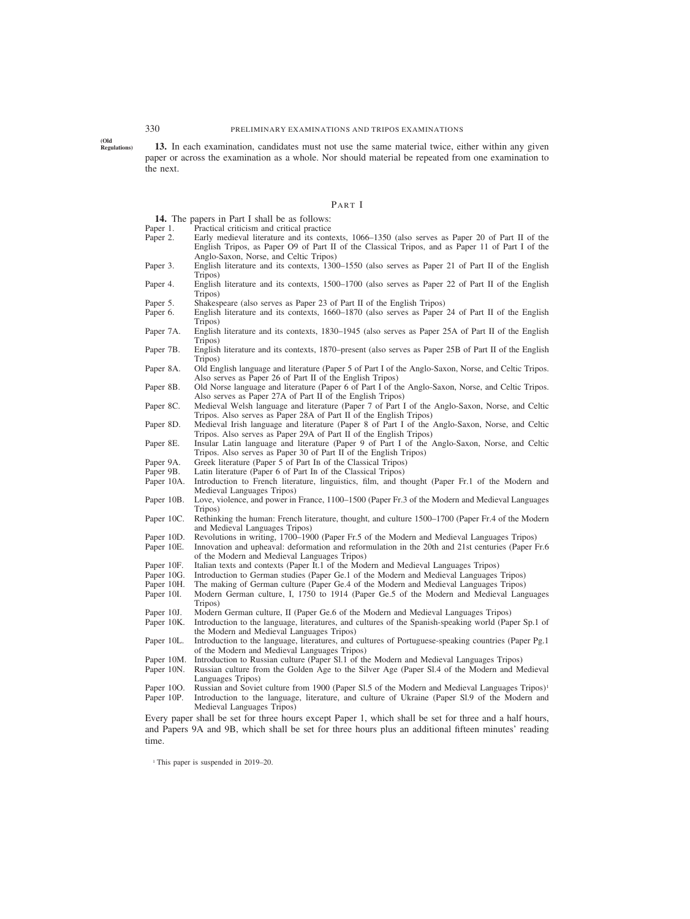(Old Regulations)

**13.** In each examination, candidates must not use the same material twice, either within any given paper or across the examination as a whole. Nor should material be repeated from one examination to the next.

## PART I

**14.** The papers in Part I shall be as follows:

- Paper 1. Practical criticism and critical practice
- Paper 2. Early medieval literature and its contexts, 1066–1350 (also serves as Paper 20 of Part II of the English Tripos, as Paper O9 of Part II of the Classical Tripos, and as Paper 11 of Part I of the Anglo-Saxon, Norse, and Celtic Tripos)
- Paper 3. English literature and its contexts, 1300–1550 (also serves as Paper 21 of Part II of the English Tripos)
- Paper 4. English literature and its contexts, 1500–1700 (also serves as Paper 22 of Part II of the English Tripos)
- Paper 5. Shakespeare (also serves as Paper 23 of Part II of the English Tripos)
- Paper 6. English literature and its contexts, 1660–1870 (also serves as Paper 24 of Part II of the English Tripos)
- Paper 7A. English literature and its contexts, 1830–1945 (also serves as Paper 25A of Part II of the English Tripos)
- Paper 7B. English literature and its contexts, 1870–present (also serves as Paper 25B of Part II of the English Tripos)
- Paper 8A. Old English language and literature (Paper 5 of Part I of the Anglo-Saxon, Norse, and Celtic Tripos. Also serves as Paper 26 of Part II of the English Tripos)
- Paper 8B. Old Norse language and literature (Paper 6 of Part I of the Anglo-Saxon, Norse, and Celtic Tripos. Also serves as Paper 27A of Part II of the English Tripos)
- Paper 8C. Medieval Welsh language and literature (Paper 7 of Part I of the Anglo-Saxon, Norse, and Celtic Tripos. Also serves as Paper 28A of Part II of the English Tripos)
- Paper 8D. Medieval Irish language and literature (Paper 8 of Part I of the Anglo-Saxon, Norse, and Celtic Tripos. Also serves as Paper 29A of Part II of the English Tripos)
- Paper 8E. Insular Latin language and literature (Paper 9 of Part I of the Anglo-Saxon, Norse, and Celtic Tripos. Also serves as Paper 30 of Part II of the English Tripos)
- Paper 9A. Greek literature (Paper 5 of Part IB of the Classical Tripos)
- Paper 9B. Latin literature (Paper 6 of Part IB of the Classical Tripos)
- Paper 10A. Introduction to French literature, linguistics, film, and thought (Paper Fr.1 of the Modern and Medieval Languages Tripos)
- Paper 10B. Love, violence, and power in France, 1100–1500 (Paper Fr.3 of the Modern and Medieval Languages Tripos)
- Paper 10C. Rethinking the human: French literature, thought, and culture 1500–1700 (Paper Fr.4 of the Modern and Medieval Languages Tripos)
- Paper 10D. Revolutions in writing, 1700–1900 (Paper Fr.5 of the Modern and Medieval Languages Tripos)
- Paper 10E. Innovation and upheaval: deformation and reformulation in the 20th and 21st centuries (Paper Fr.6 of the Modern and Medieval Languages Tripos)
- Paper 10F. Italian texts and contexts (Paper It.1 of the Modern and Medieval Languages Tripos)
- Paper 10G. Introduction to German studies (Paper Ge.1 of the Modern and Medieval Languages Tripos)
- Paper 10H. The making of German culture (Paper Ge.4 of the Modern and Medieval Languages Tripos)
- Paper 10I. Modern German culture, I, 1750 to 1914 (Paper Ge.5 of the Modern and Medieval Languages Tripos)
- Paper 10J. Modern German culture, II (Paper Ge.6 of the Modern and Medieval Languages Tripos)
- Paper 10K. Introduction to the language, literatures, and cultures of the Spanish-speaking world (Paper Sp.1 of the Modern and Medieval Languages Tripos)
- Paper 10L. Introduction to the language, literatures, and cultures of Portuguese-speaking countries (Paper Pg.1 of the Modern and Medieval Languages Tripos)
- Paper 10M. Introduction to Russian culture (Paper Sl.1 of the Modern and Medieval Languages Tripos)
- Paper 10N. Russian culture from the Golden Age to the Silver Age (Paper Sl.4 of the Modern and Medieval Languages Tripos)
- Paper 10O. Russian and Soviet culture from 1900 (Paper Sl.5 of the Modern and Medieval Languages Tripos)[1]
- Paper 10P. Introduction to the language, literature, and culture of Ukraine (Paper Sl.9 of the Modern and Medieval Languages Tripos)

Every paper shall be set for three hours except Paper 1, which shall be set for three and a half hours, and Papers 9A and 9B, which shall be set for three hours plus an additional fifteen minutes' reading time.

[1] This paper is suspended in 2019–20.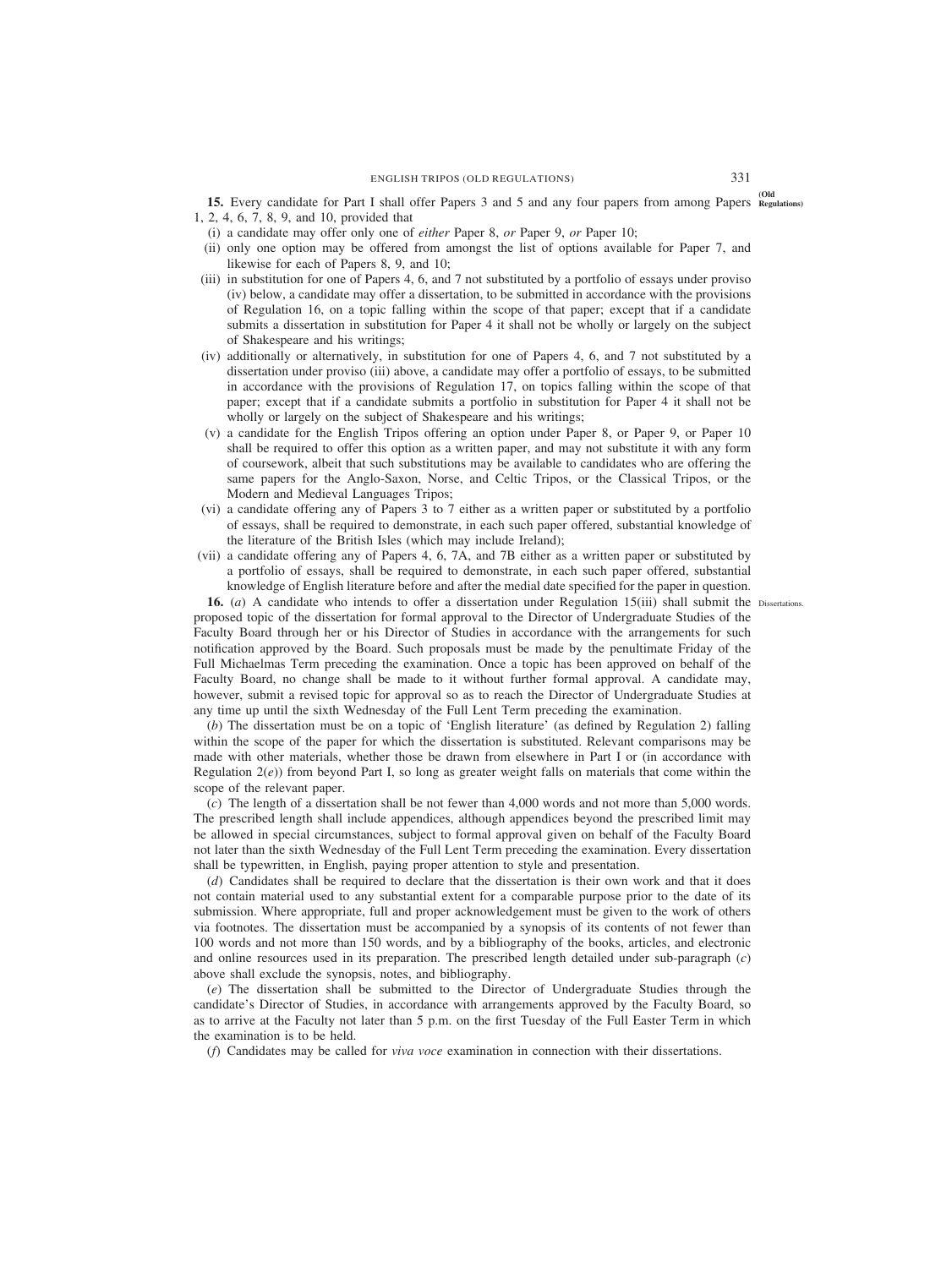**15.** Every candidate for Part I shall offer Papers 3 and 5 and any four papers from among Papers 1, 2, 4, 6, 7, 8, 9, and 10, provided that

(i) a candidate may offer only one of *either* Paper 8, *or* Paper 9, *or* Paper 10;

(ii) only one option may be offered from amongst the list of options available for Paper 7, and likewise for each of Papers 8, 9, and 10;

(iii) in substitution for one of Papers 4, 6, and 7 not substituted by a portfolio of essays under proviso (iv) below, a candidate may offer a dissertation, to be submitted in accordance with the provisions of Regulation 16, on a topic falling within the scope of that paper; except that if a candidate submits a dissertation in substitution for Paper 4 it shall not be wholly or largely on the subject of Shakespeare and his writings;

(iv) additionally or alternatively, in substitution for one of Papers 4, 6, and 7 not substituted by a dissertation under proviso (iii) above, a candidate may offer a portfolio of essays, to be submitted in accordance with the provisions of Regulation 17, on topics falling within the scope of that paper; except that if a candidate submits a portfolio in substitution for Paper 4 it shall not be wholly or largely on the subject of Shakespeare and his writings;

(v) a candidate for the English Tripos offering an option under Paper 8, or Paper 9, or Paper 10 shall be required to offer this option as a written paper, and may not substitute it with any form of coursework, albeit that such substitutions may be available to candidates who are offering the same papers for the Anglo-Saxon, Norse, and Celtic Tripos, or the Classical Tripos, or the Modern and Medieval Languages Tripos;

(vi) a candidate offering any of Papers 3 to 7 either as a written paper or substituted by a portfolio of essays, shall be required to demonstrate, in each such paper offered, substantial knowledge of the literature of the British Isles (which may include Ireland);

(vii) a candidate offering any of Papers 4, 6, 7A, and 7B either as a written paper or substituted by a portfolio of essays, shall be required to demonstrate, in each such paper offered, substantial knowledge of English literature before and after the medial date specified for the paper in question.

**16.** (*a*) A candidate who intends to offer a dissertation under Regulation 15(iii) shall submit the proposed topic of the dissertation for formal approval to the Director of Undergraduate Studies of the Faculty Board through her or his Director of Studies in accordance with the arrangements for such notification approved by the Board. Such proposals must be made by the penultimate Friday of the Full Michaelmas Term preceding the examination. Once a topic has been approved on behalf of the Faculty Board, no change shall be made to it without further formal approval. A candidate may, however, submit a revised topic for approval so as to reach the Director of Undergraduate Studies at any time up until the sixth Wednesday of the Full Lent Term preceding the examination.

(*b*) The dissertation must be on a topic of 'English literature' (as defined by Regulation 2) falling within the scope of the paper for which the dissertation is substituted. Relevant comparisons may be made with other materials, whether those be drawn from elsewhere in Part I or (in accordance with Regulation 2(*e*)) from beyond Part I, so long as greater weight falls on materials that come within the scope of the relevant paper.

(*c*) The length of a dissertation shall be not fewer than 4,000 words and not more than 5,000 words. The prescribed length shall include appendices, although appendices beyond the prescribed limit may be allowed in special circumstances, subject to formal approval given on behalf of the Faculty Board not later than the sixth Wednesday of the Full Lent Term preceding the examination. Every dissertation shall be typewritten, in English, paying proper attention to style and presentation.

(*d*) Candidates shall be required to declare that the dissertation is their own work and that it does not contain material used to any substantial extent for a comparable purpose prior to the date of its submission. Where appropriate, full and proper acknowledgement must be given to the work of others via footnotes. The dissertation must be accompanied by a synopsis of its contents of not fewer than 100 words and not more than 150 words, and by a bibliography of the books, articles, and electronic and online resources used in its preparation. The prescribed length detailed under sub-paragraph (*c*) above shall exclude the synopsis, notes, and bibliography.

(*e*) The dissertation shall be submitted to the Director of Undergraduate Studies through the candidate's Director of Studies, in accordance with arrangements approved by the Faculty Board, so as to arrive at the Faculty not later than 5 p.m. on the first Tuesday of the Full Easter Term in which the examination is to be held.

(*f*) Candidates may be called for *viva voce* examination in connection with their dissertations.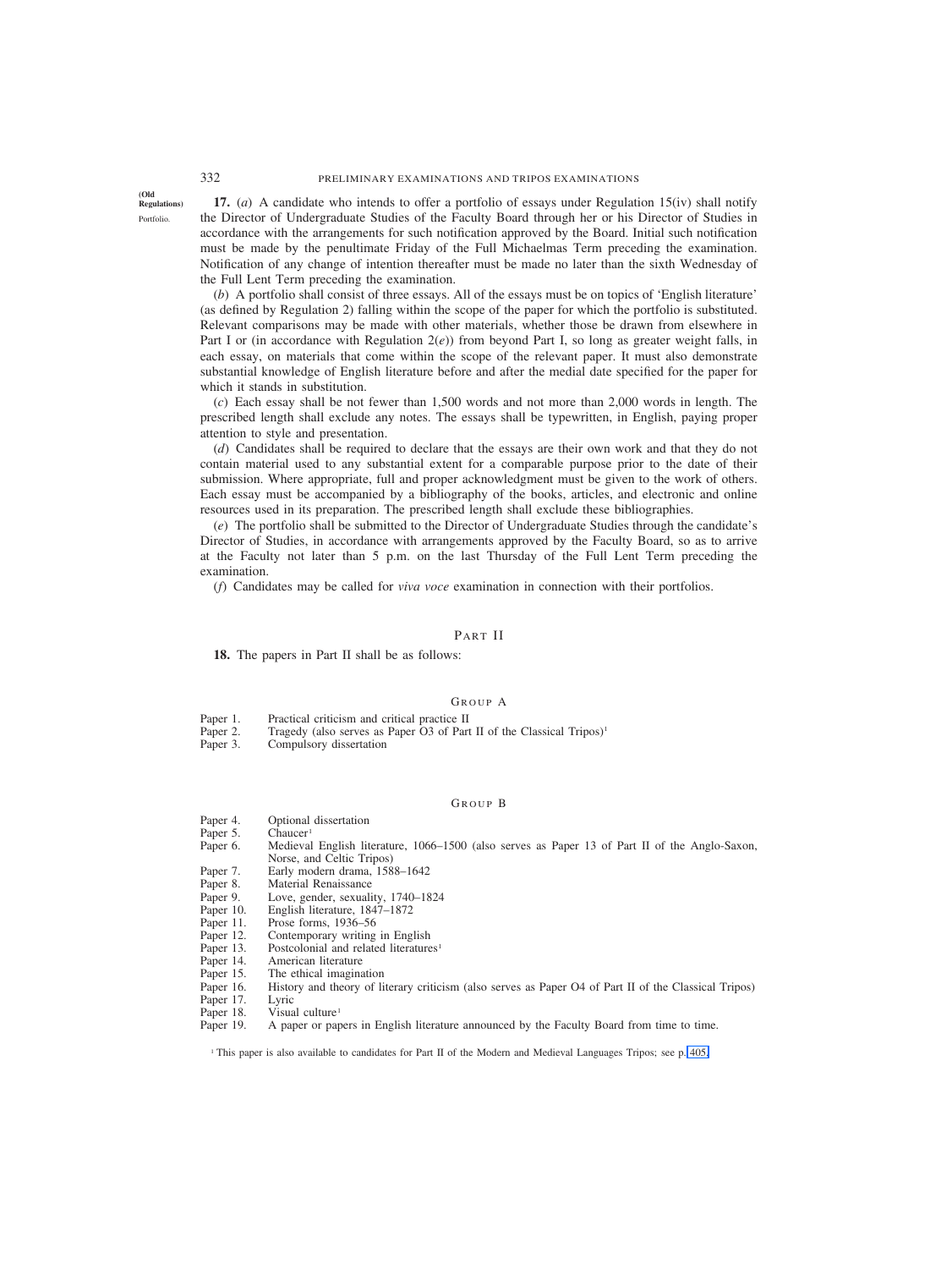(Old Regulations)

Portfolio.

**17.** (*a*) A candidate who intends to offer a portfolio of essays under Regulation 15(iv) shall notify the Director of Undergraduate Studies of the Faculty Board through her or his Director of Studies in accordance with the arrangements for such notification approved by the Board. Initial such notification must be made by the penultimate Friday of the Full Michaelmas Term preceding the examination. Notification of any change of intention thereafter must be made no later than the sixth Wednesday of the Full Lent Term preceding the examination.

(*b*) A portfolio shall consist of three essays. All of the essays must be on topics of 'English literature' (as defined by Regulation 2) falling within the scope of the paper for which the portfolio is substituted. Relevant comparisons may be made with other materials, whether those be drawn from elsewhere in Part I or (in accordance with Regulation 2(*e*)) from beyond Part I, so long as greater weight falls, in each essay, on materials that come within the scope of the relevant paper. It must also demonstrate substantial knowledge of English literature before and after the medial date specified for the paper for which it stands in substitution.

(*c*) Each essay shall be not fewer than 1,500 words and not more than 2,000 words in length. The prescribed length shall exclude any notes. The essays shall be typewritten, in English, paying proper attention to style and presentation.

(*d*) Candidates shall be required to declare that the essays are their own work and that they do not contain material used to any substantial extent for a comparable purpose prior to the date of their submission. Where appropriate, full and proper acknowledgment must be given to the work of others. Each essay must be accompanied by a bibliography of the books, articles, and electronic and online resources used in its preparation. The prescribed length shall exclude these bibliographies.

(*e*) The portfolio shall be submitted to the Director of Undergraduate Studies through the candidate's Director of Studies, in accordance with arrangements approved by the Faculty Board, so as to arrive at the Faculty not later than 5 p.m. on the last Thursday of the Full Lent Term preceding the examination.

(*f*) Candidates may be called for *viva voce* examination in connection with their portfolios.

## PART II

**18.** The papers in Part II shall be as follows:

### GROUP A

Paper 1. Practical criticism and critical practice II
Paper 2. Tragedy (also serves as Paper O3 of Part II of the Classical Tripos)[1]
Paper 3. Compulsory dissertation

### GROUP B

Paper 4. Optional dissertation
Paper 5. Chaucer[1]
Paper 6. Medieval English literature, 1066–1500 (also serves as Paper 13 of Part II of the Anglo-Saxon, Norse, and Celtic Tripos)
Paper 7. Early modern drama, 1588–1642
Paper 8. Material Renaissance
Paper 9. Love, gender, sexuality, 1740–1824
Paper 10. English literature, 1847–1872
Paper 11. Prose forms, 1936–56
Paper 12. Contemporary writing in English
Paper 13. Postcolonial and related literatures[1]
Paper 14. American literature
Paper 15. The ethical imagination
Paper 16. History and theory of literary criticism (also serves as Paper O4 of Part II of the Classical Tripos)
Paper 17. Lyric
Paper 18. Visual culture[1]
Paper 19. A paper or papers in English literature announced by the Faculty Board from time to time.

[1] This paper is also available to candidates for Part II of the Modern and Medieval Languages Tripos; see p. 405.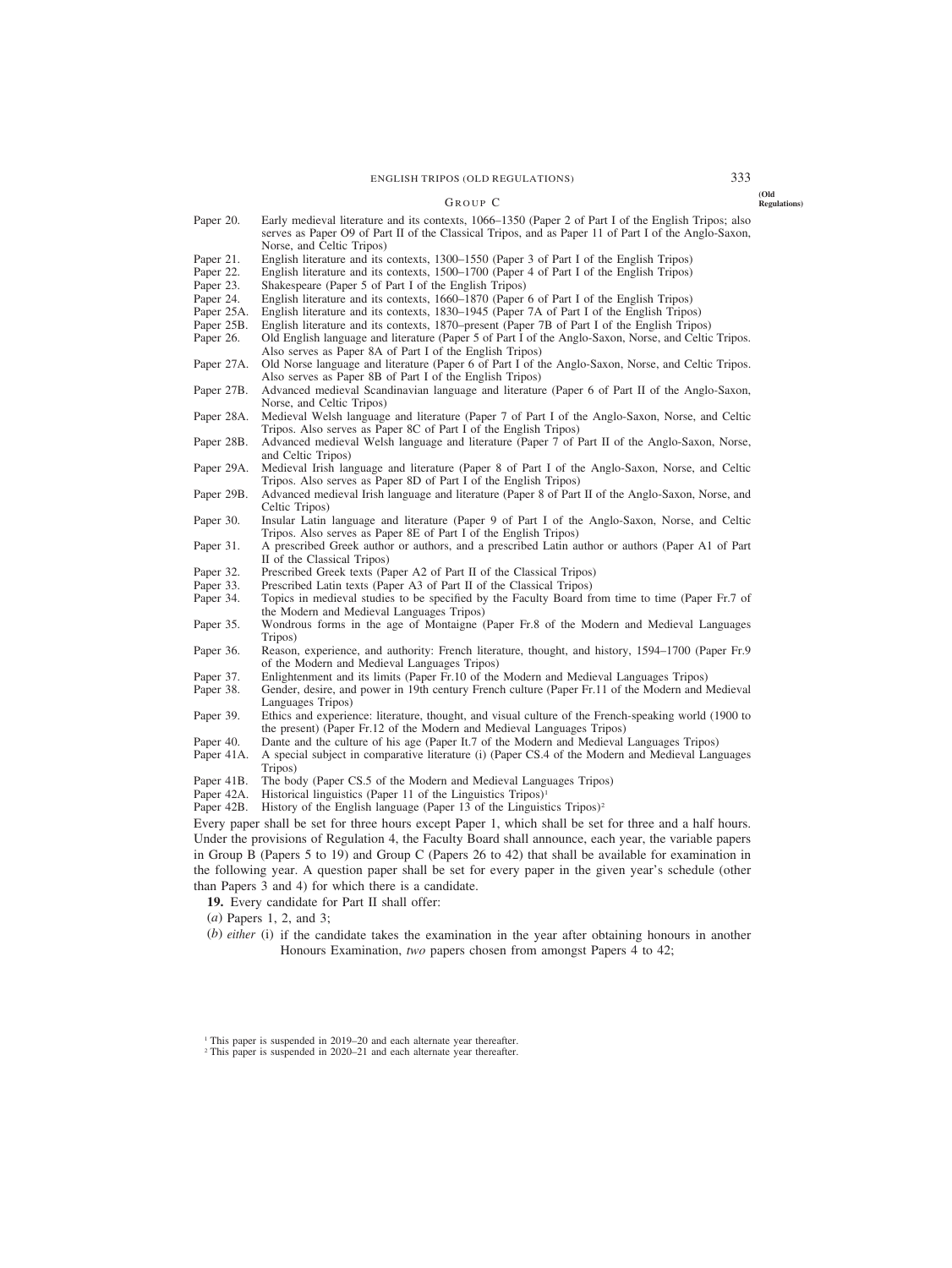### Group C

| | |
|---|---|
| Paper 20. | Early medieval literature and its contexts, 1066–1350 (Paper 2 of Part I of the English Tripos; also serves as Paper O9 of Part II of the Classical Tripos, and as Paper 11 of Part I of the Anglo-Saxon, Norse, and Celtic Tripos) |
| Paper 21. | English literature and its contexts, 1300–1550 (Paper 3 of Part I of the English Tripos) |
| Paper 22. | English literature and its contexts, 1500–1700 (Paper 4 of Part I of the English Tripos) |
| Paper 23. | Shakespeare (Paper 5 of Part I of the English Tripos) |
| Paper 24. | English literature and its contexts, 1660–1870 (Paper 6 of Part I of the English Tripos) |
| Paper 25A. | English literature and its contexts, 1830–1945 (Paper 7A of Part I of the English Tripos) |
| Paper 25B. | English literature and its contexts, 1870–present (Paper 7B of Part I of the English Tripos) |
| Paper 26. | Old English language and literature (Paper 5 of Part I of the Anglo-Saxon, Norse, and Celtic Tripos. Also serves as Paper 8A of Part I of the English Tripos) |
| Paper 27A. | Old Norse language and literature (Paper 6 of Part I of the Anglo-Saxon, Norse, and Celtic Tripos. Also serves as Paper 8B of Part I of the English Tripos) |
| Paper 27B. | Advanced medieval Scandinavian language and literature (Paper 6 of Part II of the Anglo-Saxon, Norse, and Celtic Tripos) |
| Paper 28A. | Medieval Welsh language and literature (Paper 7 of Part I of the Anglo-Saxon, Norse, and Celtic Tripos. Also serves as Paper 8C of Part I of the English Tripos) |
| Paper 28B. | Advanced medieval Welsh language and literature (Paper 7 of Part II of the Anglo-Saxon, Norse, and Celtic Tripos) |
| Paper 29A. | Medieval Irish language and literature (Paper 8 of Part I of the Anglo-Saxon, Norse, and Celtic Tripos. Also serves as Paper 8D of Part I of the English Tripos) |
| Paper 29B. | Advanced medieval Irish language and literature (Paper 8 of Part II of the Anglo-Saxon, Norse, and Celtic Tripos) |
| Paper 30. | Insular Latin language and literature (Paper 9 of Part I of the Anglo-Saxon, Norse, and Celtic Tripos. Also serves as Paper 8E of Part I of the English Tripos) |
| Paper 31. | A prescribed Greek author or authors, and a prescribed Latin author or authors (Paper A1 of Part II of the Classical Tripos) |
| Paper 32. | Prescribed Greek texts (Paper A2 of Part II of the Classical Tripos) |
| Paper 33. | Prescribed Latin texts (Paper A3 of Part II of the Classical Tripos) |
| Paper 34. | Topics in medieval studies to be specified by the Faculty Board from time to time (Paper Fr.7 of the Modern and Medieval Languages Tripos) |
| Paper 35. | Wondrous forms in the age of Montaigne (Paper Fr.8 of the Modern and Medieval Languages Tripos) |
| Paper 36. | Reason, experience, and authority: French literature, thought, and history, 1594–1700 (Paper Fr.9 of the Modern and Medieval Languages Tripos) |
| Paper 37. | Enlightenment and its limits (Paper Fr.10 of the Modern and Medieval Languages Tripos) |
| Paper 38. | Gender, desire, and power in 19th century French culture (Paper Fr.11 of the Modern and Medieval Languages Tripos) |
| Paper 39. | Ethics and experience: literature, thought, and visual culture of the French-speaking world (1900 to the present) (Paper Fr.12 of the Modern and Medieval Languages Tripos) |
| Paper 40. | Dante and the culture of his age (Paper It.7 of the Modern and Medieval Languages Tripos) |
| Paper 41A. | A special subject in comparative literature (i) (Paper CS.4 of the Modern and Medieval Languages Tripos) |
| Paper 41B. | The body (Paper CS.5 of the Modern and Medieval Languages Tripos) |
| Paper 42A. | Historical linguistics (Paper 11 of the Linguistics Tripos)[1] |
| Paper 42B. | History of the English language (Paper 13 of the Linguistics Tripos)[2] |

Every paper shall be set for three hours except Paper 1, which shall be set for three and a half hours. Under the provisions of Regulation 4, the Faculty Board shall announce, each year, the variable papers in Group B (Papers 5 to 19) and Group C (Papers 26 to 42) that shall be available for examination in the following year. A question paper shall be set for every paper in the given year's schedule (other than Papers 3 and 4) for which there is a candidate.

**19.** Every candidate for Part II shall offer:

(*a*) Papers 1, 2, and 3;

(*b*) *either* (i) if the candidate takes the examination in the year after obtaining honours in another Honours Examination, *two* papers chosen from amongst Papers 4 to 42;

[1] This paper is suspended in 2019–20 and each alternate year thereafter.

[2] This paper is suspended in 2020–21 and each alternate year thereafter.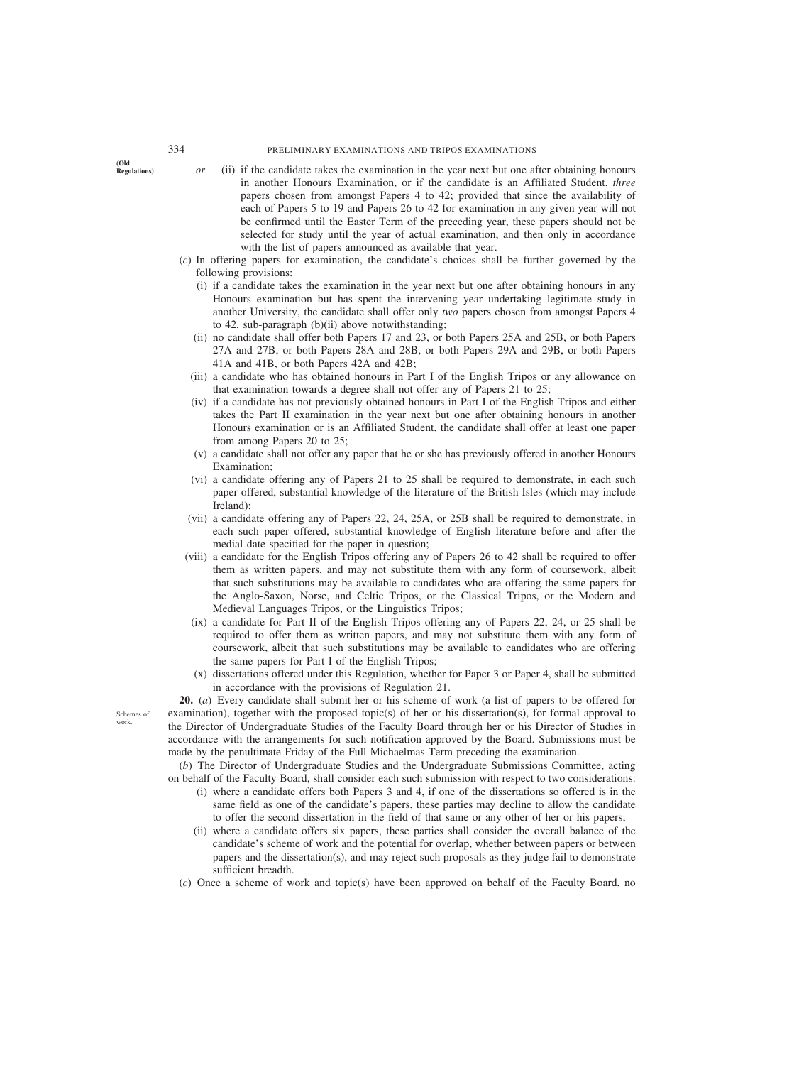(Old Regulations)

*or* (ii) if the candidate takes the examination in the year next but one after obtaining honours in another Honours Examination, or if the candidate is an Affiliated Student, *three* papers chosen from amongst Papers 4 to 42; provided that since the availability of each of Papers 5 to 19 and Papers 26 to 42 for examination in any given year will not be confirmed until the Easter Term of the preceding year, these papers should not be selected for study until the year of actual examination, and then only in accordance with the list of papers announced as available that year.

(*c*) In offering papers for examination, the candidate's choices shall be further governed by the following provisions:

(i) if a candidate takes the examination in the year next but one after obtaining honours in any Honours examination but has spent the intervening year undertaking legitimate study in another University, the candidate shall offer only *two* papers chosen from amongst Papers 4 to 42, sub-paragraph (b)(ii) above notwithstanding;

(ii) no candidate shall offer both Papers 17 and 23, or both Papers 25A and 25B, or both Papers 27A and 27B, or both Papers 28A and 28B, or both Papers 29A and 29B, or both Papers 41A and 41B, or both Papers 42A and 42B;

(iii) a candidate who has obtained honours in Part I of the English Tripos or any allowance on that examination towards a degree shall not offer any of Papers 21 to 25;

(iv) if a candidate has not previously obtained honours in Part I of the English Tripos and either takes the Part II examination in the year next but one after obtaining honours in another Honours examination or is an Affiliated Student, the candidate shall offer at least one paper from among Papers 20 to 25;

(v) a candidate shall not offer any paper that he or she has previously offered in another Honours Examination;

(vi) a candidate offering any of Papers 21 to 25 shall be required to demonstrate, in each such paper offered, substantial knowledge of the literature of the British Isles (which may include Ireland);

(vii) a candidate offering any of Papers 22, 24, 25A, or 25B shall be required to demonstrate, in each such paper offered, substantial knowledge of English literature before and after the medial date specified for the paper in question;

(viii) a candidate for the English Tripos offering any of Papers 26 to 42 shall be required to offer them as written papers, and may not substitute them with any form of coursework, albeit that such substitutions may be available to candidates who are offering the same papers for the Anglo-Saxon, Norse, and Celtic Tripos, or the Classical Tripos, or the Modern and Medieval Languages Tripos, or the Linguistics Tripos;

(ix) a candidate for Part II of the English Tripos offering any of Papers 22, 24, or 25 shall be required to offer them as written papers, and may not substitute them with any form of coursework, albeit that such substitutions may be available to candidates who are offering the same papers for Part I of the English Tripos;

(x) dissertations offered under this Regulation, whether for Paper 3 or Paper 4, shall be submitted in accordance with the provisions of Regulation 21.

Schemes of work.

**20.** (*a*) Every candidate shall submit her or his scheme of work (a list of papers to be offered for examination), together with the proposed topic(s) of her or his dissertation(s), for formal approval to the Director of Undergraduate Studies of the Faculty Board through her or his Director of Studies in accordance with the arrangements for such notification approved by the Board. Submissions must be made by the penultimate Friday of the Full Michaelmas Term preceding the examination.

(*b*) The Director of Undergraduate Studies and the Undergraduate Submissions Committee, acting on behalf of the Faculty Board, shall consider each such submission with respect to two considerations:

(i) where a candidate offers both Papers 3 and 4, if one of the dissertations so offered is in the same field as one of the candidate's papers, these parties may decline to allow the candidate to offer the second dissertation in the field of that same or any other of her or his papers;

(ii) where a candidate offers six papers, these parties shall consider the overall balance of the candidate's scheme of work and the potential for overlap, whether between papers or between papers and the dissertation(s), and may reject such proposals as they judge fail to demonstrate sufficient breadth.

(*c*) Once a scheme of work and topic(s) have been approved on behalf of the Faculty Board, no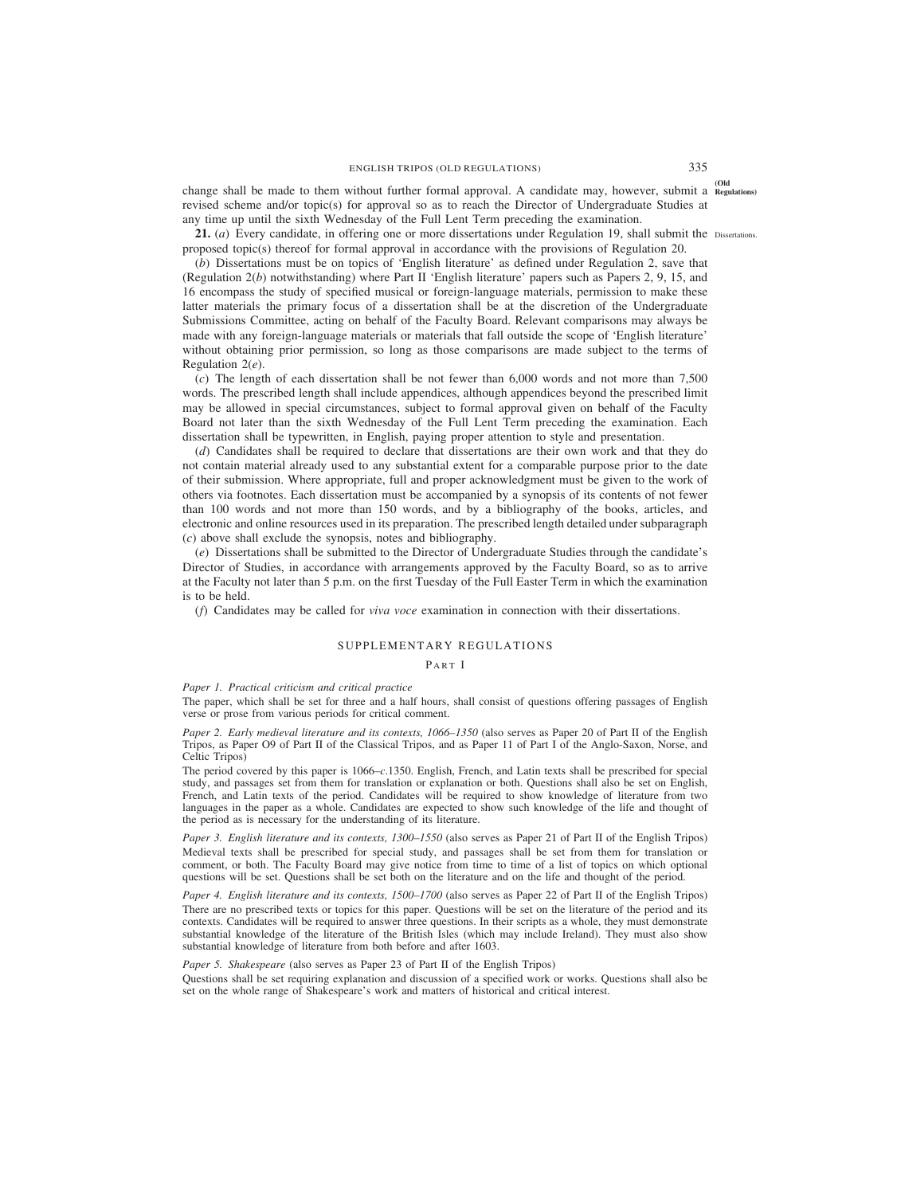change shall be made to them without further formal approval. A candidate may, however, submit a revised scheme and/or topic(s) for approval so as to reach the Director of Undergraduate Studies at any time up until the sixth Wednesday of the Full Lent Term preceding the examination.

**21.** (*a*) Every candidate, in offering one or more dissertations under Regulation 19, shall submit the proposed topic(s) thereof for formal approval in accordance with the provisions of Regulation 20.

(*b*) Dissertations must be on topics of 'English literature' as defined under Regulation 2, save that (Regulation 2(*b*) notwithstanding) where Part II 'English literature' papers such as Papers 2, 9, 15, and 16 encompass the study of specified musical or foreign-language materials, permission to make these latter materials the primary focus of a dissertation shall be at the discretion of the Undergraduate Submissions Committee, acting on behalf of the Faculty Board. Relevant comparisons may always be made with any foreign-language materials or materials that fall outside the scope of 'English literature' without obtaining prior permission, so long as those comparisons are made subject to the terms of Regulation 2(*e*).

(*c*) The length of each dissertation shall be not fewer than 6,000 words and not more than 7,500 words. The prescribed length shall include appendices, although appendices beyond the prescribed limit may be allowed in special circumstances, subject to formal approval given on behalf of the Faculty Board not later than the sixth Wednesday of the Full Lent Term preceding the examination. Each dissertation shall be typewritten, in English, paying proper attention to style and presentation.

(*d*) Candidates shall be required to declare that dissertations are their own work and that they do not contain material already used to any substantial extent for a comparable purpose prior to the date of their submission. Where appropriate, full and proper acknowledgment must be given to the work of others via footnotes. Each dissertation must be accompanied by a synopsis of its contents of not fewer than 100 words and not more than 150 words, and by a bibliography of the books, articles, and electronic and online resources used in its preparation. The prescribed length detailed under subparagraph (*c*) above shall exclude the synopsis, notes and bibliography.

(*e*) Dissertations shall be submitted to the Director of Undergraduate Studies through the candidate's Director of Studies, in accordance with arrangements approved by the Faculty Board, so as to arrive at the Faculty not later than 5 p.m. on the first Tuesday of the Full Easter Term in which the examination is to be held.

(*f*) Candidates may be called for *viva voce* examination in connection with their dissertations.

## SUPPLEMENTARY REGULATIONS

### PART I

*Paper 1. Practical criticism and critical practice*

The paper, which shall be set for three and a half hours, shall consist of questions offering passages of English verse or prose from various periods for critical comment.

*Paper 2. Early medieval literature and its contexts, 1066–1350* (also serves as Paper 20 of Part II of the English Tripos, as Paper O9 of Part II of the Classical Tripos, and as Paper 11 of Part I of the Anglo-Saxon, Norse, and Celtic Tripos)

The period covered by this paper is 1066–*c*.1350. English, French, and Latin texts shall be prescribed for special study, and passages set from them for translation or explanation or both. Questions shall also be set on English, French, and Latin texts of the period. Candidates will be required to show knowledge of literature from two languages in the paper as a whole. Candidates are expected to show such knowledge of the life and thought of the period as is necessary for the understanding of its literature.

*Paper 3. English literature and its contexts, 1300–1550* (also serves as Paper 21 of Part II of the English Tripos)

Medieval texts shall be prescribed for special study, and passages shall be set from them for translation or comment, or both. The Faculty Board may give notice from time to time of a list of topics on which optional questions will be set. Questions shall be set both on the literature and on the life and thought of the period.

*Paper 4. English literature and its contexts, 1500–1700* (also serves as Paper 22 of Part II of the English Tripos)

There are no prescribed texts or topics for this paper. Questions will be set on the literature of the period and its contexts. Candidates will be required to answer three questions. In their scripts as a whole, they must demonstrate substantial knowledge of the literature of the British Isles (which may include Ireland). They must also show substantial knowledge of literature from both before and after 1603.

*Paper 5. Shakespeare* (also serves as Paper 23 of Part II of the English Tripos)

Questions shall be set requiring explanation and discussion of a specified work or works. Questions shall also be set on the whole range of Shakespeare's work and matters of historical and critical interest.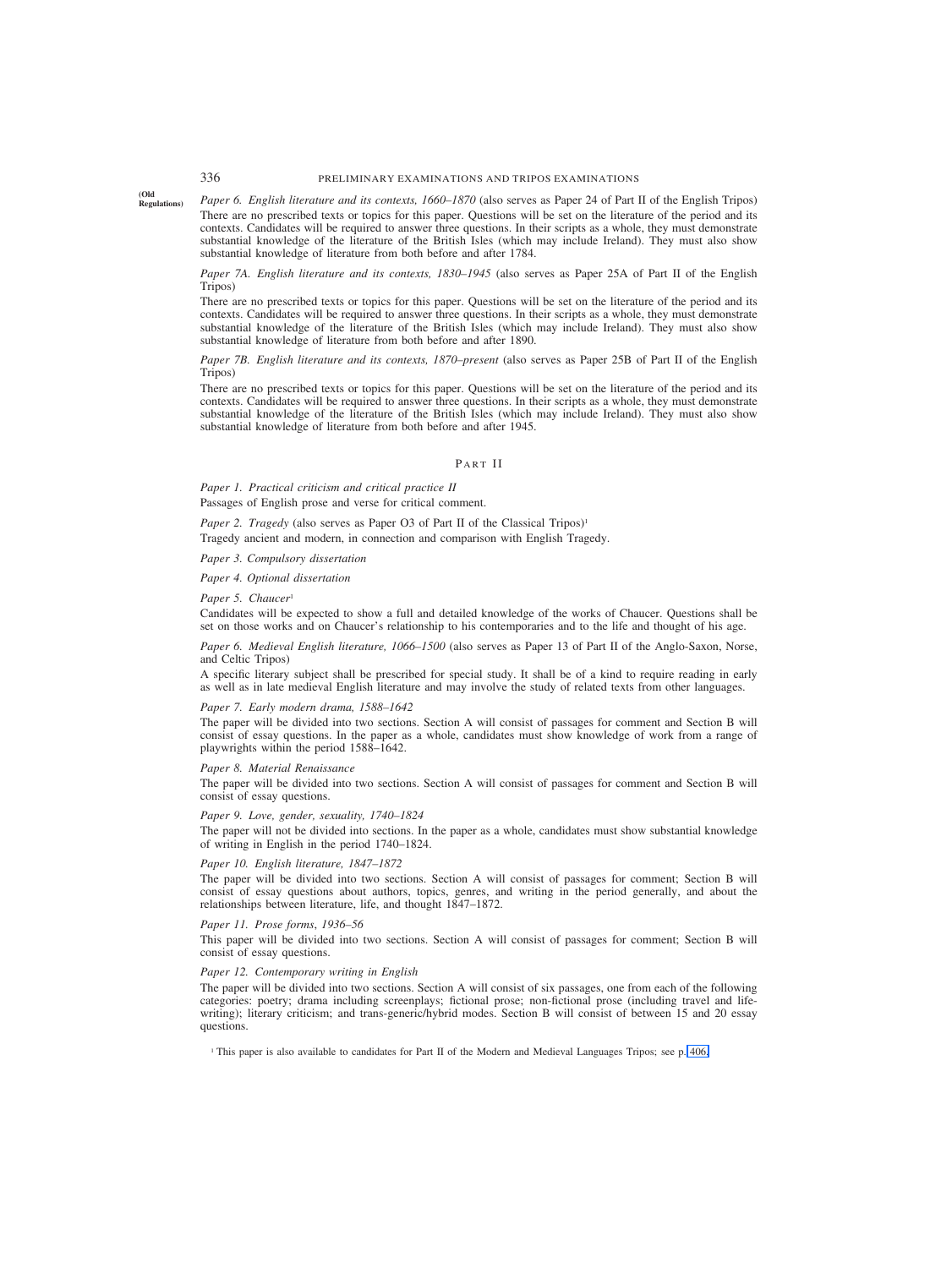(Old Regulations)

*Paper 6. English literature and its contexts, 1660–1870* (also serves as Paper 24 of Part II of the English Tripos)

There are no prescribed texts or topics for this paper. Questions will be set on the literature of the period and its contexts. Candidates will be required to answer three questions. In their scripts as a whole, they must demonstrate substantial knowledge of the literature of the British Isles (which may include Ireland). They must also show substantial knowledge of literature from both before and after 1784.

*Paper 7A. English literature and its contexts, 1830–1945* (also serves as Paper 25A of Part II of the English Tripos)

There are no prescribed texts or topics for this paper. Questions will be set on the literature of the period and its contexts. Candidates will be required to answer three questions. In their scripts as a whole, they must demonstrate substantial knowledge of the literature of the British Isles (which may include Ireland). They must also show substantial knowledge of literature from both before and after 1890.

*Paper 7B. English literature and its contexts, 1870–present* (also serves as Paper 25B of Part II of the English Tripos)

There are no prescribed texts or topics for this paper. Questions will be set on the literature of the period and its contexts. Candidates will be required to answer three questions. In their scripts as a whole, they must demonstrate substantial knowledge of the literature of the British Isles (which may include Ireland). They must also show substantial knowledge of literature from both before and after 1945.

## Part II

*Paper 1. Practical criticism and critical practice II*

Passages of English prose and verse for critical comment.

*Paper 2. Tragedy* (also serves as Paper O3 of Part II of the Classical Tripos)[1]

Tragedy ancient and modern, in connection and comparison with English Tragedy.

*Paper 3. Compulsory dissertation*

*Paper 4. Optional dissertation*

*Paper 5. Chaucer*[1]

Candidates will be expected to show a full and detailed knowledge of the works of Chaucer. Questions shall be set on those works and on Chaucer's relationship to his contemporaries and to the life and thought of his age.

*Paper 6. Medieval English literature, 1066–1500* (also serves as Paper 13 of Part II of the Anglo-Saxon, Norse, and Celtic Tripos)

A specific literary subject shall be prescribed for special study. It shall be of a kind to require reading in early as well as in late medieval English literature and may involve the study of related texts from other languages.

*Paper 7. Early modern drama, 1588–1642*

The paper will be divided into two sections. Section A will consist of passages for comment and Section B will consist of essay questions. In the paper as a whole, candidates must show knowledge of work from a range of playwrights within the period 1588–1642.

*Paper 8. Material Renaissance*

The paper will be divided into two sections. Section A will consist of passages for comment and Section B will consist of essay questions.

*Paper 9. Love, gender, sexuality, 1740–1824*

The paper will not be divided into sections. In the paper as a whole, candidates must show substantial knowledge of writing in English in the period 1740–1824.

*Paper 10. English literature, 1847–1872*

The paper will be divided into two sections. Section A will consist of passages for comment; Section B will consist of essay questions about authors, topics, genres, and writing in the period generally, and about the relationships between literature, life, and thought 1847–1872.

*Paper 11. Prose forms, 1936–56*

This paper will be divided into two sections. Section A will consist of passages for comment; Section B will consist of essay questions.

*Paper 12. Contemporary writing in English*

The paper will be divided into two sections. Section A will consist of six passages, one from each of the following categories: poetry; drama including screenplays; fictional prose; non-fictional prose (including travel and life-writing); literary criticism; and trans-generic/hybrid modes. Section B will consist of between 15 and 20 essay questions.

[1] This paper is also available to candidates for Part II of the Modern and Medieval Languages Tripos; see p. 406.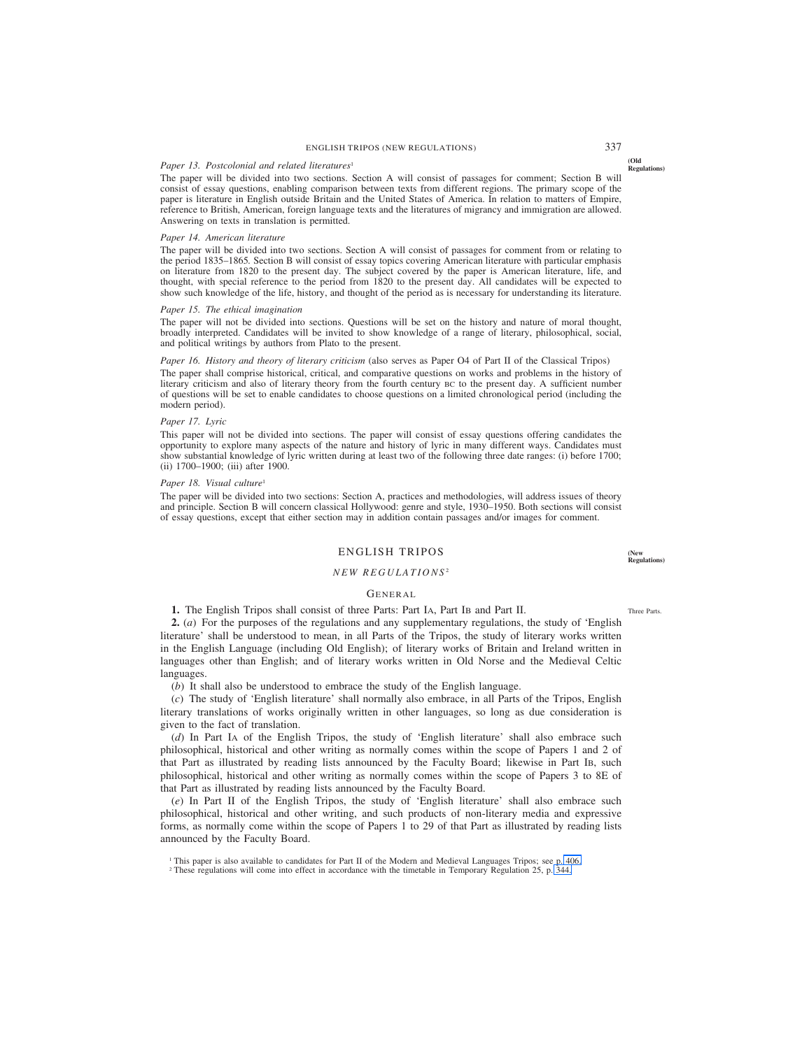*Paper 13. Postcolonial and related literatures*[1]

The paper will be divided into two sections. Section A will consist of passages for comment; Section B will consist of essay questions, enabling comparison between texts from different regions. The primary scope of the paper is literature in English outside Britain and the United States of America. In relation to matters of Empire, reference to British, American, foreign language texts and the literatures of migrancy and immigration are allowed. Answering on texts in translation is permitted.

*Paper 14. American literature*

The paper will be divided into two sections. Section A will consist of passages for comment from or relating to the period 1835–1865. Section B will consist of essay topics covering American literature with particular emphasis on literature from 1820 to the present day. The subject covered by the paper is American literature, life, and thought, with special reference to the period from 1820 to the present day. All candidates will be expected to show such knowledge of the life, history, and thought of the period as is necessary for understanding its literature.

*Paper 15. The ethical imagination*

The paper will not be divided into sections. Questions will be set on the history and nature of moral thought, broadly interpreted. Candidates will be invited to show knowledge of a range of literary, philosophical, social, and political writings by authors from Plato to the present.

*Paper 16. History and theory of literary criticism* (also serves as Paper O4 of Part II of the Classical Tripos)

The paper shall comprise historical, critical, and comparative questions on works and problems in the history of literary criticism and also of literary theory from the fourth century BC to the present day. A sufficient number of questions will be set to enable candidates to choose questions on a limited chronological period (including the modern period).

*Paper 17. Lyric*

This paper will not be divided into sections. The paper will consist of essay questions offering candidates the opportunity to explore many aspects of the nature and history of lyric in many different ways. Candidates must show substantial knowledge of lyric written during at least two of the following three date ranges: (i) before 1700; (ii) 1700–1900; (iii) after 1900.

*Paper 18. Visual culture*[1]

The paper will be divided into two sections: Section A, practices and methodologies, will address issues of theory and principle. Section B will concern classical Hollywood: genre and style, 1930–1950. Both sections will consist of essay questions, except that either section may in addition contain passages and/or images for comment.

## ENGLISH TRIPOS

### *NEW REGULATIONS*[2]

### GENERAL

**1.** The English Tripos shall consist of three Parts: Part IA, Part IB and Part II.

**2.** (*a*) For the purposes of the regulations and any supplementary regulations, the study of 'English literature' shall be understood to mean, in all Parts of the Tripos, the study of literary works written in the English Language (including Old English); of literary works of Britain and Ireland written in languages other than English; and of literary works written in Old Norse and the Medieval Celtic languages.

(*b*) It shall also be understood to embrace the study of the English language.

(*c*) The study of 'English literature' shall normally also embrace, in all Parts of the Tripos, English literary translations of works originally written in other languages, so long as due consideration is given to the fact of translation.

(*d*) In Part IA of the English Tripos, the study of 'English literature' shall also embrace such philosophical, historical and other writing as normally comes within the scope of Papers 1 and 2 of that Part as illustrated by reading lists announced by the Faculty Board; likewise in Part IB, such philosophical, historical and other writing as normally comes within the scope of Papers 3 to 8E of that Part as illustrated by reading lists announced by the Faculty Board.

(*e*) In Part II of the English Tripos, the study of 'English literature' shall also embrace such philosophical, historical and other writing, and such products of non-literary media and expressive forms, as normally come within the scope of Papers 1 to 29 of that Part as illustrated by reading lists announced by the Faculty Board.

[1] This paper is also available to candidates for Part II of the Modern and Medieval Languages Tripos; see p. 406.

[2] These regulations will come into effect in accordance with the timetable in Temporary Regulation 25, p. 344.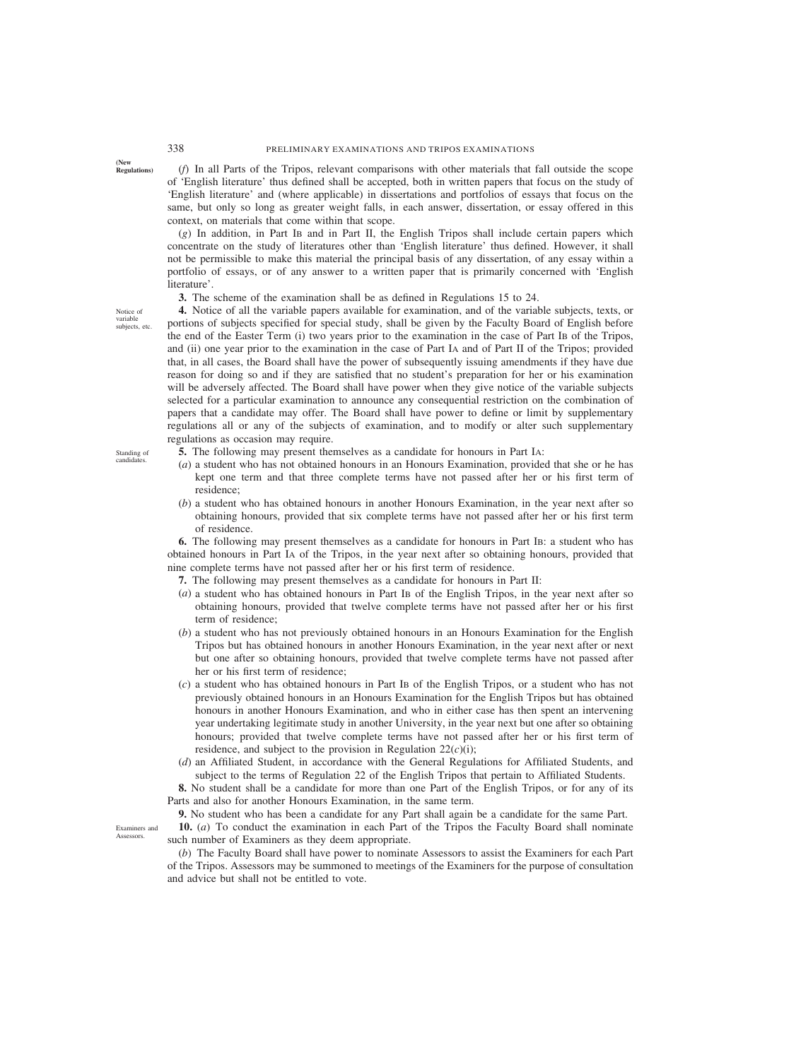(*f*) In all Parts of the Tripos, relevant comparisons with other materials that fall outside the scope of 'English literature' thus defined shall be accepted, both in written papers that focus on the study of 'English literature' and (where applicable) in dissertations and portfolios of essays that focus on the same, but only so long as greater weight falls, in each answer, dissertation, or essay offered in this context, on materials that come within that scope.

(*g*) In addition, in Part IB and in Part II, the English Tripos shall include certain papers which concentrate on the study of literatures other than 'English literature' thus defined. However, it shall not be permissible to make this material the principal basis of any dissertation, of any essay within a portfolio of essays, or of any answer to a written paper that is primarily concerned with 'English literature'.

**3.** The scheme of the examination shall be as defined in Regulations 15 to 24.

*Notice of variable subjects, etc.*

**4.** Notice of all the variable papers available for examination, and of the variable subjects, texts, or portions of subjects specified for special study, shall be given by the Faculty Board of English before the end of the Easter Term (i) two years prior to the examination in the case of Part IB of the Tripos, and (ii) one year prior to the examination in the case of Part IA and of Part II of the Tripos; provided that, in all cases, the Board shall have the power of subsequently issuing amendments if they have due reason for doing so and if they are satisfied that no student's preparation for her or his examination will be adversely affected. The Board shall have power when they give notice of the variable subjects selected for a particular examination to announce any consequential restriction on the combination of papers that a candidate may offer. The Board shall have power to define or limit by supplementary regulations all or any of the subjects of examination, and to modify or alter such supplementary regulations as occasion may require.

*Standing of candidates.*

**5.** The following may present themselves as a candidate for honours in Part IA:

(*a*) a student who has not obtained honours in an Honours Examination, provided that she or he has kept one term and that three complete terms have not passed after her or his first term of residence;

(*b*) a student who has obtained honours in another Honours Examination, in the year next after so obtaining honours, provided that six complete terms have not passed after her or his first term of residence.

**6.** The following may present themselves as a candidate for honours in Part IB: a student who has obtained honours in Part IA of the Tripos, in the year next after so obtaining honours, provided that nine complete terms have not passed after her or his first term of residence.

**7.** The following may present themselves as a candidate for honours in Part II:

(*a*) a student who has obtained honours in Part IB of the English Tripos, in the year next after so obtaining honours, provided that twelve complete terms have not passed after her or his first term of residence;

(*b*) a student who has not previously obtained honours in an Honours Examination for the English Tripos but has obtained honours in another Honours Examination, in the year next after or next but one after so obtaining honours, provided that twelve complete terms have not passed after her or his first term of residence;

(*c*) a student who has obtained honours in Part IB of the English Tripos, or a student who has not previously obtained honours in an Honours Examination for the English Tripos but has obtained honours in another Honours Examination, and who in either case has then spent an intervening year undertaking legitimate study in another University, in the year next but one after so obtaining honours; provided that twelve complete terms have not passed after her or his first term of residence, and subject to the provision in Regulation 22(*c*)(i);

(*d*) an Affiliated Student, in accordance with the General Regulations for Affiliated Students, and subject to the terms of Regulation 22 of the English Tripos that pertain to Affiliated Students.

**8.** No student shall be a candidate for more than one Part of the English Tripos, or for any of its Parts and also for another Honours Examination, in the same term.

**9.** No student who has been a candidate for any Part shall again be a candidate for the same Part.

*Examiners and Assessors.*

**10.** (*a*) To conduct the examination in each Part of the Tripos the Faculty Board shall nominate such number of Examiners as they deem appropriate.

(*b*) The Faculty Board shall have power to nominate Assessors to assist the Examiners for each Part of the Tripos. Assessors may be summoned to meetings of the Examiners for the purpose of consultation and advice but shall not be entitled to vote.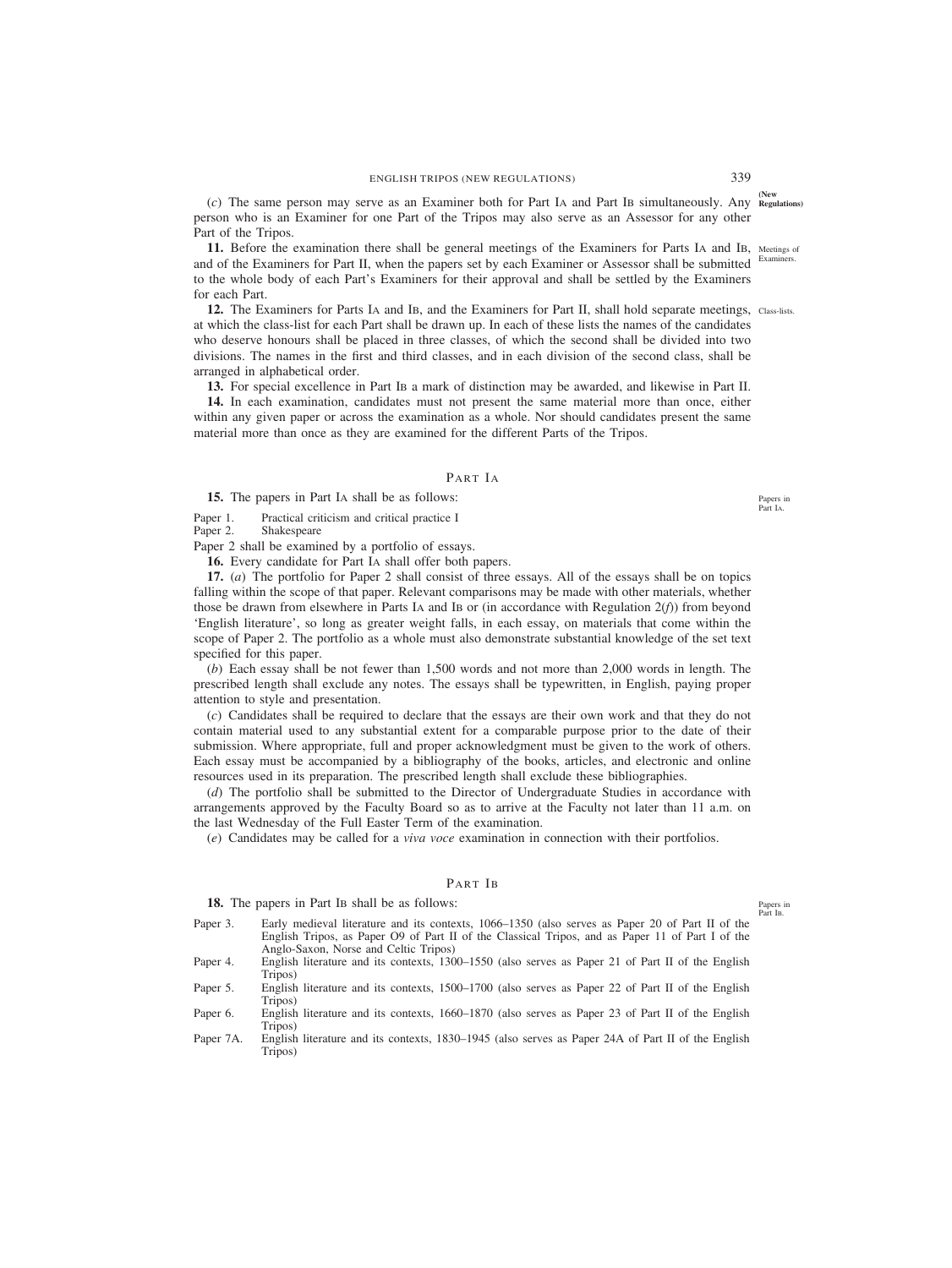(*c*) The same person may serve as an Examiner both for Part IA and Part IB simultaneously. Any person who is an Examiner for one Part of the Tripos may also serve as an Assessor for any other Part of the Tripos.

**11.** Before the examination there shall be general meetings of the Examiners for Parts IA and IB, and of the Examiners for Part II, when the papers set by each Examiner or Assessor shall be submitted to the whole body of each Part's Examiners for their approval and shall be settled by the Examiners for each Part.

**12.** The Examiners for Parts IA and IB, and the Examiners for Part II, shall hold separate meetings, at which the class-list for each Part shall be drawn up. In each of these lists the names of the candidates who deserve honours shall be placed in three classes, of which the second shall be divided into two divisions. The names in the first and third classes, and in each division of the second class, shall be arranged in alphabetical order.

**13.** For special excellence in Part IB a mark of distinction may be awarded, and likewise in Part II.

**14.** In each examination, candidates must not present the same material more than once, either within any given paper or across the examination as a whole. Nor should candidates present the same material more than once as they are examined for the different Parts of the Tripos.

## Part IA

**15.** The papers in Part IA shall be as follows:

Paper 1. Practical criticism and critical practice I
Paper 2. Shakespeare

Paper 2 shall be examined by a portfolio of essays.

**16.** Every candidate for Part IA shall offer both papers.

**17.** (*a*) The portfolio for Paper 2 shall consist of three essays. All of the essays shall be on topics falling within the scope of that paper. Relevant comparisons may be made with other materials, whether those be drawn from elsewhere in Parts IA and IB or (in accordance with Regulation 2(*f*)) from beyond 'English literature', so long as greater weight falls, in each essay, on materials that come within the scope of Paper 2. The portfolio as a whole must also demonstrate substantial knowledge of the set text specified for this paper.

(*b*) Each essay shall be not fewer than 1,500 words and not more than 2,000 words in length. The prescribed length shall exclude any notes. The essays shall be typewritten, in English, paying proper attention to style and presentation.

(*c*) Candidates shall be required to declare that the essays are their own work and that they do not contain material used to any substantial extent for a comparable purpose prior to the date of their submission. Where appropriate, full and proper acknowledgment must be given to the work of others. Each essay must be accompanied by a bibliography of the books, articles, and electronic and online resources used in its preparation. The prescribed length shall exclude these bibliographies.

(*d*) The portfolio shall be submitted to the Director of Undergraduate Studies in accordance with arrangements approved by the Faculty Board so as to arrive at the Faculty not later than 11 a.m. on the last Wednesday of the Full Easter Term of the examination.

(*e*) Candidates may be called for a *viva voce* examination in connection with their portfolios.

## Part IB

**18.** The papers in Part IB shall be as follows:

Paper 3. Early medieval literature and its contexts, 1066–1350 (also serves as Paper 20 of Part II of the English Tripos, as Paper O9 of Part II of the Classical Tripos, and as Paper 11 of Part I of the Anglo-Saxon, Norse and Celtic Tripos)
Paper 4. English literature and its contexts, 1300–1550 (also serves as Paper 21 of Part II of the English Tripos)
Paper 5. English literature and its contexts, 1500–1700 (also serves as Paper 22 of Part II of the English Tripos)
Paper 6. English literature and its contexts, 1660–1870 (also serves as Paper 23 of Part II of the English Tripos)
Paper 7A. English literature and its contexts, 1830–1945 (also serves as Paper 24A of Part II of the English Tripos)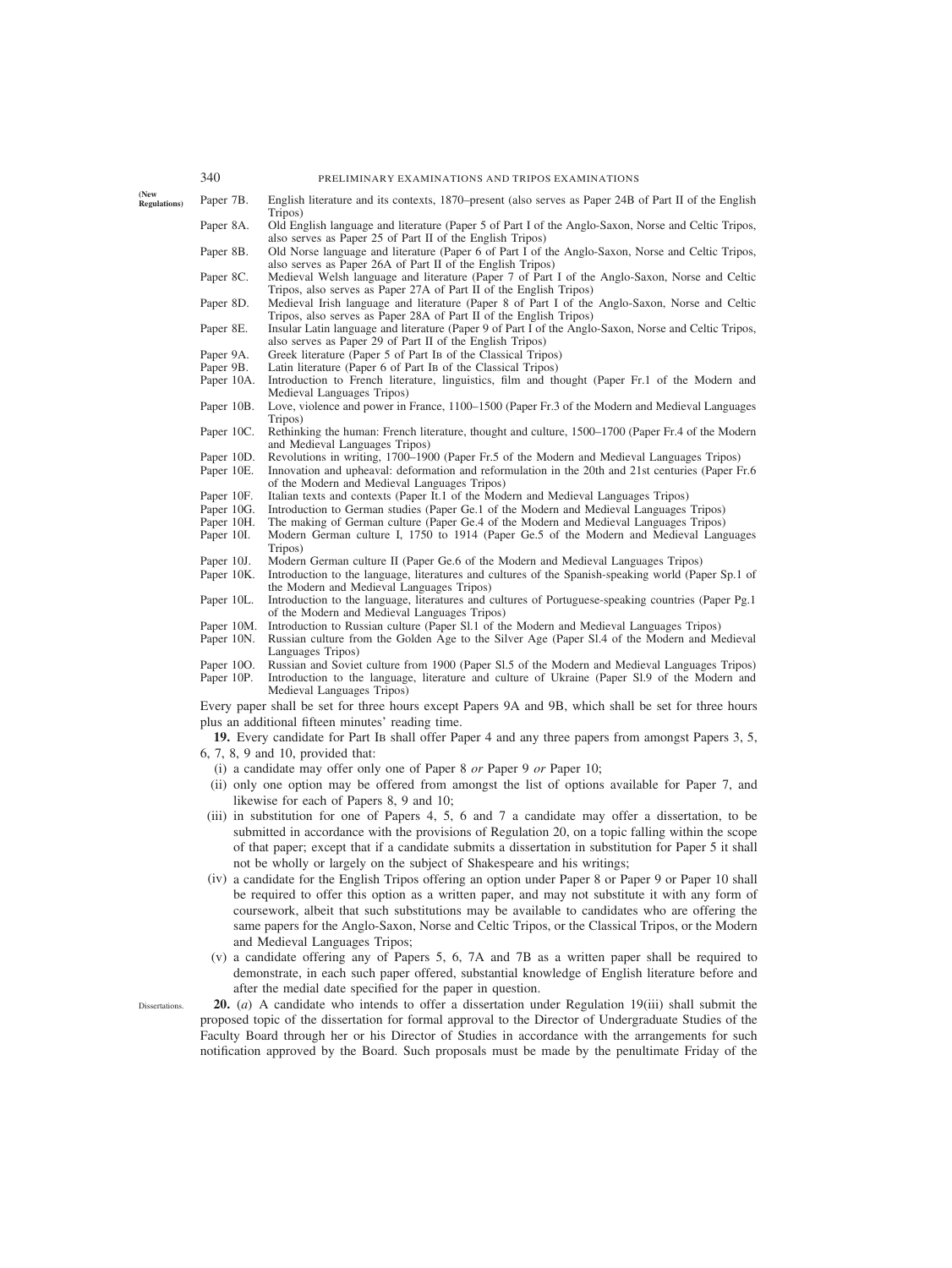(New Regulations)

Paper 7B. English literature and its contexts, 1870–present (also serves as Paper 24B of Part II of the English Tripos)

Paper 8A. Old English language and literature (Paper 5 of Part I of the Anglo-Saxon, Norse and Celtic Tripos, also serves as Paper 25 of Part II of the English Tripos)

Paper 8B. Old Norse language and literature (Paper 6 of Part I of the Anglo-Saxon, Norse and Celtic Tripos, also serves as Paper 26A of Part II of the English Tripos)

Paper 8C. Medieval Welsh language and literature (Paper 7 of Part I of the Anglo-Saxon, Norse and Celtic Tripos, also serves as Paper 27A of Part II of the English Tripos)

Paper 8D. Medieval Irish language and literature (Paper 8 of Part I of the Anglo-Saxon, Norse and Celtic Tripos, also serves as Paper 28A of Part II of the English Tripos)

Paper 8E. Insular Latin language and literature (Paper 9 of Part I of the Anglo-Saxon, Norse and Celtic Tripos, also serves as Paper 29 of Part II of the English Tripos)

Paper 9A. Greek literature (Paper 5 of Part IB of the Classical Tripos)

Paper 9B. Latin literature (Paper 6 of Part IB of the Classical Tripos)

Paper 10A. Introduction to French literature, linguistics, film and thought (Paper Fr.1 of the Modern and Medieval Languages Tripos)

Paper 10B. Love, violence and power in France, 1100–1500 (Paper Fr.3 of the Modern and Medieval Languages Tripos)

Paper 10C. Rethinking the human: French literature, thought and culture, 1500–1700 (Paper Fr.4 of the Modern and Medieval Languages Tripos)

Paper 10D. Revolutions in writing, 1700–1900 (Paper Fr.5 of the Modern and Medieval Languages Tripos)

Paper 10E. Innovation and upheaval: deformation and reformulation in the 20th and 21st centuries (Paper Fr.6 of the Modern and Medieval Languages Tripos)

Paper 10F. Italian texts and contexts (Paper It.1 of the Modern and Medieval Languages Tripos)

Paper 10G. Introduction to German studies (Paper Ge.1 of the Modern and Medieval Languages Tripos)

Paper 10H. The making of German culture (Paper Ge.4 of the Modern and Medieval Languages Tripos)

Paper 10I. Modern German culture I, 1750 to 1914 (Paper Ge.5 of the Modern and Medieval Languages Tripos)

Paper 10J. Modern German culture II (Paper Ge.6 of the Modern and Medieval Languages Tripos)

Paper 10K. Introduction to the language, literatures and cultures of the Spanish-speaking world (Paper Sp.1 of the Modern and Medieval Languages Tripos)

Paper 10L. Introduction to the language, literatures and cultures of Portuguese-speaking countries (Paper Pg.1 of the Modern and Medieval Languages Tripos)

Paper 10M. Introduction to Russian culture (Paper Sl.1 of the Modern and Medieval Languages Tripos)

Paper 10N. Russian culture from the Golden Age to the Silver Age (Paper Sl.4 of the Modern and Medieval Languages Tripos)

Paper 10O. Russian and Soviet culture from 1900 (Paper Sl.5 of the Modern and Medieval Languages Tripos)

Paper 10P. Introduction to the language, literature and culture of Ukraine (Paper Sl.9 of the Modern and Medieval Languages Tripos)

Every paper shall be set for three hours except Papers 9A and 9B, which shall be set for three hours plus an additional fifteen minutes' reading time.

**19.** Every candidate for Part IB shall offer Paper 4 and any three papers from amongst Papers 3, 5, 6, 7, 8, 9 and 10, provided that:

(i) a candidate may offer only one of Paper 8 *or* Paper 9 *or* Paper 10;

(ii) only one option may be offered from amongst the list of options available for Paper 7, and likewise for each of Papers 8, 9 and 10;

(iii) in substitution for one of Papers 4, 5, 6 and 7 a candidate may offer a dissertation, to be submitted in accordance with the provisions of Regulation 20, on a topic falling within the scope of that paper; except that if a candidate submits a dissertation in substitution for Paper 5 it shall not be wholly or largely on the subject of Shakespeare and his writings;

(iv) a candidate for the English Tripos offering an option under Paper 8 or Paper 9 or Paper 10 shall be required to offer this option as a written paper, and may not substitute it with any form of coursework, albeit that such substitutions may be available to candidates who are offering the same papers for the Anglo-Saxon, Norse and Celtic Tripos, or the Classical Tripos, or the Modern and Medieval Languages Tripos;

(v) a candidate offering any of Papers 5, 6, 7A and 7B as a written paper shall be required to demonstrate, in each such paper offered, substantial knowledge of English literature before and after the medial date specified for the paper in question.

Dissertations.

**20.** (*a*) A candidate who intends to offer a dissertation under Regulation 19(iii) shall submit the proposed topic of the dissertation for formal approval to the Director of Undergraduate Studies of the Faculty Board through her or his Director of Studies in accordance with the arrangements for such notification approved by the Board. Such proposals must be made by the penultimate Friday of the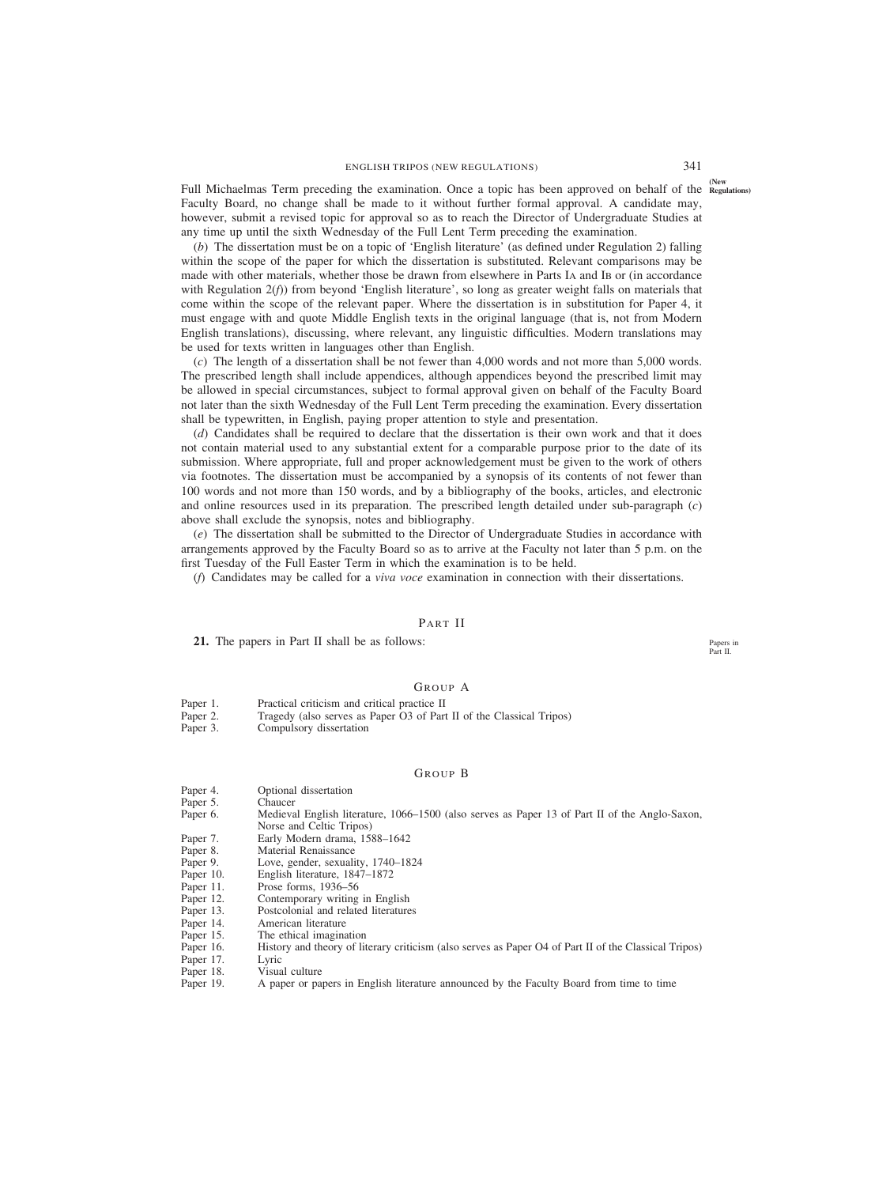Full Michaelmas Term preceding the examination. Once a topic has been approved on behalf of the Faculty Board, no change shall be made to it without further formal approval. A candidate may, however, submit a revised topic for approval so as to reach the Director of Undergraduate Studies at any time up until the sixth Wednesday of the Full Lent Term preceding the examination.

(*b*) The dissertation must be on a topic of 'English literature' (as defined under Regulation 2) falling within the scope of the paper for which the dissertation is substituted. Relevant comparisons may be made with other materials, whether those be drawn from elsewhere in Parts IA and IB or (in accordance with Regulation 2(*f*)) from beyond 'English literature', so long as greater weight falls on materials that come within the scope of the relevant paper. Where the dissertation is in substitution for Paper 4, it must engage with and quote Middle English texts in the original language (that is, not from Modern English translations), discussing, where relevant, any linguistic difficulties. Modern translations may be used for texts written in languages other than English.

(*c*) The length of a dissertation shall be not fewer than 4,000 words and not more than 5,000 words. The prescribed length shall include appendices, although appendices beyond the prescribed limit may be allowed in special circumstances, subject to formal approval given on behalf of the Faculty Board not later than the sixth Wednesday of the Full Lent Term preceding the examination. Every dissertation shall be typewritten, in English, paying proper attention to style and presentation.

(*d*) Candidates shall be required to declare that the dissertation is their own work and that it does not contain material used to any substantial extent for a comparable purpose prior to the date of its submission. Where appropriate, full and proper acknowledgement must be given to the work of others via footnotes. The dissertation must be accompanied by a synopsis of its contents of not fewer than 100 words and not more than 150 words, and by a bibliography of the books, articles, and electronic and online resources used in its preparation. The prescribed length detailed under sub-paragraph (*c*) above shall exclude the synopsis, notes and bibliography.

(*e*) The dissertation shall be submitted to the Director of Undergraduate Studies in accordance with arrangements approved by the Faculty Board so as to arrive at the Faculty not later than 5 p.m. on the first Tuesday of the Full Easter Term in which the examination is to be held.

(*f*) Candidates may be called for a *viva voce* examination in connection with their dissertations.

## PART II

**21.** The papers in Part II shall be as follows:

### GROUP A

| | |
|---|---|
| Paper 1. | Practical criticism and critical practice II |
| Paper 2. | Tragedy (also serves as Paper O3 of Part II of the Classical Tripos) |
| Paper 3. | Compulsory dissertation |

### GROUP B

| | |
|---|---|
| Paper 4. | Optional dissertation |
| Paper 5. | Chaucer |
| Paper 6. | Medieval English literature, 1066–1500 (also serves as Paper 13 of Part II of the Anglo-Saxon, Norse and Celtic Tripos) |
| Paper 7. | Early Modern drama, 1588–1642 |
| Paper 8. | Material Renaissance |
| Paper 9. | Love, gender, sexuality, 1740–1824 |
| Paper 10. | English literature, 1847–1872 |
| Paper 11. | Prose forms, 1936–56 |
| Paper 12. | Contemporary writing in English |
| Paper 13. | Postcolonial and related literatures |
| Paper 14. | American literature |
| Paper 15. | The ethical imagination |
| Paper 16. | History and theory of literary criticism (also serves as Paper O4 of Part II of the Classical Tripos) |
| Paper 17. | Lyric |
| Paper 18. | Visual culture |
| Paper 19. | A paper or papers in English literature announced by the Faculty Board from time to time |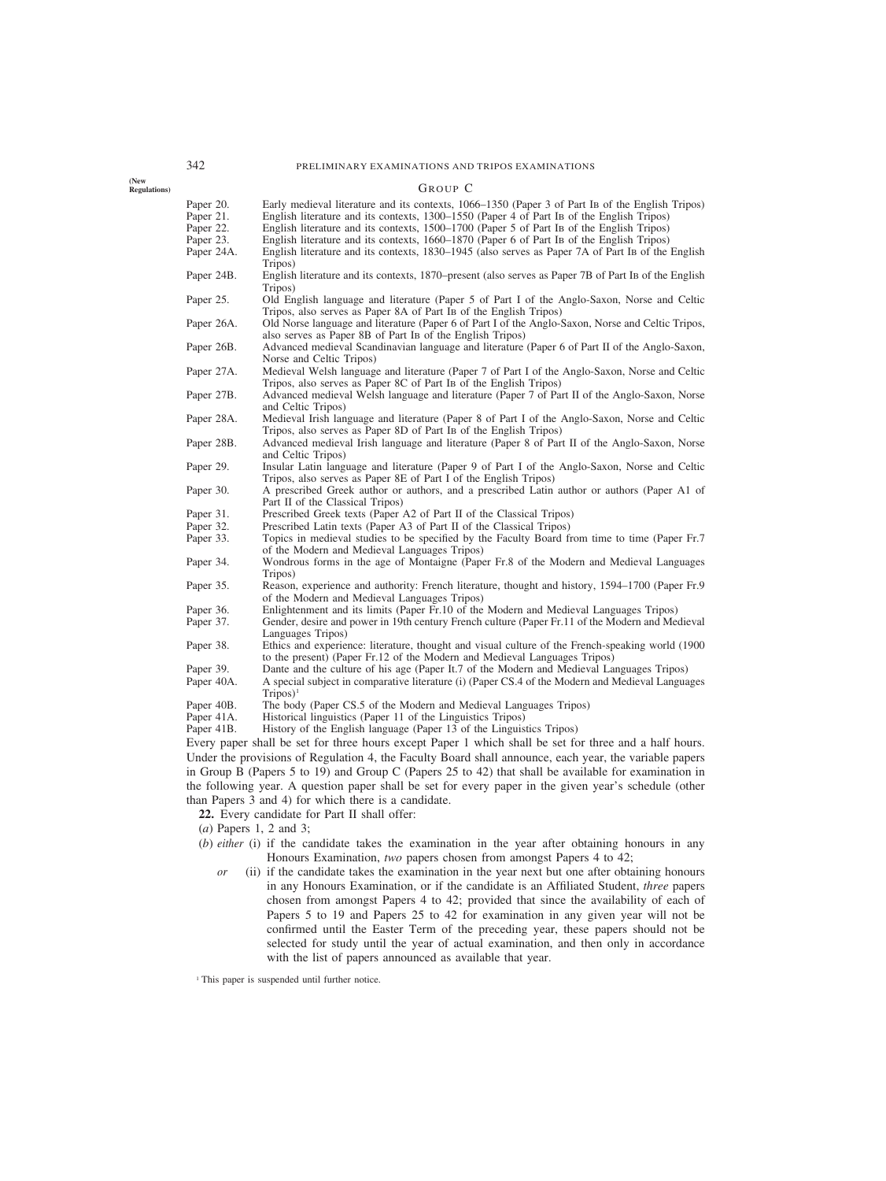(New Regulations)

## Group C

Paper 20. Early medieval literature and its contexts, 1066–1350 (Paper 3 of Part IB of the English Tripos)

Paper 21. English literature and its contexts, 1300–1550 (Paper 4 of Part IB of the English Tripos)

Paper 22. English literature and its contexts, 1500–1700 (Paper 5 of Part IB of the English Tripos)

Paper 23. English literature and its contexts, 1660–1870 (Paper 6 of Part IB of the English Tripos)

Paper 24A. English literature and its contexts, 1830–1945 (also serves as Paper 7A of Part IB of the English Tripos)

Paper 24B. English literature and its contexts, 1870–present (also serves as Paper 7B of Part IB of the English Tripos)

Paper 25. Old English language and literature (Paper 5 of Part I of the Anglo-Saxon, Norse and Celtic Tripos, also serves as Paper 8A of Part IB of the English Tripos)

Paper 26A. Old Norse language and literature (Paper 6 of Part I of the Anglo-Saxon, Norse and Celtic Tripos, also serves as Paper 8B of Part IB of the English Tripos)

Paper 26B. Advanced medieval Scandinavian language and literature (Paper 6 of Part II of the Anglo-Saxon, Norse and Celtic Tripos)

Paper 27A. Medieval Welsh language and literature (Paper 7 of Part I of the Anglo-Saxon, Norse and Celtic Tripos, also serves as Paper 8C of Part IB of the English Tripos)

Paper 27B. Advanced medieval Welsh language and literature (Paper 7 of Part II of the Anglo-Saxon, Norse and Celtic Tripos)

Paper 28A. Medieval Irish language and literature (Paper 8 of Part I of the Anglo-Saxon, Norse and Celtic Tripos, also serves as Paper 8D of Part IB of the English Tripos)

Paper 28B. Advanced medieval Irish language and literature (Paper 8 of Part II of the Anglo-Saxon, Norse and Celtic Tripos)

Paper 29. Insular Latin language and literature (Paper 9 of Part I of the Anglo-Saxon, Norse and Celtic Tripos, also serves as Paper 8E of Part I of the English Tripos)

Paper 30. A prescribed Greek author or authors, and a prescribed Latin author or authors (Paper A1 of Part II of the Classical Tripos)

Paper 31. Prescribed Greek texts (Paper A2 of Part II of the Classical Tripos)

Paper 32. Prescribed Latin texts (Paper A3 of Part II of the Classical Tripos)

Paper 33. Topics in medieval studies to be specified by the Faculty Board from time to time (Paper Fr.7 of the Modern and Medieval Languages Tripos)

Paper 34. Wondrous forms in the age of Montaigne (Paper Fr.8 of the Modern and Medieval Languages Tripos)

Paper 35. Reason, experience and authority: French literature, thought and history, 1594–1700 (Paper Fr.9 of the Modern and Medieval Languages Tripos)

Paper 36. Enlightenment and its limits (Paper Fr.10 of the Modern and Medieval Languages Tripos)

Paper 37. Gender, desire and power in 19th century French culture (Paper Fr.11 of the Modern and Medieval Languages Tripos)

Paper 38. Ethics and experience: literature, thought and visual culture of the French-speaking world (1900 to the present) (Paper Fr.12 of the Modern and Medieval Languages Tripos)

Paper 39. Dante and the culture of his age (Paper It.7 of the Modern and Medieval Languages Tripos)

Paper 40A. A special subject in comparative literature (i) (Paper CS.4 of the Modern and Medieval Languages Tripos)[1]

Paper 40B. The body (Paper CS.5 of the Modern and Medieval Languages Tripos)

Paper 41A. Historical linguistics (Paper 11 of the Linguistics Tripos)

Paper 41B. History of the English language (Paper 13 of the Linguistics Tripos)

Every paper shall be set for three hours except Paper 1 which shall be set for three and a half hours. Under the provisions of Regulation 4, the Faculty Board shall announce, each year, the variable papers in Group B (Papers 5 to 19) and Group C (Papers 25 to 42) that shall be available for examination in the following year. A question paper shall be set for every paper in the given year's schedule (other than Papers 3 and 4) for which there is a candidate.

**22.** Every candidate for Part II shall offer:

(*a*) Papers 1, 2 and 3;

(*b*) *either* (i) if the candidate takes the examination in the year after obtaining honours in any Honours Examination, *two* papers chosen from amongst Papers 4 to 42;

*or* (ii) if the candidate takes the examination in the year next but one after obtaining honours in any Honours Examination, or if the candidate is an Affiliated Student, *three* papers chosen from amongst Papers 4 to 42; provided that since the availability of each of Papers 5 to 19 and Papers 25 to 42 for examination in any given year will not be confirmed until the Easter Term of the preceding year, these papers should not be selected for study until the year of actual examination, and then only in accordance with the list of papers announced as available that year.

[1] This paper is suspended until further notice.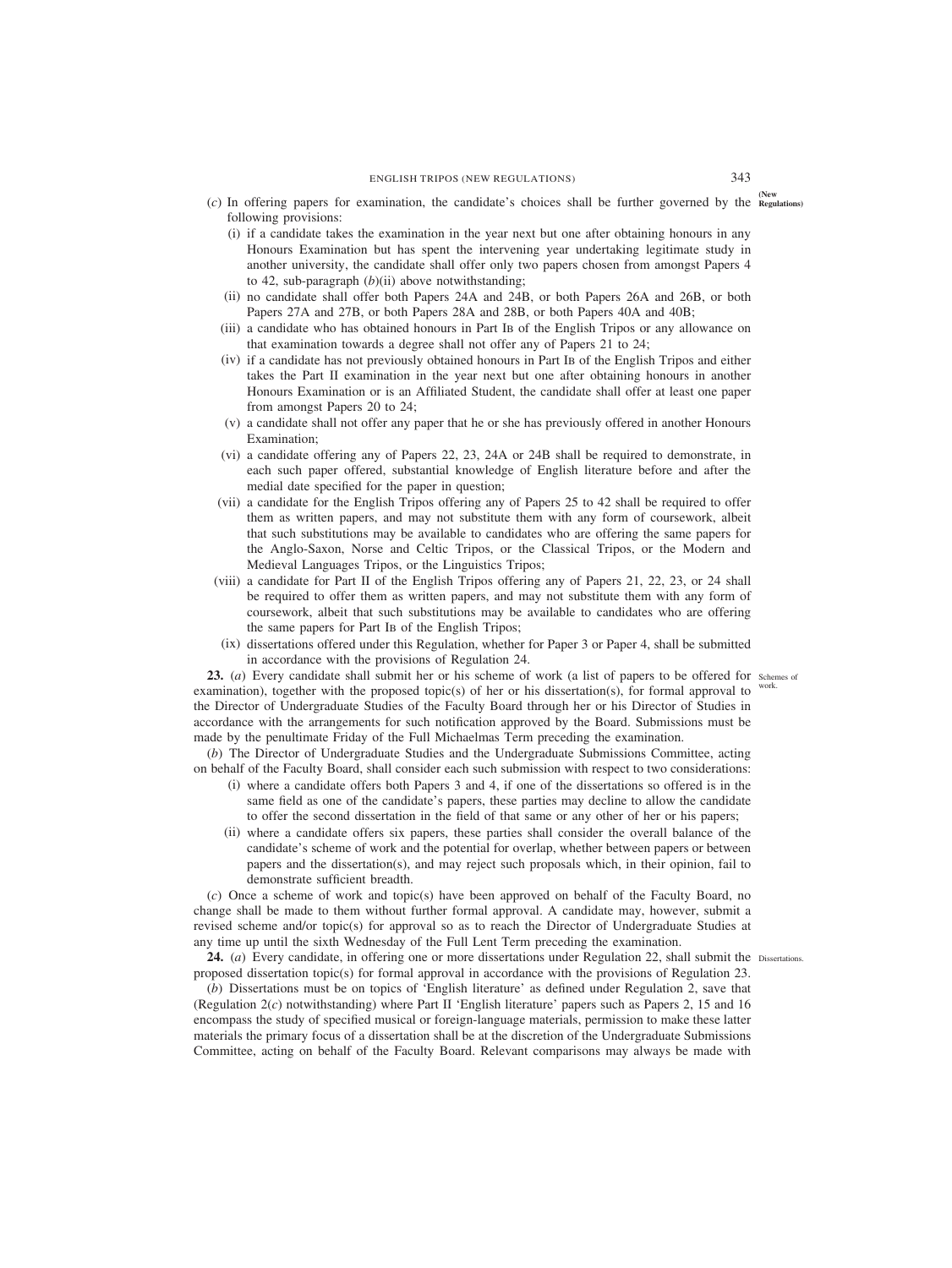(*c*) In offering papers for examination, the candidate's choices shall be further governed by the following provisions:

(i) if a candidate takes the examination in the year next but one after obtaining honours in any Honours Examination but has spent the intervening year undertaking legitimate study in another university, the candidate shall offer only two papers chosen from amongst Papers 4 to 42, sub-paragraph (*b*)(ii) above notwithstanding;

(ii) no candidate shall offer both Papers 24A and 24B, or both Papers 26A and 26B, or both Papers 27A and 27B, or both Papers 28A and 28B, or both Papers 40A and 40B;

(iii) a candidate who has obtained honours in Part IB of the English Tripos or any allowance on that examination towards a degree shall not offer any of Papers 21 to 24;

(iv) if a candidate has not previously obtained honours in Part IB of the English Tripos and either takes the Part II examination in the year next but one after obtaining honours in another Honours Examination or is an Affiliated Student, the candidate shall offer at least one paper from amongst Papers 20 to 24;

(v) a candidate shall not offer any paper that he or she has previously offered in another Honours Examination;

(vi) a candidate offering any of Papers 22, 23, 24A or 24B shall be required to demonstrate, in each such paper offered, substantial knowledge of English literature before and after the medial date specified for the paper in question;

(vii) a candidate for the English Tripos offering any of Papers 25 to 42 shall be required to offer them as written papers, and may not substitute them with any form of coursework, albeit that such substitutions may be available to candidates who are offering the same papers for the Anglo-Saxon, Norse and Celtic Tripos, or the Classical Tripos, or the Modern and Medieval Languages Tripos, or the Linguistics Tripos;

(viii) a candidate for Part II of the English Tripos offering any of Papers 21, 22, 23, or 24 shall be required to offer them as written papers, and may not substitute them with any form of coursework, albeit that such substitutions may be available to candidates who are offering the same papers for Part IB of the English Tripos;

(ix) dissertations offered under this Regulation, whether for Paper 3 or Paper 4, shall be submitted in accordance with the provisions of Regulation 24.

Schemes of work.

**23.** (*a*) Every candidate shall submit her or his scheme of work (a list of papers to be offered for examination), together with the proposed topic(s) of her or his dissertation(s), for formal approval to the Director of Undergraduate Studies of the Faculty Board through her or his Director of Studies in accordance with the arrangements for such notification approved by the Board. Submissions must be made by the penultimate Friday of the Full Michaelmas Term preceding the examination.

(*b*) The Director of Undergraduate Studies and the Undergraduate Submissions Committee, acting on behalf of the Faculty Board, shall consider each such submission with respect to two considerations:

(i) where a candidate offers both Papers 3 and 4, if one of the dissertations so offered is in the same field as one of the candidate's papers, these parties may decline to allow the candidate to offer the second dissertation in the field of that same or any other of her or his papers;

(ii) where a candidate offers six papers, these parties shall consider the overall balance of the candidate's scheme of work and the potential for overlap, whether between papers or between papers and the dissertation(s), and may reject such proposals which, in their opinion, fail to demonstrate sufficient breadth.

(*c*) Once a scheme of work and topic(s) have been approved on behalf of the Faculty Board, no change shall be made to them without further formal approval. A candidate may, however, submit a revised scheme and/or topic(s) for approval so as to reach the Director of Undergraduate Studies at any time up until the sixth Wednesday of the Full Lent Term preceding the examination.

Dissertations.

**24.** (*a*) Every candidate, in offering one or more dissertations under Regulation 22, shall submit the proposed dissertation topic(s) for formal approval in accordance with the provisions of Regulation 23.

(*b*) Dissertations must be on topics of 'English literature' as defined under Regulation 2, save that (Regulation 2(*c*) notwithstanding) where Part II 'English literature' papers such as Papers 2, 15 and 16 encompass the study of specified musical or foreign-language materials, permission to make these latter materials the primary focus of a dissertation shall be at the discretion of the Undergraduate Submissions Committee, acting on behalf of the Faculty Board. Relevant comparisons may always be made with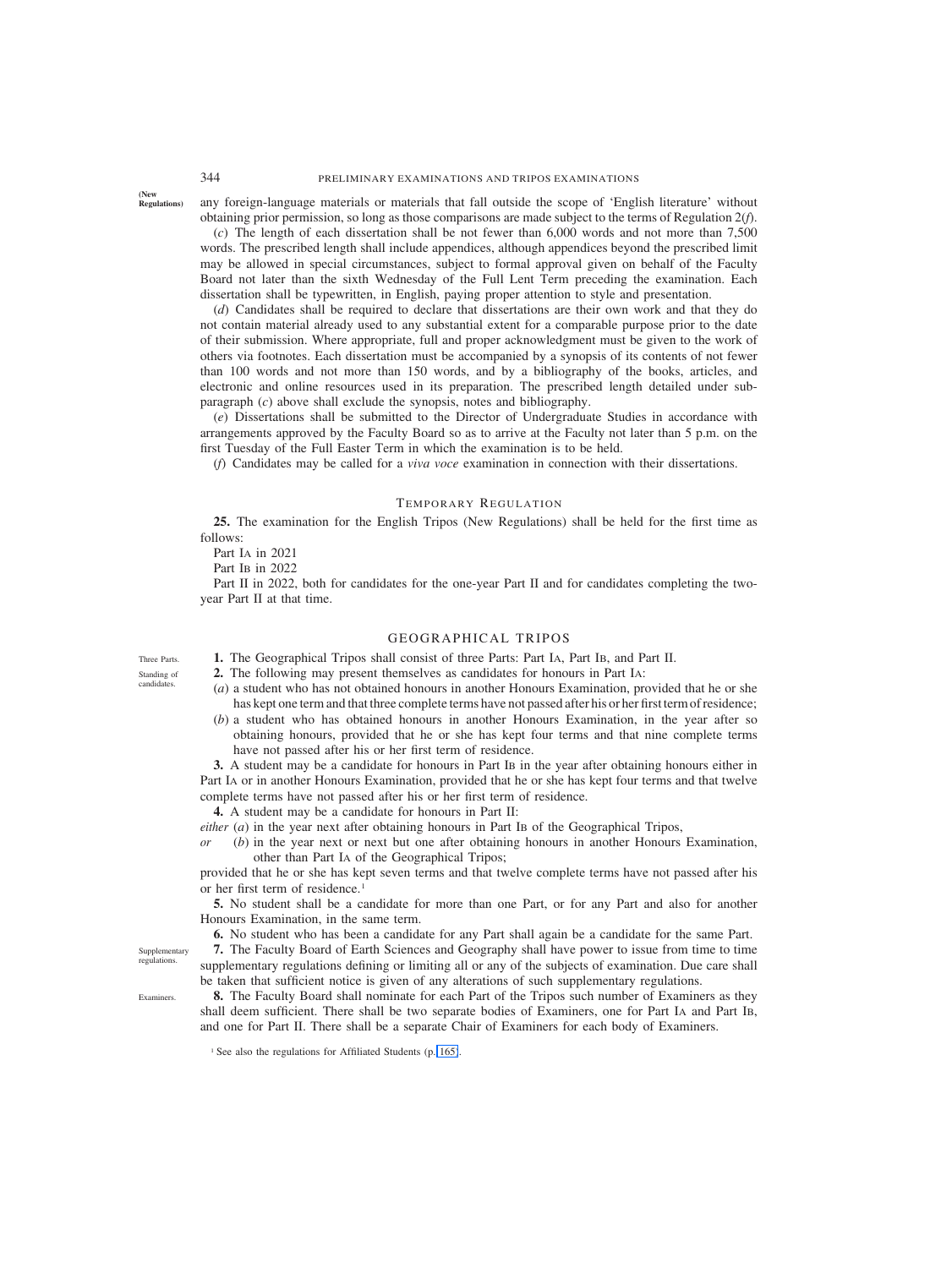any foreign-language materials or materials that fall outside the scope of 'English literature' without obtaining prior permission, so long as those comparisons are made subject to the terms of Regulation 2(*f*).

(*c*) The length of each dissertation shall be not fewer than 6,000 words and not more than 7,500 words. The prescribed length shall include appendices, although appendices beyond the prescribed limit may be allowed in special circumstances, subject to formal approval given on behalf of the Faculty Board not later than the sixth Wednesday of the Full Lent Term preceding the examination. Each dissertation shall be typewritten, in English, paying proper attention to style and presentation.

(*d*) Candidates shall be required to declare that dissertations are their own work and that they do not contain material already used to any substantial extent for a comparable purpose prior to the date of their submission. Where appropriate, full and proper acknowledgment must be given to the work of others via footnotes. Each dissertation must be accompanied by a synopsis of its contents of not fewer than 100 words and not more than 150 words, and by a bibliography of the books, articles, and electronic and online resources used in its preparation. The prescribed length detailed under sub-paragraph (*c*) above shall exclude the synopsis, notes and bibliography.

(*e*) Dissertations shall be submitted to the Director of Undergraduate Studies in accordance with arrangements approved by the Faculty Board so as to arrive at the Faculty not later than 5 p.m. on the first Tuesday of the Full Easter Term in which the examination is to be held.

(*f*) Candidates may be called for a *viva voce* examination in connection with their dissertations.

### Temporary Regulation

**25.** The examination for the English Tripos (New Regulations) shall be held for the first time as follows:

Part IA in 2021

Part IB in 2022

Part II in 2022, both for candidates for the one-year Part II and for candidates completing the two-year Part II at that time.

## GEOGRAPHICAL TRIPOS

*Three Parts.*

**1.** The Geographical Tripos shall consist of three Parts: Part IA, Part IB, and Part II.

*Standing of candidates.*

**2.** The following may present themselves as candidates for honours in Part IA:

(*a*) a student who has not obtained honours in another Honours Examination, provided that he or she has kept one term and that three complete terms have not passed after his or her first term of residence;

(*b*) a student who has obtained honours in another Honours Examination, in the year after so obtaining honours, provided that he or she has kept four terms and that nine complete terms have not passed after his or her first term of residence.

**3.** A student may be a candidate for honours in Part IB in the year after obtaining honours either in Part IA or in another Honours Examination, provided that he or she has kept four terms and that twelve complete terms have not passed after his or her first term of residence.

**4.** A student may be a candidate for honours in Part II:

*either* (*a*) in the year next after obtaining honours in Part IB of the Geographical Tripos,

*or* (*b*) in the year next or next but one after obtaining honours in another Honours Examination, other than Part IA of the Geographical Tripos;

provided that he or she has kept seven terms and that twelve complete terms have not passed after his or her first term of residence.[1]

**5.** No student shall be a candidate for more than one Part, or for any Part and also for another Honours Examination, in the same term.

**6.** No student who has been a candidate for any Part shall again be a candidate for the same Part.

*Supplementary regulations.*

**7.** The Faculty Board of Earth Sciences and Geography shall have power to issue from time to time supplementary regulations defining or limiting all or any of the subjects of examination. Due care shall be taken that sufficient notice is given of any alterations of such supplementary regulations.

*Examiners.*

**8.** The Faculty Board shall nominate for each Part of the Tripos such number of Examiners as they shall deem sufficient. There shall be two separate bodies of Examiners, one for Part IA and Part IB, and one for Part II. There shall be a separate Chair of Examiners for each body of Examiners.

[1] See also the regulations for Affiliated Students (p. 165).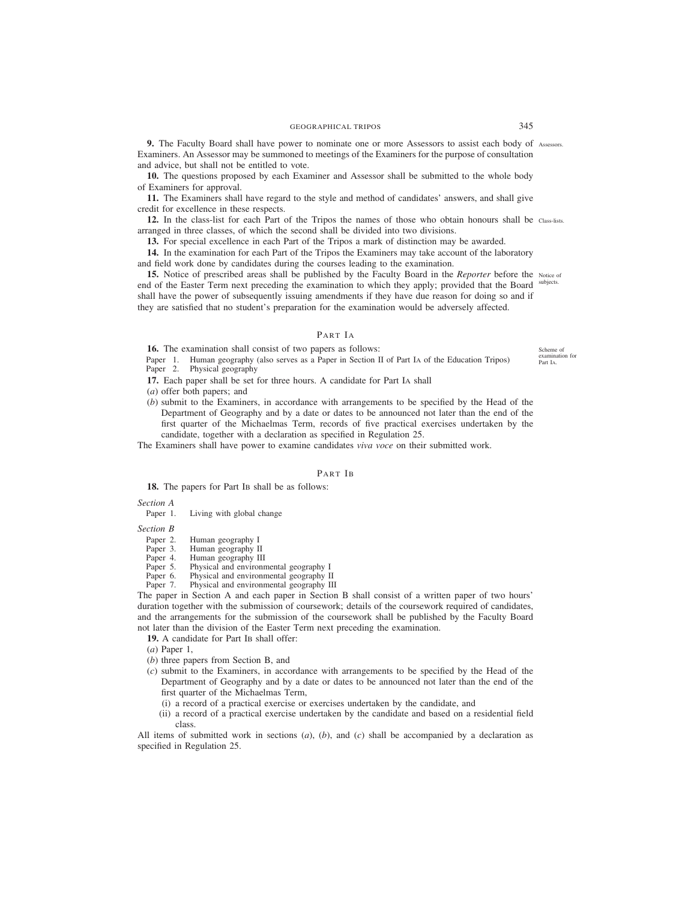**9.** The Faculty Board shall have power to nominate one or more Assessors to assist each body of Examiners. An Assessor may be summoned to meetings of the Examiners for the purpose of consultation and advice, but shall not be entitled to vote.

Assessors.

**10.** The questions proposed by each Examiner and Assessor shall be submitted to the whole body of Examiners for approval.

**11.** The Examiners shall have regard to the style and method of candidates' answers, and shall give credit for excellence in these respects.

**12.** In the class-list for each Part of the Tripos the names of those who obtain honours shall be arranged in three classes, of which the second shall be divided into two divisions.

Class-lists.

**13.** For special excellence in each Part of the Tripos a mark of distinction may be awarded.

**14.** In the examination for each Part of the Tripos the Examiners may take account of the laboratory and field work done by candidates during the courses leading to the examination.

**15.** Notice of prescribed areas shall be published by the Faculty Board in the *Reporter* before the end of the Easter Term next preceding the examination to which they apply; provided that the Board shall have the power of subsequently issuing amendments if they have due reason for doing so and if they are satisfied that no student's preparation for the examination would be adversely affected.

Notice of subjects.

## Part IA

Scheme of examination for Part IA.

**16.** The examination shall consist of two papers as follows:

Paper 1. Human geography (also serves as a Paper in Section II of Part IA of the Education Tripos)
Paper 2. Physical geography

**17.** Each paper shall be set for three hours. A candidate for Part IA shall

(*a*) offer both papers; and

(*b*) submit to the Examiners, in accordance with arrangements to be specified by the Head of the Department of Geography and by a date or dates to be announced not later than the end of the first quarter of the Michaelmas Term, records of five practical exercises undertaken by the candidate, together with a declaration as specified in Regulation 25.

The Examiners shall have power to examine candidates *viva voce* on their submitted work.

## Part IB

**18.** The papers for Part IB shall be as follows:

*Section A*

Paper 1. Living with global change

*Section B*

Paper 2. Human geography I
Paper 3. Human geography II
Paper 4. Human geography III
Paper 5. Physical and environmental geography I
Paper 6. Physical and environmental geography II
Paper 7. Physical and environmental geography III

The paper in Section A and each paper in Section B shall consist of a written paper of two hours' duration together with the submission of coursework; details of the coursework required of candidates, and the arrangements for the submission of the coursework shall be published by the Faculty Board not later than the division of the Easter Term next preceding the examination.

**19.** A candidate for Part IB shall offer:

(*a*) Paper 1,

(*b*) three papers from Section B, and

(*c*) submit to the Examiners, in accordance with arrangements to be specified by the Head of the Department of Geography and by a date or dates to be announced not later than the end of the first quarter of the Michaelmas Term,

(i) a record of a practical exercise or exercises undertaken by the candidate, and

(ii) a record of a practical exercise undertaken by the candidate and based on a residential field class.

All items of submitted work in sections (*a*), (*b*), and (*c*) shall be accompanied by a declaration as specified in Regulation 25.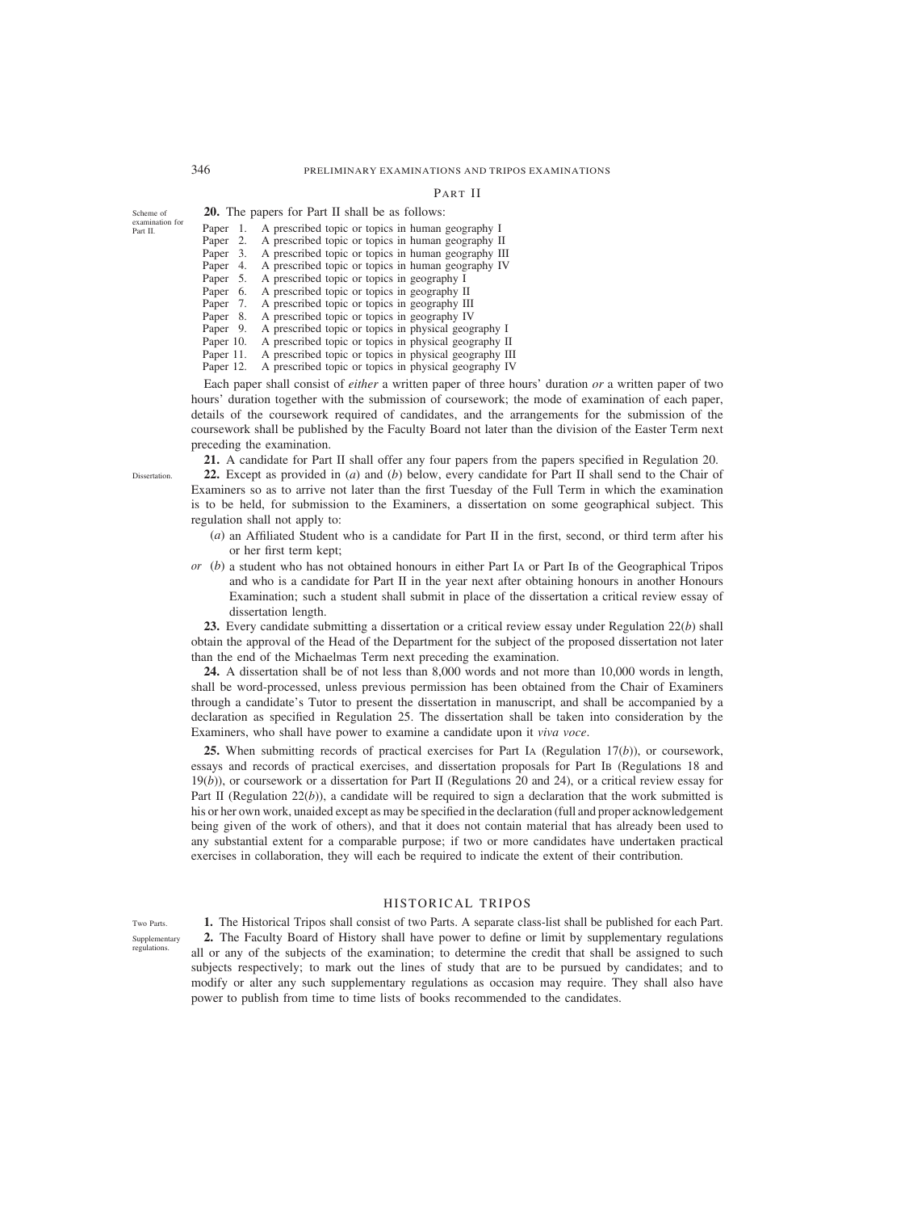## Part II

*Scheme of examination for Part II.*

**20.** The papers for Part II shall be as follows:

Paper 1. A prescribed topic or topics in human geography I
Paper 2. A prescribed topic or topics in human geography II
Paper 3. A prescribed topic or topics in human geography III
Paper 4. A prescribed topic or topics in human geography IV
Paper 5. A prescribed topic or topics in geography I
Paper 6. A prescribed topic or topics in geography II
Paper 7. A prescribed topic or topics in geography III
Paper 8. A prescribed topic or topics in geography IV
Paper 9. A prescribed topic or topics in physical geography I
Paper 10. A prescribed topic or topics in physical geography II
Paper 11. A prescribed topic or topics in physical geography III
Paper 12. A prescribed topic or topics in physical geography IV

Each paper shall consist of *either* a written paper of three hours' duration *or* a written paper of two hours' duration together with the submission of coursework; the mode of examination of each paper, details of the coursework required of candidates, and the arrangements for the submission of the coursework shall be published by the Faculty Board not later than the division of the Easter Term next preceding the examination.

**21.** A candidate for Part II shall offer any four papers from the papers specified in Regulation 20.

*Dissertation.*

**22.** Except as provided in (*a*) and (*b*) below, every candidate for Part II shall send to the Chair of Examiners so as to arrive not later than the first Tuesday of the Full Term in which the examination is to be held, for submission to the Examiners, a dissertation on some geographical subject. This regulation shall not apply to:

(*a*) an Affiliated Student who is a candidate for Part II in the first, second, or third term after his or her first term kept;

*or* (*b*) a student who has not obtained honours in either Part IA or Part IB of the Geographical Tripos and who is a candidate for Part II in the year next after obtaining honours in another Honours Examination; such a student shall submit in place of the dissertation a critical review essay of dissertation length.

**23.** Every candidate submitting a dissertation or a critical review essay under Regulation 22(*b*) shall obtain the approval of the Head of the Department for the subject of the proposed dissertation not later than the end of the Michaelmas Term next preceding the examination.

**24.** A dissertation shall be of not less than 8,000 words and not more than 10,000 words in length, shall be word-processed, unless previous permission has been obtained from the Chair of Examiners through a candidate's Tutor to present the dissertation in manuscript, and shall be accompanied by a declaration as specified in Regulation 25. The dissertation shall be taken into consideration by the Examiners, who shall have power to examine a candidate upon it *viva voce*.

**25.** When submitting records of practical exercises for Part IA (Regulation 17(*b*)), or coursework, essays and records of practical exercises, and dissertation proposals for Part IB (Regulations 18 and 19(*b*)), or coursework or a dissertation for Part II (Regulations 20 and 24), or a critical review essay for Part II (Regulation 22(*b*)), a candidate will be required to sign a declaration that the work submitted is his or her own work, unaided except as may be specified in the declaration (full and proper acknowledgement being given of the work of others), and that it does not contain material that has already been used to any substantial extent for a comparable purpose; if two or more candidates have undertaken practical exercises in collaboration, they will each be required to indicate the extent of their contribution.

# HISTORICAL TRIPOS

*Two Parts.*

**1.** The Historical Tripos shall consist of two Parts. A separate class-list shall be published for each Part.

*Supplementary regulations.*

**2.** The Faculty Board of History shall have power to define or limit by supplementary regulations all or any of the subjects of the examination; to determine the credit that shall be assigned to such subjects respectively; to mark out the lines of study that are to be pursued by candidates; and to modify or alter any such supplementary regulations as occasion may require. They shall also have power to publish from time to time lists of books recommended to the candidates.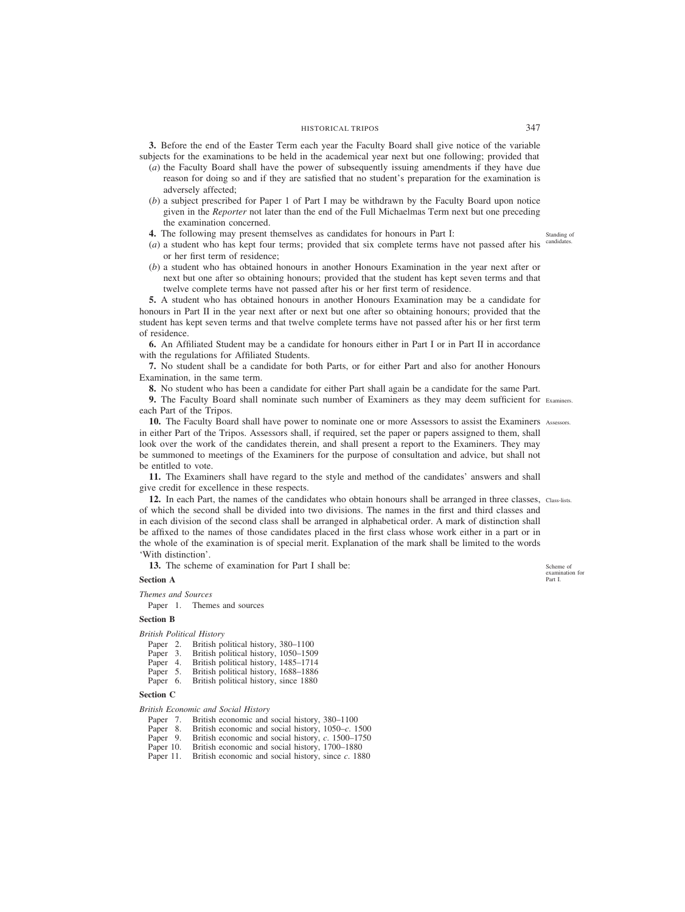**3.** Before the end of the Easter Term each year the Faculty Board shall give notice of the variable subjects for the examinations to be held in the academical year next but one following; provided that

(*a*) the Faculty Board shall have the power of subsequently issuing amendments if they have due reason for doing so and if they are satisfied that no student's preparation for the examination is adversely affected;

(*b*) a subject prescribed for Paper 1 of Part I may be withdrawn by the Faculty Board upon notice given in the *Reporter* not later than the end of the Full Michaelmas Term next but one preceding the examination concerned.

Standing of candidates.

**4.** The following may present themselves as candidates for honours in Part I:

(*a*) a student who has kept four terms; provided that six complete terms have not passed after his or her first term of residence;

(*b*) a student who has obtained honours in another Honours Examination in the year next after or next but one after so obtaining honours; provided that the student has kept seven terms and that twelve complete terms have not passed after his or her first term of residence.

**5.** A student who has obtained honours in another Honours Examination may be a candidate for honours in Part II in the year next after or next but one after so obtaining honours; provided that the student has kept seven terms and that twelve complete terms have not passed after his or her first term of residence.

**6.** An Affiliated Student may be a candidate for honours either in Part I or in Part II in accordance with the regulations for Affiliated Students.

**7.** No student shall be a candidate for both Parts, or for either Part and also for another Honours Examination, in the same term.

**8.** No student who has been a candidate for either Part shall again be a candidate for the same Part.

Examiners.

**9.** The Faculty Board shall nominate such number of Examiners as they may deem sufficient for each Part of the Tripos.

Assessors.

**10.** The Faculty Board shall have power to nominate one or more Assessors to assist the Examiners in either Part of the Tripos. Assessors shall, if required, set the paper or papers assigned to them, shall look over the work of the candidates therein, and shall present a report to the Examiners. They may be summoned to meetings of the Examiners for the purpose of consultation and advice, but shall not be entitled to vote.

**11.** The Examiners shall have regard to the style and method of the candidates' answers and shall give credit for excellence in these respects.

Class-lists.

**12.** In each Part, the names of the candidates who obtain honours shall be arranged in three classes, of which the second shall be divided into two divisions. The names in the first and third classes and in each division of the second class shall be arranged in alphabetical order. A mark of distinction shall be affixed to the names of those candidates placed in the first class whose work either in a part or in the whole of the examination is of special merit. Explanation of the mark shall be limited to the words 'With distinction'.

Scheme of examination for Part I.

**13.** The scheme of examination for Part I shall be:

**Section A**

*Themes and Sources*

Paper 1. Themes and sources

**Section B**

*British Political History*

Paper 2. British political history, 380–1100
Paper 3. British political history, 1050–1509
Paper 4. British political history, 1485–1714
Paper 5. British political history, 1688–1886
Paper 6. British political history, since 1880

**Section C**

*British Economic and Social History*

Paper 7. British economic and social history, 380–1100
Paper 8. British economic and social history, 1050–*c*. 1500
Paper 9. British economic and social history, *c*. 1500–1750
Paper 10. British economic and social history, 1700–1880
Paper 11. British economic and social history, since *c*. 1880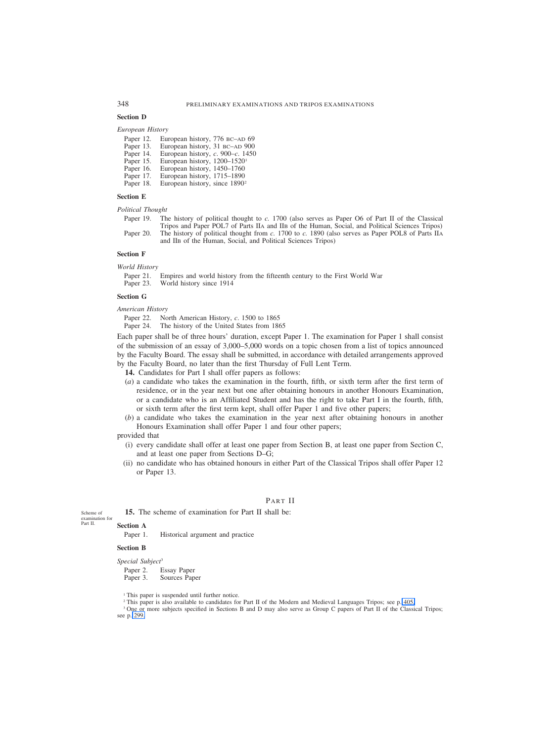**Section D**

*European History*

Paper 12. European history, 776 BC–AD 69
Paper 13. European history, 31 BC–AD 900
Paper 14. European history, *c*. 900–*c*. 1450
Paper 15. European history, 1200–1520[1]
Paper 16. European history, 1450–1760
Paper 17. European history, 1715–1890
Paper 18. European history, since 1890[2]

**Section E**

*Political Thought*

Paper 19. The history of political thought to *c*. 1700 (also serves as Paper O6 of Part II of the Classical Tripos and Paper POL7 of Parts IIA and IIB of the Human, Social, and Political Sciences Tripos)
Paper 20. The history of political thought from *c*. 1700 to *c*. 1890 (also serves as Paper POL8 of Parts IIA and IIB of the Human, Social, and Political Sciences Tripos)

**Section F**

*World History*

Paper 21. Empires and world history from the fifteenth century to the First World War
Paper 23. World history since 1914

**Section G**

*American History*

Paper 22. North American History, *c*. 1500 to 1865
Paper 24. The history of the United States from 1865

Each paper shall be of three hours' duration, except Paper 1. The examination for Paper 1 shall consist of the submission of an essay of 3,000–5,000 words on a topic chosen from a list of topics announced by the Faculty Board. The essay shall be submitted, in accordance with detailed arrangements approved by the Faculty Board, no later than the first Thursday of Full Lent Term.

**14.** Candidates for Part I shall offer papers as follows:

(*a*) a candidate who takes the examination in the fourth, fifth, or sixth term after the first term of residence, or in the year next but one after obtaining honours in another Honours Examination, or a candidate who is an Affiliated Student and has the right to take Part I in the fourth, fifth, or sixth term after the first term kept, shall offer Paper 1 and five other papers;

(*b*) a candidate who takes the examination in the year next after obtaining honours in another Honours Examination shall offer Paper 1 and four other papers;

provided that

(i) every candidate shall offer at least one paper from Section B, at least one paper from Section C, and at least one paper from Sections D–G;

(ii) no candidate who has obtained honours in either Part of the Classical Tripos shall offer Paper 12 or Paper 13.

## PART II

Scheme of examination for Part II.

**15.** The scheme of examination for Part II shall be:

**Section A**

Paper 1. Historical argument and practice

**Section B**

*Special Subject*[3]

Paper 2. Essay Paper
Paper 3. Sources Paper

[1] This paper is suspended until further notice.
[2] This paper is also available to candidates for Part II of the Modern and Medieval Languages Tripos; see p. 405.
[3] One or more subjects specified in Sections B and D may also serve as Group C papers of Part II of the Classical Tripos; see p. 299.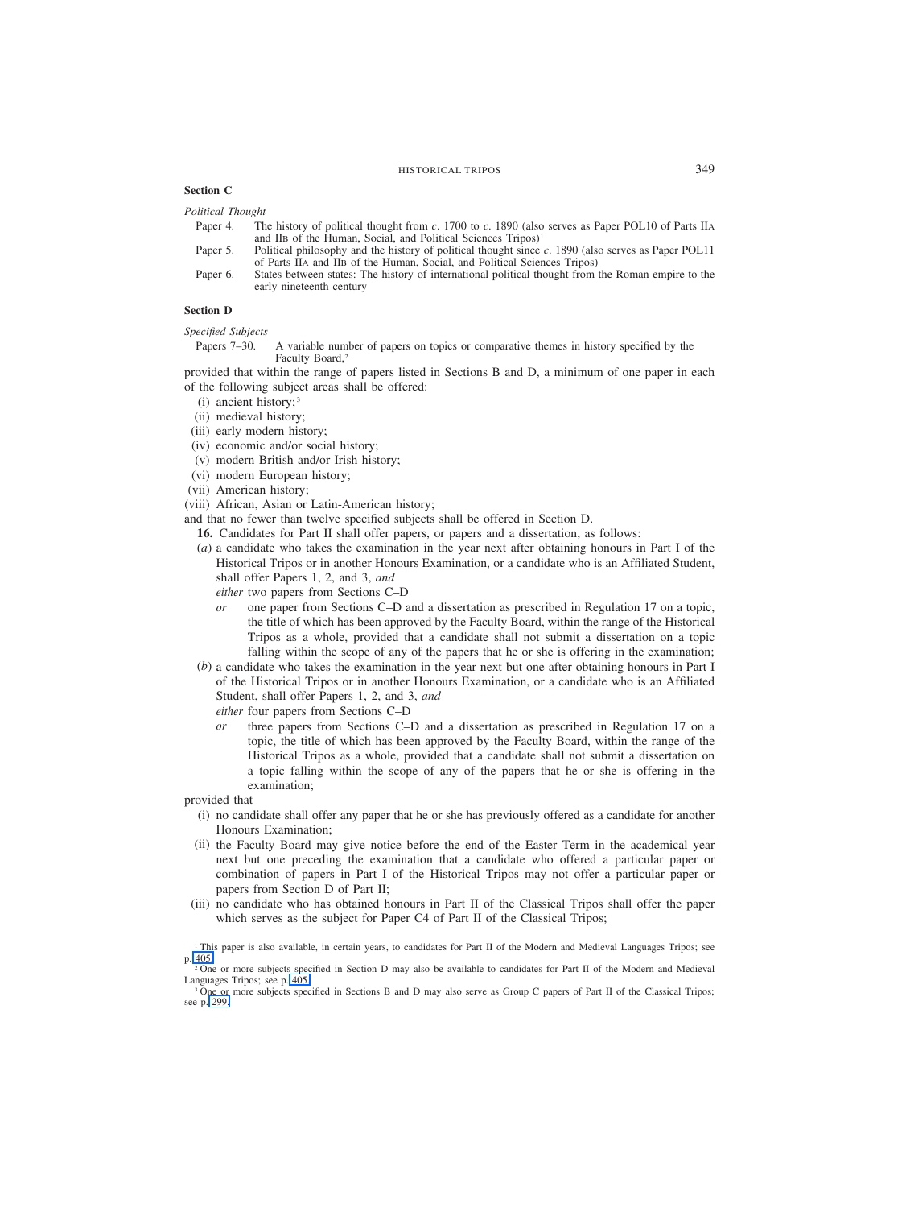**Section C**

*Political Thought*

- Paper 4. The history of political thought from *c*. 1700 to *c*. 1890 (also serves as Paper POL10 of Parts IIA and IIB of the Human, Social, and Political Sciences Tripos)[1]
- Paper 5. Political philosophy and the history of political thought since *c*. 1890 (also serves as Paper POL11 of Parts IIA and IIB of the Human, Social, and Political Sciences Tripos)
- Paper 6. States between states: The history of international political thought from the Roman empire to the early nineteenth century

**Section D**

*Specified Subjects*

- Papers 7–30. A variable number of papers on topics or comparative themes in history specified by the Faculty Board,[2]

provided that within the range of papers listed in Sections B and D, a minimum of one paper in each of the following subject areas shall be offered:

- (i) ancient history;[3]
- (ii) medieval history;
- (iii) early modern history;
- (iv) economic and/or social history;
- (v) modern British and/or Irish history;
- (vi) modern European history;
- (vii) American history;
- (viii) African, Asian or Latin-American history;

and that no fewer than twelve specified subjects shall be offered in Section D.

**16.** Candidates for Part II shall offer papers, or papers and a dissertation, as follows:

(*a*) a candidate who takes the examination in the year next after obtaining honours in Part I of the Historical Tripos or in another Honours Examination, or a candidate who is an Affiliated Student, shall offer Papers 1, 2, and 3, *and*

*either* two papers from Sections C–D

*or* one paper from Sections C–D and a dissertation as prescribed in Regulation 17 on a topic, the title of which has been approved by the Faculty Board, within the range of the Historical Tripos as a whole, provided that a candidate shall not submit a dissertation on a topic falling within the scope of any of the papers that he or she is offering in the examination;

(*b*) a candidate who takes the examination in the year next but one after obtaining honours in Part I of the Historical Tripos or in another Honours Examination, or a candidate who is an Affiliated Student, shall offer Papers 1, 2, and 3, *and*

*either* four papers from Sections C–D

*or* three papers from Sections C–D and a dissertation as prescribed in Regulation 17 on a topic, the title of which has been approved by the Faculty Board, within the range of the Historical Tripos as a whole, provided that a candidate shall not submit a dissertation on a topic falling within the scope of any of the papers that he or she is offering in the examination;

provided that

- (i) no candidate shall offer any paper that he or she has previously offered as a candidate for another Honours Examination;
- (ii) the Faculty Board may give notice before the end of the Easter Term in the academical year next but one preceding the examination that a candidate who offered a particular paper or combination of papers in Part I of the Historical Tripos may not offer a particular paper or papers from Section D of Part II;
- (iii) no candidate who has obtained honours in Part II of the Classical Tripos shall offer the paper which serves as the subject for Paper C4 of Part II of the Classical Tripos;

[1] This paper is also available, in certain years, to candidates for Part II of the Modern and Medieval Languages Tripos; see p. 405.

[2] One or more subjects specified in Section D may also be available to candidates for Part II of the Modern and Medieval Languages Tripos; see p. 405.

[3] One or more subjects specified in Sections B and D may also serve as Group C papers of Part II of the Classical Tripos; see p. 299.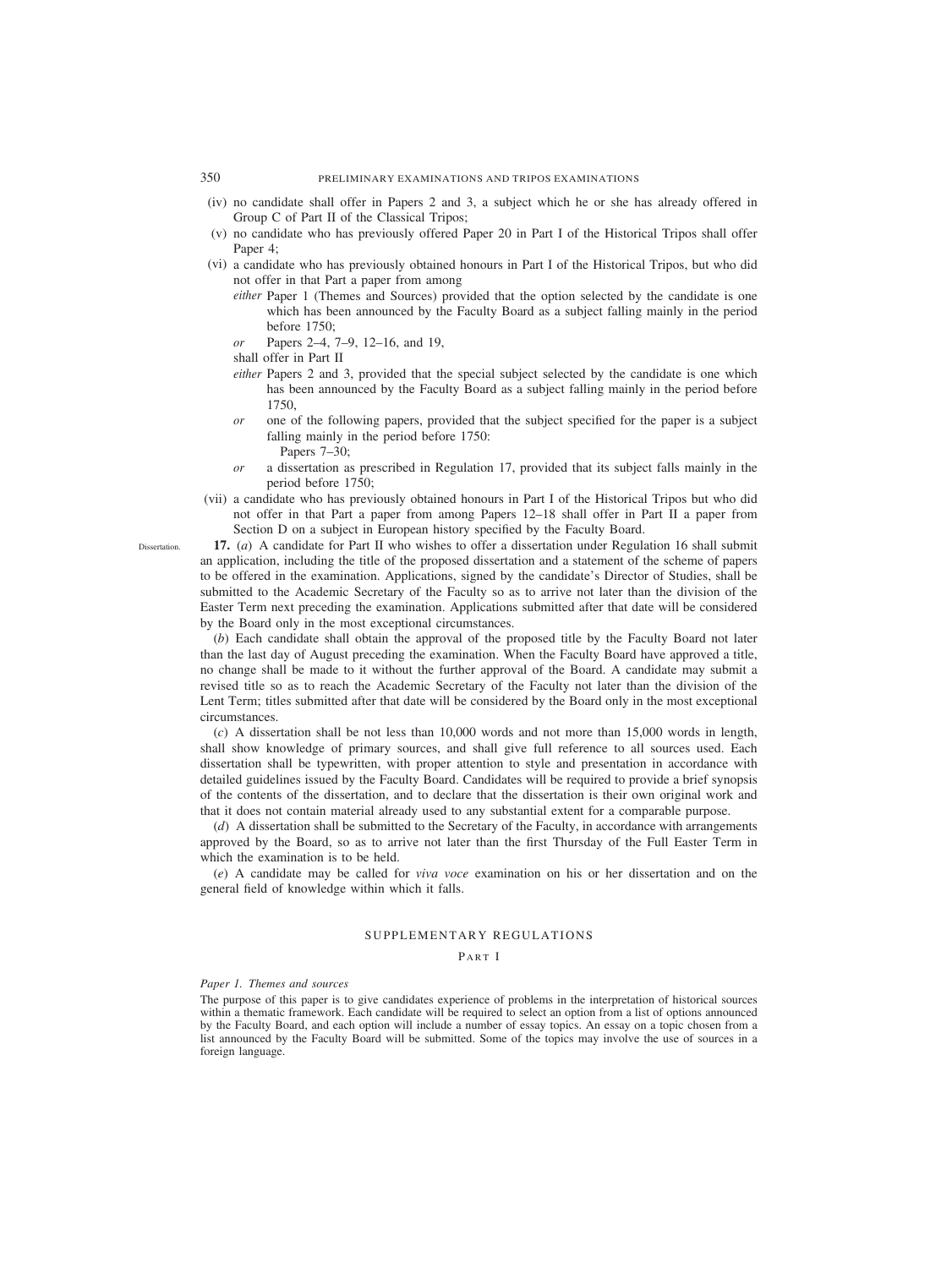(iv) no candidate shall offer in Papers 2 and 3, a subject which he or she has already offered in Group C of Part II of the Classical Tripos;

(v) no candidate who has previously offered Paper 20 in Part I of the Historical Tripos shall offer Paper 4;

(vi) a candidate who has previously obtained honours in Part I of the Historical Tripos, but who did not offer in that Part a paper from among

*either* Paper 1 (Themes and Sources) provided that the option selected by the candidate is one which has been announced by the Faculty Board as a subject falling mainly in the period before 1750;

*or* Papers 2–4, 7–9, 12–16, and 19,

shall offer in Part II

*either* Papers 2 and 3, provided that the special subject selected by the candidate is one which has been announced by the Faculty Board as a subject falling mainly in the period before 1750,

*or* one of the following papers, provided that the subject specified for the paper is a subject falling mainly in the period before 1750:

Papers 7–30;

*or* a dissertation as prescribed in Regulation 17, provided that its subject falls mainly in the period before 1750;

(vii) a candidate who has previously obtained honours in Part I of the Historical Tripos but who did not offer in that Part a paper from among Papers 12–18 shall offer in Part II a paper from Section D on a subject in European history specified by the Faculty Board.

Dissertation.

**17.** (*a*) A candidate for Part II who wishes to offer a dissertation under Regulation 16 shall submit an application, including the title of the proposed dissertation and a statement of the scheme of papers to be offered in the examination. Applications, signed by the candidate's Director of Studies, shall be submitted to the Academic Secretary of the Faculty so as to arrive not later than the division of the Easter Term next preceding the examination. Applications submitted after that date will be considered by the Board only in the most exceptional circumstances.

(*b*) Each candidate shall obtain the approval of the proposed title by the Faculty Board not later than the last day of August preceding the examination. When the Faculty Board have approved a title, no change shall be made to it without the further approval of the Board. A candidate may submit a revised title so as to reach the Academic Secretary of the Faculty not later than the division of the Lent Term; titles submitted after that date will be considered by the Board only in the most exceptional circumstances.

(*c*) A dissertation shall be not less than 10,000 words and not more than 15,000 words in length, shall show knowledge of primary sources, and shall give full reference to all sources used. Each dissertation shall be typewritten, with proper attention to style and presentation in accordance with detailed guidelines issued by the Faculty Board. Candidates will be required to provide a brief synopsis of the contents of the dissertation, and to declare that the dissertation is their own original work and that it does not contain material already used to any substantial extent for a comparable purpose.

(*d*) A dissertation shall be submitted to the Secretary of the Faculty, in accordance with arrangements approved by the Board, so as to arrive not later than the first Thursday of the Full Easter Term in which the examination is to be held.

(*e*) A candidate may be called for *viva voce* examination on his or her dissertation and on the general field of knowledge within which it falls.

## SUPPLEMENTARY REGULATIONS

### Part I

*Paper 1. Themes and sources*

The purpose of this paper is to give candidates experience of problems in the interpretation of historical sources within a thematic framework. Each candidate will be required to select an option from a list of options announced by the Faculty Board, and each option will include a number of essay topics. An essay on a topic chosen from a list announced by the Faculty Board will be submitted. Some of the topics may involve the use of sources in a foreign language.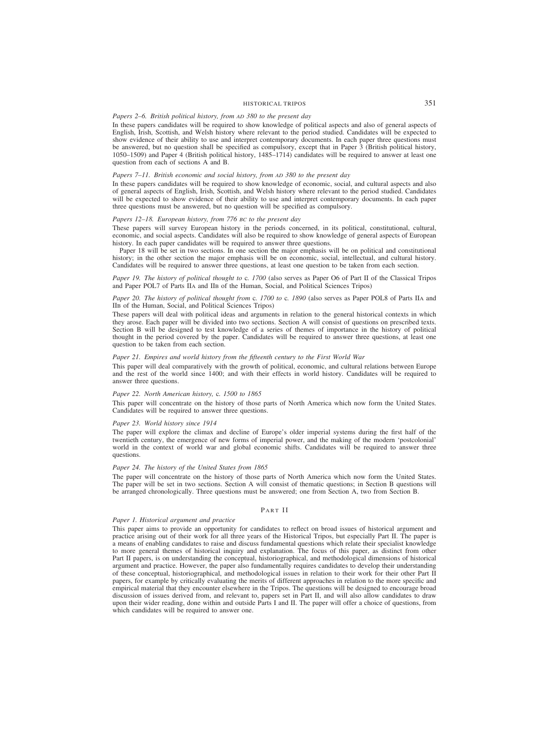*Papers 2–6. British political history, from AD 380 to the present day*

In these papers candidates will be required to show knowledge of political aspects and also of general aspects of English, Irish, Scottish, and Welsh history where relevant to the period studied. Candidates will be expected to show evidence of their ability to use and interpret contemporary documents. In each paper three questions must be answered, but no question shall be specified as compulsory, except that in Paper 3 (British political history, 1050–1509) and Paper 4 (British political history, 1485–1714) candidates will be required to answer at least one question from each of sections A and B.

*Papers 7–11. British economic and social history, from AD 380 to the present day*

In these papers candidates will be required to show knowledge of economic, social, and cultural aspects and also of general aspects of English, Irish, Scottish, and Welsh history where relevant to the period studied. Candidates will be expected to show evidence of their ability to use and interpret contemporary documents. In each paper three questions must be answered, but no question will be specified as compulsory.

*Papers 12–18. European history, from 776 BC to the present day*

These papers will survey European history in the periods concerned, in its political, constitutional, cultural, economic, and social aspects. Candidates will also be required to show knowledge of general aspects of European history. In each paper candidates will be required to answer three questions.

Paper 18 will be set in two sections. In one section the major emphasis will be on political and constitutional history; in the other section the major emphasis will be on economic, social, intellectual, and cultural history. Candidates will be required to answer three questions, at least one question to be taken from each section.

*Paper 19. The history of political thought to* c. *1700* (also serves as Paper O6 of Part II of the Classical Tripos and Paper POL7 of Parts IIA and IIB of the Human, Social, and Political Sciences Tripos)

*Paper 20. The history of political thought from* c. *1700 to* c. *1890* (also serves as Paper POL8 of Parts IIA and IIB of the Human, Social, and Political Sciences Tripos)

These papers will deal with political ideas and arguments in relation to the general historical contexts in which they arose. Each paper will be divided into two sections. Section A will consist of questions on prescribed texts. Section B will be designed to test knowledge of a series of themes of importance in the history of political thought in the period covered by the paper. Candidates will be required to answer three questions, at least one question to be taken from each section.

*Paper 21. Empires and world history from the fifteenth century to the First World War*

This paper will deal comparatively with the growth of political, economic, and cultural relations between Europe and the rest of the world since 1400; and with their effects in world history. Candidates will be required to answer three questions.

*Paper 22. North American history,* c. *1500 to 1865*

This paper will concentrate on the history of those parts of North America which now form the United States. Candidates will be required to answer three questions.

*Paper 23. World history since 1914*

The paper will explore the climax and decline of Europe's older imperial systems during the first half of the twentieth century, the emergence of new forms of imperial power, and the making of the modern 'postcolonial' world in the context of world war and global economic shifts. Candidates will be required to answer three questions.

*Paper 24. The history of the United States from 1865*

The paper will concentrate on the history of those parts of North America which now form the United States. The paper will be set in two sections. Section A will consist of thematic questions; in Section B questions will be arranged chronologically. Three questions must be answered; one from Section A, two from Section B.

## PART II

*Paper 1. Historical argument and practice*

This paper aims to provide an opportunity for candidates to reflect on broad issues of historical argument and practice arising out of their work for all three years of the Historical Tripos, but especially Part II. The paper is a means of enabling candidates to raise and discuss fundamental questions which relate their specialist knowledge to more general themes of historical inquiry and explanation. The focus of this paper, as distinct from other Part II papers, is on understanding the conceptual, historiographical, and methodological dimensions of historical argument and practice. However, the paper also fundamentally requires candidates to develop their understanding of these conceptual, historiographical, and methodological issues in relation to their work for their other Part II papers, for example by critically evaluating the merits of different approaches in relation to the more specific and empirical material that they encounter elsewhere in the Tripos. The questions will be designed to encourage broad discussion of issues derived from, and relevant to, papers set in Part II, and will also allow candidates to draw upon their wider reading, done within and outside Parts I and II. The paper will offer a choice of questions, from which candidates will be required to answer one.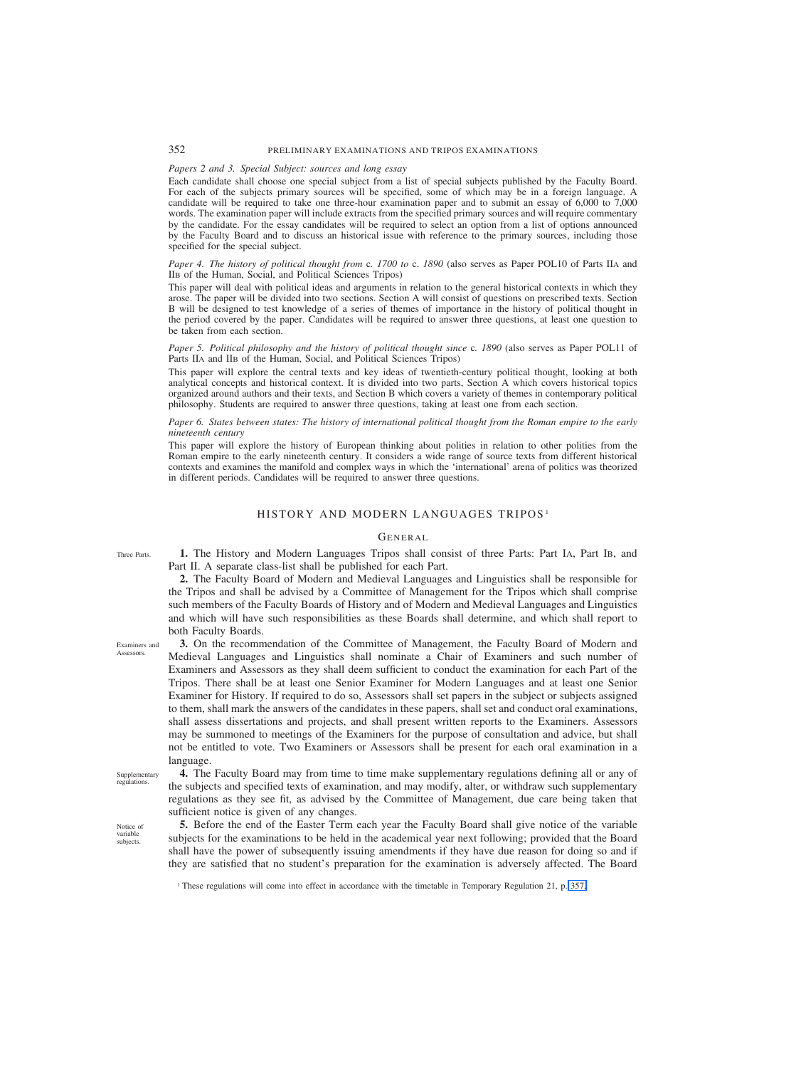*Papers 2 and 3. Special Subject: sources and long essay*

Each candidate shall choose one special subject from a list of special subjects published by the Faculty Board. For each of the subjects primary sources will be specified, some of which may be in a foreign language. A candidate will be required to take one three-hour examination paper and to submit an essay of 6,000 to 7,000 words. The examination paper will include extracts from the specified primary sources and will require commentary by the candidate. For the essay candidates will be required to select an option from a list of options announced by the Faculty Board and to discuss an historical issue with reference to the primary sources, including those specified for the special subject.

*Paper 4. The history of political thought from* c. *1700 to* c. *1890* (also serves as Paper POL10 of Parts IIA and IIB of the Human, Social, and Political Sciences Tripos)

This paper will deal with political ideas and arguments in relation to the general historical contexts in which they arose. The paper will be divided into two sections. Section A will consist of questions on prescribed texts. Section B will be designed to test knowledge of a series of themes of importance in the history of political thought in the period covered by the paper. Candidates will be required to answer three questions, at least one question to be taken from each section.

*Paper 5. Political philosophy and the history of political thought since* c. *1890* (also serves as Paper POL11 of Parts IIA and IIB of the Human, Social, and Political Sciences Tripos)

This paper will explore the central texts and key ideas of twentieth-century political thought, looking at both analytical concepts and historical context. It is divided into two parts, Section A which covers historical topics organized around authors and their texts, and Section B which covers a variety of themes in contemporary political philosophy. Students are required to answer three questions, taking at least one from each section.

*Paper 6. States between states: The history of international political thought from the Roman empire to the early nineteenth century*

This paper will explore the history of European thinking about polities in relation to other polities from the Roman empire to the early nineteenth century. It considers a wide range of source texts from different historical contexts and examines the manifold and complex ways in which the 'international' arena of politics was theorized in different periods. Candidates will be required to answer three questions.

## HISTORY AND MODERN LANGUAGES TRIPOS[1]

### GENERAL

Three Parts.

**1.** The History and Modern Languages Tripos shall consist of three Parts: Part IA, Part IB, and Part II. A separate class-list shall be published for each Part.

**2.** The Faculty Board of Modern and Medieval Languages and Linguistics shall be responsible for the Tripos and shall be advised by a Committee of Management for the Tripos which shall comprise such members of the Faculty Boards of History and of Modern and Medieval Languages and Linguistics and which will have such responsibilities as these Boards shall determine, and which shall report to both Faculty Boards.

Examiners and Assessors.

**3.** On the recommendation of the Committee of Management, the Faculty Board of Modern and Medieval Languages and Linguistics shall nominate a Chair of Examiners and such number of Examiners and Assessors as they shall deem sufficient to conduct the examination for each Part of the Tripos. There shall be at least one Senior Examiner for Modern Languages and at least one Senior Examiner for History. If required to do so, Assessors shall set papers in the subject or subjects assigned to them, shall mark the answers of the candidates in these papers, shall set and conduct oral examinations, shall assess dissertations and projects, and shall present written reports to the Examiners. Assessors may be summoned to meetings of the Examiners for the purpose of consultation and advice, but shall not be entitled to vote. Two Examiners or Assessors shall be present for each oral examination in a language.

Supplementary regulations.

**4.** The Faculty Board may from time to time make supplementary regulations defining all or any of the subjects and specified texts of examination, and may modify, alter, or withdraw such supplementary regulations as they see fit, as advised by the Committee of Management, due care being taken that sufficient notice is given of any changes.

Notice of variable subjects.

**5.** Before the end of the Easter Term each year the Faculty Board shall give notice of the variable subjects for the examinations to be held in the academical year next following; provided that the Board shall have the power of subsequently issuing amendments if they have due reason for doing so and if they are satisfied that no student's preparation for the examination is adversely affected. The Board

[1] These regulations will come into effect in accordance with the timetable in Temporary Regulation 21, p. 357.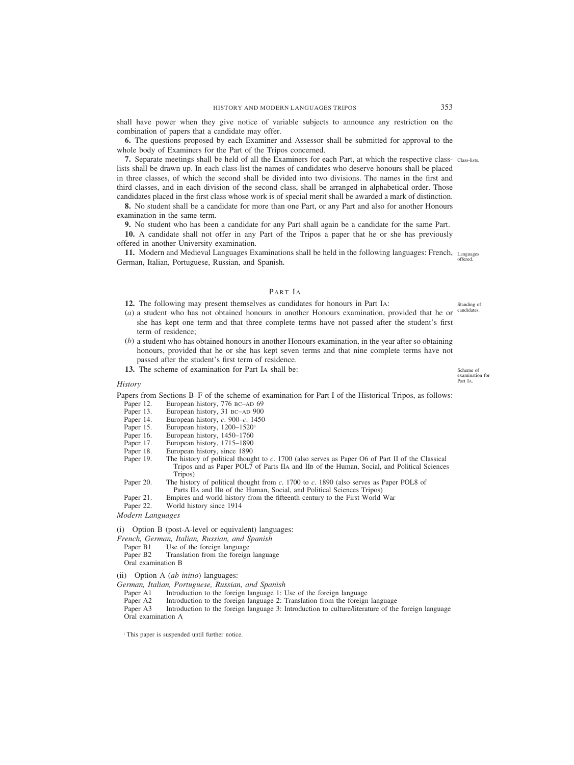shall have power when they give notice of variable subjects to announce any restriction on the combination of papers that a candidate may offer.

**6.** The questions proposed by each Examiner and Assessor shall be submitted for approval to the whole body of Examiners for the Part of the Tripos concerned.

**7.** Separate meetings shall be held of all the Examiners for each Part, at which the respective class-lists shall be drawn up. In each class-list the names of candidates who deserve honours shall be placed in three classes, of which the second shall be divided into two divisions. The names in the first and third classes, and in each division of the second class, shall be arranged in alphabetical order. Those candidates placed in the first class whose work is of special merit shall be awarded a mark of distinction.

Class-lists.

**8.** No student shall be a candidate for more than one Part, or any Part and also for another Honours examination in the same term.

**9.** No student who has been a candidate for any Part shall again be a candidate for the same Part.

**10.** A candidate shall not offer in any Part of the Tripos a paper that he or she has previously offered in another University examination.

**11.** Modern and Medieval Languages Examinations shall be held in the following languages: French, German, Italian, Portuguese, Russian, and Spanish.

Languages offered.

## PART IA

**12.** The following may present themselves as candidates for honours in Part IA:

Standing of candidates.

(*a*) a student who has not obtained honours in another Honours examination, provided that he or she has kept one term and that three complete terms have not passed after the student's first term of residence;

(*b*) a student who has obtained honours in another Honours examination, in the year after so obtaining honours, provided that he or she has kept seven terms and that nine complete terms have not passed after the student's first term of residence.

**13.** The scheme of examination for Part IA shall be:

Scheme of examination for Part IA.

*History*

Papers from Sections B–F of the scheme of examination for Part I of the Historical Tripos, as follows:

Paper 12. European history, 776 BC–AD 69
Paper 13. European history, 31 BC–AD 900
Paper 14. European history, *c*. 900–*c*. 1450
Paper 15. European history, 1200–1520[1]
Paper 16. European history, 1450–1760
Paper 17. European history, 1715–1890
Paper 18. European history, since 1890
Paper 19. The history of political thought to *c*. 1700 (also serves as Paper O6 of Part II of the Classical Tripos and as Paper POL7 of Parts IIA and IIB of the Human, Social, and Political Sciences Tripos)
Paper 20. The history of political thought from *c*. 1700 to *c*. 1890 (also serves as Paper POL8 of Parts IIA and IIB of the Human, Social, and Political Sciences Tripos)
Paper 21. Empires and world history from the fifteenth century to the First World War
Paper 22. World history since 1914

*Modern Languages*

(i) Option B (post-A-level or equivalent) languages:

*French, German, Italian, Russian, and Spanish*

Paper B1 Use of the foreign language
Paper B2 Translation from the foreign language
Oral examination B

(ii) Option A (*ab initio*) languages:

*German, Italian, Portuguese, Russian, and Spanish*

Paper A1 Introduction to the foreign language 1: Use of the foreign language
Paper A2 Introduction to the foreign language 2: Translation from the foreign language
Paper A3 Introduction to the foreign language 3: Introduction to culture/literature of the foreign language
Oral examination A

[1] This paper is suspended until further notice.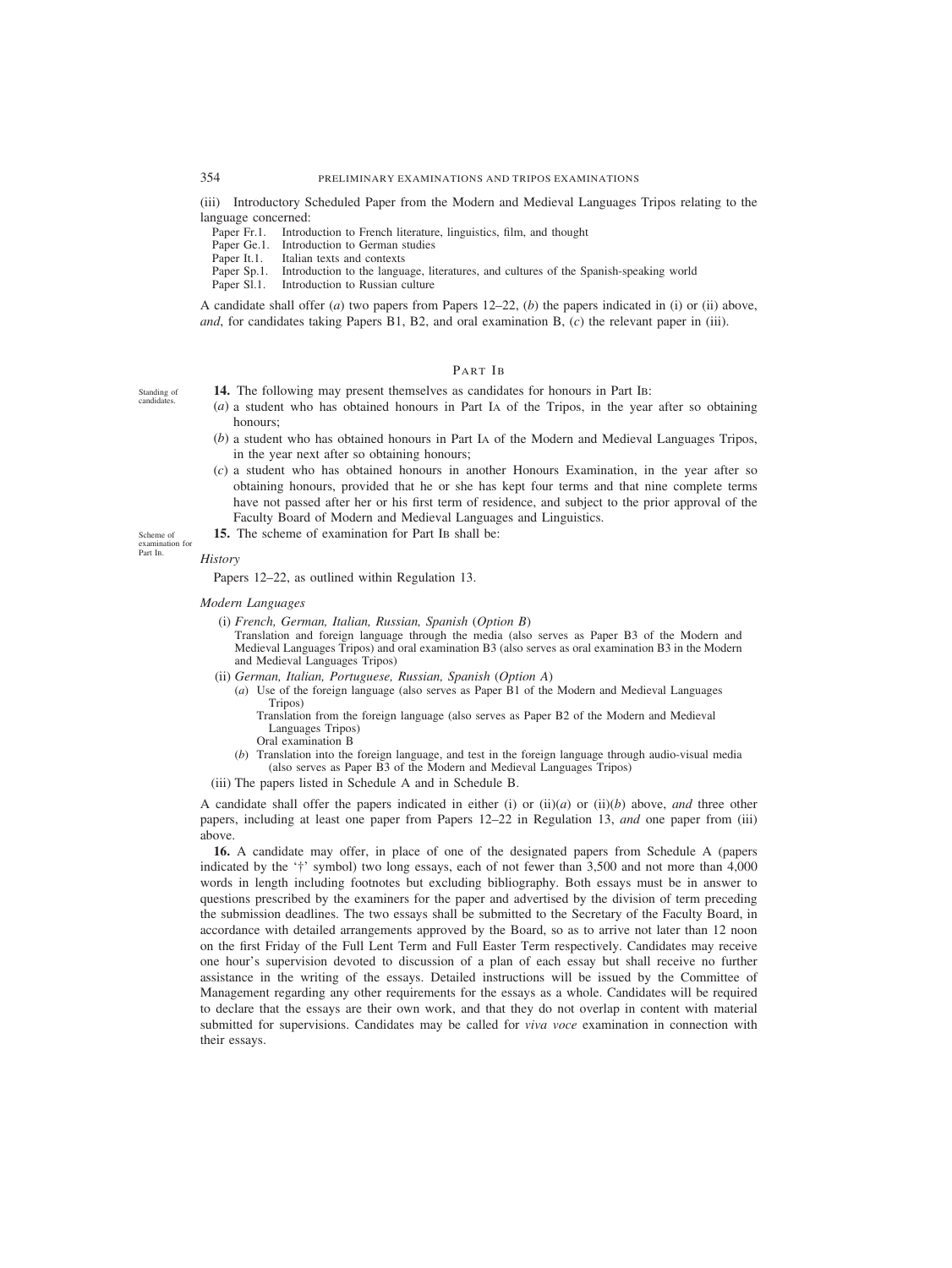(iii) Introductory Scheduled Paper from the Modern and Medieval Languages Tripos relating to the language concerned:

Paper Fr.1. Introduction to French literature, linguistics, film, and thought
Paper Ge.1. Introduction to German studies
Paper It.1. Italian texts and contexts
Paper Sp.1. Introduction to the language, literatures, and cultures of the Spanish-speaking world
Paper Sl.1. Introduction to Russian culture

A candidate shall offer (*a*) two papers from Papers 12–22, (*b*) the papers indicated in (i) or (ii) above, *and*, for candidates taking Papers B1, B2, and oral examination B, (*c*) the relevant paper in (iii).

## PART IB

Standing of candidates.

**14.** The following may present themselves as candidates for honours in Part IB:

(*a*) a student who has obtained honours in Part IA of the Tripos, in the year after so obtaining honours;

(*b*) a student who has obtained honours in Part IA of the Modern and Medieval Languages Tripos, in the year next after so obtaining honours;

(*c*) a student who has obtained honours in another Honours Examination, in the year after so obtaining honours, provided that he or she has kept four terms and that nine complete terms have not passed after her or his first term of residence, and subject to the prior approval of the Faculty Board of Modern and Medieval Languages and Linguistics.

Scheme of examination for Part IB.

**15.** The scheme of examination for Part IB shall be:

*History*

Papers 12–22, as outlined within Regulation 13.

*Modern Languages*

(i) *French, German, Italian, Russian, Spanish* (*Option B*)
Translation and foreign language through the media (also serves as Paper B3 of the Modern and Medieval Languages Tripos) and oral examination B3 (also serves as oral examination B3 in the Modern and Medieval Languages Tripos)

(ii) *German, Italian, Portuguese, Russian, Spanish* (*Option A*)

(*a*) Use of the foreign language (also serves as Paper B1 of the Modern and Medieval Languages Tripos)
Translation from the foreign language (also serves as Paper B2 of the Modern and Medieval Languages Tripos)
Oral examination B

(*b*) Translation into the foreign language, and test in the foreign language through audio-visual media (also serves as Paper B3 of the Modern and Medieval Languages Tripos)

(iii) The papers listed in Schedule A and in Schedule B.

A candidate shall offer the papers indicated in either (i) or (ii)(*a*) or (ii)(*b*) above, *and* three other papers, including at least one paper from Papers 12–22 in Regulation 13, *and* one paper from (iii) above.

**16.** A candidate may offer, in place of one of the designated papers from Schedule A (papers indicated by the '†' symbol) two long essays, each of not fewer than 3,500 and not more than 4,000 words in length including footnotes but excluding bibliography. Both essays must be in answer to questions prescribed by the examiners for the paper and advertised by the division of term preceding the submission deadlines. The two essays shall be submitted to the Secretary of the Faculty Board, in accordance with detailed arrangements approved by the Board, so as to arrive not later than 12 noon on the first Friday of the Full Lent Term and Full Easter Term respectively. Candidates may receive one hour's supervision devoted to discussion of a plan of each essay but shall receive no further assistance in the writing of the essays. Detailed instructions will be issued by the Committee of Management regarding any other requirements for the essays as a whole. Candidates will be required to declare that the essays are their own work, and that they do not overlap in content with material submitted for supervisions. Candidates may be called for *viva voce* examination in connection with their essays.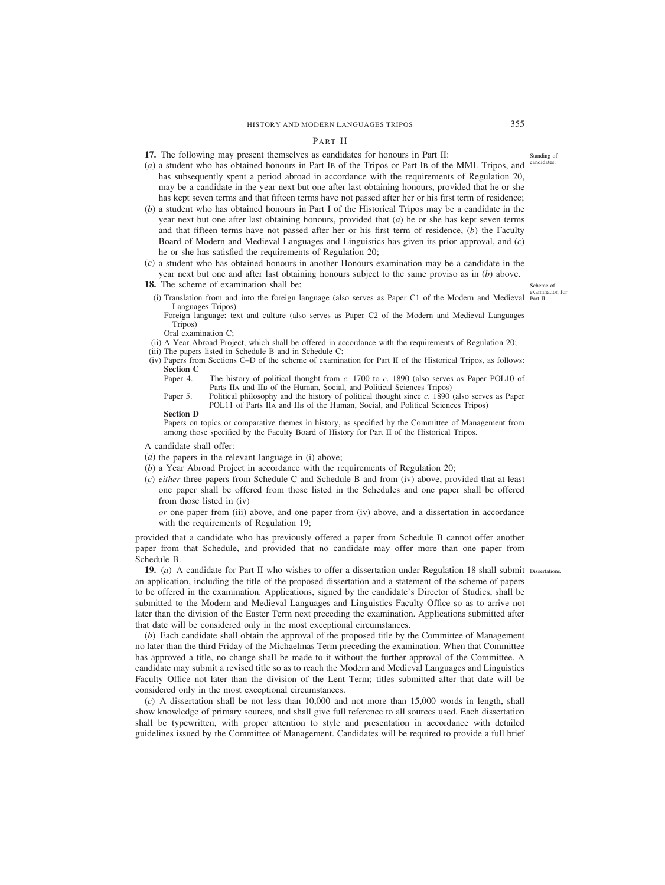## PART II

**17.** The following may present themselves as candidates for honours in Part II:

*Standing of candidates.*

(*a*) a student who has obtained honours in Part IB of the Tripos or Part IB of the MML Tripos, and has subsequently spent a period abroad in accordance with the requirements of Regulation 20, may be a candidate in the year next but one after last obtaining honours, provided that he or she has kept seven terms and that fifteen terms have not passed after her or his first term of residence;

(*b*) a student who has obtained honours in Part I of the Historical Tripos may be a candidate in the year next but one after last obtaining honours, provided that (*a*) he or she has kept seven terms and that fifteen terms have not passed after her or his first term of residence, (*b*) the Faculty Board of Modern and Medieval Languages and Linguistics has given its prior approval, and (*c*) he or she has satisfied the requirements of Regulation 20;

(*c*) a student who has obtained honours in another Honours examination may be a candidate in the year next but one and after last obtaining honours subject to the same proviso as in (*b*) above.

**18.** The scheme of examination shall be:

*Scheme of examination for Part II.*

(i) Translation from and into the foreign language (also serves as Paper C1 of the Modern and Medieval Languages Tripos)
Foreign language: text and culture (also serves as Paper C2 of the Modern and Medieval Languages Tripos)
Oral examination C;

(ii) A Year Abroad Project, which shall be offered in accordance with the requirements of Regulation 20;

(iii) The papers listed in Schedule B and in Schedule C;

(iv) Papers from Sections C–D of the scheme of examination for Part II of the Historical Tripos, as follows:

**Section C**

Paper 4. The history of political thought from *c.* 1700 to *c.* 1890 (also serves as Paper POL10 of Parts IIA and IIB of the Human, Social, and Political Sciences Tripos)

Paper 5. Political philosophy and the history of political thought since *c.* 1890 (also serves as Paper POL11 of Parts IIA and IIB of the Human, Social, and Political Sciences Tripos)

**Section D**

Papers on topics or comparative themes in history, as specified by the Committee of Management from among those specified by the Faculty Board of History for Part II of the Historical Tripos.

A candidate shall offer:

(*a*) the papers in the relevant language in (i) above;

(*b*) a Year Abroad Project in accordance with the requirements of Regulation 20;

(*c*) *either* three papers from Schedule C and Schedule B and from (iv) above, provided that at least one paper shall be offered from those listed in the Schedules and one paper shall be offered from those listed in (iv)

*or* one paper from (iii) above, and one paper from (iv) above, and a dissertation in accordance with the requirements of Regulation 19;

provided that a candidate who has previously offered a paper from Schedule B cannot offer another paper from that Schedule, and provided that no candidate may offer more than one paper from Schedule B.

**19.** (*a*) A candidate for Part II who wishes to offer a dissertation under Regulation 18 shall submit an application, including the title of the proposed dissertation and a statement of the scheme of papers to be offered in the examination. Applications, signed by the candidate's Director of Studies, shall be submitted to the Modern and Medieval Languages and Linguistics Faculty Office so as to arrive not later than the division of the Easter Term next preceding the examination. Applications submitted after that date will be considered only in the most exceptional circumstances.

*Dissertations.*

(*b*) Each candidate shall obtain the approval of the proposed title by the Committee of Management no later than the third Friday of the Michaelmas Term preceding the examination. When that Committee has approved a title, no change shall be made to it without the further approval of the Committee. A candidate may submit a revised title so as to reach the Modern and Medieval Languages and Linguistics Faculty Office not later than the division of the Lent Term; titles submitted after that date will be considered only in the most exceptional circumstances.

(*c*) A dissertation shall be not less than 10,000 and not more than 15,000 words in length, shall show knowledge of primary sources, and shall give full reference to all sources used. Each dissertation shall be typewritten, with proper attention to style and presentation in accordance with detailed guidelines issued by the Committee of Management. Candidates will be required to provide a full brief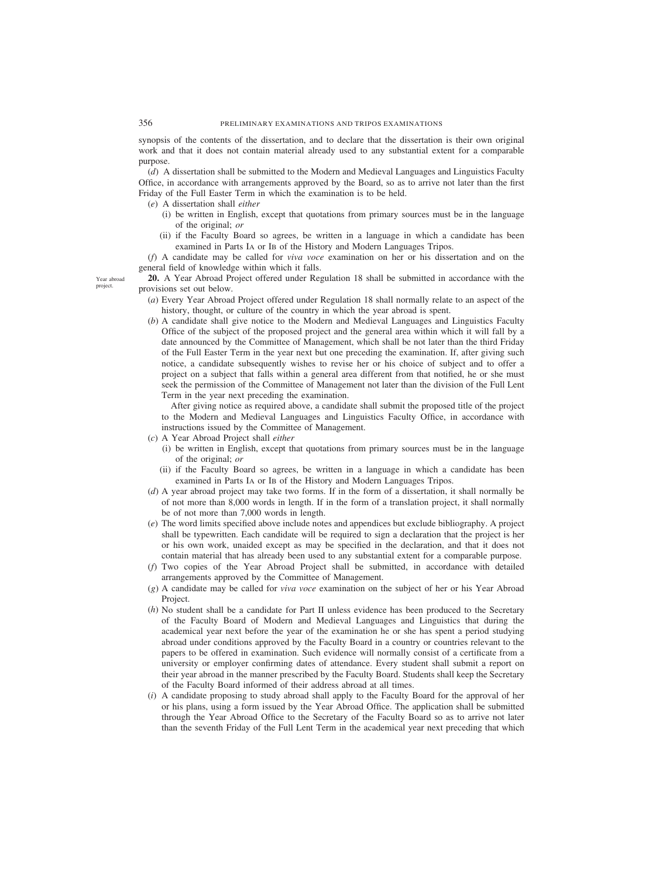synopsis of the contents of the dissertation, and to declare that the dissertation is their own original work and that it does not contain material already used to any substantial extent for a comparable purpose.

(*d*) A dissertation shall be submitted to the Modern and Medieval Languages and Linguistics Faculty Office, in accordance with arrangements approved by the Board, so as to arrive not later than the first Friday of the Full Easter Term in which the examination is to be held.

(*e*) A dissertation shall *either*

(i) be written in English, except that quotations from primary sources must be in the language of the original; *or*

(ii) if the Faculty Board so agrees, be written in a language in which a candidate has been examined in Parts IA or IB of the History and Modern Languages Tripos.

(*f*) A candidate may be called for *viva voce* examination on her or his dissertation and on the general field of knowledge within which it falls.

Year abroad project.

**20.** A Year Abroad Project offered under Regulation 18 shall be submitted in accordance with the provisions set out below.

(*a*) Every Year Abroad Project offered under Regulation 18 shall normally relate to an aspect of the history, thought, or culture of the country in which the year abroad is spent.

(*b*) A candidate shall give notice to the Modern and Medieval Languages and Linguistics Faculty Office of the subject of the proposed project and the general area within which it will fall by a date announced by the Committee of Management, which shall be not later than the third Friday of the Full Easter Term in the year next but one preceding the examination. If, after giving such notice, a candidate subsequently wishes to revise her or his choice of subject and to offer a project on a subject that falls within a general area different from that notified, he or she must seek the permission of the Committee of Management not later than the division of the Full Lent Term in the year next preceding the examination.

After giving notice as required above, a candidate shall submit the proposed title of the project to the Modern and Medieval Languages and Linguistics Faculty Office, in accordance with instructions issued by the Committee of Management.

(*c*) A Year Abroad Project shall *either*

(i) be written in English, except that quotations from primary sources must be in the language of the original; *or*

(ii) if the Faculty Board so agrees, be written in a language in which a candidate has been examined in Parts IA or IB of the History and Modern Languages Tripos.

(*d*) A year abroad project may take two forms. If in the form of a dissertation, it shall normally be of not more than 8,000 words in length. If in the form of a translation project, it shall normally be of not more than 7,000 words in length.

(*e*) The word limits specified above include notes and appendices but exclude bibliography. A project shall be typewritten. Each candidate will be required to sign a declaration that the project is her or his own work, unaided except as may be specified in the declaration, and that it does not contain material that has already been used to any substantial extent for a comparable purpose.

(*f*) Two copies of the Year Abroad Project shall be submitted, in accordance with detailed arrangements approved by the Committee of Management.

(*g*) A candidate may be called for *viva voce* examination on the subject of her or his Year Abroad Project.

(*h*) No student shall be a candidate for Part II unless evidence has been produced to the Secretary of the Faculty Board of Modern and Medieval Languages and Linguistics that during the academical year next before the year of the examination he or she has spent a period studying abroad under conditions approved by the Faculty Board in a country or countries relevant to the papers to be offered in examination. Such evidence will normally consist of a certificate from a university or employer confirming dates of attendance. Every student shall submit a report on their year abroad in the manner prescribed by the Faculty Board. Students shall keep the Secretary of the Faculty Board informed of their address abroad at all times.

(*i*) A candidate proposing to study abroad shall apply to the Faculty Board for the approval of her or his plans, using a form issued by the Year Abroad Office. The application shall be submitted through the Year Abroad Office to the Secretary of the Faculty Board so as to arrive not later than the seventh Friday of the Full Lent Term in the academical year next preceding that which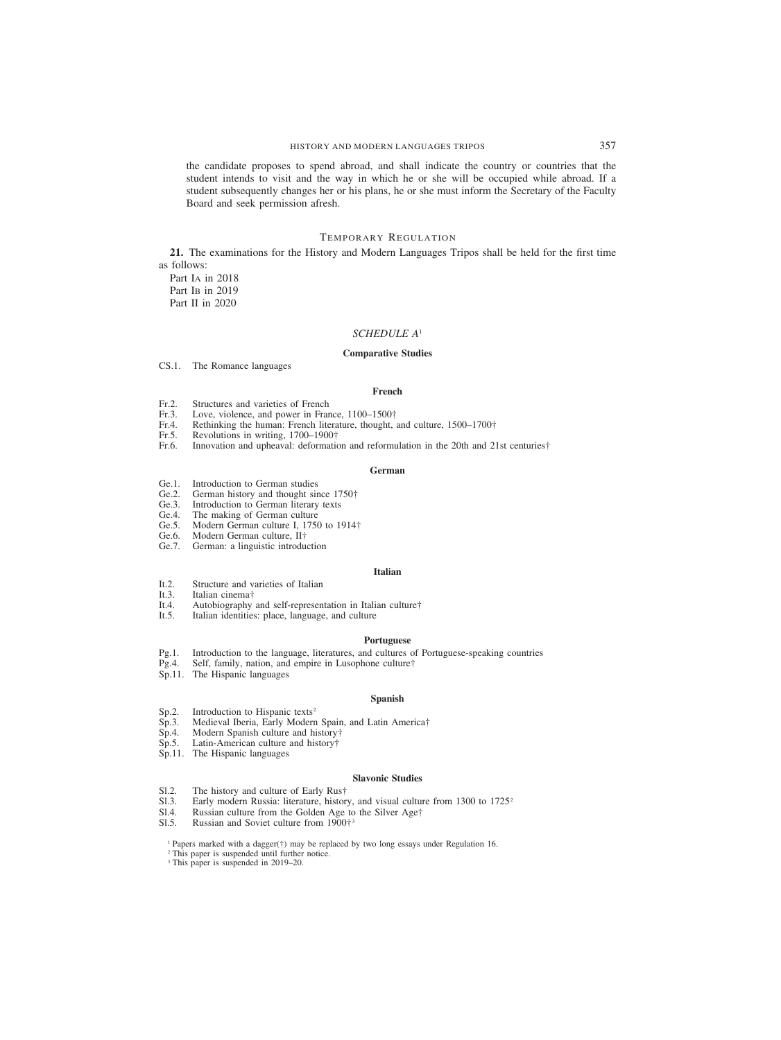the candidate proposes to spend abroad, and shall indicate the country or countries that the student intends to visit and the way in which he or she will be occupied while abroad. If a student subsequently changes her or his plans, he or she must inform the Secretary of the Faculty Board and seek permission afresh.

## Temporary Regulation

**21.** The examinations for the History and Modern Languages Tripos shall be held for the first time as follows:

Part IA in 2018
Part IB in 2019
Part II in 2020

## *SCHEDULE A*[1]

### Comparative Studies

CS.1. The Romance languages

### French

Fr.2. Structures and varieties of French
Fr.3. Love, violence, and power in France, 1100–1500†
Fr.4. Rethinking the human: French literature, thought, and culture, 1500–1700†
Fr.5. Revolutions in writing, 1700–1900†
Fr.6. Innovation and upheaval: deformation and reformulation in the 20th and 21st centuries†

### German

Ge.1. Introduction to German studies
Ge.2. German history and thought since 1750†
Ge.3. Introduction to German literary texts
Ge.4. The making of German culture
Ge.5. Modern German culture I, 1750 to 1914†
Ge.6. Modern German culture, II†
Ge.7. German: a linguistic introduction

### Italian

It.2. Structure and varieties of Italian
It.3. Italian cinema†
It.4. Autobiography and self-representation in Italian culture†
It.5. Italian identities: place, language, and culture

### Portuguese

Pg.1. Introduction to the language, literatures, and cultures of Portuguese-speaking countries
Pg.4. Self, family, nation, and empire in Lusophone culture†
Sp.11. The Hispanic languages

### Spanish

Sp.2. Introduction to Hispanic texts[2]
Sp.3. Medieval Iberia, Early Modern Spain, and Latin America†
Sp.4. Modern Spanish culture and history†
Sp.5. Latin-American culture and history†
Sp.11. The Hispanic languages

### Slavonic Studies

Sl.2. The history and culture of Early Rus†
Sl.3. Early modern Russia: literature, history, and visual culture from 1300 to 1725[2]
Sl.4. Russian culture from the Golden Age to the Silver Age†
Sl.5. Russian and Soviet culture from 1900†[3]

[1] Papers marked with a dagger(†) may be replaced by two long essays under Regulation 16.
[2] This paper is suspended until further notice.
[3] This paper is suspended in 2019–20.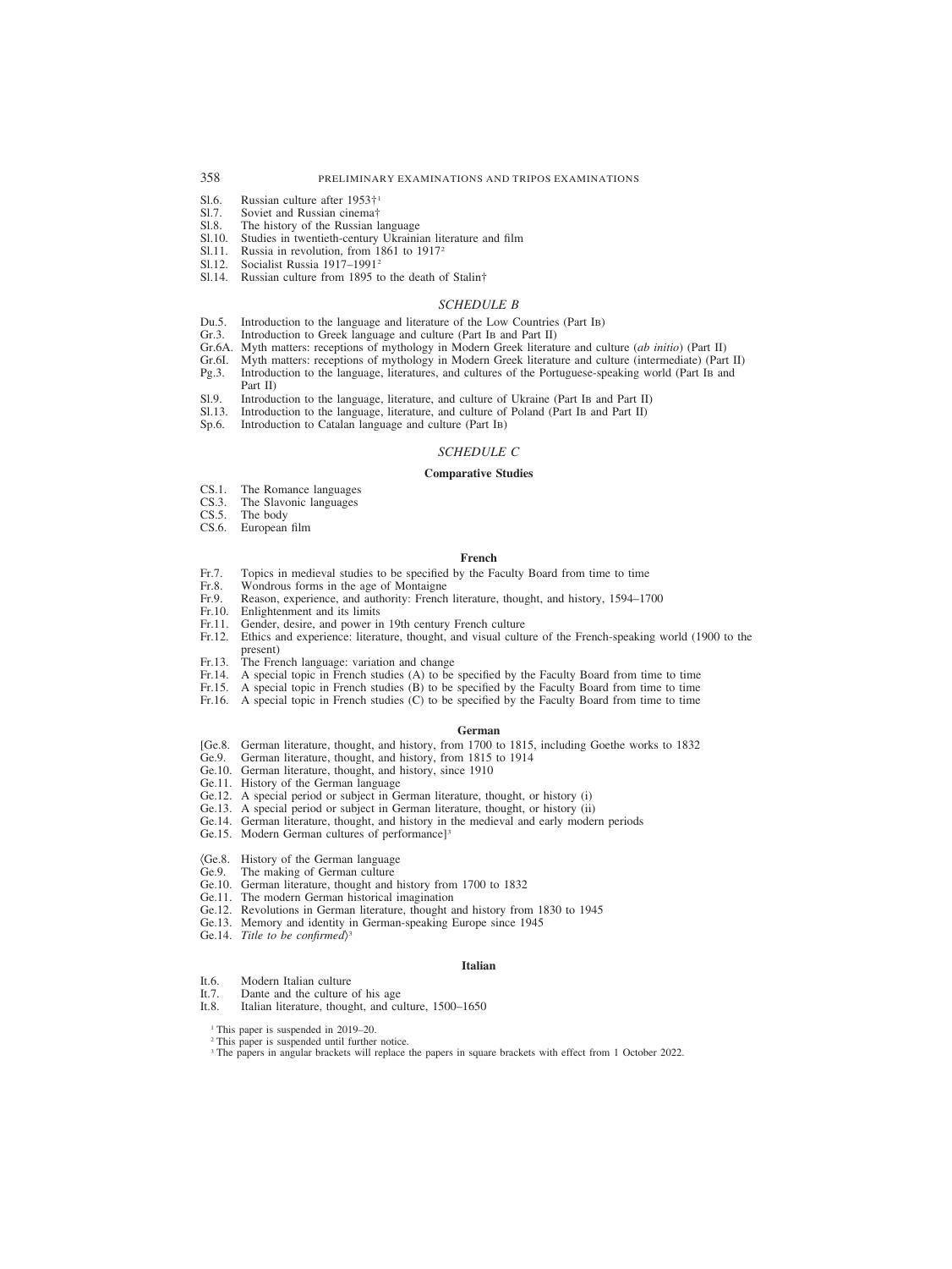Sl.6. Russian culture after 1953†[1]
Sl.7. Soviet and Russian cinema†
Sl.8. The history of the Russian language
Sl.10. Studies in twentieth-century Ukrainian literature and film
Sl.11. Russia in revolution, from 1861 to 1917[2]
Sl.12. Socialist Russia 1917–1991[2]
Sl.14. Russian culture from 1895 to the death of Stalin†

## *SCHEDULE B*

Du.5. Introduction to the language and literature of the Low Countries (Part IB)
Gr.3. Introduction to Greek language and culture (Part IB and Part II)
Gr.6A. Myth matters: receptions of mythology in Modern Greek literature and culture (*ab initio*) (Part II)
Gr.6I. Myth matters: receptions of mythology in Modern Greek literature and culture (intermediate) (Part II)
Pg.3. Introduction to the language, literatures, and cultures of the Portuguese-speaking world (Part IB and Part II)
Sl.9. Introduction to the language, literature, and culture of Ukraine (Part IB and Part II)
Sl.13. Introduction to the language, literature, and culture of Poland (Part IB and Part II)
Sp.6. Introduction to Catalan language and culture (Part IB)

## *SCHEDULE C*

### Comparative Studies

CS.1. The Romance languages
CS.3. The Slavonic languages
CS.5. The body
CS.6. European film

### French

Fr.7. Topics in medieval studies to be specified by the Faculty Board from time to time
Fr.8. Wondrous forms in the age of Montaigne
Fr.9. Reason, experience, and authority: French literature, thought, and history, 1594–1700
Fr.10. Enlightenment and its limits
Fr.11. Gender, desire, and power in 19th century French culture
Fr.12. Ethics and experience: literature, thought, and visual culture of the French-speaking world (1900 to the present)
Fr.13. The French language: variation and change
Fr.14. A special topic in French studies (A) to be specified by the Faculty Board from time to time
Fr.15. A special topic in French studies (B) to be specified by the Faculty Board from time to time
Fr.16. A special topic in French studies (C) to be specified by the Faculty Board from time to time

### German

[Ge.8. German literature, thought, and history, from 1700 to 1815, including Goethe works to 1832
Ge.9. German literature, thought, and history, from 1815 to 1914
Ge.10. German literature, thought, and history, since 1910
Ge.11. History of the German language
Ge.12. A special period or subject in German literature, thought, or history (i)
Ge.13. A special period or subject in German literature, thought, or history (ii)
Ge.14. German literature, thought, and history in the medieval and early modern periods
Ge.15. Modern German cultures of performance][3]

⟨Ge.8. History of the German language
Ge.9. The making of German culture
Ge.10. German literature, thought and history from 1700 to 1832
Ge.11. The modern German historical imagination
Ge.12. Revolutions in German literature, thought and history from 1830 to 1945
Ge.13. Memory and identity in German-speaking Europe since 1945
Ge.14. *Title to be confirmed*⟩[3]

### Italian

It.6. Modern Italian culture
It.7. Dante and the culture of his age
It.8. Italian literature, thought, and culture, 1500–1650

[1] This paper is suspended in 2019–20.
[2] This paper is suspended until further notice.
[3] The papers in angular brackets will replace the papers in square brackets with effect from 1 October 2022.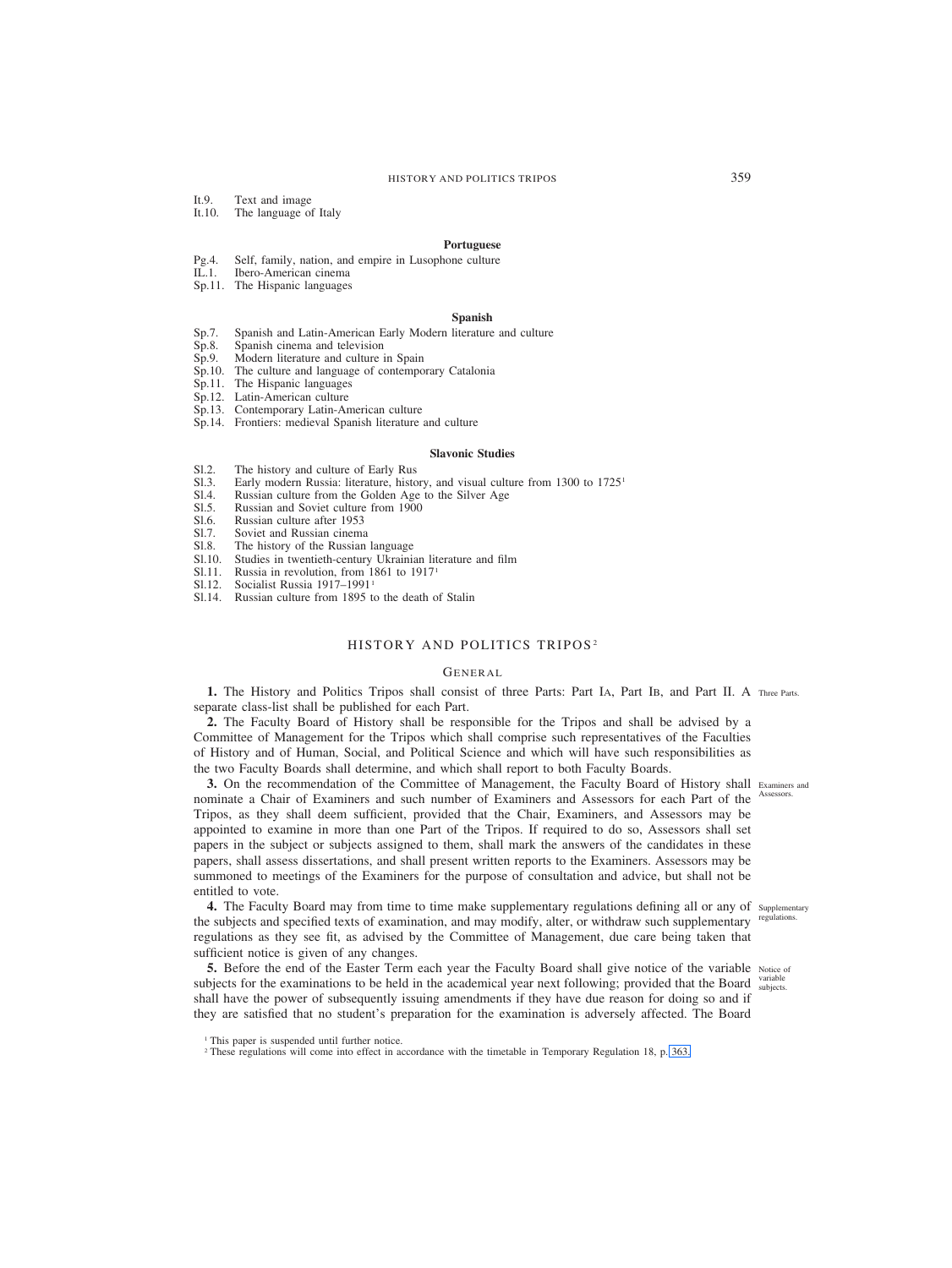It.9. Text and image
It.10. The language of Italy

**Portuguese**

Pg.4. Self, family, nation, and empire in Lusophone culture
IL.1. Ibero-American cinema
Sp.11. The Hispanic languages

**Spanish**

Sp.7. Spanish and Latin-American Early Modern literature and culture
Sp.8. Spanish cinema and television
Sp.9. Modern literature and culture in Spain
Sp.10. The culture and language of contemporary Catalonia
Sp.11. The Hispanic languages
Sp.12. Latin-American culture
Sp.13. Contemporary Latin-American culture
Sp.14. Frontiers: medieval Spanish literature and culture

**Slavonic Studies**

Sl.2. The history and culture of Early Rus
Sl.3. Early modern Russia: literature, history, and visual culture from 1300 to 1725[1]
Sl.4. Russian culture from the Golden Age to the Silver Age
Sl.5. Russian and Soviet culture from 1900
Sl.6. Russian culture after 1953
Sl.7. Soviet and Russian cinema
Sl.8. The history of the Russian language
Sl.10. Studies in twentieth-century Ukrainian literature and film
Sl.11. Russia in revolution, from 1861 to 1917[1]
Sl.12. Socialist Russia 1917–1991[1]
Sl.14. Russian culture from 1895 to the death of Stalin

## HISTORY AND POLITICS TRIPOS[2]

### General

**1.** The History and Politics Tripos shall consist of three Parts: Part IA, Part IB, and Part II. A separate class-list shall be published for each Part. *Three Parts.*

**2.** The Faculty Board of History shall be responsible for the Tripos and shall be advised by a Committee of Management for the Tripos which shall comprise such representatives of the Faculties of History and of Human, Social, and Political Science and which will have such responsibilities as the two Faculty Boards shall determine, and which shall report to both Faculty Boards.

**3.** On the recommendation of the Committee of Management, the Faculty Board of History shall nominate a Chair of Examiners and such number of Examiners and Assessors for each Part of the Tripos, as they shall deem sufficient, provided that the Chair, Examiners, and Assessors may be appointed to examine in more than one Part of the Tripos. If required to do so, Assessors shall set papers in the subject or subjects assigned to them, shall mark the answers of the candidates in these papers, shall assess dissertations, and shall present written reports to the Examiners. Assessors may be summoned to meetings of the Examiners for the purpose of consultation and advice, but shall not be entitled to vote. *Examiners and Assessors.*

**4.** The Faculty Board may from time to time make supplementary regulations defining all or any of the subjects and specified texts of examination, and may modify, alter, or withdraw such supplementary regulations as they see fit, as advised by the Committee of Management, due care being taken that sufficient notice is given of any changes. *Supplementary regulations.*

**5.** Before the end of the Easter Term each year the Faculty Board shall give notice of the variable subjects for the examinations to be held in the academical year next following; provided that the Board shall have the power of subsequently issuing amendments if they have due reason for doing so and if they are satisfied that no student's preparation for the examination is adversely affected. The Board *Notice of variable subjects.*

[1] This paper is suspended until further notice.
[2] These regulations will come into effect in accordance with the timetable in Temporary Regulation 18, p. 363.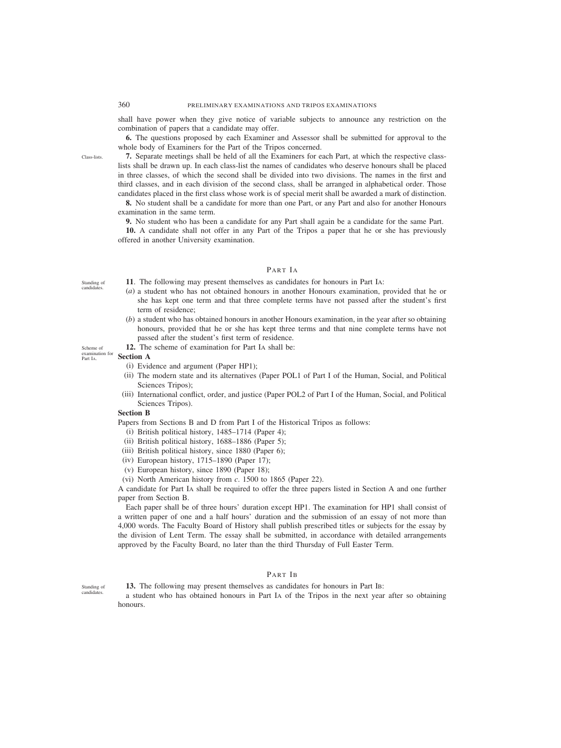shall have power when they give notice of variable subjects to announce any restriction on the combination of papers that a candidate may offer.

**6.** The questions proposed by each Examiner and Assessor shall be submitted for approval to the whole body of Examiners for the Part of the Tripos concerned.

Class-lists.

**7.** Separate meetings shall be held of all the Examiners for each Part, at which the respective class-lists shall be drawn up. In each class-list the names of candidates who deserve honours shall be placed in three classes, of which the second shall be divided into two divisions. The names in the first and third classes, and in each division of the second class, shall be arranged in alphabetical order. Those candidates placed in the first class whose work is of special merit shall be awarded a mark of distinction.

**8.** No student shall be a candidate for more than one Part, or any Part and also for another Honours examination in the same term.

**9.** No student who has been a candidate for any Part shall again be a candidate for the same Part.

**10.** A candidate shall not offer in any Part of the Tripos a paper that he or she has previously offered in another University examination.

## Part IA

Standing of candidates.

**11**. The following may present themselves as candidates for honours in Part IA:

(*a*) a student who has not obtained honours in another Honours examination, provided that he or she has kept one term and that three complete terms have not passed after the student's first term of residence;

(*b*) a student who has obtained honours in another Honours examination, in the year after so obtaining honours, provided that he or she has kept three terms and that nine complete terms have not passed after the student's first term of residence.

Scheme of examination for Part IA.

**12.** The scheme of examination for Part IA shall be:

**Section A**

(i) Evidence and argument (Paper HP1);

(ii) The modern state and its alternatives (Paper POL1 of Part I of the Human, Social, and Political Sciences Tripos);

(iii) International conflict, order, and justice (Paper POL2 of Part I of the Human, Social, and Political Sciences Tripos).

**Section B**

Papers from Sections B and D from Part I of the Historical Tripos as follows:

(i) British political history, 1485–1714 (Paper 4);

(ii) British political history, 1688–1886 (Paper 5);

(iii) British political history, since 1880 (Paper 6);

(iv) European history, 1715–1890 (Paper 17);

(v) European history, since 1890 (Paper 18);

(vi) North American history from *c*. 1500 to 1865 (Paper 22).

A candidate for Part IA shall be required to offer the three papers listed in Section A and one further paper from Section B.

Each paper shall be of three hours' duration except HP1. The examination for HP1 shall consist of a written paper of one and a half hours' duration and the submission of an essay of not more than 4,000 words. The Faculty Board of History shall publish prescribed titles or subjects for the essay by the division of Lent Term. The essay shall be submitted, in accordance with detailed arrangements approved by the Faculty Board, no later than the third Thursday of Full Easter Term.

## Part IB

Standing of candidates.

**13.** The following may present themselves as candidates for honours in Part IB:

a student who has obtained honours in Part IA of the Tripos in the next year after so obtaining honours.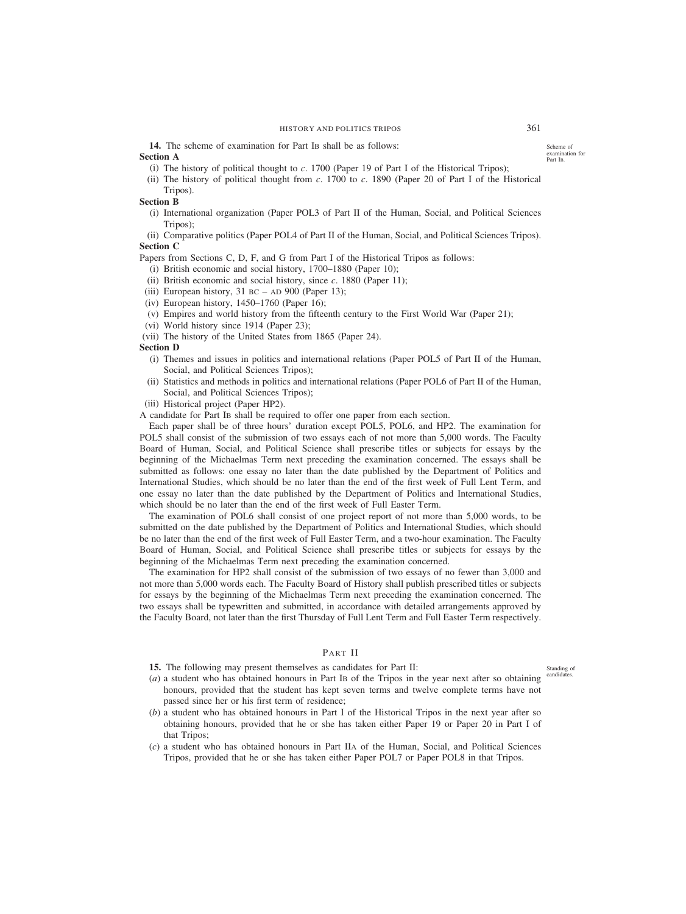**14.** The scheme of examination for Part IB shall be as follows:

Scheme of examination for Part IB.

**Section A**

(i) The history of political thought to *c*. 1700 (Paper 19 of Part I of the Historical Tripos);

(ii) The history of political thought from *c*. 1700 to *c*. 1890 (Paper 20 of Part I of the Historical Tripos).

**Section B**

(i) International organization (Paper POL3 of Part II of the Human, Social, and Political Sciences Tripos);

(ii) Comparative politics (Paper POL4 of Part II of the Human, Social, and Political Sciences Tripos).

**Section C**

Papers from Sections C, D, F, and G from Part I of the Historical Tripos as follows:

(i) British economic and social history, 1700–1880 (Paper 10);

(ii) British economic and social history, since *c*. 1880 (Paper 11);

(iii) European history, 31 BC – AD 900 (Paper 13);

(iv) European history, 1450–1760 (Paper 16);

(v) Empires and world history from the fifteenth century to the First World War (Paper 21);

(vi) World history since 1914 (Paper 23);

(vii) The history of the United States from 1865 (Paper 24).

**Section D**

(i) Themes and issues in politics and international relations (Paper POL5 of Part II of the Human, Social, and Political Sciences Tripos);

(ii) Statistics and methods in politics and international relations (Paper POL6 of Part II of the Human, Social, and Political Sciences Tripos);

(iii) Historical project (Paper HP2).

A candidate for Part IB shall be required to offer one paper from each section.

Each paper shall be of three hours' duration except POL5, POL6, and HP2. The examination for POL5 shall consist of the submission of two essays each of not more than 5,000 words. The Faculty Board of Human, Social, and Political Science shall prescribe titles or subjects for essays by the beginning of the Michaelmas Term next preceding the examination concerned. The essays shall be submitted as follows: one essay no later than the date published by the Department of Politics and International Studies, which should be no later than the end of the first week of Full Lent Term, and one essay no later than the date published by the Department of Politics and International Studies, which should be no later than the end of the first week of Full Easter Term.

The examination of POL6 shall consist of one project report of not more than 5,000 words, to be submitted on the date published by the Department of Politics and International Studies, which should be no later than the end of the first week of Full Easter Term, and a two-hour examination. The Faculty Board of Human, Social, and Political Science shall prescribe titles or subjects for essays by the beginning of the Michaelmas Term next preceding the examination concerned.

The examination for HP2 shall consist of the submission of two essays of no fewer than 3,000 and not more than 5,000 words each. The Faculty Board of History shall publish prescribed titles or subjects for essays by the beginning of the Michaelmas Term next preceding the examination concerned. The two essays shall be typewritten and submitted, in accordance with detailed arrangements approved by the Faculty Board, not later than the first Thursday of Full Lent Term and Full Easter Term respectively.

## PART II

**15.** The following may present themselves as candidates for Part II:

Standing of candidates.

(*a*) a student who has obtained honours in Part IB of the Tripos in the year next after so obtaining honours, provided that the student has kept seven terms and twelve complete terms have not passed since her or his first term of residence;

(*b*) a student who has obtained honours in Part I of the Historical Tripos in the next year after so obtaining honours, provided that he or she has taken either Paper 19 or Paper 20 in Part I of that Tripos;

(*c*) a student who has obtained honours in Part IIA of the Human, Social, and Political Sciences Tripos, provided that he or she has taken either Paper POL7 or Paper POL8 in that Tripos.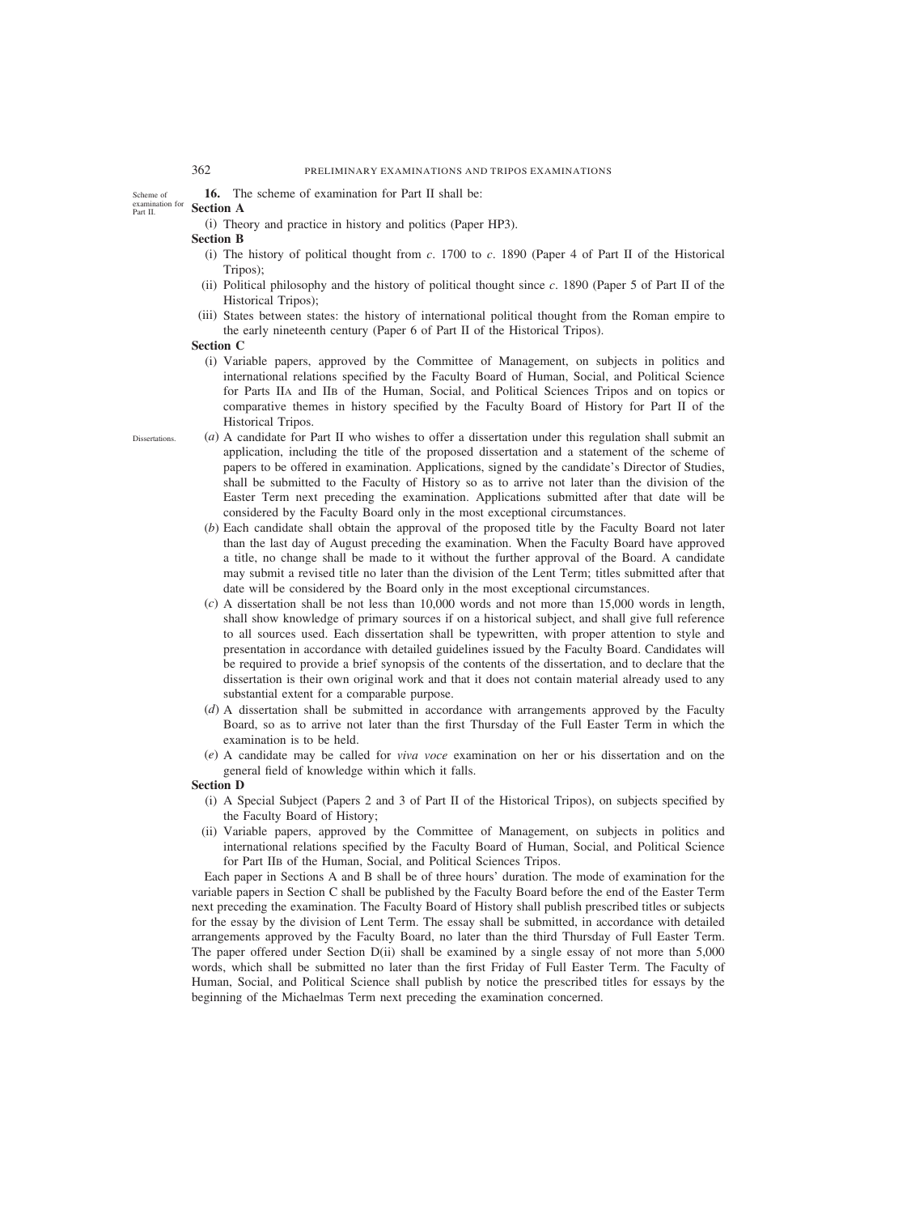Scheme of examination for Part II.

**16.** The scheme of examination for Part II shall be:

**Section A**

(i) Theory and practice in history and politics (Paper HP3).

**Section B**

(i) The history of political thought from *c*. 1700 to *c*. 1890 (Paper 4 of Part II of the Historical Tripos);

(ii) Political philosophy and the history of political thought since *c*. 1890 (Paper 5 of Part II of the Historical Tripos);

(iii) States between states: the history of international political thought from the Roman empire to the early nineteenth century (Paper 6 of Part II of the Historical Tripos).

**Section C**

(i) Variable papers, approved by the Committee of Management, on subjects in politics and international relations specified by the Faculty Board of Human, Social, and Political Science for Parts IIA and IIB of the Human, Social, and Political Sciences Tripos and on topics or comparative themes in history specified by the Faculty Board of History for Part II of the Historical Tripos.

Dissertations.

(*a*) A candidate for Part II who wishes to offer a dissertation under this regulation shall submit an application, including the title of the proposed dissertation and a statement of the scheme of papers to be offered in examination. Applications, signed by the candidate's Director of Studies, shall be submitted to the Faculty of History so as to arrive not later than the division of the Easter Term next preceding the examination. Applications submitted after that date will be considered by the Faculty Board only in the most exceptional circumstances.

(*b*) Each candidate shall obtain the approval of the proposed title by the Faculty Board not later than the last day of August preceding the examination. When the Faculty Board have approved a title, no change shall be made to it without the further approval of the Board. A candidate may submit a revised title no later than the division of the Lent Term; titles submitted after that date will be considered by the Board only in the most exceptional circumstances.

(*c*) A dissertation shall be not less than 10,000 words and not more than 15,000 words in length, shall show knowledge of primary sources if on a historical subject, and shall give full reference to all sources used. Each dissertation shall be typewritten, with proper attention to style and presentation in accordance with detailed guidelines issued by the Faculty Board. Candidates will be required to provide a brief synopsis of the contents of the dissertation, and to declare that the dissertation is their own original work and that it does not contain material already used to any substantial extent for a comparable purpose.

(*d*) A dissertation shall be submitted in accordance with arrangements approved by the Faculty Board, so as to arrive not later than the first Thursday of the Full Easter Term in which the examination is to be held.

(*e*) A candidate may be called for *viva voce* examination on her or his dissertation and on the general field of knowledge within which it falls.

**Section D**

(i) A Special Subject (Papers 2 and 3 of Part II of the Historical Tripos), on subjects specified by the Faculty Board of History;

(ii) Variable papers, approved by the Committee of Management, on subjects in politics and international relations specified by the Faculty Board of Human, Social, and Political Science for Part IIB of the Human, Social, and Political Sciences Tripos.

Each paper in Sections A and B shall be of three hours' duration. The mode of examination for the variable papers in Section C shall be published by the Faculty Board before the end of the Easter Term next preceding the examination. The Faculty Board of History shall publish prescribed titles or subjects for the essay by the division of Lent Term. The essay shall be submitted, in accordance with detailed arrangements approved by the Faculty Board, no later than the third Thursday of Full Easter Term. The paper offered under Section D(ii) shall be examined by a single essay of not more than 5,000 words, which shall be submitted no later than the first Friday of Full Easter Term. The Faculty of Human, Social, and Political Science shall publish by notice the prescribed titles for essays by the beginning of the Michaelmas Term next preceding the examination concerned.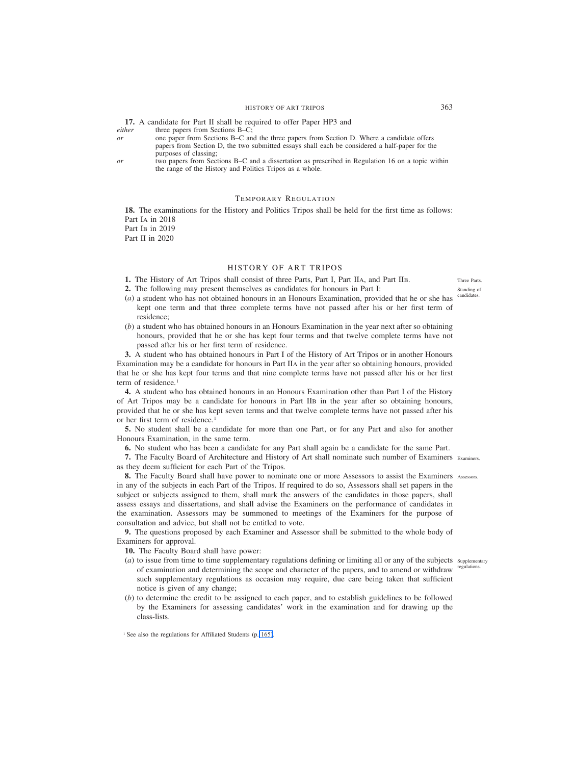**17.** A candidate for Part II shall be required to offer Paper HP3 and

*either* three papers from Sections B–C;

*or* one paper from Sections B–C and the three papers from Section D. Where a candidate offers papers from Section D, the two submitted essays shall each be considered a half-paper for the purposes of classing;

*or* two papers from Sections B–C and a dissertation as prescribed in Regulation 16 on a topic within the range of the History and Politics Tripos as a whole.

### Temporary Regulation

**18.** The examinations for the History and Politics Tripos shall be held for the first time as follows:
Part IA in 2018
Part IB in 2019
Part II in 2020

## HISTORY OF ART TRIPOS

*Three Parts.*

**1.** The History of Art Tripos shall consist of three Parts, Part I, Part IIA, and Part IIB.

*Standing of candidates.*

**2.** The following may present themselves as candidates for honours in Part I:

(*a*) a student who has not obtained honours in an Honours Examination, provided that he or she has kept one term and that three complete terms have not passed after his or her first term of residence;

(*b*) a student who has obtained honours in an Honours Examination in the year next after so obtaining honours, provided that he or she has kept four terms and that twelve complete terms have not passed after his or her first term of residence.

**3.** A student who has obtained honours in Part I of the History of Art Tripos or in another Honours Examination may be a candidate for honours in Part IIA in the year after so obtaining honours, provided that he or she has kept four terms and that nine complete terms have not passed after his or her first term of residence.[1]

**4.** A student who has obtained honours in an Honours Examination other than Part I of the History of Art Tripos may be a candidate for honours in Part IIB in the year after so obtaining honours, provided that he or she has kept seven terms and that twelve complete terms have not passed after his or her first term of residence.[1]

**5.** No student shall be a candidate for more than one Part, or for any Part and also for another Honours Examination, in the same term.

**6.** No student who has been a candidate for any Part shall again be a candidate for the same Part.

*Examiners.*

**7.** The Faculty Board of Architecture and History of Art shall nominate such number of Examiners as they deem sufficient for each Part of the Tripos.

*Assessors.*

**8.** The Faculty Board shall have power to nominate one or more Assessors to assist the Examiners in any of the subjects in each Part of the Tripos. If required to do so, Assessors shall set papers in the subject or subjects assigned to them, shall mark the answers of the candidates in those papers, shall assess essays and dissertations, and shall advise the Examiners on the performance of candidates in the examination. Assessors may be summoned to meetings of the Examiners for the purpose of consultation and advice, but shall not be entitled to vote.

**9.** The questions proposed by each Examiner and Assessor shall be submitted to the whole body of Examiners for approval.

**10.** The Faculty Board shall have power:

*Supplementary regulations.*

(*a*) to issue from time to time supplementary regulations defining or limiting all or any of the subjects of examination and determining the scope and character of the papers, and to amend or withdraw such supplementary regulations as occasion may require, due care being taken that sufficient notice is given of any change;

(*b*) to determine the credit to be assigned to each paper, and to establish guidelines to be followed by the Examiners for assessing candidates' work in the examination and for drawing up the class-lists.

[1] See also the regulations for Affiliated Students (p. 165).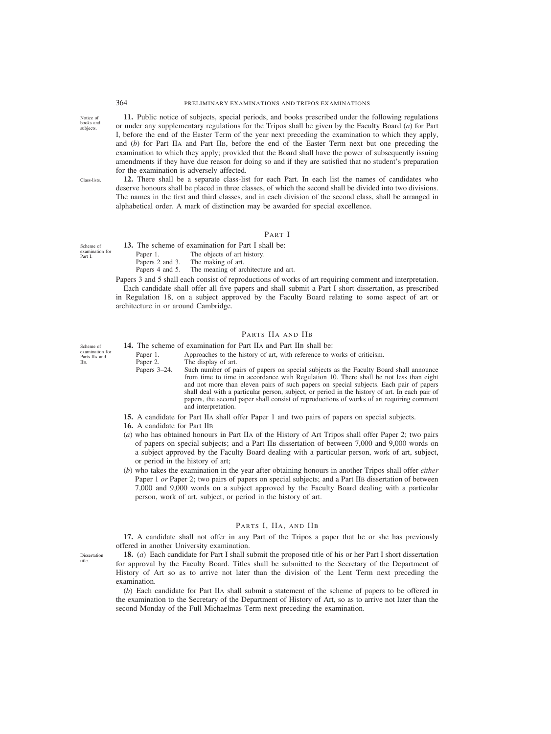**11.** Public notice of subjects, special periods, and books prescribed under the following regulations or under any supplementary regulations for the Tripos shall be given by the Faculty Board (*a*) for Part I, before the end of the Easter Term of the year next preceding the examination to which they apply, and (*b*) for Part IIA and Part IIB, before the end of the Easter Term next but one preceding the examination to which they apply; provided that the Board shall have the power of subsequently issuing amendments if they have due reason for doing so and if they are satisfied that no student's preparation for the examination is adversely affected.

**12.** There shall be a separate class-list for each Part. In each list the names of candidates who deserve honours shall be placed in three classes, of which the second shall be divided into two divisions. The names in the first and third classes, and in each division of the second class, shall be arranged in alphabetical order. A mark of distinction may be awarded for special excellence.

## PART I

**13.** The scheme of examination for Part I shall be:

| | |
|---|---|
| Paper 1. | The objects of art history. |
| Papers 2 and 3. | The making of art. |
| Papers 4 and 5. | The meaning of architecture and art. |

Papers 3 and 5 shall each consist of reproductions of works of art requiring comment and interpretation.

Each candidate shall offer all five papers and shall submit a Part I short dissertation, as prescribed in Regulation 18, on a subject approved by the Faculty Board relating to some aspect of art or architecture in or around Cambridge.

## PARTS IIA AND IIB

**14.** The scheme of examination for Part IIA and Part IIB shall be:

| | |
|---|---|
| Paper 1. | Approaches to the history of art, with reference to works of criticism. |
| Paper 2. | The display of art. |
| Papers 3–24. | Such number of pairs of papers on special subjects as the Faculty Board shall announce from time to time in accordance with Regulation 10. There shall be not less than eight and not more than eleven pairs of such papers on special subjects. Each pair of papers shall deal with a particular person, subject, or period in the history of art. In each pair of papers, the second paper shall consist of reproductions of works of art requiring comment and interpretation. |

**15.** A candidate for Part IIA shall offer Paper 1 and two pairs of papers on special subjects.

**16.** A candidate for Part IIB

(*a*) who has obtained honours in Part IIA of the History of Art Tripos shall offer Paper 2; two pairs of papers on special subjects; and a Part IIB dissertation of between 7,000 and 9,000 words on a subject approved by the Faculty Board dealing with a particular person, work of art, subject, or period in the history of art;

(*b*) who takes the examination in the year after obtaining honours in another Tripos shall offer *either* Paper 1 *or* Paper 2; two pairs of papers on special subjects; and a Part IIB dissertation of between 7,000 and 9,000 words on a subject approved by the Faculty Board dealing with a particular person, work of art, subject, or period in the history of art.

## PARTS I, IIA, AND IIB

**17.** A candidate shall not offer in any Part of the Tripos a paper that he or she has previously offered in another University examination.

**18.** (*a*) Each candidate for Part I shall submit the proposed title of his or her Part I short dissertation for approval by the Faculty Board. Titles shall be submitted to the Secretary of the Department of History of Art so as to arrive not later than the division of the Lent Term next preceding the examination.

(*b*) Each candidate for Part IIA shall submit a statement of the scheme of papers to be offered in the examination to the Secretary of the Department of History of Art, so as to arrive not later than the second Monday of the Full Michaelmas Term next preceding the examination.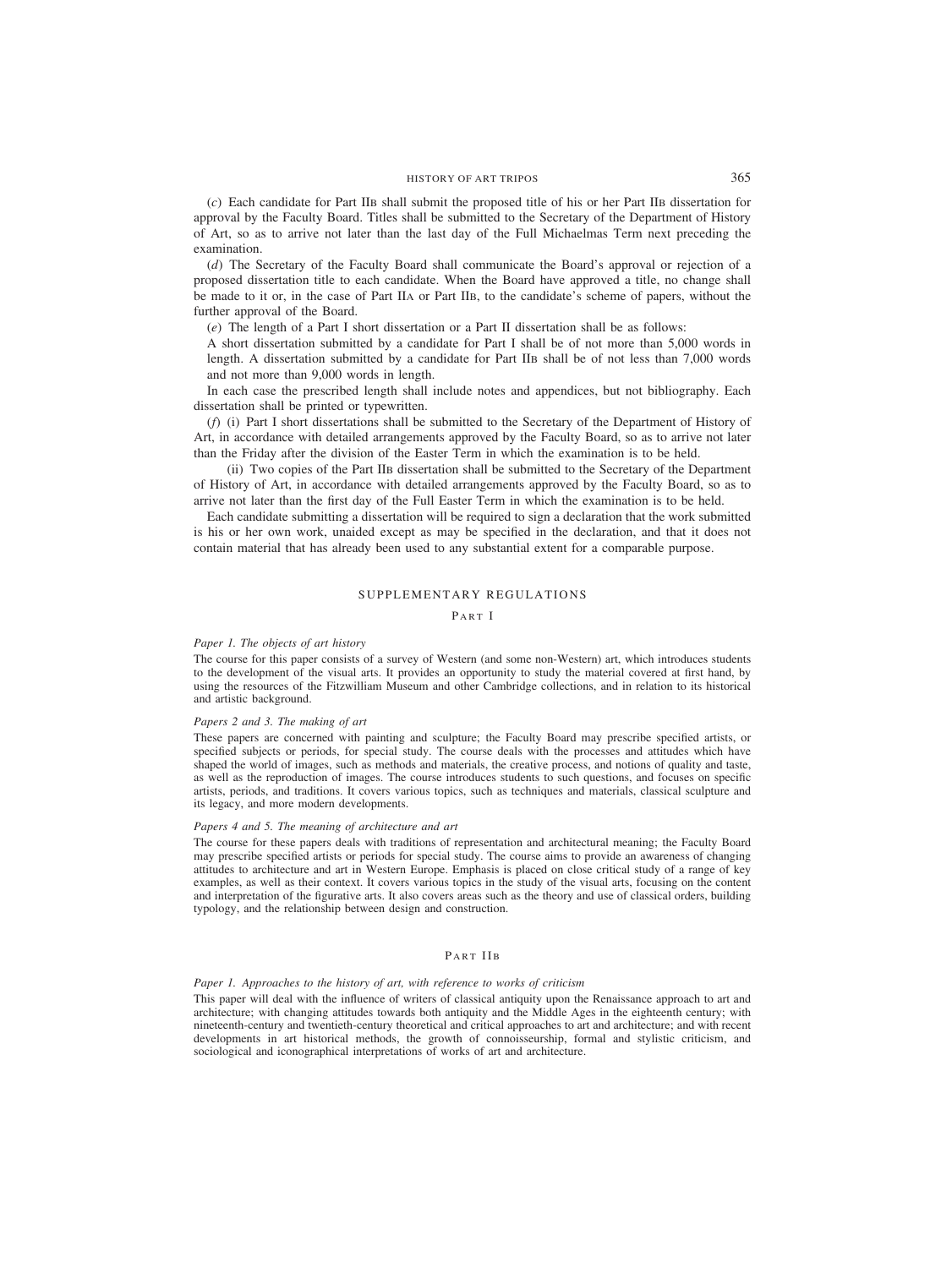(*c*) Each candidate for Part IIB shall submit the proposed title of his or her Part IIB dissertation for approval by the Faculty Board. Titles shall be submitted to the Secretary of the Department of History of Art, so as to arrive not later than the last day of the Full Michaelmas Term next preceding the examination.

(*d*) The Secretary of the Faculty Board shall communicate the Board's approval or rejection of a proposed dissertation title to each candidate. When the Board have approved a title, no change shall be made to it or, in the case of Part IIA or Part IIB, to the candidate's scheme of papers, without the further approval of the Board.

(*e*) The length of a Part I short dissertation or a Part II dissertation shall be as follows:

A short dissertation submitted by a candidate for Part I shall be of not more than 5,000 words in length. A dissertation submitted by a candidate for Part IIB shall be of not less than 7,000 words and not more than 9,000 words in length.

In each case the prescribed length shall include notes and appendices, but not bibliography. Each dissertation shall be printed or typewritten.

(*f*) (i) Part I short dissertations shall be submitted to the Secretary of the Department of History of Art, in accordance with detailed arrangements approved by the Faculty Board, so as to arrive not later than the Friday after the division of the Easter Term in which the examination is to be held.

(ii) Two copies of the Part IIB dissertation shall be submitted to the Secretary of the Department of History of Art, in accordance with detailed arrangements approved by the Faculty Board, so as to arrive not later than the first day of the Full Easter Term in which the examination is to be held.

Each candidate submitting a dissertation will be required to sign a declaration that the work submitted is his or her own work, unaided except as may be specified in the declaration, and that it does not contain material that has already been used to any substantial extent for a comparable purpose.

## SUPPLEMENTARY REGULATIONS

### PART I

*Paper 1. The objects of art history*

The course for this paper consists of a survey of Western (and some non-Western) art, which introduces students to the development of the visual arts. It provides an opportunity to study the material covered at first hand, by using the resources of the Fitzwilliam Museum and other Cambridge collections, and in relation to its historical and artistic background.

*Papers 2 and 3. The making of art*

These papers are concerned with painting and sculpture; the Faculty Board may prescribe specified artists, or specified subjects or periods, for special study. The course deals with the processes and attitudes which have shaped the world of images, such as methods and materials, the creative process, and notions of quality and taste, as well as the reproduction of images. The course introduces students to such questions, and focuses on specific artists, periods, and traditions. It covers various topics, such as techniques and materials, classical sculpture and its legacy, and more modern developments.

*Papers 4 and 5. The meaning of architecture and art*

The course for these papers deals with traditions of representation and architectural meaning; the Faculty Board may prescribe specified artists or periods for special study. The course aims to provide an awareness of changing attitudes to architecture and art in Western Europe. Emphasis is placed on close critical study of a range of key examples, as well as their context. It covers various topics in the study of the visual arts, focusing on the content and interpretation of the figurative arts. It also covers areas such as the theory and use of classical orders, building typology, and the relationship between design and construction.

### PART IIB

*Paper 1. Approaches to the history of art, with reference to works of criticism*

This paper will deal with the influence of writers of classical antiquity upon the Renaissance approach to art and architecture; with changing attitudes towards both antiquity and the Middle Ages in the eighteenth century; with nineteenth-century and twentieth-century theoretical and critical approaches to art and architecture; and with recent developments in art historical methods, the growth of connoisseurship, formal and stylistic criticism, and sociological and iconographical interpretations of works of art and architecture.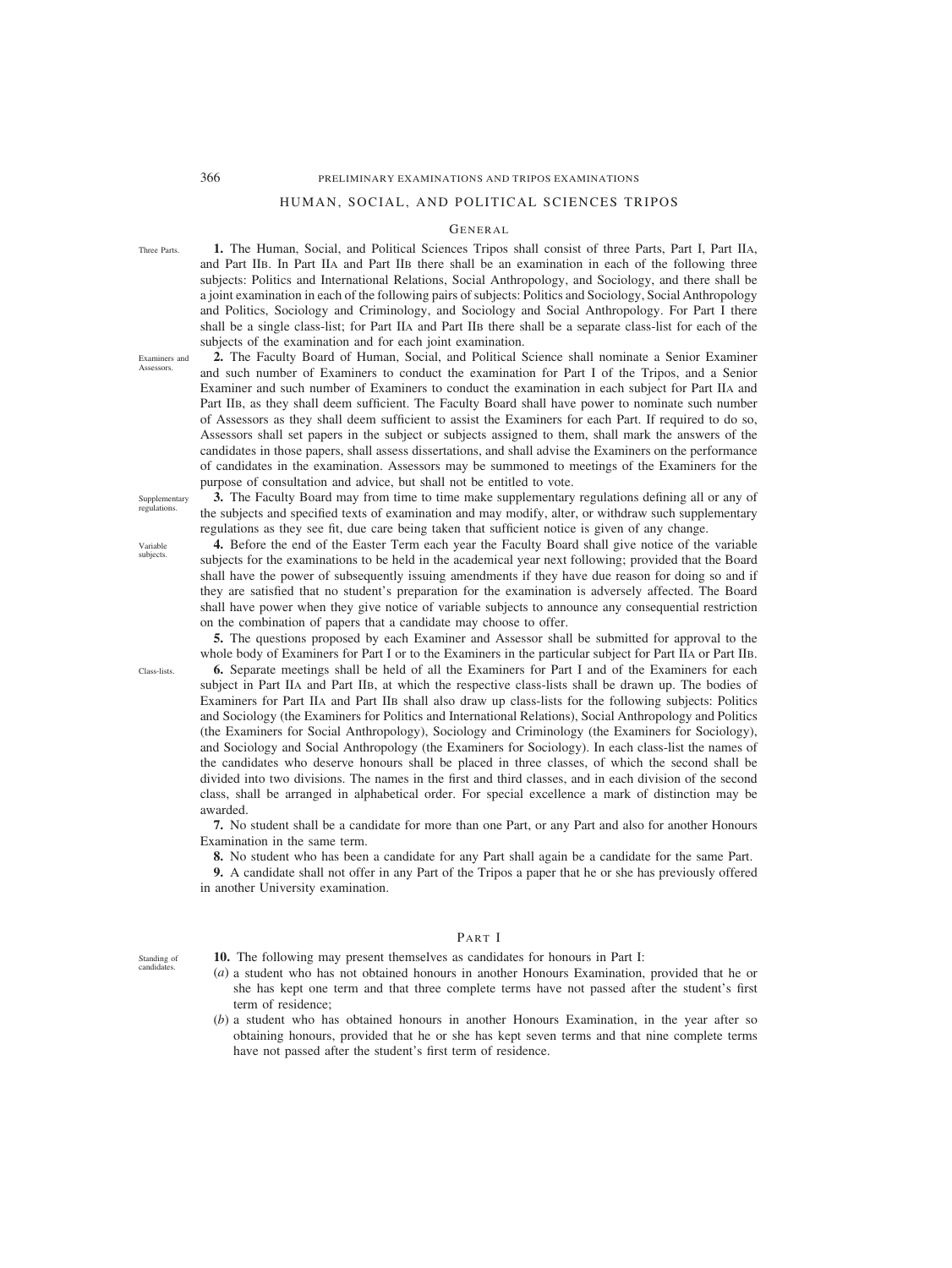# HUMAN, SOCIAL, AND POLITICAL SCIENCES TRIPOS

## GENERAL

Three Parts.

**1.** The Human, Social, and Political Sciences Tripos shall consist of three Parts, Part I, Part IIA, and Part IIB. In Part IIA and Part IIB there shall be an examination in each of the following three subjects: Politics and International Relations, Social Anthropology, and Sociology, and there shall be a joint examination in each of the following pairs of subjects: Politics and Sociology, Social Anthropology and Politics, Sociology and Criminology, and Sociology and Social Anthropology. For Part I there shall be a single class-list; for Part IIA and Part IIB there shall be a separate class-list for each of the subjects of the examination and for each joint examination.

Examiners and Assessors.

**2.** The Faculty Board of Human, Social, and Political Science shall nominate a Senior Examiner and such number of Examiners to conduct the examination for Part I of the Tripos, and a Senior Examiner and such number of Examiners to conduct the examination in each subject for Part IIA and Part IIB, as they shall deem sufficient. The Faculty Board shall have power to nominate such number of Assessors as they shall deem sufficient to assist the Examiners for each Part. If required to do so, Assessors shall set papers in the subject or subjects assigned to them, shall mark the answers of the candidates in those papers, shall assess dissertations, and shall advise the Examiners on the performance of candidates in the examination. Assessors may be summoned to meetings of the Examiners for the purpose of consultation and advice, but shall not be entitled to vote.

Supplementary regulations.

**3.** The Faculty Board may from time to time make supplementary regulations defining all or any of the subjects and specified texts of examination and may modify, alter, or withdraw such supplementary regulations as they see fit, due care being taken that sufficient notice is given of any change.

Variable subjects.

**4.** Before the end of the Easter Term each year the Faculty Board shall give notice of the variable subjects for the examinations to be held in the academical year next following; provided that the Board shall have the power of subsequently issuing amendments if they have due reason for doing so and if they are satisfied that no student's preparation for the examination is adversely affected. The Board shall have power when they give notice of variable subjects to announce any consequential restriction on the combination of papers that a candidate may choose to offer.

**5.** The questions proposed by each Examiner and Assessor shall be submitted for approval to the whole body of Examiners for Part I or to the Examiners in the particular subject for Part IIA or Part IIB.

Class-lists.

**6.** Separate meetings shall be held of all the Examiners for Part I and of the Examiners for each subject in Part IIA and Part IIB, at which the respective class-lists shall be drawn up. The bodies of Examiners for Part IIA and Part IIB shall also draw up class-lists for the following subjects: Politics and Sociology (the Examiners for Politics and International Relations), Social Anthropology and Politics (the Examiners for Social Anthropology), Sociology and Criminology (the Examiners for Sociology), and Sociology and Social Anthropology (the Examiners for Sociology). In each class-list the names of the candidates who deserve honours shall be placed in three classes, of which the second shall be divided into two divisions. The names in the first and third classes, and in each division of the second class, shall be arranged in alphabetical order. For special excellence a mark of distinction may be awarded.

**7.** No student shall be a candidate for more than one Part, or any Part and also for another Honours Examination in the same term.

**8.** No student who has been a candidate for any Part shall again be a candidate for the same Part.

**9.** A candidate shall not offer in any Part of the Tripos a paper that he or she has previously offered in another University examination.

## PART I

Standing of candidates.

**10.** The following may present themselves as candidates for honours in Part I:

(*a*) a student who has not obtained honours in another Honours Examination, provided that he or she has kept one term and that three complete terms have not passed after the student's first term of residence;

(*b*) a student who has obtained honours in another Honours Examination, in the year after so obtaining honours, provided that he or she has kept seven terms and that nine complete terms have not passed after the student's first term of residence.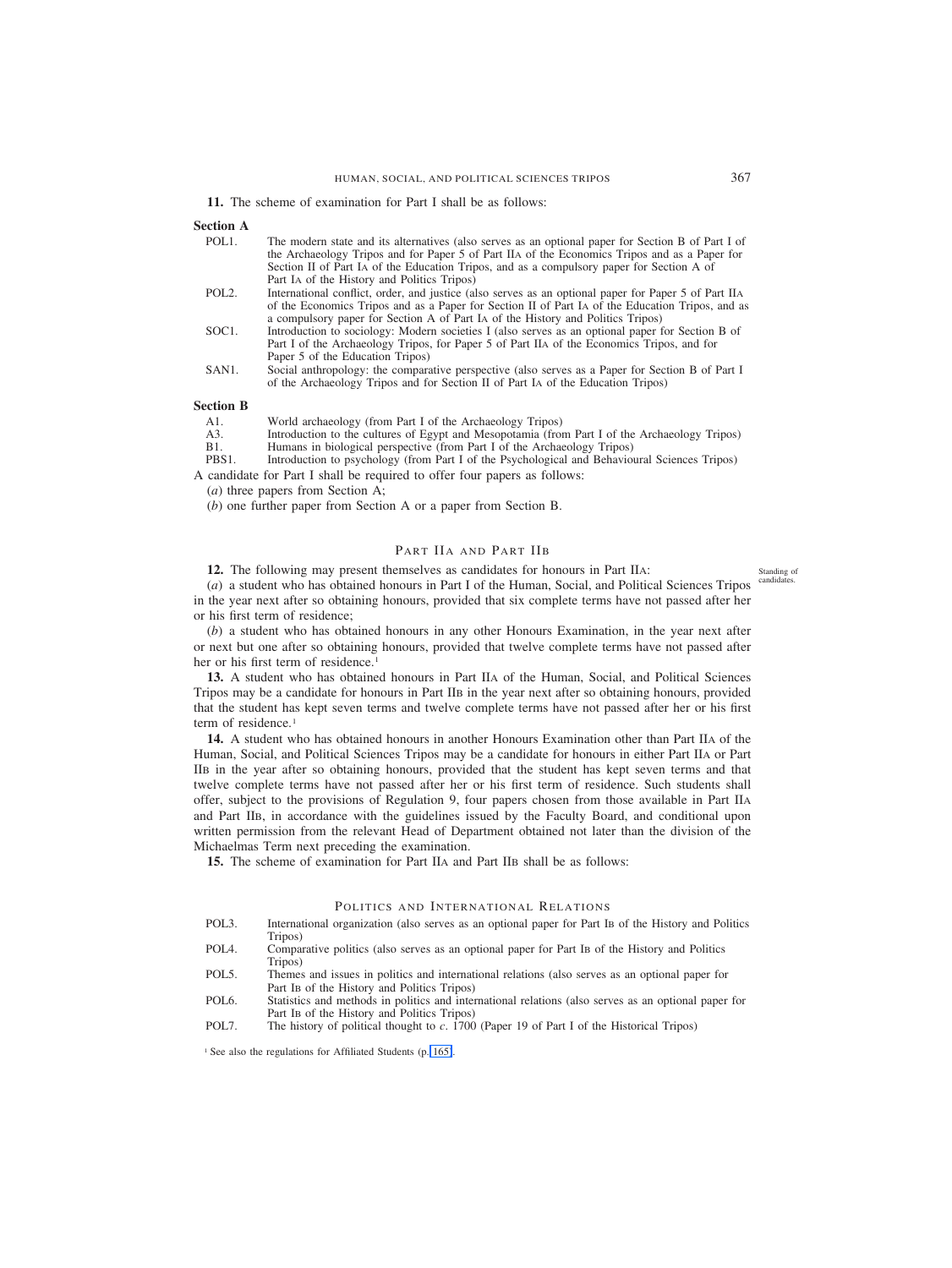**11.** The scheme of examination for Part I shall be as follows:

**Section A**

| | |
|---|---|
| POL1. | The modern state and its alternatives (also serves as an optional paper for Section B of Part I of the Archaeology Tripos and for Paper 5 of Part IIA of the Economics Tripos and as a Paper for Section II of Part IA of the Education Tripos, and as a compulsory paper for Section A of Part IA of the History and Politics Tripos) |
| POL2. | International conflict, order, and justice (also serves as an optional paper for Paper 5 of Part IIA of the Economics Tripos and as a Paper for Section II of Part IA of the Education Tripos, and as a compulsory paper for Section A of Part IA of the History and Politics Tripos) |
| SOC1. | Introduction to sociology: Modern societies I (also serves as an optional paper for Section B of Part I of the Archaeology Tripos, for Paper 5 of Part IIA of the Economics Tripos, and for Paper 5 of the Education Tripos) |
| SAN1. | Social anthropology: the comparative perspective (also serves as a Paper for Section B of Part I of the Archaeology Tripos and for Section II of Part IA of the Education Tripos) |

**Section B**

| | |
|---|---|
| A1. | World archaeology (from Part I of the Archaeology Tripos) |
| A3. | Introduction to the cultures of Egypt and Mesopotamia (from Part I of the Archaeology Tripos) |
| B1. | Humans in biological perspective (from Part I of the Archaeology Tripos) |
| PBS1. | Introduction to psychology (from Part I of the Psychological and Behavioural Sciences Tripos) |

A candidate for Part I shall be required to offer four papers as follows:

(*a*) three papers from Section A;

(*b*) one further paper from Section A or a paper from Section B.

## Part IIA and Part IIB

*Standing of candidates.*

**12.** The following may present themselves as candidates for honours in Part IIA:

(*a*) a student who has obtained honours in Part I of the Human, Social, and Political Sciences Tripos in the year next after so obtaining honours, provided that six complete terms have not passed after her or his first term of residence;

(*b*) a student who has obtained honours in any other Honours Examination, in the year next after or next but one after so obtaining honours, provided that twelve complete terms have not passed after her or his first term of residence.[1]

**13.** A student who has obtained honours in Part IIA of the Human, Social, and Political Sciences Tripos may be a candidate for honours in Part IIB in the year next after so obtaining honours, provided that the student has kept seven terms and twelve complete terms have not passed after her or his first term of residence.[1]

**14.** A student who has obtained honours in another Honours Examination other than Part IIA of the Human, Social, and Political Sciences Tripos may be a candidate for honours in either Part IIA or Part IIB in the year after so obtaining honours, provided that the student has kept seven terms and that twelve complete terms have not passed after her or his first term of residence. Such students shall offer, subject to the provisions of Regulation 9, four papers chosen from those available in Part IIA and Part IIB, in accordance with the guidelines issued by the Faculty Board, and conditional upon written permission from the relevant Head of Department obtained not later than the division of the Michaelmas Term next preceding the examination.

**15.** The scheme of examination for Part IIA and Part IIB shall be as follows:

### Politics and International Relations

| | |
|---|---|
| POL3. | International organization (also serves as an optional paper for Part IB of the History and Politics Tripos) |
| POL4. | Comparative politics (also serves as an optional paper for Part IB of the History and Politics Tripos) |
| POL5. | Themes and issues in politics and international relations (also serves as an optional paper for Part IB of the History and Politics Tripos) |
| POL6. | Statistics and methods in politics and international relations (also serves as an optional paper for Part IB of the History and Politics Tripos) |
| POL7. | The history of political thought to *c*. 1700 (Paper 19 of Part I of the Historical Tripos) |

[1] See also the regulations for Affiliated Students (p. 165).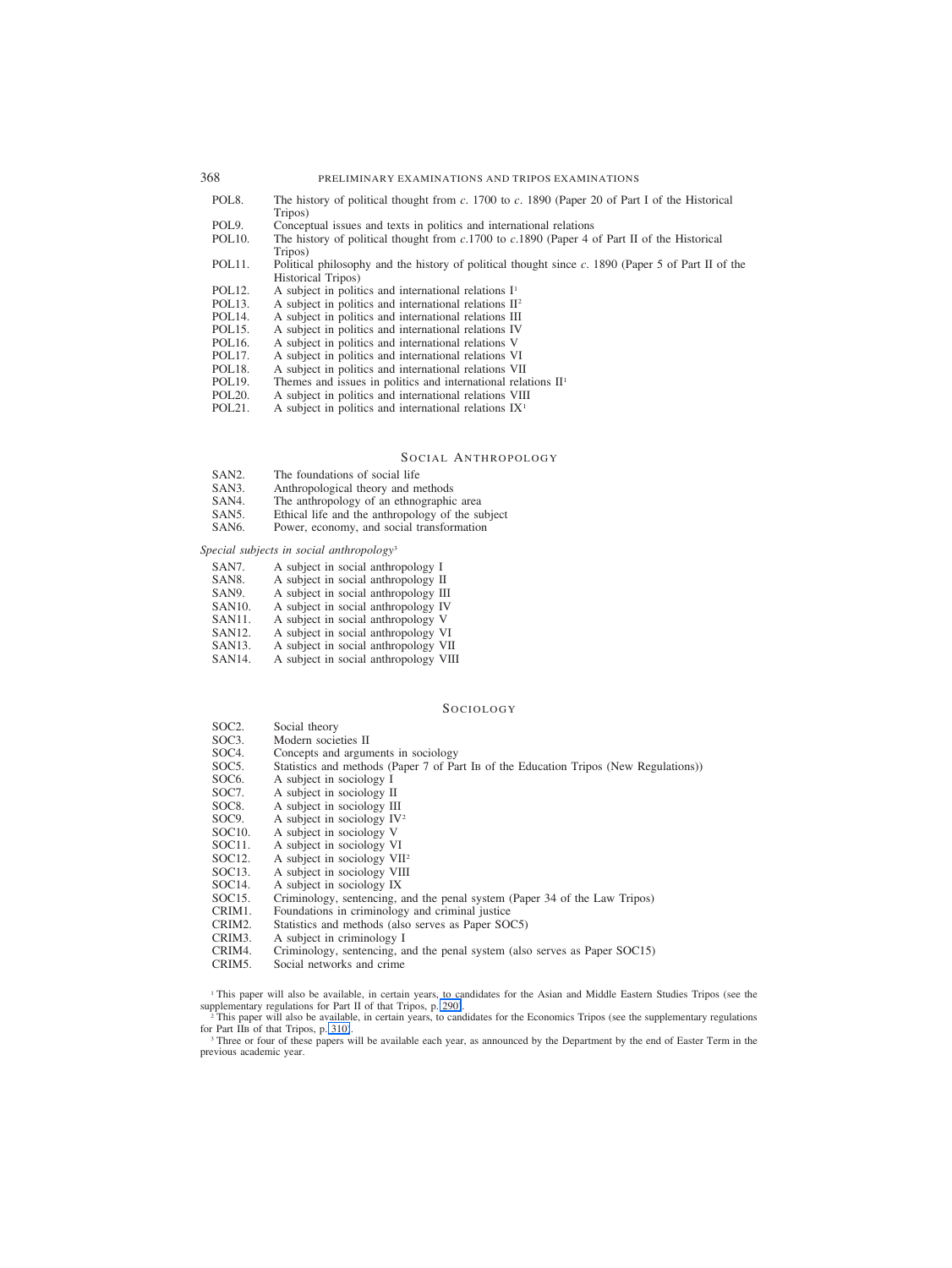POL8. The history of political thought from *c*. 1700 to *c*. 1890 (Paper 20 of Part I of the Historical Tripos)
POL9. Conceptual issues and texts in politics and international relations
POL10. The history of political thought from *c*.1700 to *c*.1890 (Paper 4 of Part II of the Historical Tripos)
POL11. Political philosophy and the history of political thought since *c*. 1890 (Paper 5 of Part II of the Historical Tripos)
POL12. A subject in politics and international relations I[1]
POL13. A subject in politics and international relations II[2]
POL14. A subject in politics and international relations III
POL15. A subject in politics and international relations IV
POL16. A subject in politics and international relations V
POL17. A subject in politics and international relations VI
POL18. A subject in politics and international relations VII
POL19. Themes and issues in politics and international relations II[1]
POL20. A subject in politics and international relations VIII
POL21. A subject in politics and international relations IX[1]

## Social Anthropology

SAN2. The foundations of social life
SAN3. Anthropological theory and methods
SAN4. The anthropology of an ethnographic area
SAN5. Ethical life and the anthropology of the subject
SAN6. Power, economy, and social transformation

*Special subjects in social anthropology*[3]

SAN7. A subject in social anthropology I
SAN8. A subject in social anthropology II
SAN9. A subject in social anthropology III
SAN10. A subject in social anthropology IV
SAN11. A subject in social anthropology V
SAN12. A subject in social anthropology VI
SAN13. A subject in social anthropology VII
SAN14. A subject in social anthropology VIII

## Sociology

SOC2. Social theory
SOC3. Modern societies II
SOC4. Concepts and arguments in sociology
SOC5. Statistics and methods (Paper 7 of Part IB of the Education Tripos (New Regulations))
SOC6. A subject in sociology I
SOC7. A subject in sociology II
SOC8. A subject in sociology III
SOC9. A subject in sociology IV[2]
SOC10. A subject in sociology V
SOC11. A subject in sociology VI
SOC12. A subject in sociology VII[2]
SOC13. A subject in sociology VIII
SOC14. A subject in sociology IX
SOC15. Criminology, sentencing, and the penal system (Paper 34 of the Law Tripos)
CRIM1. Foundations in criminology and criminal justice
CRIM2. Statistics and methods (also serves as Paper SOC5)
CRIM3. A subject in criminology I
CRIM4. Criminology, sentencing, and the penal system (also serves as Paper SOC15)
CRIM5. Social networks and crime

[1] This paper will also be available, in certain years, to candidates for the Asian and Middle Eastern Studies Tripos (see the supplementary regulations for Part II of that Tripos, p. 290).
[2] This paper will also be available, in certain years, to candidates for the Economics Tripos (see the supplementary regulations for Part IIB of that Tripos, p. 310).
[3] Three or four of these papers will be available each year, as announced by the Department by the end of Easter Term in the previous academic year.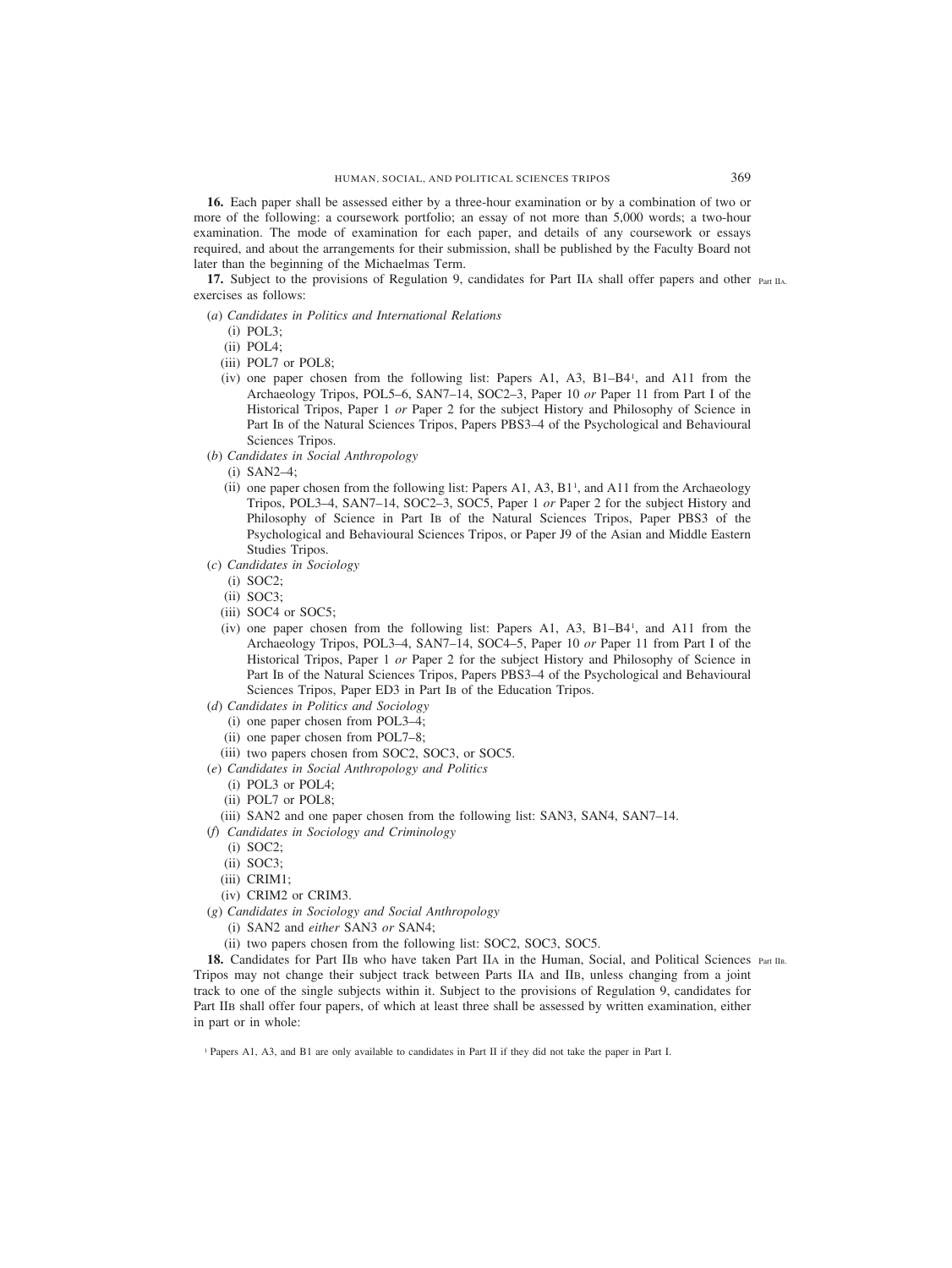**16.** Each paper shall be assessed either by a three-hour examination or by a combination of two or more of the following: a coursework portfolio; an essay of not more than 5,000 words; a two-hour examination. The mode of examination for each paper, and details of any coursework or essays required, and about the arrangements for their submission, shall be published by the Faculty Board not later than the beginning of the Michaelmas Term.

**17.** Subject to the provisions of Regulation 9, candidates for Part IIA shall offer papers and other exercises as follows: Part IIA.

(*a*) *Candidates in Politics and International Relations*

- (i) POL3;
- (ii) POL4;
- (iii) POL7 or POL8;
- (iv) one paper chosen from the following list: Papers A1, A3, B1–B4[1], and A11 from the Archaeology Tripos, POL5–6, SAN7–14, SOC2–3, Paper 10 *or* Paper 11 from Part I of the Historical Tripos, Paper 1 *or* Paper 2 for the subject History and Philosophy of Science in Part IB of the Natural Sciences Tripos, Papers PBS3–4 of the Psychological and Behavioural Sciences Tripos.

(*b*) *Candidates in Social Anthropology*

- (i) SAN2–4;
- (ii) one paper chosen from the following list: Papers A1, A3, B1[1], and A11 from the Archaeology Tripos, POL3–4, SAN7–14, SOC2–3, SOC5, Paper 1 *or* Paper 2 for the subject History and Philosophy of Science in Part IB of the Natural Sciences Tripos, Paper PBS3 of the Psychological and Behavioural Sciences Tripos, or Paper J9 of the Asian and Middle Eastern Studies Tripos.

(*c*) *Candidates in Sociology*

- (i) SOC2;
- (ii) SOC3;
- (iii) SOC4 or SOC5;
- (iv) one paper chosen from the following list: Papers A1, A3, B1–B4[1], and A11 from the Archaeology Tripos, POL3–4, SAN7–14, SOC4–5, Paper 10 *or* Paper 11 from Part I of the Historical Tripos, Paper 1 *or* Paper 2 for the subject History and Philosophy of Science in Part IB of the Natural Sciences Tripos, Papers PBS3–4 of the Psychological and Behavioural Sciences Tripos, Paper ED3 in Part IB of the Education Tripos.

(*d*) *Candidates in Politics and Sociology*

- (i) one paper chosen from POL3–4;
- (ii) one paper chosen from POL7–8;
- (iii) two papers chosen from SOC2, SOC3, or SOC5.

(*e*) *Candidates in Social Anthropology and Politics*

- (i) POL3 or POL4;
- (ii) POL7 or POL8;
- (iii) SAN2 and one paper chosen from the following list: SAN3, SAN4, SAN7–14.

(*f*) *Candidates in Sociology and Criminology*

- (i) SOC2;
- (ii) SOC3;
- (iii) CRIM1;
- (iv) CRIM2 or CRIM3.

(*g*) *Candidates in Sociology and Social Anthropology*

- (i) SAN2 and *either* SAN3 *or* SAN4;
- (ii) two papers chosen from the following list: SOC2, SOC3, SOC5.

**18.** Candidates for Part IIB who have taken Part IIA in the Human, Social, and Political Sciences Tripos may not change their subject track between Parts IIA and IIB, unless changing from a joint track to one of the single subjects within it. Subject to the provisions of Regulation 9, candidates for Part IIB shall offer four papers, of which at least three shall be assessed by written examination, either in part or in whole: Part IIB.

[1] Papers A1, A3, and B1 are only available to candidates in Part II if they did not take the paper in Part I.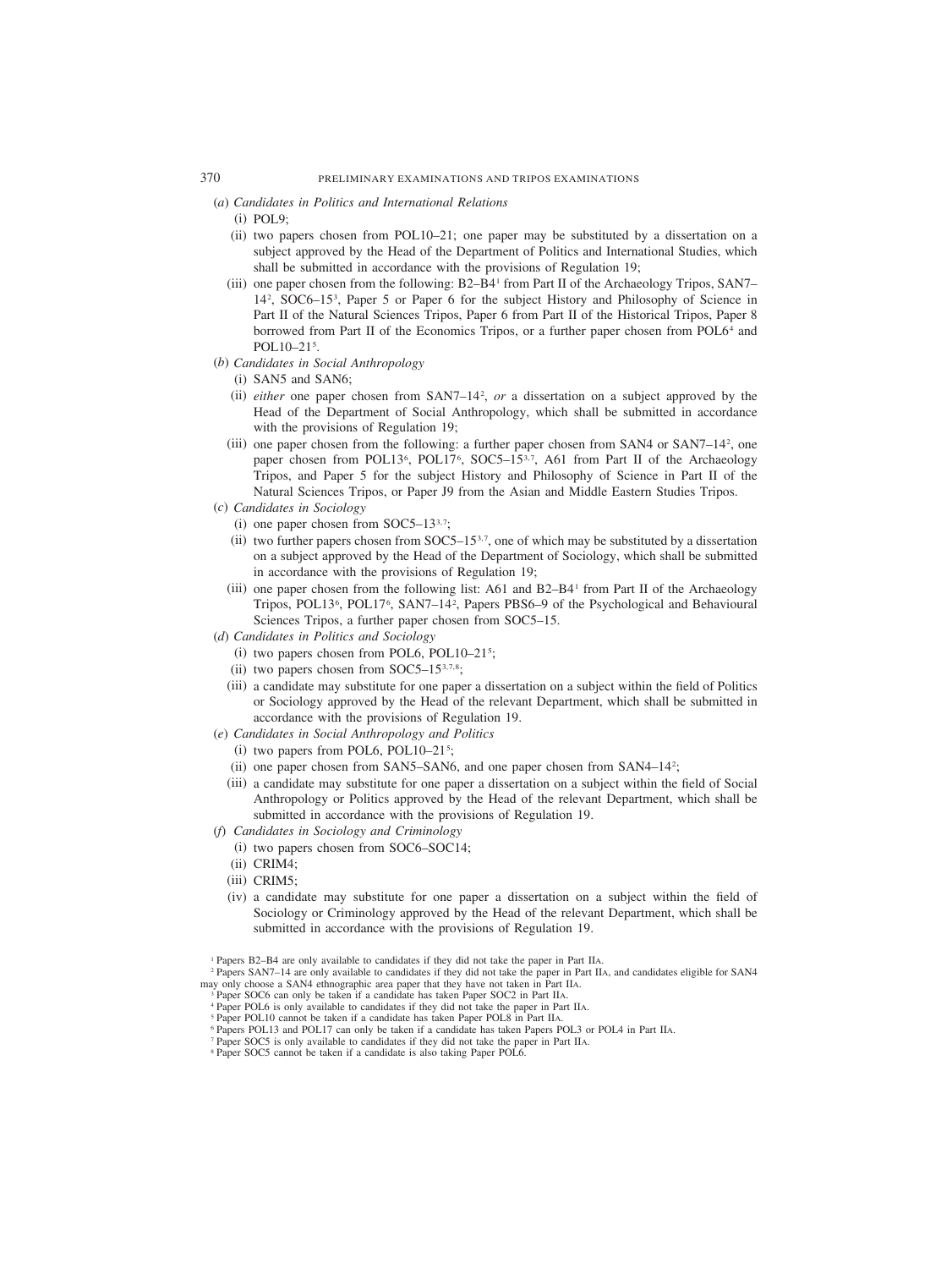(*a*) *Candidates in Politics and International Relations*

(i) POL9;

(ii) two papers chosen from POL10–21; one paper may be substituted by a dissertation on a subject approved by the Head of the Department of Politics and International Studies, which shall be submitted in accordance with the provisions of Regulation 19;

(iii) one paper chosen from the following: B2–B4[1] from Part II of the Archaeology Tripos, SAN7–14[2], SOC6–15[3], Paper 5 or Paper 6 for the subject History and Philosophy of Science in Part II of the Natural Sciences Tripos, Paper 6 from Part II of the Historical Tripos, Paper 8 borrowed from Part II of the Economics Tripos, or a further paper chosen from POL6[4] and POL10–21[5].

(*b*) *Candidates in Social Anthropology*

(i) SAN5 and SAN6;

(ii) *either* one paper chosen from SAN7–14[2], *or* a dissertation on a subject approved by the Head of the Department of Social Anthropology, which shall be submitted in accordance with the provisions of Regulation 19;

(iii) one paper chosen from the following: a further paper chosen from SAN4 or SAN7–14[2], one paper chosen from POL13[6], POL17[6], SOC5–15[3,7], A61 from Part II of the Archaeology Tripos, and Paper 5 for the subject History and Philosophy of Science in Part II of the Natural Sciences Tripos, or Paper J9 from the Asian and Middle Eastern Studies Tripos.

(*c*) *Candidates in Sociology*

(i) one paper chosen from SOC5–13[3,7];

(ii) two further papers chosen from SOC5–15[3,7], one of which may be substituted by a dissertation on a subject approved by the Head of the Department of Sociology, which shall be submitted in accordance with the provisions of Regulation 19;

(iii) one paper chosen from the following list: A61 and B2–B4[1] from Part II of the Archaeology Tripos, POL13[6], POL17[6], SAN7–14[2], Papers PBS6–9 of the Psychological and Behavioural Sciences Tripos, a further paper chosen from SOC5–15.

(*d*) *Candidates in Politics and Sociology*

(i) two papers chosen from POL6, POL10–21[5];

(ii) two papers chosen from SOC5–15[3,7,8];

(iii) a candidate may substitute for one paper a dissertation on a subject within the field of Politics or Sociology approved by the Head of the relevant Department, which shall be submitted in accordance with the provisions of Regulation 19.

(*e*) *Candidates in Social Anthropology and Politics*

(i) two papers from POL6, POL10–21[5];

(ii) one paper chosen from SAN5–SAN6, and one paper chosen from SAN4–14[2];

(iii) a candidate may substitute for one paper a dissertation on a subject within the field of Social Anthropology or Politics approved by the Head of the relevant Department, which shall be submitted in accordance with the provisions of Regulation 19.

(*f*) *Candidates in Sociology and Criminology*

(i) two papers chosen from SOC6–SOC14;

(ii) CRIM4;

(iii) CRIM5;

(iv) a candidate may substitute for one paper a dissertation on a subject within the field of Sociology or Criminology approved by the Head of the relevant Department, which shall be submitted in accordance with the provisions of Regulation 19.

---

[1] Papers B2–B4 are only available to candidates if they did not take the paper in Part IIA.

[2] Papers SAN7–14 are only available to candidates if they did not take the paper in Part IIA, and candidates eligible for SAN4 may only choose a SAN4 ethnographic area paper that they have not taken in Part IIA.

[3] Paper SOC6 can only be taken if a candidate has taken Paper SOC2 in Part IIA.

[4] Paper POL6 is only available to candidates if they did not take the paper in Part IIA.

[5] Paper POL10 cannot be taken if a candidate has taken Paper POL8 in Part IIA.

[6] Papers POL13 and POL17 can only be taken if a candidate has taken Papers POL3 or POL4 in Part IIA.

[7] Paper SOC5 is only available to candidates if they did not take the paper in Part IIA.

[8] Paper SOC5 cannot be taken if a candidate is also taking Paper POL6.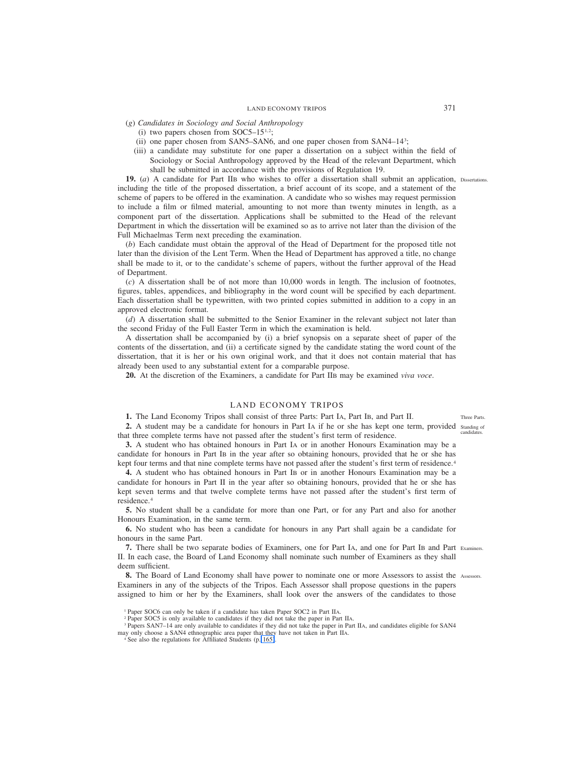(*g*) *Candidates in Sociology and Social Anthropology*

(i) two papers chosen from SOC5–15[1,2];

(ii) one paper chosen from SAN5–SAN6, and one paper chosen from SAN4–14[3];

(iii) a candidate may substitute for one paper a dissertation on a subject within the field of Sociology or Social Anthropology approved by the Head of the relevant Department, which shall be submitted in accordance with the provisions of Regulation 19.

**19.** (*a*) A candidate for Part IIB who wishes to offer a dissertation shall submit an application, including the title of the proposed dissertation, a brief account of its scope, and a statement of the scheme of papers to be offered in the examination. A candidate who so wishes may request permission to include a film or filmed material, amounting to not more than twenty minutes in length, as a component part of the dissertation. Applications shall be submitted to the Head of the relevant Department in which the dissertation will be examined so as to arrive not later than the division of the Full Michaelmas Term next preceding the examination.

Dissertations.

(*b*) Each candidate must obtain the approval of the Head of Department for the proposed title not later than the division of the Lent Term. When the Head of Department has approved a title, no change shall be made to it, or to the candidate's scheme of papers, without the further approval of the Head of Department.

(*c*) A dissertation shall be of not more than 10,000 words in length. The inclusion of footnotes, figures, tables, appendices, and bibliography in the word count will be specified by each department. Each dissertation shall be typewritten, with two printed copies submitted in addition to a copy in an approved electronic format.

(*d*) A dissertation shall be submitted to the Senior Examiner in the relevant subject not later than the second Friday of the Full Easter Term in which the examination is held.

A dissertation shall be accompanied by (i) a brief synopsis on a separate sheet of paper of the contents of the dissertation, and (ii) a certificate signed by the candidate stating the word count of the dissertation, that it is her or his own original work, and that it does not contain material that has already been used to any substantial extent for a comparable purpose.

**20.** At the discretion of the Examiners, a candidate for Part IIB may be examined *viva voce*.

## LAND ECONOMY TRIPOS

**1.** The Land Economy Tripos shall consist of three Parts: Part IA, Part IB, and Part II.

Three Parts.

**2.** A student may be a candidate for honours in Part IA if he or she has kept one term, provided that three complete terms have not passed after the student's first term of residence.

Standing of candidates.

**3.** A student who has obtained honours in Part IA or in another Honours Examination may be a candidate for honours in Part IB in the year after so obtaining honours, provided that he or she has kept four terms and that nine complete terms have not passed after the student's first term of residence.[4]

**4.** A student who has obtained honours in Part IB or in another Honours Examination may be a candidate for honours in Part II in the year after so obtaining honours, provided that he or she has kept seven terms and that twelve complete terms have not passed after the student's first term of residence.[4]

**5.** No student shall be a candidate for more than one Part, or for any Part and also for another Honours Examination, in the same term.

**6.** No student who has been a candidate for honours in any Part shall again be a candidate for honours in the same Part.

**7.** There shall be two separate bodies of Examiners, one for Part IA, and one for Part IB and Part II. In each case, the Board of Land Economy shall nominate such number of Examiners as they shall deem sufficient.

Examiners.

**8.** The Board of Land Economy shall have power to nominate one or more Assessors to assist the Examiners in any of the subjects of the Tripos. Each Assessor shall propose questions in the papers assigned to him or her by the Examiners, shall look over the answers of the candidates to those

Assessors.

---

[1] Paper SOC6 can only be taken if a candidate has taken Paper SOC2 in Part IIA.

[2] Paper SOC5 is only available to candidates if they did not take the paper in Part IIA.

[3] Papers SAN7–14 are only available to candidates if they did not take the paper in Part IIA, and candidates eligible for SAN4 may only choose a SAN4 ethnographic area paper that they have not taken in Part IIA.

[4] See also the regulations for Affiliated Students (p. 165).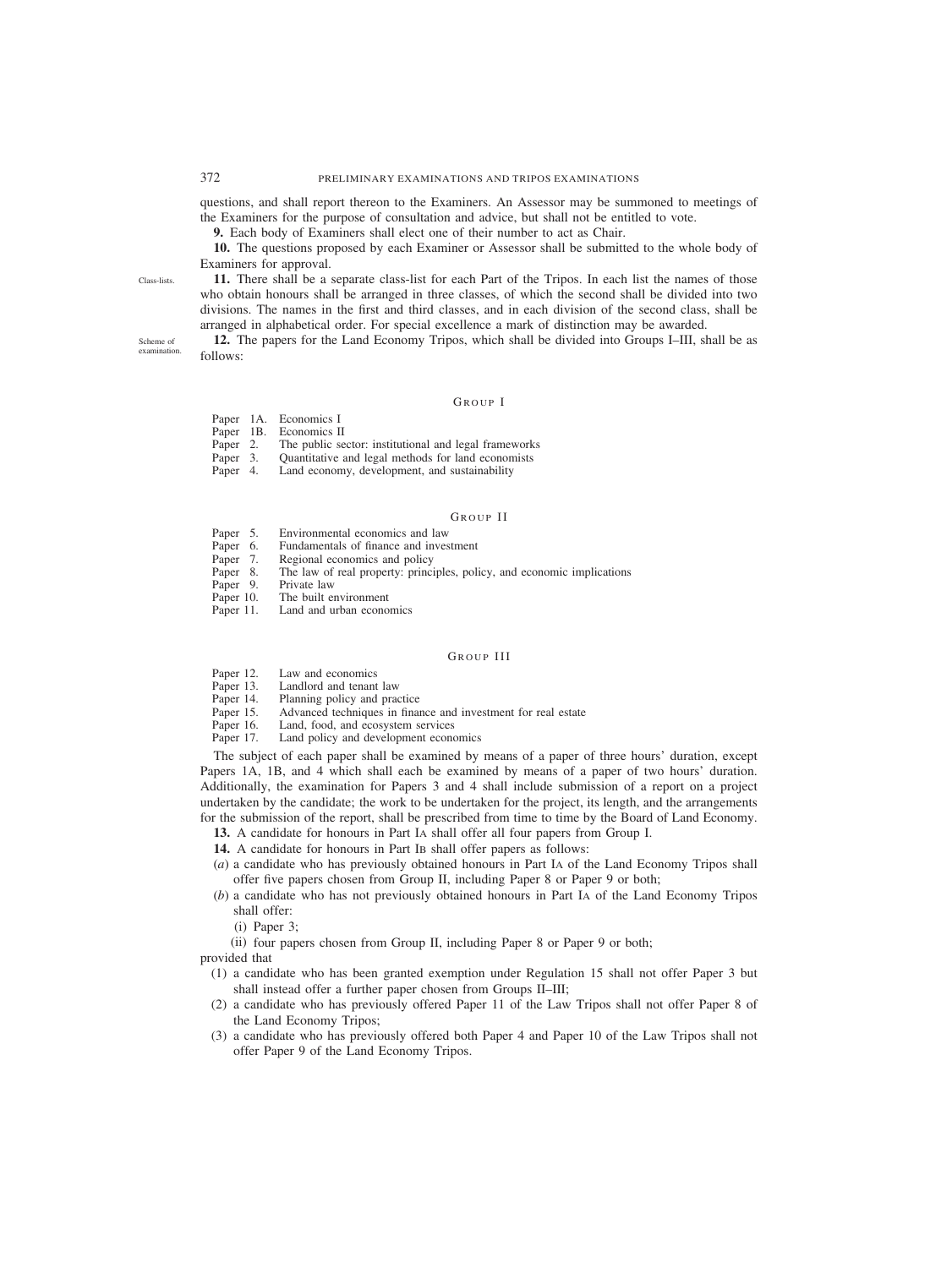questions, and shall report thereon to the Examiners. An Assessor may be summoned to meetings of the Examiners for the purpose of consultation and advice, but shall not be entitled to vote.

**9.** Each body of Examiners shall elect one of their number to act as Chair.

**10.** The questions proposed by each Examiner or Assessor shall be submitted to the whole body of Examiners for approval.

Class-lists.

**11.** There shall be a separate class-list for each Part of the Tripos. In each list the names of those who obtain honours shall be arranged in three classes, of which the second shall be divided into two divisions. The names in the first and third classes, and in each division of the second class, shall be arranged in alphabetical order. For special excellence a mark of distinction may be awarded.

Scheme of examination.

**12.** The papers for the Land Economy Tripos, which shall be divided into Groups I–III, shall be as follows:

### Group I

Paper 1A. Economics I
Paper 1B. Economics II
Paper 2. The public sector: institutional and legal frameworks
Paper 3. Quantitative and legal methods for land economists
Paper 4. Land economy, development, and sustainability

### Group II

Paper 5. Environmental economics and law
Paper 6. Fundamentals of finance and investment
Paper 7. Regional economics and policy
Paper 8. The law of real property: principles, policy, and economic implications
Paper 9. Private law
Paper 10. The built environment
Paper 11. Land and urban economics

### Group III

Paper 12. Law and economics
Paper 13. Landlord and tenant law
Paper 14. Planning policy and practice
Paper 15. Advanced techniques in finance and investment for real estate
Paper 16. Land, food, and ecosystem services
Paper 17. Land policy and development economics

The subject of each paper shall be examined by means of a paper of three hours' duration, except Papers 1A, 1B, and 4 which shall each be examined by means of a paper of two hours' duration. Additionally, the examination for Papers 3 and 4 shall include submission of a report on a project undertaken by the candidate; the work to be undertaken for the project, its length, and the arrangements for the submission of the report, shall be prescribed from time to time by the Board of Land Economy.

**13.** A candidate for honours in Part IA shall offer all four papers from Group I.

**14.** A candidate for honours in Part IB shall offer papers as follows:

(*a*) a candidate who has previously obtained honours in Part IA of the Land Economy Tripos shall offer five papers chosen from Group II, including Paper 8 or Paper 9 or both;

(*b*) a candidate who has not previously obtained honours in Part IA of the Land Economy Tripos shall offer:

(i) Paper 3;

(ii) four papers chosen from Group II, including Paper 8 or Paper 9 or both;

provided that

(1) a candidate who has been granted exemption under Regulation 15 shall not offer Paper 3 but shall instead offer a further paper chosen from Groups II–III;

(2) a candidate who has previously offered Paper 11 of the Law Tripos shall not offer Paper 8 of the Land Economy Tripos;

(3) a candidate who has previously offered both Paper 4 and Paper 10 of the Law Tripos shall not offer Paper 9 of the Land Economy Tripos.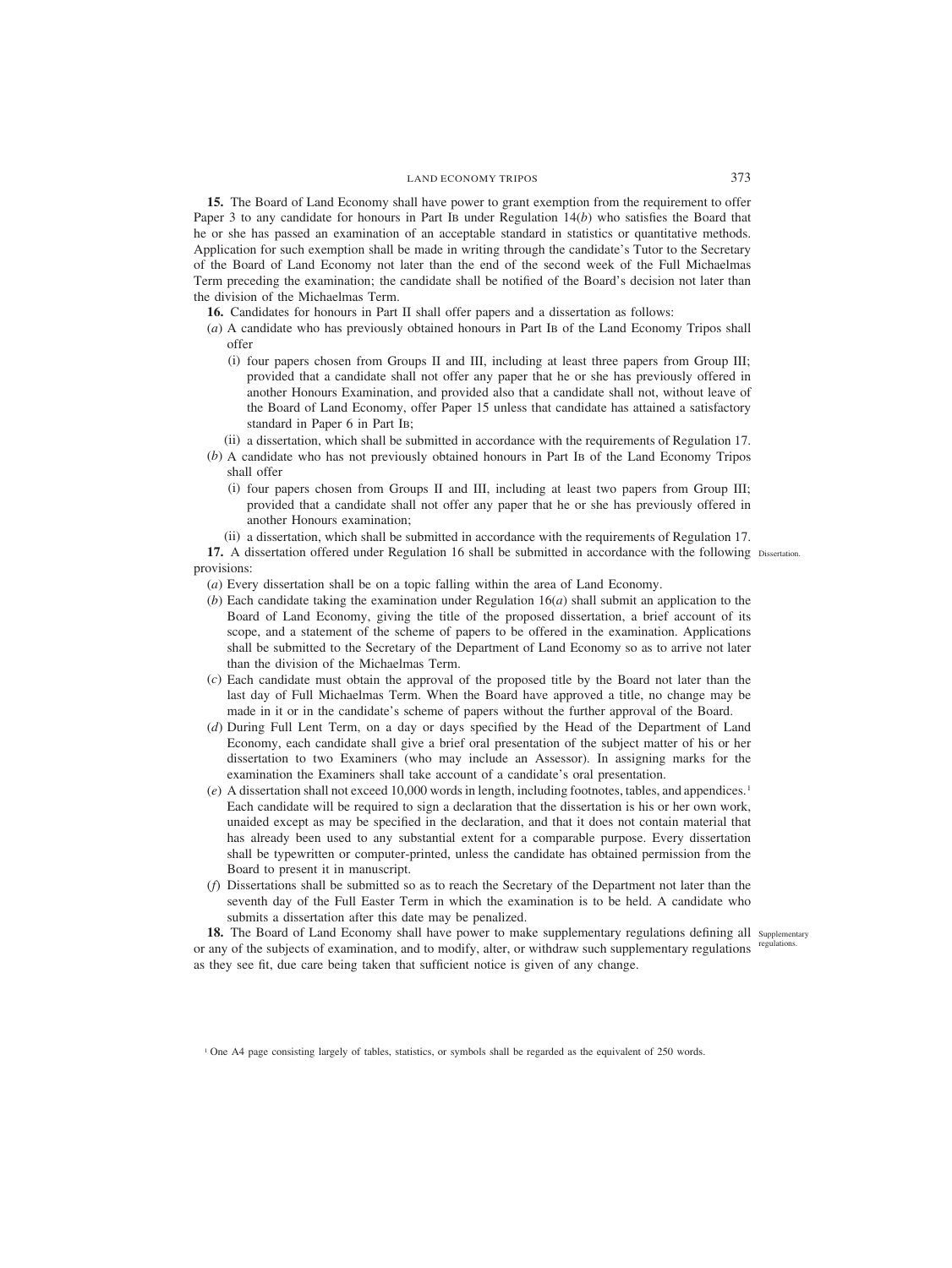**15.** The Board of Land Economy shall have power to grant exemption from the requirement to offer Paper 3 to any candidate for honours in Part IB under Regulation 14(*b*) who satisfies the Board that he or she has passed an examination of an acceptable standard in statistics or quantitative methods. Application for such exemption shall be made in writing through the candidate's Tutor to the Secretary of the Board of Land Economy not later than the end of the second week of the Full Michaelmas Term preceding the examination; the candidate shall be notified of the Board's decision not later than the division of the Michaelmas Term.

**16.** Candidates for honours in Part II shall offer papers and a dissertation as follows:

(*a*) A candidate who has previously obtained honours in Part IB of the Land Economy Tripos shall offer

(i) four papers chosen from Groups II and III, including at least three papers from Group III; provided that a candidate shall not offer any paper that he or she has previously offered in another Honours Examination, and provided also that a candidate shall not, without leave of the Board of Land Economy, offer Paper 15 unless that candidate has attained a satisfactory standard in Paper 6 in Part IB;

(ii) a dissertation, which shall be submitted in accordance with the requirements of Regulation 17.

(*b*) A candidate who has not previously obtained honours in Part IB of the Land Economy Tripos shall offer

(i) four papers chosen from Groups II and III, including at least two papers from Group III; provided that a candidate shall not offer any paper that he or she has previously offered in another Honours examination;

(ii) a dissertation, which shall be submitted in accordance with the requirements of Regulation 17.

Dissertation.

**17.** A dissertation offered under Regulation 16 shall be submitted in accordance with the following provisions:

(*a*) Every dissertation shall be on a topic falling within the area of Land Economy.

(*b*) Each candidate taking the examination under Regulation 16(*a*) shall submit an application to the Board of Land Economy, giving the title of the proposed dissertation, a brief account of its scope, and a statement of the scheme of papers to be offered in the examination. Applications shall be submitted to the Secretary of the Department of Land Economy so as to arrive not later than the division of the Michaelmas Term.

(*c*) Each candidate must obtain the approval of the proposed title by the Board not later than the last day of Full Michaelmas Term. When the Board have approved a title, no change may be made in it or in the candidate's scheme of papers without the further approval of the Board.

(*d*) During Full Lent Term, on a day or days specified by the Head of the Department of Land Economy, each candidate shall give a brief oral presentation of the subject matter of his or her dissertation to two Examiners (who may include an Assessor). In assigning marks for the examination the Examiners shall take account of a candidate's oral presentation.

(*e*) A dissertation shall not exceed 10,000 words in length, including footnotes, tables, and appendices.[1] Each candidate will be required to sign a declaration that the dissertation is his or her own work, unaided except as may be specified in the declaration, and that it does not contain material that has already been used to any substantial extent for a comparable purpose. Every dissertation shall be typewritten or computer-printed, unless the candidate has obtained permission from the Board to present it in manuscript.

(*f*) Dissertations shall be submitted so as to reach the Secretary of the Department not later than the seventh day of the Full Easter Term in which the examination is to be held. A candidate who submits a dissertation after this date may be penalized.

Supplementary regulations.

**18.** The Board of Land Economy shall have power to make supplementary regulations defining all or any of the subjects of examination, and to modify, alter, or withdraw such supplementary regulations as they see fit, due care being taken that sufficient notice is given of any change.

[1] One A4 page consisting largely of tables, statistics, or symbols shall be regarded as the equivalent of 250 words.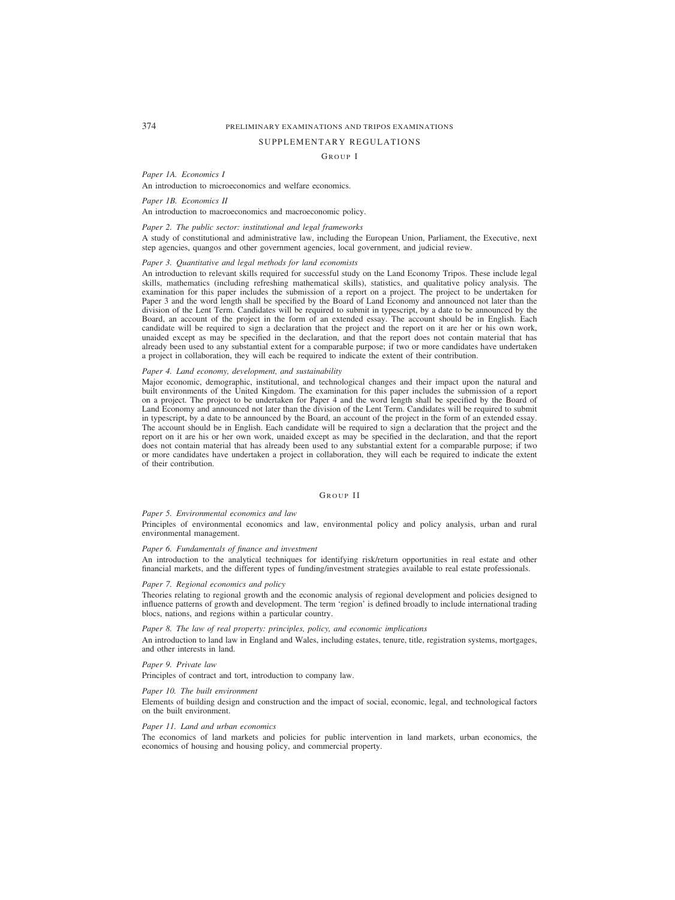## SUPPLEMENTARY REGULATIONS

### GROUP I

*Paper 1A. Economics I*

An introduction to microeconomics and welfare economics.

*Paper 1B. Economics II*

An introduction to macroeconomics and macroeconomic policy.

*Paper 2. The public sector: institutional and legal frameworks*

A study of constitutional and administrative law, including the European Union, Parliament, the Executive, next step agencies, quangos and other government agencies, local government, and judicial review.

*Paper 3. Quantitative and legal methods for land economists*

An introduction to relevant skills required for successful study on the Land Economy Tripos. These include legal skills, mathematics (including refreshing mathematical skills), statistics, and qualitative policy analysis. The examination for this paper includes the submission of a report on a project. The project to be undertaken for Paper 3 and the word length shall be specified by the Board of Land Economy and announced not later than the division of the Lent Term. Candidates will be required to submit in typescript, by a date to be announced by the Board, an account of the project in the form of an extended essay. The account should be in English. Each candidate will be required to sign a declaration that the project and the report on it are her or his own work, unaided except as may be specified in the declaration, and that the report does not contain material that has already been used to any substantial extent for a comparable purpose; if two or more candidates have undertaken a project in collaboration, they will each be required to indicate the extent of their contribution.

*Paper 4. Land economy, development, and sustainability*

Major economic, demographic, institutional, and technological changes and their impact upon the natural and built environments of the United Kingdom. The examination for this paper includes the submission of a report on a project. The project to be undertaken for Paper 4 and the word length shall be specified by the Board of Land Economy and announced not later than the division of the Lent Term. Candidates will be required to submit in typescript, by a date to be announced by the Board, an account of the project in the form of an extended essay. The account should be in English. Each candidate will be required to sign a declaration that the project and the report on it are his or her own work, unaided except as may be specified in the declaration, and that the report does not contain material that has already been used to any substantial extent for a comparable purpose; if two or more candidates have undertaken a project in collaboration, they will each be required to indicate the extent of their contribution.

### GROUP II

*Paper 5. Environmental economics and law*

Principles of environmental economics and law, environmental policy and policy analysis, urban and rural environmental management.

*Paper 6. Fundamentals of finance and investment*

An introduction to the analytical techniques for identifying risk/return opportunities in real estate and other financial markets, and the different types of funding/investment strategies available to real estate professionals.

*Paper 7. Regional economics and policy*

Theories relating to regional growth and the economic analysis of regional development and policies designed to influence patterns of growth and development. The term 'region' is defined broadly to include international trading blocs, nations, and regions within a particular country.

*Paper 8. The law of real property: principles, policy, and economic implications*

An introduction to land law in England and Wales, including estates, tenure, title, registration systems, mortgages, and other interests in land.

*Paper 9. Private law*

Principles of contract and tort, introduction to company law.

*Paper 10. The built environment*

Elements of building design and construction and the impact of social, economic, legal, and technological factors on the built environment.

*Paper 11. Land and urban economics*

The economics of land markets and policies for public intervention in land markets, urban economics, the economics of housing and housing policy, and commercial property.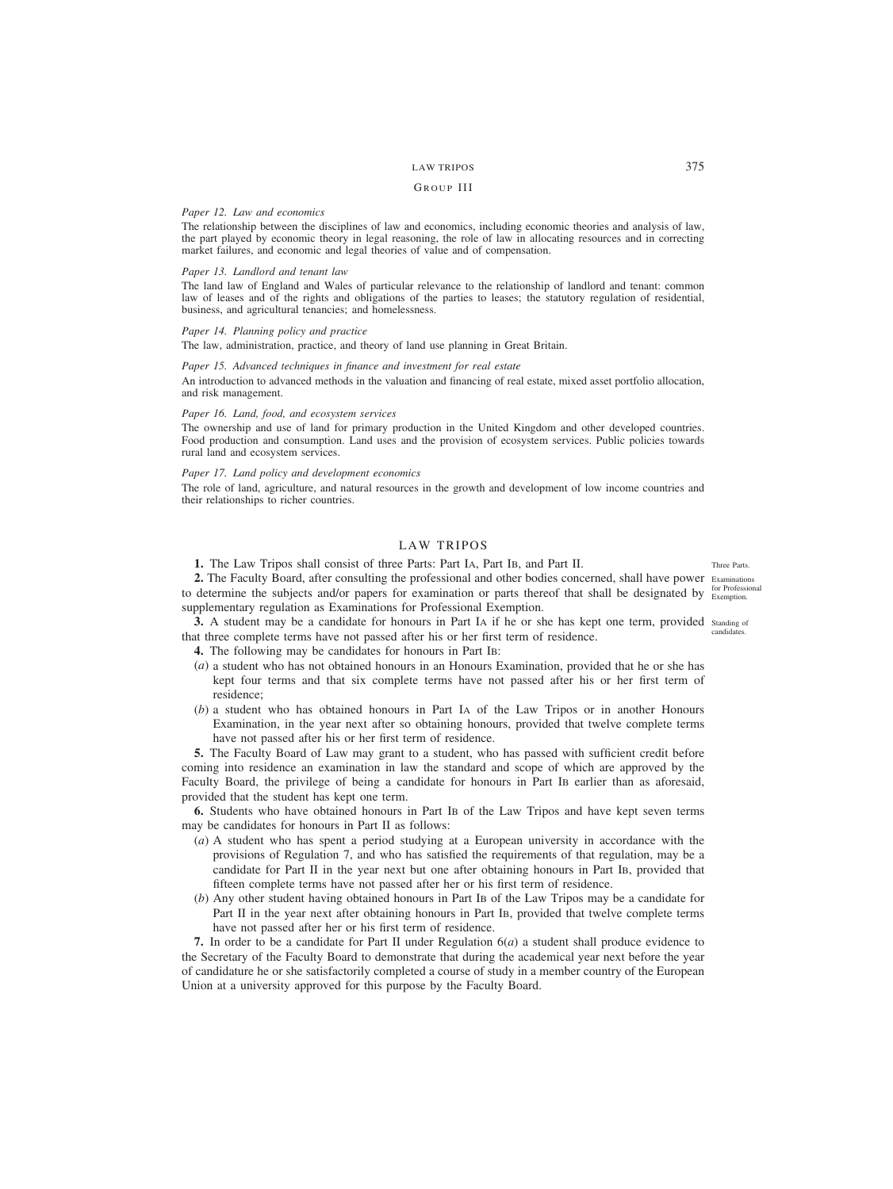### Group III

*Paper 12. Law and economics*

The relationship between the disciplines of law and economics, including economic theories and analysis of law, the part played by economic theory in legal reasoning, the role of law in allocating resources and in correcting market failures, and economic and legal theories of value and of compensation.

*Paper 13. Landlord and tenant law*

The land law of England and Wales of particular relevance to the relationship of landlord and tenant: common law of leases and of the rights and obligations of the parties to leases; the statutory regulation of residential, business, and agricultural tenancies; and homelessness.

*Paper 14. Planning policy and practice*

The law, administration, practice, and theory of land use planning in Great Britain.

*Paper 15. Advanced techniques in finance and investment for real estate*

An introduction to advanced methods in the valuation and financing of real estate, mixed asset portfolio allocation, and risk management.

*Paper 16. Land, food, and ecosystem services*

The ownership and use of land for primary production in the United Kingdom and other developed countries. Food production and consumption. Land uses and the provision of ecosystem services. Public policies towards rural land and ecosystem services.

*Paper 17. Land policy and development economics*

The role of land, agriculture, and natural resources in the growth and development of low income countries and their relationships to richer countries.

## LAW TRIPOS

**1.** The Law Tripos shall consist of three Parts: Part IA, Part IB, and Part II. *Three Parts.*

**2.** The Faculty Board, after consulting the professional and other bodies concerned, shall have power to determine the subjects and/or papers for examination or parts thereof that shall be designated by supplementary regulation as Examinations for Professional Exemption. *Examinations for Professional Exemption.*

**3.** A student may be a candidate for honours in Part IA if he or she has kept one term, provided that three complete terms have not passed after his or her first term of residence. *Standing of candidates.*

**4.** The following may be candidates for honours in Part IB:

(*a*) a student who has not obtained honours in an Honours Examination, provided that he or she has kept four terms and that six complete terms have not passed after his or her first term of residence;

(*b*) a student who has obtained honours in Part IA of the Law Tripos or in another Honours Examination, in the year next after so obtaining honours, provided that twelve complete terms have not passed after his or her first term of residence.

**5.** The Faculty Board of Law may grant to a student, who has passed with sufficient credit before coming into residence an examination in law the standard and scope of which are approved by the Faculty Board, the privilege of being a candidate for honours in Part IB earlier than as aforesaid, provided that the student has kept one term.

**6.** Students who have obtained honours in Part IB of the Law Tripos and have kept seven terms may be candidates for honours in Part II as follows:

(*a*) A student who has spent a period studying at a European university in accordance with the provisions of Regulation 7, and who has satisfied the requirements of that regulation, may be a candidate for Part II in the year next but one after obtaining honours in Part IB, provided that fifteen complete terms have not passed after her or his first term of residence.

(*b*) Any other student having obtained honours in Part IB of the Law Tripos may be a candidate for Part II in the year next after obtaining honours in Part IB, provided that twelve complete terms have not passed after her or his first term of residence.

**7.** In order to be a candidate for Part II under Regulation 6(*a*) a student shall produce evidence to the Secretary of the Faculty Board to demonstrate that during the academical year next before the year of candidature he or she satisfactorily completed a course of study in a member country of the European Union at a university approved for this purpose by the Faculty Board.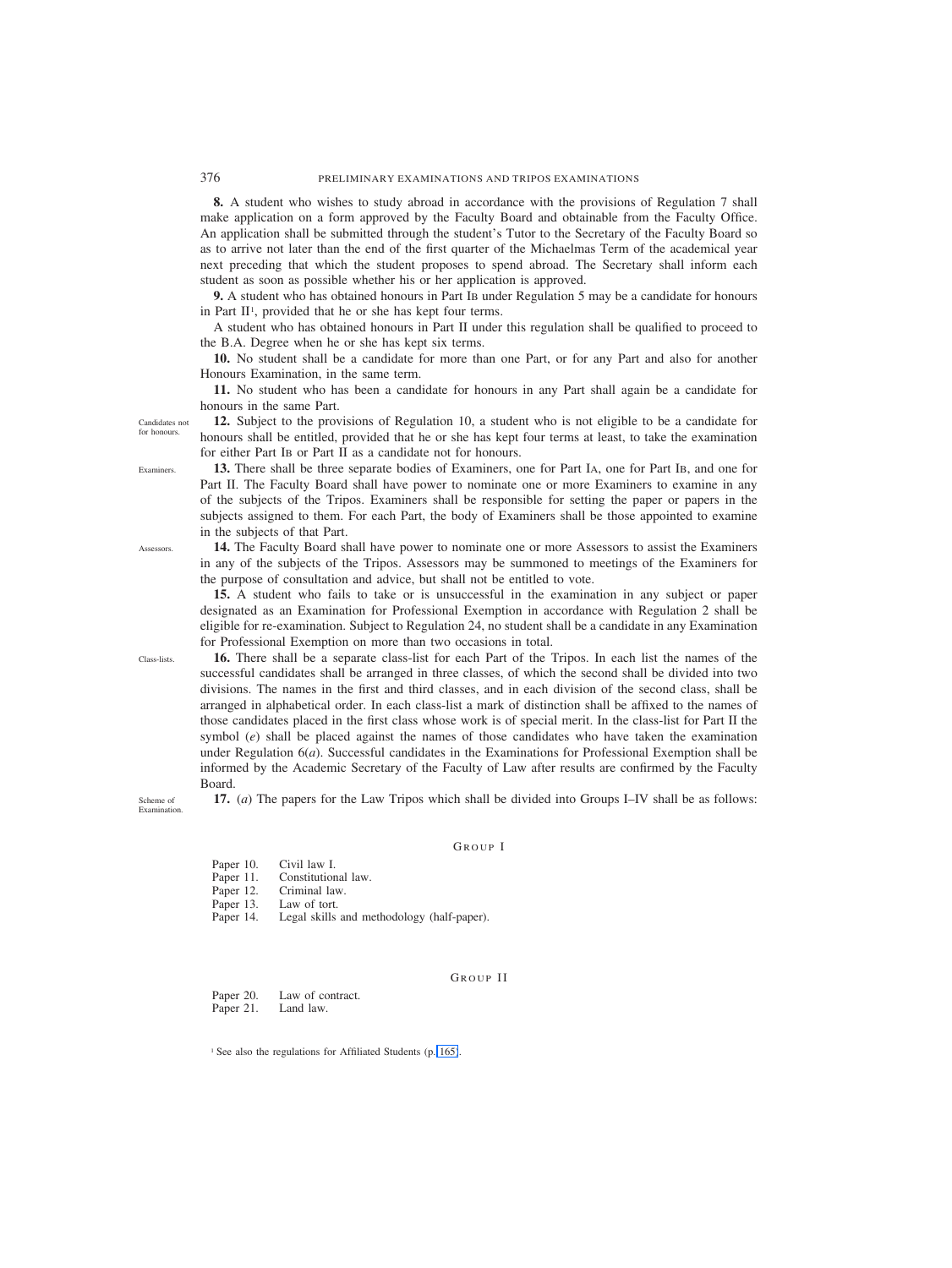**8.** A student who wishes to study abroad in accordance with the provisions of Regulation 7 shall make application on a form approved by the Faculty Board and obtainable from the Faculty Office. An application shall be submitted through the student's Tutor to the Secretary of the Faculty Board so as to arrive not later than the end of the first quarter of the Michaelmas Term of the academical year next preceding that which the student proposes to spend abroad. The Secretary shall inform each student as soon as possible whether his or her application is approved.

**9.** A student who has obtained honours in Part IB under Regulation 5 may be a candidate for honours in Part II[1], provided that he or she has kept four terms.

A student who has obtained honours in Part II under this regulation shall be qualified to proceed to the B.A. Degree when he or she has kept six terms.

**10.** No student shall be a candidate for more than one Part, or for any Part and also for another Honours Examination, in the same term.

**11.** No student who has been a candidate for honours in any Part shall again be a candidate for honours in the same Part.

*Candidates not for honours.*

**12.** Subject to the provisions of Regulation 10, a student who is not eligible to be a candidate for honours shall be entitled, provided that he or she has kept four terms at least, to take the examination for either Part IB or Part II as a candidate not for honours.

*Examiners.*

**13.** There shall be three separate bodies of Examiners, one for Part IA, one for Part IB, and one for Part II. The Faculty Board shall have power to nominate one or more Examiners to examine in any of the subjects of the Tripos. Examiners shall be responsible for setting the paper or papers in the subjects assigned to them. For each Part, the body of Examiners shall be those appointed to examine in the subjects of that Part.

*Assessors.*

**14.** The Faculty Board shall have power to nominate one or more Assessors to assist the Examiners in any of the subjects of the Tripos. Assessors may be summoned to meetings of the Examiners for the purpose of consultation and advice, but shall not be entitled to vote.

**15.** A student who fails to take or is unsuccessful in the examination in any subject or paper designated as an Examination for Professional Exemption in accordance with Regulation 2 shall be eligible for re-examination. Subject to Regulation 24, no student shall be a candidate in any Examination for Professional Exemption on more than two occasions in total.

*Class-lists.*

**16.** There shall be a separate class-list for each Part of the Tripos. In each list the names of the successful candidates shall be arranged in three classes, of which the second shall be divided into two divisions. The names in the first and third classes, and in each division of the second class, shall be arranged in alphabetical order. In each class-list a mark of distinction shall be affixed to the names of those candidates placed in the first class whose work is of special merit. In the class-list for Part II the symbol (*e*) shall be placed against the names of those candidates who have taken the examination under Regulation 6(*a*). Successful candidates in the Examinations for Professional Exemption shall be informed by the Academic Secretary of the Faculty of Law after results are confirmed by the Faculty Board.

*Scheme of Examination.*

**17.** (*a*) The papers for the Law Tripos which shall be divided into Groups I–IV shall be as follows:

### Group I

- Paper 10. Civil law I.
- Paper 11. Constitutional law.
- Paper 12. Criminal law.
- Paper 13. Law of tort.
- Paper 14. Legal skills and methodology (half-paper).

### Group II

- Paper 20. Law of contract.
- Paper 21. Land law.

[1] See also the regulations for Affiliated Students (p. 165).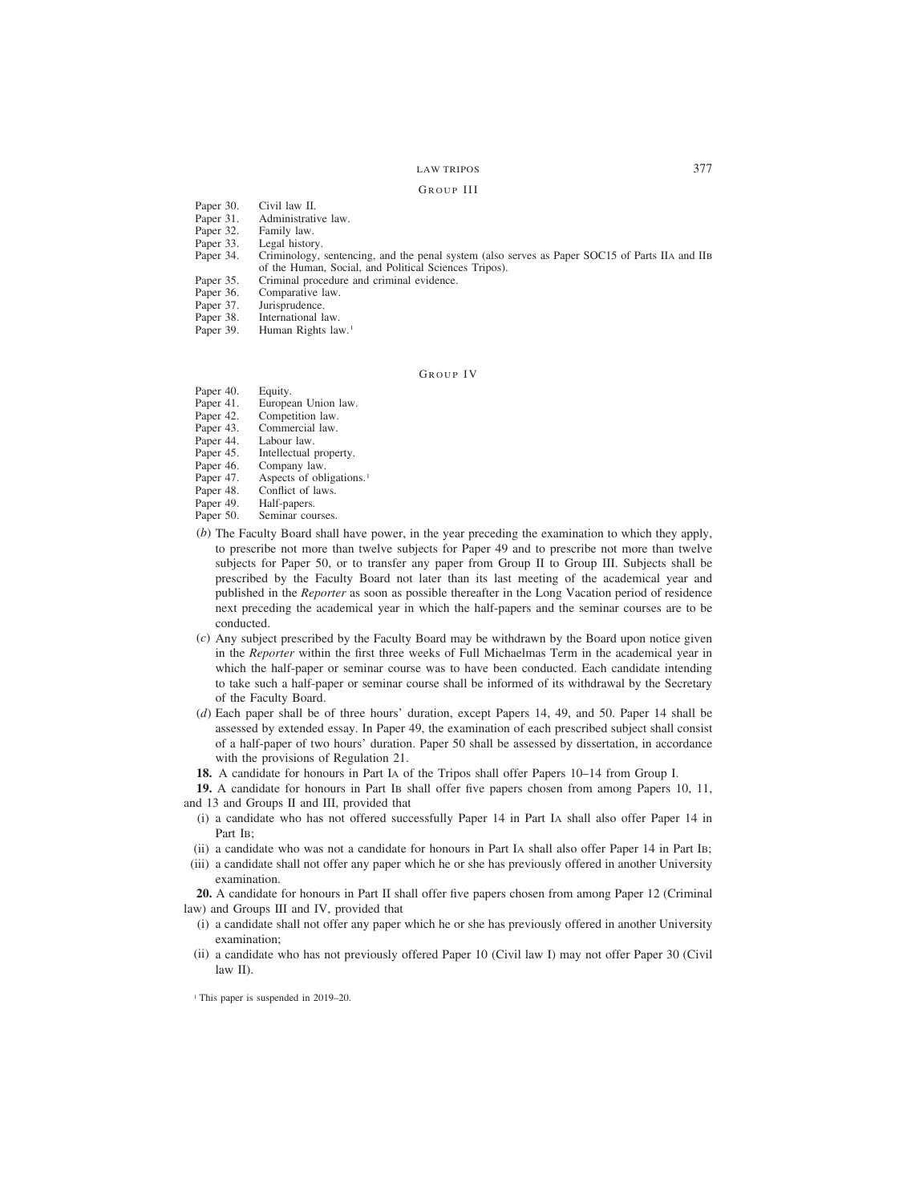### Group III

Paper 30. Civil law II.
Paper 31. Administrative law.
Paper 32. Family law.
Paper 33. Legal history.
Paper 34. Criminology, sentencing, and the penal system (also serves as Paper SOC15 of Parts IIA and IIB of the Human, Social, and Political Sciences Triposes).
Paper 35. Criminal procedure and criminal evidence.
Paper 36. Comparative law.
Paper 37. Jurisprudence.
Paper 38. International law.
Paper 39. Human Rights law.[1]

### Group IV

Paper 40. Equity.
Paper 41. European Union law.
Paper 42. Competition law.
Paper 43. Commercial law.
Paper 44. Labour law.
Paper 45. Intellectual property.
Paper 46. Company law.
Paper 47. Aspects of obligations.[1]
Paper 48. Conflict of laws.
Paper 49. Half-papers.
Paper 50. Seminar courses.

(*b*) The Faculty Board shall have power, in the year preceding the examination to which they apply, to prescribe not more than twelve subjects for Paper 49 and to prescribe not more than twelve subjects for Paper 50, or to transfer any paper from Group II to Group III. Subjects shall be prescribed by the Faculty Board not later than its last meeting of the academical year and published in the *Reporter* as soon as possible thereafter in the Long Vacation period of residence next preceding the academical year in which the half-papers and the seminar courses are to be conducted.

(*c*) Any subject prescribed by the Faculty Board may be withdrawn by the Board upon notice given in the *Reporter* within the first three weeks of Full Michaelmas Term in the academical year in which the half-paper or seminar course was to have been conducted. Each candidate intending to take such a half-paper or seminar course shall be informed of its withdrawal by the Secretary of the Faculty Board.

(*d*) Each paper shall be of three hours' duration, except Papers 14, 49, and 50. Paper 14 shall be assessed by extended essay. In Paper 49, the examination of each prescribed subject shall consist of a half-paper of two hours' duration. Paper 50 shall be assessed by dissertation, in accordance with the provisions of Regulation 21.

**18.** A candidate for honours in Part IA of the Tripos shall offer Papers 10–14 from Group I.

**19.** A candidate for honours in Part IB shall offer five papers chosen from among Papers 10, 11, and 13 and Groups II and III, provided that

(i) a candidate who has not offered successfully Paper 14 in Part IA shall also offer Paper 14 in Part IB;
(ii) a candidate who was not a candidate for honours in Part IA shall also offer Paper 14 in Part IB;
(iii) a candidate shall not offer any paper which he or she has previously offered in another University examination.

**20.** A candidate for honours in Part II shall offer five papers chosen from among Paper 12 (Criminal law) and Groups III and IV, provided that

(i) a candidate shall not offer any paper which he or she has previously offered in another University examination;
(ii) a candidate who has not previously offered Paper 10 (Civil law I) may not offer Paper 30 (Civil law II).

[1] This paper is suspended in 2019–20.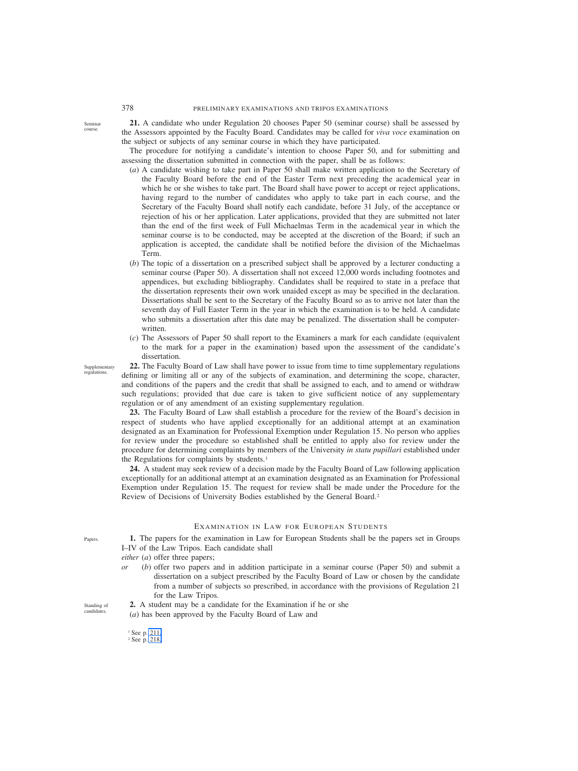Seminar course.

**21.** A candidate who under Regulation 20 chooses Paper 50 (seminar course) shall be assessed by the Assessors appointed by the Faculty Board. Candidates may be called for *viva voce* examination on the subject or subjects of any seminar course in which they have participated.

The procedure for notifying a candidate's intention to choose Paper 50, and for submitting and assessing the dissertation submitted in connection with the paper, shall be as follows:

(*a*) A candidate wishing to take part in Paper 50 shall make written application to the Secretary of the Faculty Board before the end of the Easter Term next preceding the academical year in which he or she wishes to take part. The Board shall have power to accept or reject applications, having regard to the number of candidates who apply to take part in each course, and the Secretary of the Faculty Board shall notify each candidate, before 31 July, of the acceptance or rejection of his or her application. Later applications, provided that they are submitted not later than the end of the first week of Full Michaelmas Term in the academical year in which the seminar course is to be conducted, may be accepted at the discretion of the Board; if such an application is accepted, the candidate shall be notified before the division of the Michaelmas Term.

(*b*) The topic of a dissertation on a prescribed subject shall be approved by a lecturer conducting a seminar course (Paper 50). A dissertation shall not exceed 12,000 words including footnotes and appendices, but excluding bibliography. Candidates shall be required to state in a preface that the dissertation represents their own work unaided except as may be specified in the declaration. Dissertations shall be sent to the Secretary of the Faculty Board so as to arrive not later than the seventh day of Full Easter Term in the year in which the examination is to be held. A candidate who submits a dissertation after this date may be penalized. The dissertation shall be computer-written.

(*c*) The Assessors of Paper 50 shall report to the Examiners a mark for each candidate (equivalent to the mark for a paper in the examination) based upon the assessment of the candidate's dissertation.

Supplementary regulations.

**22.** The Faculty Board of Law shall have power to issue from time to time supplementary regulations defining or limiting all or any of the subjects of examination, and determining the scope, character, and conditions of the papers and the credit that shall be assigned to each, and to amend or withdraw such regulations; provided that due care is taken to give sufficient notice of any supplementary regulation or of any amendment of an existing supplementary regulation.

**23.** The Faculty Board of Law shall establish a procedure for the review of the Board's decision in respect of students who have applied exceptionally for an additional attempt at an examination designated as an Examination for Professional Exemption under Regulation 15. No person who applies for review under the procedure so established shall be entitled to apply also for review under the procedure for determining complaints by members of the University *in statu pupillari* established under the Regulations for complaints by students.[1]

**24.** A student may seek review of a decision made by the Faculty Board of Law following application exceptionally for an additional attempt at an examination designated as an Examination for Professional Exemption under Regulation 15. The request for review shall be made under the Procedure for the Review of Decisions of University Bodies established by the General Board.[2]

## EXAMINATION IN LAW FOR EUROPEAN STUDENTS

Papers.

**1.** The papers for the examination in Law for European Students shall be the papers set in Groups I–IV of the Law Tripos. Each candidate shall

*either* (*a*) offer three papers;

*or* (*b*) offer two papers and in addition participate in a seminar course (Paper 50) and submit a dissertation on a subject prescribed by the Faculty Board of Law or chosen by the candidate from a number of subjects so prescribed, in accordance with the provisions of Regulation 21 for the Law Tripos.

Standing of candidates.

**2.** A student may be a candidate for the Examination if he or she

(*a*) has been approved by the Faculty Board of Law and

[1] See p. 211.
[2] See p. 218.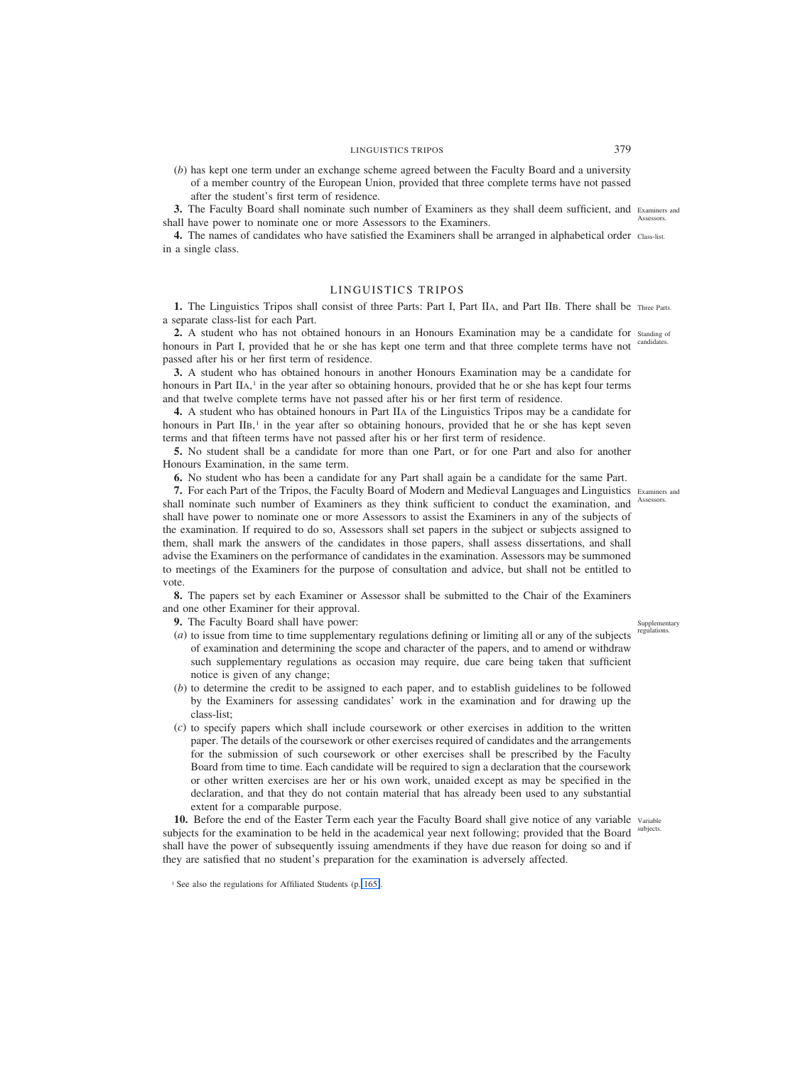(*b*) has kept one term under an exchange scheme agreed between the Faculty Board and a university of a member country of the European Union, provided that three complete terms have not passed after the student's first term of residence.

**3.** The Faculty Board shall nominate such number of Examiners as they shall deem sufficient, and shall have power to nominate one or more Assessors to the Examiners. Examiners and Assessors.

**4.** The names of candidates who have satisfied the Examiners shall be arranged in alphabetical order in a single class. Class-list.

## LINGUISTICS TRIPOS

**1.** The Linguistics Tripos shall consist of three Parts: Part I, Part IIA, and Part IIB. There shall be a separate class-list for each Part. Three Parts.

**2.** A student who has not obtained honours in an Honours Examination may be a candidate for honours in Part I, provided that he or she has kept one term and that three complete terms have not passed after his or her first term of residence. Standing of candidates.

**3.** A student who has obtained honours in another Honours Examination may be a candidate for honours in Part IIA,[1] in the year after so obtaining honours, provided that he or she has kept four terms and that twelve complete terms have not passed after his or her first term of residence.

**4.** A student who has obtained honours in Part IIA of the Linguistics Tripos may be a candidate for honours in Part IIB,[1] in the year after so obtaining honours, provided that he or she has kept seven terms and that fifteen terms have not passed after his or her first term of residence.

**5.** No student shall be a candidate for more than one Part, or for one Part and also for another Honours Examination, in the same term.

**6.** No student who has been a candidate for any Part shall again be a candidate for the same Part.

**7.** For each Part of the Tripos, the Faculty Board of Modern and Medieval Languages and Linguistics shall nominate such number of Examiners as they think sufficient to conduct the examination, and shall have power to nominate one or more Assessors to assist the Examiners in any of the subjects of the examination. If required to do so, Assessors shall set papers in the subject or subjects assigned to them, shall mark the answers of the candidates in those papers, shall assess dissertations, and shall advise the Examiners on the performance of candidates in the examination. Assessors may be summoned to meetings of the Examiners for the purpose of consultation and advice, but shall not be entitled to vote. Examiners and Assessors.

**8.** The papers set by each Examiner or Assessor shall be submitted to the Chair of the Examiners and one other Examiner for their approval.

**9.** The Faculty Board shall have power: Supplementary regulations.

(*a*) to issue from time to time supplementary regulations defining or limiting all or any of the subjects of examination and determining the scope and character of the papers, and to amend or withdraw such supplementary regulations as occasion may require, due care being taken that sufficient notice is given of any change;

(*b*) to determine the credit to be assigned to each paper, and to establish guidelines to be followed by the Examiners for assessing candidates' work in the examination and for drawing up the class-list;

(*c*) to specify papers which shall include coursework or other exercises in addition to the written paper. The details of the coursework or other exercises required of candidates and the arrangements for the submission of such coursework or other exercises shall be prescribed by the Faculty Board from time to time. Each candidate will be required to sign a declaration that the coursework or other written exercises are her or his own work, unaided except as may be specified in the declaration, and that they do not contain material that has already been used to any substantial extent for a comparable purpose.

**10.** Before the end of the Easter Term each year the Faculty Board shall give notice of any variable subjects for the examination to be held in the academical year next following; provided that the Board shall have the power of subsequently issuing amendments if they have due reason for doing so and if they are satisfied that no student's preparation for the examination is adversely affected. Variable subjects.

[1] See also the regulations for Affiliated Students (p. 165).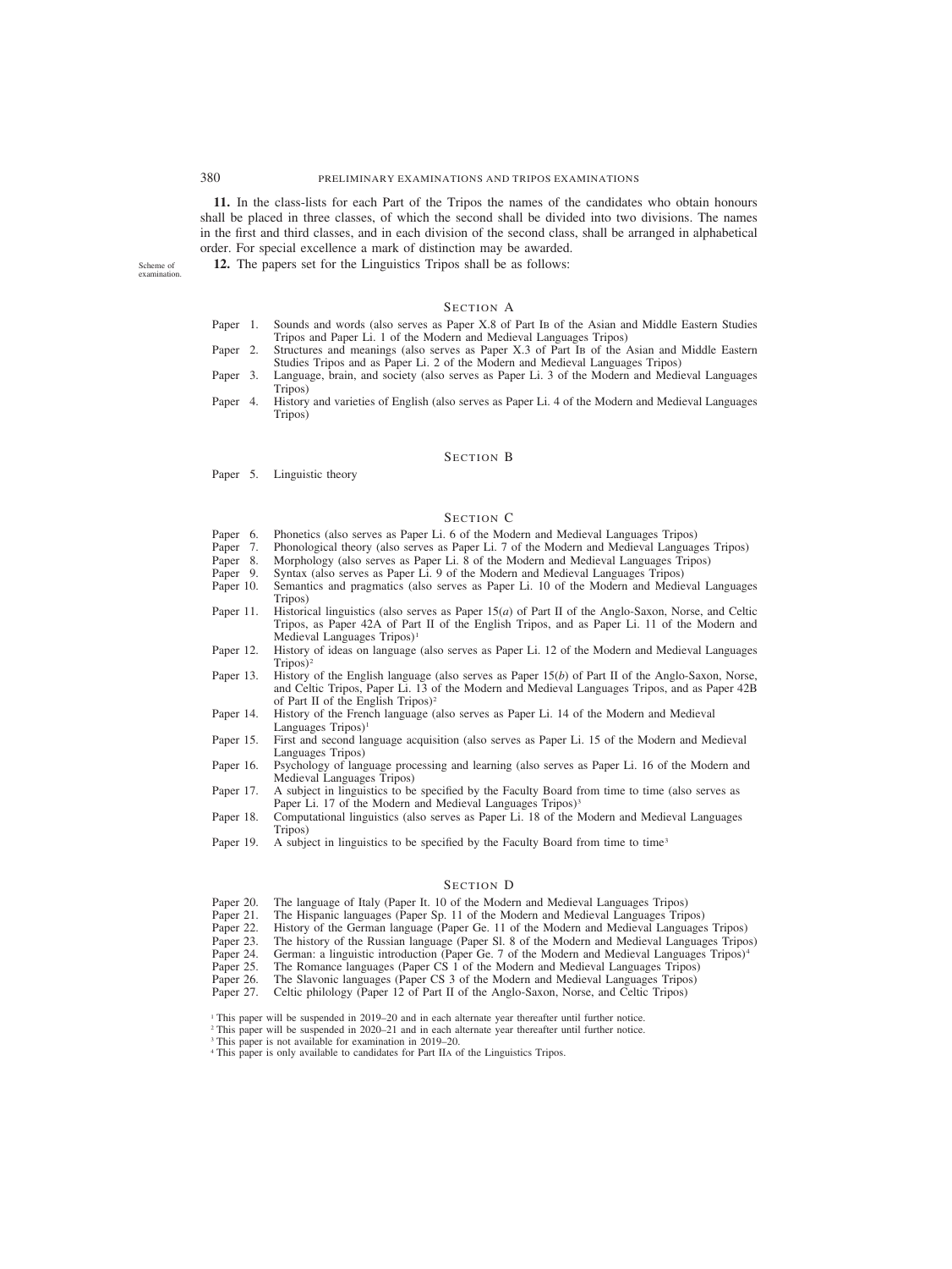**11.** In the class-lists for each Part of the Tripos the names of the candidates who obtain honours shall be placed in three classes, of which the second shall be divided into two divisions. The names in the first and third classes, and in each division of the second class, shall be arranged in alphabetical order. For special excellence a mark of distinction may be awarded.

Scheme of examination.

**12.** The papers set for the Linguistics Tripos shall be as follows:

## Section A

- Paper 1. Sounds and words (also serves as Paper X.8 of Part IB of the Asian and Middle Eastern Studies Tripos and Paper Li. 1 of the Modern and Medieval Languages Tripos)
- Paper 2. Structures and meanings (also serves as Paper X.3 of Part IB of the Asian and Middle Eastern Studies Tripos and as Paper Li. 2 of the Modern and Medieval Languages Tripos)
- Paper 3. Language, brain, and society (also serves as Paper Li. 3 of the Modern and Medieval Languages Tripos)
- Paper 4. History and varieties of English (also serves as Paper Li. 4 of the Modern and Medieval Languages Tripos)

## Section B

- Paper 5. Linguistic theory

## Section C

- Paper 6. Phonetics (also serves as Paper Li. 6 of the Modern and Medieval Languages Tripos)
- Paper 7. Phonological theory (also serves as Paper Li. 7 of the Modern and Medieval Languages Tripos)
- Paper 8. Morphology (also serves as Paper Li. 8 of the Modern and Medieval Languages Tripos)
- Paper 9. Syntax (also serves as Paper Li. 9 of the Modern and Medieval Languages Tripos)
- Paper 10. Semantics and pragmatics (also serves as Paper Li. 10 of the Modern and Medieval Languages Tripos)
- Paper 11. Historical linguistics (also serves as Paper 15(*a*) of Part II of the Anglo-Saxon, Norse, and Celtic Tripos, as Paper 42A of Part II of the English Tripos, and as Paper Li. 11 of the Modern and Medieval Languages Tripos)[1]
- Paper 12. History of ideas on language (also serves as Paper Li. 12 of the Modern and Medieval Languages Tripos)[2]
- Paper 13. History of the English language (also serves as Paper 15(*b*) of Part II of the Anglo-Saxon, Norse, and Celtic Tripos, Paper Li. 13 of the Modern and Medieval Languages Tripos, and as Paper 42B of Part II of the English Tripos)[2]
- Paper 14. History of the French language (also serves as Paper Li. 14 of the Modern and Medieval Languages Tripos)[1]
- Paper 15. First and second language acquisition (also serves as Paper Li. 15 of the Modern and Medieval Languages Tripos)
- Paper 16. Psychology of language processing and learning (also serves as Paper Li. 16 of the Modern and Medieval Languages Tripos)
- Paper 17. A subject in linguistics to be specified by the Faculty Board from time to time (also serves as Paper Li. 17 of the Modern and Medieval Languages Tripos)[3]
- Paper 18. Computational linguistics (also serves as Paper Li. 18 of the Modern and Medieval Languages Tripos)
- Paper 19. A subject in linguistics to be specified by the Faculty Board from time to time[3]

## Section D

- Paper 20. The language of Italy (Paper It. 10 of the Modern and Medieval Languages Tripos)
- Paper 21. The Hispanic languages (Paper Sp. 11 of the Modern and Medieval Languages Tripos)
- Paper 22. History of the German language (Paper Ge. 11 of the Modern and Medieval Languages Tripos)
- Paper 23. The history of the Russian language (Paper Sl. 8 of the Modern and Medieval Languages Tripos)
- Paper 24. German: a linguistic introduction (Paper Ge. 7 of the Modern and Medieval Languages Tripos)[4]
- Paper 25. The Romance languages (Paper CS 1 of the Modern and Medieval Languages Tripos)
- Paper 26. The Slavonic languages (Paper CS 3 of the Modern and Medieval Languages Tripos)
- Paper 27. Celtic philology (Paper 12 of Part II of the Anglo-Saxon, Norse, and Celtic Tripos)

[1] This paper will be suspended in 2019–20 and in each alternate year thereafter until further notice.
[2] This paper will be suspended in 2020–21 and in each alternate year thereafter until further notice.
[3] This paper is not available for examination in 2019–20.
[4] This paper is only available to candidates for Part IIA of the Linguistics Tripos.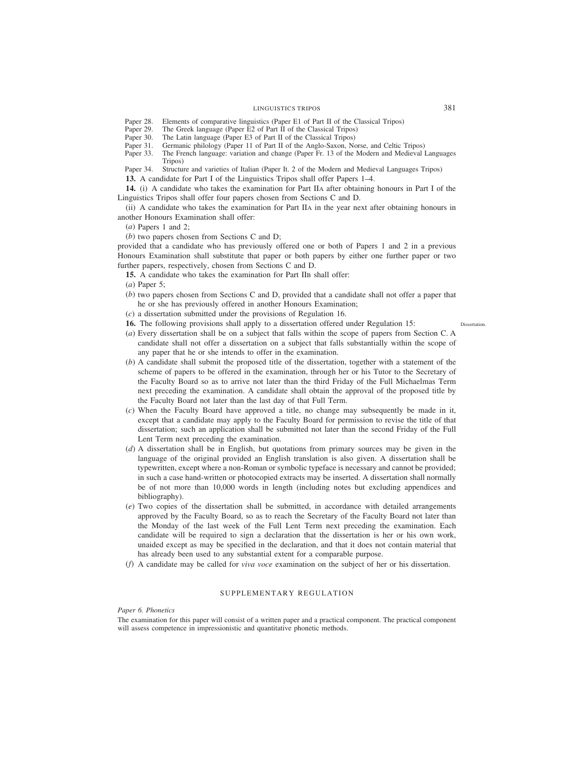Paper 28. Elements of comparative linguistics (Paper E1 of Part II of the Classical Tripos)
Paper 29. The Greek language (Paper E2 of Part II of the Classical Tripos)
Paper 30. The Latin language (Paper E3 of Part II of the Classical Tripos)
Paper 31. Germanic philology (Paper 11 of Part II of the Anglo-Saxon, Norse, and Celtic Tripos)
Paper 33. The French language: variation and change (Paper Fr. 13 of the Modern and Medieval Languages Tripos)
Paper 34. Structure and varieties of Italian (Paper It. 2 of the Modern and Medieval Languages Tripos)

**13.** A candidate for Part I of the Linguistics Tripos shall offer Papers 1–4.

**14.** (i) A candidate who takes the examination for Part IIA after obtaining honours in Part I of the Linguistics Tripos shall offer four papers chosen from Sections C and D.

(ii) A candidate who takes the examination for Part IIA in the year next after obtaining honours in another Honours Examination shall offer:

(*a*) Papers 1 and 2;

(*b*) two papers chosen from Sections C and D;

provided that a candidate who has previously offered one or both of Papers 1 and 2 in a previous Honours Examination shall substitute that paper or both papers by either one further paper or two further papers, respectively, chosen from Sections C and D.

**15.** A candidate who takes the examination for Part IIB shall offer:

(*a*) Paper 5;

(*b*) two papers chosen from Sections C and D, provided that a candidate shall not offer a paper that he or she has previously offered in another Honours Examination;

(*c*) a dissertation submitted under the provisions of Regulation 16.

**16.** The following provisions shall apply to a dissertation offered under Regulation 15: Dissertation.

(*a*) Every dissertation shall be on a subject that falls within the scope of papers from Section C. A candidate shall not offer a dissertation on a subject that falls substantially within the scope of any paper that he or she intends to offer in the examination.

(*b*) A candidate shall submit the proposed title of the dissertation, together with a statement of the scheme of papers to be offered in the examination, through her or his Tutor to the Secretary of the Faculty Board so as to arrive not later than the third Friday of the Full Michaelmas Term next preceding the examination. A candidate shall obtain the approval of the proposed title by the Faculty Board not later than the last day of that Full Term.

(*c*) When the Faculty Board have approved a title, no change may subsequently be made in it, except that a candidate may apply to the Faculty Board for permission to revise the title of that dissertation; such an application shall be submitted not later than the second Friday of the Full Lent Term next preceding the examination.

(*d*) A dissertation shall be in English, but quotations from primary sources may be given in the language of the original provided an English translation is also given. A dissertation shall be typewritten, except where a non-Roman or symbolic typeface is necessary and cannot be provided; in such a case hand-written or photocopied extracts may be inserted. A dissertation shall normally be of not more than 10,000 words in length (including notes but excluding appendices and bibliography).

(*e*) Two copies of the dissertation shall be submitted, in accordance with detailed arrangements approved by the Faculty Board, so as to reach the Secretary of the Faculty Board not later than the Monday of the last week of the Full Lent Term next preceding the examination. Each candidate will be required to sign a declaration that the dissertation is her or his own work, unaided except as may be specified in the declaration, and that it does not contain material that has already been used to any substantial extent for a comparable purpose.

(*f*) A candidate may be called for *viva voce* examination on the subject of her or his dissertation.

## SUPPLEMENTARY REGULATION

*Paper 6. Phonetics*

The examination for this paper will consist of a written paper and a practical component. The practical component will assess competence in impressionistic and quantitative phonetic methods.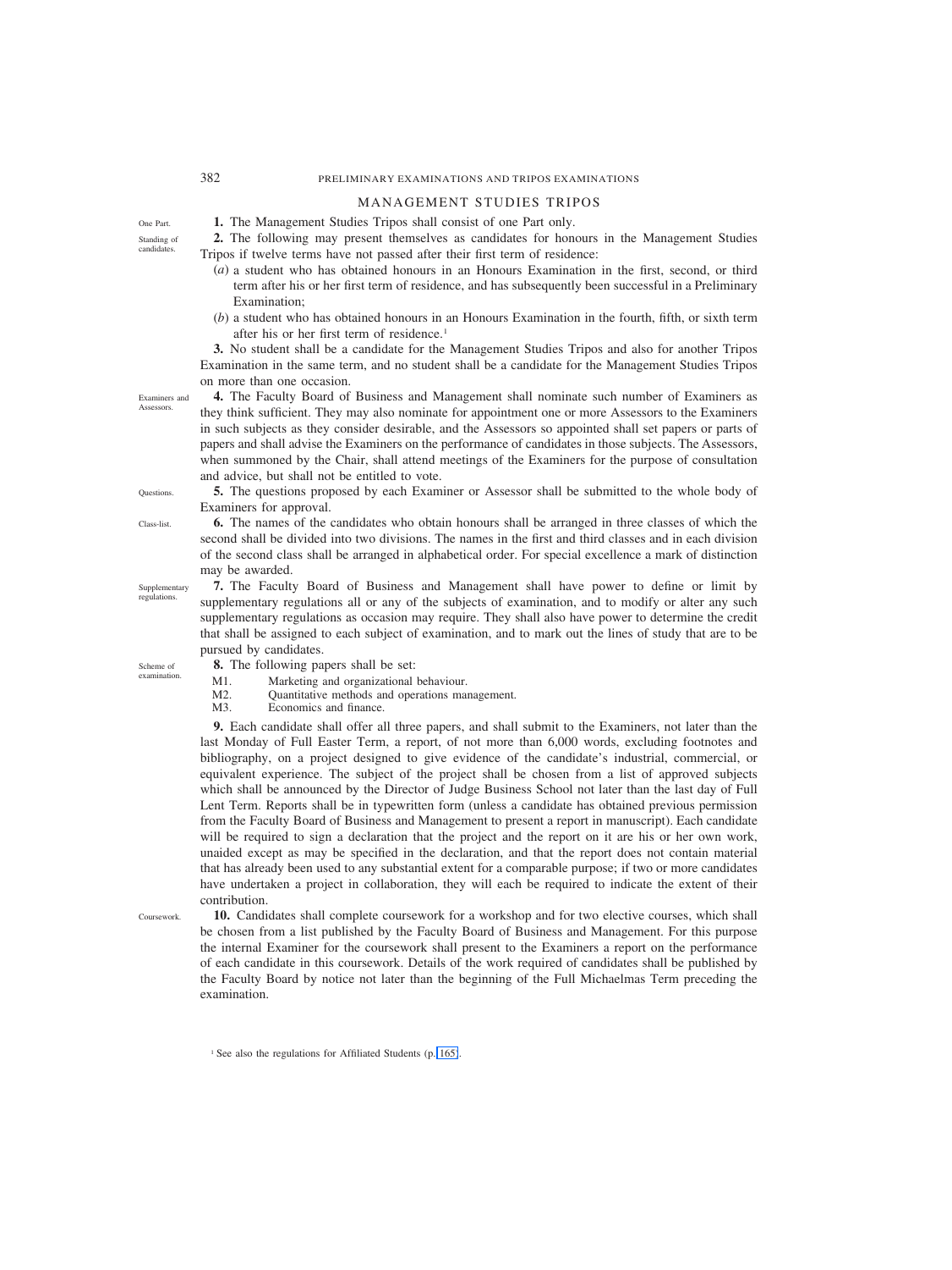## MANAGEMENT STUDIES TRIPOS

One Part.

**1.** The Management Studies Tripos shall consist of one Part only.

Standing of candidates.

**2.** The following may present themselves as candidates for honours in the Management Studies Tripos if twelve terms have not passed after their first term of residence:

(*a*) a student who has obtained honours in an Honours Examination in the first, second, or third term after his or her first term of residence, and has subsequently been successful in a Preliminary Examination;

(*b*) a student who has obtained honours in an Honours Examination in the fourth, fifth, or sixth term after his or her first term of residence.[1]

**3.** No student shall be a candidate for the Management Studies Tripos and also for another Tripos Examination in the same term, and no student shall be a candidate for the Management Studies Tripos on more than one occasion.

Examiners and Assessors.

**4.** The Faculty Board of Business and Management shall nominate such number of Examiners as they think sufficient. They may also nominate for appointment one or more Assessors to the Examiners in such subjects as they consider desirable, and the Assessors so appointed shall set papers or parts of papers and shall advise the Examiners on the performance of candidates in those subjects. The Assessors, when summoned by the Chair, shall attend meetings of the Examiners for the purpose of consultation and advice, but shall not be entitled to vote.

Questions.

**5.** The questions proposed by each Examiner or Assessor shall be submitted to the whole body of Examiners for approval.

Class-list.

**6.** The names of the candidates who obtain honours shall be arranged in three classes of which the second shall be divided into two divisions. The names in the first and third classes and in each division of the second class shall be arranged in alphabetical order. For special excellence a mark of distinction may be awarded.

Supplementary regulations.

**7.** The Faculty Board of Business and Management shall have power to define or limit by supplementary regulations all or any of the subjects of examination, and to modify or alter any such supplementary regulations as occasion may require. They shall also have power to determine the credit that shall be assigned to each subject of examination, and to mark out the lines of study that are to be pursued by candidates.

Scheme of examination.

**8.** The following papers shall be set:

- M1. Marketing and organizational behaviour.
- M2. Quantitative methods and operations management.
- M3. Economics and finance.

**9.** Each candidate shall offer all three papers, and shall submit to the Examiners, not later than the last Monday of Full Easter Term, a report, of not more than 6,000 words, excluding footnotes and bibliography, on a project designed to give evidence of the candidate's industrial, commercial, or equivalent experience. The subject of the project shall be chosen from a list of approved subjects which shall be announced by the Director of Judge Business School not later than the last day of Full Lent Term. Reports shall be in typewritten form (unless a candidate has obtained previous permission from the Faculty Board of Business and Management to present a report in manuscript). Each candidate will be required to sign a declaration that the project and the report on it are his or her own work, unaided except as may be specified in the declaration, and that the report does not contain material that has already been used to any substantial extent for a comparable purpose; if two or more candidates have undertaken a project in collaboration, they will each be required to indicate the extent of their contribution.

Coursework.

**10.** Candidates shall complete coursework for a workshop and for two elective courses, which shall be chosen from a list published by the Faculty Board of Business and Management. For this purpose the internal Examiner for the coursework shall present to the Examiners a report on the performance of each candidate in this coursework. Details of the work required of candidates shall be published by the Faculty Board by notice not later than the beginning of the Full Michaelmas Term preceding the examination.

[1] See also the regulations for Affiliated Students (p. 165).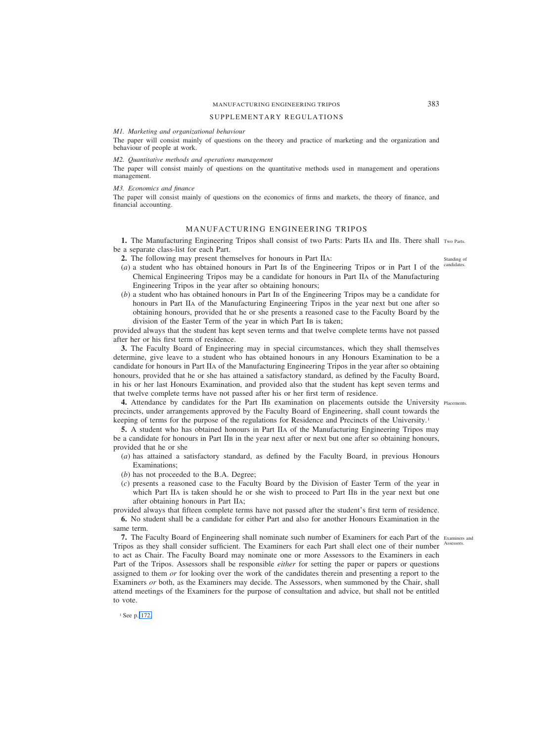## SUPPLEMENTARY REGULATIONS

*M1. Marketing and organizational behaviour*

The paper will consist mainly of questions on the theory and practice of marketing and the organization and behaviour of people at work.

*M2. Quantitative methods and operations management*

The paper will consist mainly of questions on the quantitative methods used in management and operations management.

*M3. Economics and finance*

The paper will consist mainly of questions on the economics of firms and markets, the theory of finance, and financial accounting.

## MANUFACTURING ENGINEERING TRIPOS

Two Parts.

**1.** The Manufacturing Engineering Tripos shall consist of two Parts: Parts IIA and IIB. There shall be a separate class-list for each Part.

Standing of candidates.

**2.** The following may present themselves for honours in Part IIA:

(*a*) a student who has obtained honours in Part IB of the Engineering Tripos or in Part I of the Chemical Engineering Tripos may be a candidate for honours in Part IIA of the Manufacturing Engineering Tripos in the year after so obtaining honours;

(*b*) a student who has obtained honours in Part IB of the Engineering Tripos may be a candidate for honours in Part IIA of the Manufacturing Engineering Tripos in the year next but one after so obtaining honours, provided that he or she presents a reasoned case to the Faculty Board by the division of the Easter Term of the year in which Part IB is taken;

provided always that the student has kept seven terms and that twelve complete terms have not passed after her or his first term of residence.

**3.** The Faculty Board of Engineering may in special circumstances, which they shall themselves determine, give leave to a student who has obtained honours in any Honours Examination to be a candidate for honours in Part IIA of the Manufacturing Engineering Tripos in the year after so obtaining honours, provided that he or she has attained a satisfactory standard, as defined by the Faculty Board, in his or her last Honours Examination, and provided also that the student has kept seven terms and that twelve complete terms have not passed after his or her first term of residence.

Placements.

**4.** Attendance by candidates for the Part IIB examination on placements outside the University precincts, under arrangements approved by the Faculty Board of Engineering, shall count towards the keeping of terms for the purpose of the regulations for Residence and Precincts of the University.[1]

**5.** A student who has obtained honours in Part IIA of the Manufacturing Engineering Tripos may be a candidate for honours in Part IIB in the year next after or next but one after so obtaining honours, provided that he or she

(*a*) has attained a satisfactory standard, as defined by the Faculty Board, in previous Honours Examinations;

(*b*) has not proceeded to the B.A. Degree;

(*c*) presents a reasoned case to the Faculty Board by the Division of Easter Term of the year in which Part IIA is taken should he or she wish to proceed to Part IIB in the year next but one after obtaining honours in Part IIA;

provided always that fifteen complete terms have not passed after the student's first term of residence.

**6.** No student shall be a candidate for either Part and also for another Honours Examination in the same term.

Examiners and Assessors.

**7.** The Faculty Board of Engineering shall nominate such number of Examiners for each Part of the Tripos as they shall consider sufficient. The Examiners for each Part shall elect one of their number to act as Chair. The Faculty Board may nominate one or more Assessors to the Examiners in each Part of the Tripos. Assessors shall be responsible *either* for setting the paper or papers or questions assigned to them *or* for looking over the work of the candidates therein and presenting a report to the Examiners *or* both, as the Examiners may decide. The Assessors, when summoned by the Chair, shall attend meetings of the Examiners for the purpose of consultation and advice, but shall not be entitled to vote.

[1] See p. 172.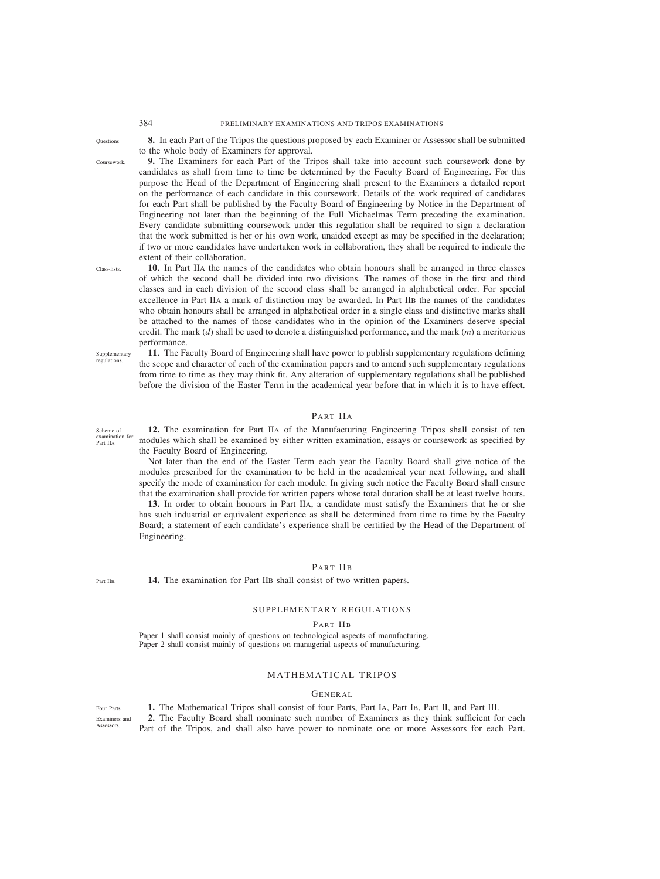Questions. **8.** In each Part of the Tripos the questions proposed by each Examiner or Assessor shall be submitted to the whole body of Examiners for approval.

Coursework. **9.** The Examiners for each Part of the Tripos shall take into account such coursework done by candidates as shall from time to time be determined by the Faculty Board of Engineering. For this purpose the Head of the Department of Engineering shall present to the Examiners a detailed report on the performance of each candidate in this coursework. Details of the work required of candidates for each Part shall be published by the Faculty Board of Engineering by Notice in the Department of Engineering not later than the beginning of the Full Michaelmas Term preceding the examination. Every candidate submitting coursework under this regulation shall be required to sign a declaration that the work submitted is her or his own work, unaided except as may be specified in the declaration; if two or more candidates have undertaken work in collaboration, they shall be required to indicate the extent of their collaboration.

Class-lists. **10.** In Part IIA the names of the candidates who obtain honours shall be arranged in three classes of which the second shall be divided into two divisions. The names of those in the first and third classes and in each division of the second class shall be arranged in alphabetical order. For special excellence in Part IIA a mark of distinction may be awarded. In Part IIB the names of the candidates who obtain honours shall be arranged in alphabetical order in a single class and distinctive marks shall be attached to the names of those candidates who in the opinion of the Examiners deserve special credit. The mark (*d*) shall be used to denote a distinguished performance, and the mark (*m*) a meritorious performance.

Supplementary regulations. **11.** The Faculty Board of Engineering shall have power to publish supplementary regulations defining the scope and character of each of the examination papers and to amend such supplementary regulations from time to time as they may think fit. Any alteration of supplementary regulations shall be published before the division of the Easter Term in the academical year before that in which it is to have effect.

## PART IIA

Scheme of examination for Part IIA. **12.** The examination for Part IIA of the Manufacturing Engineering Tripos shall consist of ten modules which shall be examined by either written examination, essays or coursework as specified by the Faculty Board of Engineering.

Not later than the end of the Easter Term each year the Faculty Board shall give notice of the modules prescribed for the examination to be held in the academical year next following, and shall specify the mode of examination for each module. In giving such notice the Faculty Board shall ensure that the examination shall provide for written papers whose total duration shall be at least twelve hours.

**13.** In order to obtain honours in Part IIA, a candidate must satisfy the Examiners that he or she has such industrial or equivalent experience as shall be determined from time to time by the Faculty Board; a statement of each candidate's experience shall be certified by the Head of the Department of Engineering.

## PART IIB

Part IIB. **14.** The examination for Part IIB shall consist of two written papers.

## SUPPLEMENTARY REGULATIONS

### PART IIB

Paper 1 shall consist mainly of questions on technological aspects of manufacturing.
Paper 2 shall consist mainly of questions on managerial aspects of manufacturing.

# MATHEMATICAL TRIPOS

## GENERAL

Four Parts. **1.** The Mathematical Tripos shall consist of four Parts, Part IA, Part IB, Part II, and Part III.

Examiners and Assessors. **2.** The Faculty Board shall nominate such number of Examiners as they think sufficient for each Part of the Tripos, and shall also have power to nominate one or more Assessors for each Part.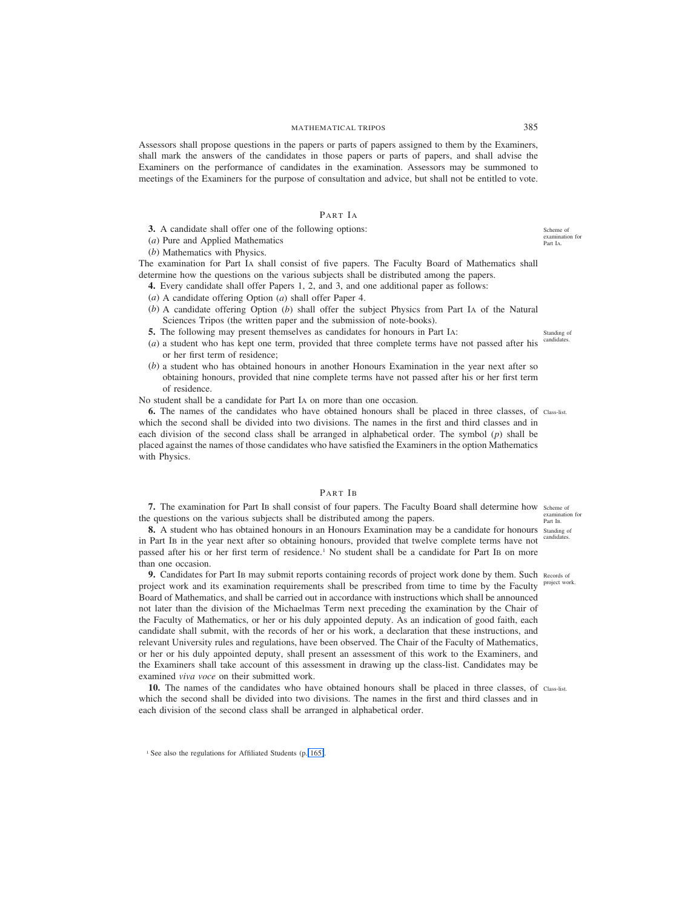Assessors shall propose questions in the papers or parts of papers assigned to them by the Examiners, shall mark the answers of the candidates in those papers or parts of papers, and shall advise the Examiners on the performance of candidates in the examination. Assessors may be summoned to meetings of the Examiners for the purpose of consultation and advice, but shall not be entitled to vote.

## PART IA

*Scheme of examination for Part IA.*

**3.** A candidate shall offer one of the following options:

(*a*) Pure and Applied Mathematics

(*b*) Mathematics with Physics.

The examination for Part IA shall consist of five papers. The Faculty Board of Mathematics shall determine how the questions on the various subjects shall be distributed among the papers.

**4.** Every candidate shall offer Papers 1, 2, and 3, and one additional paper as follows:

(*a*) A candidate offering Option (*a*) shall offer Paper 4.

(*b*) A candidate offering Option (*b*) shall offer the subject Physics from Part IA of the Natural Sciences Tripos (the written paper and the submission of note-books).

*Standing of candidates.*

**5.** The following may present themselves as candidates for honours in Part IA:

(*a*) a student who has kept one term, provided that three complete terms have not passed after his or her first term of residence;

(*b*) a student who has obtained honours in another Honours Examination in the year next after so obtaining honours, provided that nine complete terms have not passed after his or her first term of residence.

No student shall be a candidate for Part IA on more than one occasion.

*Class-list.*

**6.** The names of the candidates who have obtained honours shall be placed in three classes, of which the second shall be divided into two divisions. The names in the first and third classes and in each division of the second class shall be arranged in alphabetical order. The symbol (*p*) shall be placed against the names of those candidates who have satisfied the Examiners in the option Mathematics with Physics.

## PART IB

*Scheme of examination for Part IB.*

**7.** The examination for Part IB shall consist of four papers. The Faculty Board shall determine how the questions on the various subjects shall be distributed among the papers.

*Standing of candidates.*

**8.** A student who has obtained honours in an Honours Examination may be a candidate for honours in Part IB in the year next after so obtaining honours, provided that twelve complete terms have not passed after his or her first term of residence.[1] No student shall be a candidate for Part IB on more than one occasion.

*Records of project work.*

**9.** Candidates for Part IB may submit reports containing records of project work done by them. Such project work and its examination requirements shall be prescribed from time to time by the Faculty Board of Mathematics, and shall be carried out in accordance with instructions which shall be announced not later than the division of the Michaelmas Term next preceding the examination by the Chair of the Faculty of Mathematics, or her or his duly appointed deputy. As an indication of good faith, each candidate shall submit, with the records of her or his work, a declaration that these instructions, and relevant University rules and regulations, have been observed. The Chair of the Faculty of Mathematics, or her or his duly appointed deputy, shall present an assessment of this work to the Examiners, and the Examiners shall take account of this assessment in drawing up the class-list. Candidates may be examined *viva voce* on their submitted work.

*Class-list.*

**10.** The names of the candidates who have obtained honours shall be placed in three classes, of which the second shall be divided into two divisions. The names in the first and third classes and in each division of the second class shall be arranged in alphabetical order.

[1] See also the regulations for Affiliated Students (p. 165).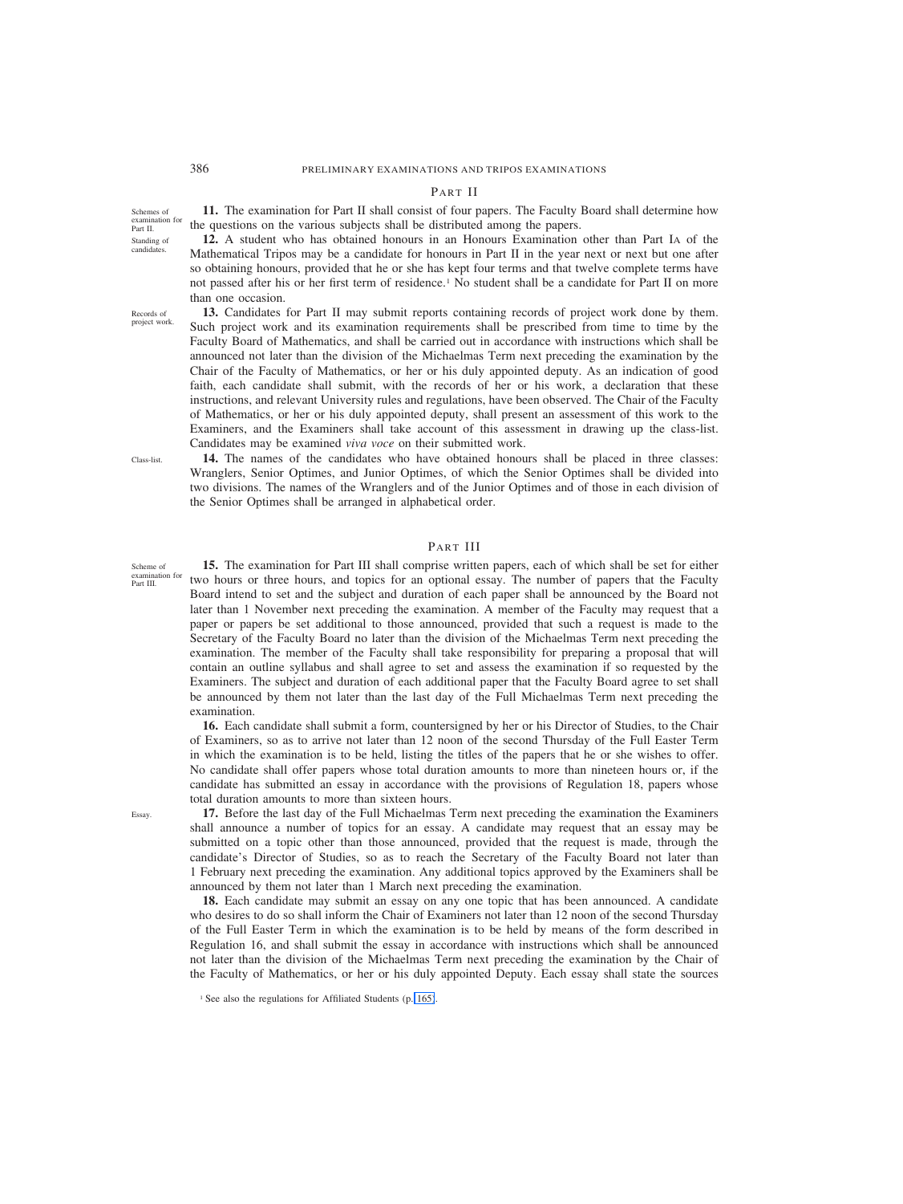## PART II

*Schemes of examination for Part II.*

**11.** The examination for Part II shall consist of four papers. The Faculty Board shall determine how the questions on the various subjects shall be distributed among the papers.

*Standing of candidates.*

**12.** A student who has obtained honours in an Honours Examination other than Part IA of the Mathematical Tripos may be a candidate for honours in Part II in the year next or next but one after so obtaining honours, provided that he or she has kept four terms and that twelve complete terms have not passed after his or her first term of residence.[1] No student shall be a candidate for Part II on more than one occasion.

*Records of project work.*

**13.** Candidates for Part II may submit reports containing records of project work done by them. Such project work and its examination requirements shall be prescribed from time to time by the Faculty Board of Mathematics, and shall be carried out in accordance with instructions which shall be announced not later than the division of the Michaelmas Term next preceding the examination by the Chair of the Faculty of Mathematics, or her or his duly appointed deputy. As an indication of good faith, each candidate shall submit, with the records of her or his work, a declaration that these instructions, and relevant University rules and regulations, have been observed. The Chair of the Faculty of Mathematics, or her or his duly appointed deputy, shall present an assessment of this work to the Examiners, and the Examiners shall take account of this assessment in drawing up the class-list. Candidates may be examined *viva voce* on their submitted work.

*Class-list.*

**14.** The names of the candidates who have obtained honours shall be placed in three classes: Wranglers, Senior Optimes, and Junior Optimes, of which the Senior Optimes shall be divided into two divisions. The names of the Wranglers and of the Junior Optimes and of those in each division of the Senior Optimes shall be arranged in alphabetical order.

## PART III

*Scheme of examination for Part III.*

**15.** The examination for Part III shall comprise written papers, each of which shall be set for either two hours or three hours, and topics for an optional essay. The number of papers that the Faculty Board intend to set and the subject and duration of each paper shall be announced by the Board not later than 1 November next preceding the examination. A member of the Faculty may request that a paper or papers be set additional to those announced, provided that such a request is made to the Secretary of the Faculty Board no later than the division of the Michaelmas Term next preceding the examination. The member of the Faculty shall take responsibility for preparing a proposal that will contain an outline syllabus and shall agree to set and assess the examination if so requested by the Examiners. The subject and duration of each additional paper that the Faculty Board agree to set shall be announced by them not later than the last day of the Full Michaelmas Term next preceding the examination.

**16.** Each candidate shall submit a form, countersigned by her or his Director of Studies, to the Chair of Examiners, so as to arrive not later than 12 noon of the second Thursday of the Full Easter Term in which the examination is to be held, listing the titles of the papers that he or she wishes to offer. No candidate shall offer papers whose total duration amounts to more than nineteen hours or, if the candidate has submitted an essay in accordance with the provisions of Regulation 18, papers whose total duration amounts to more than sixteen hours.

*Essay.*

**17.** Before the last day of the Full Michaelmas Term next preceding the examination the Examiners shall announce a number of topics for an essay. A candidate may request that an essay may be submitted on a topic other than those announced, provided that the request is made, through the candidate's Director of Studies, so as to reach the Secretary of the Faculty Board not later than 1 February next preceding the examination. Any additional topics approved by the Examiners shall be announced by them not later than 1 March next preceding the examination.

**18.** Each candidate may submit an essay on any one topic that has been announced. A candidate who desires to do so shall inform the Chair of Examiners not later than 12 noon of the second Thursday of the Full Easter Term in which the examination is to be held by means of the form described in Regulation 16, and shall submit the essay in accordance with instructions which shall be announced not later than the division of the Michaelmas Term next preceding the examination by the Chair of the Faculty of Mathematics, or her or his duly appointed Deputy. Each essay shall state the sources

[1] See also the regulations for Affiliated Students (p. 165).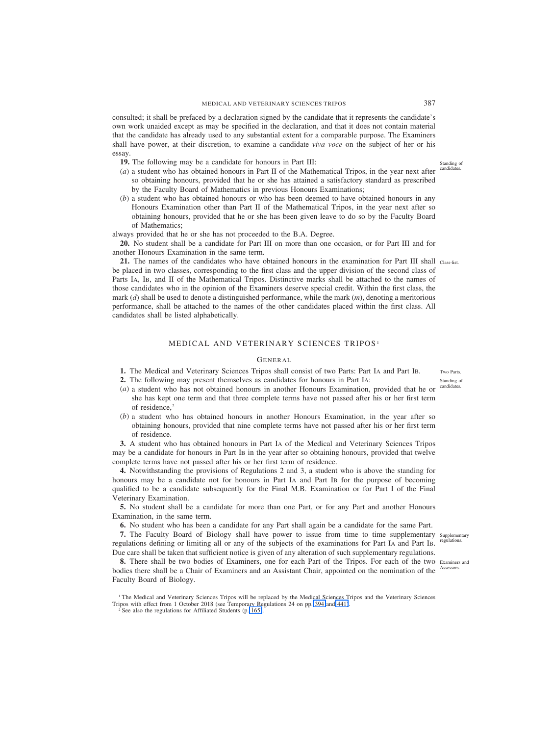consulted; it shall be prefaced by a declaration signed by the candidate that it represents the candidate's own work unaided except as may be specified in the declaration, and that it does not contain material that the candidate has already used to any substantial extent for a comparable purpose. The Examiners shall have power, at their discretion, to examine a candidate *viva voce* on the subject of her or his essay.

**19.** The following may be a candidate for honours in Part III: *Standing of candidates.*

(*a*) a student who has obtained honours in Part II of the Mathematical Tripos, in the year next after so obtaining honours, provided that he or she has attained a satisfactory standard as prescribed by the Faculty Board of Mathematics in previous Honours Examinations;

(*b*) a student who has obtained honours or who has been deemed to have obtained honours in any Honours Examination other than Part II of the Mathematical Tripos, in the year next after so obtaining honours, provided that he or she has been given leave to do so by the Faculty Board of Mathematics;

always provided that he or she has not proceeded to the B.A. Degree.

**20.** No student shall be a candidate for Part III on more than one occasion, or for Part III and for another Honours Examination in the same term.

**21.** The names of the candidates who have obtained honours in the examination for Part III shall be placed in two classes, corresponding to the first class and the upper division of the second class of Parts IA, IB, and II of the Mathematical Tripos. Distinctive marks shall be attached to the names of those candidates who in the opinion of the Examiners deserve special credit. Within the first class, the mark (*d*) shall be used to denote a distinguished performance, while the mark (*m*), denoting a meritorious performance, shall be attached to the names of the other candidates placed within the first class. All candidates shall be listed alphabetically. *Class-list.*

## MEDICAL AND VETERINARY SCIENCES TRIPOS[1]

### General

**1.** The Medical and Veterinary Sciences Tripos shall consist of two Parts: Part IA and Part IB. *Two Parts.*

**2.** The following may present themselves as candidates for honours in Part IA: *Standing of candidates.*

(*a*) a student who has not obtained honours in another Honours Examination, provided that he or she has kept one term and that three complete terms have not passed after his or her first term of residence,[2]

(*b*) a student who has obtained honours in another Honours Examination, in the year after so obtaining honours, provided that nine complete terms have not passed after his or her first term of residence.

**3.** A student who has obtained honours in Part IA of the Medical and Veterinary Sciences Tripos may be a candidate for honours in Part IB in the year after so obtaining honours, provided that twelve complete terms have not passed after his or her first term of residence.

**4.** Notwithstanding the provisions of Regulations 2 and 3, a student who is above the standing for honours may be a candidate not for honours in Part IA and Part IB for the purpose of becoming qualified to be a candidate subsequently for the Final M.B. Examination or for Part I of the Final Veterinary Examination.

**5.** No student shall be a candidate for more than one Part, or for any Part and another Honours Examination, in the same term.

**6.** No student who has been a candidate for any Part shall again be a candidate for the same Part.

**7.** The Faculty Board of Biology shall have power to issue from time to time supplementary regulations defining or limiting all or any of the subjects of the examinations for Part IA and Part IB. Due care shall be taken that sufficient notice is given of any alteration of such supplementary regulations. *Supplementary regulations.*

**8.** There shall be two bodies of Examiners, one for each Part of the Tripos. For each of the two bodies there shall be a Chair of Examiners and an Assistant Chair, appointed on the nomination of the Faculty Board of Biology. *Examiners and Assessors.*

[1] The Medical and Veterinary Sciences Tripos will be replaced by the Medical Sciences Tripos and the Veterinary Sciences Tripos with effect from 1 October 2018 (see Temporary Regulations 24 on pp. 394 and 441).

[2] See also the regulations for Affiliated Students (p. 165).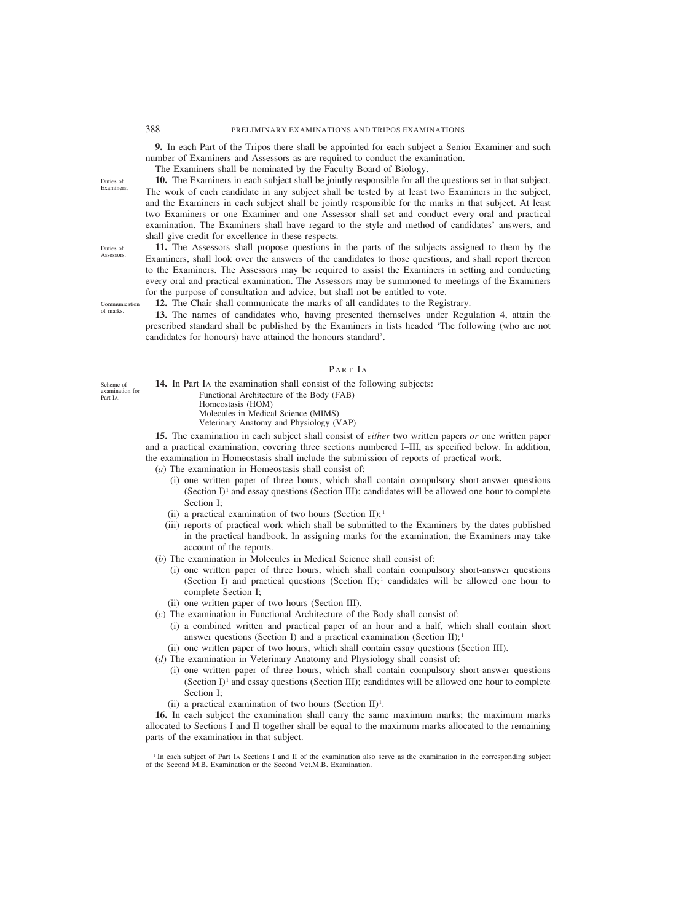**9.** In each Part of the Tripos there shall be appointed for each subject a Senior Examiner and such number of Examiners and Assessors as are required to conduct the examination.

The Examiners shall be nominated by the Faculty Board of Biology.

Duties of Examiners.

**10.** The Examiners in each subject shall be jointly responsible for all the questions set in that subject. The work of each candidate in any subject shall be tested by at least two Examiners in the subject, and the Examiners in each subject shall be jointly responsible for the marks in that subject. At least two Examiners or one Examiner and one Assessor shall set and conduct every oral and practical examination. The Examiners shall have regard to the style and method of candidates' answers, and shall give credit for excellence in these respects.

Duties of Assessors.

**11.** The Assessors shall propose questions in the parts of the subjects assigned to them by the Examiners, shall look over the answers of the candidates to those questions, and shall report thereon to the Examiners. The Assessors may be required to assist the Examiners in setting and conducting every oral and practical examination. The Assessors may be summoned to meetings of the Examiners for the purpose of consultation and advice, but shall not be entitled to vote.

Communication of marks.

**12.** The Chair shall communicate the marks of all candidates to the Registrary.

**13.** The names of candidates who, having presented themselves under Regulation 4, attain the prescribed standard shall be published by the Examiners in lists headed 'The following (who are not candidates for honours) have attained the honours standard'.

## PART IA

Scheme of examination for Part IA.

**14.** In Part IA the examination shall consist of the following subjects:

Functional Architecture of the Body (FAB)
Homeostasis (HOM)
Molecules in Medical Science (MIMS)
Veterinary Anatomy and Physiology (VAP)

**15.** The examination in each subject shall consist of *either* two written papers *or* one written paper and a practical examination, covering three sections numbered I–III, as specified below. In addition, the examination in Homeostasis shall include the submission of reports of practical work.

(*a*) The examination in Homeostasis shall consist of:

(i) one written paper of three hours, which shall contain compulsory short-answer questions (Section I)[1] and essay questions (Section III); candidates will be allowed one hour to complete Section I;

(ii) a practical examination of two hours (Section II);[1]

(iii) reports of practical work which shall be submitted to the Examiners by the dates published in the practical handbook. In assigning marks for the examination, the Examiners may take account of the reports.

(*b*) The examination in Molecules in Medical Science shall consist of:

(i) one written paper of three hours, which shall contain compulsory short-answer questions (Section I) and practical questions (Section II);[1] candidates will be allowed one hour to complete Section I;

(ii) one written paper of two hours (Section III).

(*c*) The examination in Functional Architecture of the Body shall consist of:

(i) a combined written and practical paper of an hour and a half, which shall contain short answer questions (Section I) and a practical examination (Section II);[1]

(ii) one written paper of two hours, which shall contain essay questions (Section III).

(*d*) The examination in Veterinary Anatomy and Physiology shall consist of:

(i) one written paper of three hours, which shall contain compulsory short-answer questions (Section I)[1] and essay questions (Section III); candidates will be allowed one hour to complete Section I;

(ii) a practical examination of two hours (Section II)[1].

**16.** In each subject the examination shall carry the same maximum marks; the maximum marks allocated to Sections I and II together shall be equal to the maximum marks allocated to the remaining parts of the examination in that subject.

[1] In each subject of Part IA Sections I and II of the examination also serve as the examination in the corresponding subject of the Second M.B. Examination or the Second Vet.M.B. Examination.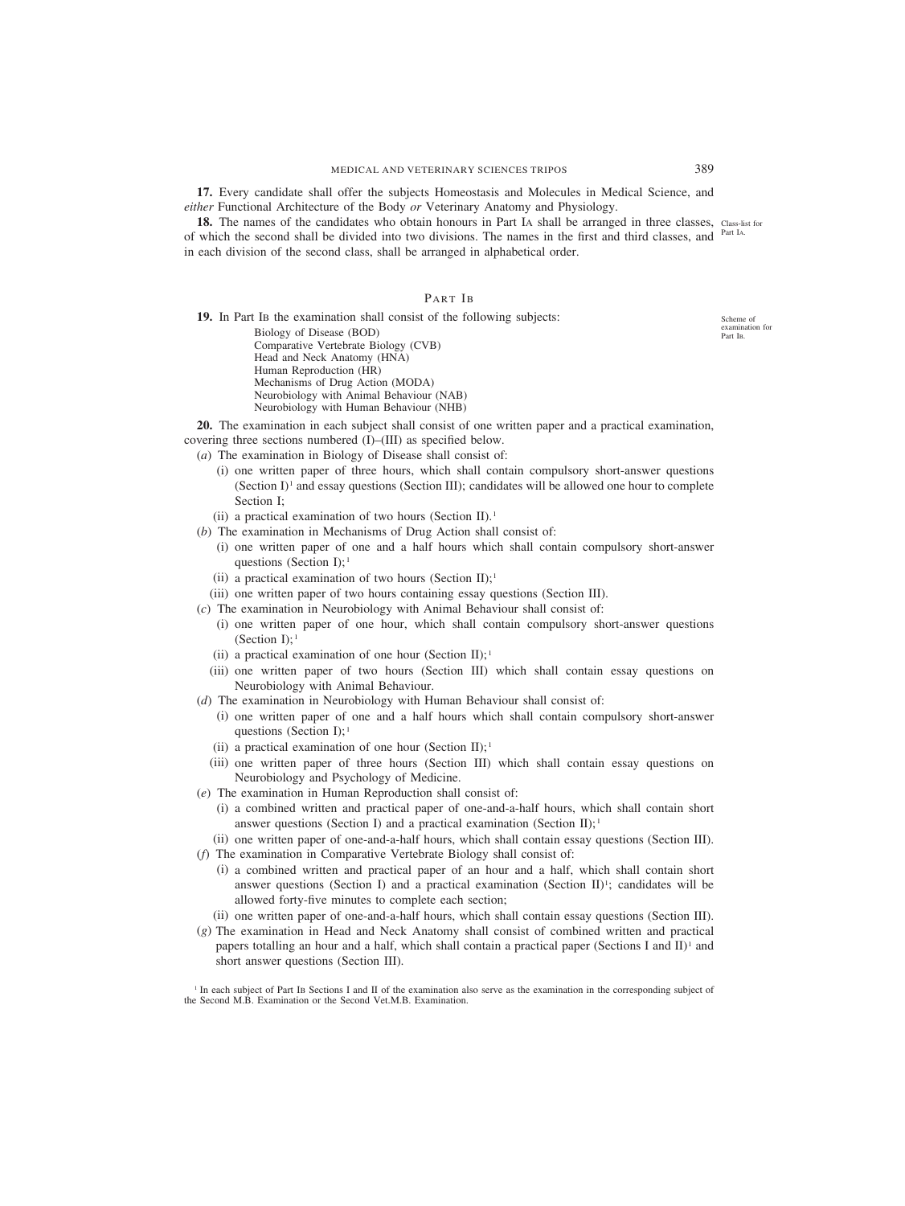**17.** Every candidate shall offer the subjects Homeostasis and Molecules in Medical Science, and *either* Functional Architecture of the Body *or* Veterinary Anatomy and Physiology.

**18.** The names of the candidates who obtain honours in Part IA shall be arranged in three classes, of which the second shall be divided into two divisions. The names in the first and third classes, and in each division of the second class, shall be arranged in alphabetical order.

Class-list for Part IA.

## PART IB

Scheme of examination for Part IB.

**19.** In Part IB the examination shall consist of the following subjects:

Biology of Disease (BOD)
Comparative Vertebrate Biology (CVB)
Head and Neck Anatomy (HNA)
Human Reproduction (HR)
Mechanisms of Drug Action (MODA)
Neurobiology with Animal Behaviour (NAB)
Neurobiology with Human Behaviour (NHB)

**20.** The examination in each subject shall consist of one written paper and a practical examination, covering three sections numbered (I)–(III) as specified below.

(*a*) The examination in Biology of Disease shall consist of:

- (i) one written paper of three hours, which shall contain compulsory short-answer questions (Section I)[1] and essay questions (Section III); candidates will be allowed one hour to complete Section I;
- (ii) a practical examination of two hours (Section II).[1]

(*b*) The examination in Mechanisms of Drug Action shall consist of:

- (i) one written paper of one and a half hours which shall contain compulsory short-answer questions (Section I);[1]
- (ii) a practical examination of two hours (Section II);[1]
- (iii) one written paper of two hours containing essay questions (Section III).

(*c*) The examination in Neurobiology with Animal Behaviour shall consist of:

- (i) one written paper of one hour, which shall contain compulsory short-answer questions (Section I);[1]
- (ii) a practical examination of one hour (Section II);[1]
- (iii) one written paper of two hours (Section III) which shall contain essay questions on Neurobiology with Animal Behaviour.

(*d*) The examination in Neurobiology with Human Behaviour shall consist of:

- (i) one written paper of one and a half hours which shall contain compulsory short-answer questions (Section I);[1]
- (ii) a practical examination of one hour (Section II);[1]
- (iii) one written paper of three hours (Section III) which shall contain essay questions on Neurobiology and Psychology of Medicine.

(*e*) The examination in Human Reproduction shall consist of:

- (i) a combined written and practical paper of one-and-a-half hours, which shall contain short answer questions (Section I) and a practical examination (Section II);[1]
- (ii) one written paper of one-and-a-half hours, which shall contain essay questions (Section III).

(*f*) The examination in Comparative Vertebrate Biology shall consist of:

- (i) a combined written and practical paper of an hour and a half, which shall contain short answer questions (Section I) and a practical examination (Section II)[1]; candidates will be allowed forty-five minutes to complete each section;
- (ii) one written paper of one-and-a-half hours, which shall contain essay questions (Section III).

(*g*) The examination in Head and Neck Anatomy shall consist of combined written and practical papers totalling an hour and a half, which shall contain a practical paper (Sections I and II)[1] and short answer questions (Section III).

[1] In each subject of Part IB Sections I and II of the examination also serve as the examination in the corresponding subject of the Second M.B. Examination or the Second Vet.M.B. Examination.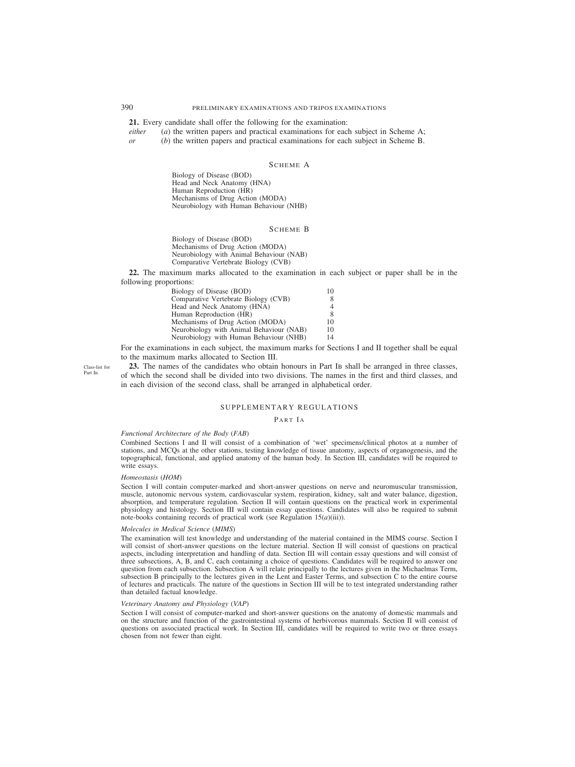**21.** Every candidate shall offer the following for the examination:

*either* (*a*) the written papers and practical examinations for each subject in Scheme A;

*or* (*b*) the written papers and practical examinations for each subject in Scheme B.

### Scheme A

Biology of Disease (BOD)
Head and Neck Anatomy (HNA)
Human Reproduction (HR)
Mechanisms of Drug Action (MODA)
Neurobiology with Human Behaviour (NHB)

### Scheme B

Biology of Disease (BOD)
Mechanisms of Drug Action (MODA)
Neurobiology with Animal Behaviour (NAB)
Comparative Vertebrate Biology (CVB)

**22.** The maximum marks allocated to the examination in each subject or paper shall be in the following proportions:

| Subject | Marks |
|---|---|
| Biology of Disease (BOD) | 10 |
| Comparative Vertebrate Biology (CVB) | 8 |
| Head and Neck Anatomy (HNA) | 4 |
| Human Reproduction (HR) | 8 |
| Mechanisms of Drug Action (MODA) | 10 |
| Neurobiology with Animal Behaviour (NAB) | 10 |
| Neurobiology with Human Behaviour (NHB) | 14 |

For the examinations in each subject, the maximum marks for Sections I and II together shall be equal to the maximum marks allocated to Section III.

*Class-list for Part IB.*

**23.** The names of the candidates who obtain honours in Part IB shall be arranged in three classes, of which the second shall be divided into two divisions. The names in the first and third classes, and in each division of the second class, shall be arranged in alphabetical order.

## SUPPLEMENTARY REGULATIONS

### Part IA

*Functional Architecture of the Body* (*FAB*)

Combined Sections I and II will consist of a combination of 'wet' specimens/clinical photos at a number of stations, and MCQs at the other stations, testing knowledge of tissue anatomy, aspects of organogenesis, and the topographical, functional, and applied anatomy of the human body. In Section III, candidates will be required to write essays.

*Homeostasis* (*HOM*)

Section I will contain computer-marked and short-answer questions on nerve and neuromuscular transmission, muscle, autonomic nervous system, cardiovascular system, respiration, kidney, salt and water balance, digestion, absorption, and temperature regulation. Section II will contain questions on the practical work in experimental physiology and histology. Section III will contain essay questions. Candidates will also be required to submit note-books containing records of practical work (see Regulation 15(*a*)(iii)).

*Molecules in Medical Science* (*MIMS*)

The examination will test knowledge and understanding of the material contained in the MIMS course. Section I will consist of short-answer questions on the lecture material. Section II will consist of questions on practical aspects, including interpretation and handling of data. Section III will contain essay questions and will consist of three subsections, A, B, and C, each containing a choice of questions. Candidates will be required to answer one question from each subsection. Subsection A will relate principally to the lectures given in the Michaelmas Term, subsection B principally to the lectures given in the Lent and Easter Terms, and subsection C to the entire course of lectures and practicals. The nature of the questions in Section III will be to test integrated understanding rather than detailed factual knowledge.

*Veterinary Anatomy and Physiology* (*VAP*)

Section I will consist of computer-marked and short-answer questions on the anatomy of domestic mammals and on the structure and function of the gastrointestinal systems of herbivorous mammals. Section II will consist of questions on associated practical work. In Section III, candidates will be required to write two or three essays chosen from not fewer than eight.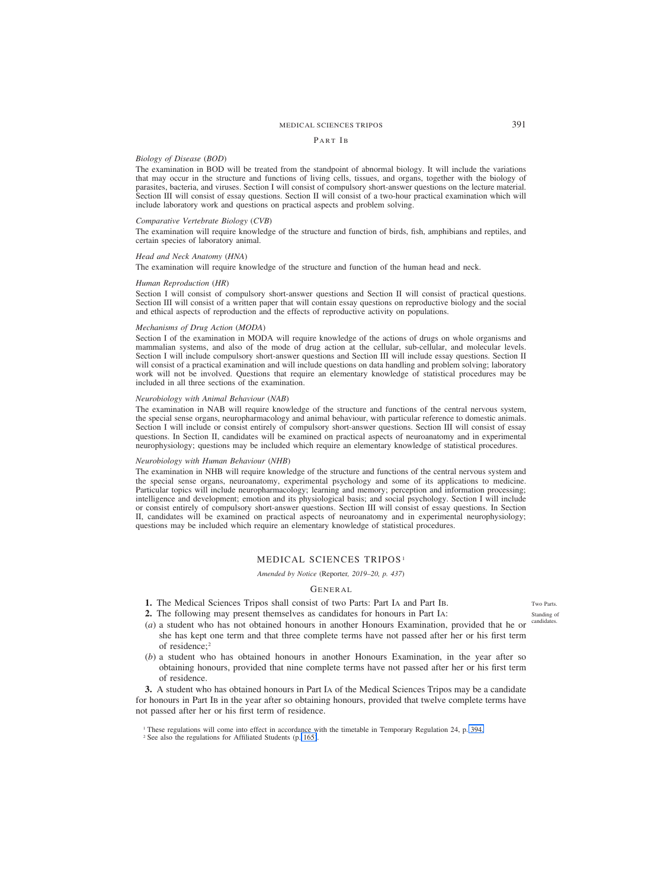### Part IB

*Biology of Disease* (*BOD*)

The examination in BOD will be treated from the standpoint of abnormal biology. It will include the variations that may occur in the structure and functions of living cells, tissues, and organs, together with the biology of parasites, bacteria, and viruses. Section I will consist of compulsory short-answer questions on the lecture material. Section III will consist of essay questions. Section II will consist of a two-hour practical examination which will include laboratory work and questions on practical aspects and problem solving.

*Comparative Vertebrate Biology* (*CVB*)

The examination will require knowledge of the structure and function of birds, fish, amphibians and reptiles, and certain species of laboratory animal.

*Head and Neck Anatomy* (*HNA*)

The examination will require knowledge of the structure and function of the human head and neck.

*Human Reproduction* (*HR*)

Section I will consist of compulsory short-answer questions and Section II will consist of practical questions. Section III will consist of a written paper that will contain essay questions on reproductive biology and the social and ethical aspects of reproduction and the effects of reproductive activity on populations.

*Mechanisms of Drug Action* (*MODA*)

Section I of the examination in MODA will require knowledge of the actions of drugs on whole organisms and mammalian systems, and also of the mode of drug action at the cellular, sub-cellular, and molecular levels. Section I will include compulsory short-answer questions and Section III will include essay questions. Section II will consist of a practical examination and will include questions on data handling and problem solving; laboratory work will not be involved. Questions that require an elementary knowledge of statistical procedures may be included in all three sections of the examination.

*Neurobiology with Animal Behaviour* (*NAB*)

The examination in NAB will require knowledge of the structure and functions of the central nervous system, the special sense organs, neuropharmacology and animal behaviour, with particular reference to domestic animals. Section I will include or consist entirely of compulsory short-answer questions. Section III will consist of essay questions. In Section II, candidates will be examined on practical aspects of neuroanatomy and in experimental neurophysiology; questions may be included which require an elementary knowledge of statistical procedures.

*Neurobiology with Human Behaviour* (*NHB*)

The examination in NHB will require knowledge of the structure and functions of the central nervous system and the special sense organs, neuroanatomy, experimental psychology and some of its applications to medicine. Particular topics will include neuropharmacology; learning and memory; perception and information processing; intelligence and development; emotion and its physiological basis; and social psychology. Section I will include or consist entirely of compulsory short-answer questions. Section III will consist of essay questions. In Section II, candidates will be examined on practical aspects of neuroanatomy and in experimental neurophysiology; questions may be included which require an elementary knowledge of statistical procedures.

## MEDICAL SCIENCES TRIPOS[1]

*Amended by Notice* (Reporter, *2019–20, p. 437*)

### General

**1.** The Medical Sciences Tripos shall consist of two Parts: Part IA and Part IB. *Two Parts.*

**2.** The following may present themselves as candidates for honours in Part IA: *Standing of candidates.*

(*a*) a student who has not obtained honours in another Honours Examination, provided that he or she has kept one term and that three complete terms have not passed after her or his first term of residence;[2]

(*b*) a student who has obtained honours in another Honours Examination, in the year after so obtaining honours, provided that nine complete terms have not passed after her or his first term of residence.

**3.** A student who has obtained honours in Part IA of the Medical Sciences Tripos may be a candidate for honours in Part IB in the year after so obtaining honours, provided that twelve complete terms have not passed after her or his first term of residence.

[1] These regulations will come into effect in accordance with the timetable in Temporary Regulation 24, p. 394.

[2] See also the regulations for Affiliated Students (p. 165).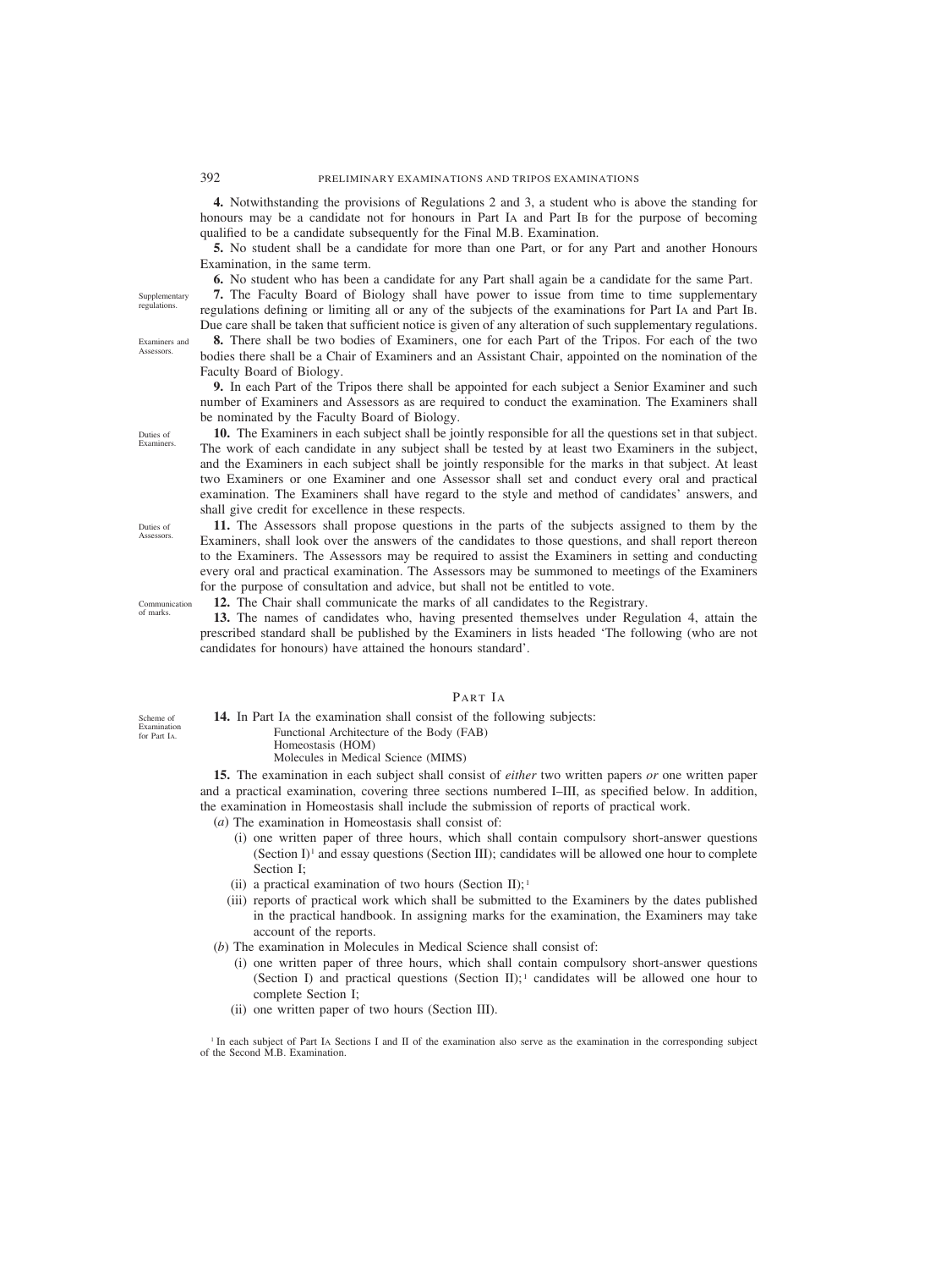**4.** Notwithstanding the provisions of Regulations 2 and 3, a student who is above the standing for honours may be a candidate not for honours in Part IA and Part IB for the purpose of becoming qualified to be a candidate subsequently for the Final M.B. Examination.

**5.** No student shall be a candidate for more than one Part, or for any Part and another Honours Examination, in the same term.

**6.** No student who has been a candidate for any Part shall again be a candidate for the same Part.

Supplementary regulations.

**7.** The Faculty Board of Biology shall have power to issue from time to time supplementary regulations defining or limiting all or any of the subjects of the examinations for Part IA and Part IB. Due care shall be taken that sufficient notice is given of any alteration of such supplementary regulations.

Examiners and Assessors.

**8.** There shall be two bodies of Examiners, one for each Part of the Tripos. For each of the two bodies there shall be a Chair of Examiners and an Assistant Chair, appointed on the nomination of the Faculty Board of Biology.

**9.** In each Part of the Tripos there shall be appointed for each subject a Senior Examiner and such number of Examiners and Assessors as are required to conduct the examination. The Examiners shall be nominated by the Faculty Board of Biology.

Duties of Examiners.

**10.** The Examiners in each subject shall be jointly responsible for all the questions set in that subject. The work of each candidate in any subject shall be tested by at least two Examiners in the subject, and the Examiners in each subject shall be jointly responsible for the marks in that subject. At least two Examiners or one Examiner and one Assessor shall set and conduct every oral and practical examination. The Examiners shall have regard to the style and method of candidates' answers, and shall give credit for excellence in these respects.

Duties of Assessors.

**11.** The Assessors shall propose questions in the parts of the subjects assigned to them by the Examiners, shall look over the answers of the candidates to those questions, and shall report thereon to the Examiners. The Assessors may be required to assist the Examiners in setting and conducting every oral and practical examination. The Assessors may be summoned to meetings of the Examiners for the purpose of consultation and advice, but shall not be entitled to vote.

Communication of marks.

**12.** The Chair shall communicate the marks of all candidates to the Registrary.

**13.** The names of candidates who, having presented themselves under Regulation 4, attain the prescribed standard shall be published by the Examiners in lists headed 'The following (who are not candidates for honours) have attained the honours standard'.

## PART IA

Scheme of Examination for Part IA.

**14.** In Part IA the examination shall consist of the following subjects:

Functional Architecture of the Body (FAB)
Homeostasis (HOM)
Molecules in Medical Science (MIMS)

**15.** The examination in each subject shall consist of *either* two written papers *or* one written paper and a practical examination, covering three sections numbered I–III, as specified below. In addition, the examination in Homeostasis shall include the submission of reports of practical work.

(*a*) The examination in Homeostasis shall consist of:

(i) one written paper of three hours, which shall contain compulsory short-answer questions (Section I)[1] and essay questions (Section III); candidates will be allowed one hour to complete Section I;

(ii) a practical examination of two hours (Section II);[1]

(iii) reports of practical work which shall be submitted to the Examiners by the dates published in the practical handbook. In assigning marks for the examination, the Examiners may take account of the reports.

(*b*) The examination in Molecules in Medical Science shall consist of:

(i) one written paper of three hours, which shall contain compulsory short-answer questions (Section I) and practical questions (Section II);[1] candidates will be allowed one hour to complete Section I;

(ii) one written paper of two hours (Section III).

[1] In each subject of Part IA Sections I and II of the examination also serve as the examination in the corresponding subject of the Second M.B. Examination.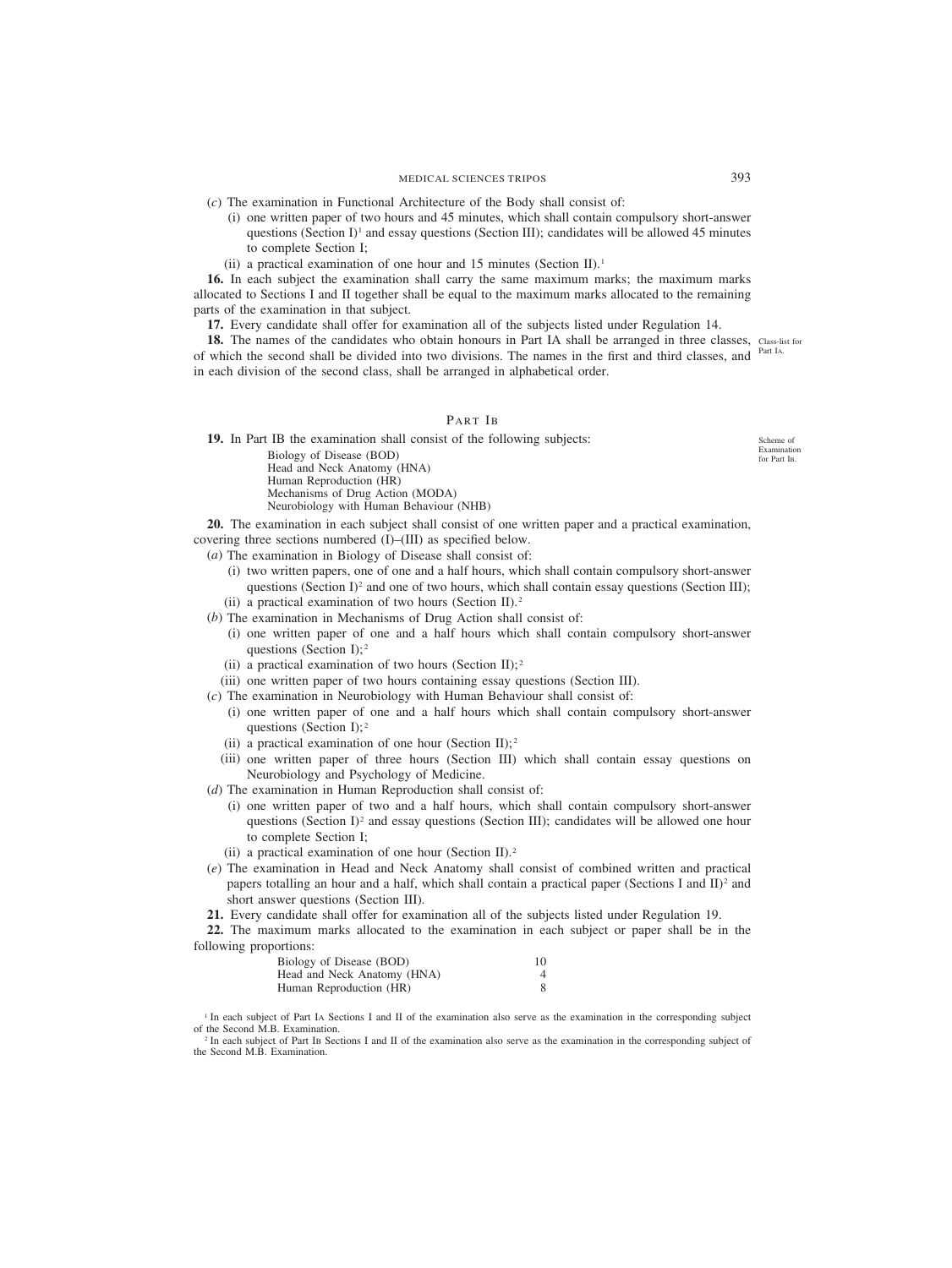(*c*) The examination in Functional Architecture of the Body shall consist of:

(i) one written paper of two hours and 45 minutes, which shall contain compulsory short-answer questions (Section I)[1] and essay questions (Section III); candidates will be allowed 45 minutes to complete Section I;

(ii) a practical examination of one hour and 15 minutes (Section II).[1]

**16.** In each subject the examination shall carry the same maximum marks; the maximum marks allocated to Sections I and II together shall be equal to the maximum marks allocated to the remaining parts of the examination in that subject.

**17.** Every candidate shall offer for examination all of the subjects listed under Regulation 14.

Class-list for Part IA.

**18.** The names of the candidates who obtain honours in Part IA shall be arranged in three classes, of which the second shall be divided into two divisions. The names in the first and third classes, and in each division of the second class, shall be arranged in alphabetical order.

## PART IB

Scheme of Examination for Part IB.

**19.** In Part IB the examination shall consist of the following subjects:

Biology of Disease (BOD)
Head and Neck Anatomy (HNA)
Human Reproduction (HR)
Mechanisms of Drug Action (MODA)
Neurobiology with Human Behaviour (NHB)

**20.** The examination in each subject shall consist of one written paper and a practical examination, covering three sections numbered (I)–(III) as specified below.

(*a*) The examination in Biology of Disease shall consist of:

(i) two written papers, one of one and a half hours, which shall contain compulsory short-answer questions (Section I)[2] and one of two hours, which shall contain essay questions (Section III);

(ii) a practical examination of two hours (Section II).[2]

(*b*) The examination in Mechanisms of Drug Action shall consist of:

(i) one written paper of one and a half hours which shall contain compulsory short-answer questions (Section I);[2]

(ii) a practical examination of two hours (Section II);[2]

(iii) one written paper of two hours containing essay questions (Section III).

(*c*) The examination in Neurobiology with Human Behaviour shall consist of:

(i) one written paper of one and a half hours which shall contain compulsory short-answer questions (Section I);[2]

(ii) a practical examination of one hour (Section II);[2]

(iii) one written paper of three hours (Section III) which shall contain essay questions on Neurobiology and Psychology of Medicine.

(*d*) The examination in Human Reproduction shall consist of:

(i) one written paper of two and a half hours, which shall contain compulsory short-answer questions (Section I)[2] and essay questions (Section III); candidates will be allowed one hour to complete Section I;

(ii) a practical examination of one hour (Section II).[2]

(*e*) The examination in Head and Neck Anatomy shall consist of combined written and practical papers totalling an hour and a half, which shall contain a practical paper (Sections I and II)[2] and short answer questions (Section III).

**21.** Every candidate shall offer for examination all of the subjects listed under Regulation 19.

**22.** The maximum marks allocated to the examination in each subject or paper shall be in the following proportions:

| | |
|---|---|
| Biology of Disease (BOD) | 10 |
| Head and Neck Anatomy (HNA) | 4 |
| Human Reproduction (HR) | 8 |

[1] In each subject of Part IA Sections I and II of the examination also serve as the examination in the corresponding subject of the Second M.B. Examination.

[2] In each subject of Part IB Sections I and II of the examination also serve as the examination in the corresponding subject of the Second M.B. Examination.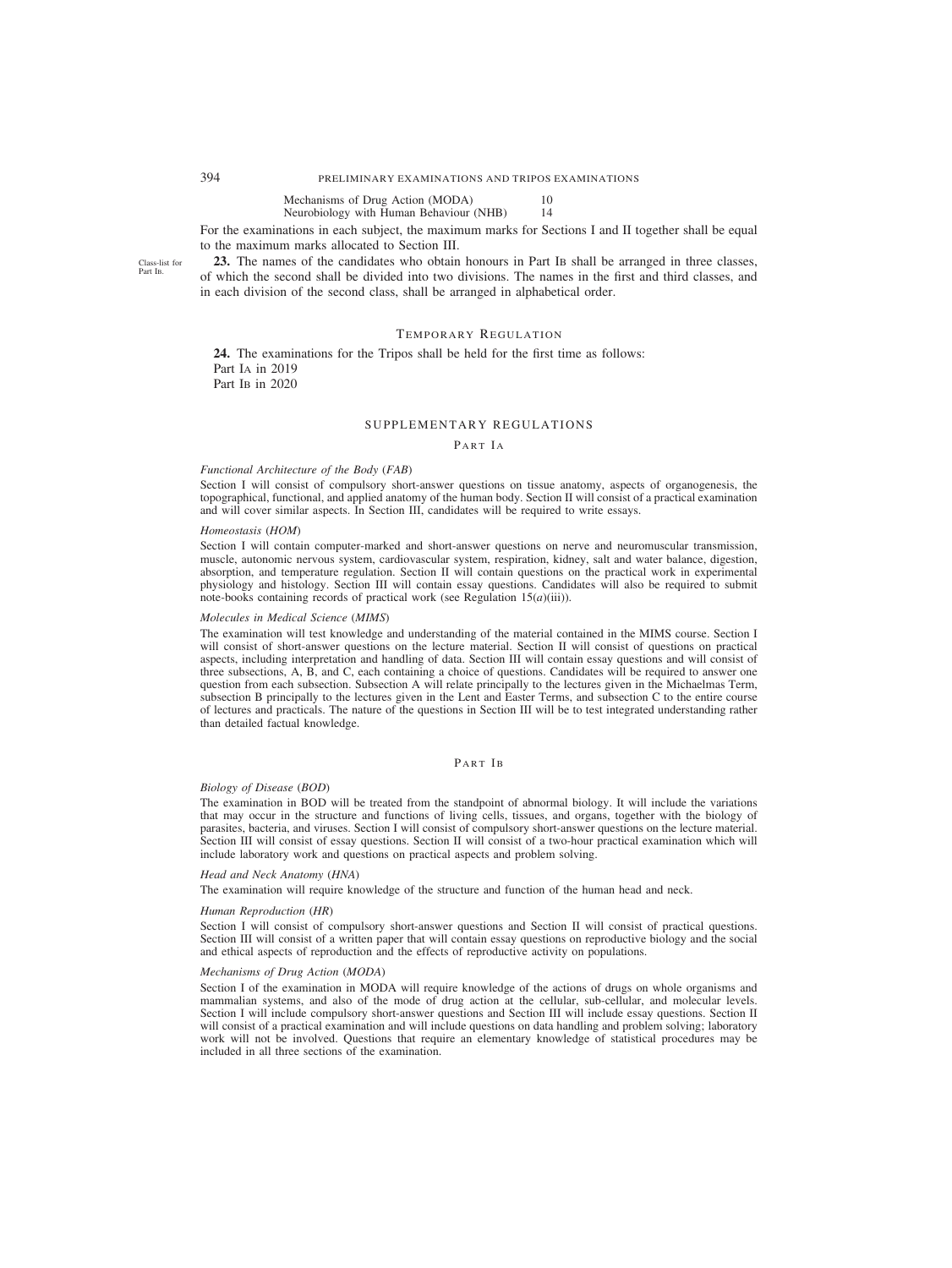| | |
|---|---|
| Mechanisms of Drug Action (MODA) | 10 |
| Neurobiology with Human Behaviour (NHB) | 14 |

For the examinations in each subject, the maximum marks for Sections I and II together shall be equal to the maximum marks allocated to Section III.

Class-list for Part IB.

**23.** The names of the candidates who obtain honours in Part IB shall be arranged in three classes, of which the second shall be divided into two divisions. The names in the first and third classes, and in each division of the second class, shall be arranged in alphabetical order.

## TEMPORARY REGULATION

**24.** The examinations for the Tripos shall be held for the first time as follows:
Part IA in 2019
Part IB in 2020

## SUPPLEMENTARY REGULATIONS

### PART IA

*Functional Architecture of the Body (FAB)*

Section I will consist of compulsory short-answer questions on tissue anatomy, aspects of organogenesis, the topographical, functional, and applied anatomy of the human body. Section II will consist of a practical examination and will cover similar aspects. In Section III, candidates will be required to write essays.

*Homeostasis (HOM)*

Section I will contain computer-marked and short-answer questions on nerve and neuromuscular transmission, muscle, autonomic nervous system, cardiovascular system, respiration, kidney, salt and water balance, digestion, absorption, and temperature regulation. Section II will contain questions on the practical work in experimental physiology and histology. Section III will contain essay questions. Candidates will also be required to submit note-books containing records of practical work (see Regulation 15(*a*)(iii)).

*Molecules in Medical Science (MIMS)*

The examination will test knowledge and understanding of the material contained in the MIMS course. Section I will consist of short-answer questions on the lecture material. Section II will consist of questions on practical aspects, including interpretation and handling of data. Section III will contain essay questions and will consist of three subsections, A, B, and C, each containing a choice of questions. Candidates will be required to answer one question from each subsection. Subsection A will relate principally to the lectures given in the Michaelmas Term, subsection B principally to the lectures given in the Lent and Easter Terms, and subsection C to the entire course of lectures and practicals. The nature of the questions in Section III will be to test integrated understanding rather than detailed factual knowledge.

### PART IB

*Biology of Disease (BOD)*

The examination in BOD will be treated from the standpoint of abnormal biology. It will include the variations that may occur in the structure and functions of living cells, tissues, and organs, together with the biology of parasites, bacteria, and viruses. Section I will consist of compulsory short-answer questions on the lecture material. Section III will consist of essay questions. Section II will consist of a two-hour practical examination which will include laboratory work and questions on practical aspects and problem solving.

*Head and Neck Anatomy (HNA)*

The examination will require knowledge of the structure and function of the human head and neck.

*Human Reproduction (HR)*

Section I will consist of compulsory short-answer questions and Section II will consist of practical questions. Section III will consist of a written paper that will contain essay questions on reproductive biology and the social and ethical aspects of reproduction and the effects of reproductive activity on populations.

*Mechanisms of Drug Action (MODA)*

Section I of the examination in MODA will require knowledge of the actions of drugs on whole organisms and mammalian systems, and also of the mode of drug action at the cellular, sub-cellular, and molecular levels. Section I will include compulsory short-answer questions and Section III will include essay questions. Section II will consist of a practical examination and will include questions on data handling and problem solving; laboratory work will not be involved. Questions that require an elementary knowledge of statistical procedures may be included in all three sections of the examination.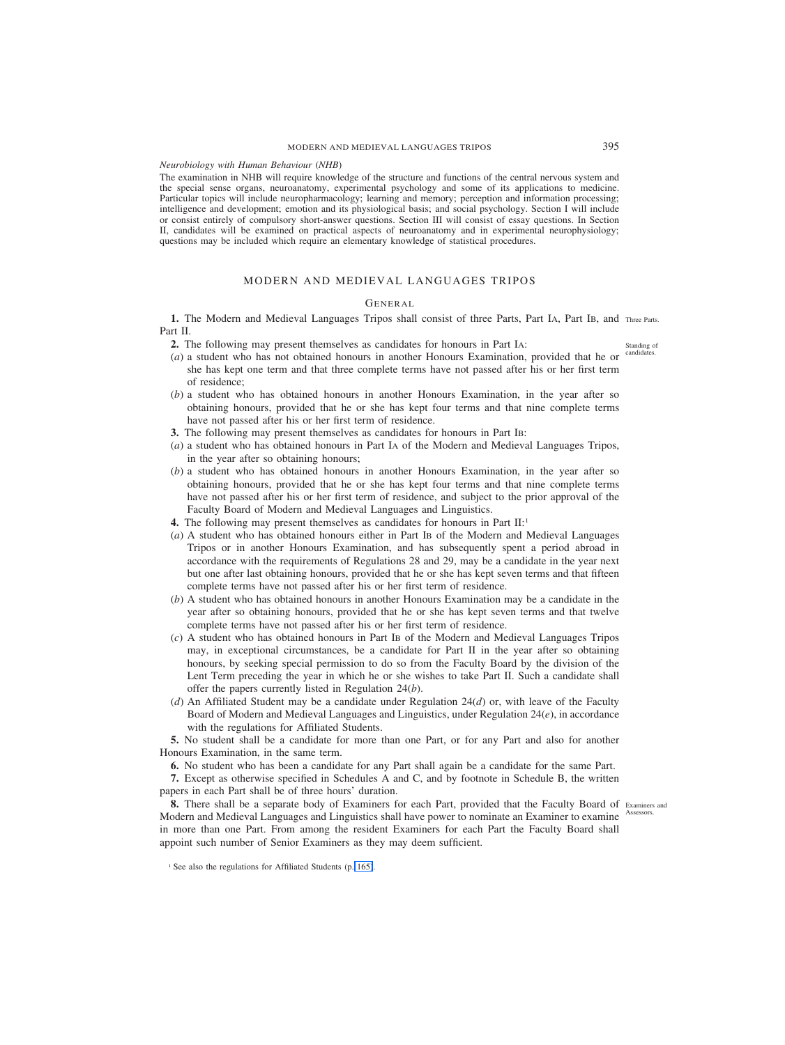*Neurobiology with Human Behaviour* (*NHB*)

The examination in NHB will require knowledge of the structure and functions of the central nervous system and the special sense organs, neuroanatomy, experimental psychology and some of its applications to medicine. Particular topics will include neuropharmacology; learning and memory; perception and information processing; intelligence and development; emotion and its physiological basis; and social psychology. Section I will include or consist entirely of compulsory short-answer questions. Section III will consist of essay questions. In Section II, candidates will be examined on practical aspects of neuroanatomy and in experimental neurophysiology; questions may be included which require an elementary knowledge of statistical procedures.

## MODERN AND MEDIEVAL LANGUAGES TRIPOS

### GENERAL

**1.** The Modern and Medieval Languages Tripos shall consist of three Parts, Part IA, Part IB, and Part II. *(Three Parts.)*

**2.** The following may present themselves as candidates for honours in Part IA: *(Standing of candidates.)*

(*a*) a student who has not obtained honours in another Honours Examination, provided that he or she has kept one term and that three complete terms have not passed after his or her first term of residence;

(*b*) a student who has obtained honours in another Honours Examination, in the year after so obtaining honours, provided that he or she has kept four terms and that nine complete terms have not passed after his or her first term of residence.

**3.** The following may present themselves as candidates for honours in Part IB:

(*a*) a student who has obtained honours in Part IA of the Modern and Medieval Languages Tripos, in the year after so obtaining honours;

(*b*) a student who has obtained honours in another Honours Examination, in the year after so obtaining honours, provided that he or she has kept four terms and that nine complete terms have not passed after his or her first term of residence, and subject to the prior approval of the Faculty Board of Modern and Medieval Languages and Linguistics.

**4.** The following may present themselves as candidates for honours in Part II:[1]

(*a*) A student who has obtained honours either in Part IB of the Modern and Medieval Languages Tripos or in another Honours Examination, and has subsequently spent a period abroad in accordance with the requirements of Regulations 28 and 29, may be a candidate in the year next but one after last obtaining honours, provided that he or she has kept seven terms and that fifteen complete terms have not passed after his or her first term of residence.

(*b*) A student who has obtained honours in another Honours Examination may be a candidate in the year after so obtaining honours, provided that he or she has kept seven terms and that twelve complete terms have not passed after his or her first term of residence.

(*c*) A student who has obtained honours in Part IB of the Modern and Medieval Languages Tripos may, in exceptional circumstances, be a candidate for Part II in the year after so obtaining honours, by seeking special permission to do so from the Faculty Board by the division of the Lent Term preceding the year in which he or she wishes to take Part II. Such a candidate shall offer the papers currently listed in Regulation 24(*b*).

(*d*) An Affiliated Student may be a candidate under Regulation 24(*d*) or, with leave of the Faculty Board of Modern and Medieval Languages and Linguistics, under Regulation 24(*e*), in accordance with the regulations for Affiliated Students.

**5.** No student shall be a candidate for more than one Part, or for any Part and also for another Honours Examination, in the same term.

**6.** No student who has been a candidate for any Part shall again be a candidate for the same Part.

**7.** Except as otherwise specified in Schedules A and C, and by footnote in Schedule B, the written papers in each Part shall be of three hours' duration.

**8.** There shall be a separate body of Examiners for each Part, provided that the Faculty Board of Modern and Medieval Languages and Linguistics shall have power to nominate an Examiner to examine in more than one Part. From among the resident Examiners for each Part the Faculty Board shall appoint such number of Senior Examiners as they may deem sufficient. *(Examiners and Assessors.)*

[1] See also the regulations for Affiliated Students (p. 165).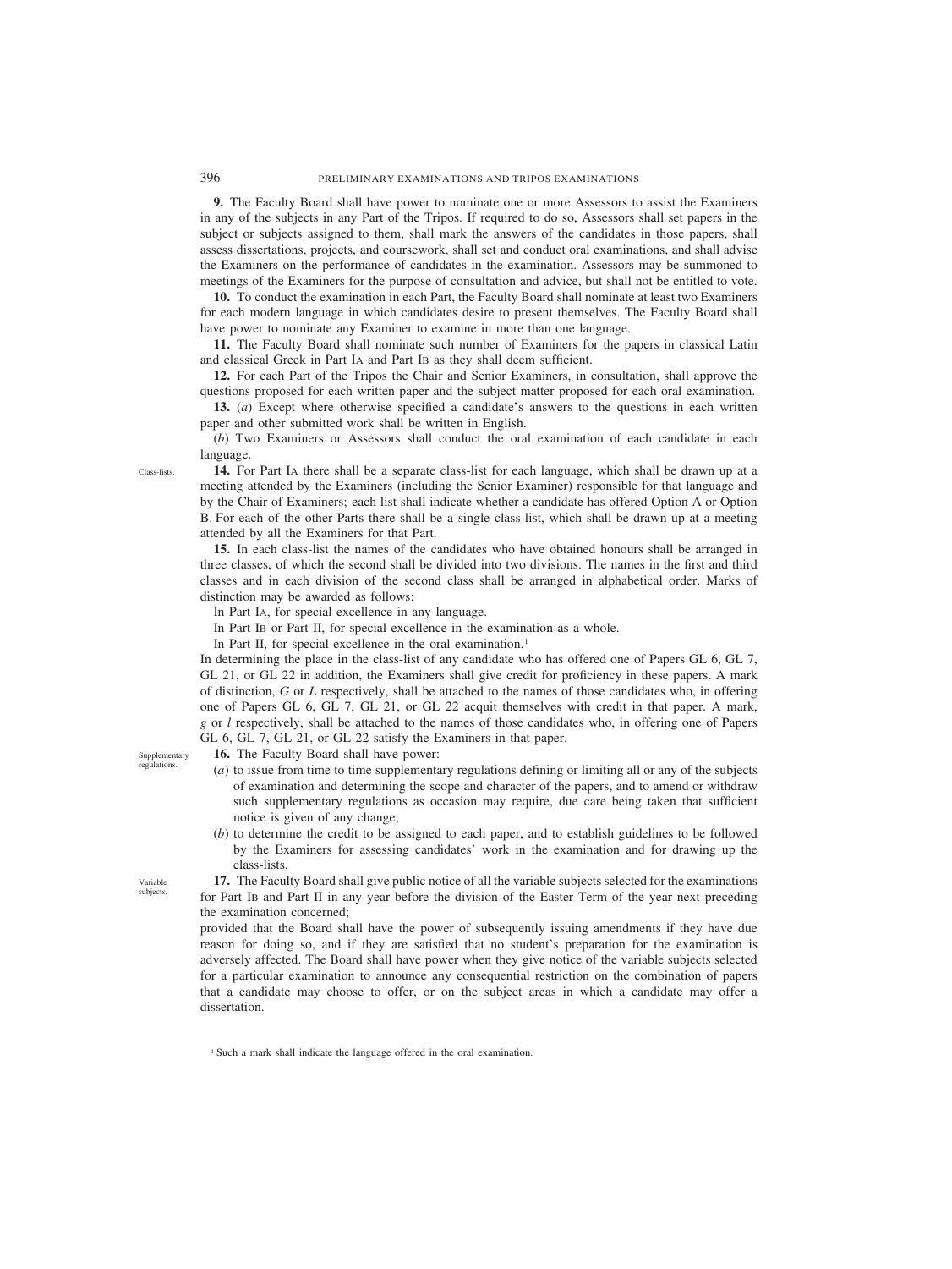**9.** The Faculty Board shall have power to nominate one or more Assessors to assist the Examiners in any of the subjects in any Part of the Tripos. If required to do so, Assessors shall set papers in the subject or subjects assigned to them, shall mark the answers of the candidates in those papers, shall assess dissertations, projects, and coursework, shall set and conduct oral examinations, and shall advise the Examiners on the performance of candidates in the examination. Assessors may be summoned to meetings of the Examiners for the purpose of consultation and advice, but shall not be entitled to vote.

**10.** To conduct the examination in each Part, the Faculty Board shall nominate at least two Examiners for each modern language in which candidates desire to present themselves. The Faculty Board shall have power to nominate any Examiner to examine in more than one language.

**11.** The Faculty Board shall nominate such number of Examiners for the papers in classical Latin and classical Greek in Part IA and Part IB as they shall deem sufficient.

**12.** For each Part of the Tripos the Chair and Senior Examiners, in consultation, shall approve the questions proposed for each written paper and the subject matter proposed for each oral examination.

**13.** (*a*) Except where otherwise specified a candidate's answers to the questions in each written paper and other submitted work shall be written in English.

(*b*) Two Examiners or Assessors shall conduct the oral examination of each candidate in each language.

Class-lists.

**14.** For Part IA there shall be a separate class-list for each language, which shall be drawn up at a meeting attended by the Examiners (including the Senior Examiner) responsible for that language and by the Chair of Examiners; each list shall indicate whether a candidate has offered Option A or Option B. For each of the other Parts there shall be a single class-list, which shall be drawn up at a meeting attended by all the Examiners for that Part.

**15.** In each class-list the names of the candidates who have obtained honours shall be arranged in three classes, of which the second shall be divided into two divisions. The names in the first and third classes and in each division of the second class shall be arranged in alphabetical order. Marks of distinction may be awarded as follows:

In Part IA, for special excellence in any language.

In Part IB or Part II, for special excellence in the examination as a whole.

In Part II, for special excellence in the oral examination.[1]

In determining the place in the class-list of any candidate who has offered one of Papers GL 6, GL 7, GL 21, or GL 22 in addition, the Examiners shall give credit for proficiency in these papers. A mark of distinction, *G* or *L* respectively, shall be attached to the names of those candidates who, in offering one of Papers GL 6, GL 7, GL 21, or GL 22 acquit themselves with credit in that paper. A mark, *g* or *l* respectively, shall be attached to the names of those candidates who, in offering one of Papers GL 6, GL 7, GL 21, or GL 22 satisfy the Examiners in that paper.

Supplementary regulations.

**16.** The Faculty Board shall have power:

(*a*) to issue from time to time supplementary regulations defining or limiting all or any of the subjects of examination and determining the scope and character of the papers, and to amend or withdraw such supplementary regulations as occasion may require, due care being taken that sufficient notice is given of any change;

(*b*) to determine the credit to be assigned to each paper, and to establish guidelines to be followed by the Examiners for assessing candidates' work in the examination and for drawing up the class-lists.

Variable subjects.

**17.** The Faculty Board shall give public notice of all the variable subjects selected for the examinations for Part IB and Part II in any year before the division of the Easter Term of the year next preceding the examination concerned;

provided that the Board shall have the power of subsequently issuing amendments if they have due reason for doing so, and if they are satisfied that no student's preparation for the examination is adversely affected. The Board shall have power when they give notice of the variable subjects selected for a particular examination to announce any consequential restriction on the combination of papers that a candidate may choose to offer, or on the subject areas in which a candidate may offer a dissertation.

[1] Such a mark shall indicate the language offered in the oral examination.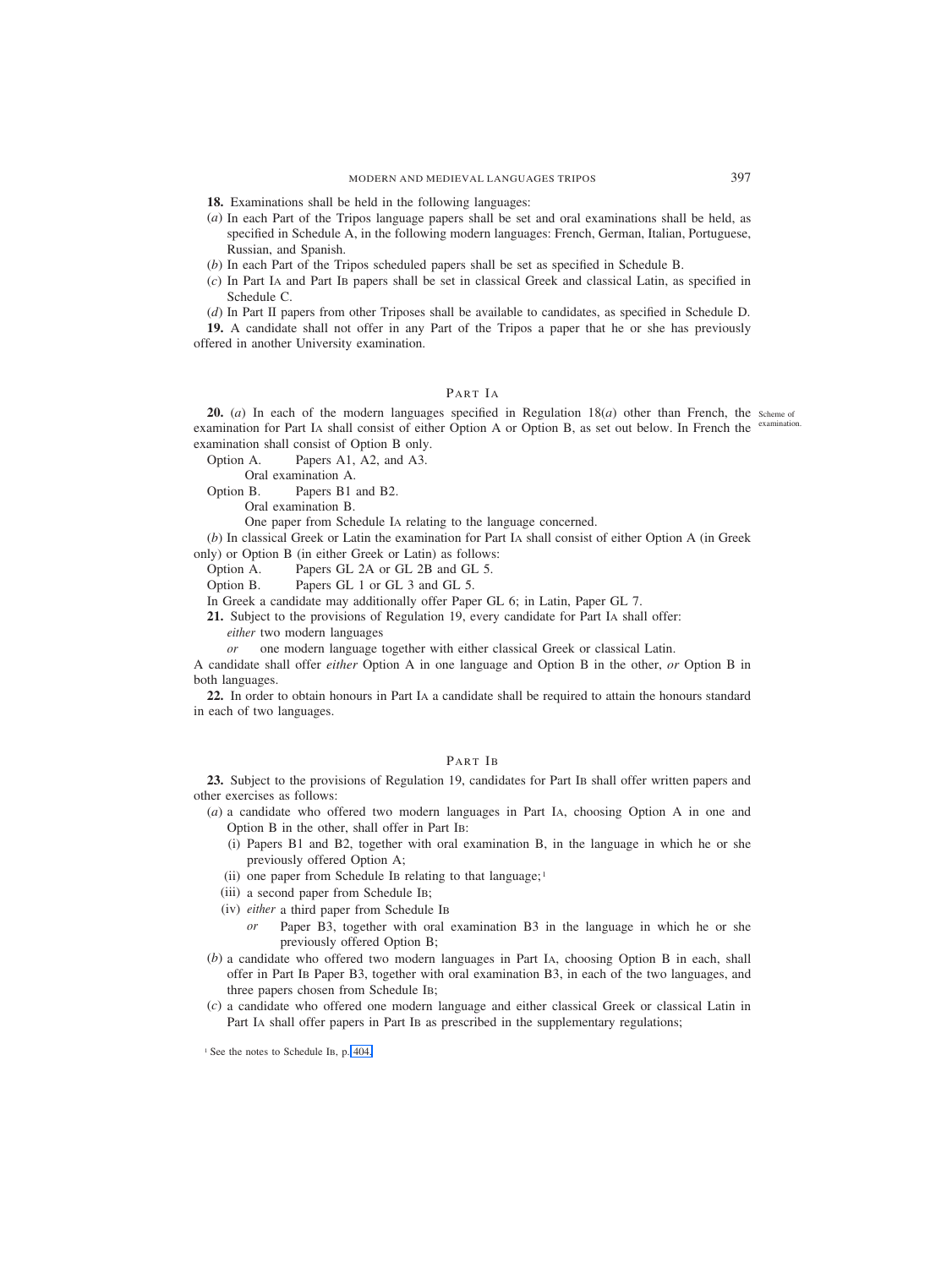**18.** Examinations shall be held in the following languages:

(*a*) In each Part of the Tripos language papers shall be set and oral examinations shall be held, as specified in Schedule A, in the following modern languages: French, German, Italian, Portuguese, Russian, and Spanish.

(*b*) In each Part of the Tripos scheduled papers shall be set as specified in Schedule B.

(*c*) In Part IA and Part IB papers shall be set in classical Greek and classical Latin, as specified in Schedule C.

(*d*) In Part II papers from other Triposes shall be available to candidates, as specified in Schedule D.

**19.** A candidate shall not offer in any Part of the Tripos a paper that he or she has previously offered in another University examination.

## PART IA

**20.** (*a*) In each of the modern languages specified in Regulation 18(*a*) other than French, the examination for Part IA shall consist of either Option A or Option B, as set out below. In French the examination shall consist of Option B only.

Scheme of examination.

Option A. Papers A1, A2, and A3.
Oral examination A.

Option B. Papers B1 and B2.
Oral examination B.
One paper from Schedule IA relating to the language concerned.

(*b*) In classical Greek or Latin the examination for Part IA shall consist of either Option A (in Greek only) or Option B (in either Greek or Latin) as follows:

Option A. Papers GL 2A or GL 2B and GL 5.

Option B. Papers GL 1 or GL 3 and GL 5.

In Greek a candidate may additionally offer Paper GL 6; in Latin, Paper GL 7.

**21.** Subject to the provisions of Regulation 19, every candidate for Part IA shall offer:

*either* two modern languages

*or* one modern language together with either classical Greek or classical Latin.

A candidate shall offer *either* Option A in one language and Option B in the other, *or* Option B in both languages.

**22.** In order to obtain honours in Part IA a candidate shall be required to attain the honours standard in each of two languages.

## PART IB

**23.** Subject to the provisions of Regulation 19, candidates for Part IB shall offer written papers and other exercises as follows:

(*a*) a candidate who offered two modern languages in Part IA, choosing Option A in one and Option B in the other, shall offer in Part IB:

(i) Papers B1 and B2, together with oral examination B, in the language in which he or she previously offered Option A;

(ii) one paper from Schedule IB relating to that language;[1]

(iii) a second paper from Schedule IB;

(iv) *either* a third paper from Schedule IB

*or* Paper B3, together with oral examination B3 in the language in which he or she previously offered Option B;

(*b*) a candidate who offered two modern languages in Part IA, choosing Option B in each, shall offer in Part IB Paper B3, together with oral examination B3, in each of the two languages, and three papers chosen from Schedule IB;

(*c*) a candidate who offered one modern language and either classical Greek or classical Latin in Part IA shall offer papers in Part IB as prescribed in the supplementary regulations;

[1] See the notes to Schedule IB, p. 404.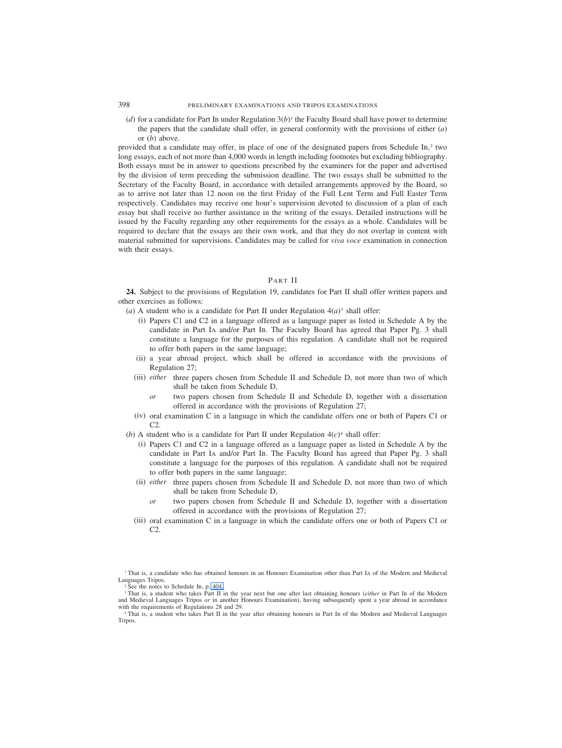(*d*) for a candidate for Part IB under Regulation 3(*b*)[1] the Faculty Board shall have power to determine the papers that the candidate shall offer, in general conformity with the provisions of either (*a*) or (*b*) above.

provided that a candidate may offer, in place of one of the designated papers from Schedule IB,[2] two long essays, each of not more than 4,000 words in length including footnotes but excluding bibliography. Both essays must be in answer to questions prescribed by the examiners for the paper and advertised by the division of term preceding the submission deadline. The two essays shall be submitted to the Secretary of the Faculty Board, in accordance with detailed arrangements approved by the Board, so as to arrive not later than 12 noon on the first Friday of the Full Lent Term and Full Easter Term respectively. Candidates may receive one hour's supervision devoted to discussion of a plan of each essay but shall receive no further assistance in the writing of the essays. Detailed instructions will be issued by the Faculty regarding any other requirements for the essays as a whole. Candidates will be required to declare that the essays are their own work, and that they do not overlap in content with material submitted for supervisions. Candidates may be called for *viva voce* examination in connection with their essays.

## PART II

**24.** Subject to the provisions of Regulation 19, candidates for Part II shall offer written papers and other exercises as follows:

(*a*) A student who is a candidate for Part II under Regulation 4(*a*)[3] shall offer:

(i) Papers C1 and C2 in a language offered as a language paper as listed in Schedule A by the candidate in Part IA and/or Part IB. The Faculty Board has agreed that Paper Pg. 3 shall constitute a language for the purposes of this regulation. A candidate shall not be required to offer both papers in the same language;

(ii) a year abroad project, which shall be offered in accordance with the provisions of Regulation 27;

(iii) *either* three papers chosen from Schedule II and Schedule D, not more than two of which shall be taken from Schedule D,

*or* two papers chosen from Schedule II and Schedule D, together with a dissertation offered in accordance with the provisions of Regulation 27;

(iv) oral examination C in a language in which the candidate offers one or both of Papers C1 or C2.

(*b*) A student who is a candidate for Part II under Regulation 4(*c*)[4] shall offer:

(i) Papers C1 and C2 in a language offered as a language paper as listed in Schedule A by the candidate in Part IA and/or Part IB. The Faculty Board has agreed that Paper Pg. 3 shall constitute a language for the purposes of this regulation. A candidate shall not be required to offer both papers in the same language;

(ii) *either* three papers chosen from Schedule II and Schedule D, not more than two of which shall be taken from Schedule D,

*or* two papers chosen from Schedule II and Schedule D, together with a dissertation offered in accordance with the provisions of Regulation 27;

(iii) oral examination C in a language in which the candidate offers one or both of Papers C1 or C2.

---

[1] That is, a candidate who has obtained honours in an Honours Examination other than Part IA of the Modern and Medieval Languages Tripos.

[2] See the notes to Schedule IB, p. 404.

[3] That is, a student who takes Part II in the year next but one after last obtaining honours (*either* in Part IB of the Modern and Medieval Languages Tripos *or* in another Honours Examination), having subsequently spent a year abroad in accordance with the requirements of Regulations 28 and 29.

[4] That is, a student who takes Part II in the year after obtaining honours in Part IB of the Modern and Medieval Languages Tripos.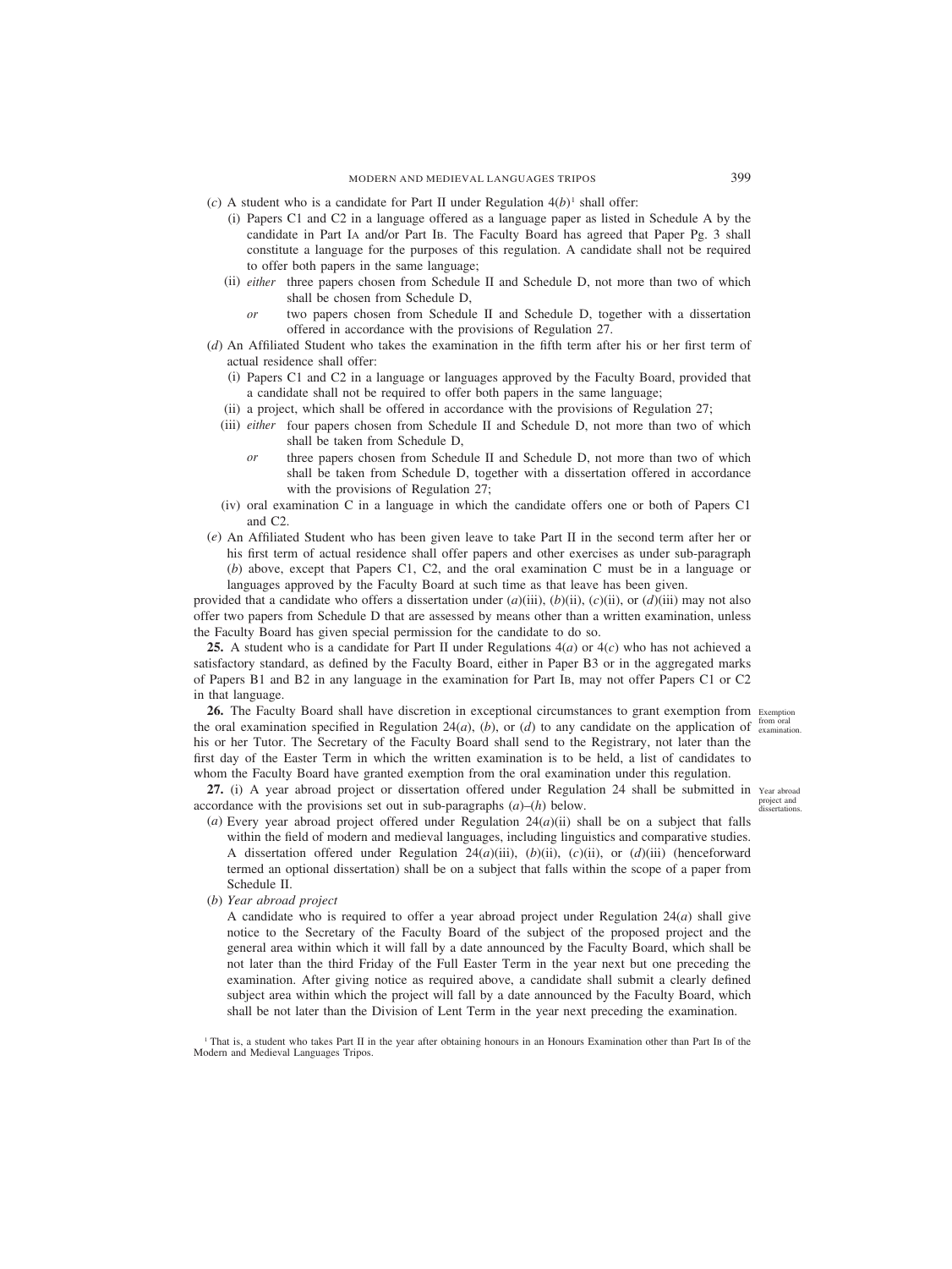(*c*) A student who is a candidate for Part II under Regulation 4(*b*)[1] shall offer:

(i) Papers C1 and C2 in a language offered as a language paper as listed in Schedule A by the candidate in Part IA and/or Part IB. The Faculty Board has agreed that Paper Pg. 3 shall constitute a language for the purposes of this regulation. A candidate shall not be required to offer both papers in the same language;

(ii) *either* three papers chosen from Schedule II and Schedule D, not more than two of which shall be chosen from Schedule D,

*or* two papers chosen from Schedule II and Schedule D, together with a dissertation offered in accordance with the provisions of Regulation 27.

(*d*) An Affiliated Student who takes the examination in the fifth term after his or her first term of actual residence shall offer:

(i) Papers C1 and C2 in a language or languages approved by the Faculty Board, provided that a candidate shall not be required to offer both papers in the same language;

(ii) a project, which shall be offered in accordance with the provisions of Regulation 27;

(iii) *either* four papers chosen from Schedule II and Schedule D, not more than two of which shall be taken from Schedule D,

*or* three papers chosen from Schedule II and Schedule D, not more than two of which shall be taken from Schedule D, together with a dissertation offered in accordance with the provisions of Regulation 27;

(iv) oral examination C in a language in which the candidate offers one or both of Papers C1 and C2.

(*e*) An Affiliated Student who has been given leave to take Part II in the second term after her or his first term of actual residence shall offer papers and other exercises as under sub-paragraph (*b*) above, except that Papers C1, C2, and the oral examination C must be in a language or languages approved by the Faculty Board at such time as that leave has been given.

provided that a candidate who offers a dissertation under (*a*)(iii), (*b*)(ii), (*c*)(ii), or (*d*)(iii) may not also offer two papers from Schedule D that are assessed by means other than a written examination, unless the Faculty Board has given special permission for the candidate to do so.

**25.** A student who is a candidate for Part II under Regulations 4(*a*) or 4(*c*) who has not achieved a satisfactory standard, as defined by the Faculty Board, either in Paper B3 or in the aggregated marks of Papers B1 and B2 in any language in the examination for Part IB, may not offer Papers C1 or C2 in that language.

*Exemption from oral examination.*

**26.** The Faculty Board shall have discretion in exceptional circumstances to grant exemption from the oral examination specified in Regulation 24(*a*), (*b*), or (*d*) to any candidate on the application of his or her Tutor. The Secretary of the Faculty Board shall send to the Registrary, not later than the first day of the Easter Term in which the written examination is to be held, a list of candidates to whom the Faculty Board have granted exemption from the oral examination under this regulation.

*Year abroad project and dissertations.*

**27.** (i) A year abroad project or dissertation offered under Regulation 24 shall be submitted in accordance with the provisions set out in sub-paragraphs (*a*)–(*h*) below.

(*a*) Every year abroad project offered under Regulation 24(*a*)(ii) shall be on a subject that falls within the field of modern and medieval languages, including linguistics and comparative studies. A dissertation offered under Regulation 24(*a*)(iii), (*b*)(ii), (*c*)(ii), or (*d*)(iii) (henceforward termed an optional dissertation) shall be on a subject that falls within the scope of a paper from Schedule II.

(*b*) *Year abroad project*

A candidate who is required to offer a year abroad project under Regulation 24(*a*) shall give notice to the Secretary of the Faculty Board of the subject of the proposed project and the general area within which it will fall by a date announced by the Faculty Board, which shall be not later than the third Friday of the Full Easter Term in the year next but one preceding the examination. After giving notice as required above, a candidate shall submit a clearly defined subject area within which the project will fall by a date announced by the Faculty Board, which shall be not later than the Division of Lent Term in the year next preceding the examination.

[1] That is, a student who takes Part II in the year after obtaining honours in an Honours Examination other than Part IB of the Modern and Medieval Languages Tripos.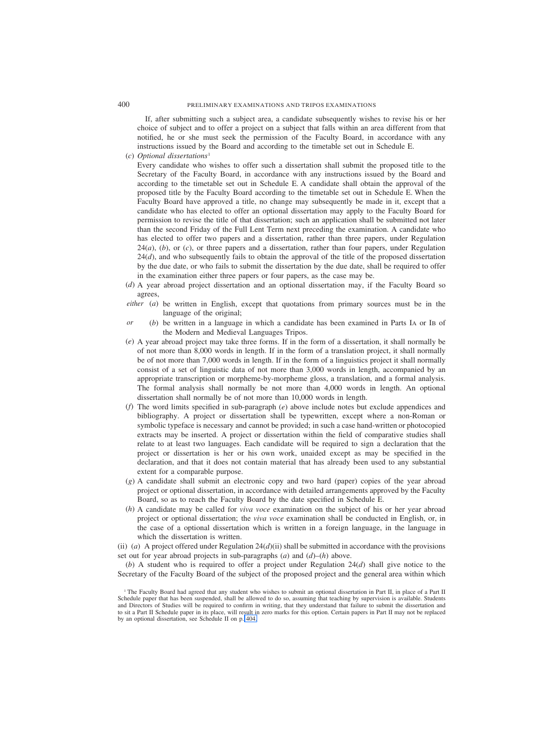If, after submitting such a subject area, a candidate subsequently wishes to revise his or her choice of subject and to offer a project on a subject that falls within an area different from that notified, he or she must seek the permission of the Faculty Board, in accordance with any instructions issued by the Board and according to the timetable set out in Schedule E.

(*c*) *Optional dissertations*[1]

Every candidate who wishes to offer such a dissertation shall submit the proposed title to the Secretary of the Faculty Board, in accordance with any instructions issued by the Board and according to the timetable set out in Schedule E. A candidate shall obtain the approval of the proposed title by the Faculty Board according to the timetable set out in Schedule E. When the Faculty Board have approved a title, no change may subsequently be made in it, except that a candidate who has elected to offer an optional dissertation may apply to the Faculty Board for permission to revise the title of that dissertation; such an application shall be submitted not later than the second Friday of the Full Lent Term next preceding the examination. A candidate who has elected to offer two papers and a dissertation, rather than three papers, under Regulation 24(*a*), (*b*), or (*c*), or three papers and a dissertation, rather than four papers, under Regulation 24(*d*), and who subsequently fails to obtain the approval of the title of the proposed dissertation by the due date, or who fails to submit the dissertation by the due date, shall be required to offer in the examination either three papers or four papers, as the case may be.

(*d*) A year abroad project dissertation and an optional dissertation may, if the Faculty Board so agrees,

*either* (*a*) be written in English, except that quotations from primary sources must be in the language of the original;

*or* (*b*) be written in a language in which a candidate has been examined in Parts IA or IB of the Modern and Medieval Languages Tripos.

(*e*) A year abroad project may take three forms. If in the form of a dissertation, it shall normally be of not more than 8,000 words in length. If in the form of a translation project, it shall normally be of not more than 7,000 words in length. If in the form of a linguistics project it shall normally consist of a set of linguistic data of not more than 3,000 words in length, accompanied by an appropriate transcription or morpheme-by-morpheme gloss, a translation, and a formal analysis. The formal analysis shall normally be not more than 4,000 words in length. An optional dissertation shall normally be of not more than 10,000 words in length.

(*f*) The word limits specified in sub-paragraph (*e*) above include notes but exclude appendices and bibliography. A project or dissertation shall be typewritten, except where a non-Roman or symbolic typeface is necessary and cannot be provided; in such a case hand-written or photocopied extracts may be inserted. A project or dissertation within the field of comparative studies shall relate to at least two languages. Each candidate will be required to sign a declaration that the project or dissertation is her or his own work, unaided except as may be specified in the declaration, and that it does not contain material that has already been used to any substantial extent for a comparable purpose.

(*g*) A candidate shall submit an electronic copy and two hard (paper) copies of the year abroad project or optional dissertation, in accordance with detailed arrangements approved by the Faculty Board, so as to reach the Faculty Board by the date specified in Schedule E.

(*h*) A candidate may be called for *viva voce* examination on the subject of his or her year abroad project or optional dissertation; the *viva voce* examination shall be conducted in English, or, in the case of a optional dissertation which is written in a foreign language, in the language in which the dissertation is written.

(ii) (*a*) A project offered under Regulation 24(*d*)(ii) shall be submitted in accordance with the provisions set out for year abroad projects in sub-paragraphs (*a*) and (*d*)–(*h*) above.

(*b*) A student who is required to offer a project under Regulation 24(*d*) shall give notice to the Secretary of the Faculty Board of the subject of the proposed project and the general area within which

[1] The Faculty Board had agreed that any student who wishes to submit an optional dissertation in Part II, in place of a Part II Schedule paper that has been suspended, shall be allowed to do so, assuming that teaching by supervision is available. Students and Directors of Studies will be required to confirm in writing, that they understand that failure to submit the dissertation and to sit a Part II Schedule paper in its place, will result in zero marks for this option. Certain papers in Part II may not be replaced by an optional dissertation, see Schedule II on p. 404.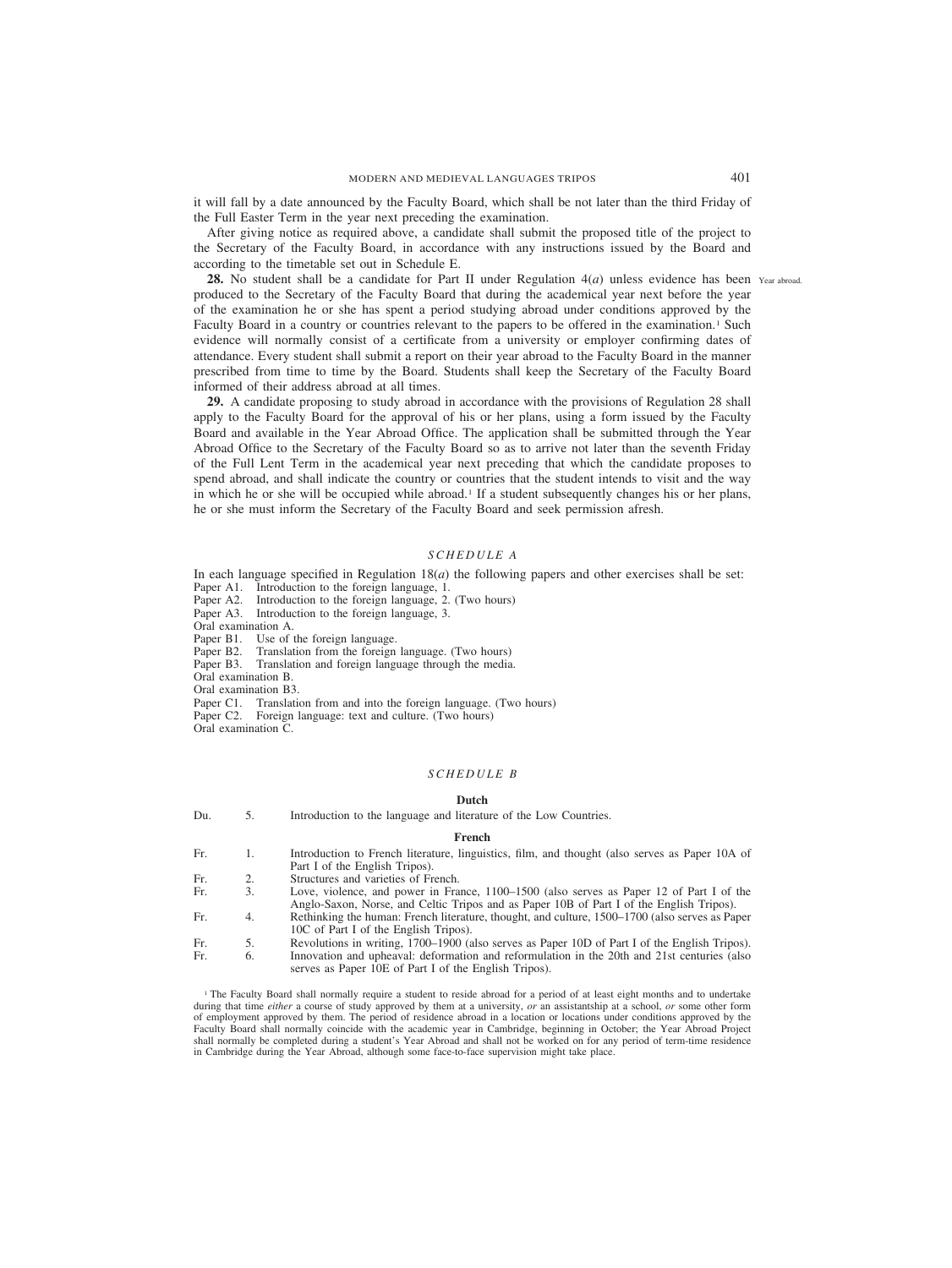it will fall by a date announced by the Faculty Board, which shall be not later than the third Friday of the Full Easter Term in the year next preceding the examination.

After giving notice as required above, a candidate shall submit the proposed title of the project to the Secretary of the Faculty Board, in accordance with any instructions issued by the Board and according to the timetable set out in Schedule E.

**28.** No student shall be a candidate for Part II under Regulation 4(*a*) unless evidence has been produced to the Secretary of the Faculty Board that during the academical year next before the year of the examination he or she has spent a period studying abroad under conditions approved by the Faculty Board in a country or countries relevant to the papers to be offered in the examination.[1] Such evidence will normally consist of a certificate from a university or employer confirming dates of attendance. Every student shall submit a report on their year abroad to the Faculty Board in the manner prescribed from time to time by the Board. Students shall keep the Secretary of the Faculty Board informed of their address abroad at all times.

Year abroad.

**29.** A candidate proposing to study abroad in accordance with the provisions of Regulation 28 shall apply to the Faculty Board for the approval of his or her plans, using a form issued by the Faculty Board and available in the Year Abroad Office. The application shall be submitted through the Year Abroad Office to the Secretary of the Faculty Board so as to arrive not later than the seventh Friday of the Full Lent Term in the academical year next preceding that which the candidate proposes to spend abroad, and shall indicate the country or countries that the student intends to visit and the way in which he or she will be occupied while abroad.[1] If a student subsequently changes his or her plans, he or she must inform the Secretary of the Faculty Board and seek permission afresh.

## *SCHEDULE A*

In each language specified in Regulation 18(*a*) the following papers and other exercises shall be set:

Paper A1. Introduction to the foreign language, 1.
Paper A2. Introduction to the foreign language, 2. (Two hours)
Paper A3. Introduction to the foreign language, 3.
Oral examination A.
Paper B1. Use of the foreign language.
Paper B2. Translation from the foreign language. (Two hours)
Paper B3. Translation and foreign language through the media.
Oral examination B.
Oral examination B3.
Paper C1. Translation from and into the foreign language. (Two hours)
Paper C2. Foreign language: text and culture. (Two hours)
Oral examination C.

## *SCHEDULE B*

### Dutch

| | | |
|---|---|---|
| Du. | 5. | Introduction to the language and literature of the Low Countries. |

### French

| | | |
|---|---|---|
| Fr. | 1. | Introduction to French literature, linguistics, film, and thought (also serves as Paper 10A of Part I of the English Tripos). |
| Fr. | 2. | Structures and varieties of French. |
| Fr. | 3. | Love, violence, and power in France, 1100–1500 (also serves as Paper 12 of Part I of the Anglo-Saxon, Norse, and Celtic Tripos and as Paper 10B of Part I of the English Tripos). |
| Fr. | 4. | Rethinking the human: French literature, thought, and culture, 1500–1700 (also serves as Paper 10C of Part I of the English Tripos). |
| Fr. | 5. | Revolutions in writing, 1700–1900 (also serves as Paper 10D of Part I of the English Tripos). |
| Fr. | 6. | Innovation and upheaval: deformation and reformulation in the 20th and 21st centuries (also serves as Paper 10E of Part I of the English Tripos). |

[1] The Faculty Board shall normally require a student to reside abroad for a period of at least eight months and to undertake during that time *either* a course of study approved by them at a university, *or* an assistantship at a school, *or* some other form of employment approved by them. The period of residence abroad in a location or locations under conditions approved by the Faculty Board shall normally coincide with the academic year in Cambridge, beginning in October; the Year Abroad Project shall normally be completed during a student's Year Abroad and shall not be worked on for any period of term-time residence in Cambridge during the Year Abroad, although some face-to-face supervision might take place.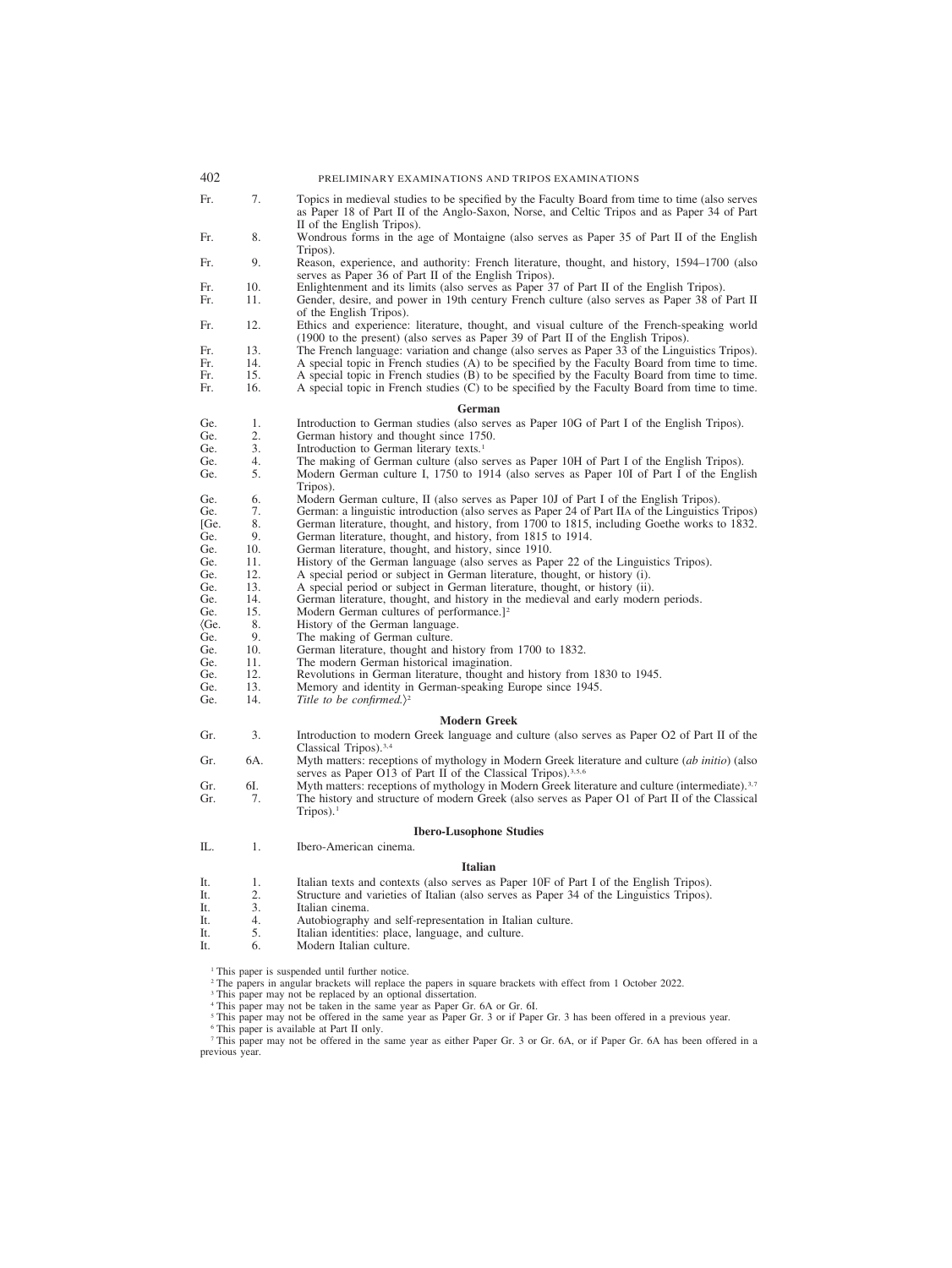| | | |
|---|---|---|
| Fr. | 7. | Topics in medieval studies to be specified by the Faculty Board from time to time (also serves as Paper 18 of Part II of the Anglo-Saxon, Norse, and Celtic Tripos and as Paper 34 of Part II of the English Tripos). |
| Fr. | 8. | Wondrous forms in the age of Montaigne (also serves as Paper 35 of Part II of the English Tripos). |
| Fr. | 9. | Reason, experience, and authority: French literature, thought, and history, 1594–1700 (also serves as Paper 36 of Part II of the English Tripos). |
| Fr. | 10. | Enlightenment and its limits (also serves as Paper 37 of Part II of the English Tripos). |
| Fr. | 11. | Gender, desire, and power in 19th century French culture (also serves as Paper 38 of Part II of the English Tripos). |
| Fr. | 12. | Ethics and experience: literature, thought, and visual culture of the French-speaking world (1900 to the present) (also serves as Paper 39 of Part II of the English Tripos). |
| Fr. | 13. | The French language: variation and change (also serves as Paper 33 of the Linguistics Tripos). |
| Fr. | 14. | A special topic in French studies (A) to be specified by the Faculty Board from time to time. |
| Fr. | 15. | A special topic in French studies (B) to be specified by the Faculty Board from time to time. |
| Fr. | 16. | A special topic in French studies (C) to be specified by the Faculty Board from time to time. |

### German

| | | |
|---|---|---|
| Ge. | 1. | Introduction to German studies (also serves as Paper 10G of Part I of the English Tripos). |
| Ge. | 2. | German history and thought since 1750. |
| Ge. | 3. | Introduction to German literary texts.[1] |
| Ge. | 4. | The making of German culture (also serves as Paper 10H of Part I of the English Tripos). |
| Ge. | 5. | Modern German culture I, 1750 to 1914 (also serves as Paper 10I of Part I of the English Tripos). |
| Ge. | 6. | Modern German culture, II (also serves as Paper 10J of Part I of the English Tripos). |
| Ge. | 7. | German: a linguistic introduction (also serves as Paper 24 of Part IIA of the Linguistics Tripos) |
| [Ge. | 8. | German literature, thought, and history, from 1700 to 1815, including Goethe works to 1832. |
| Ge. | 9. | German literature, thought, and history, from 1815 to 1914. |
| Ge. | 10. | German literature, thought, and history, since 1910. |
| Ge. | 11. | History of the German language (also serves as Paper 22 of the Linguistics Tripos). |
| Ge. | 12. | A special period or subject in German literature, thought, or history (i). |
| Ge. | 13. | A special period or subject in German literature, thought, or history (ii). |
| Ge. | 14. | German literature, thought, and history in the medieval and early modern periods. |
| Ge. | 15. | Modern German cultures of performance.][2] |
| 〈Ge. | 8. | History of the German language. |
| Ge. | 9. | The making of German culture. |
| Ge. | 10. | German literature, thought and history from 1700 to 1832. |
| Ge. | 11. | The modern German historical imagination. |
| Ge. | 12. | Revolutions in German literature, thought and history from 1830 to 1945. |
| Ge. | 13. | Memory and identity in German-speaking Europe since 1945. |
| Ge. | 14. | *Title to be confirmed.*〉[2] |

### Modern Greek

| | | |
|---|---|---|
| Gr. | 3. | Introduction to modern Greek language and culture (also serves as Paper O2 of Part II of the Classical Tripos).[3,4] |
| Gr. | 6A. | Myth matters: receptions of mythology in Modern Greek literature and culture (*ab initio*) (also serves as Paper O13 of Part II of the Classical Tripos).[3,5,6] |
| Gr. | 6I. | Myth matters: receptions of mythology in Modern Greek literature and culture (intermediate).[3,7] |
| Gr. | 7. | The history and structure of modern Greek (also serves as Paper O1 of Part II of the Classical Tripos).[1] |

### Ibero-Lusophone Studies

| | | |
|---|---|---|
| IL. | 1. | Ibero-American cinema. |

### Italian

| | | |
|---|---|---|
| It. | 1. | Italian texts and contexts (also serves as Paper 10F of Part I of the English Tripos). |
| It. | 2. | Structure and varieties of Italian (also serves as Paper 34 of the Linguistics Tripos). |
| It. | 3. | Italian cinema. |
| It. | 4. | Autobiography and self-representation in Italian culture. |
| It. | 5. | Italian identities: place, language, and culture. |
| It. | 6. | Modern Italian culture. |

[1] This paper is suspended until further notice.
[2] The papers in angular brackets will replace the papers in square brackets with effect from 1 October 2022.
[3] This paper may not be replaced by an optional dissertation.
[4] This paper may not be taken in the same year as Paper Gr. 6A or Gr. 6I.
[5] This paper may not be offered in the same year as Paper Gr. 3 or if Paper Gr. 3 has been offered in a previous year.
[6] This paper is available at Part II only.
[7] This paper may not be offered in the same year as either Paper Gr. 3 or Gr. 6A, or if Paper Gr. 6A has been offered in a previous year.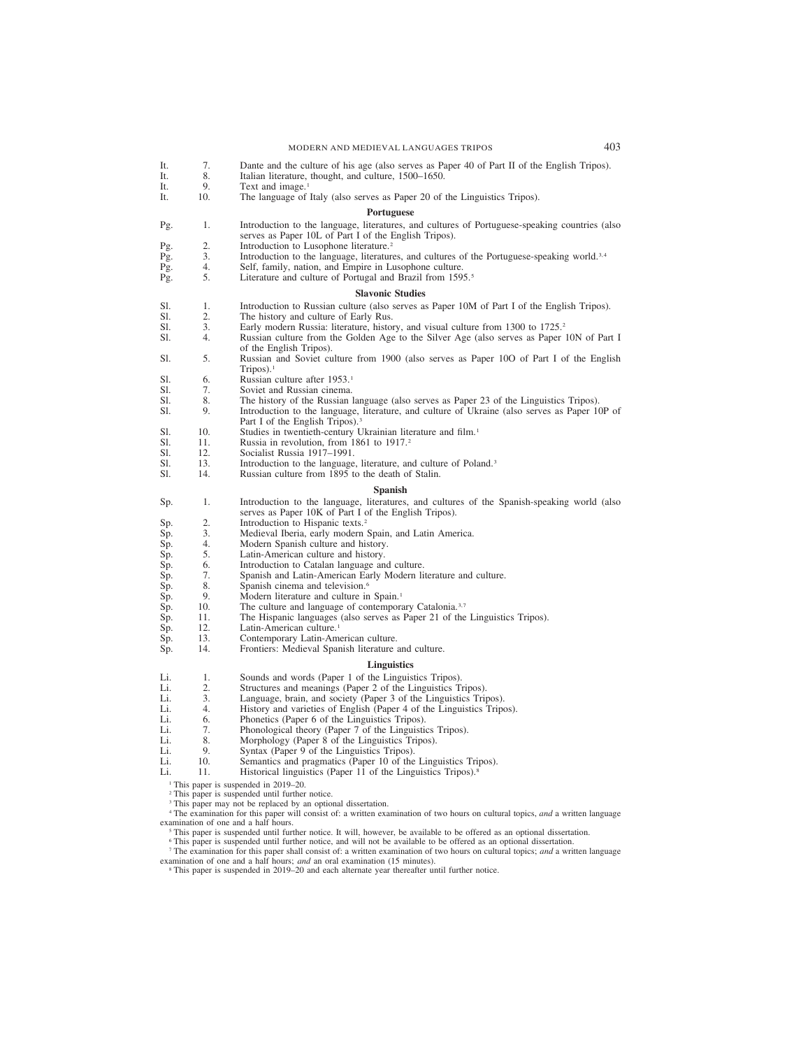| | | |
|---|---|---|
| It. | 7. | Dante and the culture of his age (also serves as Paper 40 of Part II of the English Tripos). |
| It. | 8. | Italian literature, thought, and culture, 1500–1650. |
| It. | 9. | Text and image.[1] |
| It. | 10. | The language of Italy (also serves as Paper 20 of the Linguistics Tripos). |

### Portuguese

| | | |
|---|---|---|
| Pg. | 1. | Introduction to the language, literatures, and cultures of Portuguese-speaking countries (also serves as Paper 10L of Part I of the English Tripos). |
| Pg. | 2. | Introduction to Lusophone literature.[2] |
| Pg. | 3. | Introduction to the language, literatures, and cultures of the Portuguese-speaking world.[3,4] |
| Pg. | 4. | Self, family, nation, and Empire in Lusophone culture. |
| Pg. | 5. | Literature and culture of Portugal and Brazil from 1595.[5] |

### Slavonic Studies

| | | |
|---|---|---|
| Sl. | 1. | Introduction to Russian culture (also serves as Paper 10M of Part I of the English Tripos). |
| Sl. | 2. | The history and culture of Early Rus. |
| Sl. | 3. | Early modern Russia: literature, history, and visual culture from 1300 to 1725.[2] |
| Sl. | 4. | Russian culture from the Golden Age to the Silver Age (also serves as Paper 10N of Part I of the English Tripos). |
| Sl. | 5. | Russian and Soviet culture from 1900 (also serves as Paper 10O of Part I of the English Tripos).[1] |
| Sl. | 6. | Russian culture after 1953.[1] |
| Sl. | 7. | Soviet and Russian cinema. |
| Sl. | 8. | The history of the Russian language (also serves as Paper 23 of the Linguistics Tripos). |
| Sl. | 9. | Introduction to the language, literature, and culture of Ukraine (also serves as Paper 10P of Part I of the English Tripos).[3] |
| Sl. | 10. | Studies in twentieth-century Ukrainian literature and film.[1] |
| Sl. | 11. | Russia in revolution, from 1861 to 1917.[2] |
| Sl. | 12. | Socialist Russia 1917–1991. |
| Sl. | 13. | Introduction to the language, literature, and culture of Poland.[3] |
| Sl. | 14. | Russian culture from 1895 to the death of Stalin. |

### Spanish

| | | |
|---|---|---|
| Sp. | 1. | Introduction to the language, literatures, and cultures of the Spanish-speaking world (also serves as Paper 10K of Part I of the English Tripos). |
| Sp. | 2. | Introduction to Hispanic texts.[2] |
| Sp. | 3. | Medieval Iberia, early modern Spain, and Latin America. |
| Sp. | 4. | Modern Spanish culture and history. |
| Sp. | 5. | Latin-American culture and history. |
| Sp. | 6. | Introduction to Catalan language and culture. |
| Sp. | 7. | Spanish and Latin-American Early Modern literature and culture. |
| Sp. | 8. | Spanish cinema and television.[6] |
| Sp. | 9. | Modern literature and culture in Spain.[1] |
| Sp. | 10. | The culture and language of contemporary Catalonia.[3,7] |
| Sp. | 11. | The Hispanic languages (also serves as Paper 21 of the Linguistics Tripos). |
| Sp. | 12. | Latin-American culture.[1] |
| Sp. | 13. | Contemporary Latin-American culture. |
| Sp. | 14. | Frontiers: Medieval Spanish literature and culture. |

### Linguistics

| | | |
|---|---|---|
| Li. | 1. | Sounds and words (Paper 1 of the Linguistics Tripos). |
| Li. | 2. | Structures and meanings (Paper 2 of the Linguistics Tripos). |
| Li. | 3. | Language, brain, and society (Paper 3 of the Linguistics Tripos). |
| Li. | 4. | History and varieties of English (Paper 4 of the Linguistics Tripos). |
| Li. | 6. | Phonetics (Paper 6 of the Linguistics Tripos). |
| Li. | 7. | Phonological theory (Paper 7 of the Linguistics Tripos). |
| Li. | 8. | Morphology (Paper 8 of the Linguistics Tripos). |
| Li. | 9. | Syntax (Paper 9 of the Linguistics Tripos). |
| Li. | 10. | Semantics and pragmatics (Paper 10 of the Linguistics Tripos). |
| Li. | 11. | Historical linguistics (Paper 11 of the Linguistics Tripos).[8] |

[1] This paper is suspended in 2019–20.

[2] This paper is suspended until further notice.

[3] This paper may not be replaced by an optional dissertation.

[4] The examination for this paper will consist of: a written examination of two hours on cultural topics, *and* a written language examination of one and a half hours.

[5] This paper is suspended until further notice. It will, however, be available to be offered as an optional dissertation.

[6] This paper is suspended until further notice, and will not be available to be offered as an optional dissertation.

[7] The examination for this paper shall consist of: a written examination of two hours on cultural topics; *and* a written language examination of one and a half hours; *and* an oral examination (15 minutes).

[8] This paper is suspended in 2019–20 and each alternate year thereafter until further notice.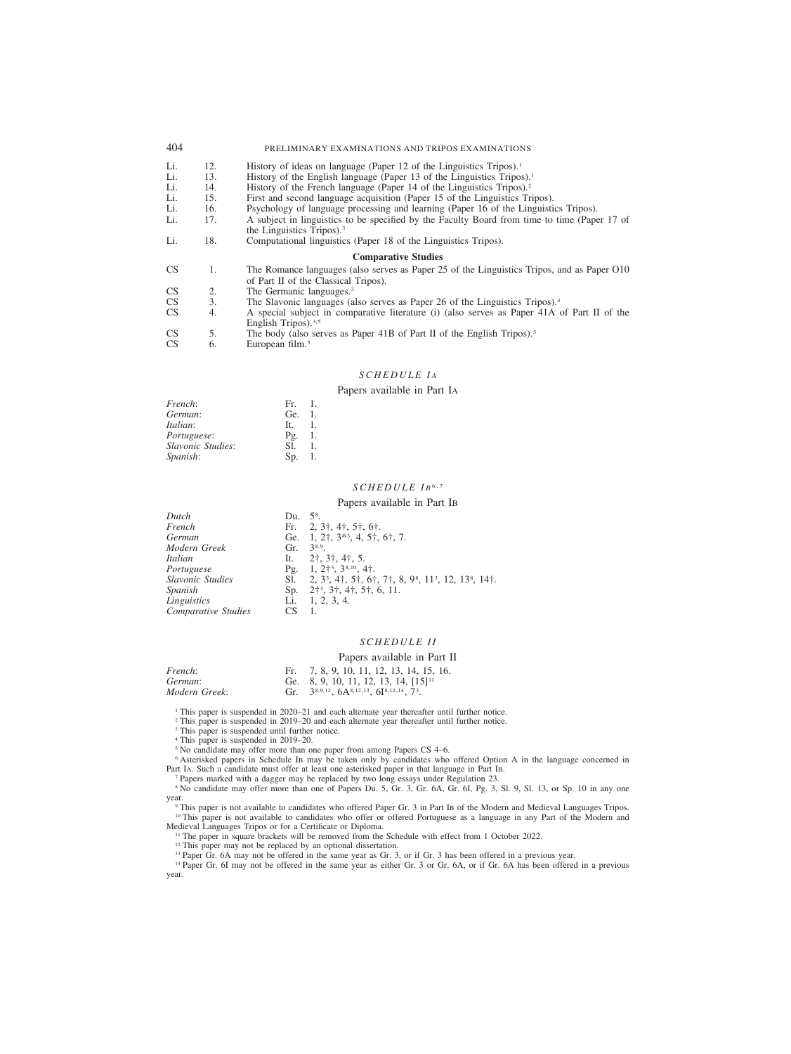| | | |
|---|---|---|
| Li. | 12. | History of ideas on language (Paper 12 of the Linguistics Tripos).[1] |
| Li. | 13. | History of the English language (Paper 13 of the Linguistics Tripos).[1] |
| Li. | 14. | History of the French language (Paper 14 of the Linguistics Tripos).[2] |
| Li. | 15. | First and second language acquisition (Paper 15 of the Linguistics Tripos). |
| Li. | 16. | Psychology of language processing and learning (Paper 16 of the Linguistics Tripos). |
| Li. | 17. | A subject in linguistics to be specified by the Faculty Board from time to time (Paper 17 of the Linguistics Tripos).[3] |
| Li. | 18. | Computational linguistics (Paper 18 of the Linguistics Tripos). |

**Comparative Studies**

| | | |
|---|---|---|
| CS | 1. | The Romance languages (also serves as Paper 25 of the Linguistics Tripos, and as Paper O10 of Part II of the Classical Tripos). |
| CS | 2. | The Germanic languages.[3] |
| CS | 3. | The Slavonic languages (also serves as Paper 26 of the Linguistics Tripos).[4] |
| CS | 4. | A special subject in comparative literature (i) (also serves as Paper 41A of Part II of the English Tripos).[3,5] |
| CS | 5. | The body (also serves as Paper 41B of Part II of the English Tripos).[5] |
| CS | 6. | European film.[5] |

### *SCHEDULE IA*

Papers available in Part IA

| | |
|---|---|
| *French*: | Fr. 1. |
| *German*: | Ge. 1. |
| *Italian*: | It. 1. |
| *Portuguese*: | Pg. 1. |
| *Slavonic Studies*: | Sl. 1. |
| *Spanish*: | Sp. 1. |

### *SCHEDULE IB*[6,7]

Papers available in Part IB

| | |
|---|---|
| *Dutch* | Du. 5[8]. |
| *French* | Fr. 2, 3†, 4†, 5†, 6†. |
| *German* | Ge. 1, 2†, 3*[3], 4, 5†, 6†, 7. |
| *Modern Greek* | Gr. 3[8,9]. |
| *Italian* | It. 2†, 3†, 4†, 5. |
| *Portuguese* | Pg. 1, 2†[3], 3[8,10], 4†. |
| *Slavonic Studies* | Sl. 2, 3[3], 4†, 5†, 6†, 7†, 8, 9[8], 11[3], 12, 13[8], 14†. |
| *Spanish* | Sp. 2†[3], 3†, 4†, 5†, 6, 11. |
| *Linguistics* | Li. 1, 2, 3, 4. |
| *Comparative Studies* | CS 1. |

### *SCHEDULE II*

Papers available in Part II

| | |
|---|---|
| *French*: | Fr. 7, 8, 9, 10, 11, 12, 13, 14, 15, 16. |
| *German*: | Ge. 8, 9, 10, 11, 12, 13, 14, [15][11] |
| *Modern Greek*: | Gr. 3[8,9,12], 6A[8,12,13], 6I[8,12,14], 7[3]. |

[1] This paper is suspended in 2020–21 and each alternate year thereafter until further notice.
[2] This paper is suspended in 2019–20 and each alternate year thereafter until further notice.
[3] This paper is suspended until further notice.
[4] This paper is suspended in 2019–20.
[5] No candidate may offer more than one paper from among Papers CS 4–6.
[6] Asterisked papers in Schedule IB may be taken only by candidates who offered Option A in the language concerned in Part IA. Such a candidate must offer at least one asterisked paper in that language in Part IB.
[7] Papers marked with a dagger may be replaced by two long essays under Regulation 23.
[8] No candidate may offer more than one of Papers Du. 5, Gr. 3, Gr. 6A, Gr. 6I, Pg. 3, Sl. 9, Sl. 13, or Sp. 10 in any one year.
[9] This paper is not available to candidates who offered Paper Gr. 3 in Part IB of the Modern and Medieval Languages Tripos.
[10] This paper is not available to candidates who offer or offered Portuguese as a language in any Part of the Modern and Medieval Languages Tripos or for a Certificate or Diploma.
[11] The paper in square brackets will be removed from the Schedule with effect from 1 October 2022.
[12] This paper may not be replaced by an optional dissertation.
[13] Paper Gr. 6A may not be offered in the same year as Gr. 3, or if Gr. 3 has been offered in a previous year.
[14] Paper Gr. 6I may not be offered in the same year as either Gr. 3 or Gr. 6A, or if Gr. 6A has been offered in a previous year.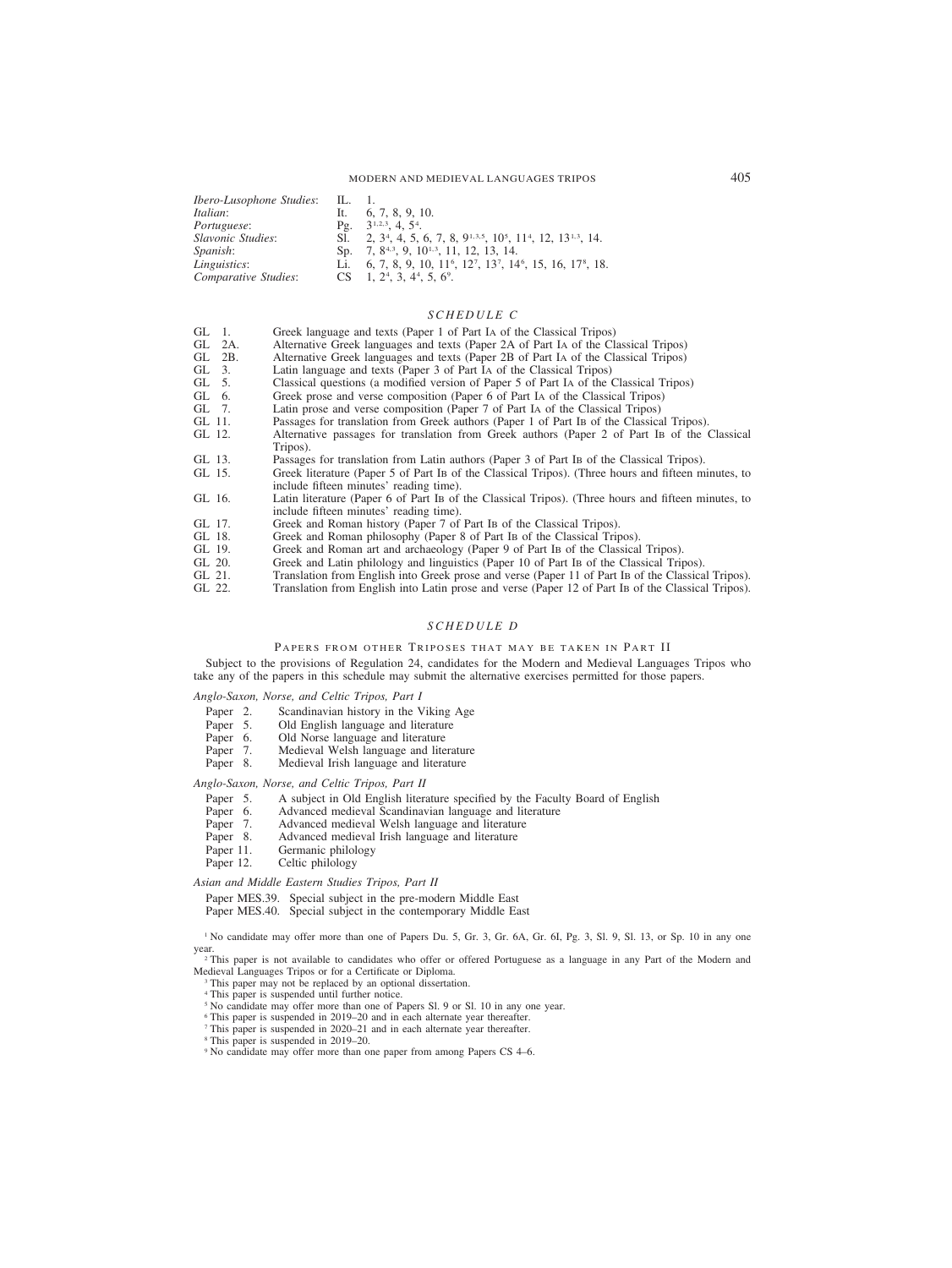| | | |
|---|---|---|
| *Ibero-Lusophone Studies*: | IL. | 1. |
| *Italian*: | It. | 6, 7, 8, 9, 10. |
| *Portuguese*: | Pg. | 3[1,2,3], 4, 5[4]. |
| *Slavonic Studies*: | Sl. | 2, 3[4], 4, 5, 6, 7, 8, 9[1,3,5], 10[5], 11[4], 12, 13[1,3], 14. |
| *Spanish*: | Sp. | 7, 8[4,3], 9, 10[1,3], 11, 12, 13, 14. |
| *Linguistics*: | Li. | 6, 7, 8, 9, 10, 11[6], 12[7], 13[7], 14[6], 15, 16, 17[8], 18. |
| *Comparative Studies*: | CS | 1, 2[4], 3, 4[4], 5, 6[9]. |

## *SCHEDULE C*

| | |
|---|---|
| GL 1. | Greek language and texts (Paper 1 of Part IA of the Classical Tripos) |
| GL 2A. | Alternative Greek languages and texts (Paper 2A of Part IA of the Classical Tripos) |
| GL 2B. | Alternative Greek languages and texts (Paper 2B of Part IA of the Classical Tripos) |
| GL 3. | Latin language and texts (Paper 3 of Part IA of the Classical Tripos) |
| GL 5. | Classical questions (a modified version of Paper 5 of Part IA of the Classical Tripos) |
| GL 6. | Greek prose and verse composition (Paper 6 of Part IA of the Classical Tripos) |
| GL 7. | Latin prose and verse composition (Paper 7 of Part IA of the Classical Tripos) |
| GL 11. | Passages for translation from Greek authors (Paper 1 of Part IB of the Classical Tripos). |
| GL 12. | Alternative passages for translation from Greek authors (Paper 2 of Part IB of the Classical Tripos). |
| GL 13. | Passages for translation from Latin authors (Paper 3 of Part IB of the Classical Tripos). |
| GL 15. | Greek literature (Paper 5 of Part IB of the Classical Tripos). (Three hours and fifteen minutes, to include fifteen minutes' reading time). |
| GL 16. | Latin literature (Paper 6 of Part IB of the Classical Tripos). (Three hours and fifteen minutes, to include fifteen minutes' reading time). |
| GL 17. | Greek and Roman history (Paper 7 of Part IB of the Classical Tripos). |
| GL 18. | Greek and Roman philosophy (Paper 8 of Part IB of the Classical Tripos). |
| GL 19. | Greek and Roman art and archaeology (Paper 9 of Part IB of the Classical Tripos). |
| GL 20. | Greek and Latin philology and linguistics (Paper 10 of Part IB of the Classical Tripos). |
| GL 21. | Translation from English into Greek prose and verse (Paper 11 of Part IB of the Classical Tripos). |
| GL 22. | Translation from English into Latin prose and verse (Paper 12 of Part IB of the Classical Tripos). |

## *SCHEDULE D*

### Papers from other Triposes that may be taken in Part II

Subject to the provisions of Regulation 24, candidates for the Modern and Medieval Languages Tripos who take any of the papers in this schedule may submit the alternative exercises permitted for those papers.

*Anglo-Saxon, Norse, and Celtic Tripos, Part I*

| | |
|---|---|
| Paper 2. | Scandinavian history in the Viking Age |
| Paper 5. | Old English language and literature |
| Paper 6. | Old Norse language and literature |
| Paper 7. | Medieval Welsh language and literature |
| Paper 8. | Medieval Irish language and literature |

*Anglo-Saxon, Norse, and Celtic Tripos, Part II*

| | |
|---|---|
| Paper 5. | A subject in Old English literature specified by the Faculty Board of English |
| Paper 6. | Advanced medieval Scandinavian language and literature |
| Paper 7. | Advanced medieval Welsh language and literature |
| Paper 8. | Advanced medieval Irish language and literature |
| Paper 11. | Germanic philology |
| Paper 12. | Celtic philology |

*Asian and Middle Eastern Studies Tripos, Part II*

| | |
|---|---|
| Paper MES.39. | Special subject in the pre-modern Middle East |
| Paper MES.40. | Special subject in the contemporary Middle East |

[1] No candidate may offer more than one of Papers Du. 5, Gr. 3, Gr. 6A, Gr. 6I, Pg. 3, Sl. 9, Sl. 13, or Sp. 10 in any one year.

[2] This paper is not available to candidates who offer or offered Portuguese as a language in any Part of the Modern and Medieval Languages Tripos or for a Certificate or Diploma.

[3] This paper may not be replaced by an optional dissertation.

[4] This paper is suspended until further notice.

[5] No candidate may offer more than one of Papers Sl. 9 or Sl. 10 in any one year.

[6] This paper is suspended in 2019–20 and in each alternate year thereafter.

[7] This paper is suspended in 2020–21 and in each alternate year thereafter.

[8] This paper is suspended in 2019–20.

[9] No candidate may offer more than one paper from among Papers CS 4–6.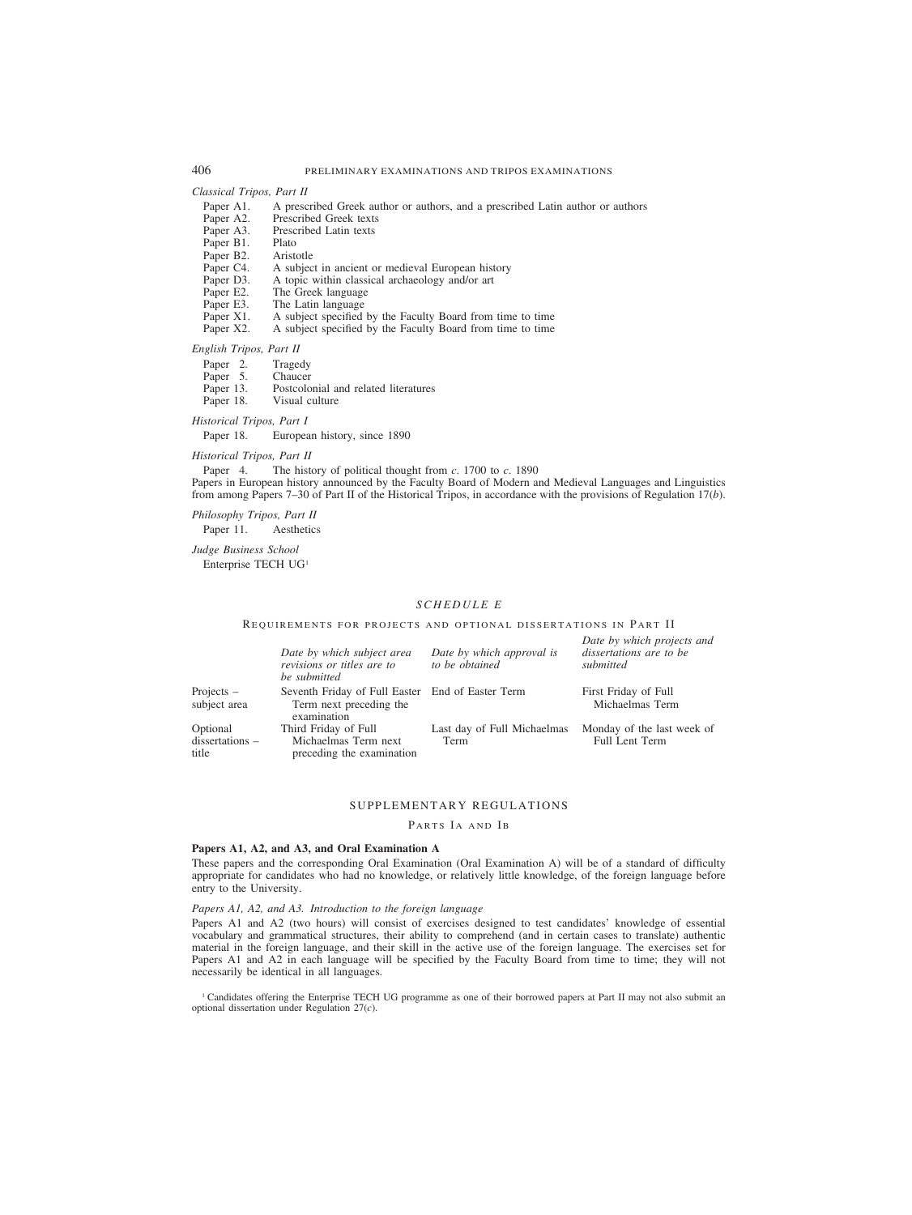*Classical Tripos, Part II*

Paper A1. A prescribed Greek author or authors, and a prescribed Latin author or authors
Paper A2. Prescribed Greek texts
Paper A3. Prescribed Latin texts
Paper B1. Plato
Paper B2. Aristotle
Paper C4. A subject in ancient or medieval European history
Paper D3. A topic within classical archaeology and/or art
Paper E2. The Greek language
Paper E3. The Latin language
Paper X1. A subject specified by the Faculty Board from time to time
Paper X2. A subject specified by the Faculty Board from time to time

*English Tripos, Part II*

Paper 2. Tragedy
Paper 5. Chaucer
Paper 13. Postcolonial and related literatures
Paper 18. Visual culture

*Historical Tripos, Part I*

Paper 18. European history, since 1890

*Historical Tripos, Part II*

Paper 4. The history of political thought from *c*. 1700 to *c*. 1890
Papers in European history announced by the Faculty Board of Modern and Medieval Languages and Linguistics from among Papers 7–30 of Part II of the Historical Tripos, in accordance with the provisions of Regulation 17(*b*).

*Philosophy Tripos, Part II*

Paper 11. Aesthetics

*Judge Business School*

Enterprise TECH UG[1]

## *SCHEDULE E*

### Requirements for projects and optional dissertations in Part II

| | *Date by which subject area revisions or titles are to be submitted* | *Date by which approval is to be obtained* | *Date by which projects and dissertations are to be submitted* |
|---|---|---|---|
| Projects – subject area | Seventh Friday of Full Easter Term next preceding the examination | End of Easter Term | First Friday of Full Michaelmas Term |
| Optional dissertations – title | Third Friday of Full Michaelmas Term next preceding the examination | Last day of Full Michaelmas Term | Monday of the last week of Full Lent Term |

## SUPPLEMENTARY REGULATIONS

### Parts IA and IB

**Papers A1, A2, and A3, and Oral Examination A**

These papers and the corresponding Oral Examination (Oral Examination A) will be of a standard of difficulty appropriate for candidates who had no knowledge, or relatively little knowledge, of the foreign language before entry to the University.

*Papers A1, A2, and A3. Introduction to the foreign language*

Papers A1 and A2 (two hours) will consist of exercises designed to test candidates' knowledge of essential vocabulary and grammatical structures, their ability to comprehend (and in certain cases to translate) authentic material in the foreign language, and their skill in the active use of the foreign language. The exercises set for Papers A1 and A2 in each language will be specified by the Faculty Board from time to time; they will not necessarily be identical in all languages.

[1] Candidates offering the Enterprise TECH UG programme as one of their borrowed papers at Part II may not also submit an optional dissertation under Regulation 27(*c*).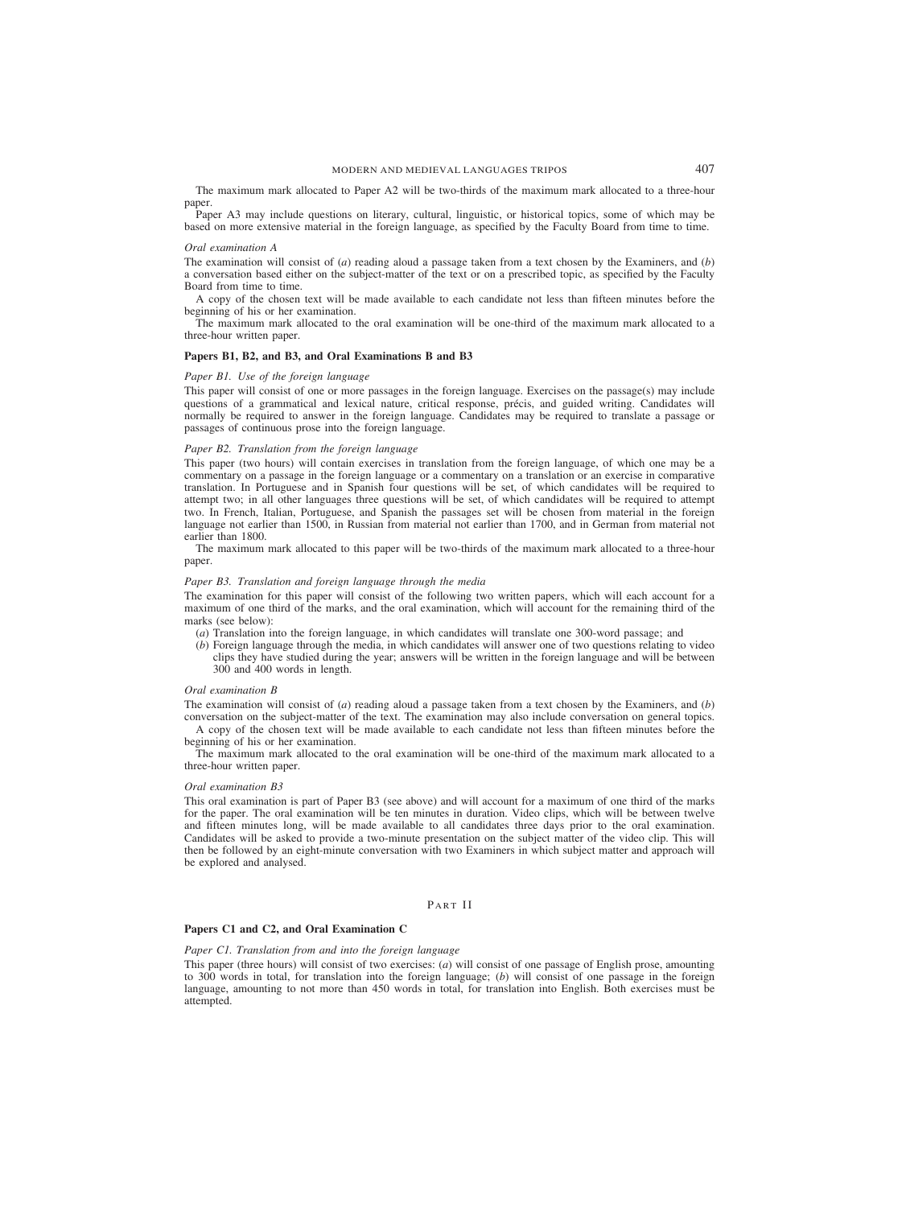The maximum mark allocated to Paper A2 will be two-thirds of the maximum mark allocated to a three-hour paper.

Paper A3 may include questions on literary, cultural, linguistic, or historical topics, some of which may be based on more extensive material in the foreign language, as specified by the Faculty Board from time to time.

*Oral examination A*

The examination will consist of (*a*) reading aloud a passage taken from a text chosen by the Examiners, and (*b*) a conversation based either on the subject-matter of the text or on a prescribed topic, as specified by the Faculty Board from time to time.

A copy of the chosen text will be made available to each candidate not less than fifteen minutes before the beginning of his or her examination.

The maximum mark allocated to the oral examination will be one-third of the maximum mark allocated to a three-hour written paper.

### Papers B1, B2, and B3, and Oral Examinations B and B3

*Paper B1. Use of the foreign language*

This paper will consist of one or more passages in the foreign language. Exercises on the passage(s) may include questions of a grammatical and lexical nature, critical response, précis, and guided writing. Candidates will normally be required to answer in the foreign language. Candidates may be required to translate a passage or passages of continuous prose into the foreign language.

*Paper B2. Translation from the foreign language*

This paper (two hours) will contain exercises in translation from the foreign language, of which one may be a commentary on a passage in the foreign language or a commentary on a translation or an exercise in comparative translation. In Portuguese and in Spanish four questions will be set, of which candidates will be required to attempt two; in all other languages three questions will be set, of which candidates will be required to attempt two. In French, Italian, Portuguese, and Spanish the passages set will be chosen from material in the foreign language not earlier than 1500, in Russian from material not earlier than 1700, and in German from material not earlier than 1800.

The maximum mark allocated to this paper will be two-thirds of the maximum mark allocated to a three-hour paper.

*Paper B3. Translation and foreign language through the media*

The examination for this paper will consist of the following two written papers, which will each account for a maximum of one third of the marks, and the oral examination, which will account for the remaining third of the marks (see below):

(*a*) Translation into the foreign language, in which candidates will translate one 300-word passage; and

(*b*) Foreign language through the media, in which candidates will answer one of two questions relating to video clips they have studied during the year; answers will be written in the foreign language and will be between 300 and 400 words in length.

*Oral examination B*

The examination will consist of (*a*) reading aloud a passage taken from a text chosen by the Examiners, and (*b*) conversation on the subject-matter of the text. The examination may also include conversation on general topics.

A copy of the chosen text will be made available to each candidate not less than fifteen minutes before the beginning of his or her examination.

The maximum mark allocated to the oral examination will be one-third of the maximum mark allocated to a three-hour written paper.

*Oral examination B3*

This oral examination is part of Paper B3 (see above) and will account for a maximum of one third of the marks for the paper. The oral examination will be ten minutes in duration. Video clips, which will be between twelve and fifteen minutes long, will be made available to all candidates three days prior to the oral examination. Candidates will be asked to provide a two-minute presentation on the subject matter of the video clip. This will then be followed by an eight-minute conversation with two Examiners in which subject matter and approach will be explored and analysed.

## Part II

### Papers C1 and C2, and Oral Examination C

*Paper C1. Translation from and into the foreign language*

This paper (three hours) will consist of two exercises: (*a*) will consist of one passage of English prose, amounting to 300 words in total, for translation into the foreign language; (*b*) will consist of one passage in the foreign language, amounting to not more than 450 words in total, for translation into English. Both exercises must be attempted.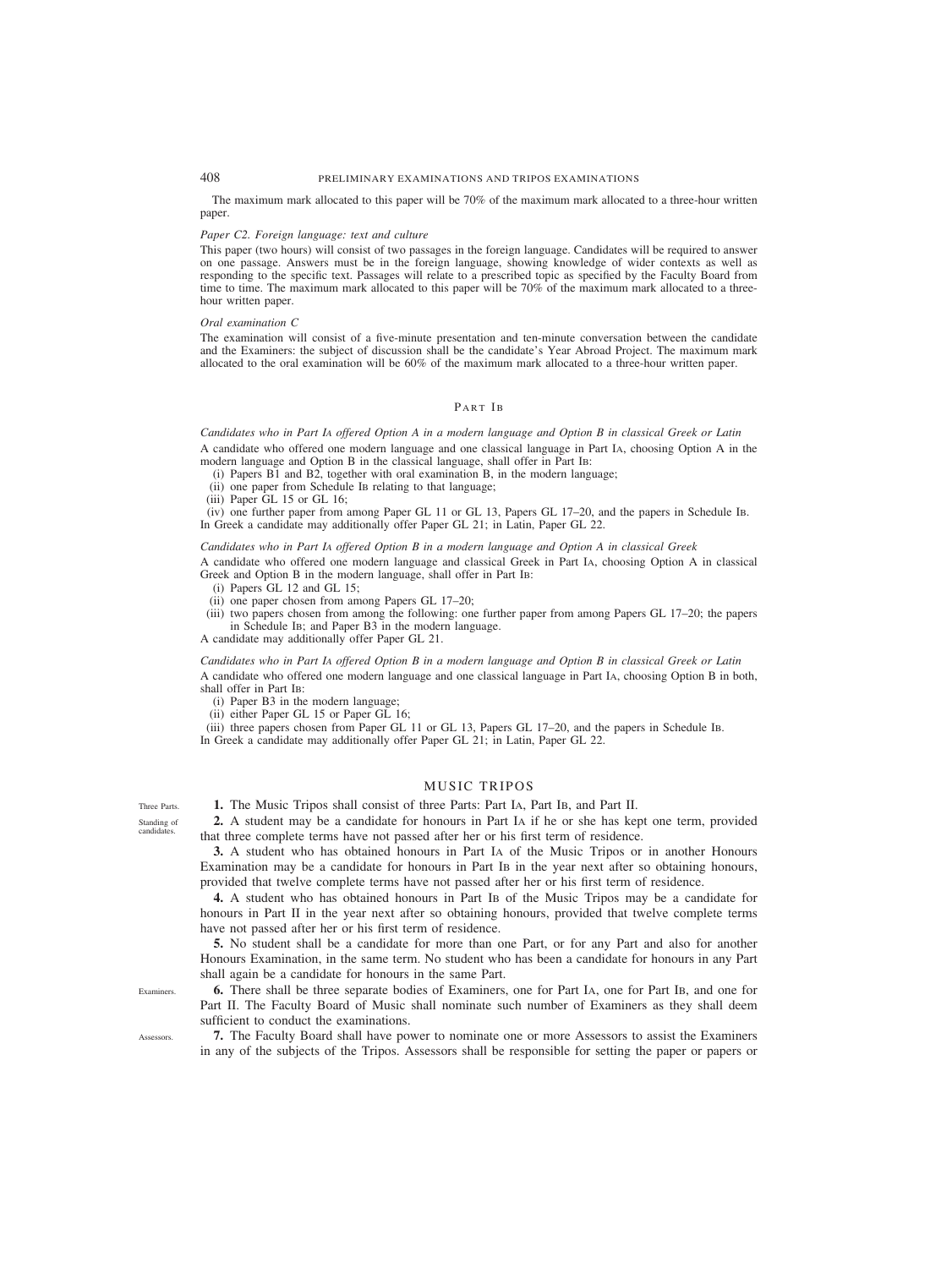The maximum mark allocated to this paper will be 70% of the maximum mark allocated to a three-hour written paper.

*Paper C2. Foreign language: text and culture*

This paper (two hours) will consist of two passages in the foreign language. Candidates will be required to answer on one passage. Answers must be in the foreign language, showing knowledge of wider contexts as well as responding to the specific text. Passages will relate to a prescribed topic as specified by the Faculty Board from time to time. The maximum mark allocated to this paper will be 70% of the maximum mark allocated to a three-hour written paper.

*Oral examination C*

The examination will consist of a five-minute presentation and ten-minute conversation between the candidate and the Examiners: the subject of discussion shall be the candidate's Year Abroad Project. The maximum mark allocated to the oral examination will be 60% of the maximum mark allocated to a three-hour written paper.

## PART IB

*Candidates who in Part IA offered Option A in a modern language and Option B in classical Greek or Latin*

A candidate who offered one modern language and one classical language in Part IA, choosing Option A in the modern language and Option B in the classical language, shall offer in Part IB:

(i) Papers B1 and B2, together with oral examination B, in the modern language;
(ii) one paper from Schedule IB relating to that language;
(iii) Paper GL 15 or GL 16;
(iv) one further paper from among Paper GL 11 or GL 13, Papers GL 17–20, and the papers in Schedule IB.

In Greek a candidate may additionally offer Paper GL 21; in Latin, Paper GL 22.

*Candidates who in Part IA offered Option B in a modern language and Option A in classical Greek*

A candidate who offered one modern language and classical Greek in Part IA, choosing Option A in classical Greek and Option B in the modern language, shall offer in Part IB:

(i) Papers GL 12 and GL 15;
(ii) one paper chosen from among Papers GL 17–20;
(iii) two papers chosen from among the following: one further paper from among Papers GL 17–20; the papers in Schedule IB; and Paper B3 in the modern language.

A candidate may additionally offer Paper GL 21.

*Candidates who in Part IA offered Option B in a modern language and Option B in classical Greek or Latin*

A candidate who offered one modern language and one classical language in Part IA, choosing Option B in both, shall offer in Part IB:

(i) Paper B3 in the modern language;
(ii) either Paper GL 15 or Paper GL 16;
(iii) three papers chosen from Paper GL 11 or GL 13, Papers GL 17–20, and the papers in Schedule IB.

In Greek a candidate may additionally offer Paper GL 21; in Latin, Paper GL 22.

# MUSIC TRIPOS

*Three Parts.*

**1.** The Music Tripos shall consist of three Parts: Part IA, Part IB, and Part II.

*Standing of candidates.*

**2.** A student may be a candidate for honours in Part IA if he or she has kept one term, provided that three complete terms have not passed after her or his first term of residence.

**3.** A student who has obtained honours in Part IA of the Music Tripos or in another Honours Examination may be a candidate for honours in Part IB in the year next after so obtaining honours, provided that twelve complete terms have not passed after her or his first term of residence.

**4.** A student who has obtained honours in Part IB of the Music Tripos may be a candidate for honours in Part II in the year next after so obtaining honours, provided that twelve complete terms have not passed after her or his first term of residence.

**5.** No student shall be a candidate for more than one Part, or for any Part and also for another Honours Examination, in the same term. No student who has been a candidate for honours in any Part shall again be a candidate for honours in the same Part.

*Examiners.*

**6.** There shall be three separate bodies of Examiners, one for Part IA, one for Part IB, and one for Part II. The Faculty Board of Music shall nominate such number of Examiners as they shall deem sufficient to conduct the examinations.

*Assessors.*

**7.** The Faculty Board shall have power to nominate one or more Assessors to assist the Examiners in any of the subjects of the Tripos. Assessors shall be responsible for setting the paper or papers or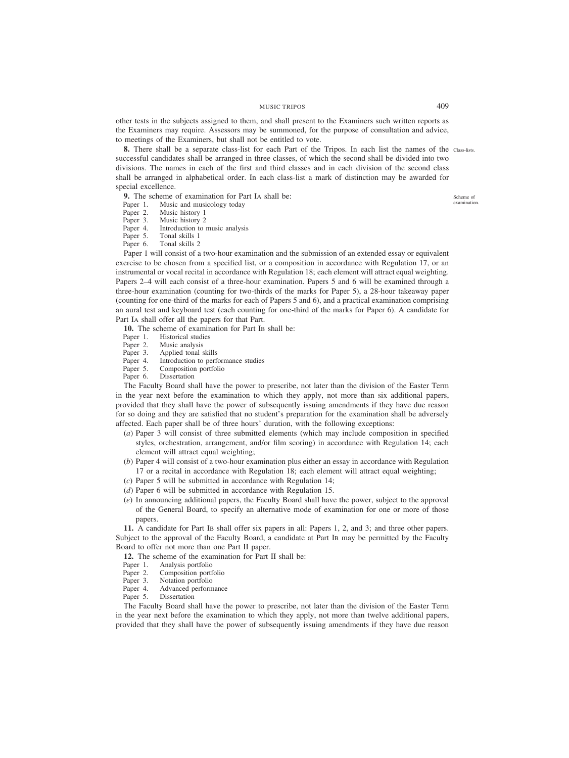other tests in the subjects assigned to them, and shall present to the Examiners such written reports as the Examiners may require. Assessors may be summoned, for the purpose of consultation and advice, to meetings of the Examiners, but shall not be entitled to vote.

**8.** There shall be a separate class-list for each Part of the Tripos. In each list the names of the successful candidates shall be arranged in three classes, of which the second shall be divided into two divisions. The names in each of the first and third classes and in each division of the second class shall be arranged in alphabetical order. In each class-list a mark of distinction may be awarded for special excellence.

Class-lists.

**9.** The scheme of examination for Part IA shall be:

Scheme of examination.

- Paper 1. Music and musicology today
- Paper 2. Music history 1
- Paper 3. Music history 2
- Paper 4. Introduction to music analysis
- Paper 5. Tonal skills 1
- Paper 6. Tonal skills 2

Paper 1 will consist of a two-hour examination and the submission of an extended essay or equivalent exercise to be chosen from a specified list, or a composition in accordance with Regulation 17, or an instrumental or vocal recital in accordance with Regulation 18; each element will attract equal weighting. Papers 2–4 will each consist of a three-hour examination. Papers 5 and 6 will be examined through a three-hour examination (counting for two-thirds of the marks for Paper 5), a 28-hour takeaway paper (counting for one-third of the marks for each of Papers 5 and 6), and a practical examination comprising an aural test and keyboard test (each counting for one-third of the marks for Paper 6). A candidate for Part IA shall offer all the papers for that Part.

**10.** The scheme of examination for Part IB shall be:

- Paper 1. Historical studies
- Paper 2. Music analysis
- Paper 3. Applied tonal skills
- Paper 4. Introduction to performance studies
- Paper 5. Composition portfolio
- Paper 6. Dissertation

The Faculty Board shall have the power to prescribe, not later than the division of the Easter Term in the year next before the examination to which they apply, not more than six additional papers, provided that they shall have the power of subsequently issuing amendments if they have due reason for so doing and they are satisfied that no student's preparation for the examination shall be adversely affected. Each paper shall be of three hours' duration, with the following exceptions:

(*a*) Paper 3 will consist of three submitted elements (which may include composition in specified styles, orchestration, arrangement, and/or film scoring) in accordance with Regulation 14; each element will attract equal weighting;

(*b*) Paper 4 will consist of a two-hour examination plus either an essay in accordance with Regulation 17 or a recital in accordance with Regulation 18; each element will attract equal weighting;

(*c*) Paper 5 will be submitted in accordance with Regulation 14;

(*d*) Paper 6 will be submitted in accordance with Regulation 15.

(*e*) In announcing additional papers, the Faculty Board shall have the power, subject to the approval of the General Board, to specify an alternative mode of examination for one or more of those papers.

**11.** A candidate for Part IB shall offer six papers in all: Papers 1, 2, and 3; and three other papers. Subject to the approval of the Faculty Board, a candidate at Part IB may be permitted by the Faculty Board to offer not more than one Part II paper.

**12.** The scheme of the examination for Part II shall be:

- Paper 1. Analysis portfolio
- Paper 2. Composition portfolio
- Paper 3. Notation portfolio
- Paper 4. Advanced performance
- Paper 5. Dissertation

The Faculty Board shall have the power to prescribe, not later than the division of the Easter Term in the year next before the examination to which they apply, not more than twelve additional papers, provided that they shall have the power of subsequently issuing amendments if they have due reason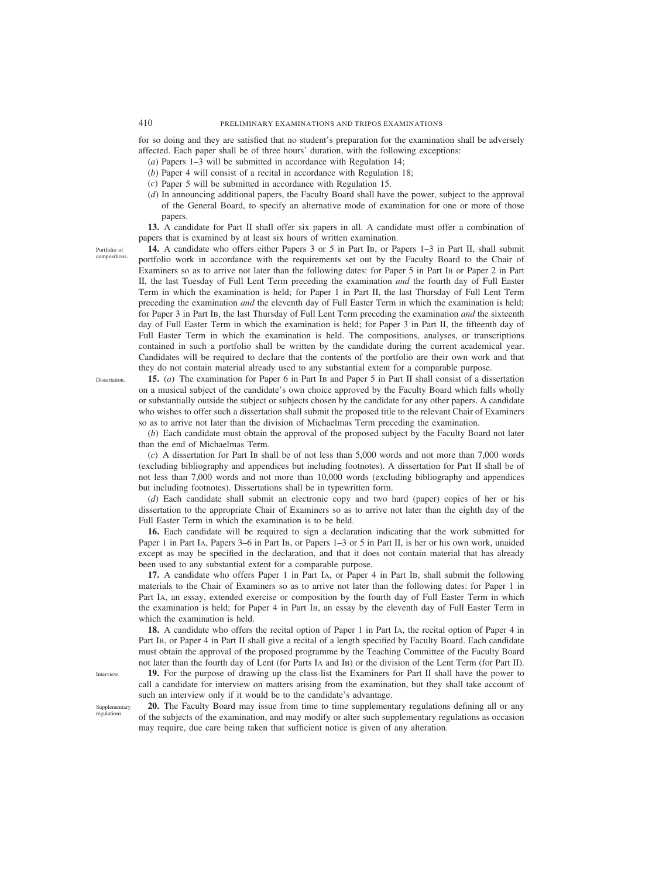for so doing and they are satisfied that no student's preparation for the examination shall be adversely affected. Each paper shall be of three hours' duration, with the following exceptions:

(*a*) Papers 1–3 will be submitted in accordance with Regulation 14;

(*b*) Paper 4 will consist of a recital in accordance with Regulation 18;

(*c*) Paper 5 will be submitted in accordance with Regulation 15.

(*d*) In announcing additional papers, the Faculty Board shall have the power, subject to the approval of the General Board, to specify an alternative mode of examination for one or more of those papers.

**13.** A candidate for Part II shall offer six papers in all. A candidate must offer a combination of papers that is examined by at least six hours of written examination.

*Portfolio of compositions.*

**14.** A candidate who offers either Papers 3 or 5 in Part IB, or Papers 1–3 in Part II, shall submit portfolio work in accordance with the requirements set out by the Faculty Board to the Chair of Examiners so as to arrive not later than the following dates: for Paper 5 in Part IB or Paper 2 in Part II, the last Tuesday of Full Lent Term preceding the examination *and* the fourth day of Full Easter Term in which the examination is held; for Paper 1 in Part II, the last Thursday of Full Lent Term preceding the examination *and* the eleventh day of Full Easter Term in which the examination is held; for Paper 3 in Part IB, the last Thursday of Full Lent Term preceding the examination *and* the sixteenth day of Full Easter Term in which the examination is held; for Paper 3 in Part II, the fifteenth day of Full Easter Term in which the examination is held. The compositions, analyses, or transcriptions contained in such a portfolio shall be written by the candidate during the current academical year. Candidates will be required to declare that the contents of the portfolio are their own work and that they do not contain material already used to any substantial extent for a comparable purpose.

*Dissertation.*

**15.** (*a*) The examination for Paper 6 in Part IB and Paper 5 in Part II shall consist of a dissertation on a musical subject of the candidate's own choice approved by the Faculty Board which falls wholly or substantially outside the subject or subjects chosen by the candidate for any other papers. A candidate who wishes to offer such a dissertation shall submit the proposed title to the relevant Chair of Examiners so as to arrive not later than the division of Michaelmas Term preceding the examination.

(*b*) Each candidate must obtain the approval of the proposed subject by the Faculty Board not later than the end of Michaelmas Term.

(*c*) A dissertation for Part IB shall be of not less than 5,000 words and not more than 7,000 words (excluding bibliography and appendices but including footnotes). A dissertation for Part II shall be of not less than 7,000 words and not more than 10,000 words (excluding bibliography and appendices but including footnotes). Dissertations shall be in typewritten form.

(*d*) Each candidate shall submit an electronic copy and two hard (paper) copies of her or his dissertation to the appropriate Chair of Examiners so as to arrive not later than the eighth day of the Full Easter Term in which the examination is to be held.

**16.** Each candidate will be required to sign a declaration indicating that the work submitted for Paper 1 in Part IA, Papers 3–6 in Part IB, or Papers 1–3 or 5 in Part II, is her or his own work, unaided except as may be specified in the declaration, and that it does not contain material that has already been used to any substantial extent for a comparable purpose.

**17.** A candidate who offers Paper 1 in Part IA, or Paper 4 in Part IB, shall submit the following materials to the Chair of Examiners so as to arrive not later than the following dates: for Paper 1 in Part IA, an essay, extended exercise or composition by the fourth day of Full Easter Term in which the examination is held; for Paper 4 in Part IB, an essay by the eleventh day of Full Easter Term in which the examination is held.

**18.** A candidate who offers the recital option of Paper 1 in Part IA, the recital option of Paper 4 in Part IB, or Paper 4 in Part II shall give a recital of a length specified by Faculty Board. Each candidate must obtain the approval of the proposed programme by the Teaching Committee of the Faculty Board not later than the fourth day of Lent (for Parts IA and IB) or the division of the Lent Term (for Part II).

*Interview.*

**19.** For the purpose of drawing up the class-list the Examiners for Part II shall have the power to call a candidate for interview on matters arising from the examination, but they shall take account of such an interview only if it would be to the candidate's advantage.

*Supplementary regulations.*

**20.** The Faculty Board may issue from time to time supplementary regulations defining all or any of the subjects of the examination, and may modify or alter such supplementary regulations as occasion may require, due care being taken that sufficient notice is given of any alteration.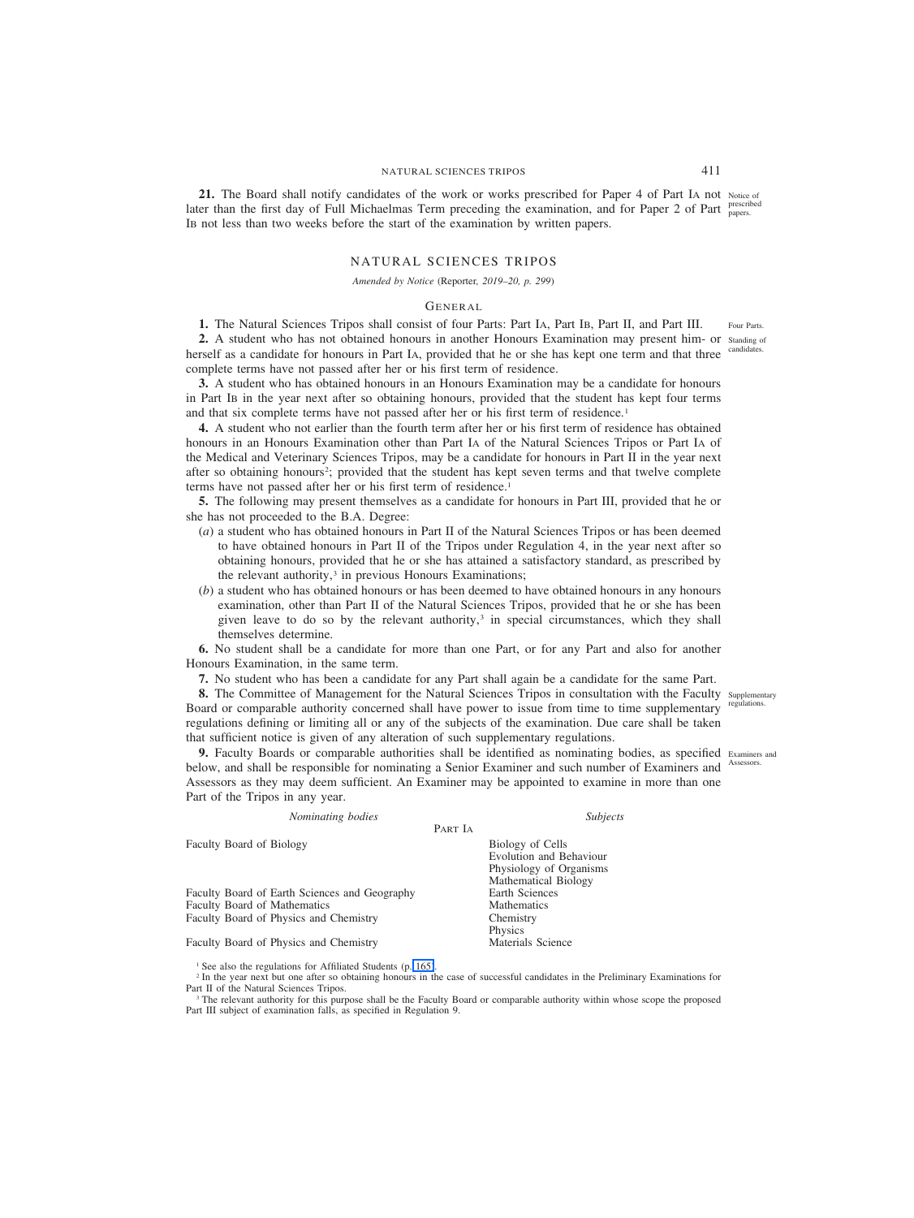**21.** The Board shall notify candidates of the work or works prescribed for Paper 4 of Part IA not later than the first day of Full Michaelmas Term preceding the examination, and for Paper 2 of Part IB not less than two weeks before the start of the examination by written papers.

Notice of prescribed papers.

## NATURAL SCIENCES TRIPOS

*Amended by Notice* (Reporter, *2019–20, p. 299*)

### GENERAL

**1.** The Natural Sciences Tripos shall consist of four Parts: Part IA, Part IB, Part II, and Part III.

Four Parts.

**2.** A student who has not obtained honours in another Honours Examination may present him- or herself as a candidate for honours in Part IA, provided that he or she has kept one term and that three complete terms have not passed after her or his first term of residence.

Standing of candidates.

**3.** A student who has obtained honours in an Honours Examination may be a candidate for honours in Part IB in the year next after so obtaining honours, provided that the student has kept four terms and that six complete terms have not passed after her or his first term of residence.[1]

**4.** A student who not earlier than the fourth term after her or his first term of residence has obtained honours in an Honours Examination other than Part IA of the Natural Sciences Tripos or Part IA of the Medical and Veterinary Sciences Tripos, may be a candidate for honours in Part II in the year next after so obtaining honours[2]; provided that the student has kept seven terms and that twelve complete terms have not passed after her or his first term of residence.[1]

**5.** The following may present themselves as a candidate for honours in Part III, provided that he or she has not proceeded to the B.A. Degree:

(*a*) a student who has obtained honours in Part II of the Natural Sciences Tripos or has been deemed to have obtained honours in Part II of the Tripos under Regulation 4, in the year next after so obtaining honours, provided that he or she has attained a satisfactory standard, as prescribed by the relevant authority,[3] in previous Honours Examinations;

(*b*) a student who has obtained honours or has been deemed to have obtained honours in any honours examination, other than Part II of the Natural Sciences Tripos, provided that he or she has been given leave to do so by the relevant authority,[3] in special circumstances, which they shall themselves determine.

**6.** No student shall be a candidate for more than one Part, or for any Part and also for another Honours Examination, in the same term.

**7.** No student who has been a candidate for any Part shall again be a candidate for the same Part.

**8.** The Committee of Management for the Natural Sciences Tripos in consultation with the Faculty Board or comparable authority concerned shall have power to issue from time to time supplementary regulations defining or limiting all or any of the subjects of the examination. Due care shall be taken that sufficient notice is given of any alteration of such supplementary regulations.

Supplementary regulations.

**9.** Faculty Boards or comparable authorities shall be identified as nominating bodies, as specified below, and shall be responsible for nominating a Senior Examiner and such number of Examiners and Assessors as they may deem sufficient. An Examiner may be appointed to examine in more than one Part of the Tripos in any year.

Examiners and Assessors.

| *Nominating bodies* | *Subjects* |
|---|---|
| PART IA | |
| Faculty Board of Biology | Biology of Cells<br>Evolution and Behaviour<br>Physiology of Organisms<br>Mathematical Biology |
| Faculty Board of Earth Sciences and Geography | Earth Sciences |
| Faculty Board of Mathematics | Mathematics |
| Faculty Board of Physics and Chemistry | Chemistry<br>Physics |
| Faculty Board of Physics and Chemistry | Materials Science |

[1] See also the regulations for Affiliated Students (p. 165).

[2] In the year next but one after so obtaining honours in the case of successful candidates in the Preliminary Examinations for Part II of the Natural Sciences Tripos.

[3] The relevant authority for this purpose shall be the Faculty Board or comparable authority within whose scope the proposed Part III subject of examination falls, as specified in Regulation 9.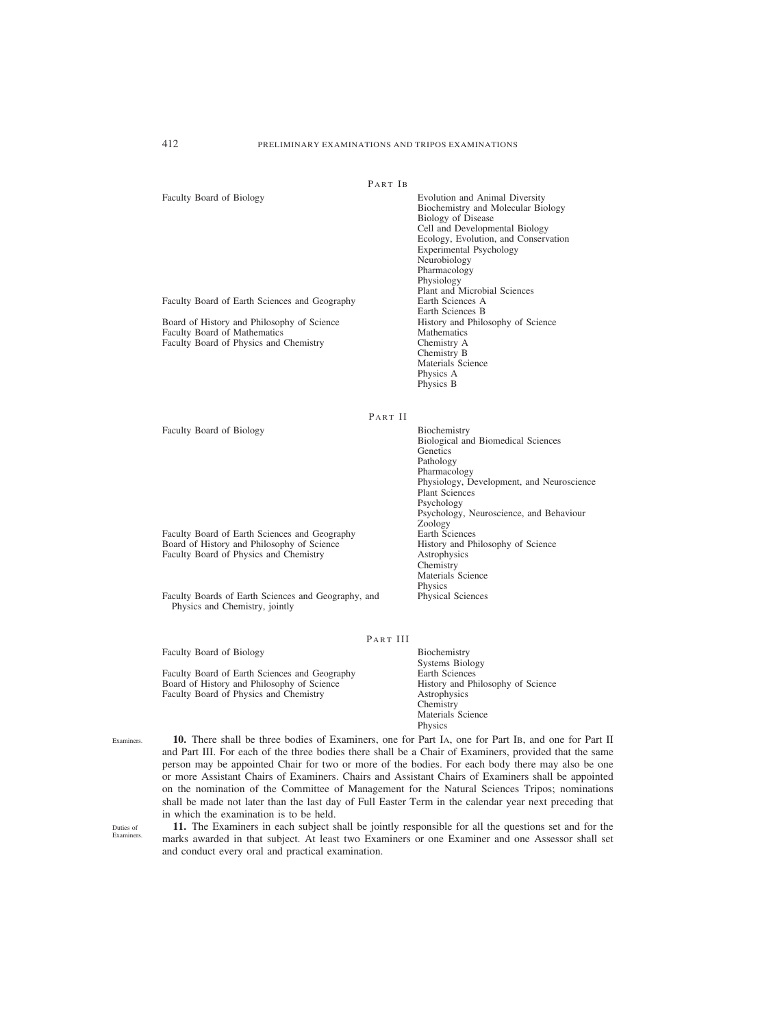### Part IB

| | |
|---|---|
| Faculty Board of Biology | Evolution and Animal Diversity<br>Biochemistry and Molecular Biology<br>Biology of Disease<br>Cell and Developmental Biology<br>Ecology, Evolution, and Conservation<br>Experimental Psychology<br>Neurobiology<br>Pharmacology<br>Physiology<br>Plant and Microbial Sciences |
| Faculty Board of Earth Sciences and Geography | Earth Sciences A<br>Earth Sciences B |
| Board of History and Philosophy of Science | History and Philosophy of Science |
| Faculty Board of Mathematics | Mathematics |
| Faculty Board of Physics and Chemistry | Chemistry A<br>Chemistry B<br>Materials Science<br>Physics A<br>Physics B |

### Part II

| | |
|---|---|
| Faculty Board of Biology | Biochemistry<br>Biological and Biomedical Sciences<br>Genetics<br>Pathology<br>Pharmacology<br>Physiology, Development, and Neuroscience<br>Plant Sciences<br>Psychology<br>Psychology, Neuroscience, and Behaviour<br>Zoology |
| Faculty Board of Earth Sciences and Geography | Earth Sciences |
| Board of History and Philosophy of Science | History and Philosophy of Science |
| Faculty Board of Physics and Chemistry | Astrophysics<br>Chemistry<br>Materials Science<br>Physics |
| Faculty Boards of Earth Sciences and Geography, and Physics and Chemistry, jointly | Physical Sciences |

### Part III

| | |
|---|---|
| Faculty Board of Biology | Biochemistry<br>Systems Biology |
| Faculty Board of Earth Sciences and Geography | Earth Sciences |
| Board of History and Philosophy of Science | History and Philosophy of Science |
| Faculty Board of Physics and Chemistry | Astrophysics<br>Chemistry<br>Materials Science<br>Physics |

*Examiners.*

**10.** There shall be three bodies of Examiners, one for Part IA, one for Part IB, and one for Part II and Part III. For each of the three bodies there shall be a Chair of Examiners, provided that the same person may be appointed Chair for two or more of the bodies. For each body there may also be one or more Assistant Chairs of Examiners. Chairs and Assistant Chairs of Examiners shall be appointed on the nomination of the Committee of Management for the Natural Sciences Tripos; nominations shall be made not later than the last day of Full Easter Term in the calendar year next preceding that in which the examination is to be held.

*Duties of Examiners.*

**11.** The Examiners in each subject shall be jointly responsible for all the questions set and for the marks awarded in that subject. At least two Examiners or one Examiner and one Assessor shall set and conduct every oral and practical examination.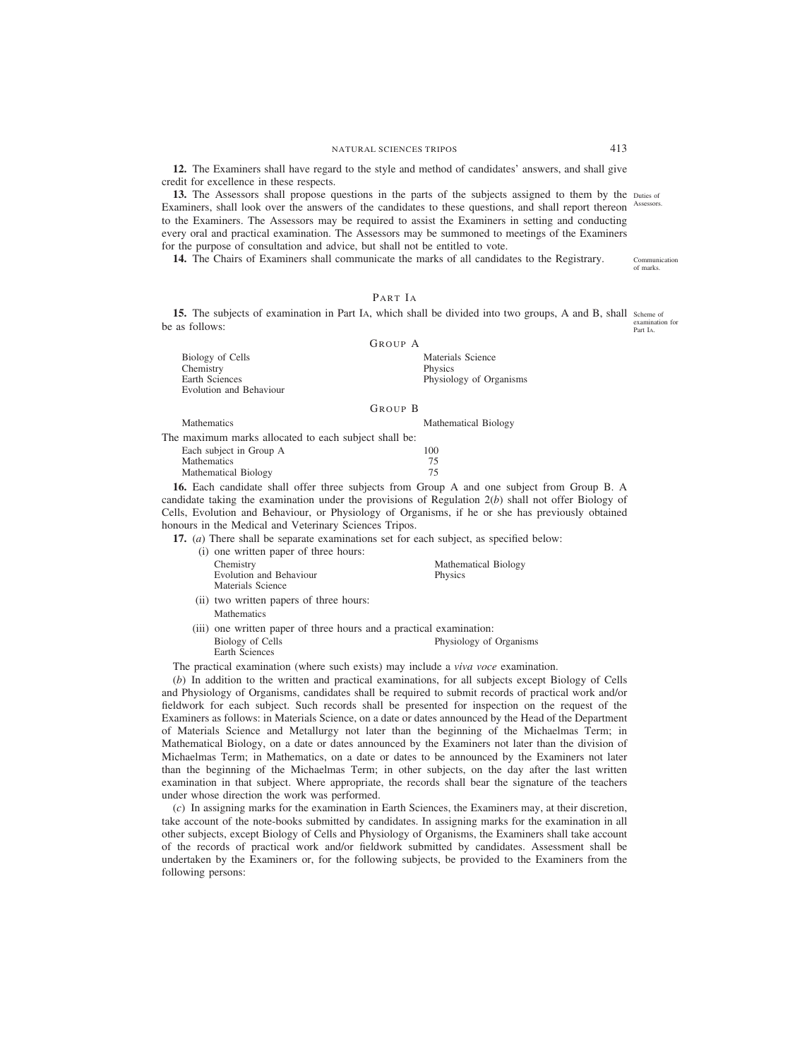**12.** The Examiners shall have regard to the style and method of candidates' answers, and shall give credit for excellence in these respects.

**13.** The Assessors shall propose questions in the parts of the subjects assigned to them by the Examiners, shall look over the answers of the candidates to these questions, and shall report thereon to the Examiners. The Assessors may be required to assist the Examiners in setting and conducting every oral and practical examination. The Assessors may be summoned to meetings of the Examiners for the purpose of consultation and advice, but shall not be entitled to vote.

*Duties of Assessors.*

**14.** The Chairs of Examiners shall communicate the marks of all candidates to the Registrary.

*Communication of marks.*

## PART IA

**15.** The subjects of examination in Part IA, which shall be divided into two groups, A and B, shall be as follows:

*Scheme of examination for Part IA.*

GROUP A

| | |
|---|---|
| Biology of Cells | Materials Science |
| Chemistry | Physics |
| Earth Sciences | Physiology of Organisms |
| Evolution and Behaviour | |

GROUP B

| | |
|---|---|
| Mathematics | Mathematical Biology |

The maximum marks allocated to each subject shall be:

| | |
|---|---|
| Each subject in Group A | 100 |
| Mathematics | 75 |
| Mathematical Biology | 75 |

**16.** Each candidate shall offer three subjects from Group A and one subject from Group B. A candidate taking the examination under the provisions of Regulation 2(*b*) shall not offer Biology of Cells, Evolution and Behaviour, or Physiology of Organisms, if he or she has previously obtained honours in the Medical and Veterinary Sciences Tripos.

**17.** (*a*) There shall be separate examinations set for each subject, as specified below:

(i) one written paper of three hours:

| | |
|---|---|
| Chemistry | Mathematical Biology |
| Evolution and Behaviour | Physics |
| Materials Science | |

(ii) two written papers of three hours:

Mathematics

(iii) one written paper of three hours and a practical examination:

| | |
|---|---|
| Biology of Cells | Physiology of Organisms |
| Earth Sciences | |

The practical examination (where such exists) may include a *viva voce* examination.

(*b*) In addition to the written and practical examinations, for all subjects except Biology of Cells and Physiology of Organisms, candidates shall be required to submit records of practical work and/or fieldwork for each subject. Such records shall be presented for inspection on the request of the Examiners as follows: in Materials Science, on a date or dates announced by the Head of the Department of Materials Science and Metallurgy not later than the beginning of the Michaelmas Term; in Mathematical Biology, on a date or dates announced by the Examiners not later than the division of Michaelmas Term; in Mathematics, on a date or dates to be announced by the Examiners not later than the beginning of the Michaelmas Term; in other subjects, on the day after the last written examination in that subject. Where appropriate, the records shall bear the signature of the teachers under whose direction the work was performed.

(*c*) In assigning marks for the examination in Earth Sciences, the Examiners may, at their discretion, take account of the note-books submitted by candidates. In assigning marks for the examination in all other subjects, except Biology of Cells and Physiology of Organisms, the Examiners shall take account of the records of practical work and/or fieldwork submitted by candidates. Assessment shall be undertaken by the Examiners or, for the following subjects, be provided to the Examiners from the following persons: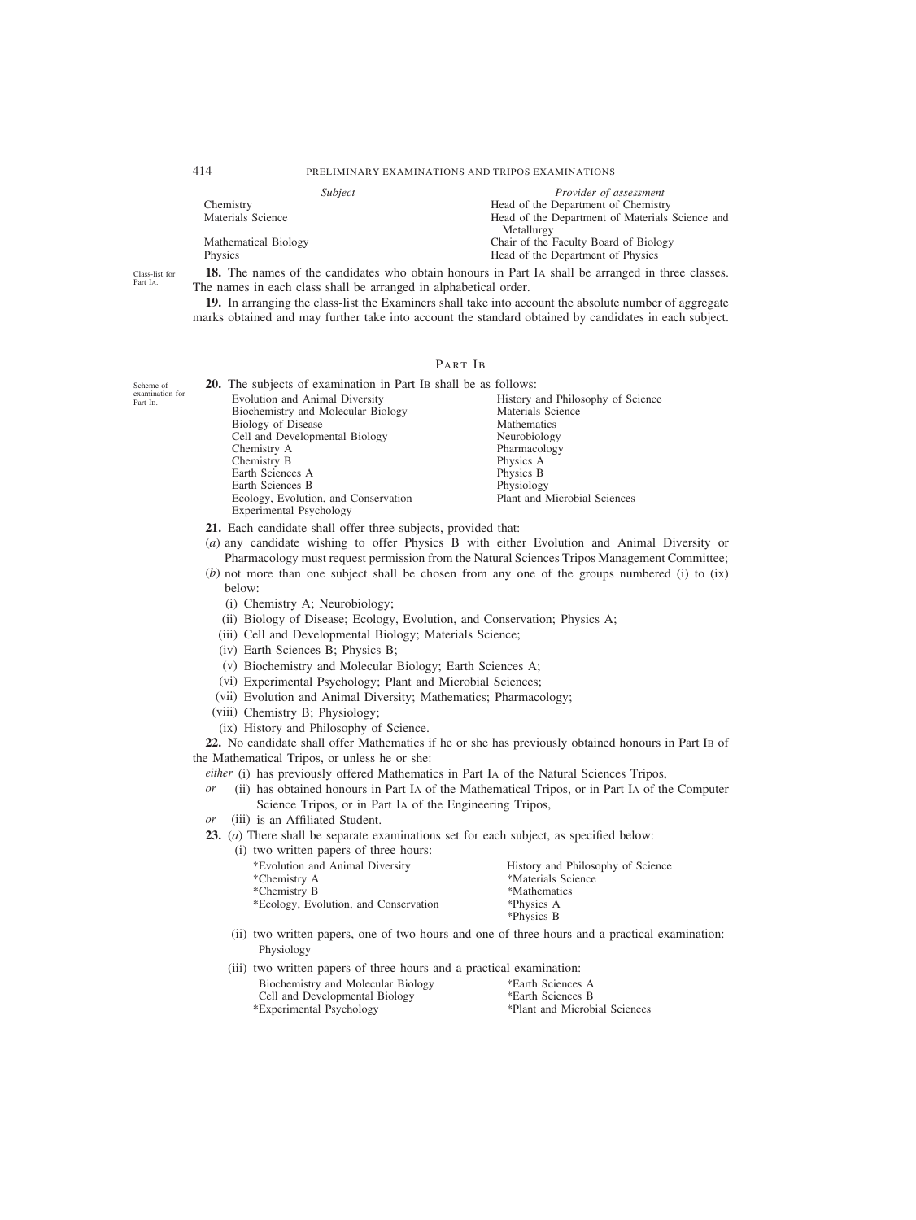| *Subject* | *Provider of assessment* |
|---|---|
| Chemistry | Head of the Department of Chemistry |
| Materials Science | Head of the Department of Materials Science and Metallurgy |
| Mathematical Biology | Chair of the Faculty Board of Biology |
| Physics | Head of the Department of Physics |

Class-list for Part IA.

**18.** The names of the candidates who obtain honours in Part IA shall be arranged in three classes. The names in each class shall be arranged in alphabetical order.

**19.** In arranging the class-list the Examiners shall take into account the absolute number of aggregate marks obtained and may further take into account the standard obtained by candidates in each subject.

## PART IB

Scheme of examination for Part IB.

**20.** The subjects of examination in Part IB shall be as follows:

| | |
|---|---|
| Evolution and Animal Diversity | History and Philosophy of Science |
| Biochemistry and Molecular Biology | Materials Science |
| Biology of Disease | Mathematics |
| Cell and Developmental Biology | Neurobiology |
| Chemistry A | Pharmacology |
| Chemistry B | Physics A |
| Earth Sciences A | Physics B |
| Earth Sciences B | Physiology |
| Ecology, Evolution, and Conservation | Plant and Microbial Sciences |
| Experimental Psychology | |

**21.** Each candidate shall offer three subjects, provided that:

(*a*) any candidate wishing to offer Physics B with either Evolution and Animal Diversity or Pharmacology must request permission from the Natural Sciences Tripos Management Committee;

(*b*) not more than one subject shall be chosen from any one of the groups numbered (i) to (ix) below:

- (i) Chemistry A; Neurobiology;
- (ii) Biology of Disease; Ecology, Evolution, and Conservation; Physics A;
- (iii) Cell and Developmental Biology; Materials Science;
- (iv) Earth Sciences B; Physics B;
- (v) Biochemistry and Molecular Biology; Earth Sciences A;
- (vi) Experimental Psychology; Plant and Microbial Sciences;
- (vii) Evolution and Animal Diversity; Mathematics; Pharmacology;
- (viii) Chemistry B; Physiology;
- (ix) History and Philosophy of Science.

**22.** No candidate shall offer Mathematics if he or she has previously obtained honours in Part IB of the Mathematical Tripos, or unless he or she:

*either* (i) has previously offered Mathematics in Part IA of the Natural Sciences Tripos,

*or* (ii) has obtained honours in Part IA of the Mathematical Tripos, or in Part IA of the Computer Science Tripos, or in Part IA of the Engineering Tripos,

*or* (iii) is an Affiliated Student.

**23.** (*a*) There shall be separate examinations set for each subject, as specified below:

(i) two written papers of three hours:

| | |
|---|---|
| *Evolution and Animal Diversity | History and Philosophy of Science |
| *Chemistry A | *Materials Science |
| *Chemistry B | *Mathematics |
| *Ecology, Evolution, and Conservation | *Physics A |
| | *Physics B |

(ii) two written papers, one of two hours and one of three hours and a practical examination: Physiology

(iii) two written papers of three hours and a practical examination:

| | |
|---|---|
| Biochemistry and Molecular Biology | *Earth Sciences A |
| Cell and Developmental Biology | *Earth Sciences B |
| *Experimental Psychology | *Plant and Microbial Sciences |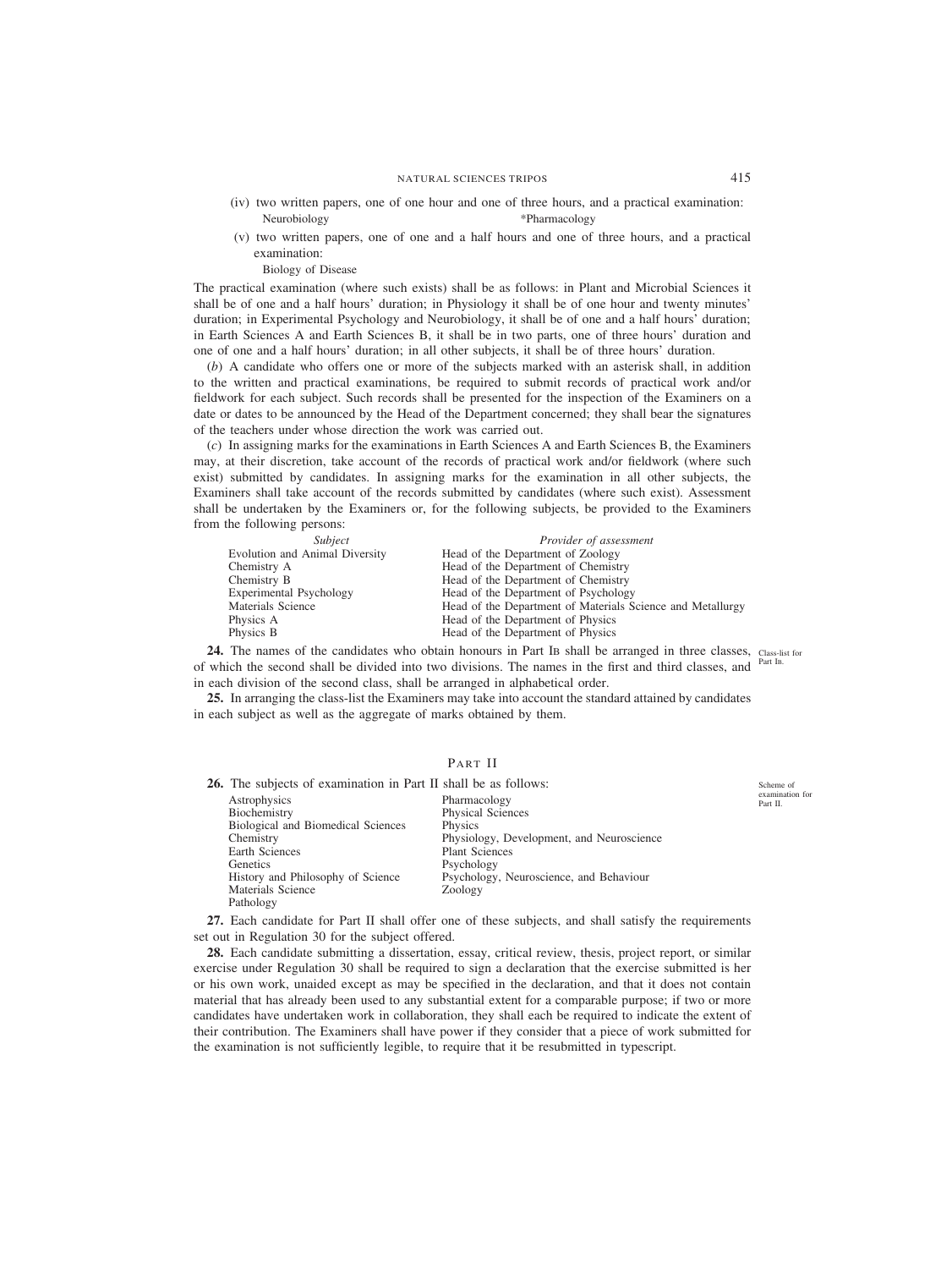(iv) two written papers, one of one hour and one of three hours, and a practical examination:

Neurobiology *Pharmacology

(v) two written papers, one of one and a half hours and one of three hours, and a practical examination:

Biology of Disease

The practical examination (where such exists) shall be as follows: in Plant and Microbial Sciences it shall be of one and a half hours' duration; in Physiology it shall be of one hour and twenty minutes' duration; in Experimental Psychology and Neurobiology, it shall be of one and a half hours' duration; in Earth Sciences A and Earth Sciences B, it shall be in two parts, one of three hours' duration and one of one and a half hours' duration; in all other subjects, it shall be of three hours' duration.

(*b*) A candidate who offers one or more of the subjects marked with an asterisk shall, in addition to the written and practical examinations, be required to submit records of practical work and/or fieldwork for each subject. Such records shall be presented for the inspection of the Examiners on a date or dates to be announced by the Head of the Department concerned; they shall bear the signatures of the teachers under whose direction the work was carried out.

(*c*) In assigning marks for the examinations in Earth Sciences A and Earth Sciences B, the Examiners may, at their discretion, take account of the records of practical work and/or fieldwork (where such exist) submitted by candidates. In assigning marks for the examination in all other subjects, the Examiners shall take account of the records submitted by candidates (where such exist). Assessment shall be undertaken by the Examiners or, for the following subjects, be provided to the Examiners from the following persons:

| *Subject* | *Provider of assessment* |
|---|---|
| Evolution and Animal Diversity | Head of the Department of Zoology |
| Chemistry A | Head of the Department of Chemistry |
| Chemistry B | Head of the Department of Chemistry |
| Experimental Psychology | Head of the Department of Psychology |
| Materials Science | Head of the Department of Materials Science and Metallurgy |
| Physics A | Head of the Department of Physics |
| Physics B | Head of the Department of Physics |

Class-list for Part IB.

**24.** The names of the candidates who obtain honours in Part IB shall be arranged in three classes, of which the second shall be divided into two divisions. The names in the first and third classes, and in each division of the second class, shall be arranged in alphabetical order.

**25.** In arranging the class-list the Examiners may take into account the standard attained by candidates in each subject as well as the aggregate of marks obtained by them.

## PART II

Scheme of examination for Part II.

**26.** The subjects of examination in Part II shall be as follows:

| | |
|---|---|
| Astrophysics | Pharmacology |
| Biochemistry | Physical Sciences |
| Biological and Biomedical Sciences | Physics |
| Chemistry | Physiology, Development, and Neuroscience |
| Earth Sciences | Plant Sciences |
| Genetics | Psychology |
| History and Philosophy of Science | Psychology, Neuroscience, and Behaviour |
| Materials Science | Zoology |
| Pathology | |

**27.** Each candidate for Part II shall offer one of these subjects, and shall satisfy the requirements set out in Regulation 30 for the subject offered.

**28.** Each candidate submitting a dissertation, essay, critical review, thesis, project report, or similar exercise under Regulation 30 shall be required to sign a declaration that the exercise submitted is her or his own work, unaided except as may be specified in the declaration, and that it does not contain material that has already been used to any substantial extent for a comparable purpose; if two or more candidates have undertaken work in collaboration, they shall each be required to indicate the extent of their contribution. The Examiners shall have power if they consider that a piece of work submitted for the examination is not sufficiently legible, to require that it be resubmitted in typescript.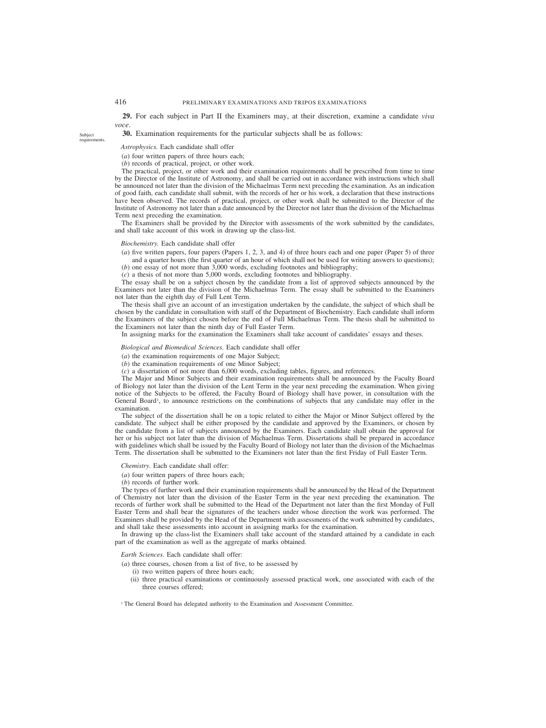**29.** For each subject in Part II the Examiners may, at their discretion, examine a candidate *viva voce*.

Subject requirements.

**30.** Examination requirements for the particular subjects shall be as follows:

*Astrophysics.* Each candidate shall offer

(*a*) four written papers of three hours each;

(*b*) records of practical, project, or other work.

The practical, project, or other work and their examination requirements shall be prescribed from time to time by the Director of the Institute of Astronomy, and shall be carried out in accordance with instructions which shall be announced not later than the division of the Michaelmas Term next preceding the examination. As an indication of good faith, each candidate shall submit, with the records of her or his work, a declaration that these instructions have been observed. The records of practical, project, or other work shall be submitted to the Director of the Institute of Astronomy not later than a date announced by the Director not later than the division of the Michaelmas Term next preceding the examination.

The Examiners shall be provided by the Director with assessments of the work submitted by the candidates, and shall take account of this work in drawing up the class-list.

*Biochemistry.* Each candidate shall offer

(*a*) five written papers, four papers (Papers 1, 2, 3, and 4) of three hours each and one paper (Paper 5) of three and a quarter hours (the first quarter of an hour of which shall not be used for writing answers to questions);

(*b*) one essay of not more than 3,000 words, excluding footnotes and bibliography;

(*c*) a thesis of not more than 5,000 words, excluding footnotes and bibliography.

The essay shall be on a subject chosen by the candidate from a list of approved subjects announced by the Examiners not later than the division of the Michaelmas Term. The essay shall be submitted to the Examiners not later than the eighth day of Full Lent Term.

The thesis shall give an account of an investigation undertaken by the candidate, the subject of which shall be chosen by the candidate in consultation with staff of the Department of Biochemistry. Each candidate shall inform the Examiners of the subject chosen before the end of Full Michaelmas Term. The thesis shall be submitted to the Examiners not later than the ninth day of Full Easter Term.

In assigning marks for the examination the Examiners shall take account of candidates' essays and theses.

*Biological and Biomedical Sciences.* Each candidate shall offer

(*a*) the examination requirements of one Major Subject;

(*b*) the examination requirements of one Minor Subject;

(*c*) a dissertation of not more than 6,000 words, excluding tables, figures, and references.

The Major and Minor Subjects and their examination requirements shall be announced by the Faculty Board of Biology not later than the division of the Lent Term in the year next preceding the examination. When giving notice of the Subjects to be offered, the Faculty Board of Biology shall have power, in consultation with the General Board[1], to announce restrictions on the combinations of subjects that any candidate may offer in the examination.

The subject of the dissertation shall be on a topic related to either the Major or Minor Subject offered by the candidate. The subject shall be either proposed by the candidate and approved by the Examiners, or chosen by the candidate from a list of subjects announced by the Examiners. Each candidate shall obtain the approval for her or his subject not later than the division of Michaelmas Term. Dissertations shall be prepared in accordance with guidelines which shall be issued by the Faculty Board of Biology not later than the division of the Michaelmas Term. The dissertation shall be submitted to the Examiners not later than the first Friday of Full Easter Term.

*Chemistry.* Each candidate shall offer:

(*a*) four written papers of three hours each;

(*b*) records of further work.

The types of further work and their examination requirements shall be announced by the Head of the Department of Chemistry not later than the division of the Easter Term in the year next preceding the examination. The records of further work shall be submitted to the Head of the Department not later than the first Monday of Full Easter Term and shall bear the signatures of the teachers under whose direction the work was performed. The Examiners shall be provided by the Head of the Department with assessments of the work submitted by candidates, and shall take these assessments into account in assigning marks for the examination.

In drawing up the class-list the Examiners shall take account of the standard attained by a candidate in each part of the examination as well as the aggregate of marks obtained.

*Earth Sciences.* Each candidate shall offer:

(*a*) three courses, chosen from a list of five, to be assessed by

(i) two written papers of three hours each;

(ii) three practical examinations or continuously assessed practical work, one associated with each of the three courses offered;

[1] The General Board has delegated authority to the Examination and Assessment Committee.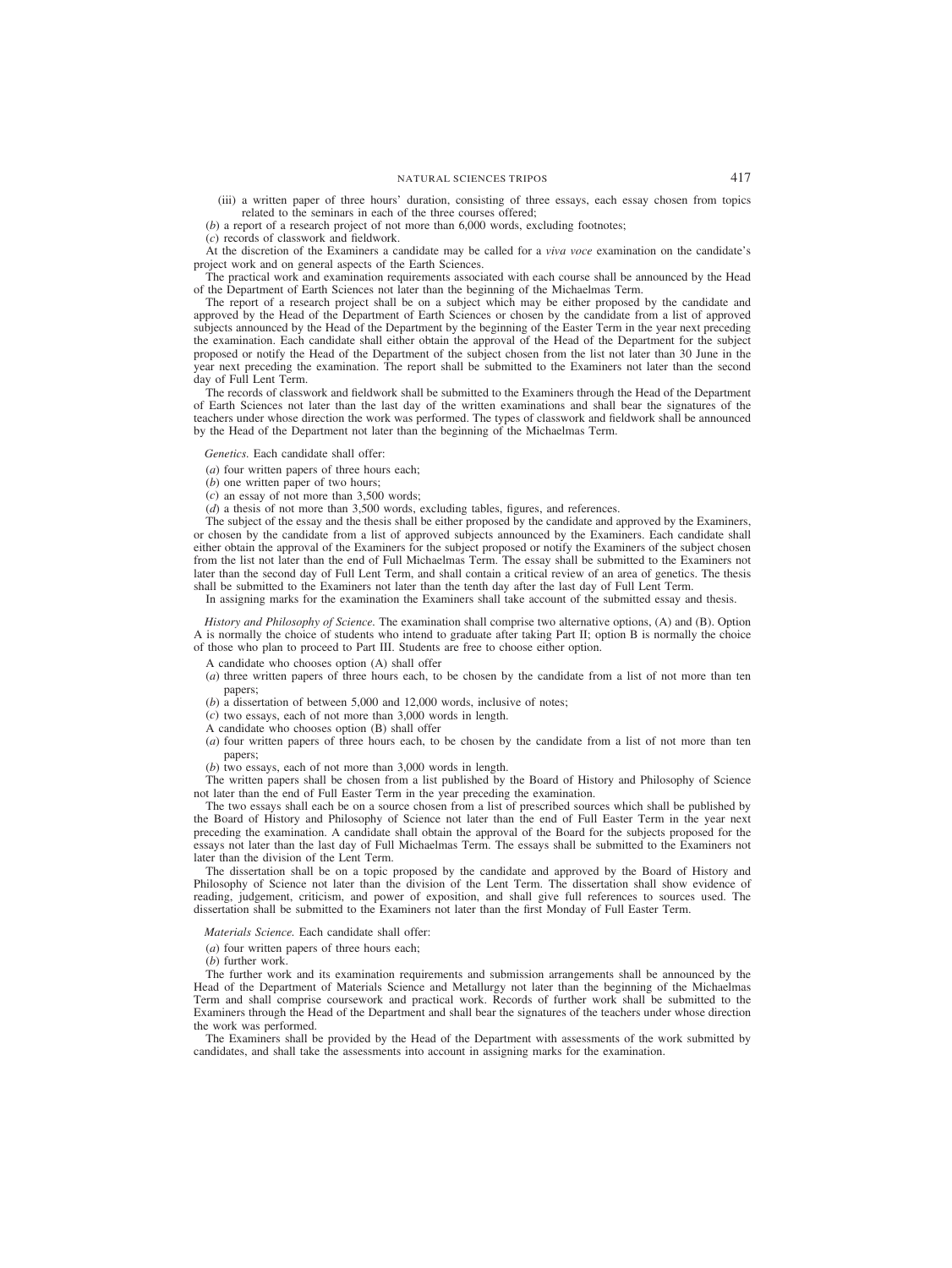(iii) a written paper of three hours' duration, consisting of three essays, each essay chosen from topics related to the seminars in each of the three courses offered;

(*b*) a report of a research project of not more than 6,000 words, excluding footnotes;

(*c*) records of classwork and fieldwork.

At the discretion of the Examiners a candidate may be called for a *viva voce* examination on the candidate's project work and on general aspects of the Earth Sciences.

The practical work and examination requirements associated with each course shall be announced by the Head of the Department of Earth Sciences not later than the beginning of the Michaelmas Term.

The report of a research project shall be on a subject which may be either proposed by the candidate and approved by the Head of the Department of Earth Sciences or chosen by the candidate from a list of approved subjects announced by the Head of the Department by the beginning of the Easter Term in the year next preceding the examination. Each candidate shall either obtain the approval of the Head of the Department for the subject proposed or notify the Head of the Department of the subject chosen from the list not later than 30 June in the year next preceding the examination. The report shall be submitted to the Examiners not later than the second day of Full Lent Term.

The records of classwork and fieldwork shall be submitted to the Examiners through the Head of the Department of Earth Sciences not later than the last day of the written examinations and shall bear the signatures of the teachers under whose direction the work was performed. The types of classwork and fieldwork shall be announced by the Head of the Department not later than the beginning of the Michaelmas Term.

*Genetics.* Each candidate shall offer:

(*a*) four written papers of three hours each;

(*b*) one written paper of two hours;

(*c*) an essay of not more than 3,500 words;

(*d*) a thesis of not more than 3,500 words, excluding tables, figures, and references.

The subject of the essay and the thesis shall be either proposed by the candidate and approved by the Examiners, or chosen by the candidate from a list of approved subjects announced by the Examiners. Each candidate shall either obtain the approval of the Examiners for the subject proposed or notify the Examiners of the subject chosen from the list not later than the end of Full Michaelmas Term. The essay shall be submitted to the Examiners not later than the second day of Full Lent Term, and shall contain a critical review of an area of genetics. The thesis shall be submitted to the Examiners not later than the tenth day after the last day of Full Lent Term.

In assigning marks for the examination the Examiners shall take account of the submitted essay and thesis.

*History and Philosophy of Science.* The examination shall comprise two alternative options, (A) and (B). Option A is normally the choice of students who intend to graduate after taking Part II; option B is normally the choice of those who plan to proceed to Part III. Students are free to choose either option.

A candidate who chooses option (A) shall offer

(*a*) three written papers of three hours each, to be chosen by the candidate from a list of not more than ten papers;

(*b*) a dissertation of between 5,000 and 12,000 words, inclusive of notes;

(*c*) two essays, each of not more than 3,000 words in length.

A candidate who chooses option (B) shall offer

(*a*) four written papers of three hours each, to be chosen by the candidate from a list of not more than ten papers;

(*b*) two essays, each of not more than 3,000 words in length.

The written papers shall be chosen from a list published by the Board of History and Philosophy of Science not later than the end of Full Easter Term in the year preceding the examination.

The two essays shall each be on a source chosen from a list of prescribed sources which shall be published by the Board of History and Philosophy of Science not later than the end of Full Easter Term in the year next preceding the examination. A candidate shall obtain the approval of the Board for the subjects proposed for the essays not later than the last day of Full Michaelmas Term. The essays shall be submitted to the Examiners not later than the division of the Lent Term.

The dissertation shall be on a topic proposed by the candidate and approved by the Board of History and Philosophy of Science not later than the division of the Lent Term. The dissertation shall show evidence of reading, judgement, criticism, and power of exposition, and shall give full references to sources used. The dissertation shall be submitted to the Examiners not later than the first Monday of Full Easter Term.

*Materials Science.* Each candidate shall offer:

(*a*) four written papers of three hours each;

(*b*) further work.

The further work and its examination requirements and submission arrangements shall be announced by the Head of the Department of Materials Science and Metallurgy not later than the beginning of the Michaelmas Term and shall comprise coursework and practical work. Records of further work shall be submitted to the Examiners through the Head of the Department and shall bear the signatures of the teachers under whose direction the work was performed.

The Examiners shall be provided by the Head of the Department with assessments of the work submitted by candidates, and shall take the assessments into account in assigning marks for the examination.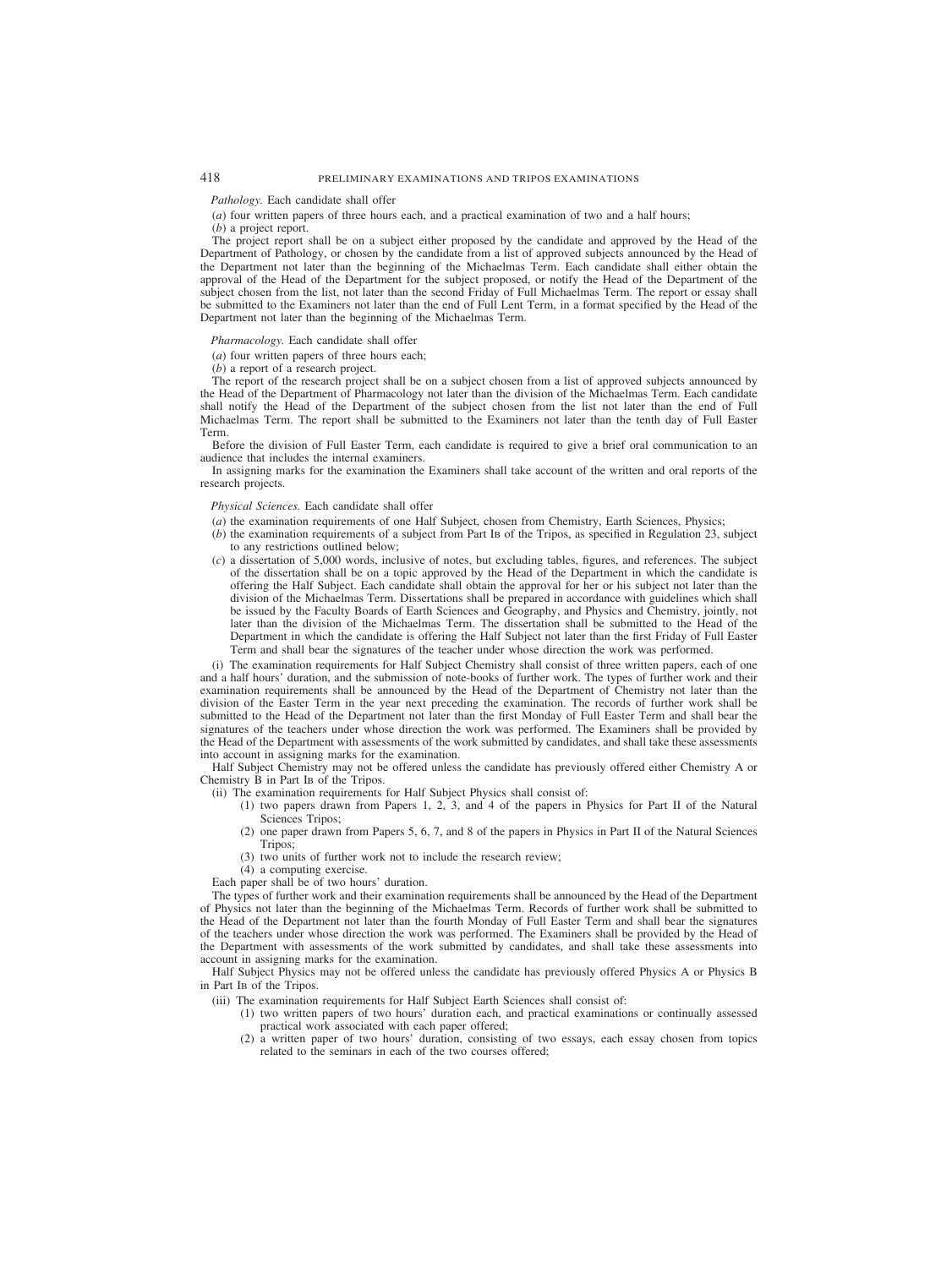*Pathology.* Each candidate shall offer

(*a*) four written papers of three hours each, and a practical examination of two and a half hours;

(*b*) a project report.

The project report shall be on a subject either proposed by the candidate and approved by the Head of the Department of Pathology, or chosen by the candidate from a list of approved subjects announced by the Head of the Department not later than the beginning of the Michaelmas Term. Each candidate shall either obtain the approval of the Head of the Department for the subject proposed, or notify the Head of the Department of the subject chosen from the list, not later than the second Friday of Full Michaelmas Term. The report or essay shall be submitted to the Examiners not later than the end of Full Lent Term, in a format specified by the Head of the Department not later than the beginning of the Michaelmas Term.

*Pharmacology.* Each candidate shall offer

(*a*) four written papers of three hours each;

(*b*) a report of a research project.

The report of the research project shall be on a subject chosen from a list of approved subjects announced by the Head of the Department of Pharmacology not later than the division of the Michaelmas Term. Each candidate shall notify the Head of the Department of the subject chosen from the list not later than the end of Full Michaelmas Term. The report shall be submitted to the Examiners not later than the tenth day of Full Easter Term.

Before the division of Full Easter Term, each candidate is required to give a brief oral communication to an audience that includes the internal examiners.

In assigning marks for the examination the Examiners shall take account of the written and oral reports of the research projects.

*Physical Sciences.* Each candidate shall offer

(*a*) the examination requirements of one Half Subject, chosen from Chemistry, Earth Sciences, Physics;

(*b*) the examination requirements of a subject from Part IB of the Tripos, as specified in Regulation 23, subject to any restrictions outlined below;

(*c*) a dissertation of 5,000 words, inclusive of notes, but excluding tables, figures, and references. The subject of the dissertation shall be on a topic approved by the Head of the Department in which the candidate is offering the Half Subject. Each candidate shall obtain the approval for her or his subject not later than the division of the Michaelmas Term. Dissertations shall be prepared in accordance with guidelines which shall be issued by the Faculty Boards of Earth Sciences and Geography, and Physics and Chemistry, jointly, not later than the division of the Michaelmas Term. The dissertation shall be submitted to the Head of the Department in which the candidate is offering the Half Subject not later than the first Friday of Full Easter Term and shall bear the signatures of the teacher under whose direction the work was performed.

(i) The examination requirements for Half Subject Chemistry shall consist of three written papers, each of one and a half hours' duration, and the submission of note-books of further work. The types of further work and their examination requirements shall be announced by the Head of the Department of Chemistry not later than the division of the Easter Term in the year next preceding the examination. The records of further work shall be submitted to the Head of the Department not later than the first Monday of Full Easter Term and shall bear the signatures of the teachers under whose direction the work was performed. The Examiners shall be provided by the Head of the Department with assessments of the work submitted by candidates, and shall take these assessments into account in assigning marks for the examination.

Half Subject Chemistry may not be offered unless the candidate has previously offered either Chemistry A or Chemistry B in Part IB of the Tripos.

(ii) The examination requirements for Half Subject Physics shall consist of:

(1) two papers drawn from Papers 1, 2, 3, and 4 of the papers in Physics for Part II of the Natural Sciences Tripos;

(2) one paper drawn from Papers 5, 6, 7, and 8 of the papers in Physics in Part II of the Natural Sciences Tripos;

(3) two units of further work not to include the research review;

(4) a computing exercise.

Each paper shall be of two hours' duration.

The types of further work and their examination requirements shall be announced by the Head of the Department of Physics not later than the beginning of the Michaelmas Term. Records of further work shall be submitted to the Head of the Department not later than the fourth Monday of Full Easter Term and shall bear the signatures of the teachers under whose direction the work was performed. The Examiners shall be provided by the Head of the Department with assessments of the work submitted by candidates, and shall take these assessments into account in assigning marks for the examination.

Half Subject Physics may not be offered unless the candidate has previously offered Physics A or Physics B in Part IB of the Tripos.

(iii) The examination requirements for Half Subject Earth Sciences shall consist of:

(1) two written papers of two hours' duration each, and practical examinations or continually assessed practical work associated with each paper offered;

(2) a written paper of two hours' duration, consisting of two essays, each essay chosen from topics related to the seminars in each of the two courses offered;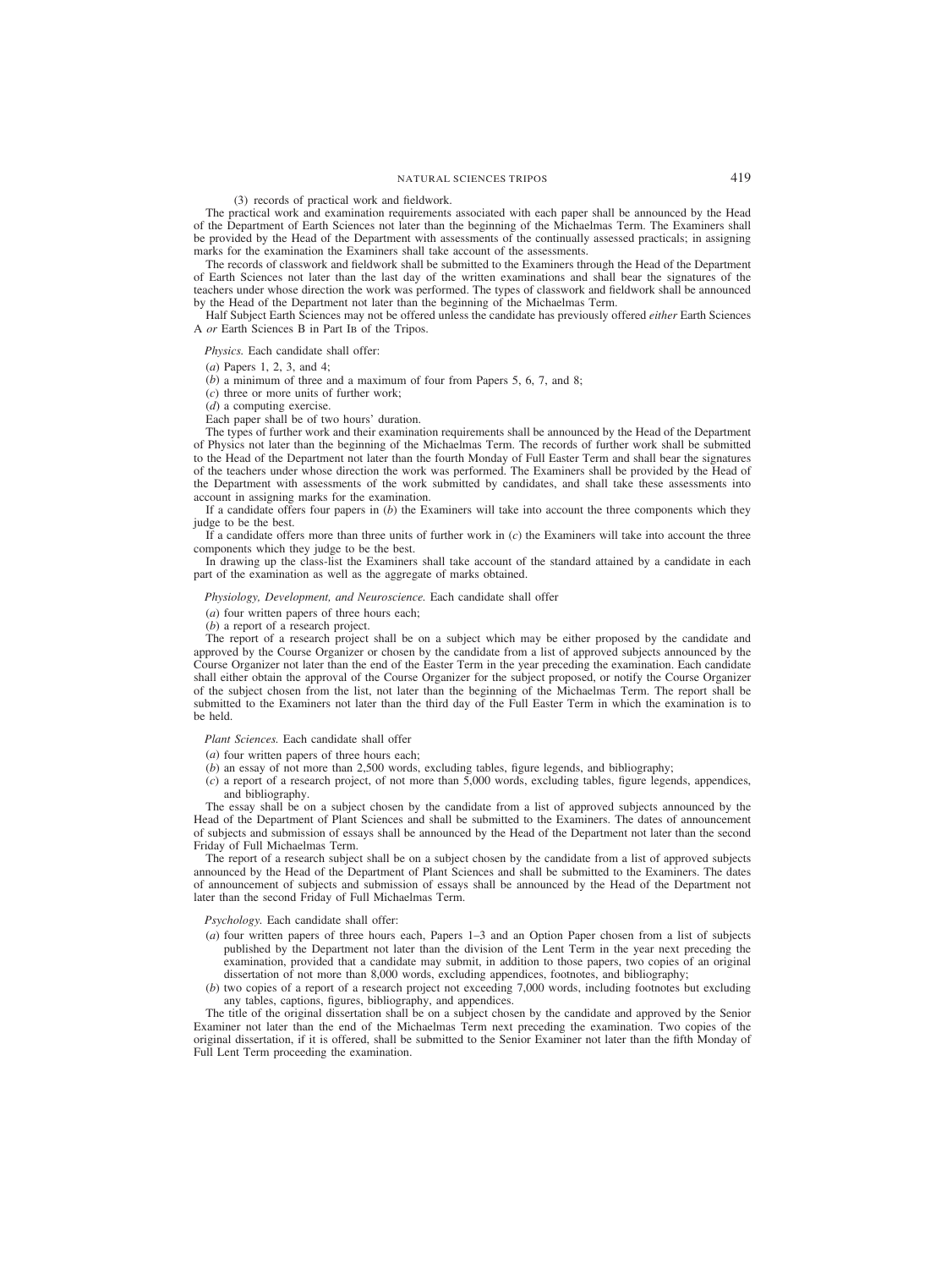(3) records of practical work and fieldwork.

The practical work and examination requirements associated with each paper shall be announced by the Head of the Department of Earth Sciences not later than the beginning of the Michaelmas Term. The Examiners shall be provided by the Head of the Department with assessments of the continually assessed practicals; in assigning marks for the examination the Examiners shall take account of the assessments.

The records of classwork and fieldwork shall be submitted to the Examiners through the Head of the Department of Earth Sciences not later than the last day of the written examinations and shall bear the signatures of the teachers under whose direction the work was performed. The types of classwork and fieldwork shall be announced by the Head of the Department not later than the beginning of the Michaelmas Term.

Half Subject Earth Sciences may not be offered unless the candidate has previously offered *either* Earth Sciences A *or* Earth Sciences B in Part IB of the Tripos.

*Physics.* Each candidate shall offer:

(*a*) Papers 1, 2, 3, and 4;

(*b*) a minimum of three and a maximum of four from Papers 5, 6, 7, and 8;

(*c*) three or more units of further work;

(*d*) a computing exercise.

Each paper shall be of two hours' duration.

The types of further work and their examination requirements shall be announced by the Head of the Department of Physics not later than the beginning of the Michaelmas Term. The records of further work shall be submitted to the Head of the Department not later than the fourth Monday of Full Easter Term and shall bear the signatures of the teachers under whose direction the work was performed. The Examiners shall be provided by the Head of the Department with assessments of the work submitted by candidates, and shall take these assessments into account in assigning marks for the examination.

If a candidate offers four papers in (*b*) the Examiners will take into account the three components which they judge to be the best.

If a candidate offers more than three units of further work in (*c*) the Examiners will take into account the three components which they judge to be the best.

In drawing up the class-list the Examiners shall take account of the standard attained by a candidate in each part of the examination as well as the aggregate of marks obtained.

*Physiology, Development, and Neuroscience.* Each candidate shall offer

(*a*) four written papers of three hours each;

(*b*) a report of a research project.

The report of a research project shall be on a subject which may be either proposed by the candidate and approved by the Course Organizer or chosen by the candidate from a list of approved subjects announced by the Course Organizer not later than the end of the Easter Term in the year preceding the examination. Each candidate shall either obtain the approval of the Course Organizer for the subject proposed, or notify the Course Organizer of the subject chosen from the list, not later than the beginning of the Michaelmas Term. The report shall be submitted to the Examiners not later than the third day of the Full Easter Term in which the examination is to be held.

*Plant Sciences.* Each candidate shall offer

(*a*) four written papers of three hours each;

(*b*) an essay of not more than 2,500 words, excluding tables, figure legends, and bibliography;

(*c*) a report of a research project, of not more than 5,000 words, excluding tables, figure legends, appendices, and bibliography.

The essay shall be on a subject chosen by the candidate from a list of approved subjects announced by the Head of the Department of Plant Sciences and shall be submitted to the Examiners. The dates of announcement of subjects and submission of essays shall be announced by the Head of the Department not later than the second Friday of Full Michaelmas Term.

The report of a research subject shall be on a subject chosen by the candidate from a list of approved subjects announced by the Head of the Department of Plant Sciences and shall be submitted to the Examiners. The dates of announcement of subjects and submission of essays shall be announced by the Head of the Department not later than the second Friday of Full Michaelmas Term.

*Psychology.* Each candidate shall offer:

(*a*) four written papers of three hours each, Papers 1–3 and an Option Paper chosen from a list of subjects published by the Department not later than the division of the Lent Term in the year next preceding the examination, provided that a candidate may submit, in addition to those papers, two copies of an original dissertation of not more than 8,000 words, excluding appendices, footnotes, and bibliography;

(*b*) two copies of a report of a research project not exceeding 7,000 words, including footnotes but excluding any tables, captions, figures, bibliography, and appendices.

The title of the original dissertation shall be on a subject chosen by the candidate and approved by the Senior Examiner not later than the end of the Michaelmas Term next preceding the examination. Two copies of the original dissertation, if it is offered, shall be submitted to the Senior Examiner not later than the fifth Monday of Full Lent Term proceeding the examination.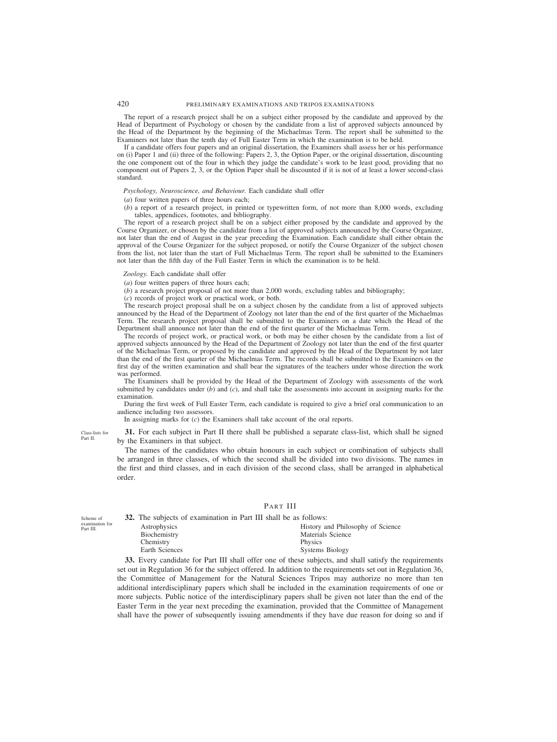The report of a research project shall be on a subject either proposed by the candidate and approved by the Head of Department of Psychology or chosen by the candidate from a list of approved subjects announced by the Head of the Department by the beginning of the Michaelmas Term. The report shall be submitted to the Examiners not later than the tenth day of Full Easter Term in which the examination is to be held.

If a candidate offers four papers and an original dissertation, the Examiners shall assess her or his performance on (i) Paper 1 and (ii) three of the following: Papers 2, 3, the Option Paper, or the original dissertation, discounting the one component out of the four in which they judge the candidate's work to be least good, providing that no component out of Papers 2, 3, or the Option Paper shall be discounted if it is not of at least a lower second-class standard.

*Psychology, Neuroscience, and Behaviour.* Each candidate shall offer

(*a*) four written papers of three hours each;

(*b*) a report of a research project, in printed or typewritten form, of not more than 8,000 words, excluding tables, appendices, footnotes, and bibliography.

The report of a research project shall be on a subject either proposed by the candidate and approved by the Course Organizer, or chosen by the candidate from a list of approved subjects announced by the Course Organizer, not later than the end of August in the year preceding the Examination. Each candidate shall either obtain the approval of the Course Organizer for the subject proposed, or notify the Course Organizer of the subject chosen from the list, not later than the start of Full Michaelmas Term. The report shall be submitted to the Examiners not later than the fifth day of the Full Easter Term in which the examination is to be held.

*Zoology.* Each candidate shall offer

(*a*) four written papers of three hours each;

(*b*) a research project proposal of not more than 2,000 words, excluding tables and bibliography;

(*c*) records of project work or practical work, or both.

The research project proposal shall be on a subject chosen by the candidate from a list of approved subjects announced by the Head of the Department of Zoology not later than the end of the first quarter of the Michaelmas Term. The research project proposal shall be submitted to the Examiners on a date which the Head of the Department shall announce not later than the end of the first quarter of the Michaelmas Term.

The records of project work, or practical work, or both may be either chosen by the candidate from a list of approved subjects announced by the Head of the Department of Zoology not later than the end of the first quarter of the Michaelmas Term, or proposed by the candidate and approved by the Head of the Department by not later than the end of the first quarter of the Michaelmas Term. The records shall be submitted to the Examiners on the first day of the written examination and shall bear the signatures of the teachers under whose direction the work was performed.

The Examiners shall be provided by the Head of the Department of Zoology with assessments of the work submitted by candidates under (*b*) and (*c*), and shall take the assessments into account in assigning marks for the examination.

During the first week of Full Easter Term, each candidate is required to give a brief oral communication to an audience including two assessors.

In assigning marks for (*c*) the Examiners shall take account of the oral reports.

*Class-lists for Part II.*

**31.** For each subject in Part II there shall be published a separate class-list, which shall be signed by the Examiners in that subject.

The names of the candidates who obtain honours in each subject or combination of subjects shall be arranged in three classes, of which the second shall be divided into two divisions. The names in the first and third classes, and in each division of the second class, shall be arranged in alphabetical order.

## PART III

*Scheme of examination for Part III.*

**32.** The subjects of examination in Part III shall be as follows:

| | |
|---|---|
| Astrophysics | History and Philosophy of Science |
| Biochemistry | Materials Science |
| Chemistry | Physics |
| Earth Sciences | Systems Biology |

**33.** Every candidate for Part III shall offer one of these subjects, and shall satisfy the requirements set out in Regulation 36 for the subject offered. In addition to the requirements set out in Regulation 36, the Committee of Management for the Natural Sciences Tripos may authorize no more than ten additional interdisciplinary papers which shall be included in the examination requirements of one or more subjects. Public notice of the interdisciplinary papers shall be given not later than the end of the Easter Term in the year next preceding the examination, provided that the Committee of Management shall have the power of subsequently issuing amendments if they have due reason for doing so and if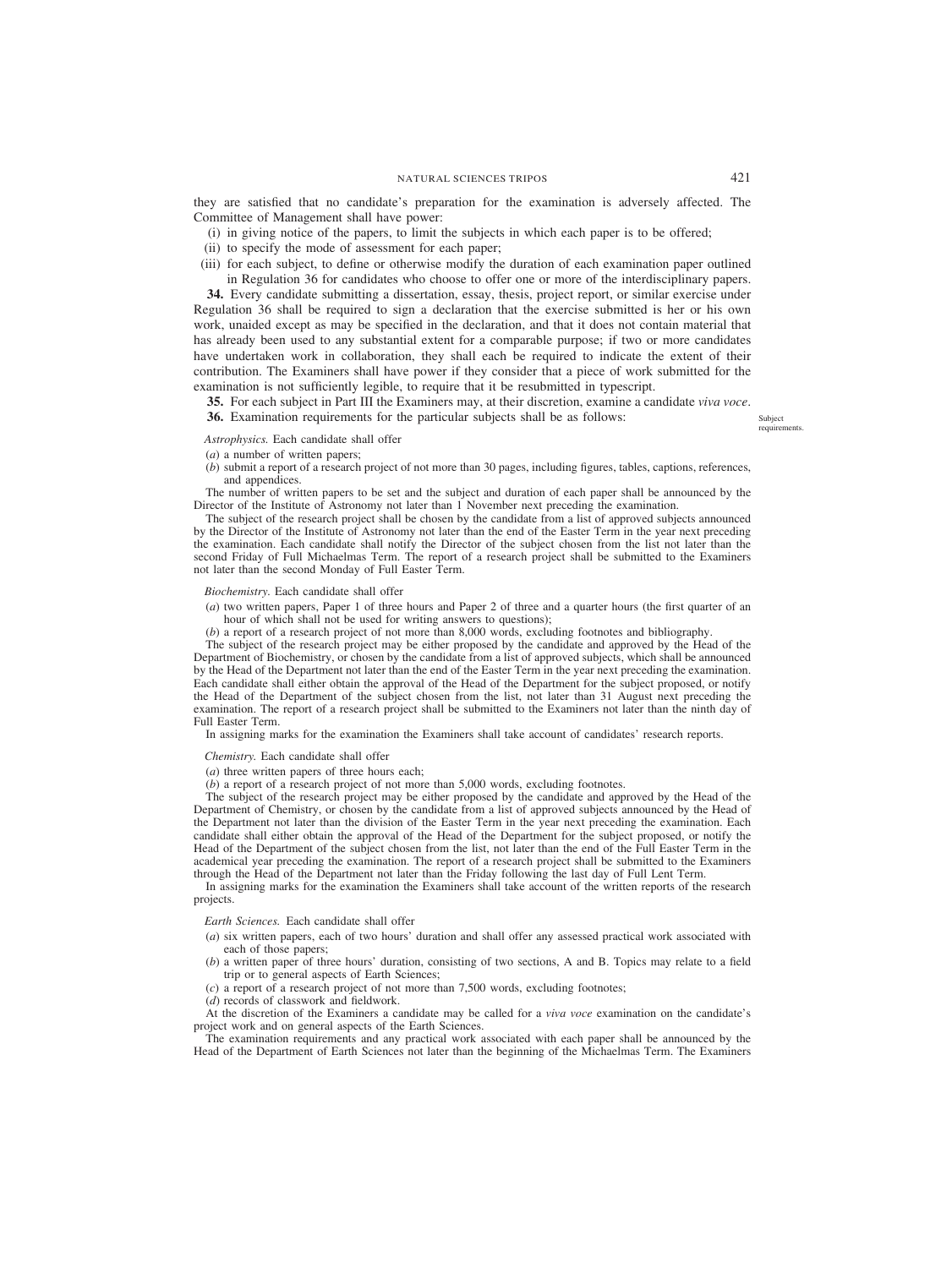they are satisfied that no candidate's preparation for the examination is adversely affected. The Committee of Management shall have power:

(i) in giving notice of the papers, to limit the subjects in which each paper is to be offered;

(ii) to specify the mode of assessment for each paper;

(iii) for each subject, to define or otherwise modify the duration of each examination paper outlined in Regulation 36 for candidates who choose to offer one or more of the interdisciplinary papers.

**34.** Every candidate submitting a dissertation, essay, thesis, project report, or similar exercise under Regulation 36 shall be required to sign a declaration that the exercise submitted is her or his own work, unaided except as may be specified in the declaration, and that it does not contain material that has already been used to any substantial extent for a comparable purpose; if two or more candidates have undertaken work in collaboration, they shall each be required to indicate the extent of their contribution. The Examiners shall have power if they consider that a piece of work submitted for the examination is not sufficiently legible, to require that it be resubmitted in typescript.

**35.** For each subject in Part III the Examiners may, at their discretion, examine a candidate *viva voce*.

**36.** Examination requirements for the particular subjects shall be as follows:

Subject requirements.

*Astrophysics.* Each candidate shall offer

(*a*) a number of written papers;

(*b*) submit a report of a research project of not more than 30 pages, including figures, tables, captions, references, and appendices.

The number of written papers to be set and the subject and duration of each paper shall be announced by the Director of the Institute of Astronomy not later than 1 November next preceding the examination.

The subject of the research project shall be chosen by the candidate from a list of approved subjects announced by the Director of the Institute of Astronomy not later than the end of the Easter Term in the year next preceding the examination. Each candidate shall notify the Director of the subject chosen from the list not later than the second Friday of Full Michaelmas Term. The report of a research project shall be submitted to the Examiners not later than the second Monday of Full Easter Term.

*Biochemistry.* Each candidate shall offer

(*a*) two written papers, Paper 1 of three hours and Paper 2 of three and a quarter hours (the first quarter of an hour of which shall not be used for writing answers to questions);

(*b*) a report of a research project of not more than 8,000 words, excluding footnotes and bibliography.

The subject of the research project may be either proposed by the candidate and approved by the Head of the Department of Biochemistry, or chosen by the candidate from a list of approved subjects, which shall be announced by the Head of the Department not later than the end of the Easter Term in the year next preceding the examination. Each candidate shall either obtain the approval of the Head of the Department for the subject proposed, or notify the Head of the Department of the subject chosen from the list, not later than 31 August next preceding the examination. The report of a research project shall be submitted to the Examiners not later than the ninth day of Full Easter Term.

In assigning marks for the examination the Examiners shall take account of candidates' research reports.

*Chemistry.* Each candidate shall offer

(*a*) three written papers of three hours each;

(*b*) a report of a research project of not more than 5,000 words, excluding footnotes.

The subject of the research project may be either proposed by the candidate and approved by the Head of the Department of Chemistry, or chosen by the candidate from a list of approved subjects announced by the Head of the Department not later than the division of the Easter Term in the year next preceding the examination. Each candidate shall either obtain the approval of the Head of the Department for the subject proposed, or notify the Head of the Department of the subject chosen from the list, not later than the end of the Full Easter Term in the academical year preceding the examination. The report of a research project shall be submitted to the Examiners through the Head of the Department not later than the Friday following the last day of Full Lent Term.

In assigning marks for the examination the Examiners shall take account of the written reports of the research projects.

*Earth Sciences.* Each candidate shall offer

(*a*) six written papers, each of two hours' duration and shall offer any assessed practical work associated with each of those papers;

(*b*) a written paper of three hours' duration, consisting of two sections, A and B. Topics may relate to a field trip or to general aspects of Earth Sciences;

(*c*) a report of a research project of not more than 7,500 words, excluding footnotes;

(*d*) records of classwork and fieldwork.

At the discretion of the Examiners a candidate may be called for a *viva voce* examination on the candidate's project work and on general aspects of the Earth Sciences.

The examination requirements and any practical work associated with each paper shall be announced by the Head of the Department of Earth Sciences not later than the beginning of the Michaelmas Term. The Examiners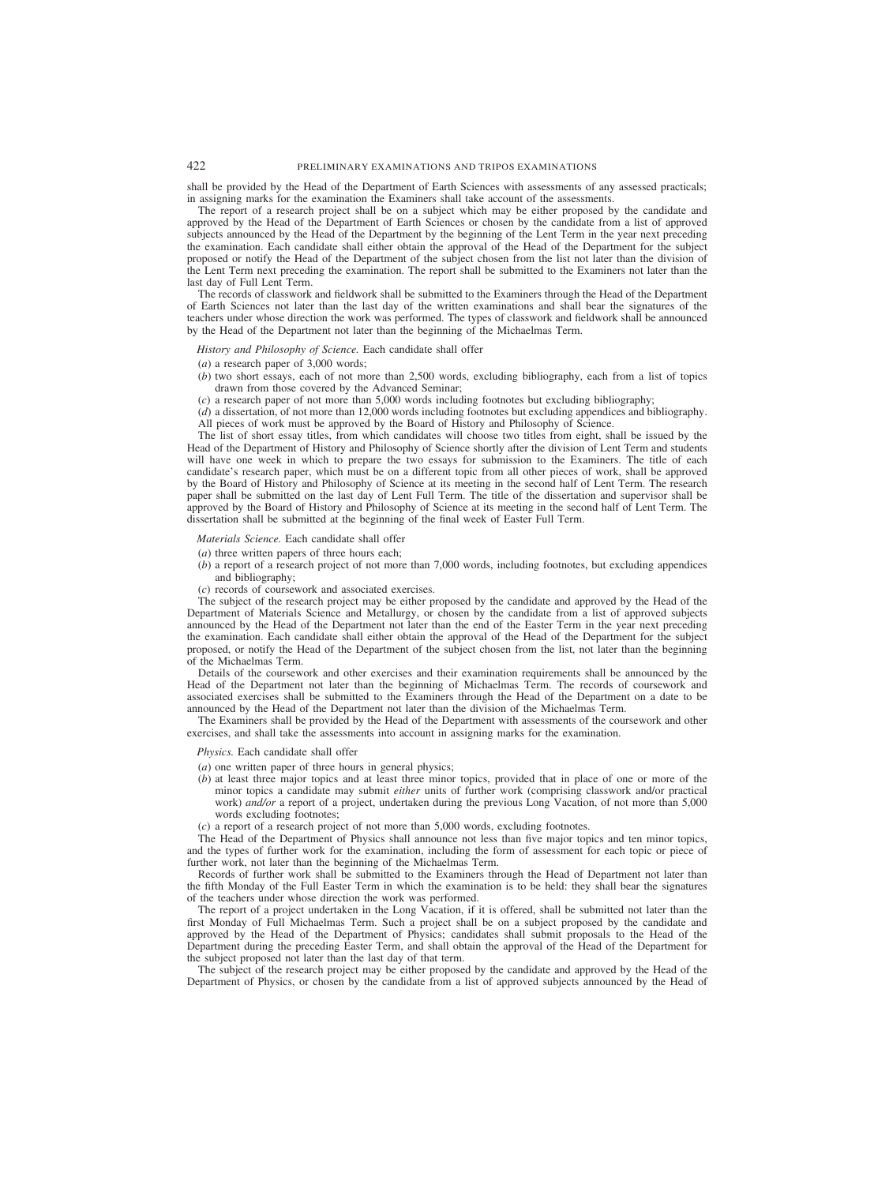shall be provided by the Head of the Department of Earth Sciences with assessments of any assessed practicals; in assigning marks for the examination the Examiners shall take account of the assessments.

The report of a research project shall be on a subject which may be either proposed by the candidate and approved by the Head of the Department of Earth Sciences or chosen by the candidate from a list of approved subjects announced by the Head of the Department by the beginning of the Lent Term in the year next preceding the examination. Each candidate shall either obtain the approval of the Head of the Department for the subject proposed or notify the Head of the Department of the subject chosen from the list not later than the division of the Lent Term next preceding the examination. The report shall be submitted to the Examiners not later than the last day of Full Lent Term.

The records of classwork and fieldwork shall be submitted to the Examiners through the Head of the Department of Earth Sciences not later than the last day of the written examinations and shall bear the signatures of the teachers under whose direction the work was performed. The types of classwork and fieldwork shall be announced by the Head of the Department not later than the beginning of the Michaelmas Term.

*History and Philosophy of Science.* Each candidate shall offer

(*a*) a research paper of 3,000 words;

(*b*) two short essays, each of not more than 2,500 words, excluding bibliography, each from a list of topics drawn from those covered by the Advanced Seminar;

(*c*) a research paper of not more than 5,000 words including footnotes but excluding bibliography;

(*d*) a dissertation, of not more than 12,000 words including footnotes but excluding appendices and bibliography.

All pieces of work must be approved by the Board of History and Philosophy of Science.

The list of short essay titles, from which candidates will choose two titles from eight, shall be issued by the Head of the Department of History and Philosophy of Science shortly after the division of Lent Term and students will have one week in which to prepare the two essays for submission to the Examiners. The title of each candidate's research paper, which must be on a different topic from all other pieces of work, shall be approved by the Board of History and Philosophy of Science at its meeting in the second half of Lent Term. The research paper shall be submitted on the last day of Lent Full Term. The title of the dissertation and supervisor shall be approved by the Board of History and Philosophy of Science at its meeting in the second half of Lent Term. The dissertation shall be submitted at the beginning of the final week of Easter Full Term.

*Materials Science.* Each candidate shall offer

(*a*) three written papers of three hours each;

(*b*) a report of a research project of not more than 7,000 words, including footnotes, but excluding appendices and bibliography;

(*c*) records of coursework and associated exercises.

The subject of the research project may be either proposed by the candidate and approved by the Head of the Department of Materials Science and Metallurgy, or chosen by the candidate from a list of approved subjects announced by the Head of the Department not later than the end of the Easter Term in the year next preceding the examination. Each candidate shall either obtain the approval of the Head of the Department for the subject proposed, or notify the Head of the Department of the subject chosen from the list, not later than the beginning of the Michaelmas Term.

Details of the coursework and other exercises and their examination requirements shall be announced by the Head of the Department not later than the beginning of Michaelmas Term. The records of coursework and associated exercises shall be submitted to the Examiners through the Head of the Department on a date to be announced by the Head of the Department not later than the division of the Michaelmas Term.

The Examiners shall be provided by the Head of the Department with assessments of the coursework and other exercises, and shall take the assessments into account in assigning marks for the examination.

*Physics.* Each candidate shall offer

(*a*) one written paper of three hours in general physics;

(*b*) at least three major topics and at least three minor topics, provided that in place of one or more of the minor topics a candidate may submit *either* units of further work (comprising classwork and/or practical work) *and/or* a report of a project, undertaken during the previous Long Vacation, of not more than 5,000 words excluding footnotes;

(*c*) a report of a research project of not more than 5,000 words, excluding footnotes.

The Head of the Department of Physics shall announce not less than five major topics and ten minor topics, and the types of further work for the examination, including the form of assessment for each topic or piece of further work, not later than the beginning of the Michaelmas Term.

Records of further work shall be submitted to the Examiners through the Head of Department not later than the fifth Monday of the Full Easter Term in which the examination is to be held: they shall bear the signatures of the teachers under whose direction the work was performed.

The report of a project undertaken in the Long Vacation, if it is offered, shall be submitted not later than the first Monday of Full Michaelmas Term. Such a project shall be on a subject proposed by the candidate and approved by the Head of the Department of Physics; candidates shall submit proposals to the Head of the Department during the preceding Easter Term, and shall obtain the approval of the Head of the Department for the subject proposed not later than the last day of that term.

The subject of the research project may be either proposed by the candidate and approved by the Head of the Department of Physics, or chosen by the candidate from a list of approved subjects announced by the Head of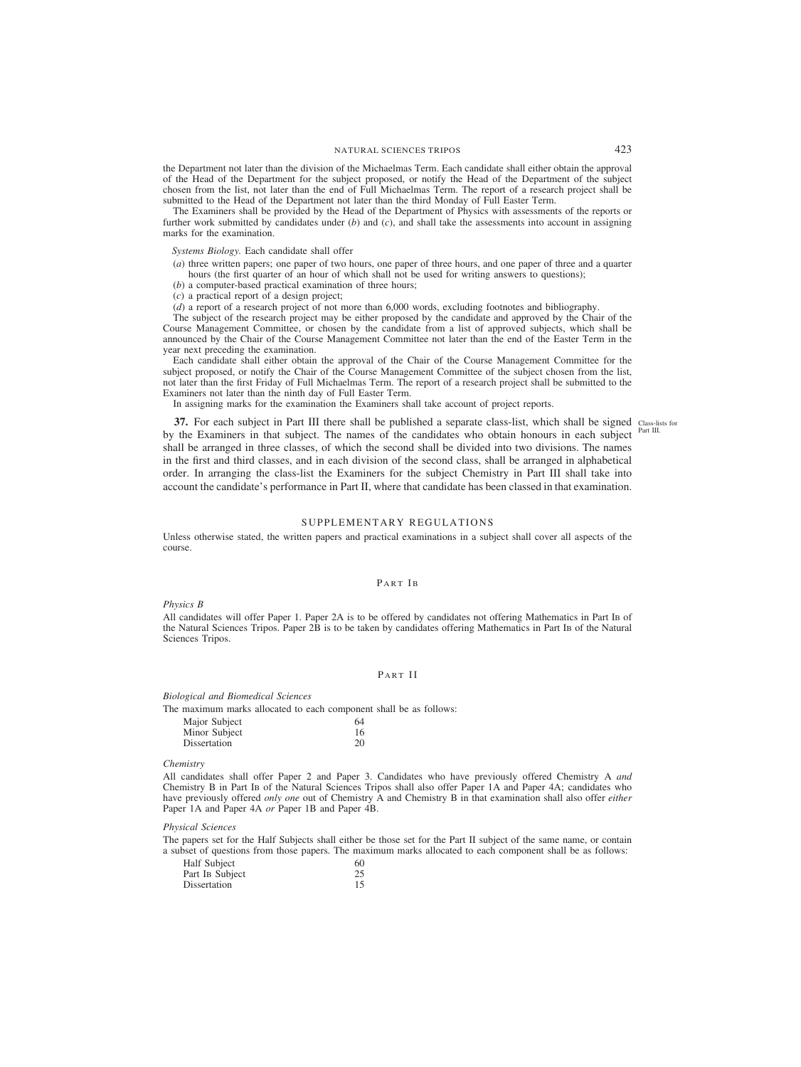the Department not later than the division of the Michaelmas Term. Each candidate shall either obtain the approval of the Head of the Department for the subject proposed, or notify the Head of the Department of the subject chosen from the list, not later than the end of Full Michaelmas Term. The report of a research project shall be submitted to the Head of the Department not later than the third Monday of Full Easter Term.

The Examiners shall be provided by the Head of the Department of Physics with assessments of the reports or further work submitted by candidates under (*b*) and (*c*), and shall take the assessments into account in assigning marks for the examination.

*Systems Biology.* Each candidate shall offer

(*a*) three written papers; one paper of two hours, one paper of three hours, and one paper of three and a quarter hours (the first quarter of an hour of which shall not be used for writing answers to questions);

(*b*) a computer-based practical examination of three hours;

(*c*) a practical report of a design project;

(*d*) a report of a research project of not more than 6,000 words, excluding footnotes and bibliography.

The subject of the research project may be either proposed by the candidate and approved by the Chair of the Course Management Committee, or chosen by the candidate from a list of approved subjects, which shall be announced by the Chair of the Course Management Committee not later than the end of the Easter Term in the year next preceding the examination.

Each candidate shall either obtain the approval of the Chair of the Course Management Committee for the subject proposed, or notify the Chair of the Course Management Committee of the subject chosen from the list, not later than the first Friday of Full Michaelmas Term. The report of a research project shall be submitted to the Examiners not later than the ninth day of Full Easter Term.

In assigning marks for the examination the Examiners shall take account of project reports.

**37.** For each subject in Part III there shall be published a separate class-list, which shall be signed by the Examiners in that subject. The names of the candidates who obtain honours in each subject shall be arranged in three classes, of which the second shall be divided into two divisions. The names in the first and third classes, and in each division of the second class, shall be arranged in alphabetical order. In arranging the class-list the Examiners for the subject Chemistry in Part III shall take into account the candidate's performance in Part II, where that candidate has been classed in that examination.

Class-lists for Part III.

## SUPPLEMENTARY REGULATIONS

Unless otherwise stated, the written papers and practical examinations in a subject shall cover all aspects of the course.

### PART IB

*Physics B*

All candidates will offer Paper 1. Paper 2A is to be offered by candidates not offering Mathematics in Part IB of the Natural Sciences Tripos. Paper 2B is to be taken by candidates offering Mathematics in Part IB of the Natural Sciences Tripos.

### PART II

*Biological and Biomedical Sciences*

The maximum marks allocated to each component shall be as follows:

| | |
|---|---|
| Major Subject | 64 |
| Minor Subject | 16 |
| Dissertation | 20 |

*Chemistry*

All candidates shall offer Paper 2 and Paper 3. Candidates who have previously offered Chemistry A *and* Chemistry B in Part IB of the Natural Sciences Tripos shall also offer Paper 1A and Paper 4A; candidates who have previously offered *only one* out of Chemistry A and Chemistry B in that examination shall also offer *either* Paper 1A and Paper 4A *or* Paper 1B and Paper 4B.

*Physical Sciences*

The papers set for the Half Subjects shall either be those set for the Part II subject of the same name, or contain a subset of questions from those papers. The maximum marks allocated to each component shall be as follows:

| | |
|---|---|
| Half Subject | 60 |
| Part IB Subject | 25 |
| Dissertation | 15 |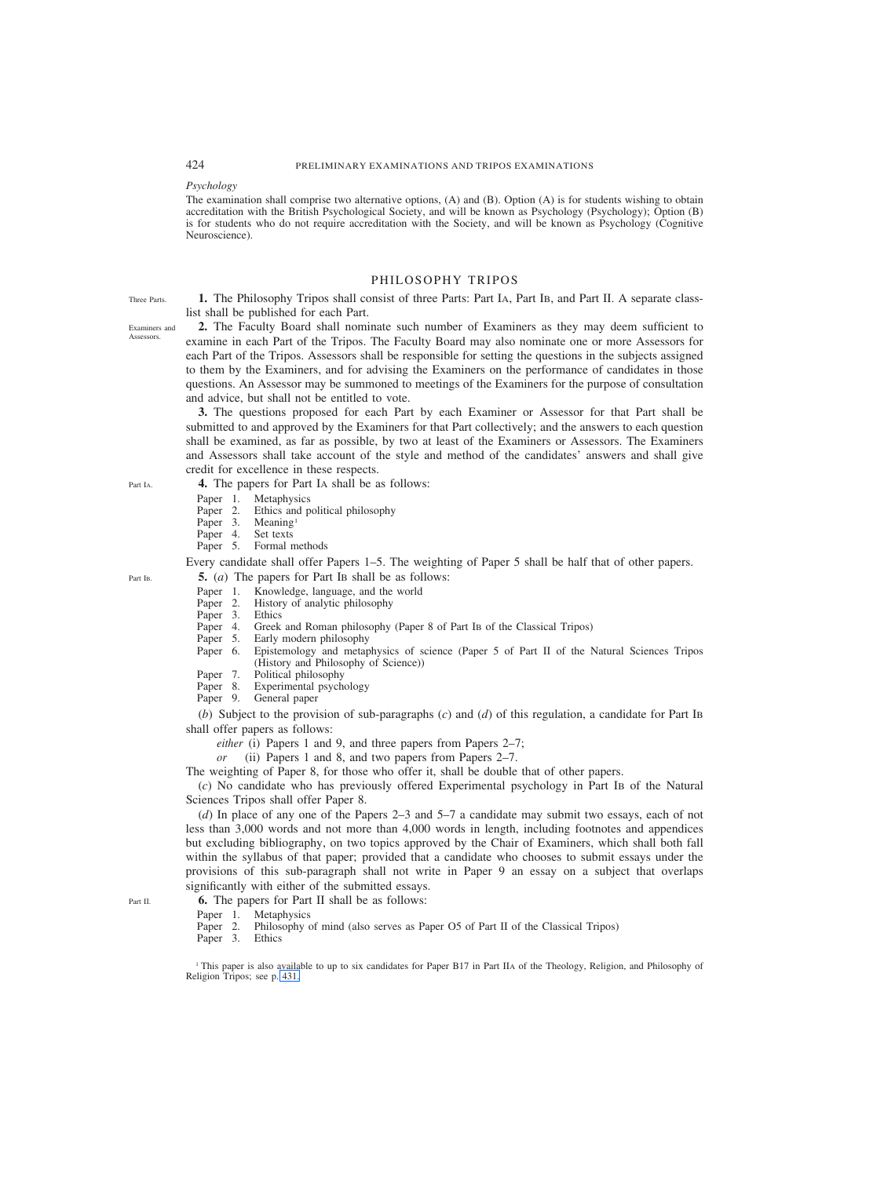*Psychology*

The examination shall comprise two alternative options, (A) and (B). Option (A) is for students wishing to obtain accreditation with the British Psychological Society, and will be known as Psychology (Psychology); Option (B) is for students who do not require accreditation with the Society, and will be known as Psychology (Cognitive Neuroscience).

## PHILOSOPHY TRIPOS

Three Parts.

**1.** The Philosophy Tripos shall consist of three Parts: Part IA, Part IB, and Part II. A separate class-list shall be published for each Part.

Examiners and Assessors.

**2.** The Faculty Board shall nominate such number of Examiners as they may deem sufficient to examine in each Part of the Tripos. The Faculty Board may also nominate one or more Assessors for each Part of the Tripos. Assessors shall be responsible for setting the questions in the subjects assigned to them by the Examiners, and for advising the Examiners on the performance of candidates in those questions. An Assessor may be summoned to meetings of the Examiners for the purpose of consultation and advice, but shall not be entitled to vote.

**3.** The questions proposed for each Part by each Examiner or Assessor for that Part shall be submitted to and approved by the Examiners for that Part collectively; and the answers to each question shall be examined, as far as possible, by two at least of the Examiners or Assessors. The Examiners and Assessors shall take account of the style and method of the candidates' answers and shall give credit for excellence in these respects.

Part IA.

**4.** The papers for Part IA shall be as follows:

Paper 1. Metaphysics
Paper 2. Ethics and political philosophy
Paper 3. Meaning[1]
Paper 4. Set texts
Paper 5. Formal methods

Every candidate shall offer Papers 1–5. The weighting of Paper 5 shall be half that of other papers.

Part IB.

**5.** (*a*) The papers for Part IB shall be as follows:

Paper 1. Knowledge, language, and the world
Paper 2. History of analytic philosophy
Paper 3. Ethics
Paper 4. Greek and Roman philosophy (Paper 8 of Part IB of the Classical Tripos)
Paper 5. Early modern philosophy
Paper 6. Epistemology and metaphysics of science (Paper 5 of Part II of the Natural Sciences Tripos (History and Philosophy of Science))
Paper 7. Political philosophy
Paper 8. Experimental psychology
Paper 9. General paper

(*b*) Subject to the provision of sub-paragraphs (*c*) and (*d*) of this regulation, a candidate for Part IB shall offer papers as follows:

*either* (i) Papers 1 and 9, and three papers from Papers 2–7;
*or* (ii) Papers 1 and 8, and two papers from Papers 2–7.

The weighting of Paper 8, for those who offer it, shall be double that of other papers.

(*c*) No candidate who has previously offered Experimental psychology in Part IB of the Natural Sciences Tripos shall offer Paper 8.

(*d*) In place of any one of the Papers 2–3 and 5–7 a candidate may submit two essays, each of not less than 3,000 words and not more than 4,000 words in length, including footnotes and appendices but excluding bibliography, on two topics approved by the Chair of Examiners, which shall both fall within the syllabus of that paper; provided that a candidate who chooses to submit essays under the provisions of this sub-paragraph shall not write in Paper 9 an essay on a subject that overlaps significantly with either of the submitted essays.

Part II.

**6.** The papers for Part II shall be as follows:

Paper 1. Metaphysics
Paper 2. Philosophy of mind (also serves as Paper O5 of Part II of the Classical Tripos)
Paper 3. Ethics

[1] This paper is also available to up to six candidates for Paper B17 in Part IIA of the Theology, Religion, and Philosophy of Religion Tripos; see p. 431.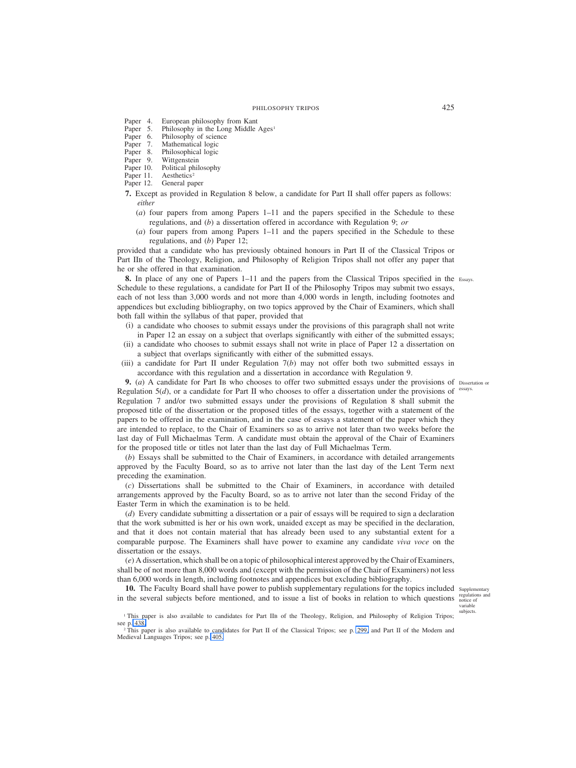Paper 4. European philosophy from Kant
Paper 5. Philosophy in the Long Middle Ages[1]
Paper 6. Philosophy of science
Paper 7. Mathematical logic
Paper 8. Philosophical logic
Paper 9. Wittgenstein
Paper 10. Political philosophy
Paper 11. Aesthetics[2]
Paper 12. General paper

**7.** Except as provided in Regulation 8 below, a candidate for Part II shall offer papers as follows: *either*

(*a*) four papers from among Papers 1–11 and the papers specified in the Schedule to these regulations, and (*b*) a dissertation offered in accordance with Regulation 9; *or*

(*a*) four papers from among Papers 1–11 and the papers specified in the Schedule to these regulations, and (*b*) Paper 12;

provided that a candidate who has previously obtained honours in Part II of the Classical Tripos or Part IIB of the Theology, Religion, and Philosophy of Religion Tripos shall not offer any paper that he or she offered in that examination.

**8.** In place of any one of Papers 1–11 and the papers from the Classical Tripos specified in the Schedule to these regulations, a candidate for Part II of the Philosophy Tripos may submit two essays, each of not less than 3,000 words and not more than 4,000 words in length, including footnotes and appendices but excluding bibliography, on two topics approved by the Chair of Examiners, which shall both fall within the syllabus of that paper, provided that

(i) a candidate who chooses to submit essays under the provisions of this paragraph shall not write in Paper 12 an essay on a subject that overlaps significantly with either of the submitted essays;

(ii) a candidate who chooses to submit essays shall not write in place of Paper 12 a dissertation on a subject that overlaps significantly with either of the submitted essays.

(iii) a candidate for Part II under Regulation 7(*b*) may not offer both two submitted essays in accordance with this regulation and a dissertation in accordance with Regulation 9.

Essays.

**9.** (*a*) A candidate for Part IB who chooses to offer two submitted essays under the provisions of Regulation 5(*d*), or a candidate for Part II who chooses to offer a dissertation under the provisions of Regulation 7 and/or two submitted essays under the provisions of Regulation 8 shall submit the proposed title of the dissertation or the proposed titles of the essays, together with a statement of the papers to be offered in the examination, and in the case of essays a statement of the paper which they are intended to replace, to the Chair of Examiners so as to arrive not later than two weeks before the last day of Full Michaelmas Term. A candidate must obtain the approval of the Chair of Examiners for the proposed title or titles not later than the last day of Full Michaelmas Term.

Dissertation or essays.

(*b*) Essays shall be submitted to the Chair of Examiners, in accordance with detailed arrangements approved by the Faculty Board, so as to arrive not later than the last day of the Lent Term next preceding the examination.

(*c*) Dissertations shall be submitted to the Chair of Examiners, in accordance with detailed arrangements approved by the Faculty Board, so as to arrive not later than the second Friday of the Easter Term in which the examination is to be held.

(*d*) Every candidate submitting a dissertation or a pair of essays will be required to sign a declaration that the work submitted is her or his own work, unaided except as may be specified in the declaration, and that it does not contain material that has already been used to any substantial extent for a comparable purpose. The Examiners shall have power to examine any candidate *viva voce* on the dissertation or the essays.

(*e*) A dissertation, which shall be on a topic of philosophical interest approved by the Chair of Examiners, shall be of not more than 8,000 words and (except with the permission of the Chair of Examiners) not less than 6,000 words in length, including footnotes and appendices but excluding bibliography.

**10.** The Faculty Board shall have power to publish supplementary regulations for the topics included in the several subjects before mentioned, and to issue a list of books in relation to which questions

Supplementary regulations and notice of variable subjects.

[1] This paper is also available to candidates for Part IIB of the Theology, Religion, and Philosophy of Religion Tripos; see p. 438.

[2] This paper is also available to candidates for Part II of the Classical Tripos; see p. 299, and Part II of the Modern and Medieval Languages Tripos; see p. 405.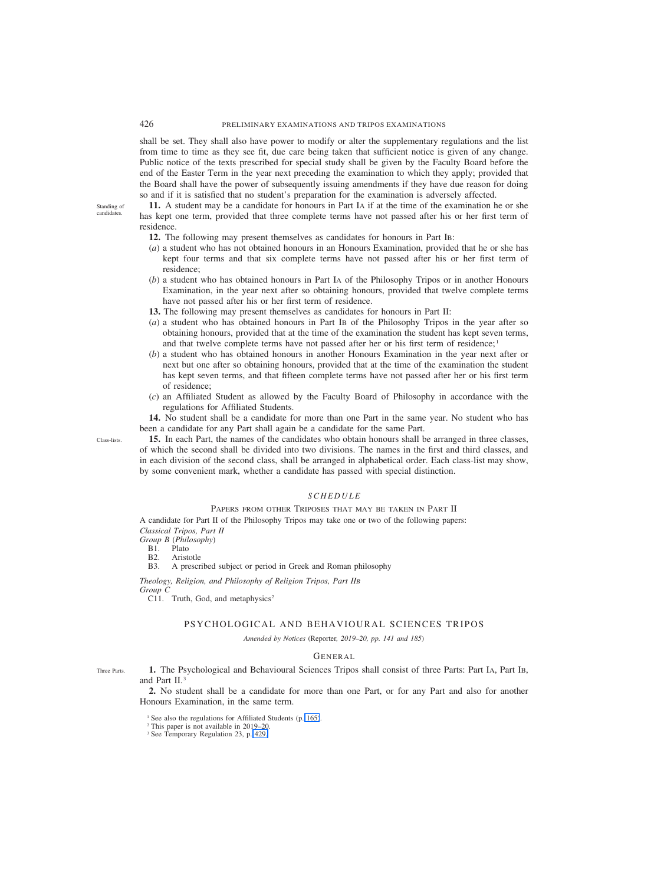shall be set. They shall also have power to modify or alter the supplementary regulations and the list from time to time as they see fit, due care being taken that sufficient notice is given of any change. Public notice of the texts prescribed for special study shall be given by the Faculty Board before the end of the Easter Term in the year next preceding the examination to which they apply; provided that the Board shall have the power of subsequently issuing amendments if they have due reason for doing so and if it is satisfied that no student's preparation for the examination is adversely affected.

Standing of candidates.

**11.** A student may be a candidate for honours in Part IA if at the time of the examination he or she has kept one term, provided that three complete terms have not passed after his or her first term of residence.

**12.** The following may present themselves as candidates for honours in Part IB:

(*a*) a student who has not obtained honours in an Honours Examination, provided that he or she has kept four terms and that six complete terms have not passed after his or her first term of residence;

(*b*) a student who has obtained honours in Part IA of the Philosophy Tripos or in another Honours Examination, in the year next after so obtaining honours, provided that twelve complete terms have not passed after his or her first term of residence.

**13.** The following may present themselves as candidates for honours in Part II:

(*a*) a student who has obtained honours in Part IB of the Philosophy Tripos in the year after so obtaining honours, provided that at the time of the examination the student has kept seven terms, and that twelve complete terms have not passed after her or his first term of residence;[1]

(*b*) a student who has obtained honours in another Honours Examination in the year next after or next but one after so obtaining honours, provided that at the time of the examination the student has kept seven terms, and that fifteen complete terms have not passed after her or his first term of residence;

(*c*) an Affiliated Student as allowed by the Faculty Board of Philosophy in accordance with the regulations for Affiliated Students.

**14.** No student shall be a candidate for more than one Part in the same year. No student who has been a candidate for any Part shall again be a candidate for the same Part.

Class-lists.

**15.** In each Part, the names of the candidates who obtain honours shall be arranged in three classes, of which the second shall be divided into two divisions. The names in the first and third classes, and in each division of the second class, shall be arranged in alphabetical order. Each class-list may show, by some convenient mark, whether a candidate has passed with special distinction.

### *SCHEDULE*

#### PAPERS FROM OTHER TRIPOSES THAT MAY BE TAKEN IN PART II

A candidate for Part II of the Philosophy Tripos may take one or two of the following papers:

*Classical Tripos, Part II*
*Group B* (*Philosophy*)

B1. Plato
B2. Aristotle
B3. A prescribed subject or period in Greek and Roman philosophy

*Theology, Religion, and Philosophy of Religion Tripos, Part IIB*
*Group C*

C11. Truth, God, and metaphysics[2]

## PSYCHOLOGICAL AND BEHAVIOURAL SCIENCES TRIPOS

*Amended by Notices* (Reporter*, 2019–20, pp. 141 and 185*)

### GENERAL

Three Parts.

**1.** The Psychological and Behavioural Sciences Tripos shall consist of three Parts: Part IA, Part IB, and Part II.[3]

**2.** No student shall be a candidate for more than one Part, or for any Part and also for another Honours Examination, in the same term.

[1] See also the regulations for Affiliated Students (p. 165).
[2] This paper is not available in 2019–20.
[3] See Temporary Regulation 23, p. 429.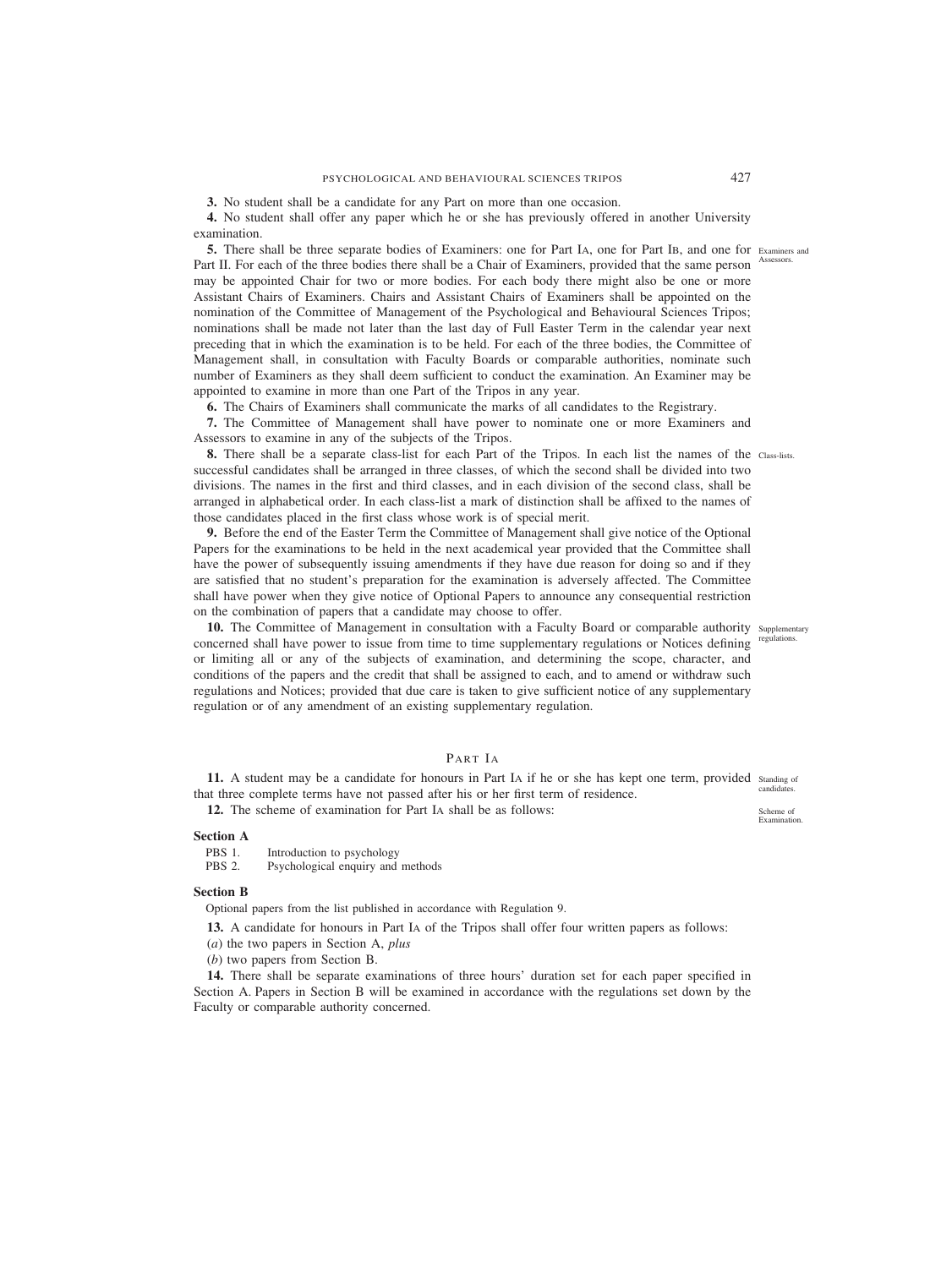**3.** No student shall be a candidate for any Part on more than one occasion.

**4.** No student shall offer any paper which he or she has previously offered in another University examination.

**5.** There shall be three separate bodies of Examiners: one for Part IA, one for Part IB, and one for Part II. For each of the three bodies there shall be a Chair of Examiners, provided that the same person may be appointed Chair for two or more bodies. For each body there might also be one or more Assistant Chairs of Examiners. Chairs and Assistant Chairs of Examiners shall be appointed on the nomination of the Committee of Management of the Psychological and Behavioural Sciences Tripos; nominations shall be made not later than the last day of Full Easter Term in the calendar year next preceding that in which the examination is to be held. For each of the three bodies, the Committee of Management shall, in consultation with Faculty Boards or comparable authorities, nominate such number of Examiners as they shall deem sufficient to conduct the examination. An Examiner may be appointed to examine in more than one Part of the Tripos in any year.

Examiners and Assessors.

**6.** The Chairs of Examiners shall communicate the marks of all candidates to the Registrary.

**7.** The Committee of Management shall have power to nominate one or more Examiners and Assessors to examine in any of the subjects of the Tripos.

**8.** There shall be a separate class-list for each Part of the Tripos. In each list the names of the successful candidates shall be arranged in three classes, of which the second shall be divided into two divisions. The names in the first and third classes, and in each division of the second class, shall be arranged in alphabetical order. In each class-list a mark of distinction shall be affixed to the names of those candidates placed in the first class whose work is of special merit.

Class-lists.

**9.** Before the end of the Easter Term the Committee of Management shall give notice of the Optional Papers for the examinations to be held in the next academical year provided that the Committee shall have the power of subsequently issuing amendments if they have due reason for doing so and if they are satisfied that no student's preparation for the examination is adversely affected. The Committee shall have power when they give notice of Optional Papers to announce any consequential restriction on the combination of papers that a candidate may choose to offer.

**10.** The Committee of Management in consultation with a Faculty Board or comparable authority concerned shall have power to issue from time to time supplementary regulations or Notices defining or limiting all or any of the subjects of examination, and determining the scope, character, and conditions of the papers and the credit that shall be assigned to each, and to amend or withdraw such regulations and Notices; provided that due care is taken to give sufficient notice of any supplementary regulation or of any amendment of an existing supplementary regulation.

Supplementary regulations.

## PART IA

**11.** A student may be a candidate for honours in Part IA if he or she has kept one term, provided that three complete terms have not passed after his or her first term of residence.

Standing of candidates.

**12.** The scheme of examination for Part IA shall be as follows:

Scheme of Examination.

**Section A**

PBS 1. Introduction to psychology
PBS 2. Psychological enquiry and methods

**Section B**

Optional papers from the list published in accordance with Regulation 9.

**13.** A candidate for honours in Part IA of the Tripos shall offer four written papers as follows:

(*a*) the two papers in Section A, *plus*

(*b*) two papers from Section B.

**14.** There shall be separate examinations of three hours' duration set for each paper specified in Section A. Papers in Section B will be examined in accordance with the regulations set down by the Faculty or comparable authority concerned.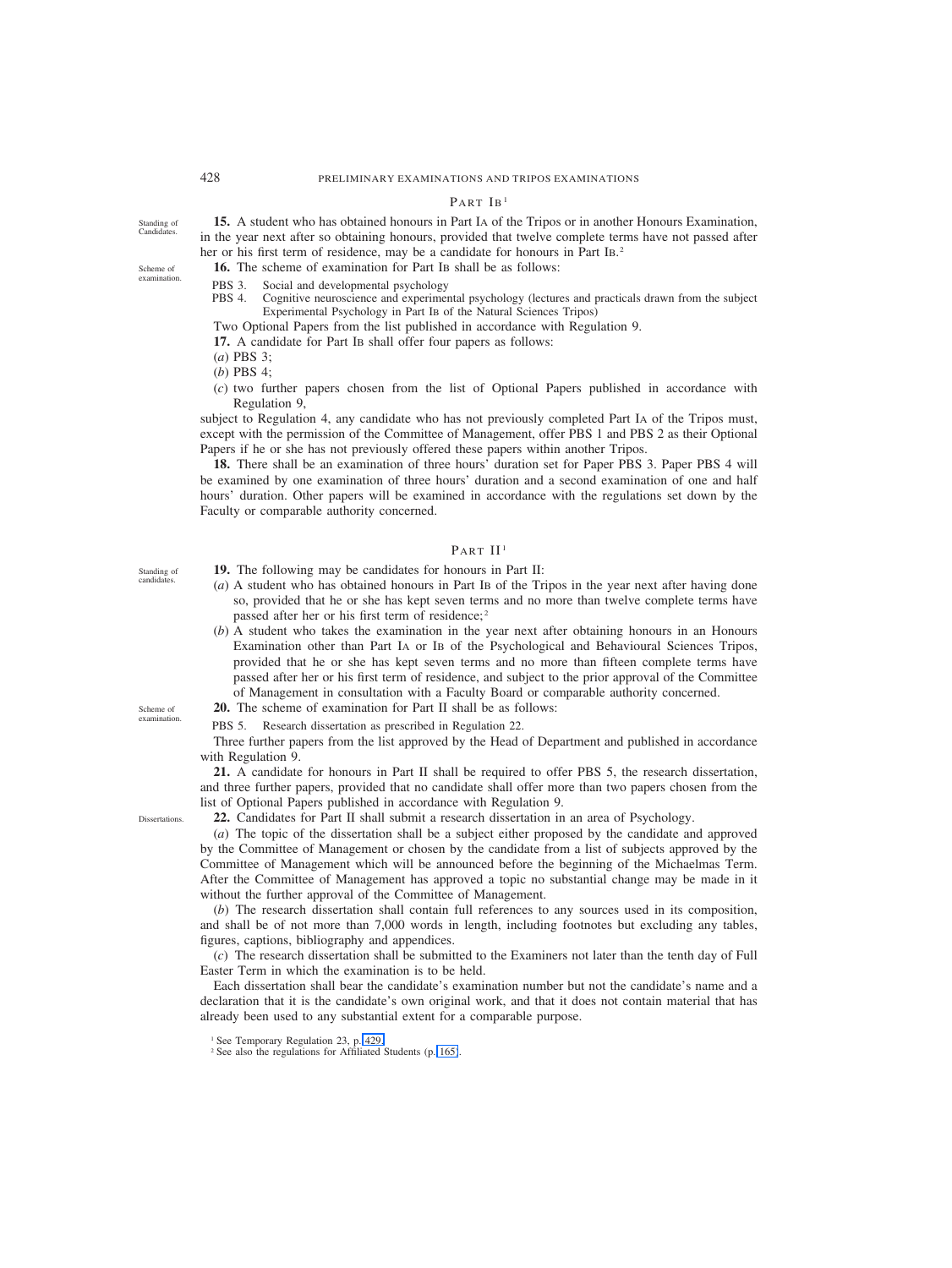## Part IB[1]

*Standing of Candidates.*

**15.** A student who has obtained honours in Part IA of the Tripos or in another Honours Examination, in the year next after so obtaining honours, provided that twelve complete terms have not passed after her or his first term of residence, may be a candidate for honours in Part IB.[2]

*Scheme of examination.*

**16.** The scheme of examination for Part IB shall be as follows:

PBS 3. Social and developmental psychology
PBS 4. Cognitive neuroscience and experimental psychology (lectures and practicals drawn from the subject Experimental Psychology in Part IB of the Natural Sciences Tripos)

Two Optional Papers from the list published in accordance with Regulation 9.

**17.** A candidate for Part IB shall offer four papers as follows:

(*a*) PBS 3;

(*b*) PBS 4;

(*c*) two further papers chosen from the list of Optional Papers published in accordance with Regulation 9,

subject to Regulation 4, any candidate who has not previously completed Part IA of the Tripos must, except with the permission of the Committee of Management, offer PBS 1 and PBS 2 as their Optional Papers if he or she has not previously offered these papers within another Tripos.

**18.** There shall be an examination of three hours' duration set for Paper PBS 3. Paper PBS 4 will be examined by one examination of three hours' duration and a second examination of one and half hours' duration. Other papers will be examined in accordance with the regulations set down by the Faculty or comparable authority concerned.

## Part II[1]

*Standing of candidates.*

**19.** The following may be candidates for honours in Part II:

(*a*) A student who has obtained honours in Part IB of the Tripos in the year next after having done so, provided that he or she has kept seven terms and no more than twelve complete terms have passed after her or his first term of residence;[2]

(*b*) A student who takes the examination in the year next after obtaining honours in an Honours Examination other than Part IA or IB of the Psychological and Behavioural Sciences Tripos, provided that he or she has kept seven terms and no more than fifteen complete terms have passed after her or his first term of residence, and subject to the prior approval of the Committee of Management in consultation with a Faculty Board or comparable authority concerned.

*Scheme of examination.*

**20.** The scheme of examination for Part II shall be as follows:

PBS 5. Research dissertation as prescribed in Regulation 22.

Three further papers from the list approved by the Head of Department and published in accordance with Regulation 9.

**21.** A candidate for honours in Part II shall be required to offer PBS 5, the research dissertation, and three further papers, provided that no candidate shall offer more than two papers chosen from the list of Optional Papers published in accordance with Regulation 9.

*Dissertations.*

**22.** Candidates for Part II shall submit a research dissertation in an area of Psychology.

(*a*) The topic of the dissertation shall be a subject either proposed by the candidate and approved by the Committee of Management or chosen by the candidate from a list of subjects approved by the Committee of Management which will be announced before the beginning of the Michaelmas Term. After the Committee of Management has approved a topic no substantial change may be made in it without the further approval of the Committee of Management.

(*b*) The research dissertation shall contain full references to any sources used in its composition, and shall be of not more than 7,000 words in length, including footnotes but excluding any tables, figures, captions, bibliography and appendices.

(*c*) The research dissertation shall be submitted to the Examiners not later than the tenth day of Full Easter Term in which the examination is to be held.

Each dissertation shall bear the candidate's examination number but not the candidate's name and a declaration that it is the candidate's own original work, and that it does not contain material that has already been used to any substantial extent for a comparable purpose.

[1] See Temporary Regulation 23, p. 429.
[2] See also the regulations for Affiliated Students (p. 165).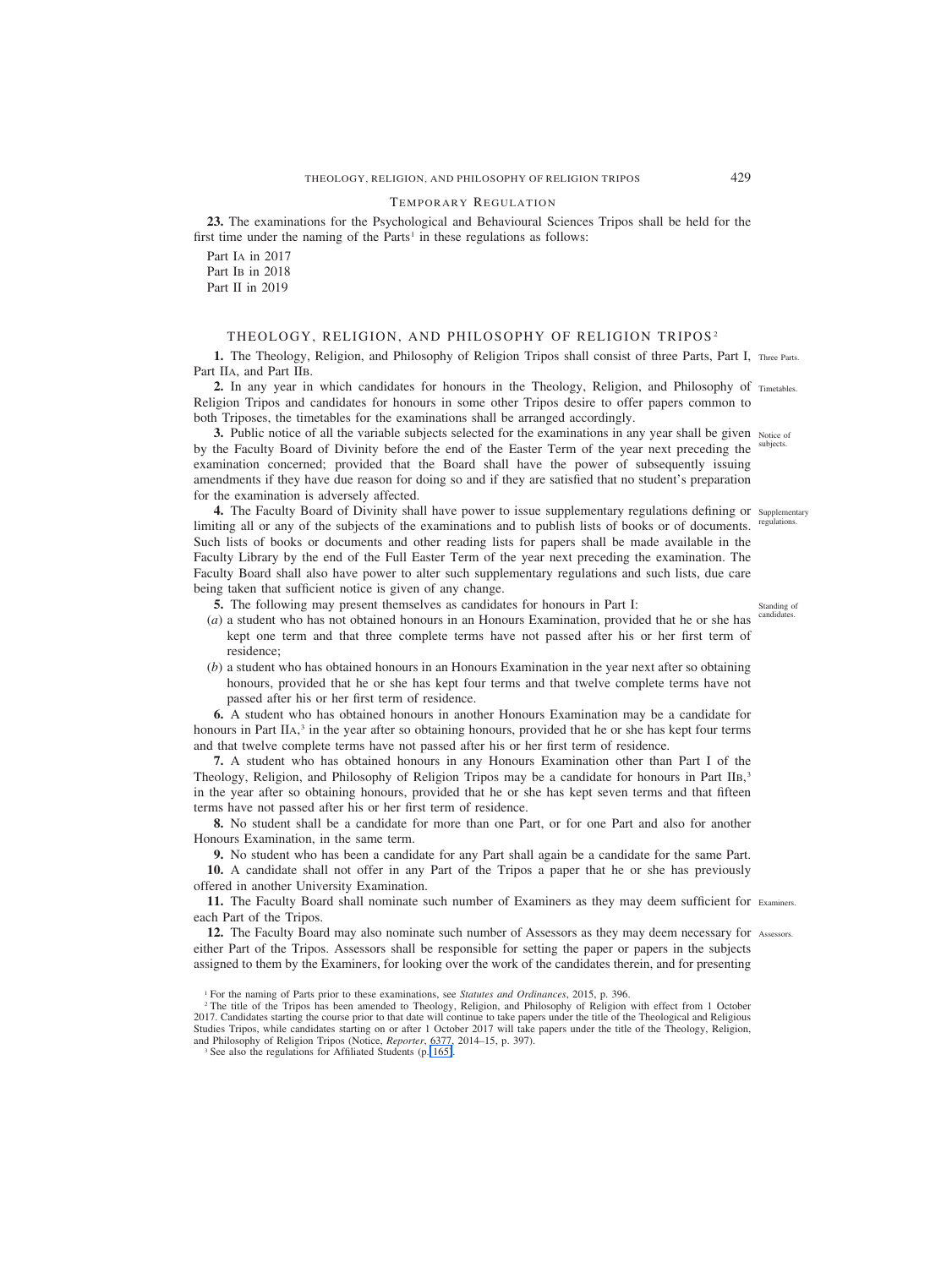### Temporary Regulation

**23.** The examinations for the Psychological and Behavioural Sciences Tripos shall be held for the first time under the naming of the Parts[1] in these regulations as follows:

Part IA in 2017
Part IB in 2018
Part II in 2019

## THEOLOGY, RELIGION, AND PHILOSOPHY OF RELIGION TRIPOS[2]

**1.** The Theology, Religion, and Philosophy of Religion Tripos shall consist of three Parts, Part I, Part IIA, and Part IIB. *Three Parts.*

**2.** In any year in which candidates for honours in the Theology, Religion, and Philosophy of Religion Tripos and candidates for honours in some other Tripos desire to offer papers common to both Triposes, the timetables for the examinations shall be arranged accordingly. *Timetables.*

**3.** Public notice of all the variable subjects selected for the examinations in any year shall be given by the Faculty Board of Divinity before the end of the Easter Term of the year next preceding the examination concerned; provided that the Board shall have the power of subsequently issuing amendments if they have due reason for doing so and if they are satisfied that no student's preparation for the examination is adversely affected. *Notice of subjects.*

**4.** The Faculty Board of Divinity shall have power to issue supplementary regulations defining or limiting all or any of the subjects of the examinations and to publish lists of books or of documents. Such lists of books or documents and other reading lists for papers shall be made available in the Faculty Library by the end of the Full Easter Term of the year next preceding the examination. The Faculty Board shall also have power to alter such supplementary regulations and such lists, due care being taken that sufficient notice is given of any change. *Supplementary regulations.*

**5.** The following may present themselves as candidates for honours in Part I: *Standing of candidates.*

(*a*) a student who has not obtained honours in an Honours Examination, provided that he or she has kept one term and that three complete terms have not passed after his or her first term of residence;

(*b*) a student who has obtained honours in an Honours Examination in the year next after so obtaining honours, provided that he or she has kept four terms and that twelve complete terms have not passed after his or her first term of residence.

**6.** A student who has obtained honours in another Honours Examination may be a candidate for honours in Part IIA,[3] in the year after so obtaining honours, provided that he or she has kept four terms and that twelve complete terms have not passed after his or her first term of residence.

**7.** A student who has obtained honours in any Honours Examination other than Part I of the Theology, Religion, and Philosophy of Religion Tripos may be a candidate for honours in Part IIB,[3] in the year after so obtaining honours, provided that he or she has kept seven terms and that fifteen terms have not passed after his or her first term of residence.

**8.** No student shall be a candidate for more than one Part, or for one Part and also for another Honours Examination, in the same term.

**9.** No student who has been a candidate for any Part shall again be a candidate for the same Part.

**10.** A candidate shall not offer in any Part of the Tripos a paper that he or she has previously offered in another University Examination.

**11.** The Faculty Board shall nominate such number of Examiners as they may deem sufficient for each Part of the Tripos. *Examiners.*

**12.** The Faculty Board may also nominate such number of Assessors as they may deem necessary for either Part of the Tripos. Assessors shall be responsible for setting the paper or papers in the subjects assigned to them by the Examiners, for looking over the work of the candidates therein, and for presenting *Assessors.*

---

[1] For the naming of Parts prior to these examinations, see *Statutes and Ordinances*, 2015, p. 396.

[2] The title of the Tripos has been amended to Theology, Religion, and Philosophy of Religion with effect from 1 October 2017. Candidates starting the course prior to that date will continue to take papers under the title of the Theological and Religious Studies Tripos, while candidates starting on or after 1 October 2017 will take papers under the title of the Theology, Religion, and Philosophy of Religion Tripos (Notice, *Reporter*, 6377, 2014–15, p. 397).

[3] See also the regulations for Affiliated Students (p. 165).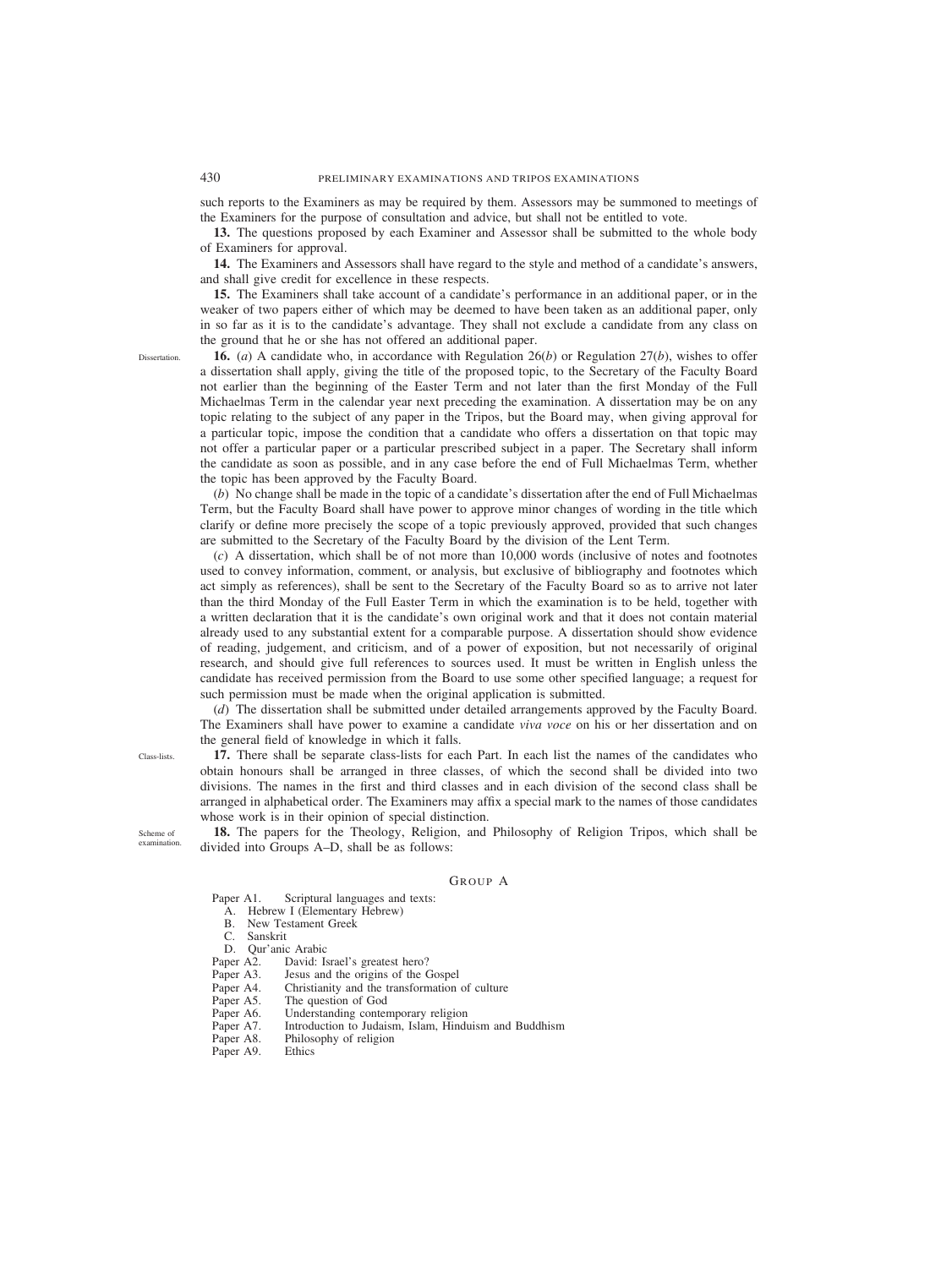such reports to the Examiners as may be required by them. Assessors may be summoned to meetings of the Examiners for the purpose of consultation and advice, but shall not be entitled to vote.

**13.** The questions proposed by each Examiner and Assessor shall be submitted to the whole body of Examiners for approval.

**14.** The Examiners and Assessors shall have regard to the style and method of a candidate's answers, and shall give credit for excellence in these respects.

**15.** The Examiners shall take account of a candidate's performance in an additional paper, or in the weaker of two papers either of which may be deemed to have been taken as an additional paper, only in so far as it is to the candidate's advantage. They shall not exclude a candidate from any class on the ground that he or she has not offered an additional paper.

Dissertation.

**16.** (*a*) A candidate who, in accordance with Regulation 26(*b*) or Regulation 27(*b*), wishes to offer a dissertation shall apply, giving the title of the proposed topic, to the Secretary of the Faculty Board not earlier than the beginning of the Easter Term and not later than the first Monday of the Full Michaelmas Term in the calendar year next preceding the examination. A dissertation may be on any topic relating to the subject of any paper in the Tripos, but the Board may, when giving approval for a particular topic, impose the condition that a candidate who offers a dissertation on that topic may not offer a particular paper or a particular prescribed subject in a paper. The Secretary shall inform the candidate as soon as possible, and in any case before the end of Full Michaelmas Term, whether the topic has been approved by the Faculty Board.

(*b*) No change shall be made in the topic of a candidate's dissertation after the end of Full Michaelmas Term, but the Faculty Board shall have power to approve minor changes of wording in the title which clarify or define more precisely the scope of a topic previously approved, provided that such changes are submitted to the Secretary of the Faculty Board by the division of the Lent Term.

(*c*) A dissertation, which shall be of not more than 10,000 words (inclusive of notes and footnotes used to convey information, comment, or analysis, but exclusive of bibliography and footnotes which act simply as references), shall be sent to the Secretary of the Faculty Board so as to arrive not later than the third Monday of the Full Easter Term in which the examination is to be held, together with a written declaration that it is the candidate's own original work and that it does not contain material already used to any substantial extent for a comparable purpose. A dissertation should show evidence of reading, judgement, and criticism, and of a power of exposition, but not necessarily of original research, and should give full references to sources used. It must be written in English unless the candidate has received permission from the Board to use some other specified language; a request for such permission must be made when the original application is submitted.

(*d*) The dissertation shall be submitted under detailed arrangements approved by the Faculty Board. The Examiners shall have power to examine a candidate *viva voce* on his or her dissertation and on the general field of knowledge in which it falls.

Class-lists.

**17.** There shall be separate class-lists for each Part. In each list the names of the candidates who obtain honours shall be arranged in three classes, of which the second shall be divided into two divisions. The names in the first and third classes and in each division of the second class shall be arranged in alphabetical order. The Examiners may affix a special mark to the names of those candidates whose work is in their opinion of special distinction.

Scheme of examination.

**18.** The papers for the Theology, Religion, and Philosophy of Religion Tripos, which shall be divided into Groups A–D, shall be as follows:

### Group A

- Paper A1. Scriptural languages and texts:
  - A. Hebrew I (Elementary Hebrew)
  - B. New Testament Greek
  - C. Sanskrit
  - D. Qur'anic Arabic
- Paper A2. David: Israel's greatest hero?
- Paper A3. Jesus and the origins of the Gospel
- Paper A4. Christianity and the transformation of culture
- Paper A5. The question of God
- Paper A6. Understanding contemporary religion
- Paper A7. Introduction to Judaism, Islam, Hinduism and Buddhism
- Paper A8. Philosophy of religion
- Paper A9. Ethics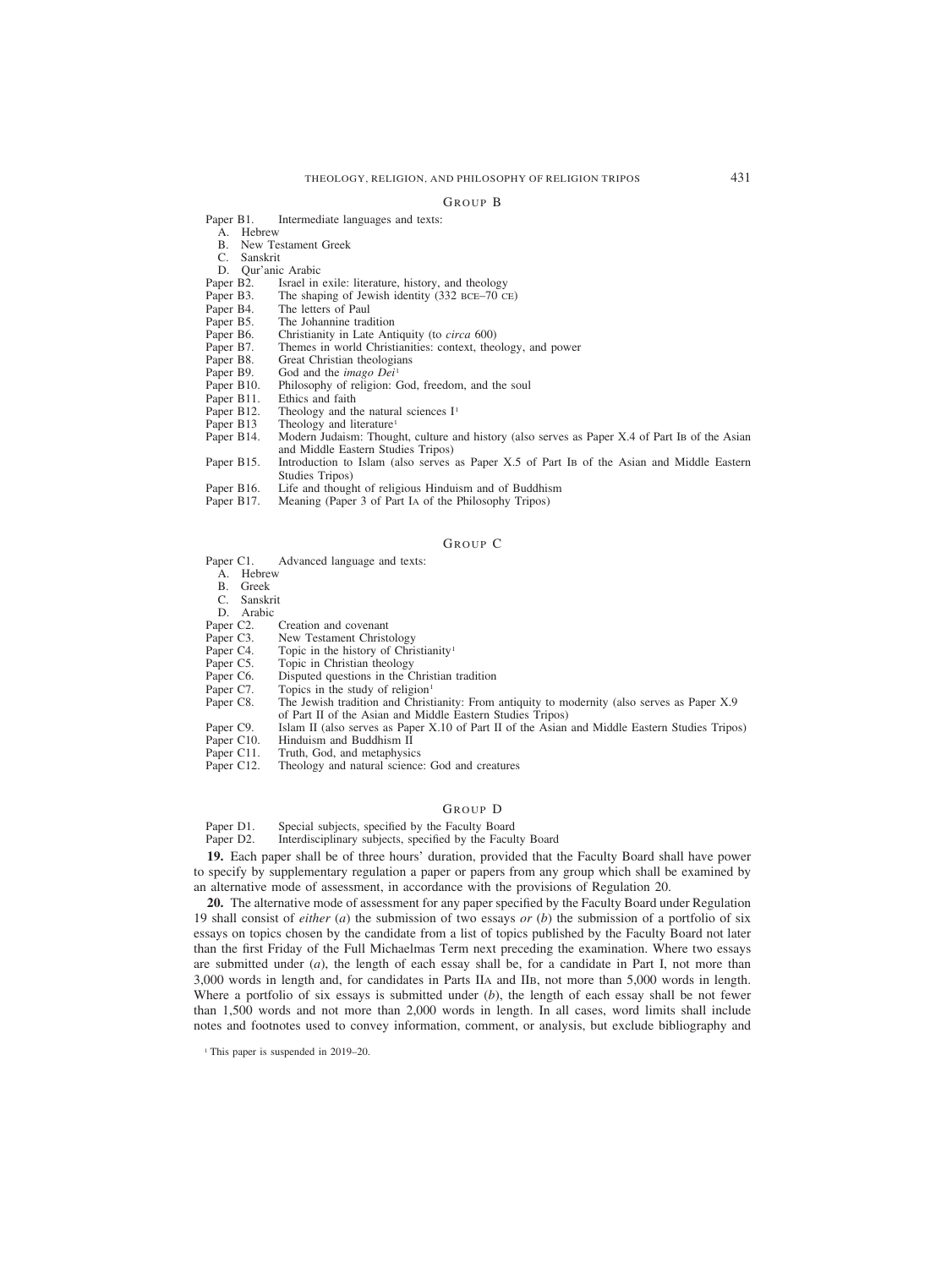## Group B

Paper B1. Intermediate languages and texts:
- A. Hebrew
- B. New Testament Greek
- C. Sanskrit
- D. Qur'anic Arabic

Paper B2. Israel in exile: literature, history, and theology
Paper B3. The shaping of Jewish identity (332 BCE–70 CE)
Paper B4. The letters of Paul
Paper B5. The Johannine tradition
Paper B6. Christianity in Late Antiquity (to *circa* 600)
Paper B7. Themes in world Christianities: context, theology, and power
Paper B8. Great Christian theologians
Paper B9. God and the *imago Dei*[1]
Paper B10. Philosophy of religion: God, freedom, and the soul
Paper B11. Ethics and faith
Paper B12. Theology and the natural sciences I[1]
Paper B13 Theology and literature[1]
Paper B14. Modern Judaism: Thought, culture and history (also serves as Paper X.4 of Part IB of the Asian and Middle Eastern Studies Tripos)
Paper B15. Introduction to Islam (also serves as Paper X.5 of Part IB of the Asian and Middle Eastern Studies Tripos)
Paper B16. Life and thought of religious Hinduism and of Buddhism
Paper B17. Meaning (Paper 3 of Part IA of the Philosophy Tripos)

## Group C

Paper C1. Advanced language and texts:
- A. Hebrew
- B. Greek
- C. Sanskrit
- D. Arabic

Paper C2. Creation and covenant
Paper C3. New Testament Christology
Paper C4. Topic in the history of Christianity[1]
Paper C5. Topic in Christian theology
Paper C6. Disputed questions in the Christian tradition
Paper C7. Topics in the study of religion[1]
Paper C8. The Jewish tradition and Christianity: From antiquity to modernity (also serves as Paper X.9 of Part II of the Asian and Middle Eastern Studies Tripos)
Paper C9. Islam II (also serves as Paper X.10 of Part II of the Asian and Middle Eastern Studies Tripos)
Paper C10. Hinduism and Buddhism II
Paper C11. Truth, God, and metaphysics
Paper C12. Theology and natural science: God and creatures

## Group D

Paper D1. Special subjects, specified by the Faculty Board
Paper D2. Interdisciplinary subjects, specified by the Faculty Board

**19.** Each paper shall be of three hours' duration, provided that the Faculty Board shall have power to specify by supplementary regulation a paper or papers from any group which shall be examined by an alternative mode of assessment, in accordance with the provisions of Regulation 20.

**20.** The alternative mode of assessment for any paper specified by the Faculty Board under Regulation 19 shall consist of *either* (*a*) the submission of two essays *or* (*b*) the submission of a portfolio of six essays on topics chosen by the candidate from a list of topics published by the Faculty Board not later than the first Friday of the Full Michaelmas Term next preceding the examination. Where two essays are submitted under (*a*), the length of each essay shall be, for a candidate in Part I, not more than 3,000 words in length and, for candidates in Parts IIA and IIB, not more than 5,000 words in length. Where a portfolio of six essays is submitted under (*b*), the length of each essay shall be not fewer than 1,500 words and not more than 2,000 words in length. In all cases, word limits shall include notes and footnotes used to convey information, comment, or analysis, but exclude bibliography and

[1] This paper is suspended in 2019–20.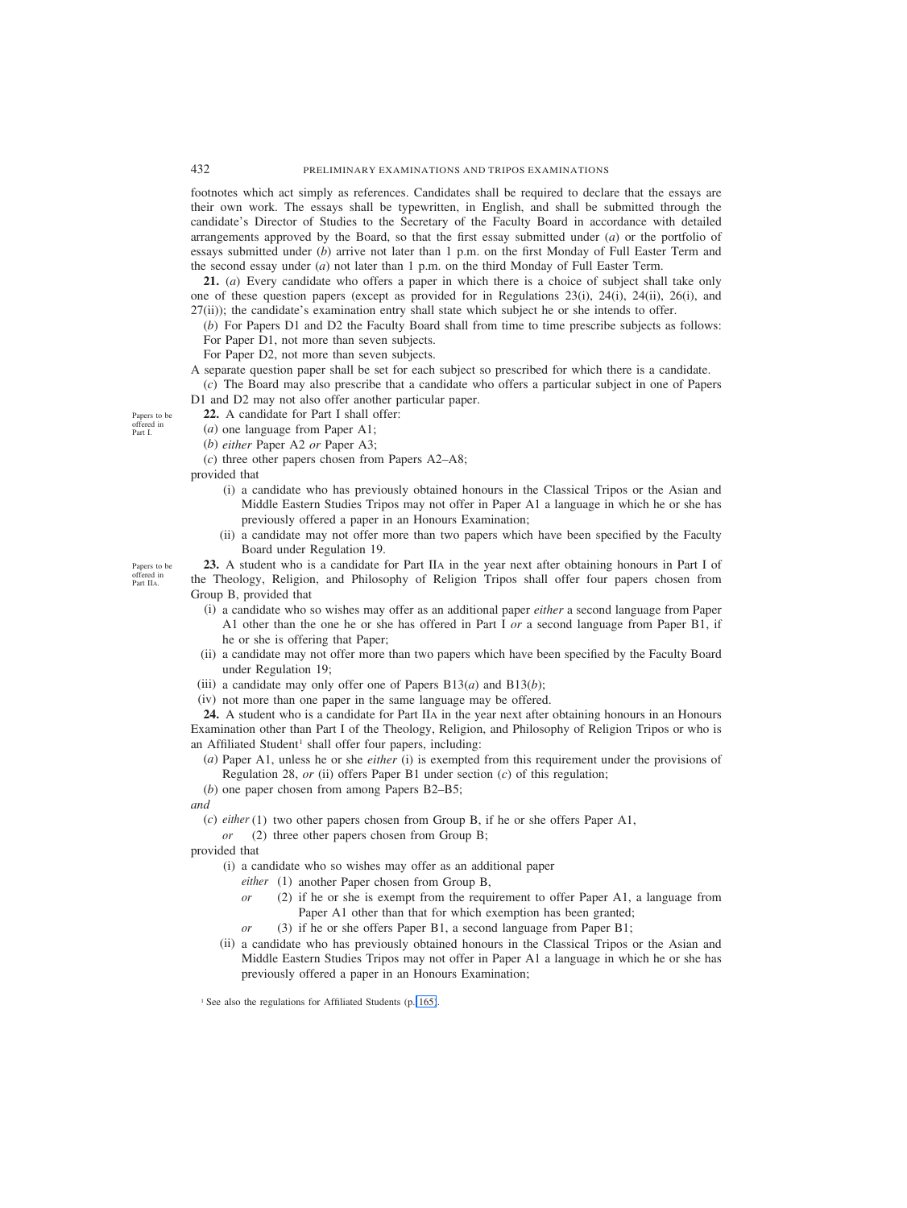footnotes which act simply as references. Candidates shall be required to declare that the essays are their own work. The essays shall be typewritten, in English, and shall be submitted through the candidate's Director of Studies to the Secretary of the Faculty Board in accordance with detailed arrangements approved by the Board, so that the first essay submitted under (*a*) or the portfolio of essays submitted under (*b*) arrive not later than 1 p.m. on the first Monday of Full Easter Term and the second essay under (*a*) not later than 1 p.m. on the third Monday of Full Easter Term.

**21.** (*a*) Every candidate who offers a paper in which there is a choice of subject shall take only one of these question papers (except as provided for in Regulations 23(i), 24(i), 24(ii), 26(i), and 27(ii)); the candidate's examination entry shall state which subject he or she intends to offer.

(*b*) For Papers D1 and D2 the Faculty Board shall from time to time prescribe subjects as follows:

For Paper D1, not more than seven subjects.

For Paper D2, not more than seven subjects.

A separate question paper shall be set for each subject so prescribed for which there is a candidate.

(*c*) The Board may also prescribe that a candidate who offers a particular subject in one of Papers D1 and D2 may not also offer another particular paper.

Papers to be offered in Part I.

**22.** A candidate for Part I shall offer:

(*a*) one language from Paper A1;

(*b*) *either* Paper A2 *or* Paper A3;

(*c*) three other papers chosen from Papers A2–A8;

provided that

(i) a candidate who has previously obtained honours in the Classical Tripos or the Asian and Middle Eastern Studies Tripos may not offer in Paper A1 a language in which he or she has previously offered a paper in an Honours Examination;

(ii) a candidate may not offer more than two papers which have been specified by the Faculty Board under Regulation 19.

Papers to be offered in Part IIA.

**23.** A student who is a candidate for Part IIA in the year next after obtaining honours in Part I of the Theology, Religion, and Philosophy of Religion Tripos shall offer four papers chosen from Group B, provided that

(i) a candidate who so wishes may offer as an additional paper *either* a second language from Paper A1 other than the one he or she has offered in Part I *or* a second language from Paper B1, if he or she is offering that Paper;

(ii) a candidate may not offer more than two papers which have been specified by the Faculty Board under Regulation 19;

(iii) a candidate may only offer one of Papers B13(*a*) and B13(*b*);

(iv) not more than one paper in the same language may be offered.

**24.** A student who is a candidate for Part IIA in the year next after obtaining honours in an Honours Examination other than Part I of the Theology, Religion, and Philosophy of Religion Tripos or who is an Affiliated Student[1] shall offer four papers, including:

(*a*) Paper A1, unless he or she *either* (i) is exempted from this requirement under the provisions of Regulation 28, *or* (ii) offers Paper B1 under section (*c*) of this regulation;

(*b*) one paper chosen from among Papers B2–B5;

*and*

(*c*) *either* (1) two other papers chosen from Group B, if he or she offers Paper A1,

*or* (2) three other papers chosen from Group B;

provided that

(i) a candidate who so wishes may offer as an additional paper

*either* (1) another Paper chosen from Group B,

*or* (2) if he or she is exempt from the requirement to offer Paper A1, a language from Paper A1 other than that for which exemption has been granted;

*or* (3) if he or she offers Paper B1, a second language from Paper B1;

(ii) a candidate who has previously obtained honours in the Classical Tripos or the Asian and Middle Eastern Studies Tripos may not offer in Paper A1 a language in which he or she has previously offered a paper in an Honours Examination;

[1] See also the regulations for Affiliated Students (p. 165).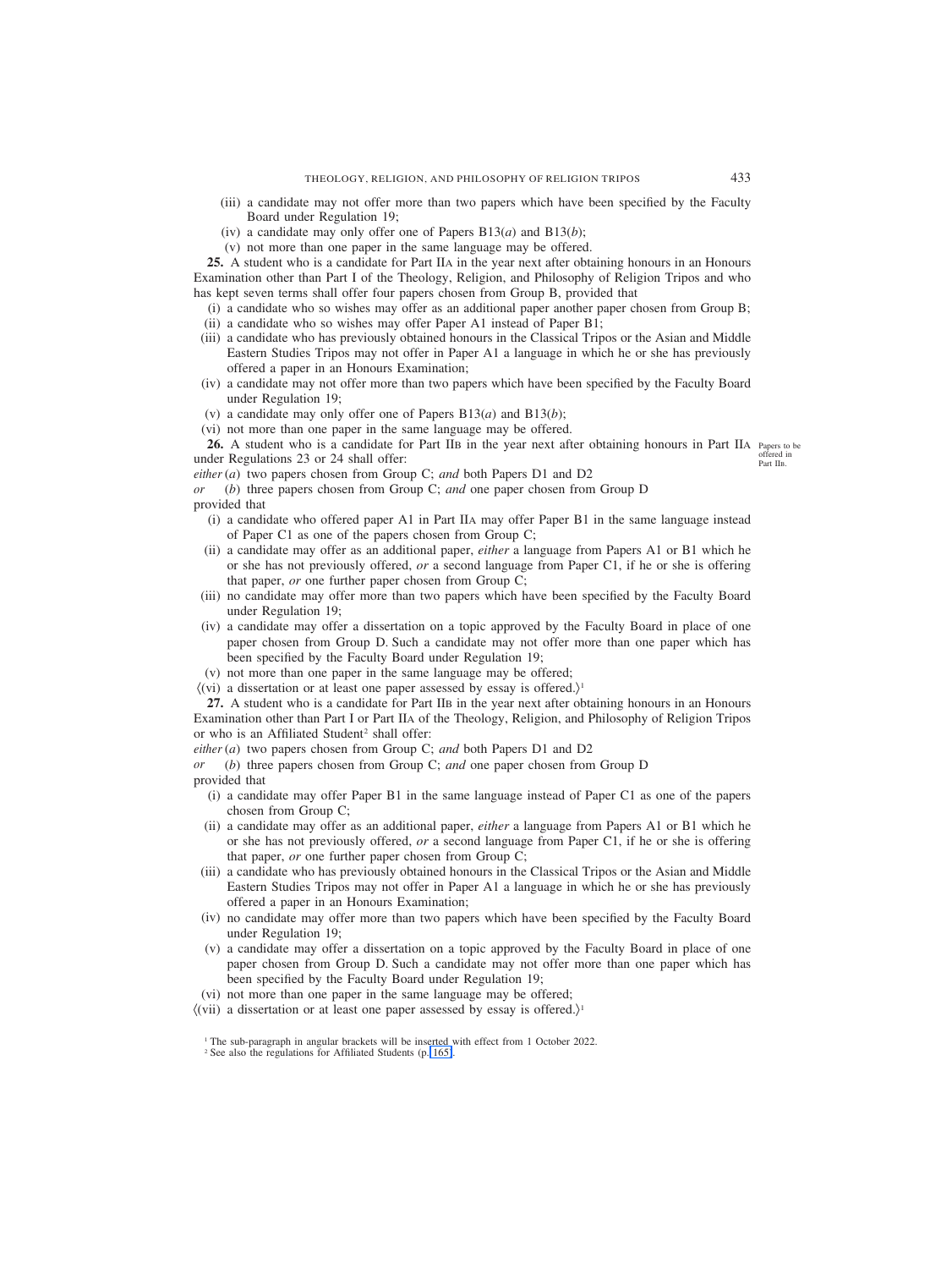(iii) a candidate may not offer more than two papers which have been specified by the Faculty Board under Regulation 19;

(iv) a candidate may only offer one of Papers B13(*a*) and B13(*b*);

(v) not more than one paper in the same language may be offered.

**25.** A student who is a candidate for Part IIA in the year next after obtaining honours in an Honours Examination other than Part I of the Theology, Religion, and Philosophy of Religion Tripos and who has kept seven terms shall offer four papers chosen from Group B, provided that

(i) a candidate who so wishes may offer as an additional paper another paper chosen from Group B;

(ii) a candidate who so wishes may offer Paper A1 instead of Paper B1;

(iii) a candidate who has previously obtained honours in the Classical Tripos or the Asian and Middle Eastern Studies Tripos may not offer in Paper A1 a language in which he or she has previously offered a paper in an Honours Examination;

(iv) a candidate may not offer more than two papers which have been specified by the Faculty Board under Regulation 19;

(v) a candidate may only offer one of Papers B13(*a*) and B13(*b*);

(vi) not more than one paper in the same language may be offered.

**26.** A student who is a candidate for Part IIB in the year next after obtaining honours in Part IIA under Regulations 23 or 24 shall offer:

Papers to be offered in Part IIB.

*either* (*a*) two papers chosen from Group C; *and* both Papers D1 and D2

*or* (*b*) three papers chosen from Group C; *and* one paper chosen from Group D

provided that

(i) a candidate who offered paper A1 in Part IIA may offer Paper B1 in the same language instead of Paper C1 as one of the papers chosen from Group C;

(ii) a candidate may offer as an additional paper, *either* a language from Papers A1 or B1 which he or she has not previously offered, *or* a second language from Paper C1, if he or she is offering that paper, *or* one further paper chosen from Group C;

(iii) no candidate may offer more than two papers which have been specified by the Faculty Board under Regulation 19;

(iv) a candidate may offer a dissertation on a topic approved by the Faculty Board in place of one paper chosen from Group D. Such a candidate may not offer more than one paper which has been specified by the Faculty Board under Regulation 19;

(v) not more than one paper in the same language may be offered;

⟨(vi) a dissertation or at least one paper assessed by essay is offered.⟩[1]

**27.** A student who is a candidate for Part IIB in the year next after obtaining honours in an Honours Examination other than Part I or Part IIA of the Theology, Religion, and Philosophy of Religion Tripos or who is an Affiliated Student[2] shall offer:

*either* (*a*) two papers chosen from Group C; *and* both Papers D1 and D2

*or* (*b*) three papers chosen from Group C; *and* one paper chosen from Group D

provided that

(i) a candidate may offer Paper B1 in the same language instead of Paper C1 as one of the papers chosen from Group C;

(ii) a candidate may offer as an additional paper, *either* a language from Papers A1 or B1 which he or she has not previously offered, *or* a second language from Paper C1, if he or she is offering that paper, *or* one further paper chosen from Group C;

(iii) a candidate who has previously obtained honours in the Classical Tripos or the Asian and Middle Eastern Studies Tripos may not offer in Paper A1 a language in which he or she has previously offered a paper in an Honours Examination;

(iv) no candidate may offer more than two papers which have been specified by the Faculty Board under Regulation 19;

(v) a candidate may offer a dissertation on a topic approved by the Faculty Board in place of one paper chosen from Group D. Such a candidate may not offer more than one paper which has been specified by the Faculty Board under Regulation 19;

(vi) not more than one paper in the same language may be offered;

⟨(vii) a dissertation or at least one paper assessed by essay is offered.⟩[1]

[1] The sub-paragraph in angular brackets will be inserted with effect from 1 October 2022.

[2] See also the regulations for Affiliated Students (p. 165).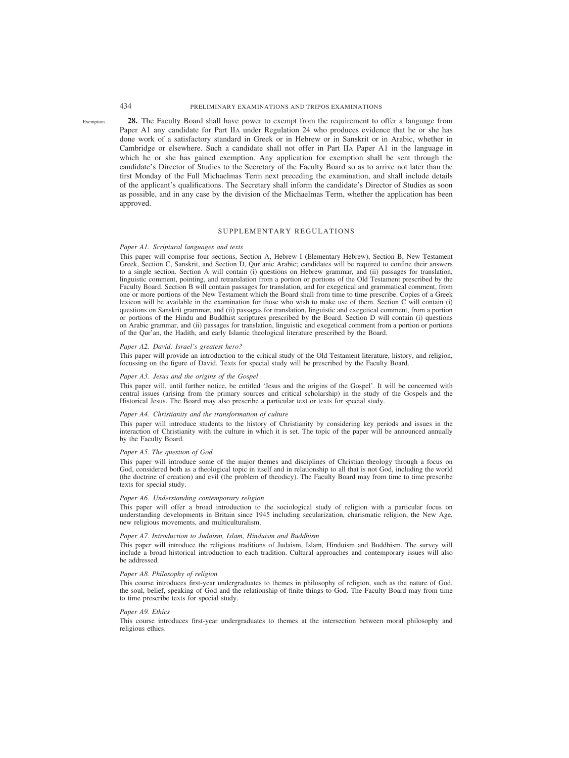Exemption.

**28.** The Faculty Board shall have power to exempt from the requirement to offer a language from Paper A1 any candidate for Part IIA under Regulation 24 who produces evidence that he or she has done work of a satisfactory standard in Greek or in Hebrew or in Sanskrit or in Arabic, whether in Cambridge or elsewhere. Such a candidate shall not offer in Part IIA Paper A1 in the language in which he or she has gained exemption. Any application for exemption shall be sent through the candidate's Director of Studies to the Secretary of the Faculty Board so as to arrive not later than the first Monday of the Full Michaelmas Term next preceding the examination, and shall include details of the applicant's qualifications. The Secretary shall inform the candidate's Director of Studies as soon as possible, and in any case by the division of the Michaelmas Term, whether the application has been approved.

## SUPPLEMENTARY REGULATIONS

*Paper A1. Scriptural languages and texts*

This paper will comprise four sections, Section A, Hebrew I (Elementary Hebrew), Section B, New Testament Greek, Section C, Sanskrit, and Section D, Qur'anic Arabic; candidates will be required to confine their answers to a single section. Section A will contain (i) questions on Hebrew grammar, and (ii) passages for translation, linguistic comment, pointing, and retranslation from a portion or portions of the Old Testament prescribed by the Faculty Board. Section B will contain passages for translation, and for exegetical and grammatical comment, from one or more portions of the New Testament which the Board shall from time to time prescribe. Copies of a Greek lexicon will be available in the examination for those who wish to make use of them. Section C will contain (i) questions on Sanskrit grammar, and (ii) passages for translation, linguistic and exegetical comment, from a portion or portions of the Hindu and Buddhist scriptures prescribed by the Board. Section D will contain (i) questions on Arabic grammar, and (ii) passages for translation, linguistic and exegetical comment from a portion or portions of the Qur'an, the Hadith, and early Islamic theological literature prescribed by the Board.

*Paper A2. David: Israel's greatest hero?*

This paper will provide an introduction to the critical study of the Old Testament literature, history, and religion, focussing on the figure of David. Texts for special study will be prescribed by the Faculty Board.

*Paper A3. Jesus and the origins of the Gospel*

This paper will, until further notice, be entitled 'Jesus and the origins of the Gospel'. It will be concerned with central issues (arising from the primary sources and critical scholarship) in the study of the Gospels and the Historical Jesus. The Board may also prescribe a particular text or texts for special study.

*Paper A4. Christianity and the transformation of culture*

This paper will introduce students to the history of Christianity by considering key periods and issues in the interaction of Christianity with the culture in which it is set. The topic of the paper will be announced annually by the Faculty Board.

*Paper A5. The question of God*

This paper will introduce some of the major themes and disciplines of Christian theology through a focus on God, considered both as a theological topic in itself and in relationship to all that is not God, including the world (the doctrine of creation) and evil (the problem of theodicy). The Faculty Board may from time to time prescribe texts for special study.

*Paper A6. Understanding contemporary religion*

This paper will offer a broad introduction to the sociological study of religion with a particular focus on understanding developments in Britain since 1945 including secularization, charismatic religion, the New Age, new religious movements, and multiculturalism.

*Paper A7. Introduction to Judaism, Islam, Hinduism and Buddhism*

This paper will introduce the religious traditions of Judaism, Islam, Hinduism and Buddhism. The survey will include a broad historical introduction to each tradition. Cultural approaches and contemporary issues will also be addressed.

*Paper A8. Philosophy of religion*

This course introduces first-year undergraduates to themes in philosophy of religion, such as the nature of God, the soul, belief, speaking of God and the relationship of finite things to God. The Faculty Board may from time to time prescribe texts for special study.

*Paper A9. Ethics*

This course introduces first-year undergraduates to themes at the intersection between moral philosophy and religious ethics.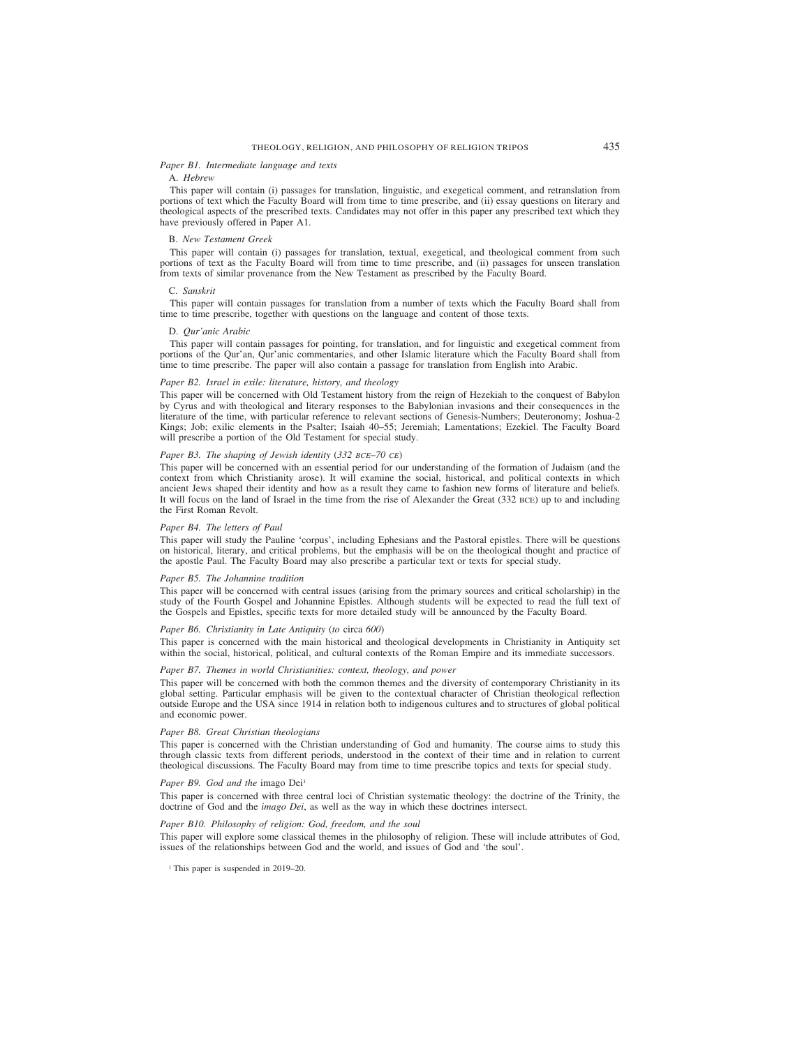*Paper B1. Intermediate language and texts*

A. *Hebrew*

This paper will contain (i) passages for translation, linguistic, and exegetical comment, and retranslation from portions of text which the Faculty Board will from time to time prescribe, and (ii) essay questions on literary and theological aspects of the prescribed texts. Candidates may not offer in this paper any prescribed text which they have previously offered in Paper A1.

B. *New Testament Greek*

This paper will contain (i) passages for translation, textual, exegetical, and theological comment from such portions of text as the Faculty Board will from time to time prescribe, and (ii) passages for unseen translation from texts of similar provenance from the New Testament as prescribed by the Faculty Board.

C. *Sanskrit*

This paper will contain passages for translation from a number of texts which the Faculty Board shall from time to time prescribe, together with questions on the language and content of those texts.

D. *Qur'anic Arabic*

This paper will contain passages for pointing, for translation, and for linguistic and exegetical comment from portions of the Qur'an, Qur'anic commentaries, and other Islamic literature which the Faculty Board shall from time to time prescribe. The paper will also contain a passage for translation from English into Arabic.

*Paper B2. Israel in exile: literature, history, and theology*

This paper will be concerned with Old Testament history from the reign of Hezekiah to the conquest of Babylon by Cyrus and with theological and literary responses to the Babylonian invasions and their consequences in the literature of the time, with particular reference to relevant sections of Genesis-Numbers; Deuteronomy; Joshua-2 Kings; Job; exilic elements in the Psalter; Isaiah 40–55; Jeremiah; Lamentations; Ezekiel. The Faculty Board will prescribe a portion of the Old Testament for special study.

*Paper B3. The shaping of Jewish identity (332 BCE–70 CE)*

This paper will be concerned with an essential period for our understanding of the formation of Judaism (and the context from which Christianity arose). It will examine the social, historical, and political contexts in which ancient Jews shaped their identity and how as a result they came to fashion new forms of literature and beliefs. It will focus on the land of Israel in the time from the rise of Alexander the Great (332 BCE) up to and including the First Roman Revolt.

*Paper B4. The letters of Paul*

This paper will study the Pauline 'corpus', including Ephesians and the Pastoral epistles. There will be questions on historical, literary, and critical problems, but the emphasis will be on the theological thought and practice of the apostle Paul. The Faculty Board may also prescribe a particular text or texts for special study.

*Paper B5. The Johannine tradition*

This paper will be concerned with central issues (arising from the primary sources and critical scholarship) in the study of the Fourth Gospel and Johannine Epistles. Although students will be expected to read the full text of the Gospels and Epistles, specific texts for more detailed study will be announced by the Faculty Board.

*Paper B6. Christianity in Late Antiquity (to* circa *600)*

This paper is concerned with the main historical and theological developments in Christianity in Antiquity set within the social, historical, political, and cultural contexts of the Roman Empire and its immediate successors.

*Paper B7. Themes in world Christianities: context, theology, and power*

This paper will be concerned with both the common themes and the diversity of contemporary Christianity in its global setting. Particular emphasis will be given to the contextual character of Christian theological reflection outside Europe and the USA since 1914 in relation both to indigenous cultures and to structures of global political and economic power.

*Paper B8. Great Christian theologians*

This paper is concerned with the Christian understanding of God and humanity. The course aims to study this through classic texts from different periods, understood in the context of their time and in relation to current theological discussions. The Faculty Board may from time to time prescribe topics and texts for special study.

*Paper B9. God and the* imago Dei[1]

This paper is concerned with three central loci of Christian systematic theology: the doctrine of the Trinity, the doctrine of God and the *imago Dei*, as well as the way in which these doctrines intersect.

*Paper B10. Philosophy of religion: God, freedom, and the soul*

This paper will explore some classical themes in the philosophy of religion. These will include attributes of God, issues of the relationships between God and the world, and issues of God and 'the soul'.

[1] This paper is suspended in 2019–20.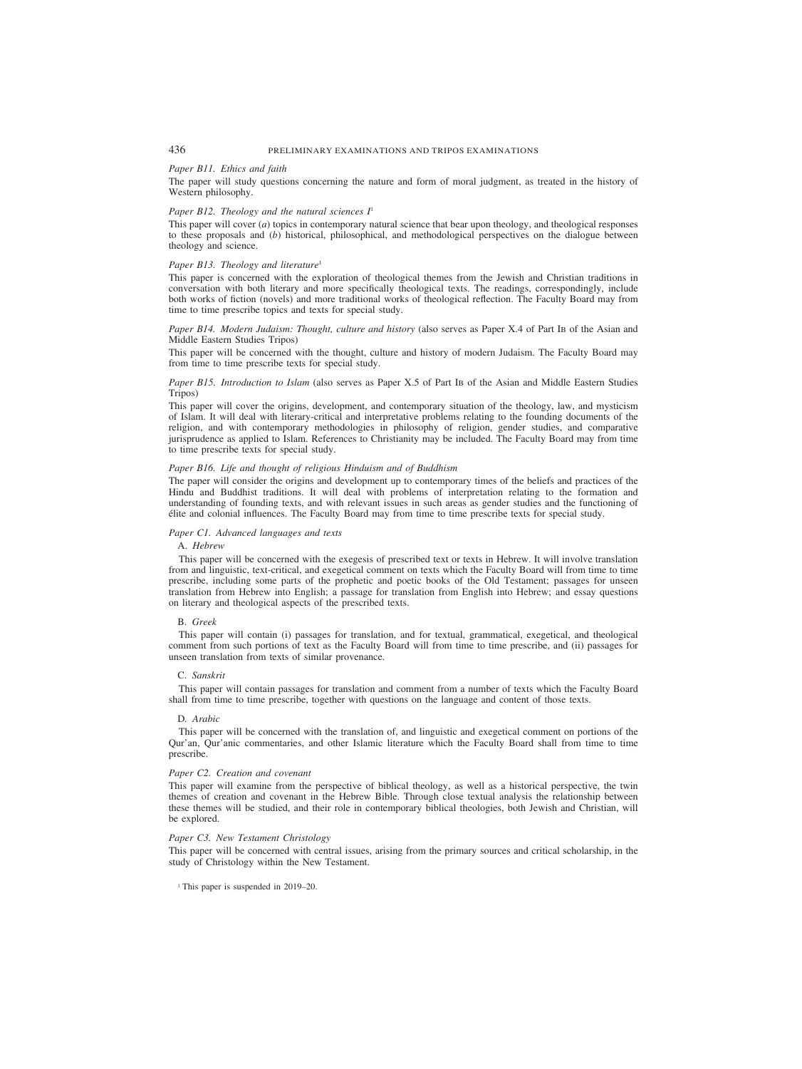*Paper B11. Ethics and faith*

The paper will study questions concerning the nature and form of moral judgment, as treated in the history of Western philosophy.

*Paper B12. Theology and the natural sciences I*[1]

This paper will cover (*a*) topics in contemporary natural science that bear upon theology, and theological responses to these proposals and (*b*) historical, philosophical, and methodological perspectives on the dialogue between theology and science.

*Paper B13. Theology and literature*[1]

This paper is concerned with the exploration of theological themes from the Jewish and Christian traditions in conversation with both literary and more specifically theological texts. The readings, correspondingly, include both works of fiction (novels) and more traditional works of theological reflection. The Faculty Board may from time to time prescribe topics and texts for special study.

*Paper B14. Modern Judaism: Thought, culture and history* (also serves as Paper X.4 of Part IB of the Asian and Middle Eastern Studies Tripos)

This paper will be concerned with the thought, culture and history of modern Judaism. The Faculty Board may from time to time prescribe texts for special study.

*Paper B15. Introduction to Islam* (also serves as Paper X.5 of Part IB of the Asian and Middle Eastern Studies Tripos)

This paper will cover the origins, development, and contemporary situation of the theology, law, and mysticism of Islam. It will deal with literary-critical and interpretative problems relating to the founding documents of the religion, and with contemporary methodologies in philosophy of religion, gender studies, and comparative jurisprudence as applied to Islam. References to Christianity may be included. The Faculty Board may from time to time prescribe texts for special study.

*Paper B16. Life and thought of religious Hinduism and of Buddhism*

The paper will consider the origins and development up to contemporary times of the beliefs and practices of the Hindu and Buddhist traditions. It will deal with problems of interpretation relating to the formation and understanding of founding texts, and with relevant issues in such areas as gender studies and the functioning of élite and colonial influences. The Faculty Board may from time to time prescribe texts for special study.

*Paper C1. Advanced languages and texts*

A. *Hebrew*

This paper will be concerned with the exegesis of prescribed text or texts in Hebrew. It will involve translation from and linguistic, text-critical, and exegetical comment on texts which the Faculty Board will from time to time prescribe, including some parts of the prophetic and poetic books of the Old Testament; passages for unseen translation from Hebrew into English; a passage for translation from English into Hebrew; and essay questions on literary and theological aspects of the prescribed texts.

B. *Greek*

This paper will contain (i) passages for translation, and for textual, grammatical, exegetical, and theological comment from such portions of text as the Faculty Board will from time to time prescribe, and (ii) passages for unseen translation from texts of similar provenance.

C. *Sanskrit*

This paper will contain passages for translation and comment from a number of texts which the Faculty Board shall from time to time prescribe, together with questions on the language and content of those texts.

D. *Arabic*

This paper will be concerned with the translation of, and linguistic and exegetical comment on portions of the Qur'an, Qur'anic commentaries, and other Islamic literature which the Faculty Board shall from time to time prescribe.

*Paper C2. Creation and covenant*

This paper will examine from the perspective of biblical theology, as well as a historical perspective, the twin themes of creation and covenant in the Hebrew Bible. Through close textual analysis the relationship between these themes will be studied, and their role in contemporary biblical theologies, both Jewish and Christian, will be explored.

*Paper C3. New Testament Christology*

This paper will be concerned with central issues, arising from the primary sources and critical scholarship, in the study of Christology within the New Testament.

[1] This paper is suspended in 2019–20.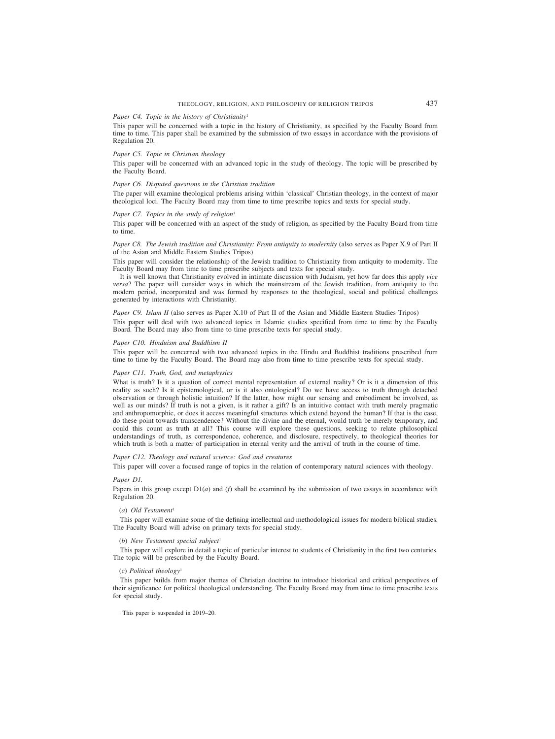*Paper C4. Topic in the history of Christianity*[1]

This paper will be concerned with a topic in the history of Christianity, as specified by the Faculty Board from time to time. This paper shall be examined by the submission of two essays in accordance with the provisions of Regulation 20.

*Paper C5. Topic in Christian theology*

This paper will be concerned with an advanced topic in the study of theology. The topic will be prescribed by the Faculty Board.

*Paper C6. Disputed questions in the Christian tradition*

The paper will examine theological problems arising within 'classical' Christian theology, in the context of major theological loci. The Faculty Board may from time to time prescribe topics and texts for special study.

*Paper C7. Topics in the study of religion*[1]

This paper will be concerned with an aspect of the study of religion, as specified by the Faculty Board from time to time.

*Paper C8. The Jewish tradition and Christianity: From antiquity to modernity* (also serves as Paper X.9 of Part II of the Asian and Middle Eastern Studies Tripos)

This paper will consider the relationship of the Jewish tradition to Christianity from antiquity to modernity. The Faculty Board may from time to time prescribe subjects and texts for special study.

It is well known that Christianity evolved in intimate discussion with Judaism, yet how far does this apply *vice versa*? The paper will consider ways in which the mainstream of the Jewish tradition, from antiquity to the modern period, incorporated and was formed by responses to the theological, social and political challenges generated by interactions with Christianity.

*Paper C9. Islam II* (also serves as Paper X.10 of Part II of the Asian and Middle Eastern Studies Tripos)

This paper will deal with two advanced topics in Islamic studies specified from time to time by the Faculty Board. The Board may also from time to time prescribe texts for special study.

*Paper C10. Hinduism and Buddhism II*

This paper will be concerned with two advanced topics in the Hindu and Buddhist traditions prescribed from time to time by the Faculty Board. The Board may also from time to time prescribe texts for special study.

*Paper C11. Truth, God, and metaphysics*

What is truth? Is it a question of correct mental representation of external reality? Or is it a dimension of this reality as such? Is it epistemological, or is it also ontological? Do we have access to truth through detached observation or through holistic intuition? If the latter, how might our sensing and embodiment be involved, as well as our minds? If truth is not a given, is it rather a gift? Is an intuitive contact with truth merely pragmatic and anthropomorphic, or does it access meaningful structures which extend beyond the human? If that is the case, do these point towards transcendence? Without the divine and the eternal, would truth be merely temporary, and could this count as truth at all? This course will explore these questions, seeking to relate philosophical understandings of truth, as correspondence, coherence, and disclosure, respectively, to theological theories for which truth is both a matter of participation in eternal verity and the arrival of truth in the course of time.

*Paper C12. Theology and natural science: God and creatures*

This paper will cover a focused range of topics in the relation of contemporary natural sciences with theology.

*Paper D1.*

Papers in this group except D1(*a*) and (*f*) shall be examined by the submission of two essays in accordance with Regulation 20.

(*a*) *Old Testament*[1]

This paper will examine some of the defining intellectual and methodological issues for modern biblical studies. The Faculty Board will advise on primary texts for special study.

(*b*) *New Testament special subject*[1]

This paper will explore in detail a topic of particular interest to students of Christianity in the first two centuries. The topic will be prescribed by the Faculty Board.

(*c*) *Political theology*[1]

This paper builds from major themes of Christian doctrine to introduce historical and critical perspectives of their significance for political theological understanding. The Faculty Board may from time to time prescribe texts for special study.

[1] This paper is suspended in 2019–20.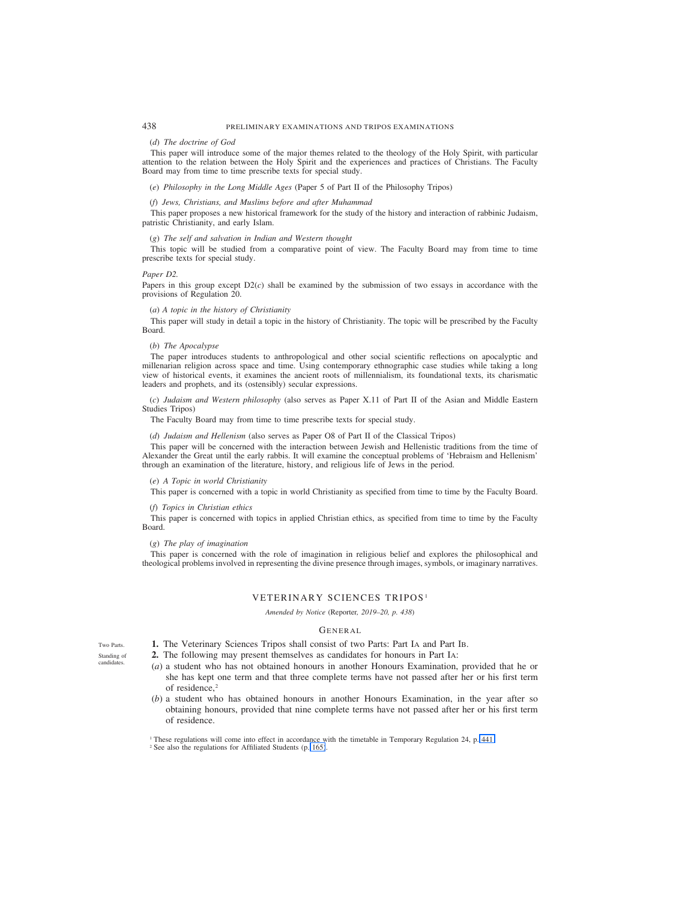(*d*) *The doctrine of God*

This paper will introduce some of the major themes related to the theology of the Holy Spirit, with particular attention to the relation between the Holy Spirit and the experiences and practices of Christians. The Faculty Board may from time to time prescribe texts for special study.

(*e*) *Philosophy in the Long Middle Ages* (Paper 5 of Part II of the Philosophy Tripos)

(*f*) *Jews, Christians, and Muslims before and after Muhammad*

This paper proposes a new historical framework for the study of the history and interaction of rabbinic Judaism, patristic Christianity, and early Islam.

(*g*) *The self and salvation in Indian and Western thought*

This topic will be studied from a comparative point of view. The Faculty Board may from time to time prescribe texts for special study.

*Paper D2.*

Papers in this group except D2(*c*) shall be examined by the submission of two essays in accordance with the provisions of Regulation 20.

(*a*) *A topic in the history of Christianity*

This paper will study in detail a topic in the history of Christianity. The topic will be prescribed by the Faculty Board.

(*b*) *The Apocalypse*

The paper introduces students to anthropological and other social scientific reflections on apocalyptic and millenarian religion across space and time. Using contemporary ethnographic case studies while taking a long view of historical events, it examines the ancient roots of millennialism, its foundational texts, its charismatic leaders and prophets, and its (ostensibly) secular expressions.

(*c*) *Judaism and Western philosophy* (also serves as Paper X.11 of Part II of the Asian and Middle Eastern Studies Tripos)

The Faculty Board may from time to time prescribe texts for special study.

(*d*) *Judaism and Hellenism* (also serves as Paper O8 of Part II of the Classical Tripos)

This paper will be concerned with the interaction between Jewish and Hellenistic traditions from the time of Alexander the Great until the early rabbis. It will examine the conceptual problems of 'Hebraism and Hellenism' through an examination of the literature, history, and religious life of Jews in the period.

(*e*) *A Topic in world Christianity*

This paper is concerned with a topic in world Christianity as specified from time to time by the Faculty Board.

(*f*) *Topics in Christian ethics*

This paper is concerned with topics in applied Christian ethics, as specified from time to time by the Faculty Board.

(*g*) *The play of imagination*

This paper is concerned with the role of imagination in religious belief and explores the philosophical and theological problems involved in representing the divine presence through images, symbols, or imaginary narratives.

## VETERINARY SCIENCES TRIPOS[1]

*Amended by Notice* (Reporter, *2019–20, p. 438*)

### GENERAL

Two Parts.

**1.** The Veterinary Sciences Tripos shall consist of two Parts: Part IA and Part IB.

Standing of candidates.

**2.** The following may present themselves as candidates for honours in Part IA:

(*a*) a student who has not obtained honours in another Honours Examination, provided that he or she has kept one term and that three complete terms have not passed after her or his first term of residence,[2]

(*b*) a student who has obtained honours in another Honours Examination, in the year after so obtaining honours, provided that nine complete terms have not passed after her or his first term of residence.

[1] These regulations will come into effect in accordance with the timetable in Temporary Regulation 24, p. 441.

[2] See also the regulations for Affiliated Students (p. 165).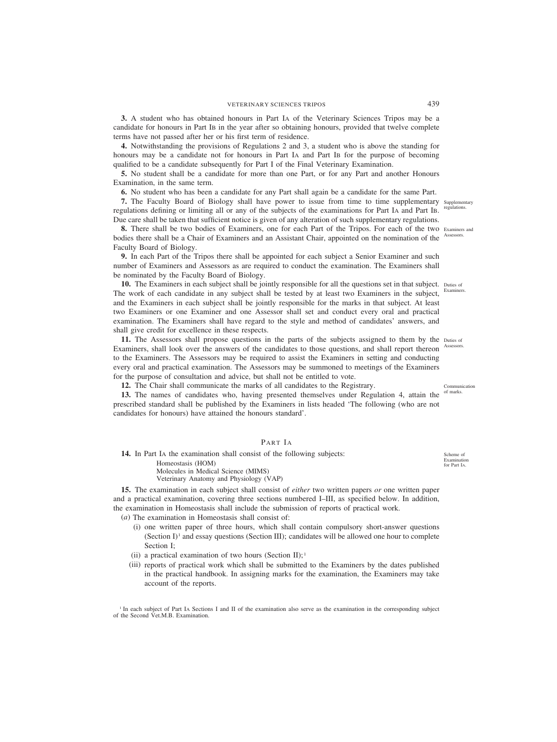**3.** A student who has obtained honours in Part IA of the Veterinary Sciences Tripos may be a candidate for honours in Part IB in the year after so obtaining honours, provided that twelve complete terms have not passed after her or his first term of residence.

**4.** Notwithstanding the provisions of Regulations 2 and 3, a student who is above the standing for honours may be a candidate not for honours in Part IA and Part IB for the purpose of becoming qualified to be a candidate subsequently for Part I of the Final Veterinary Examination.

**5.** No student shall be a candidate for more than one Part, or for any Part and another Honours Examination, in the same term.

**6.** No student who has been a candidate for any Part shall again be a candidate for the same Part.

*Supplementary regulations.*

**7.** The Faculty Board of Biology shall have power to issue from time to time supplementary regulations defining or limiting all or any of the subjects of the examinations for Part IA and Part IB. Due care shall be taken that sufficient notice is given of any alteration of such supplementary regulations.

*Examiners and Assessors.*

**8.** There shall be two bodies of Examiners, one for each Part of the Tripos. For each of the two bodies there shall be a Chair of Examiners and an Assistant Chair, appointed on the nomination of the Faculty Board of Biology.

**9.** In each Part of the Tripos there shall be appointed for each subject a Senior Examiner and such number of Examiners and Assessors as are required to conduct the examination. The Examiners shall be nominated by the Faculty Board of Biology.

*Duties of Examiners.*

**10.** The Examiners in each subject shall be jointly responsible for all the questions set in that subject. The work of each candidate in any subject shall be tested by at least two Examiners in the subject, and the Examiners in each subject shall be jointly responsible for the marks in that subject. At least two Examiners or one Examiner and one Assessor shall set and conduct every oral and practical examination. The Examiners shall have regard to the style and method of candidates' answers, and shall give credit for excellence in these respects.

*Duties of Assessors.*

**11.** The Assessors shall propose questions in the parts of the subjects assigned to them by the Examiners, shall look over the answers of the candidates to those questions, and shall report thereon to the Examiners. The Assessors may be required to assist the Examiners in setting and conducting every oral and practical examination. The Assessors may be summoned to meetings of the Examiners for the purpose of consultation and advice, but shall not be entitled to vote.

*Communication of marks.*

**12.** The Chair shall communicate the marks of all candidates to the Registrary.

**13.** The names of candidates who, having presented themselves under Regulation 4, attain the prescribed standard shall be published by the Examiners in lists headed 'The following (who are not candidates for honours) have attained the honours standard'.

## PART IA

*Scheme of Examination for Part IA.*

**14.** In Part IA the examination shall consist of the following subjects:

Homeostasis (HOM)
Molecules in Medical Science (MIMS)
Veterinary Anatomy and Physiology (VAP)

**15.** The examination in each subject shall consist of *either* two written papers *or* one written paper and a practical examination, covering three sections numbered I–III, as specified below. In addition, the examination in Homeostasis shall include the submission of reports of practical work.

(*a*) The examination in Homeostasis shall consist of:

(i) one written paper of three hours, which shall contain compulsory short-answer questions (Section I)[1] and essay questions (Section III); candidates will be allowed one hour to complete Section I;

(ii) a practical examination of two hours (Section II);[1]

(iii) reports of practical work which shall be submitted to the Examiners by the dates published in the practical handbook. In assigning marks for the examination, the Examiners may take account of the reports.

[1] In each subject of Part IA Sections I and II of the examination also serve as the examination in the corresponding subject of the Second Vet.M.B. Examination.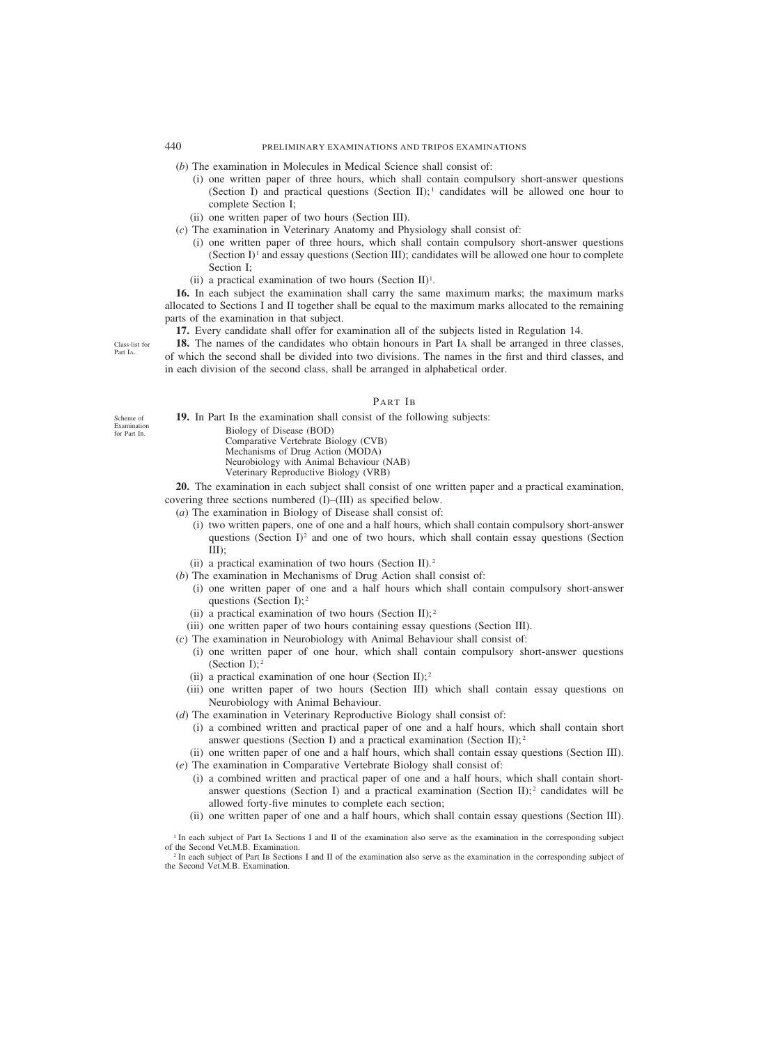(*b*) The examination in Molecules in Medical Science shall consist of:

(i) one written paper of three hours, which shall contain compulsory short-answer questions (Section I) and practical questions (Section II);[1] candidates will be allowed one hour to complete Section I;

(ii) one written paper of two hours (Section III).

(*c*) The examination in Veterinary Anatomy and Physiology shall consist of:

(i) one written paper of three hours, which shall contain compulsory short-answer questions (Section I)[1] and essay questions (Section III); candidates will be allowed one hour to complete Section I;

(ii) a practical examination of two hours (Section II)[1].

**16.** In each subject the examination shall carry the same maximum marks; the maximum marks allocated to Sections I and II together shall be equal to the maximum marks allocated to the remaining parts of the examination in that subject.

**17.** Every candidate shall offer for examination all of the subjects listed in Regulation 14.

Class-list for Part IA.

**18.** The names of the candidates who obtain honours in Part IA shall be arranged in three classes, of which the second shall be divided into two divisions. The names in the first and third classes, and in each division of the second class, shall be arranged in alphabetical order.

## PART IB

Scheme of Examination for Part IB.

**19.** In Part IB the examination shall consist of the following subjects:

Biology of Disease (BOD)
Comparative Vertebrate Biology (CVB)
Mechanisms of Drug Action (MODA)
Neurobiology with Animal Behaviour (NAB)
Veterinary Reproductive Biology (VRB)

**20.** The examination in each subject shall consist of one written paper and a practical examination, covering three sections numbered (I)–(III) as specified below.

(*a*) The examination in Biology of Disease shall consist of:

(i) two written papers, one of one and a half hours, which shall contain compulsory short-answer questions (Section I)[2] and one of two hours, which shall contain essay questions (Section III);

(ii) a practical examination of two hours (Section II).[2]

(*b*) The examination in Mechanisms of Drug Action shall consist of:

(i) one written paper of one and a half hours which shall contain compulsory short-answer questions (Section I);[2]

(ii) a practical examination of two hours (Section II);[2]

(iii) one written paper of two hours containing essay questions (Section III).

(*c*) The examination in Neurobiology with Animal Behaviour shall consist of:

(i) one written paper of one hour, which shall contain compulsory short-answer questions (Section I);[2]

(ii) a practical examination of one hour (Section II);[2]

(iii) one written paper of two hours (Section III) which shall contain essay questions on Neurobiology with Animal Behaviour.

(*d*) The examination in Veterinary Reproductive Biology shall consist of:

(i) a combined written and practical paper of one and a half hours, which shall contain short answer questions (Section I) and a practical examination (Section II);[2]

(ii) one written paper of one and a half hours, which shall contain essay questions (Section III).

(*e*) The examination in Comparative Vertebrate Biology shall consist of:

(i) a combined written and practical paper of one and a half hours, which shall contain short-answer questions (Section I) and a practical examination (Section II);[2] candidates will be allowed forty-five minutes to complete each section;

(ii) one written paper of one and a half hours, which shall contain essay questions (Section III).

[1] In each subject of Part IA Sections I and II of the examination also serve as the examination in the corresponding subject of the Second Vet.M.B. Examination.

[2] In each subject of Part IB Sections I and II of the examination also serve as the examination in the corresponding subject of the Second Vet.M.B. Examination.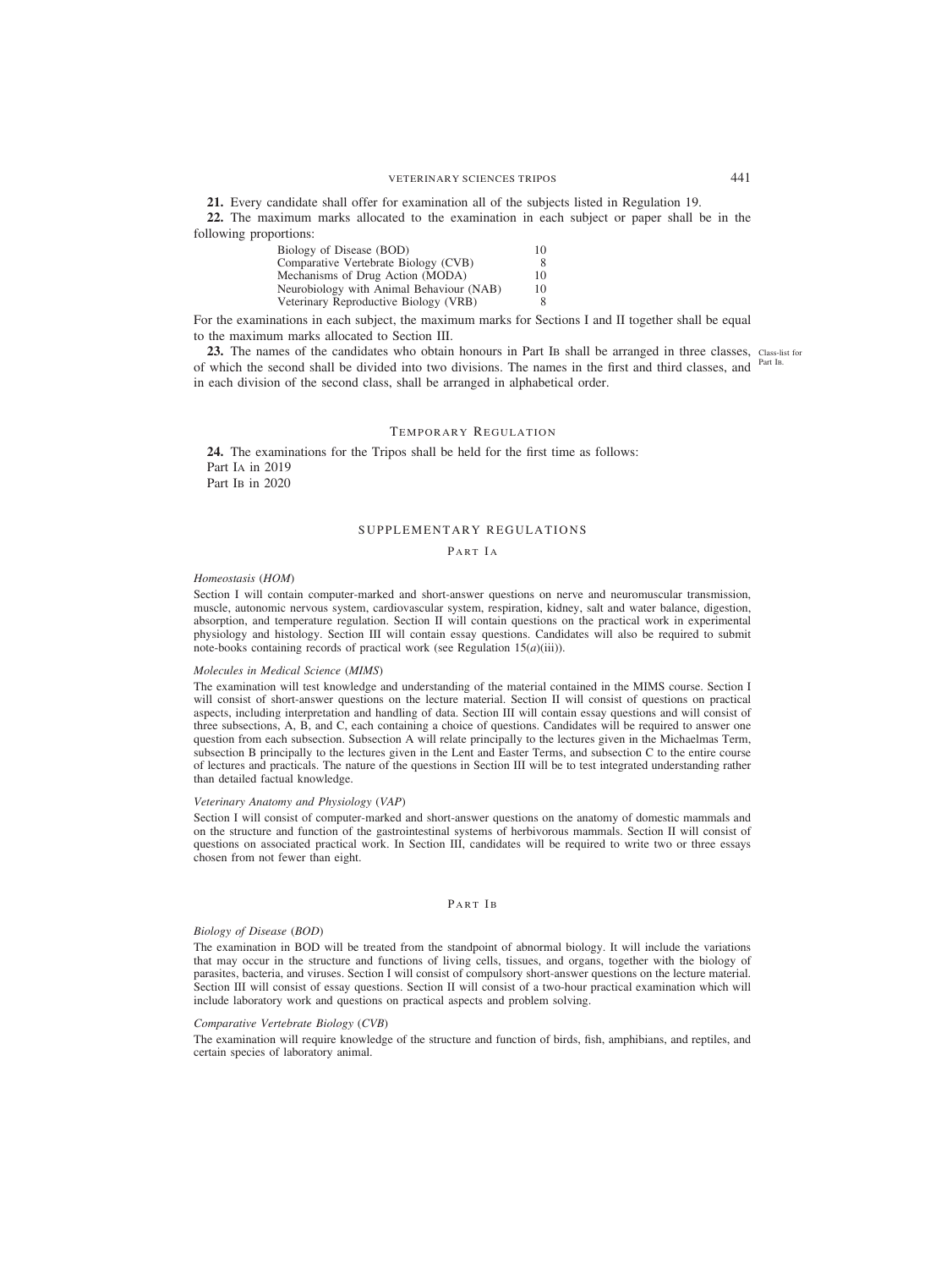**21.** Every candidate shall offer for examination all of the subjects listed in Regulation 19.

**22.** The maximum marks allocated to the examination in each subject or paper shall be in the following proportions:

| | |
|---|---|
| Biology of Disease (BOD) | 10 |
| Comparative Vertebrate Biology (CVB) | 8 |
| Mechanisms of Drug Action (MODA) | 10 |
| Neurobiology with Animal Behaviour (NAB) | 10 |
| Veterinary Reproductive Biology (VRB) | 8 |

For the examinations in each subject, the maximum marks for Sections I and II together shall be equal to the maximum marks allocated to Section III.

**23.** The names of the candidates who obtain honours in Part IB shall be arranged in three classes, of which the second shall be divided into two divisions. The names in the first and third classes, and in each division of the second class, shall be arranged in alphabetical order.

Class-list for Part IB.

## Temporary Regulation

**24.** The examinations for the Tripos shall be held for the first time as follows:
Part IA in 2019
Part IB in 2020

## SUPPLEMENTARY REGULATIONS

### Part IA

*Homeostasis* (*HOM*)

Section I will contain computer-marked and short-answer questions on nerve and neuromuscular transmission, muscle, autonomic nervous system, cardiovascular system, respiration, kidney, salt and water balance, digestion, absorption, and temperature regulation. Section II will contain questions on the practical work in experimental physiology and histology. Section III will contain essay questions. Candidates will also be required to submit note-books containing records of practical work (see Regulation 15(*a*)(iii)).

*Molecules in Medical Science* (*MIMS*)

The examination will test knowledge and understanding of the material contained in the MIMS course. Section I will consist of short-answer questions on the lecture material. Section II will consist of questions on practical aspects, including interpretation and handling of data. Section III will contain essay questions and will consist of three subsections, A, B, and C, each containing a choice of questions. Candidates will be required to answer one question from each subsection. Subsection A will relate principally to the lectures given in the Michaelmas Term, subsection B principally to the lectures given in the Lent and Easter Terms, and subsection C to the entire course of lectures and practicals. The nature of the questions in Section III will be to test integrated understanding rather than detailed factual knowledge.

*Veterinary Anatomy and Physiology* (*VAP*)

Section I will consist of computer-marked and short-answer questions on the anatomy of domestic mammals and on the structure and function of the gastrointestinal systems of herbivorous mammals. Section II will consist of questions on associated practical work. In Section III, candidates will be required to write two or three essays chosen from not fewer than eight.

### Part IB

*Biology of Disease* (*BOD*)

The examination in BOD will be treated from the standpoint of abnormal biology. It will include the variations that may occur in the structure and functions of living cells, tissues, and organs, together with the biology of parasites, bacteria, and viruses. Section I will consist of compulsory short-answer questions on the lecture material. Section III will consist of essay questions. Section II will consist of a two-hour practical examination which will include laboratory work and questions on practical aspects and problem solving.

*Comparative Vertebrate Biology* (*CVB*)

The examination will require knowledge of the structure and function of birds, fish, amphibians, and reptiles, and certain species of laboratory animal.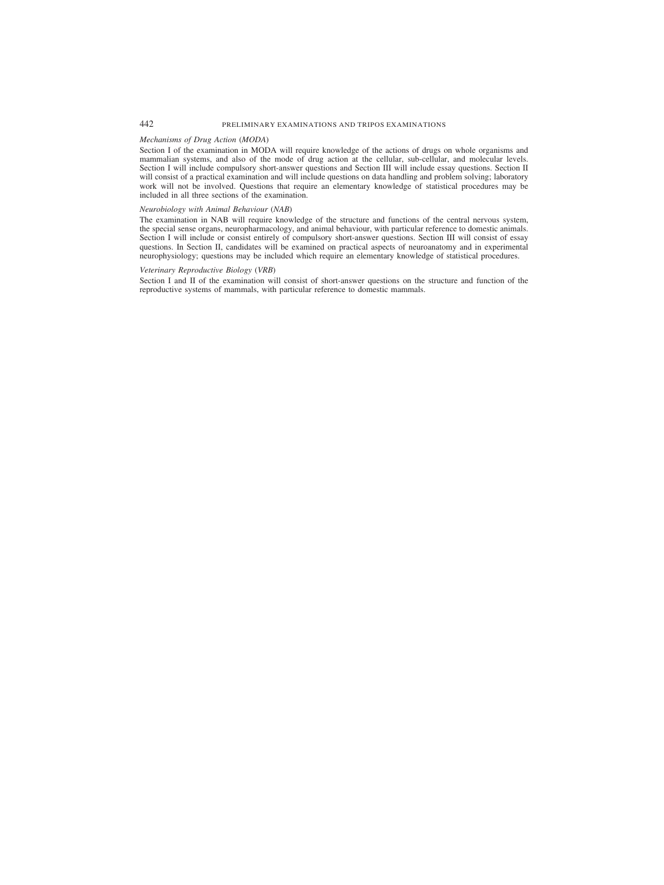*Mechanisms of Drug Action* (*MODA*)

Section I of the examination in MODA will require knowledge of the actions of drugs on whole organisms and mammalian systems, and also of the mode of drug action at the cellular, sub-cellular, and molecular levels. Section I will include compulsory short-answer questions and Section III will include essay questions. Section II will consist of a practical examination and will include questions on data handling and problem solving; laboratory work will not be involved. Questions that require an elementary knowledge of statistical procedures may be included in all three sections of the examination.

*Neurobiology with Animal Behaviour* (*NAB*)

The examination in NAB will require knowledge of the structure and functions of the central nervous system, the special sense organs, neuropharmacology, and animal behaviour, with particular reference to domestic animals. Section I will include or consist entirely of compulsory short-answer questions. Section III will consist of essay questions. In Section II, candidates will be examined on practical aspects of neuroanatomy and in experimental neurophysiology; questions may be included which require an elementary knowledge of statistical procedures.

*Veterinary Reproductive Biology* (*VRB*)

Section I and II of the examination will consist of short-answer questions on the structure and function of the reproductive systems of mammals, with particular reference to domestic mammals.